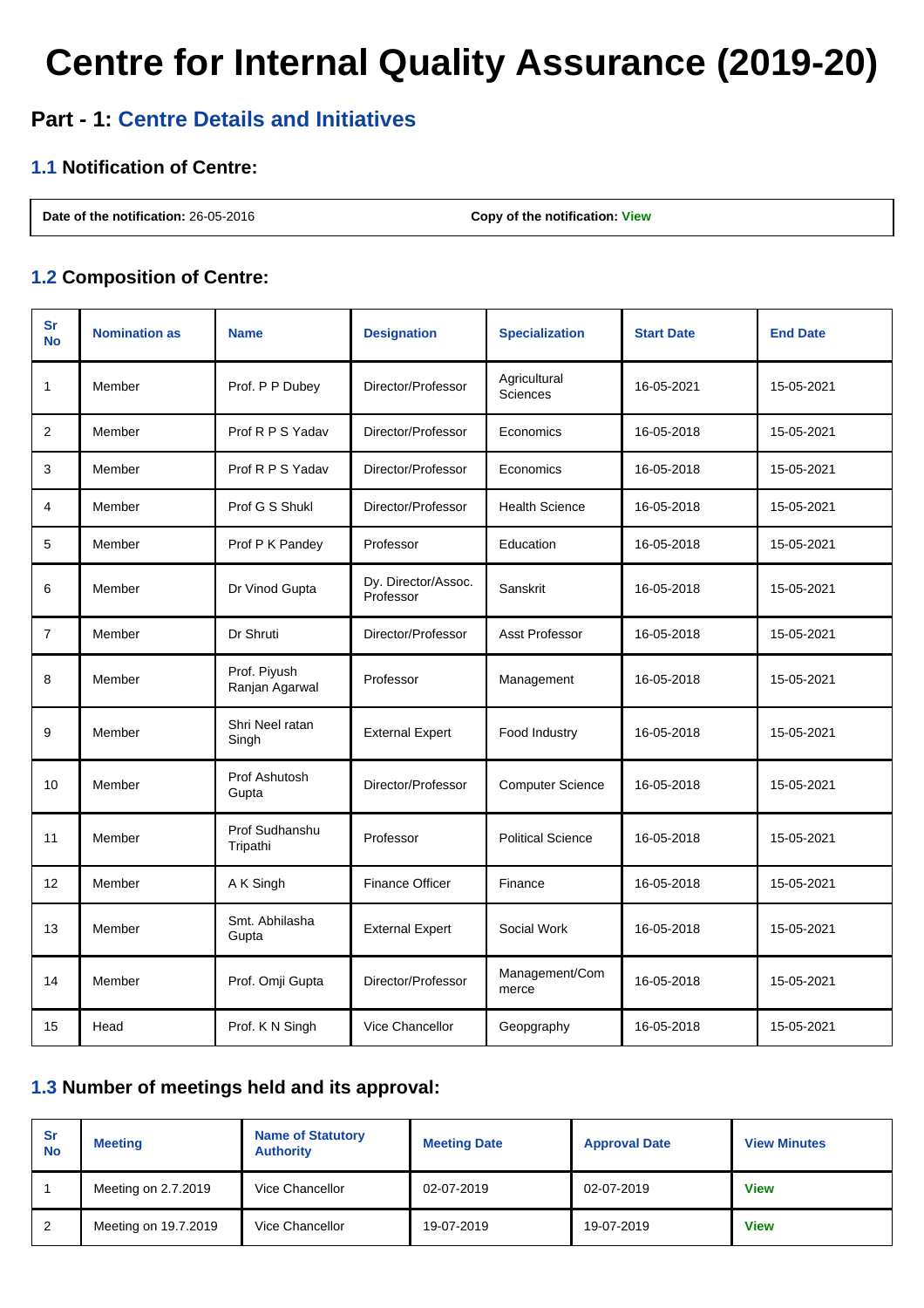# Centre for Internal Quality Assurance (2019-20)

## Part - 1: Centre Details and Initiatives

### 1.1 Notification of Centre:

| Date of the notification: 26-05-2016 | Copy of the notification: View |
|---|---|

### 1.2 Composition of Centre:

| Sr No | Nomination as | Name | Designation | Specialization | Start Date | End Date |
|---|---|---|---|---|---|---|
| 1 | Member | Prof. P P Dubey | Director/Professor | Agricultural Sciences | 16-05-2021 | 15-05-2021 |
| 2 | Member | Prof R P S Yadav | Director/Professor | Economics | 16-05-2018 | 15-05-2021 |
| 3 | Member | Prof R P S Yadav | Director/Professor | Economics | 16-05-2018 | 15-05-2021 |
| 4 | Member | Prof G S Shukl | Director/Professor | Health Science | 16-05-2018 | 15-05-2021 |
| 5 | Member | Prof P K Pandey | Professor | Education | 16-05-2018 | 15-05-2021 |
| 6 | Member | Dr Vinod Gupta | Dy. Director/Assoc. Professor | Sanskrit | 16-05-2018 | 15-05-2021 |
| 7 | Member | Dr Shruti | Director/Professor | Asst Professor | 16-05-2018 | 15-05-2021 |
| 8 | Member | Prof. Piyush Ranjan Agarwal | Professor | Management | 16-05-2018 | 15-05-2021 |
| 9 | Member | Shri Neel ratan Singh | External Expert | Food Industry | 16-05-2018 | 15-05-2021 |
| 10 | Member | Prof Ashutosh Gupta | Director/Professor | Computer Science | 16-05-2018 | 15-05-2021 |
| 11 | Member | Prof Sudhanshu Tripathi | Professor | Political Science | 16-05-2018 | 15-05-2021 |
| 12 | Member | A K Singh | Finance Officer | Finance | 16-05-2018 | 15-05-2021 |
| 13 | Member | Smt. Abhilasha Gupta | External Expert | Social Work | 16-05-2018 | 15-05-2021 |
| 14 | Member | Prof. Omji Gupta | Director/Professor | Management/Commerce | 16-05-2018 | 15-05-2021 |
| 15 | Head | Prof. K N Singh | Vice Chancellor | Geopgraphy | 16-05-2018 | 15-05-2021 |

### 1.3 Number of meetings held and its approval:

| Sr No | Meeting | Name of Statutory Authority | Meeting Date | Approval Date | View Minutes |
|---|---|---|---|---|---|
| 1 | Meeting on 2.7.2019 | Vice Chancellor | 02-07-2019 | 02-07-2019 | View |
| 2 | Meeting on 19.7.2019 | Vice Chancellor | 19-07-2019 | 19-07-2019 | View |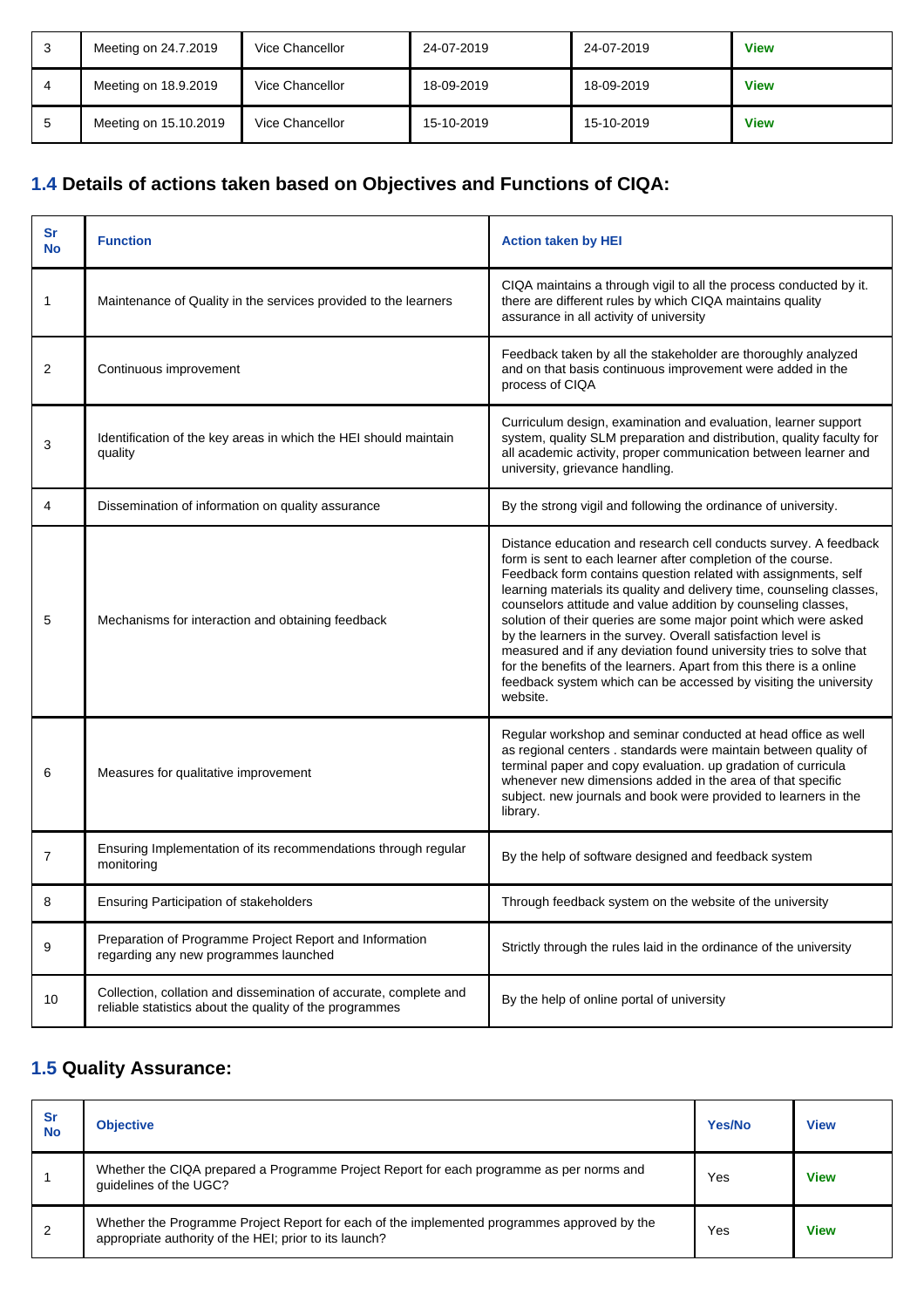| 3 | Meeting on 24.7.2019 | Vice Chancellor | 24-07-2019 | 24-07-2019 | View |
|---|---|---|---|---|---|
| 4 | Meeting on 18.9.2019 | Vice Chancellor | 18-09-2019 | 18-09-2019 | View |
| 5 | Meeting on 15.10.2019 | Vice Chancellor | 15-10-2019 | 15-10-2019 | View |

## 1.4 Details of actions taken based on Objectives and Functions of CIQA:

| Sr No | Function | Action taken by HEI |
|---|---|---|
| 1 | Maintenance of Quality in the services provided to the learners | CIQA maintains a through vigil to all the process conducted by it. there are different rules by which CIQA maintains quality assurance in all activity of university |
| 2 | Continuous improvement | Feedback taken by all the stakeholder are thoroughly analyzed and on that basis continuous improvement were added in the process of CIQA |
| 3 | Identification of the key areas in which the HEI should maintain quality | Curriculum design, examination and evaluation, learner support system, quality SLM preparation and distribution, quality faculty for all academic activity, proper communication between learner and university, grievance handling. |
| 4 | Dissemination of information on quality assurance | By the strong vigil and following the ordinance of university. |
| 5 | Mechanisms for interaction and obtaining feedback | Distance education and research cell conducts survey. A feedback form is sent to each learner after completion of the course. Feedback form contains question related with assignments, self learning materials its quality and delivery time, counseling classes, counselors attitude and value addition by counseling classes, solution of their queries are some major point which were asked by the learners in the survey. Overall satisfaction level is measured and if any deviation found university tries to solve that for the benefits of the learners. Apart from this there is a online feedback system which can be accessed by visiting the university website. |
| 6 | Measures for qualitative improvement | Regular workshop and seminar conducted at head office as well as regional centers . standards were maintain between quality of terminal paper and copy evaluation. up gradation of curricula whenever new dimensions added in the area of that specific subject. new journals and book were provided to learners in the library. |
| 7 | Ensuring Implementation of its recommendations through regular monitoring | By the help of software designed and feedback system |
| 8 | Ensuring Participation of stakeholders | Through feedback system on the website of the university |
| 9 | Preparation of Programme Project Report and Information regarding any new programmes launched | Strictly through the rules laid in the ordinance of the university |
| 10 | Collection, collation and dissemination of accurate, complete and reliable statistics about the quality of the programmes | By the help of online portal of university |

## 1.5 Quality Assurance:

| Sr No | Objective | Yes/No | View |
|---|---|---|---|
| 1 | Whether the CIQA prepared a Programme Project Report for each programme as per norms and guidelines of the UGC? | Yes | View |
| 2 | Whether the Programme Project Report for each of the implemented programmes approved by the appropriate authority of the HEI; prior to its launch? | Yes | View |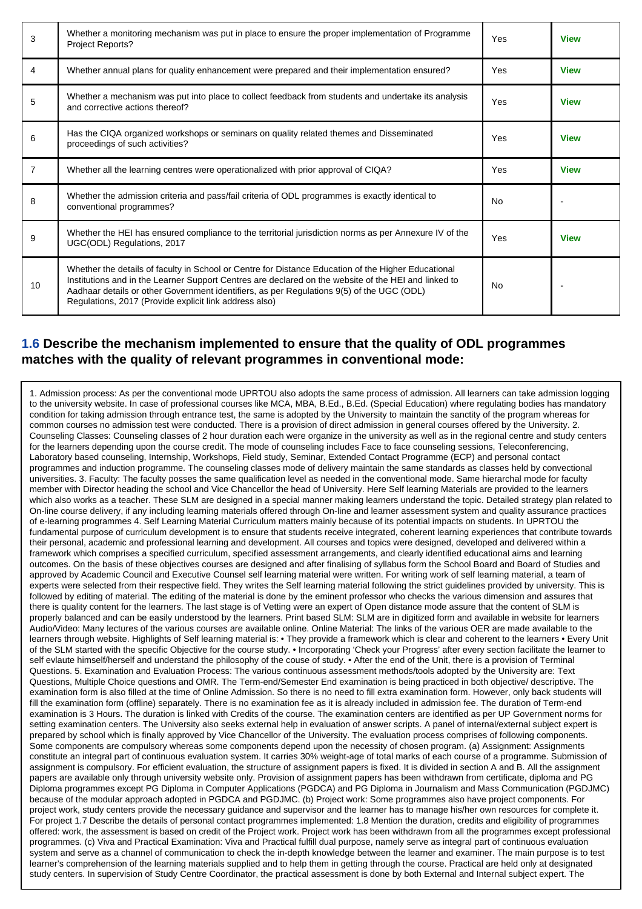| 3 | Whether a monitoring mechanism was put in place to ensure the proper implementation of Programme Project Reports? | Yes | View |
|---|---|---|---|
| 4 | Whether annual plans for quality enhancement were prepared and their implementation ensured? | Yes | View |
| 5 | Whether a mechanism was put into place to collect feedback from students and undertake its analysis and corrective actions thereof? | Yes | View |
| 6 | Has the CIQA organized workshops or seminars on quality related themes and Disseminated proceedings of such activities? | Yes | View |
| 7 | Whether all the learning centres were operationalized with prior approval of CIQA? | Yes | View |
| 8 | Whether the admission criteria and pass/fail criteria of ODL programmes is exactly identical to conventional programmes? | No | - |
| 9 | Whether the HEI has ensured compliance to the territorial jurisdiction norms as per Annexure IV of the UGC(ODL) Regulations, 2017 | Yes | View |
| 10 | Whether the details of faculty in School or Centre for Distance Education of the Higher Educational Institutions and in the Learner Support Centres are declared on the website of the HEI and linked to Aadhaar details or other Government identifiers, as per Regulations 9(5) of the UGC (ODL) Regulations, 2017 (Provide explicit link address also) | No | - |

## 1.6 Describe the mechanism implemented to ensure that the quality of ODL programmes matches with the quality of relevant programmes in conventional mode:

1. Admission process: As per the conventional mode UPRTOU also adopts the same process of admission. All learners can take admission logging to the university website. In case of professional courses like MCA, MBA, B.Ed., B.Ed. (Special Education) where regulating bodies has mandatory condition for taking admission through entrance test, the same is adopted by the University to maintain the sanctity of the program whereas for common courses no admission test were conducted. There is a provision of direct admission in general courses offered by the University. 2. Counseling Classes: Counseling classes of 2 hour duration each were organize in the university as well as in the regional centre and study centers for the learners depending upon the course credit. The mode of counseling includes Face to face counseling sessions, Teleconferencing, Laboratory based counseling, Internship, Workshops, Field study, Seminar, Extended Contact Programme (ECP) and personal contact programmes and induction programme. The counseling classes mode of delivery maintain the same standards as classes held by convectional universities. 3. Faculty: The faculty posses the same qualification level as needed in the conventional mode. Same hierarchal mode for faculty member with Director heading the school and Vice Chancellor the head of University. Here Self learning Materials are provided to the learners which also works as a teacher. These SLM are designed in a special manner making learners understand the topic. Detailed strategy plan related to On-line course delivery, if any including learning materials offered through On-line and learner assessment system and quality assurance practices of e-learning programmes 4. Self Learning Material Curriculum matters mainly because of its potential impacts on students. In UPRTOU the fundamental purpose of curriculum development is to ensure that students receive integrated, coherent learning experiences that contribute towards their personal, academic and professional learning and development. All courses and topics were designed, developed and delivered within a framework which comprises a specified curriculum, specified assessment arrangements, and clearly identified educational aims and learning outcomes. On the basis of these objectives courses are designed and after finalising of syllabus form the School Board and Board of Studies and approved by Academic Council and Executive Counsel self learning material were written. For writing work of self learning material, a team of experts were selected from their respective field. They writes the Self learning material following the strict guidelines provided by university. This is followed by editing of material. The editing of the material is done by the eminent professor who checks the various dimension and assures that there is quality content for the learners. The last stage is of Vetting were an expert of Open distance mode assure that the content of SLM is properly balanced and can be easily understood by the learners. Print based SLM: SLM are in digitized form and available in website for learners Audio/Video: Many lectures of the various courses are available online. Online Material: The links of the various OER are made available to the learners through website. Highlights of Self learning material is: • They provide a framework which is clear and coherent to the learners • Every Unit of the SLM started with the specific Objective for the course study. • Incorporating 'Check your Progress' after every section facilitate the learner to self evlaute himself/herself and understand the philosophy of the couse of study. • After the end of the Unit, there is a provision of Terminal Questions. 5. Examination and Evaluation Process: The various continuous assessment methods/tools adopted by the University are: Text Questions, Multiple Choice questions and OMR. The Term-end/Semester End examination is being practiced in both objective/ descriptive. The examination form is also filled at the time of Online Admission. So there is no need to fill extra examination form. However, only back students will fill the examination form (offline) separately. There is no examination fee as it is already included in admission fee. The duration of Term-end examination is 3 Hours. The duration is linked with Credits of the course. The examination centers are identified as per UP Government norms for setting examination centers. The University also seeks external help in evaluation of answer scripts. A panel of internal/external subject expert is prepared by school which is finally approved by Vice Chancellor of the University. The evaluation process comprises of following components. Some components are compulsory whereas some components depend upon the necessity of chosen program. (a) Assignment: Assignments constitute an integral part of continuous evaluation system. It carries 30% weight-age of total marks of each course of a programme. Submission of assignment is compulsory. For efficient evaluation, the structure of assignment papers is fixed. It is divided in section A and B. All the assignment papers are available only through university website only. Provision of assignment papers has been withdrawn from certificate, diploma and PG Diploma programmes except PG Diploma in Computer Applications (PGDCA) and PG Diploma in Journalism and Mass Communication (PGDJMC) because of the modular approach adopted in PGDCA and PGDJMC. (b) Project work: Some programmes also have project components. For project work, study centers provide the necessary guidance and supervisor and the learner has to manage his/her own resources for complete it. For project 1.7 Describe the details of personal contact programmes implemented: 1.8 Mention the duration, credits and eligibility of programmes offered: work, the assessment is based on credit of the Project work. Project work has been withdrawn from all the programmes except professional programmes. (c) Viva and Practical Examination: Viva and Practical fulfill dual purpose, namely serve as integral part of continuous evaluation system and serve as a channel of communication to check the in-depth knowledge between the learner and examiner. The main purpose is to test learner's comprehension of the learning materials supplied and to help them in getting through the course. Practical are held only at designated study centers. In supervision of Study Centre Coordinator, the practical assessment is done by both External and Internal subject expert. The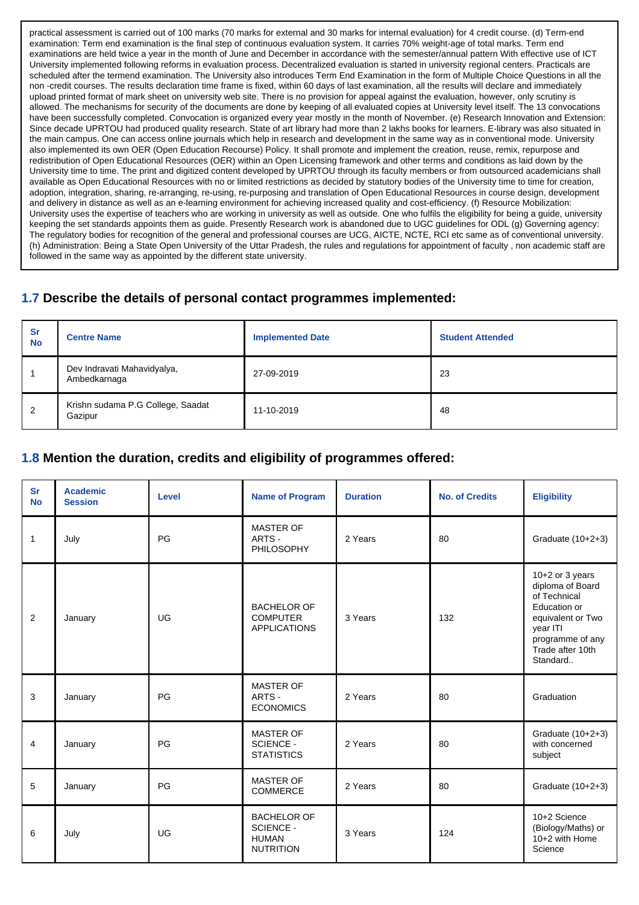practical assessment is carried out of 100 marks (70 marks for external and 30 marks for internal evaluation) for 4 credit course. (d) Term-end examination: Term end examination is the final step of continuous evaluation system. It carries 70% weight-age of total marks. Term end examinations are held twice a year in the month of June and December in accordance with the semester/annual pattern With effective use of ICT University implemented following reforms in evaluation process. Decentralized evaluation is started in university regional centers. Practicals are scheduled after the termend examination. The University also introduces Term End Examination in the form of Multiple Choice Questions in all the non -credit courses. The results declaration time frame is fixed, within 60 days of last examination, all the results will declare and immediately upload printed format of mark sheet on university web site. There is no provision for appeal against the evaluation, however, only scrutiny is allowed. The mechanisms for security of the documents are done by keeping of all evaluated copies at University level itself. The 13 convocations have been successfully completed. Convocation is organized every year mostly in the month of November. (e) Research Innovation and Extension: Since decade UPRTOU had produced quality research. State of art library had more than 2 lakhs books for learners. E-library was also situated in the main campus. One can access online journals which help in research and development in the same way as in conventional mode. University also implemented its own OER (Open Education Recourse) Policy. It shall promote and implement the creation, reuse, remix, repurpose and redistribution of Open Educational Resources (OER) within an Open Licensing framework and other terms and conditions as laid down by the University time to time. The print and digitized content developed by UPRTOU through its faculty members or from outsourced academicians shall available as Open Educational Resources with no or limited restrictions as decided by statutory bodies of the University time to time for creation, adoption, integration, sharing, re-arranging, re-using, re-purposing and translation of Open Educational Resources in course design, development and delivery in distance as well as an e-learning environment for achieving increased quality and cost-efficiency. (f) Resource Mobilization: University uses the expertise of teachers who are working in university as well as outside. One who fulfils the eligibility for being a guide, university keeping the set standards appoints them as guide. Presently Research work is abandoned due to UGC guidelines for ODL (g) Governing agency: The regulatory bodies for recognition of the general and professional courses are UGC, AICTE, NCTE, RCI etc same as of conventional university. (h) Administration: Being a State Open University of the Uttar Pradesh, the rules and regulations for appointment of faculty , non academic staff are followed in the same way as appointed by the different state university.

## 1.7 Describe the details of personal contact programmes implemented:

| Sr No | Centre Name | Implemented Date | Student Attended |
|---|---|---|---|
| 1 | Dev Indravati Mahavidyalya, Ambedkarnaga | 27-09-2019 | 23 |
| 2 | Krishn sudama P.G College, Saadat Gazipur | 11-10-2019 | 48 |

## 1.8 Mention the duration, credits and eligibility of programmes offered:

| Sr No | Academic Session | Level | Name of Program | Duration | No. of Credits | Eligibility |
|---|---|---|---|---|---|---|
| 1 | July | PG | MASTER OF ARTS - PHILOSOPHY | 2 Years | 80 | Graduate (10+2+3) |
| 2 | January | UG | BACHELOR OF COMPUTER APPLICATIONS | 3 Years | 132 | 10+2 or 3 years diploma of Board of Technical Education or equivalent or Two year ITI programme of any Trade after 10th Standard.. |
| 3 | January | PG | MASTER OF ARTS - ECONOMICS | 2 Years | 80 | Graduation |
| 4 | January | PG | MASTER OF SCIENCE - STATISTICS | 2 Years | 80 | Graduate (10+2+3) with concerned subject |
| 5 | January | PG | MASTER OF COMMERCE | 2 Years | 80 | Graduate (10+2+3) |
| 6 | July | UG | BACHELOR OF SCIENCE - HUMAN NUTRITION | 3 Years | 124 | 10+2 Science (Biology/Maths) or 10+2 with Home Science |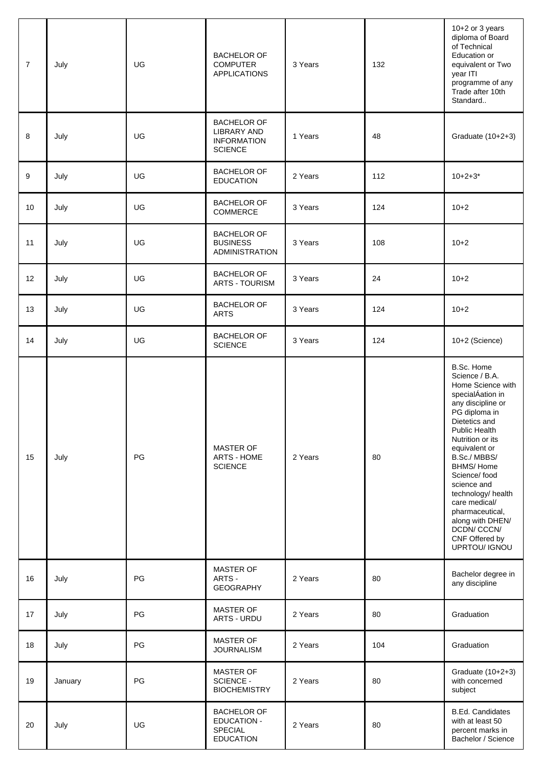| | | | | | | |
|---|---|---|---|---|---|---|
| 7 | July | UG | BACHELOR OF COMPUTER APPLICATIONS | 3 Years | 132 | 10+2 or 3 years diploma of Board of Technical Education or equivalent or Two year ITI programme of any Trade after 10th Standard.. |
| 8 | July | UG | BACHELOR OF LIBRARY AND INFORMATION SCIENCE | 1 Years | 48 | Graduate (10+2+3) |
| 9 | July | UG | BACHELOR OF EDUCATION | 2 Years | 112 | 10+2+3* |
| 10 | July | UG | BACHELOR OF COMMERCE | 3 Years | 124 | 10+2 |
| 11 | July | UG | BACHELOR OF BUSINESS ADMINISTRATION | 3 Years | 108 | 10+2 |
| 12 | July | UG | BACHELOR OF ARTS - TOURISM | 3 Years | 24 | 10+2 |
| 13 | July | UG | BACHELOR OF ARTS | 3 Years | 124 | 10+2 |
| 14 | July | UG | BACHELOR OF SCIENCE | 3 Years | 124 | 10+2 (Science) |
| 15 | July | PG | MASTER OF ARTS - HOME SCIENCE | 2 Years | 80 | B.Sc. Home Science / B.A. Home Science with specialÁation in any discipline or PG diploma in Dietetics and Public Health Nutrition or its equivalent or B.Sc./ MBBS/ BHMS/ Home Science/ food science and technology/ health care medical/ pharmaceutical, along with DHEN/ DCDN/ CCCN/ CNF Offered by UPRTOU/ IGNOU |
| 16 | July | PG | MASTER OF ARTS - GEOGRAPHY | 2 Years | 80 | Bachelor degree in any discipline |
| 17 | July | PG | MASTER OF ARTS - URDU | 2 Years | 80 | Graduation |
| 18 | July | PG | MASTER OF JOURNALISM | 2 Years | 104 | Graduation |
| 19 | January | PG | MASTER OF SCIENCE - BIOCHEMISTRY | 2 Years | 80 | Graduate (10+2+3) with concerned subject |
| 20 | July | UG | BACHELOR OF EDUCATION - SPECIAL EDUCATION | 2 Years | 80 | B.Ed. Candidates with at least 50 percent marks in Bachelor / Science |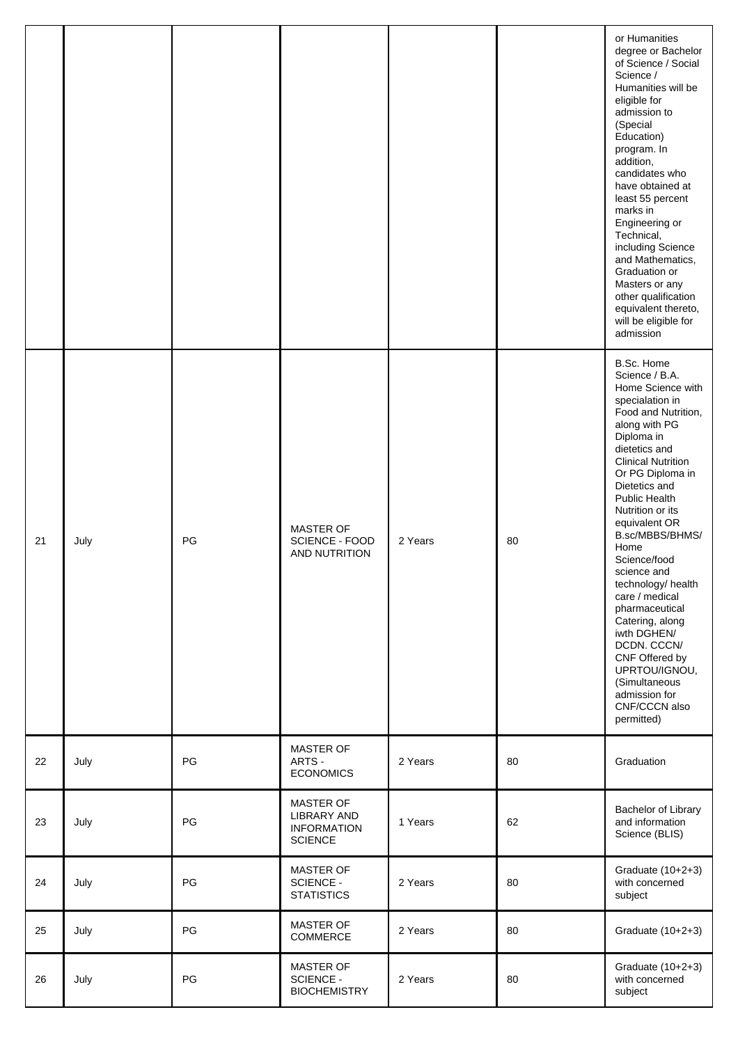| | | | | | | |
|---|---|---|---|---|---|---|
| | | | | | | or Humanities degree or Bachelor of Science / Social Science / Humanities will be eligible for admission to (Special Education) program. In addition, candidates who have obtained at least 55 percent marks in Engineering or Technical, including Science and Mathematics, Graduation or Masters or any other qualification equivalent thereto, will be eligible for admission |
| 21 | July | PG | MASTER OF SCIENCE - FOOD AND NUTRITION | 2 Years | 80 | B.Sc. Home Science / B.A. Home Science with specialation in Food and Nutrition, along with PG Diploma in dietetics and Clinical Nutrition Or PG Diploma in Dietetics and Public Health Nutrition or its equivalent OR B.sc/MBBS/BHMS/ Home Science/food science and technology/ health care / medical pharmaceutical Catering, along iwth DGHEN/ DCDN. CCCN/ CNF Offered by UPRTOU/IGNOU, (Simultaneous admission for CNF/CCCN also permitted) |
| 22 | July | PG | MASTER OF ARTS - ECONOMICS | 2 Years | 80 | Graduation |
| 23 | July | PG | MASTER OF LIBRARY AND INFORMATION SCIENCE | 1 Years | 62 | Bachelor of Library and information Science (BLIS) |
| 24 | July | PG | MASTER OF SCIENCE - STATISTICS | 2 Years | 80 | Graduate (10+2+3) with concerned subject |
| 25 | July | PG | MASTER OF COMMERCE | 2 Years | 80 | Graduate (10+2+3) |
| 26 | July | PG | MASTER OF SCIENCE - BIOCHEMISTRY | 2 Years | 80 | Graduate (10+2+3) with concerned subject |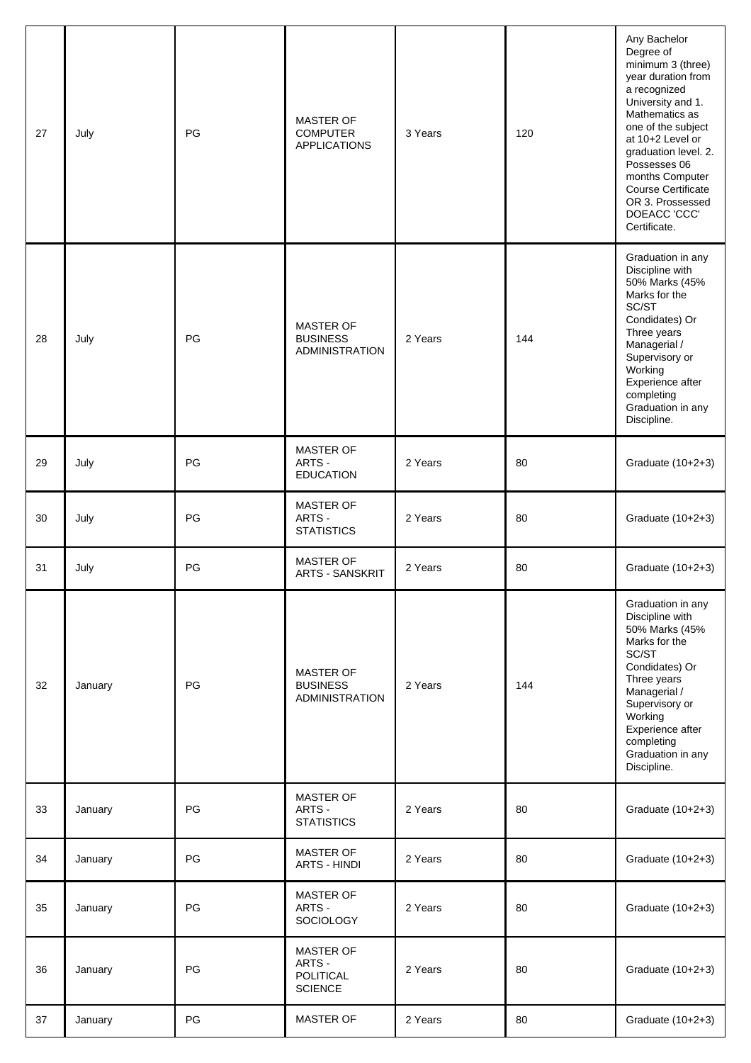| 27 | July | PG | MASTER OF COMPUTER APPLICATIONS | 3 Years | 120 | Any Bachelor Degree of minimum 3 (three) year duration from a recognized University and 1. Mathematics as one of the subject at 10+2 Level or graduation level. 2. Possesses 06 months Computer Course Certificate OR 3. Prossessed DOEACC 'CCC' Certificate. |
|---|---|---|---|---|---|---|
| 28 | July | PG | MASTER OF BUSINESS ADMINISTRATION | 2 Years | 144 | Graduation in any Discipline with 50% Marks (45% Marks for the SC/ST Condidates) Or Three years Managerial / Supervisory or Working Experience after completing Graduation in any Discipline. |
| 29 | July | PG | MASTER OF ARTS - EDUCATION | 2 Years | 80 | Graduate (10+2+3) |
| 30 | July | PG | MASTER OF ARTS - STATISTICS | 2 Years | 80 | Graduate (10+2+3) |
| 31 | July | PG | MASTER OF ARTS - SANSKRIT | 2 Years | 80 | Graduate (10+2+3) |
| 32 | January | PG | MASTER OF BUSINESS ADMINISTRATION | 2 Years | 144 | Graduation in any Discipline with 50% Marks (45% Marks for the SC/ST Condidates) Or Three years Managerial / Supervisory or Working Experience after completing Graduation in any Discipline. |
| 33 | January | PG | MASTER OF ARTS - STATISTICS | 2 Years | 80 | Graduate (10+2+3) |
| 34 | January | PG | MASTER OF ARTS - HINDI | 2 Years | 80 | Graduate (10+2+3) |
| 35 | January | PG | MASTER OF ARTS - SOCIOLOGY | 2 Years | 80 | Graduate (10+2+3) |
| 36 | January | PG | MASTER OF ARTS - POLITICAL SCIENCE | 2 Years | 80 | Graduate (10+2+3) |
| 37 | January | PG | MASTER OF | 2 Years | 80 | Graduate (10+2+3) |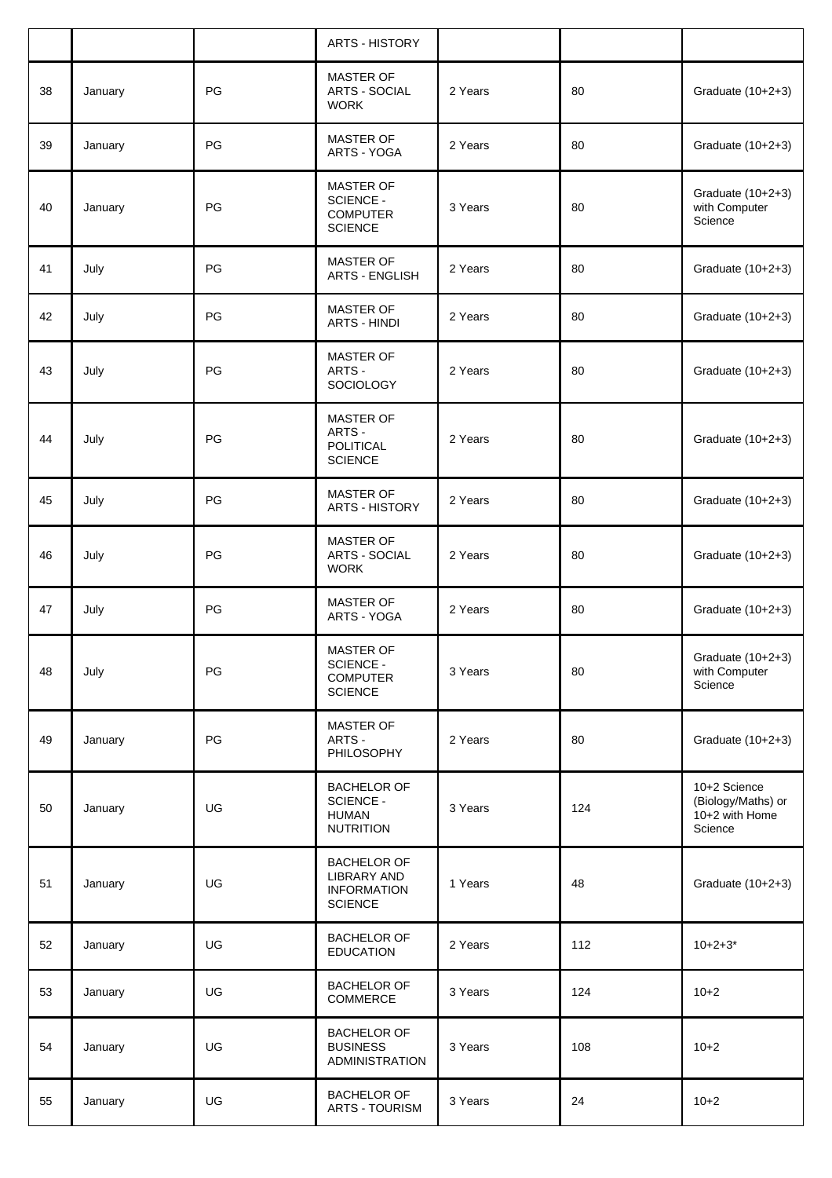| | | | ARTS - HISTORY | | | |
|---|---|---|---|---|---|---|
| 38 | January | PG | MASTER OF ARTS - SOCIAL WORK | 2 Years | 80 | Graduate (10+2+3) |
| 39 | January | PG | MASTER OF ARTS - YOGA | 2 Years | 80 | Graduate (10+2+3) |
| 40 | January | PG | MASTER OF SCIENCE - COMPUTER SCIENCE | 3 Years | 80 | Graduate (10+2+3) with Computer Science |
| 41 | July | PG | MASTER OF ARTS - ENGLISH | 2 Years | 80 | Graduate (10+2+3) |
| 42 | July | PG | MASTER OF ARTS - HINDI | 2 Years | 80 | Graduate (10+2+3) |
| 43 | July | PG | MASTER OF ARTS - SOCIOLOGY | 2 Years | 80 | Graduate (10+2+3) |
| 44 | July | PG | MASTER OF ARTS - POLITICAL SCIENCE | 2 Years | 80 | Graduate (10+2+3) |
| 45 | July | PG | MASTER OF ARTS - HISTORY | 2 Years | 80 | Graduate (10+2+3) |
| 46 | July | PG | MASTER OF ARTS - SOCIAL WORK | 2 Years | 80 | Graduate (10+2+3) |
| 47 | July | PG | MASTER OF ARTS - YOGA | 2 Years | 80 | Graduate (10+2+3) |
| 48 | July | PG | MASTER OF SCIENCE - COMPUTER SCIENCE | 3 Years | 80 | Graduate (10+2+3) with Computer Science |
| 49 | January | PG | MASTER OF ARTS - PHILOSOPHY | 2 Years | 80 | Graduate (10+2+3) |
| 50 | January | UG | BACHELOR OF SCIENCE - HUMAN NUTRITION | 3 Years | 124 | 10+2 Science (Biology/Maths) or 10+2 with Home Science |
| 51 | January | UG | BACHELOR OF LIBRARY AND INFORMATION SCIENCE | 1 Years | 48 | Graduate (10+2+3) |
| 52 | January | UG | BACHELOR OF EDUCATION | 2 Years | 112 | 10+2+3* |
| 53 | January | UG | BACHELOR OF COMMERCE | 3 Years | 124 | 10+2 |
| 54 | January | UG | BACHELOR OF BUSINESS ADMINISTRATION | 3 Years | 108 | 10+2 |
| 55 | January | UG | BACHELOR OF ARTS - TOURISM | 3 Years | 24 | 10+2 |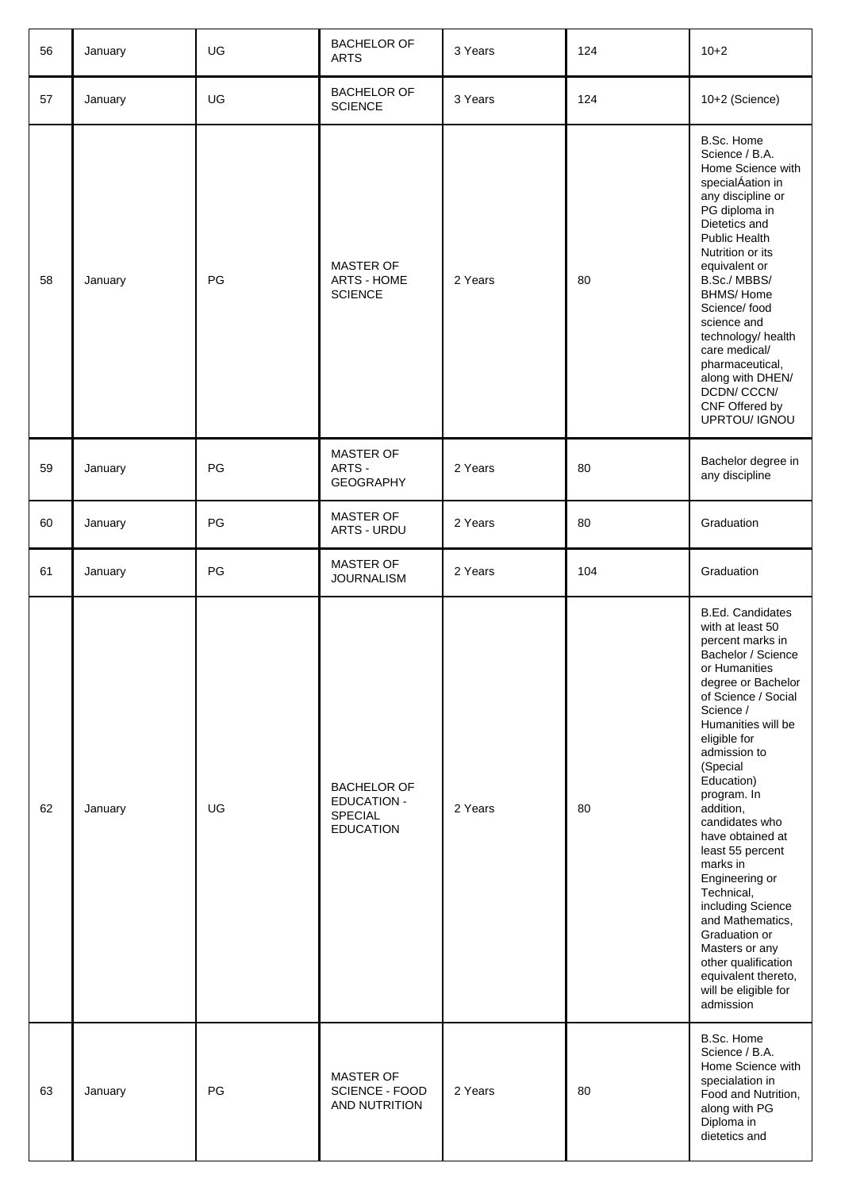| | | | | | | |
|---|---|---|---|---|---|---|
| 56 | January | UG | BACHELOR OF ARTS | 3 Years | 124 | 10+2 |
| 57 | January | UG | BACHELOR OF SCIENCE | 3 Years | 124 | 10+2 (Science) |
| 58 | January | PG | MASTER OF ARTS - HOME SCIENCE | 2 Years | 80 | B.Sc. Home Science / B.A. Home Science with specialÁation in any discipline or PG diploma in Dietetics and Public Health Nutrition or its equivalent or B.Sc./ MBBS/ BHMS/ Home Science/ food science and technology/ health care medical/ pharmaceutical, along with DHEN/ DCDN/ CCCN/ CNF Offered by UPRTOU/ IGNOU |
| 59 | January | PG | MASTER OF ARTS - GEOGRAPHY | 2 Years | 80 | Bachelor degree in any discipline |
| 60 | January | PG | MASTER OF ARTS - URDU | 2 Years | 80 | Graduation |
| 61 | January | PG | MASTER OF JOURNALISM | 2 Years | 104 | Graduation |
| 62 | January | UG | BACHELOR OF EDUCATION - SPECIAL EDUCATION | 2 Years | 80 | B.Ed. Candidates with at least 50 percent marks in Bachelor / Science or Humanities degree or Bachelor of Science / Social Science / Humanities will be eligible for admission to (Special Education) program. In addition, candidates who have obtained at least 55 percent marks in Engineering or Technical, including Science and Mathematics, Graduation or Masters or any other qualification equivalent thereto, will be eligible for admission |
| 63 | January | PG | MASTER OF SCIENCE - FOOD AND NUTRITION | 2 Years | 80 | B.Sc. Home Science / B.A. Home Science with specialation in Food and Nutrition, along with PG Diploma in dietetics and |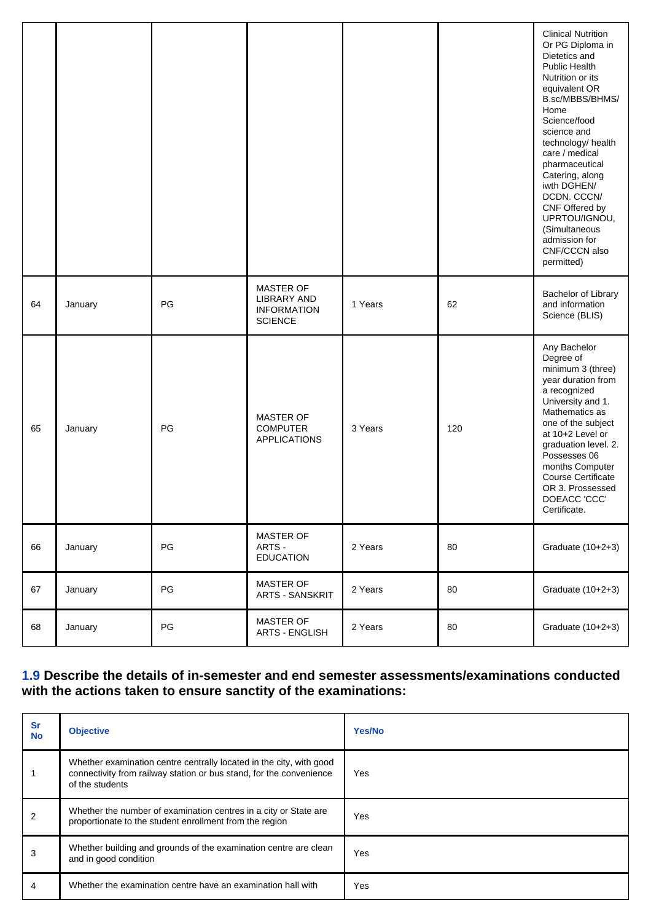|  |  |  |  |  |  | Clinical Nutrition Or PG Diploma in Dietetics and Public Health Nutrition or its equivalent OR B.sc/MBBS/BHMS/ Home Science/food science and technology/ health care / medical pharmaceutical Catering, along iwth DGHEN/ DCDN. CCCN/ CNF Offered by UPRTOU/IGNOU, (Simultaneous admission for CNF/CCCN also permitted) |
|---|---|---|---|---|---|---|
| 64 | January | PG | MASTER OF LIBRARY AND INFORMATION SCIENCE | 1 Years | 62 | Bachelor of Library and information Science (BLIS) |
| 65 | January | PG | MASTER OF COMPUTER APPLICATIONS | 3 Years | 120 | Any Bachelor Degree of minimum 3 (three) year duration from a recognized University and 1. Mathematics as one of the subject at 10+2 Level or graduation level. 2. Possesses 06 months Computer Course Certificate OR 3. Prossessed DOEACC 'CCC' Certificate. |
| 66 | January | PG | MASTER OF ARTS - EDUCATION | 2 Years | 80 | Graduate (10+2+3) |
| 67 | January | PG | MASTER OF ARTS - SANSKRIT | 2 Years | 80 | Graduate (10+2+3) |
| 68 | January | PG | MASTER OF ARTS - ENGLISH | 2 Years | 80 | Graduate (10+2+3) |

### 1.9 Describe the details of in-semester and end semester assessments/examinations conducted with the actions taken to ensure sanctity of the examinations:

| Sr No | Objective | Yes/No |
|---|---|---|
| 1 | Whether examination centre centrally located in the city, with good connectivity from railway station or bus stand, for the convenience of the students | Yes |
| 2 | Whether the number of examination centres in a city or State are proportionate to the student enrollment from the region | Yes |
| 3 | Whether building and grounds of the examination centre are clean and in good condition | Yes |
| 4 | Whether the examination centre have an examination hall with | Yes |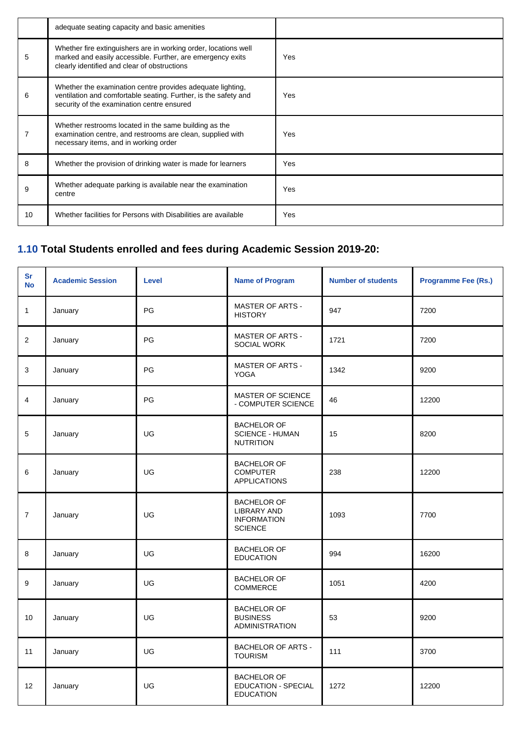|  | adequate seating capacity and basic amenities |  |
|---|---|---|
| 5 | Whether fire extinguishers are in working order, locations well marked and easily accessible. Further, are emergency exits clearly identified and clear of obstructions | Yes |
| 6 | Whether the examination centre provides adequate lighting, ventilation and comfortable seating. Further, is the safety and security of the examination centre ensured | Yes |
| 7 | Whether restrooms located in the same building as the examination centre, and restrooms are clean, supplied with necessary items, and in working order | Yes |
| 8 | Whether the provision of drinking water is made for learners | Yes |
| 9 | Whether adequate parking is available near the examination centre | Yes |
| 10 | Whether facilities for Persons with Disabilities are available | Yes |

## 1.10 Total Students enrolled and fees during Academic Session 2019-20:

| Sr No | Academic Session | Level | Name of Program | Number of students | Programme Fee (Rs.) |
|---|---|---|---|---|---|
| 1 | January | PG | MASTER OF ARTS - HISTORY | 947 | 7200 |
| 2 | January | PG | MASTER OF ARTS - SOCIAL WORK | 1721 | 7200 |
| 3 | January | PG | MASTER OF ARTS - YOGA | 1342 | 9200 |
| 4 | January | PG | MASTER OF SCIENCE - COMPUTER SCIENCE | 46 | 12200 |
| 5 | January | UG | BACHELOR OF SCIENCE - HUMAN NUTRITION | 15 | 8200 |
| 6 | January | UG | BACHELOR OF COMPUTER APPLICATIONS | 238 | 12200 |
| 7 | January | UG | BACHELOR OF LIBRARY AND INFORMATION SCIENCE | 1093 | 7700 |
| 8 | January | UG | BACHELOR OF EDUCATION | 994 | 16200 |
| 9 | January | UG | BACHELOR OF COMMERCE | 1051 | 4200 |
| 10 | January | UG | BACHELOR OF BUSINESS ADMINISTRATION | 53 | 9200 |
| 11 | January | UG | BACHELOR OF ARTS - TOURISM | 111 | 3700 |
| 12 | January | UG | BACHELOR OF EDUCATION - SPECIAL EDUCATION | 1272 | 12200 |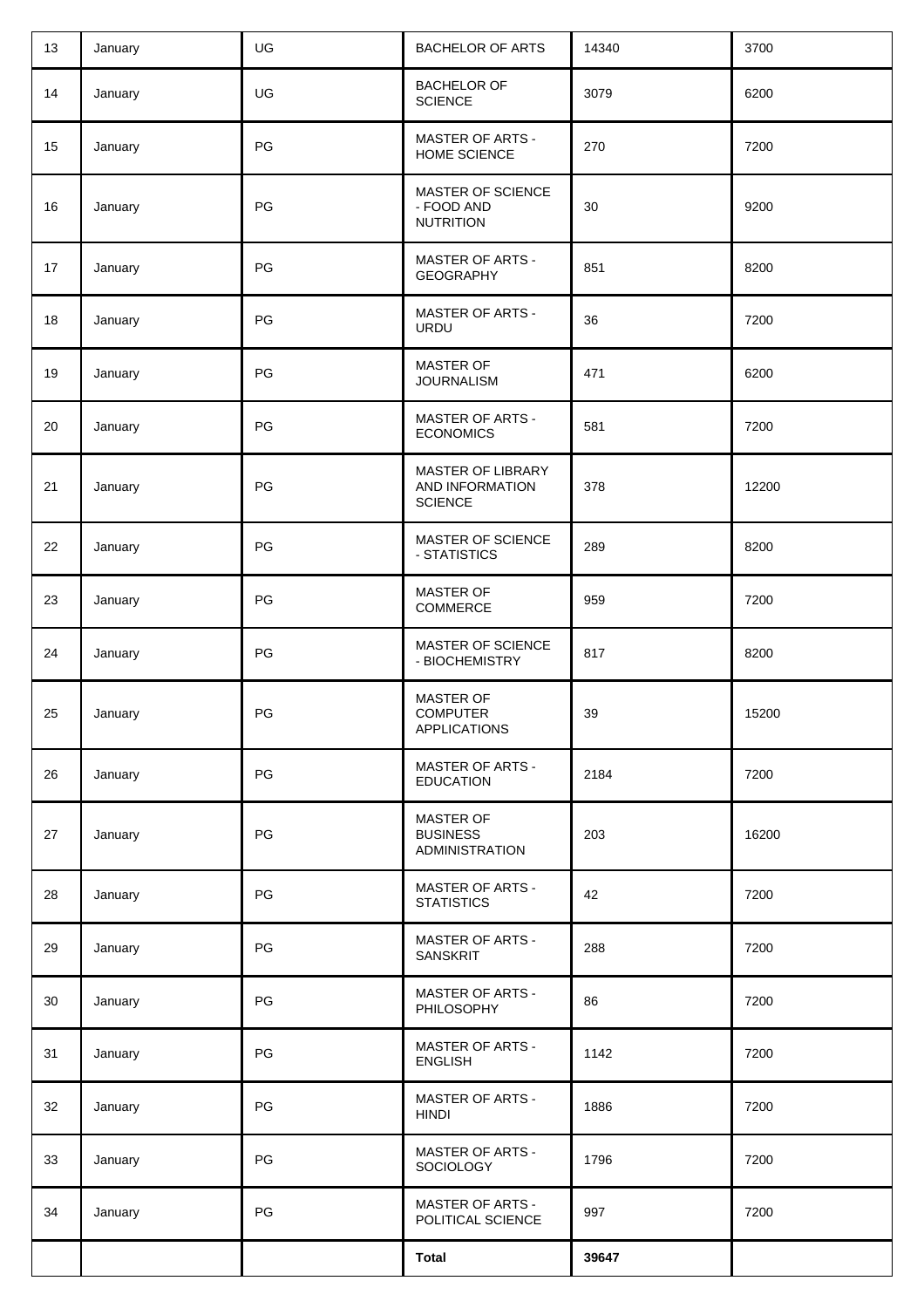| 13 | January | UG | BACHELOR OF ARTS | 14340 | 3700 |
|---|---|---|---|---|---|
| 14 | January | UG | BACHELOR OF SCIENCE | 3079 | 6200 |
| 15 | January | PG | MASTER OF ARTS - HOME SCIENCE | 270 | 7200 |
| 16 | January | PG | MASTER OF SCIENCE - FOOD AND NUTRITION | 30 | 9200 |
| 17 | January | PG | MASTER OF ARTS - GEOGRAPHY | 851 | 8200 |
| 18 | January | PG | MASTER OF ARTS - URDU | 36 | 7200 |
| 19 | January | PG | MASTER OF JOURNALISM | 471 | 6200 |
| 20 | January | PG | MASTER OF ARTS - ECONOMICS | 581 | 7200 |
| 21 | January | PG | MASTER OF LIBRARY AND INFORMATION SCIENCE | 378 | 12200 |
| 22 | January | PG | MASTER OF SCIENCE - STATISTICS | 289 | 8200 |
| 23 | January | PG | MASTER OF COMMERCE | 959 | 7200 |
| 24 | January | PG | MASTER OF SCIENCE - BIOCHEMISTRY | 817 | 8200 |
| 25 | January | PG | MASTER OF COMPUTER APPLICATIONS | 39 | 15200 |
| 26 | January | PG | MASTER OF ARTS - EDUCATION | 2184 | 7200 |
| 27 | January | PG | MASTER OF BUSINESS ADMINISTRATION | 203 | 16200 |
| 28 | January | PG | MASTER OF ARTS - STATISTICS | 42 | 7200 |
| 29 | January | PG | MASTER OF ARTS - SANSKRIT | 288 | 7200 |
| 30 | January | PG | MASTER OF ARTS - PHILOSOPHY | 86 | 7200 |
| 31 | January | PG | MASTER OF ARTS - ENGLISH | 1142 | 7200 |
| 32 | January | PG | MASTER OF ARTS - HINDI | 1886 | 7200 |
| 33 | January | PG | MASTER OF ARTS - SOCIOLOGY | 1796 | 7200 |
| 34 | January | PG | MASTER OF ARTS - POLITICAL SCIENCE | 997 | 7200 |
| | | | **Total** | **39647** | |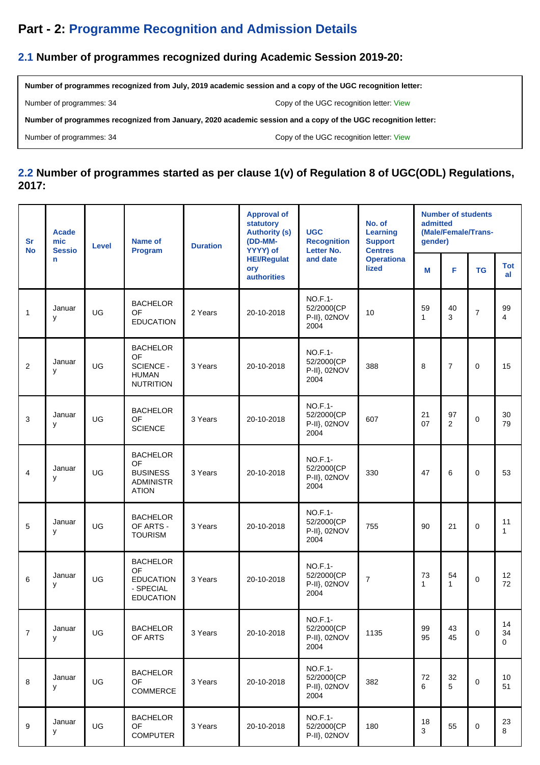# Part - 2: Programme Recognition and Admission Details

## 2.1 Number of programmes recognized during Academic Session 2019-20:

**Number of programmes recognized from July, 2019 academic session and a copy of the UGC recognition letter:**

Number of programmes: 34 Copy of the UGC recognition letter: View

**Number of programmes recognized from January, 2020 academic session and a copy of the UGC recognition letter:**

Number of programmes: 34 Copy of the UGC recognition letter: View

## 2.2 Number of programmes started as per clause 1(v) of Regulation 8 of UGC(ODL) Regulations, 2017:

| Sr No | Academic Session | Level | Name of Program | Duration | Approval of statutory Authority (s) (DD-MM-YYYY) of HEI/Regulatory authorities | UGC Recognition Letter No. and date | No. of Learning Support Centres Operationalized | Number of students admitted (Male/Female/Trans-gender) | | | |
|---|---|---|---|---|---|---|---|---|---|---|---|
| | | | | | | | | M | F | TG | Total |
| 1 | January | UG | BACHELOR OF EDUCATION | 2 Years | 20-10-2018 | NO.F.1-52/2000{CPP-II}, 02NOV 2004 | 10 | 591 | 403 | 7 | 994 |
| 2 | January | UG | BACHELOR OF SCIENCE - HUMAN NUTRITION | 3 Years | 20-10-2018 | NO.F.1-52/2000{CPP-II}, 02NOV 2004 | 388 | 8 | 7 | 0 | 15 |
| 3 | January | UG | BACHELOR OF SCIENCE | 3 Years | 20-10-2018 | NO.F.1-52/2000{CPP-II}, 02NOV 2004 | 607 | 2107 | 972 | 0 | 3079 |
| 4 | January | UG | BACHELOR OF BUSINESS ADMINISTRATION | 3 Years | 20-10-2018 | NO.F.1-52/2000{CPP-II}, 02NOV 2004 | 330 | 47 | 6 | 0 | 53 |
| 5 | January | UG | BACHELOR OF ARTS - TOURISM | 3 Years | 20-10-2018 | NO.F.1-52/2000{CPP-II}, 02NOV 2004 | 755 | 90 | 21 | 0 | 111 |
| 6 | January | UG | BACHELOR OF EDUCATION - SPECIAL EDUCATION | 3 Years | 20-10-2018 | NO.F.1-52/2000{CPP-II}, 02NOV 2004 | 7 | 731 | 541 | 0 | 1272 |
| 7 | January | UG | BACHELOR OF ARTS | 3 Years | 20-10-2018 | NO.F.1-52/2000{CPP-II}, 02NOV 2004 | 1135 | 9995 | 4345 | 0 | 14340 |
| 8 | January | UG | BACHELOR OF COMMERCE | 3 Years | 20-10-2018 | NO.F.1-52/2000{CPP-II}, 02NOV 2004 | 382 | 726 | 325 | 0 | 1051 |
| 9 | January | UG | BACHELOR OF COMPUTER | 3 Years | 20-10-2018 | NO.F.1-52/2000{CPP-II}, 02NOV | 180 | 183 | 55 | 0 | 238 |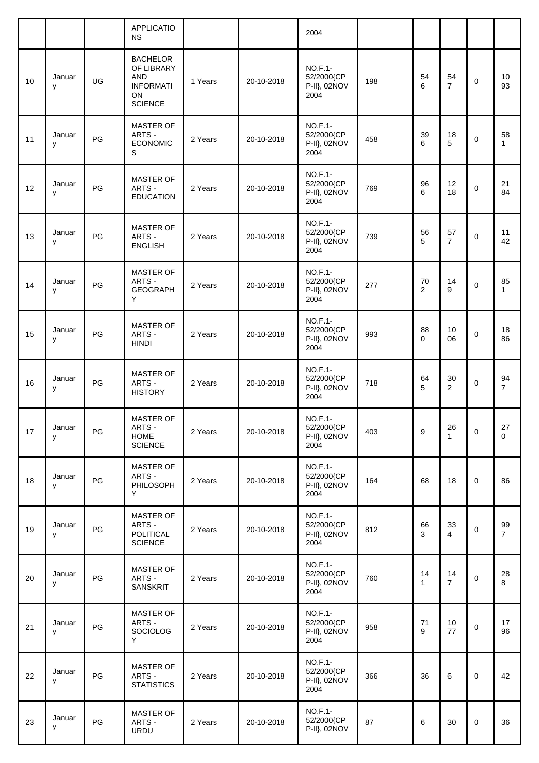|  |  |  | APPLICATIONS |  |  | 2004 |  |  |  |  |  |
|---|---|---|---|---|---|---|---|---|---|---|---|
| 10 | January | UG | BACHELOR OF LIBRARY AND INFORMATION SCIENCE | 1 Years | 20-10-2018 | NO.F.1-52/2000{CPP-II}, 02NOV 2004 | 198 | 546 | 547 | 0 | 1093 |
| 11 | January | PG | MASTER OF ARTS - ECONOMICS | 2 Years | 20-10-2018 | NO.F.1-52/2000{CPP-II}, 02NOV 2004 | 458 | 396 | 185 | 0 | 581 |
| 12 | January | PG | MASTER OF ARTS - EDUCATION | 2 Years | 20-10-2018 | NO.F.1-52/2000{CPP-II}, 02NOV 2004 | 769 | 966 | 1218 | 0 | 2184 |
| 13 | January | PG | MASTER OF ARTS - ENGLISH | 2 Years | 20-10-2018 | NO.F.1-52/2000{CPP-II}, 02NOV 2004 | 739 | 565 | 577 | 0 | 1142 |
| 14 | January | PG | MASTER OF ARTS - GEOGRAPHY | 2 Years | 20-10-2018 | NO.F.1-52/2000{CPP-II}, 02NOV 2004 | 277 | 702 | 149 | 0 | 851 |
| 15 | January | PG | MASTER OF ARTS - HINDI | 2 Years | 20-10-2018 | NO.F.1-52/2000{CPP-II}, 02NOV 2004 | 993 | 880 | 1006 | 0 | 1886 |
| 16 | January | PG | MASTER OF ARTS - HISTORY | 2 Years | 20-10-2018 | NO.F.1-52/2000{CPP-II}, 02NOV 2004 | 718 | 645 | 302 | 0 | 947 |
| 17 | January | PG | MASTER OF ARTS - HOME SCIENCE | 2 Years | 20-10-2018 | NO.F.1-52/2000{CPP-II}, 02NOV 2004 | 403 | 9 | 261 | 0 | 270 |
| 18 | January | PG | MASTER OF ARTS - PHILOSOPHY | 2 Years | 20-10-2018 | NO.F.1-52/2000{CPP-II}, 02NOV 2004 | 164 | 68 | 18 | 0 | 86 |
| 19 | January | PG | MASTER OF ARTS - POLITICAL SCIENCE | 2 Years | 20-10-2018 | NO.F.1-52/2000{CPP-II}, 02NOV 2004 | 812 | 663 | 334 | 0 | 997 |
| 20 | January | PG | MASTER OF ARTS - SANSKRIT | 2 Years | 20-10-2018 | NO.F.1-52/2000{CPP-II}, 02NOV 2004 | 760 | 141 | 147 | 0 | 288 |
| 21 | January | PG | MASTER OF ARTS - SOCIOLOGY | 2 Years | 20-10-2018 | NO.F.1-52/2000{CPP-II}, 02NOV 2004 | 958 | 719 | 1077 | 0 | 1796 |
| 22 | January | PG | MASTER OF ARTS - STATISTICS | 2 Years | 20-10-2018 | NO.F.1-52/2000{CPP-II}, 02NOV 2004 | 366 | 36 | 6 | 0 | 42 |
| 23 | January | PG | MASTER OF ARTS - URDU | 2 Years | 20-10-2018 | NO.F.1-52/2000{CPP-II}, 02NOV | 87 | 6 | 30 | 0 | 36 |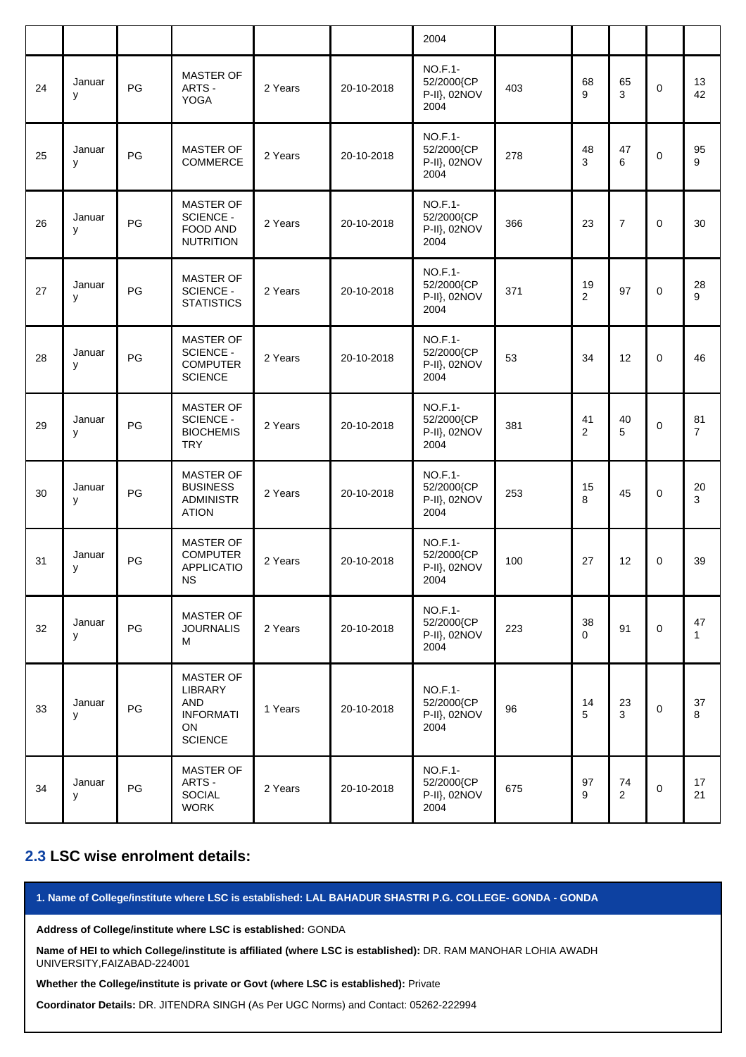| | | | | | | 2004 | | | | | |
|---|---|---|---|---|---|---|---|---|---|---|---|
| 24 | January | PG | MASTER OF ARTS - YOGA | 2 Years | 20-10-2018 | NO.F.1-52/2000{CP P-II}, 02NOV 2004 | 403 | 689 | 653 | 0 | 1342 |
| 25 | January | PG | MASTER OF COMMERCE | 2 Years | 20-10-2018 | NO.F.1-52/2000{CP P-II}, 02NOV 2004 | 278 | 483 | 476 | 0 | 959 |
| 26 | January | PG | MASTER OF SCIENCE - FOOD AND NUTRITION | 2 Years | 20-10-2018 | NO.F.1-52/2000{CP P-II}, 02NOV 2004 | 366 | 23 | 7 | 0 | 30 |
| 27 | January | PG | MASTER OF SCIENCE - STATISTICS | 2 Years | 20-10-2018 | NO.F.1-52/2000{CP P-II}, 02NOV 2004 | 371 | 192 | 97 | 0 | 289 |
| 28 | January | PG | MASTER OF SCIENCE - COMPUTER SCIENCE | 2 Years | 20-10-2018 | NO.F.1-52/2000{CP P-II}, 02NOV 2004 | 53 | 34 | 12 | 0 | 46 |
| 29 | January | PG | MASTER OF SCIENCE - BIOCHEMISTRY | 2 Years | 20-10-2018 | NO.F.1-52/2000{CP P-II}, 02NOV 2004 | 381 | 412 | 405 | 0 | 817 |
| 30 | January | PG | MASTER OF BUSINESS ADMINISTRATION | 2 Years | 20-10-2018 | NO.F.1-52/2000{CP P-II}, 02NOV 2004 | 253 | 158 | 45 | 0 | 203 |
| 31 | January | PG | MASTER OF COMPUTER APPLICATIONS | 2 Years | 20-10-2018 | NO.F.1-52/2000{CP P-II}, 02NOV 2004 | 100 | 27 | 12 | 0 | 39 |
| 32 | January | PG | MASTER OF JOURNALISM | 2 Years | 20-10-2018 | NO.F.1-52/2000{CP P-II}, 02NOV 2004 | 223 | 380 | 91 | 0 | 471 |
| 33 | January | PG | MASTER OF LIBRARY AND INFORMATION SCIENCE | 1 Years | 20-10-2018 | NO.F.1-52/2000{CP P-II}, 02NOV 2004 | 96 | 145 | 233 | 0 | 378 |
| 34 | January | PG | MASTER OF ARTS - SOCIAL WORK | 2 Years | 20-10-2018 | NO.F.1-52/2000{CP P-II}, 02NOV 2004 | 675 | 979 | 742 | 0 | 1721 |

## 2.3 LSC wise enrolment details:

**1. Name of College/institute where LSC is established: LAL BAHADUR SHASTRI P.G. COLLEGE- GONDA - GONDA**

**Address of College/institute where LSC is established:** GONDA

**Name of HEI to which College/institute is affiliated (where LSC is established):** DR. RAM MANOHAR LOHIA AWADH UNIVERSITY,FAIZABAD-224001

**Whether the College/institute is private or Govt (where LSC is established):** Private

**Coordinator Details:** DR. JITENDRA SINGH (As Per UGC Norms) and Contact: 05262-222994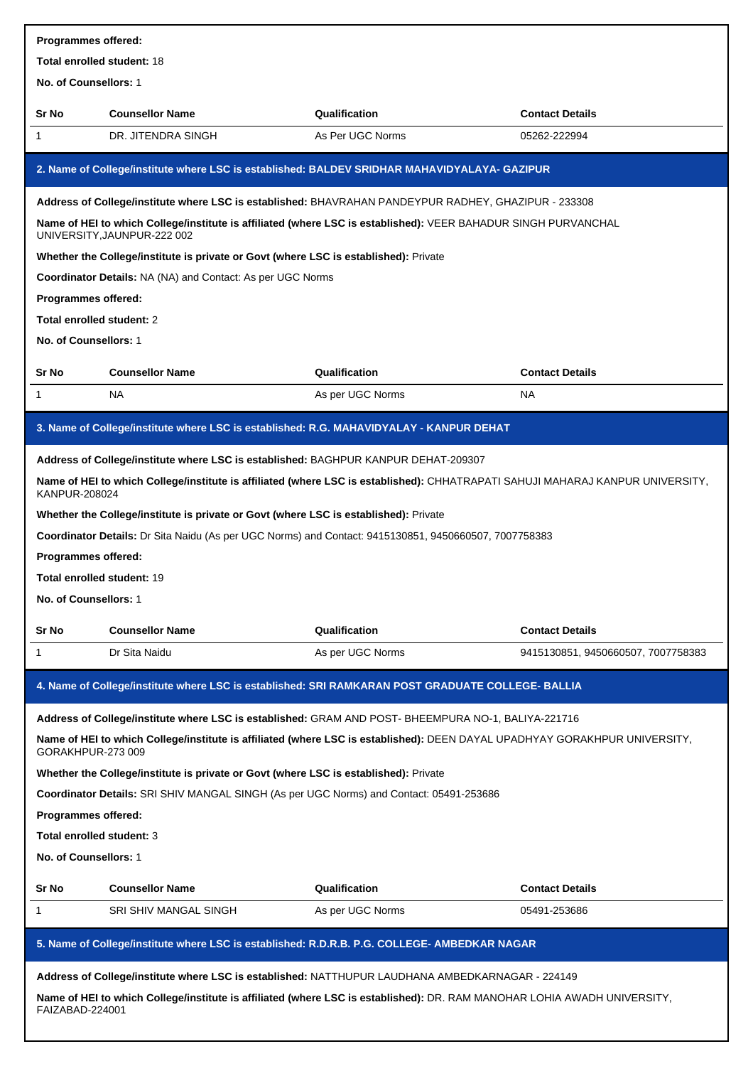**Programmes offered:**

**Total enrolled student:** 18

**No. of Counsellors:** 1

| Sr No | Counsellor Name | Qualification | Contact Details |
|---|---|---|---|
| 1 | DR. JITENDRA SINGH | As Per UGC Norms | 05262-222994 |

### 2. Name of College/institute where LSC is established: BALDEV SRIDHAR MAHAVIDYALAYA- GAZIPUR

**Address of College/institute where LSC is established:** BHAVRAHAN PANDEYPUR RADHEY, GHAZIPUR - 233308

**Name of HEI to which College/institute is affiliated (where LSC is established):** VEER BAHADUR SINGH PURVANCHAL UNIVERSITY,JAUNPUR-222 002

**Whether the College/institute is private or Govt (where LSC is established):** Private

**Coordinator Details:** NA (NA) and Contact: As per UGC Norms

**Programmes offered:**

**Total enrolled student:** 2

**No. of Counsellors:** 1

| Sr No | Counsellor Name | Qualification | Contact Details |
|---|---|---|---|
| 1 | NA | As per UGC Norms | NA |

### 3. Name of College/institute where LSC is established: R.G. MAHAVIDYALAY - KANPUR DEHAT

**Address of College/institute where LSC is established:** BAGHPUR KANPUR DEHAT-209307

**Name of HEI to which College/institute is affiliated (where LSC is established):** CHHATRAPATI SAHUJI MAHARAJ KANPUR UNIVERSITY, KANPUR-208024

**Whether the College/institute is private or Govt (where LSC is established):** Private

**Coordinator Details:** Dr Sita Naidu (As per UGC Norms) and Contact: 9415130851, 9450660507, 7007758383

**Programmes offered:**

**Total enrolled student:** 19

**No. of Counsellors:** 1

| Sr No | Counsellor Name | Qualification | Contact Details |
|---|---|---|---|
| 1 | Dr Sita Naidu | As per UGC Norms | 9415130851, 9450660507, 7007758383 |

### 4. Name of College/institute where LSC is established: SRI RAMKARAN POST GRADUATE COLLEGE- BALLIA

**Address of College/institute where LSC is established:** GRAM AND POST- BHEEMPURA NO-1, BALIYA-221716

**Name of HEI to which College/institute is affiliated (where LSC is established):** DEEN DAYAL UPADHYAY GORAKHPUR UNIVERSITY, GORAKHPUR-273 009

**Whether the College/institute is private or Govt (where LSC is established):** Private

**Coordinator Details:** SRI SHIV MANGAL SINGH (As per UGC Norms) and Contact: 05491-253686

**Programmes offered:**

**Total enrolled student:** 3

**No. of Counsellors:** 1

| Sr No | Counsellor Name | Qualification | Contact Details |
|---|---|---|---|
| 1 | SRI SHIV MANGAL SINGH | As per UGC Norms | 05491-253686 |

### 5. Name of College/institute where LSC is established: R.D.R.B. P.G. COLLEGE- AMBEDKAR NAGAR

**Address of College/institute where LSC is established:** NATTHUPUR LAUDHANA AMBEDKARNAGAR - 224149

**Name of HEI to which College/institute is affiliated (where LSC is established):** DR. RAM MANOHAR LOHIA AWADH UNIVERSITY, FAIZABAD-224001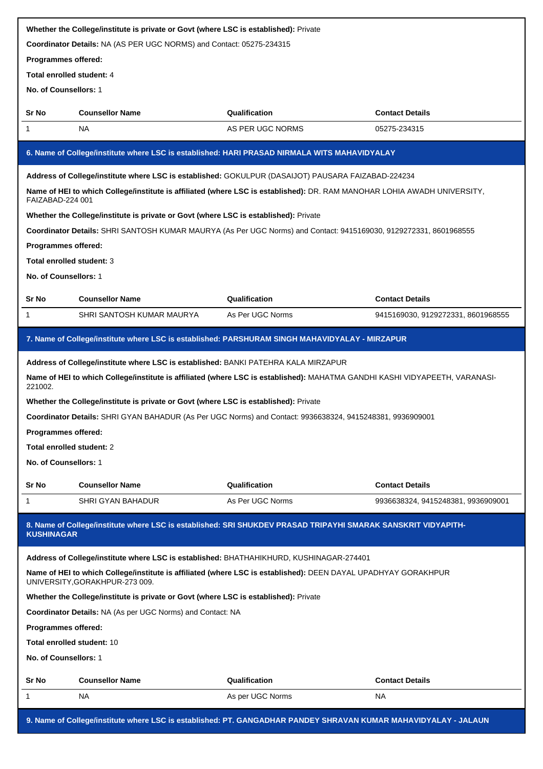**Whether the College/institute is private or Govt (where LSC is established):** Private

**Coordinator Details:** NA (AS PER UGC NORMS) and Contact: 05275-234315

**Programmes offered:**

**Total enrolled student:** 4

**No. of Counsellors:** 1

| Sr No | Counsellor Name | Qualification | Contact Details |
|---|---|---|---|
| 1 | NA | AS PER UGC NORMS | 05275-234315 |

### 6. Name of College/institute where LSC is established: HARI PRASAD NIRMALA WITS MAHAVIDYALAY

**Address of College/institute where LSC is established:** GOKULPUR (DASAIJOT) PAUSARA FAIZABAD-224234

**Name of HEI to which College/institute is affiliated (where LSC is established):** DR. RAM MANOHAR LOHIA AWADH UNIVERSITY, FAIZABAD-224 001

**Whether the College/institute is private or Govt (where LSC is established):** Private

**Coordinator Details:** SHRI SANTOSH KUMAR MAURYA (As Per UGC Norms) and Contact: 9415169030, 9129272331, 8601968555

**Programmes offered:**

**Total enrolled student:** 3

**No. of Counsellors:** 1

| Sr No | Counsellor Name | Qualification | Contact Details |
|---|---|---|---|
| 1 | SHRI SANTOSH KUMAR MAURYA | As Per UGC Norms | 9415169030, 9129272331, 8601968555 |

### 7. Name of College/institute where LSC is established: PARSHURAM SINGH MAHAVIDYALAY - MIRZAPUR

**Address of College/institute where LSC is established:** BANKI PATEHRA KALA MIRZAPUR

**Name of HEI to which College/institute is affiliated (where LSC is established):** MAHATMA GANDHI KASHI VIDYAPEETH, VARANASI-221002.

**Whether the College/institute is private or Govt (where LSC is established):** Private

**Coordinator Details:** SHRI GYAN BAHADUR (As Per UGC Norms) and Contact: 9936638324, 9415248381, 9936909001

**Programmes offered:**

**Total enrolled student:** 2

**No. of Counsellors:** 1

| Sr No | Counsellor Name | Qualification | Contact Details |
|---|---|---|---|
| 1 | SHRI GYAN BAHADUR | As Per UGC Norms | 9936638324, 9415248381, 9936909001 |

### 8. Name of College/institute where LSC is established: SRI SHUKDEV PRASAD TRIPAYHI SMARAK SANSKRIT VIDYAPITH-KUSHINAGAR

**Address of College/institute where LSC is established:** BHATHAHIKHURD, KUSHINAGAR-274401

**Name of HEI to which College/institute is affiliated (where LSC is established):** DEEN DAYAL UPADHYAY GORAKHPUR UNIVERSITY,GORAKHPUR-273 009.

**Whether the College/institute is private or Govt (where LSC is established):** Private

**Coordinator Details:** NA (As per UGC Norms) and Contact: NA

**Programmes offered:**

**Total enrolled student:** 10

**No. of Counsellors:** 1

| Sr No | Counsellor Name | Qualification | Contact Details |
|---|---|---|---|
| 1 | NA | As per UGC Norms | NA |

### 9. Name of College/institute where LSC is established: PT. GANGADHAR PANDEY SHRAVAN KUMAR MAHAVIDYALAY - JALAUN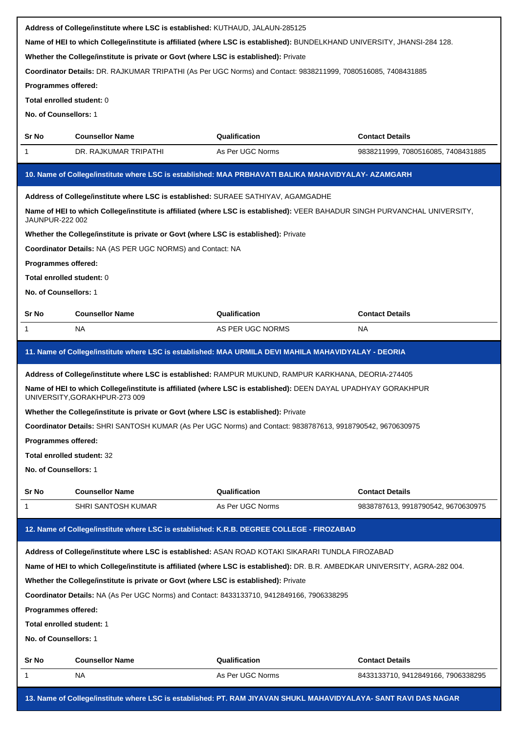**Address of College/institute where LSC is established:** KUTHAUD, JALAUN-285125

**Name of HEI to which College/institute is affiliated (where LSC is established):** BUNDELKHAND UNIVERSITY, JHANSI-284 128.

**Whether the College/institute is private or Govt (where LSC is established):** Private

**Coordinator Details:** DR. RAJKUMAR TRIPATHI (As Per UGC Norms) and Contact: 9838211999, 7080516085, 7408431885

**Programmes offered:**

**Total enrolled student:** 0

**No. of Counsellors:** 1

| Sr No | Counsellor Name | Qualification | Contact Details |
|---|---|---|---|
| 1 | DR. RAJKUMAR TRIPATHI | As Per UGC Norms | 9838211999, 7080516085, 7408431885 |

### 10. Name of College/institute where LSC is established: MAA PRBHAVATI BALIKA MAHAVIDYALAY- AZAMGARH

**Address of College/institute where LSC is established:** SURAEE SATHIYAV, AGAMGADHE

**Name of HEI to which College/institute is affiliated (where LSC is established):** VEER BAHADUR SINGH PURVANCHAL UNIVERSITY, JAUNPUR-222 002

**Whether the College/institute is private or Govt (where LSC is established):** Private

**Coordinator Details:** NA (AS PER UGC NORMS) and Contact: NA

**Programmes offered:**

**Total enrolled student:** 0

**No. of Counsellors:** 1

| Sr No | Counsellor Name | Qualification | Contact Details |
|---|---|---|---|
| 1 | NA | AS PER UGC NORMS | NA |

### 11. Name of College/institute where LSC is established: MAA URMILA DEVI MAHILA MAHAVIDYALAY - DEORIA

**Address of College/institute where LSC is established:** RAMPUR MUKUND, RAMPUR KARKHANA, DEORIA-274405

**Name of HEI to which College/institute is affiliated (where LSC is established):** DEEN DAYAL UPADHYAY GORAKHPUR UNIVERSITY,GORAKHPUR-273 009

**Whether the College/institute is private or Govt (where LSC is established):** Private

**Coordinator Details:** SHRI SANTOSH KUMAR (As Per UGC Norms) and Contact: 9838787613, 9918790542, 9670630975

**Programmes offered:**

**Total enrolled student:** 32

**No. of Counsellors:** 1

| Sr No | Counsellor Name | Qualification | Contact Details |
|---|---|---|---|
| 1 | SHRI SANTOSH KUMAR | As Per UGC Norms | 9838787613, 9918790542, 9670630975 |

### 12. Name of College/institute where LSC is established: K.R.B. DEGREE COLLEGE - FIROZABAD

**Address of College/institute where LSC is established:** ASAN ROAD KOTAKI SIKARARI TUNDLA FIROZABAD

**Name of HEI to which College/institute is affiliated (where LSC is established):** DR. B.R. AMBEDKAR UNIVERSITY, AGRA-282 004.

**Whether the College/institute is private or Govt (where LSC is established):** Private

**Coordinator Details:** NA (As Per UGC Norms) and Contact: 8433133710, 9412849166, 7906338295

**Programmes offered:**

**Total enrolled student:** 1

**No. of Counsellors:** 1

| Sr No | Counsellor Name | Qualification | Contact Details |
|---|---|---|---|
| 1 | NA | As Per UGC Norms | 8433133710, 9412849166, 7906338295 |

### 13. Name of College/institute where LSC is established: PT. RAM JIYAVAN SHUKL MAHAVIDYALAYA- SANT RAVI DAS NAGAR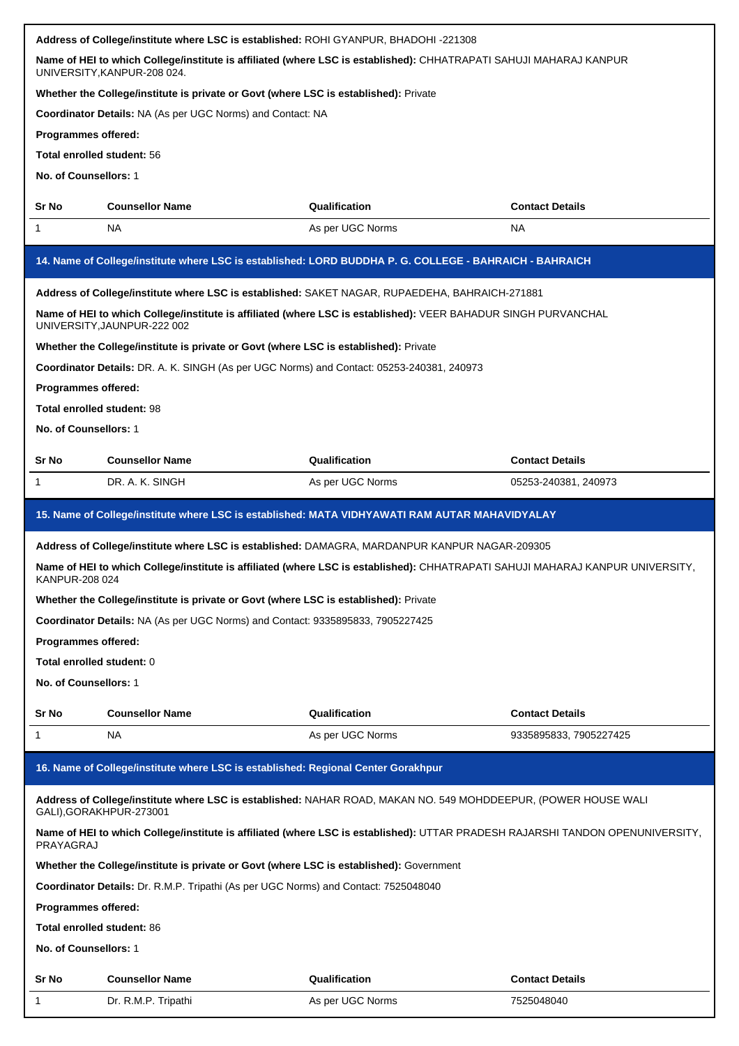**Address of College/institute where LSC is established:** ROHI GYANPUR, BHADOHI -221308

**Name of HEI to which College/institute is affiliated (where LSC is established):** CHHATRAPATI SAHUJI MAHARAJ KANPUR UNIVERSITY,KANPUR-208 024.

**Whether the College/institute is private or Govt (where LSC is established):** Private

**Coordinator Details:** NA (As per UGC Norms) and Contact: NA

**Programmes offered:**

**Total enrolled student:** 56

**No. of Counsellors:** 1

| Sr No | Counsellor Name | Qualification | Contact Details |
|---|---|---|---|
| 1 | NA | As per UGC Norms | NA |

## 14. Name of College/institute where LSC is established: LORD BUDDHA P. G. COLLEGE - BAHRAICH - BAHRAICH

**Address of College/institute where LSC is established:** SAKET NAGAR, RUPAEDEHA, BAHRAICH-271881

**Name of HEI to which College/institute is affiliated (where LSC is established):** VEER BAHADUR SINGH PURVANCHAL UNIVERSITY,JAUNPUR-222 002

**Whether the College/institute is private or Govt (where LSC is established):** Private

**Coordinator Details:** DR. A. K. SINGH (As per UGC Norms) and Contact: 05253-240381, 240973

**Programmes offered:**

**Total enrolled student:** 98

**No. of Counsellors:** 1

| Sr No | Counsellor Name | Qualification | Contact Details |
|---|---|---|---|
| 1 | DR. A. K. SINGH | As per UGC Norms | 05253-240381, 240973 |

## 15. Name of College/institute where LSC is established: MATA VIDHYAWATI RAM AUTAR MAHAVIDYALAY

**Address of College/institute where LSC is established:** DAMAGRA, MARDANPUR KANPUR NAGAR-209305

**Name of HEI to which College/institute is affiliated (where LSC is established):** CHHATRAPATI SAHUJI MAHARAJ KANPUR UNIVERSITY, KANPUR-208 024

**Whether the College/institute is private or Govt (where LSC is established):** Private

**Coordinator Details:** NA (As per UGC Norms) and Contact: 9335895833, 7905227425

**Programmes offered:**

**Total enrolled student:** 0

**No. of Counsellors:** 1

| Sr No | Counsellor Name | Qualification | Contact Details |
|---|---|---|---|
| 1 | NA | As per UGC Norms | 9335895833, 7905227425 |

## 16. Name of College/institute where LSC is established: Regional Center Gorakhpur

**Address of College/institute where LSC is established:** NAHAR ROAD, MAKAN NO. 549 MOHDDEEPUR, (POWER HOUSE WALI GALI),GORAKHPUR-273001

**Name of HEI to which College/institute is affiliated (where LSC is established):** UTTAR PRADESH RAJARSHI TANDON OPENUNIVERSITY, PRAYAGRAJ

**Whether the College/institute is private or Govt (where LSC is established):** Government

**Coordinator Details:** Dr. R.M.P. Tripathi (As per UGC Norms) and Contact: 7525048040

**Programmes offered:**

**Total enrolled student:** 86

**No. of Counsellors:** 1

| Sr No | Counsellor Name | Qualification | Contact Details |
|---|---|---|---|
| 1 | Dr. R.M.P. Tripathi | As per UGC Norms | 7525048040 |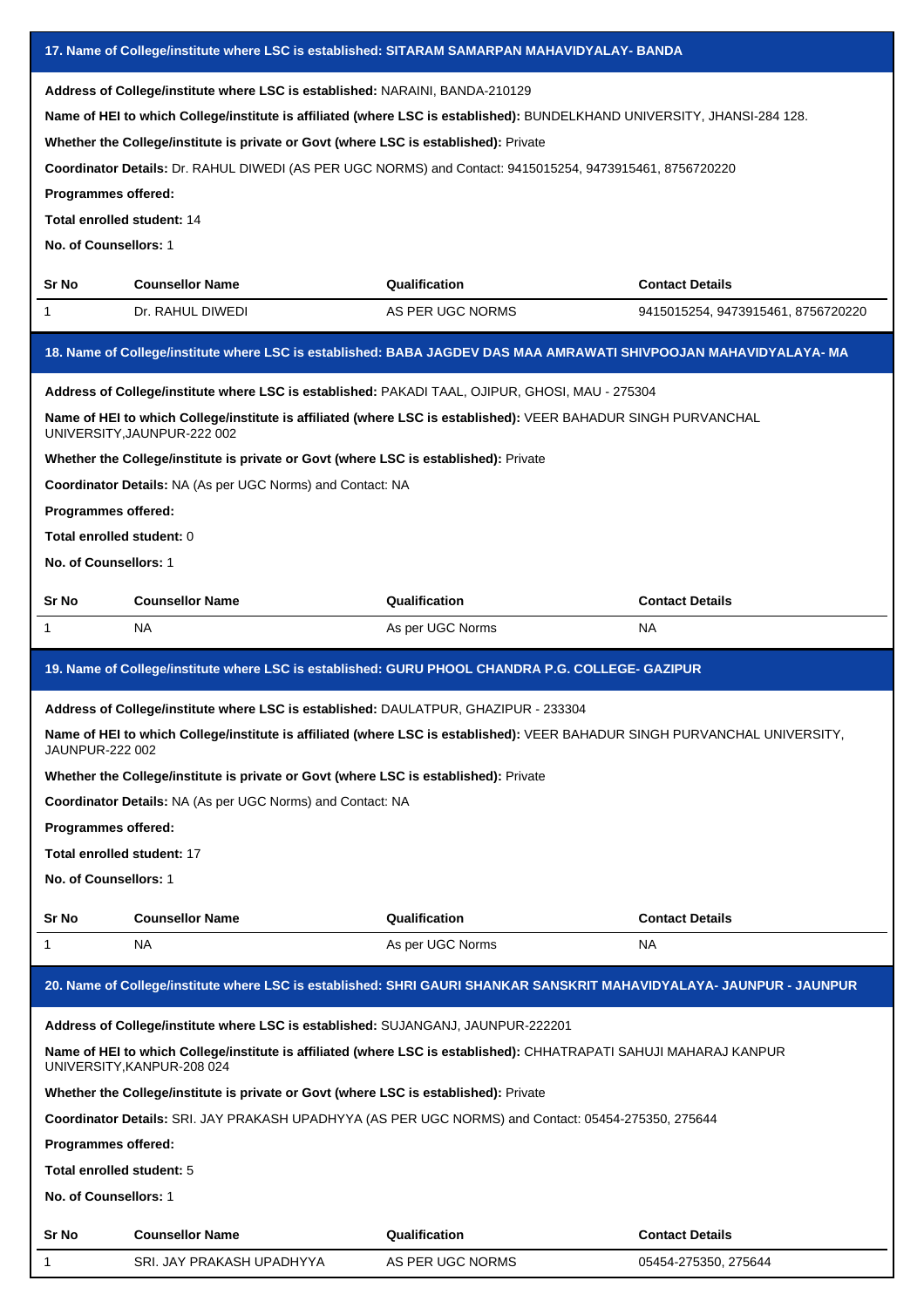## 17. Name of College/institute where LSC is established: SITARAM SAMARPAN MAHAVIDYALAY- BANDA

**Address of College/institute where LSC is established:** NARAINI, BANDA-210129

**Name of HEI to which College/institute is affiliated (where LSC is established):** BUNDELKHAND UNIVERSITY, JHANSI-284 128.

**Whether the College/institute is private or Govt (where LSC is established):** Private

**Coordinator Details:** Dr. RAHUL DIWEDI (AS PER UGC NORMS) and Contact: 9415015254, 9473915461, 8756720220

**Programmes offered:**

**Total enrolled student:** 14

**No. of Counsellors:** 1

| Sr No | Counsellor Name | Qualification | Contact Details |
|---|---|---|---|
| 1 | Dr. RAHUL DIWEDI | AS PER UGC NORMS | 9415015254, 9473915461, 8756720220 |

## 18. Name of College/institute where LSC is established: BABA JAGDEV DAS MAA AMRAWATI SHIVPOOJAN MAHAVIDYALAYA- MA

**Address of College/institute where LSC is established:** PAKADI TAAL, OJIPUR, GHOSI, MAU - 275304

**Name of HEI to which College/institute is affiliated (where LSC is established):** VEER BAHADUR SINGH PURVANCHAL UNIVERSITY,JAUNPUR-222 002

**Whether the College/institute is private or Govt (where LSC is established):** Private

**Coordinator Details:** NA (As per UGC Norms) and Contact: NA

**Programmes offered:**

**Total enrolled student:** 0

**No. of Counsellors:** 1

| Sr No | Counsellor Name | Qualification | Contact Details |
|---|---|---|---|
| 1 | NA | As per UGC Norms | NA |

## 19. Name of College/institute where LSC is established: GURU PHOOL CHANDRA P.G. COLLEGE- GAZIPUR

**Address of College/institute where LSC is established:** DAULATPUR, GHAZIPUR - 233304

**Name of HEI to which College/institute is affiliated (where LSC is established):** VEER BAHADUR SINGH PURVANCHAL UNIVERSITY, JAUNPUR-222 002

**Whether the College/institute is private or Govt (where LSC is established):** Private

**Coordinator Details:** NA (As per UGC Norms) and Contact: NA

**Programmes offered:**

**Total enrolled student:** 17

**No. of Counsellors:** 1

| Sr No | Counsellor Name | Qualification | Contact Details |
|---|---|---|---|
| 1 | NA | As per UGC Norms | NA |

## 20. Name of College/institute where LSC is established: SHRI GAURI SHANKAR SANSKRIT MAHAVIDYALAYA- JAUNPUR - JAUNPUR

**Address of College/institute where LSC is established:** SUJANGANJ, JAUNPUR-222201

**Name of HEI to which College/institute is affiliated (where LSC is established):** CHHATRAPATI SAHUJI MAHARAJ KANPUR UNIVERSITY,KANPUR-208 024

**Whether the College/institute is private or Govt (where LSC is established):** Private

**Coordinator Details:** SRI. JAY PRAKASH UPADHYYA (AS PER UGC NORMS) and Contact: 05454-275350, 275644

**Programmes offered:**

**Total enrolled student:** 5

**No. of Counsellors:** 1

| Sr No | Counsellor Name | Qualification | Contact Details |
|---|---|---|---|
| 1 | SRI. JAY PRAKASH UPADHYYA | AS PER UGC NORMS | 05454-275350, 275644 |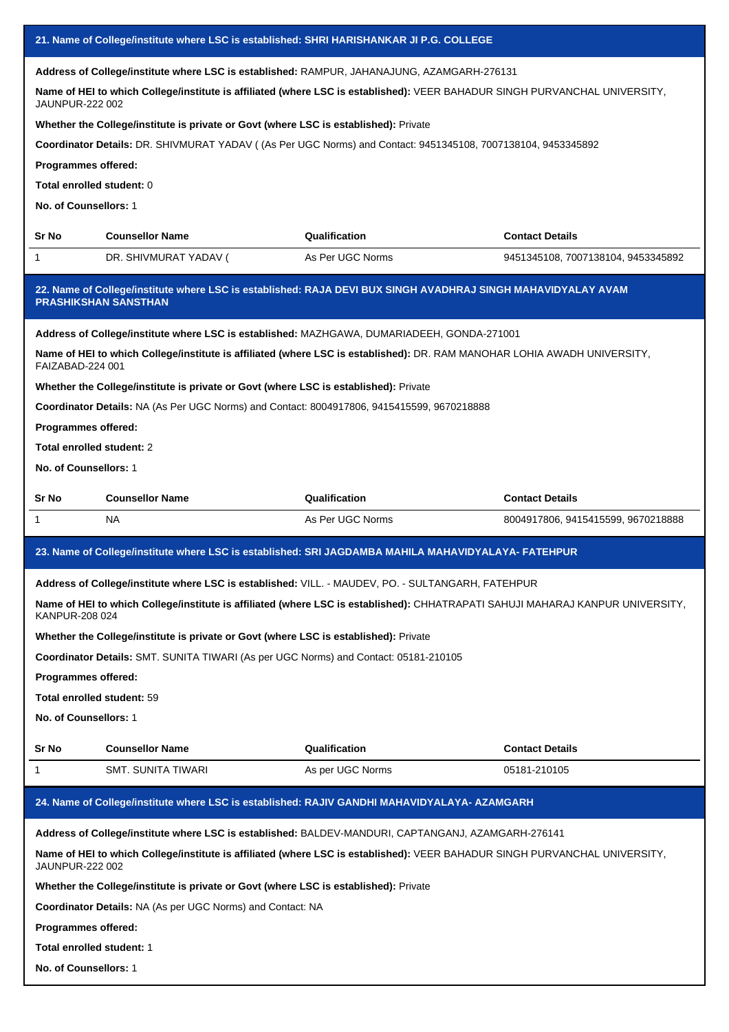## 21. Name of College/institute where LSC is established: SHRI HARISHANKAR JI P.G. COLLEGE

**Address of College/institute where LSC is established:** RAMPUR, JAHANAJUNG, AZAMGARH-276131

**Name of HEI to which College/institute is affiliated (where LSC is established):** VEER BAHADUR SINGH PURVANCHAL UNIVERSITY, JAUNPUR-222 002

**Whether the College/institute is private or Govt (where LSC is established):** Private

**Coordinator Details:** DR. SHIVMURAT YADAV ( (As Per UGC Norms) and Contact: 9451345108, 7007138104, 9453345892

**Programmes offered:**

**Total enrolled student:** 0

**No. of Counsellors:** 1

| Sr No | Counsellor Name | Qualification | Contact Details |
|---|---|---|---|
| 1 | DR. SHIVMURAT YADAV ( | As Per UGC Norms | 9451345108, 7007138104, 9453345892 |

## 22. Name of College/institute where LSC is established: RAJA DEVI BUX SINGH AVADHRAJ SINGH MAHAVIDYALAY AVAM PRASHIKSHAN SANSTHAN

**Address of College/institute where LSC is established:** MAZHGAWA, DUMARIADEEH, GONDA-271001

**Name of HEI to which College/institute is affiliated (where LSC is established):** DR. RAM MANOHAR LOHIA AWADH UNIVERSITY, FAIZABAD-224 001

**Whether the College/institute is private or Govt (where LSC is established):** Private

**Coordinator Details:** NA (As Per UGC Norms) and Contact: 8004917806, 9415415599, 9670218888

**Programmes offered:**

**Total enrolled student:** 2

**No. of Counsellors:** 1

| Sr No | Counsellor Name | Qualification | Contact Details |
|---|---|---|---|
| 1 | NA | As Per UGC Norms | 8004917806, 9415415599, 9670218888 |

## 23. Name of College/institute where LSC is established: SRI JAGDAMBA MAHILA MAHAVIDYALAYA- FATEHPUR

**Address of College/institute where LSC is established:** VILL. - MAUDEV, PO. - SULTANGARH, FATEHPUR

**Name of HEI to which College/institute is affiliated (where LSC is established):** CHHATRAPATI SAHUJI MAHARAJ KANPUR UNIVERSITY, KANPUR-208 024

**Whether the College/institute is private or Govt (where LSC is established):** Private

**Coordinator Details:** SMT. SUNITA TIWARI (As per UGC Norms) and Contact: 05181-210105

**Programmes offered:**

**Total enrolled student:** 59

**No. of Counsellors:** 1

| Sr No | Counsellor Name | Qualification | Contact Details |
|---|---|---|---|
| 1 | SMT. SUNITA TIWARI | As per UGC Norms | 05181-210105 |

## 24. Name of College/institute where LSC is established: RAJIV GANDHI MAHAVIDYALAYA- AZAMGARH

**Address of College/institute where LSC is established:** BALDEV-MANDURI, CAPTANGANJ, AZAMGARH-276141

**Name of HEI to which College/institute is affiliated (where LSC is established):** VEER BAHADUR SINGH PURVANCHAL UNIVERSITY, JAUNPUR-222 002

**Whether the College/institute is private or Govt (where LSC is established):** Private

**Coordinator Details:** NA (As per UGC Norms) and Contact: NA

**Programmes offered:**

**Total enrolled student:** 1

**No. of Counsellors:** 1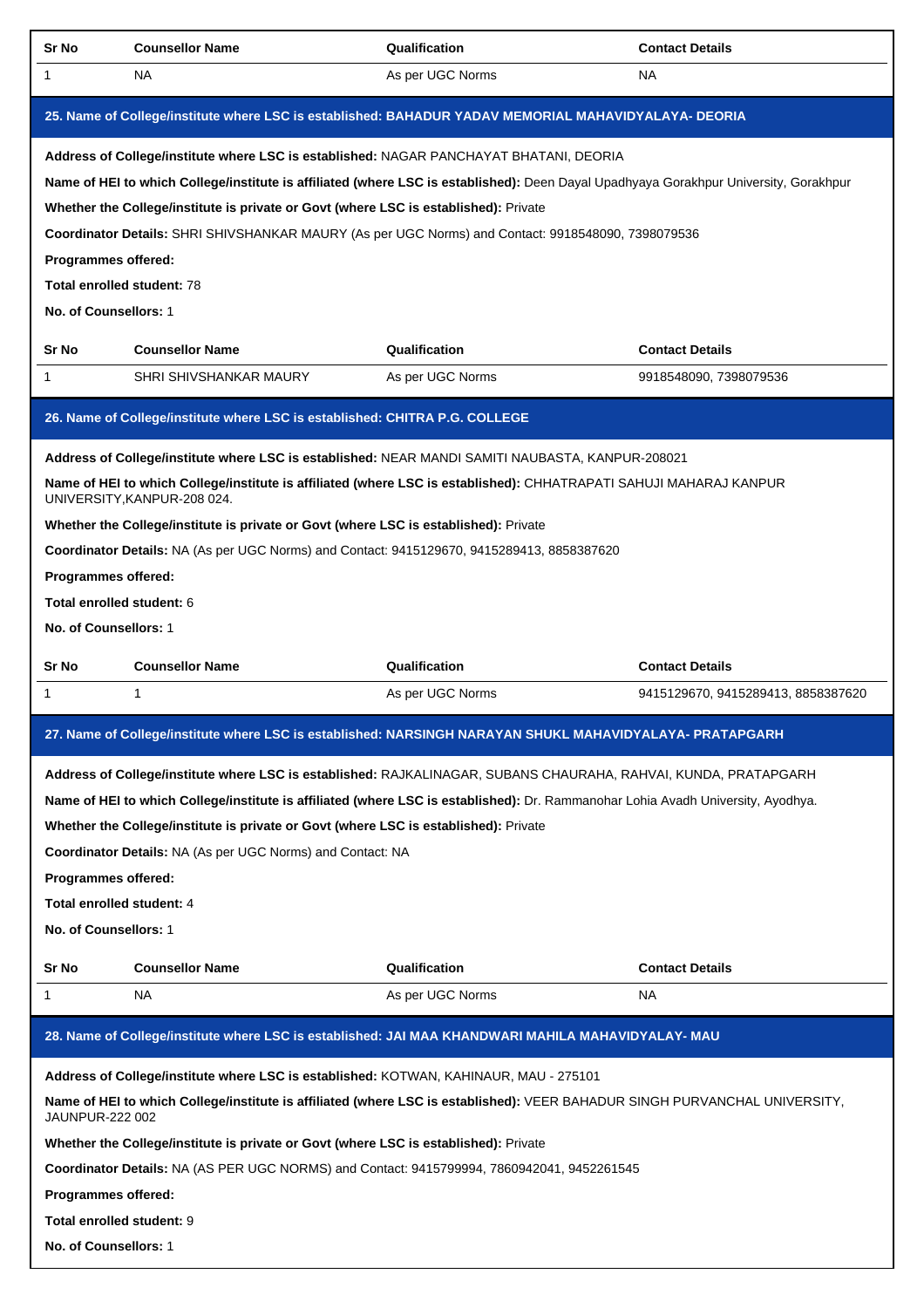| Sr No | Counsellor Name | Qualification | Contact Details |
| --- | --- | --- | --- |
| 1 | NA | As per UGC Norms | NA |

## 25. Name of College/institute where LSC is established: BAHADUR YADAV MEMORIAL MAHAVIDYALAYA- DEORIA

**Address of College/institute where LSC is established:** NAGAR PANCHAYAT BHATANI, DEORIA

**Name of HEI to which College/institute is affiliated (where LSC is established):** Deen Dayal Upadhyaya Gorakhpur University, Gorakhpur

**Whether the College/institute is private or Govt (where LSC is established):** Private

**Coordinator Details:** SHRI SHIVSHANKAR MAURY (As per UGC Norms) and Contact: 9918548090, 7398079536

**Programmes offered:**

**Total enrolled student:** 78

**No. of Counsellors:** 1

| Sr No | Counsellor Name | Qualification | Contact Details |
| --- | --- | --- | --- |
| 1 | SHRI SHIVSHANKAR MAURY | As per UGC Norms | 9918548090, 7398079536 |

## 26. Name of College/institute where LSC is established: CHITRA P.G. COLLEGE

**Address of College/institute where LSC is established:** NEAR MANDI SAMITI NAUBASTA, KANPUR-208021

**Name of HEI to which College/institute is affiliated (where LSC is established):** CHHATRAPATI SAHUJI MAHARAJ KANPUR UNIVERSITY,KANPUR-208 024.

**Whether the College/institute is private or Govt (where LSC is established):** Private

**Coordinator Details:** NA (As per UGC Norms) and Contact: 9415129670, 9415289413, 8858387620

**Programmes offered:**

**Total enrolled student:** 6

**No. of Counsellors:** 1

| Sr No | Counsellor Name | Qualification | Contact Details |
| --- | --- | --- | --- |
| 1 | 1 | As per UGC Norms | 9415129670, 9415289413, 8858387620 |

## 27. Name of College/institute where LSC is established: NARSINGH NARAYAN SHUKL MAHAVIDYALAYA- PRATAPGARH

**Address of College/institute where LSC is established:** RAJKALINAGAR, SUBANS CHAURAHA, RAHVAI, KUNDA, PRATAPGARH

**Name of HEI to which College/institute is affiliated (where LSC is established):** Dr. Rammanohar Lohia Avadh University, Ayodhya.

**Whether the College/institute is private or Govt (where LSC is established):** Private

**Coordinator Details:** NA (As per UGC Norms) and Contact: NA

**Programmes offered:**

**Total enrolled student:** 4

**No. of Counsellors:** 1

| Sr No | Counsellor Name | Qualification | Contact Details |
| --- | --- | --- | --- |
| 1 | NA | As per UGC Norms | NA |

## 28. Name of College/institute where LSC is established: JAI MAA KHANDWARI MAHILA MAHAVIDYALAY- MAU

**Address of College/institute where LSC is established:** KOTWAN, KAHINAUR, MAU - 275101

**Name of HEI to which College/institute is affiliated (where LSC is established):** VEER BAHADUR SINGH PURVANCHAL UNIVERSITY, JAUNPUR-222 002

**Whether the College/institute is private or Govt (where LSC is established):** Private

**Coordinator Details:** NA (AS PER UGC NORMS) and Contact: 9415799994, 7860942041, 9452261545

**Programmes offered:**

**Total enrolled student:** 9

**No. of Counsellors:** 1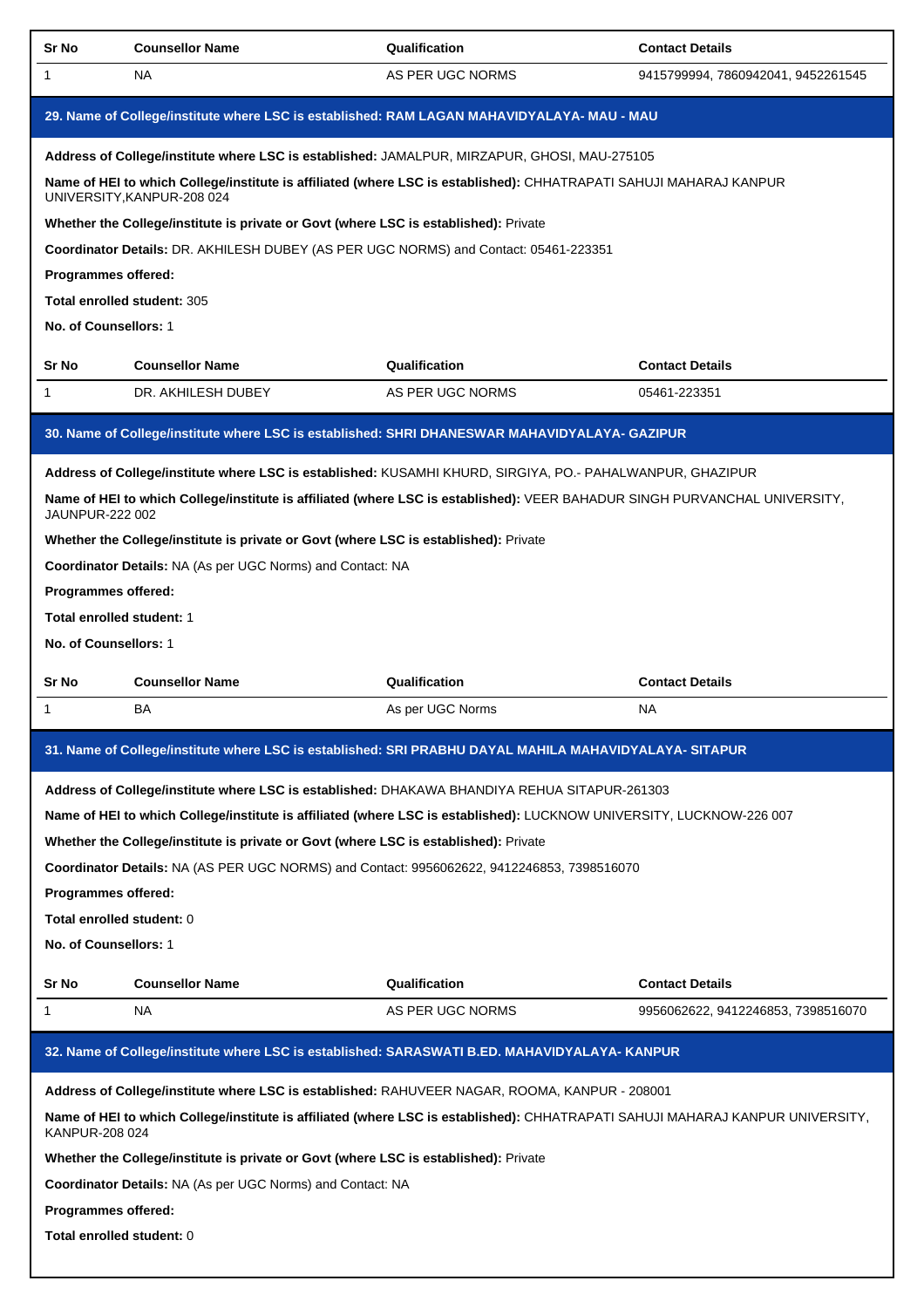| Sr No | Counsellor Name | Qualification | Contact Details |
|---|---|---|---|
| 1 | NA | AS PER UGC NORMS | 9415799994, 7860942041, 9452261545 |

### 29. Name of College/institute where LSC is established: RAM LAGAN MAHAVIDYALAYA- MAU - MAU

**Address of College/institute where LSC is established:** JAMALPUR, MIRZAPUR, GHOSI, MAU-275105

**Name of HEI to which College/institute is affiliated (where LSC is established):** CHHATRAPATI SAHUJI MAHARAJ KANPUR UNIVERSITY,KANPUR-208 024

**Whether the College/institute is private or Govt (where LSC is established):** Private

**Coordinator Details:** DR. AKHILESH DUBEY (AS PER UGC NORMS) and Contact: 05461-223351

**Programmes offered:**

**Total enrolled student:** 305

**No. of Counsellors:** 1

| Sr No | Counsellor Name | Qualification | Contact Details |
|---|---|---|---|
| 1 | DR. AKHILESH DUBEY | AS PER UGC NORMS | 05461-223351 |

### 30. Name of College/institute where LSC is established: SHRI DHANESWAR MAHAVIDYALAYA- GAZIPUR

**Address of College/institute where LSC is established:** KUSAMHI KHURD, SIRGIYA, PO.- PAHALWANPUR, GHAZIPUR

**Name of HEI to which College/institute is affiliated (where LSC is established):** VEER BAHADUR SINGH PURVANCHAL UNIVERSITY, JAUNPUR-222 002

**Whether the College/institute is private or Govt (where LSC is established):** Private

**Coordinator Details:** NA (As per UGC Norms) and Contact: NA

**Programmes offered:**

**Total enrolled student:** 1

**No. of Counsellors:** 1

| Sr No | Counsellor Name | Qualification | Contact Details |
|---|---|---|---|
| 1 | BA | As per UGC Norms | NA |

### 31. Name of College/institute where LSC is established: SRI PRABHU DAYAL MAHILA MAHAVIDYALAYA- SITAPUR

**Address of College/institute where LSC is established:** DHAKAWA BHANDIYA REHUA SITAPUR-261303

**Name of HEI to which College/institute is affiliated (where LSC is established):** LUCKNOW UNIVERSITY, LUCKNOW-226 007

**Whether the College/institute is private or Govt (where LSC is established):** Private

**Coordinator Details:** NA (AS PER UGC NORMS) and Contact: 9956062622, 9412246853, 7398516070

**Programmes offered:**

**Total enrolled student:** 0

**No. of Counsellors:** 1

| Sr No | Counsellor Name | Qualification | Contact Details |
|---|---|---|---|
| 1 | NA | AS PER UGC NORMS | 9956062622, 9412246853, 7398516070 |

### 32. Name of College/institute where LSC is established: SARASWATI B.ED. MAHAVIDYALAYA- KANPUR

**Address of College/institute where LSC is established:** RAHUVEER NAGAR, ROOMA, KANPUR - 208001

**Name of HEI to which College/institute is affiliated (where LSC is established):** CHHATRAPATI SAHUJI MAHARAJ KANPUR UNIVERSITY, KANPUR-208 024

**Whether the College/institute is private or Govt (where LSC is established):** Private

**Coordinator Details:** NA (As per UGC Norms) and Contact: NA

**Programmes offered:**

**Total enrolled student:** 0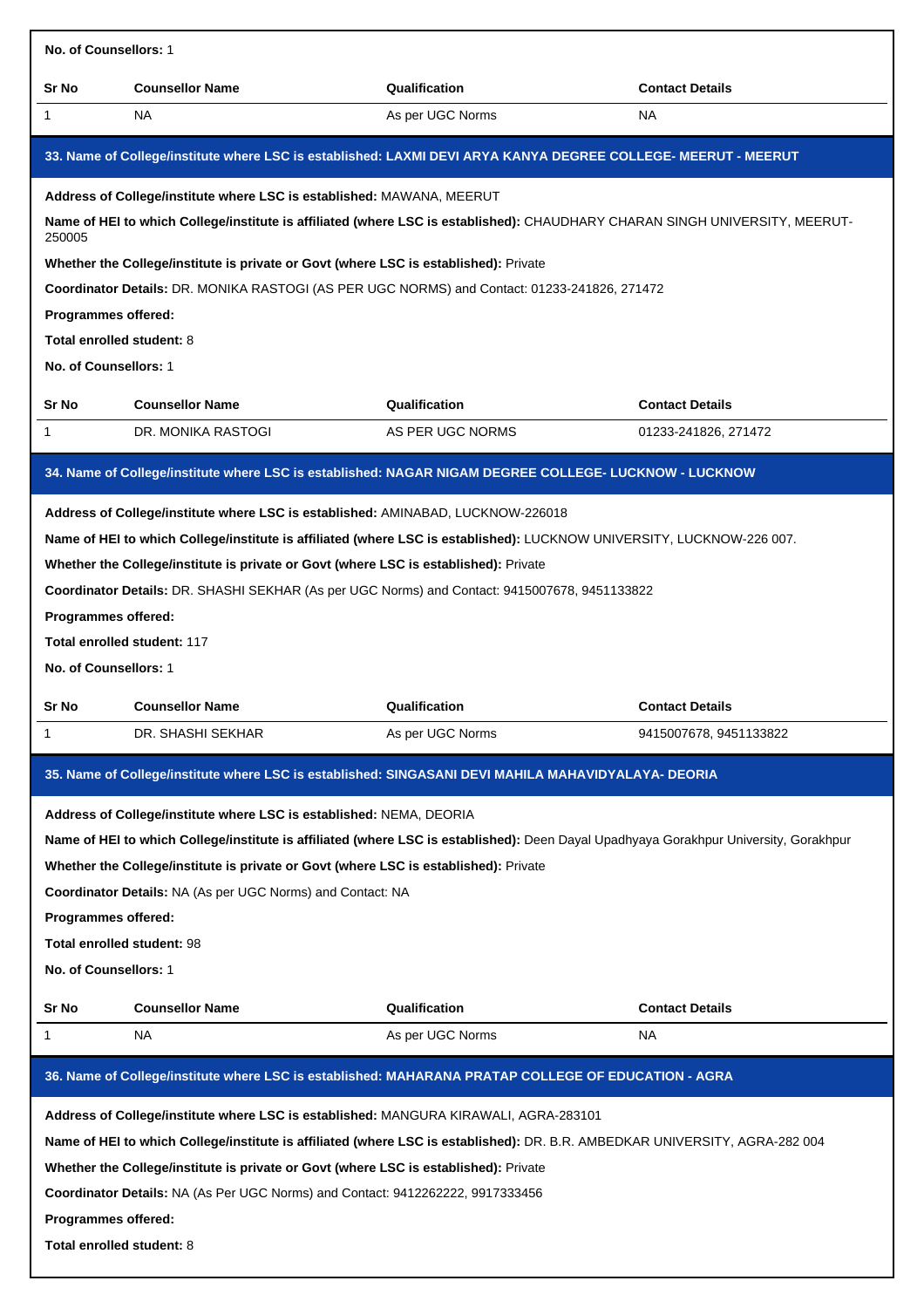**No. of Counsellors:** 1

| Sr No | Counsellor Name | Qualification | Contact Details |
|---|---|---|---|
| 1 | NA | As per UGC Norms | NA |

### 33. Name of College/institute where LSC is established: LAXMI DEVI ARYA KANYA DEGREE COLLEGE- MEERUT - MEERUT

**Address of College/institute where LSC is established:** MAWANA, MEERUT

**Name of HEI to which College/institute is affiliated (where LSC is established):** CHAUDHARY CHARAN SINGH UNIVERSITY, MEERUT-250005

**Whether the College/institute is private or Govt (where LSC is established):** Private

**Coordinator Details:** DR. MONIKA RASTOGI (AS PER UGC NORMS) and Contact: 01233-241826, 271472

**Programmes offered:**

**Total enrolled student:** 8

**No. of Counsellors:** 1

| Sr No | Counsellor Name | Qualification | Contact Details |
|---|---|---|---|
| 1 | DR. MONIKA RASTOGI | AS PER UGC NORMS | 01233-241826, 271472 |

### 34. Name of College/institute where LSC is established: NAGAR NIGAM DEGREE COLLEGE- LUCKNOW - LUCKNOW

**Address of College/institute where LSC is established:** AMINABAD, LUCKNOW-226018

**Name of HEI to which College/institute is affiliated (where LSC is established):** LUCKNOW UNIVERSITY, LUCKNOW-226 007.

**Whether the College/institute is private or Govt (where LSC is established):** Private

**Coordinator Details:** DR. SHASHI SEKHAR (As per UGC Norms) and Contact: 9415007678, 9451133822

**Programmes offered:**

**Total enrolled student:** 117

**No. of Counsellors:** 1

| Sr No | Counsellor Name | Qualification | Contact Details |
|---|---|---|---|
| 1 | DR. SHASHI SEKHAR | As per UGC Norms | 9415007678, 9451133822 |

### 35. Name of College/institute where LSC is established: SINGASANI DEVI MAHILA MAHAVIDYALAYA- DEORIA

**Address of College/institute where LSC is established:** NEMA, DEORIA

**Name of HEI to which College/institute is affiliated (where LSC is established):** Deen Dayal Upadhyaya Gorakhpur University, Gorakhpur

**Whether the College/institute is private or Govt (where LSC is established):** Private

**Coordinator Details:** NA (As per UGC Norms) and Contact: NA

**Programmes offered:**

**Total enrolled student:** 98

**No. of Counsellors:** 1

| Sr No | Counsellor Name | Qualification | Contact Details |
|---|---|---|---|
| 1 | NA | As per UGC Norms | NA |

### 36. Name of College/institute where LSC is established: MAHARANA PRATAP COLLEGE OF EDUCATION - AGRA

**Address of College/institute where LSC is established:** MANGURA KIRAWALI, AGRA-283101

**Name of HEI to which College/institute is affiliated (where LSC is established):** DR. B.R. AMBEDKAR UNIVERSITY, AGRA-282 004

**Whether the College/institute is private or Govt (where LSC is established):** Private

**Coordinator Details:** NA (As Per UGC Norms) and Contact: 9412262222, 9917333456

**Programmes offered:**

**Total enrolled student:** 8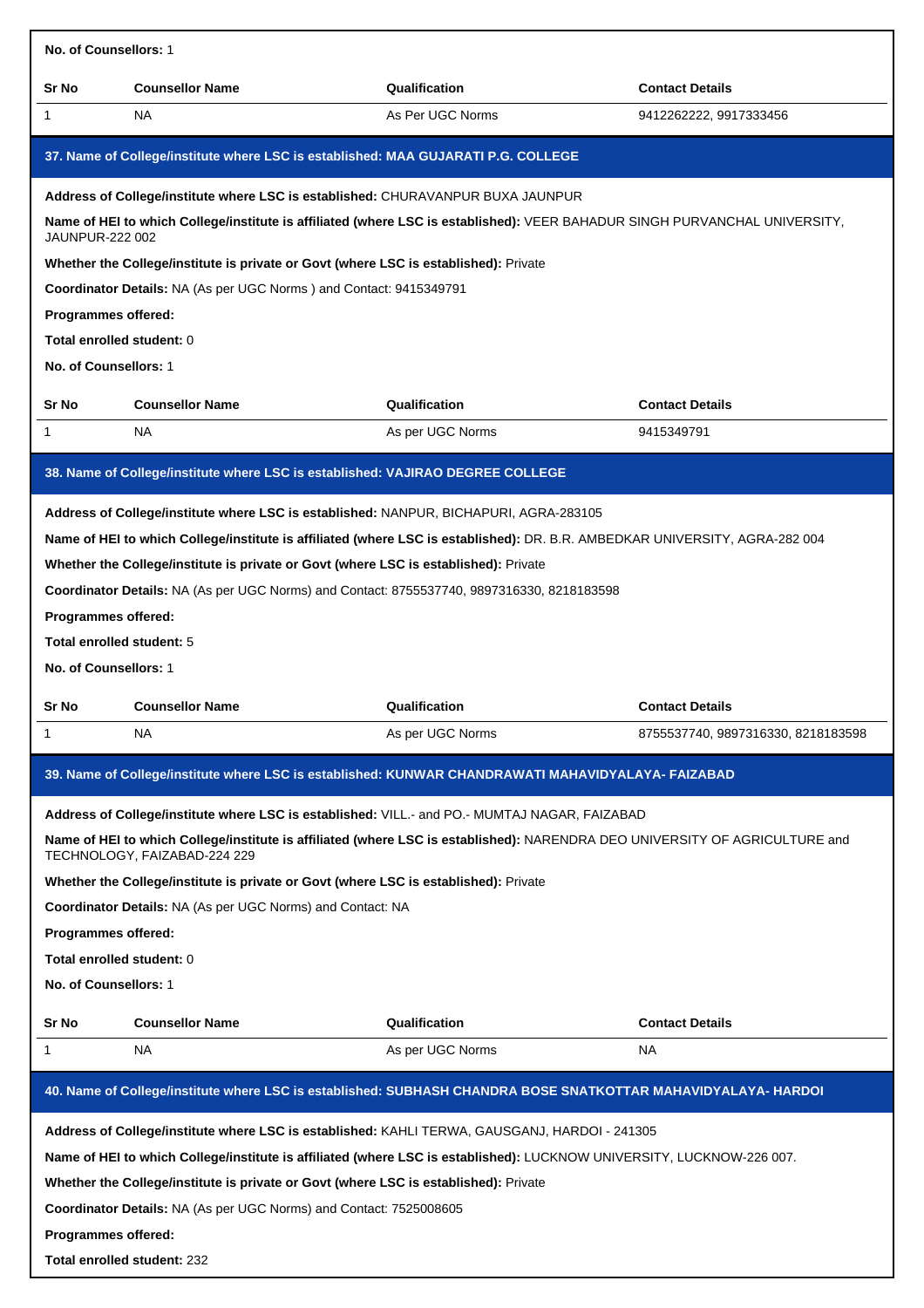**No. of Counsellors:** 1

| Sr No | Counsellor Name | Qualification | Contact Details |
| --- | --- | --- | --- |
| 1 | NA | As Per UGC Norms | 9412262222, 9917333456 |

### 37. Name of College/institute where LSC is established: MAA GUJARATI P.G. COLLEGE

**Address of College/institute where LSC is established:** CHURAVANPUR BUXA JAUNPUR

**Name of HEI to which College/institute is affiliated (where LSC is established):** VEER BAHADUR SINGH PURVANCHAL UNIVERSITY, JAUNPUR-222 002

**Whether the College/institute is private or Govt (where LSC is established):** Private

**Coordinator Details:** NA (As per UGC Norms ) and Contact: 9415349791

**Programmes offered:**

**Total enrolled student:** 0

**No. of Counsellors:** 1

| Sr No | Counsellor Name | Qualification | Contact Details |
| --- | --- | --- | --- |
| 1 | NA | As per UGC Norms | 9415349791 |

### 38. Name of College/institute where LSC is established: VAJIRAO DEGREE COLLEGE

**Address of College/institute where LSC is established:** NANPUR, BICHAPURI, AGRA-283105

**Name of HEI to which College/institute is affiliated (where LSC is established):** DR. B.R. AMBEDKAR UNIVERSITY, AGRA-282 004

**Whether the College/institute is private or Govt (where LSC is established):** Private

**Coordinator Details:** NA (As per UGC Norms) and Contact: 8755537740, 9897316330, 8218183598

**Programmes offered:**

**Total enrolled student:** 5

**No. of Counsellors:** 1

| Sr No | Counsellor Name | Qualification | Contact Details |
| --- | --- | --- | --- |
| 1 | NA | As per UGC Norms | 8755537740, 9897316330, 8218183598 |

### 39. Name of College/institute where LSC is established: KUNWAR CHANDRAWATI MAHAVIDYALAYA- FAIZABAD

**Address of College/institute where LSC is established:** VILL.- and PO.- MUMTAJ NAGAR, FAIZABAD

**Name of HEI to which College/institute is affiliated (where LSC is established):** NARENDRA DEO UNIVERSITY OF AGRICULTURE and TECHNOLOGY, FAIZABAD-224 229

**Whether the College/institute is private or Govt (where LSC is established):** Private

**Coordinator Details:** NA (As per UGC Norms) and Contact: NA

**Programmes offered:**

**Total enrolled student:** 0

**No. of Counsellors:** 1

| Sr No | Counsellor Name | Qualification | Contact Details |
| --- | --- | --- | --- |
| 1 | NA | As per UGC Norms | NA |

### 40. Name of College/institute where LSC is established: SUBHASH CHANDRA BOSE SNATKOTTAR MAHAVIDYALAYA- HARDOI

**Address of College/institute where LSC is established:** KAHLI TERWA, GAUSGANJ, HARDOI - 241305

**Name of HEI to which College/institute is affiliated (where LSC is established):** LUCKNOW UNIVERSITY, LUCKNOW-226 007.

**Whether the College/institute is private or Govt (where LSC is established):** Private

**Coordinator Details:** NA (As per UGC Norms) and Contact: 7525008605

**Programmes offered:**

**Total enrolled student:** 232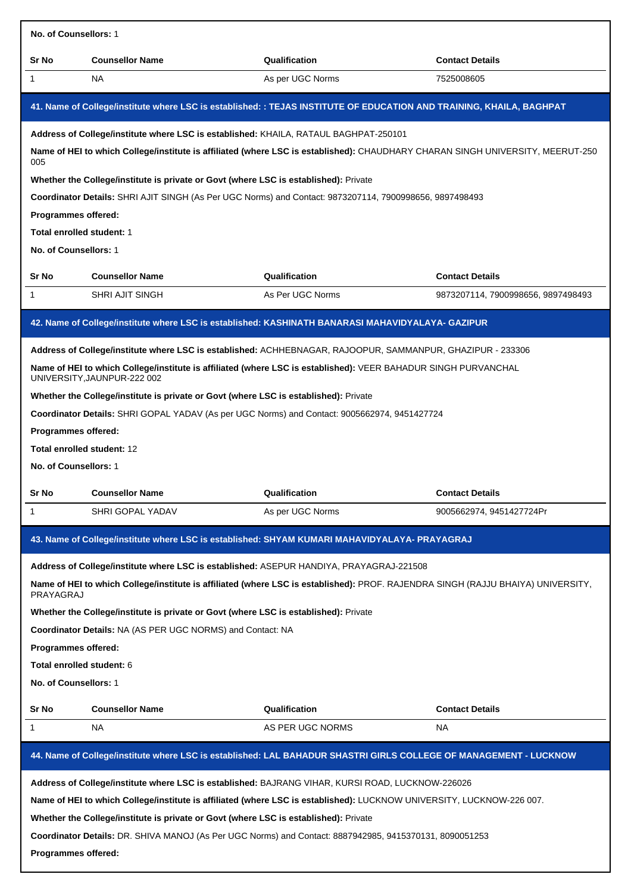**No. of Counsellors:** 1

| Sr No | Counsellor Name | Qualification | Contact Details |
|---|---|---|---|
| 1 | NA | As per UGC Norms | 7525008605 |

## 41. Name of College/institute where LSC is established: : TEJAS INSTITUTE OF EDUCATION AND TRAINING, KHAILA, BAGHPAT

**Address of College/institute where LSC is established:** KHAILA, RATAUL BAGHPAT-250101

**Name of HEI to which College/institute is affiliated (where LSC is established):** CHAUDHARY CHARAN SINGH UNIVERSITY, MEERUT-250 005

**Whether the College/institute is private or Govt (where LSC is established):** Private

**Coordinator Details:** SHRI AJIT SINGH (As Per UGC Norms) and Contact: 9873207114, 7900998656, 9897498493

**Programmes offered:**

**Total enrolled student:** 1

**No. of Counsellors:** 1

| Sr No | Counsellor Name | Qualification | Contact Details |
|---|---|---|---|
| 1 | SHRI AJIT SINGH | As Per UGC Norms | 9873207114, 7900998656, 9897498493 |

## 42. Name of College/institute where LSC is established: KASHINATH BANARASI MAHAVIDYALAYA- GAZIPUR

**Address of College/institute where LSC is established:** ACHHEBNAGAR, RAJOOPUR, SAMMANPUR, GHAZIPUR - 233306

**Name of HEI to which College/institute is affiliated (where LSC is established):** VEER BAHADUR SINGH PURVANCHAL UNIVERSITY,JAUNPUR-222 002

**Whether the College/institute is private or Govt (where LSC is established):** Private

**Coordinator Details:** SHRI GOPAL YADAV (As per UGC Norms) and Contact: 9005662974, 9451427724

**Programmes offered:**

**Total enrolled student:** 12

**No. of Counsellors:** 1

| Sr No | Counsellor Name | Qualification | Contact Details |
|---|---|---|---|
| 1 | SHRI GOPAL YADAV | As per UGC Norms | 9005662974, 9451427724Pr |

## 43. Name of College/institute where LSC is established: SHYAM KUMARI MAHAVIDYALAYA- PRAYAGRAJ

**Address of College/institute where LSC is established:** ASEPUR HANDIYA, PRAYAGRAJ-221508

**Name of HEI to which College/institute is affiliated (where LSC is established):** PROF. RAJENDRA SINGH (RAJJU BHAIYA) UNIVERSITY, PRAYAGRAJ

**Whether the College/institute is private or Govt (where LSC is established):** Private

**Coordinator Details:** NA (AS PER UGC NORMS) and Contact: NA

**Programmes offered:**

**Total enrolled student:** 6

**No. of Counsellors:** 1

| Sr No | Counsellor Name | Qualification | Contact Details |
|---|---|---|---|
| 1 | NA | AS PER UGC NORMS | NA |

## 44. Name of College/institute where LSC is established: LAL BAHADUR SHASTRI GIRLS COLLEGE OF MANAGEMENT - LUCKNOW

**Address of College/institute where LSC is established:** BAJRANG VIHAR, KURSI ROAD, LUCKNOW-226026

**Name of HEI to which College/institute is affiliated (where LSC is established):** LUCKNOW UNIVERSITY, LUCKNOW-226 007.

**Whether the College/institute is private or Govt (where LSC is established):** Private

**Coordinator Details:** DR. SHIVA MANOJ (As Per UGC Norms) and Contact: 8887942985, 9415370131, 8090051253

**Programmes offered:**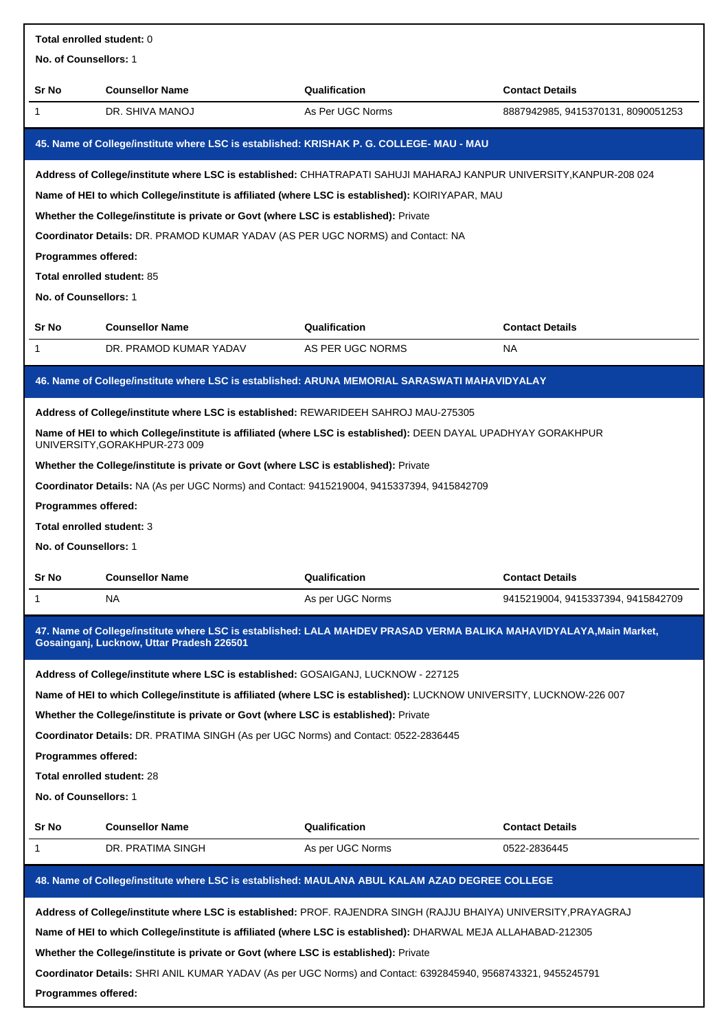**Total enrolled student:** 0

**No. of Counsellors:** 1

| Sr No | Counsellor Name | Qualification | Contact Details |
|---|---|---|---|
| 1 | DR. SHIVA MANOJ | As Per UGC Norms | 8887942985, 9415370131, 8090051253 |

## 45. Name of College/institute where LSC is established: KRISHAK P. G. COLLEGE- MAU - MAU

**Address of College/institute where LSC is established:** CHHATRAPATI SAHUJI MAHARAJ KANPUR UNIVERSITY,KANPUR-208 024

**Name of HEI to which College/institute is affiliated (where LSC is established):** KOIRIYAPAR, MAU

**Whether the College/institute is private or Govt (where LSC is established):** Private

**Coordinator Details:** DR. PRAMOD KUMAR YADAV (AS PER UGC NORMS) and Contact: NA

**Programmes offered:**

**Total enrolled student:** 85

**No. of Counsellors:** 1

| Sr No | Counsellor Name | Qualification | Contact Details |
|---|---|---|---|
| 1 | DR. PRAMOD KUMAR YADAV | AS PER UGC NORMS | NA |

## 46. Name of College/institute where LSC is established: ARUNA MEMORIAL SARASWATI MAHAVIDYALAY

**Address of College/institute where LSC is established:** REWARIDEEH SAHROJ MAU-275305

**Name of HEI to which College/institute is affiliated (where LSC is established):** DEEN DAYAL UPADHYAY GORAKHPUR UNIVERSITY,GORAKHPUR-273 009

**Whether the College/institute is private or Govt (where LSC is established):** Private

**Coordinator Details:** NA (As per UGC Norms) and Contact: 9415219004, 9415337394, 9415842709

**Programmes offered:**

**Total enrolled student:** 3

**No. of Counsellors:** 1

| Sr No | Counsellor Name | Qualification | Contact Details |
|---|---|---|---|
| 1 | NA | As per UGC Norms | 9415219004, 9415337394, 9415842709 |

## 47. Name of College/institute where LSC is established: LALA MAHDEV PRASAD VERMA BALIKA MAHAVIDYALAYA,Main Market, Gosainganj, Lucknow, Uttar Pradesh 226501

**Address of College/institute where LSC is established:** GOSAIGANJ, LUCKNOW - 227125

**Name of HEI to which College/institute is affiliated (where LSC is established):** LUCKNOW UNIVERSITY, LUCKNOW-226 007

**Whether the College/institute is private or Govt (where LSC is established):** Private

**Coordinator Details:** DR. PRATIMA SINGH (As per UGC Norms) and Contact: 0522-2836445

**Programmes offered:**

**Total enrolled student:** 28

**No. of Counsellors:** 1

| Sr No | Counsellor Name | Qualification | Contact Details |
|---|---|---|---|
| 1 | DR. PRATIMA SINGH | As per UGC Norms | 0522-2836445 |

## 48. Name of College/institute where LSC is established: MAULANA ABUL KALAM AZAD DEGREE COLLEGE

**Address of College/institute where LSC is established:** PROF. RAJENDRA SINGH (RAJJU BHAIYA) UNIVERSITY,PRAYAGRAJ

**Name of HEI to which College/institute is affiliated (where LSC is established):** DHARWAL MEJA ALLAHABAD-212305

**Whether the College/institute is private or Govt (where LSC is established):** Private

**Coordinator Details:** SHRI ANIL KUMAR YADAV (As per UGC Norms) and Contact: 6392845940, 9568743321, 9455245791

**Programmes offered:**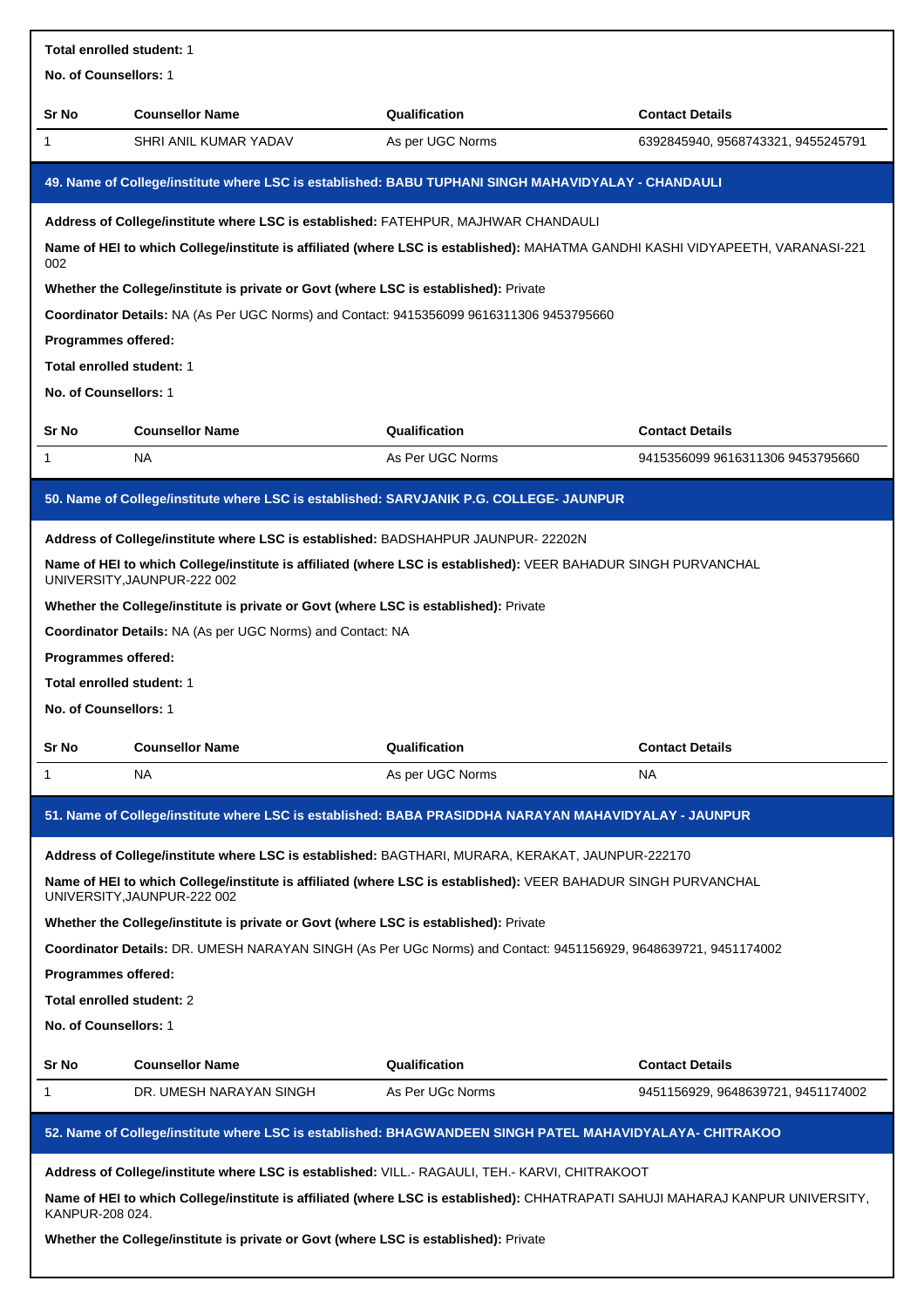**Total enrolled student:** 1

**No. of Counsellors:** 1

| Sr No | Counsellor Name | Qualification | Contact Details |
|---|---|---|---|
| 1 | SHRI ANIL KUMAR YADAV | As per UGC Norms | 6392845940, 9568743321, 9455245791 |

### 49. Name of College/institute where LSC is established: BABU TUPHANI SINGH MAHAVIDYALAY - CHANDAULI

**Address of College/institute where LSC is established:** FATEHPUR, MAJHWAR CHANDAULI

**Name of HEI to which College/institute is affiliated (where LSC is established):** MAHATMA GANDHI KASHI VIDYAPEETH, VARANASI-221 002

**Whether the College/institute is private or Govt (where LSC is established):** Private

**Coordinator Details:** NA (As Per UGC Norms) and Contact: 9415356099 9616311306 9453795660

**Programmes offered:**

**Total enrolled student:** 1

**No. of Counsellors:** 1

| Sr No | Counsellor Name | Qualification | Contact Details |
|---|---|---|---|
| 1 | NA | As Per UGC Norms | 9415356099 9616311306 9453795660 |

### 50. Name of College/institute where LSC is established: SARVJANIK P.G. COLLEGE- JAUNPUR

**Address of College/institute where LSC is established:** BADSHAHPUR JAUNPUR- 22202N

**Name of HEI to which College/institute is affiliated (where LSC is established):** VEER BAHADUR SINGH PURVANCHAL UNIVERSITY,JAUNPUR-222 002

**Whether the College/institute is private or Govt (where LSC is established):** Private

**Coordinator Details:** NA (As per UGC Norms) and Contact: NA

**Programmes offered:**

**Total enrolled student:** 1

**No. of Counsellors:** 1

| Sr No | Counsellor Name | Qualification | Contact Details |
|---|---|---|---|
| 1 | NA | As per UGC Norms | NA |

### 51. Name of College/institute where LSC is established: BABA PRASIDDHA NARAYAN MAHAVIDYALAY - JAUNPUR

**Address of College/institute where LSC is established:** BAGTHARI, MURARA, KERAKAT, JAUNPUR-222170

**Name of HEI to which College/institute is affiliated (where LSC is established):** VEER BAHADUR SINGH PURVANCHAL UNIVERSITY,JAUNPUR-222 002

**Whether the College/institute is private or Govt (where LSC is established):** Private

**Coordinator Details:** DR. UMESH NARAYAN SINGH (As Per UGc Norms) and Contact: 9451156929, 9648639721, 9451174002

**Programmes offered:**

**Total enrolled student:** 2

**No. of Counsellors:** 1

| Sr No | Counsellor Name | Qualification | Contact Details |
|---|---|---|---|
| 1 | DR. UMESH NARAYAN SINGH | As Per UGc Norms | 9451156929, 9648639721, 9451174002 |

### 52. Name of College/institute where LSC is established: BHAGWANDEEN SINGH PATEL MAHAVIDYALAYA- CHITRAKOO

**Address of College/institute where LSC is established:** VILL.- RAGAULI, TEH.- KARVI, CHITRAKOOT

**Name of HEI to which College/institute is affiliated (where LSC is established):** CHHATRAPATI SAHUJI MAHARAJ KANPUR UNIVERSITY, KANPUR-208 024.

**Whether the College/institute is private or Govt (where LSC is established):** Private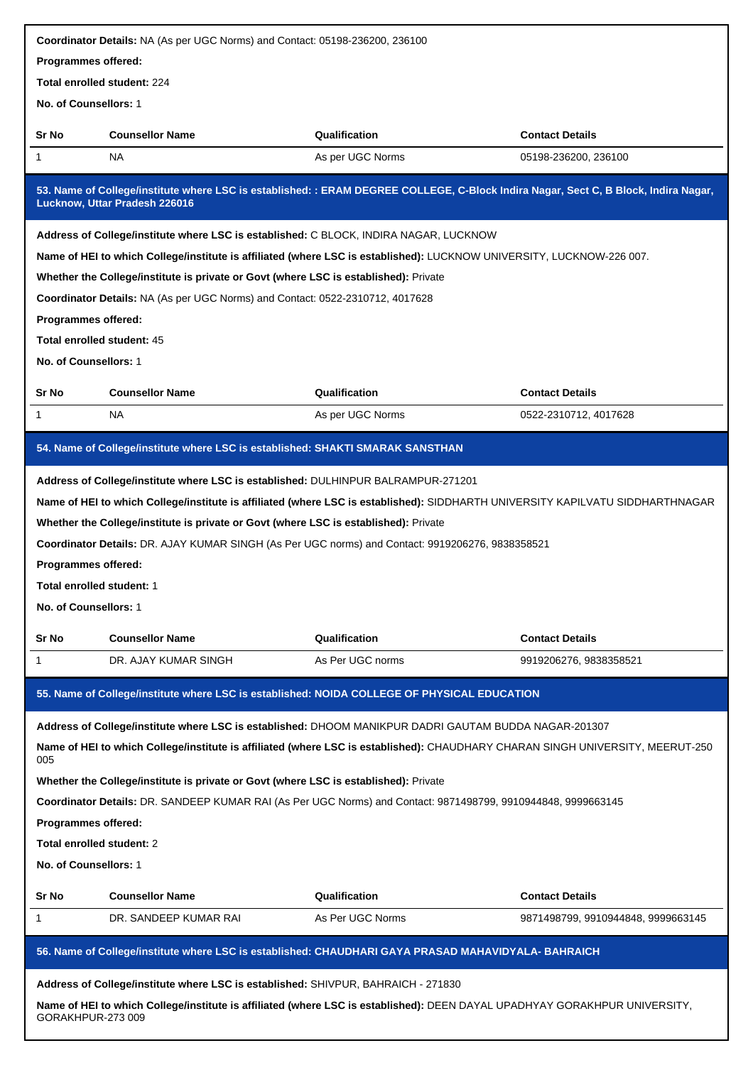**Coordinator Details:** NA (As per UGC Norms) and Contact: 05198-236200, 236100

**Programmes offered:**

**Total enrolled student:** 224

**No. of Counsellors:** 1

| Sr No | Counsellor Name | Qualification | Contact Details |
|---|---|---|---|
| 1 | NA | As per UGC Norms | 05198-236200, 236100 |

### 53. Name of College/institute where LSC is established: : ERAM DEGREE COLLEGE, C-Block Indira Nagar, Sect C, B Block, Indira Nagar, Lucknow, Uttar Pradesh 226016

**Address of College/institute where LSC is established:** C BLOCK, INDIRA NAGAR, LUCKNOW

**Name of HEI to which College/institute is affiliated (where LSC is established):** LUCKNOW UNIVERSITY, LUCKNOW-226 007.

**Whether the College/institute is private or Govt (where LSC is established):** Private

**Coordinator Details:** NA (As per UGC Norms) and Contact: 0522-2310712, 4017628

**Programmes offered:**

**Total enrolled student:** 45

**No. of Counsellors:** 1

| Sr No | Counsellor Name | Qualification | Contact Details |
|---|---|---|---|
| 1 | NA | As per UGC Norms | 0522-2310712, 4017628 |

### 54. Name of College/institute where LSC is established: SHAKTI SMARAK SANSTHAN

**Address of College/institute where LSC is established:** DULHINPUR BALRAMPUR-271201

**Name of HEI to which College/institute is affiliated (where LSC is established):** SIDDHARTH UNIVERSITY KAPILVATU SIDDHARTHNAGAR

**Whether the College/institute is private or Govt (where LSC is established):** Private

**Coordinator Details:** DR. AJAY KUMAR SINGH (As Per UGC norms) and Contact: 9919206276, 9838358521

**Programmes offered:**

**Total enrolled student:** 1

**No. of Counsellors:** 1

| Sr No | Counsellor Name | Qualification | Contact Details |
|---|---|---|---|
| 1 | DR. AJAY KUMAR SINGH | As Per UGC norms | 9919206276, 9838358521 |

### 55. Name of College/institute where LSC is established: NOIDA COLLEGE OF PHYSICAL EDUCATION

**Address of College/institute where LSC is established:** DHOOM MANIKPUR DADRI GAUTAM BUDDA NAGAR-201307

**Name of HEI to which College/institute is affiliated (where LSC is established):** CHAUDHARY CHARAN SINGH UNIVERSITY, MEERUT-250 005

**Whether the College/institute is private or Govt (where LSC is established):** Private

**Coordinator Details:** DR. SANDEEP KUMAR RAI (As Per UGC Norms) and Contact: 9871498799, 9910944848, 9999663145

**Programmes offered:**

**Total enrolled student:** 2

**No. of Counsellors:** 1

| Sr No | Counsellor Name | Qualification | Contact Details |
|---|---|---|---|
| 1 | DR. SANDEEP KUMAR RAI | As Per UGC Norms | 9871498799, 9910944848, 9999663145 |

### 56. Name of College/institute where LSC is established: CHAUDHARI GAYA PRASAD MAHAVIDYALA- BAHRAICH

**Address of College/institute where LSC is established:** SHIVPUR, BAHRAICH - 271830

**Name of HEI to which College/institute is affiliated (where LSC is established):** DEEN DAYAL UPADHYAY GORAKHPUR UNIVERSITY, GORAKHPUR-273 009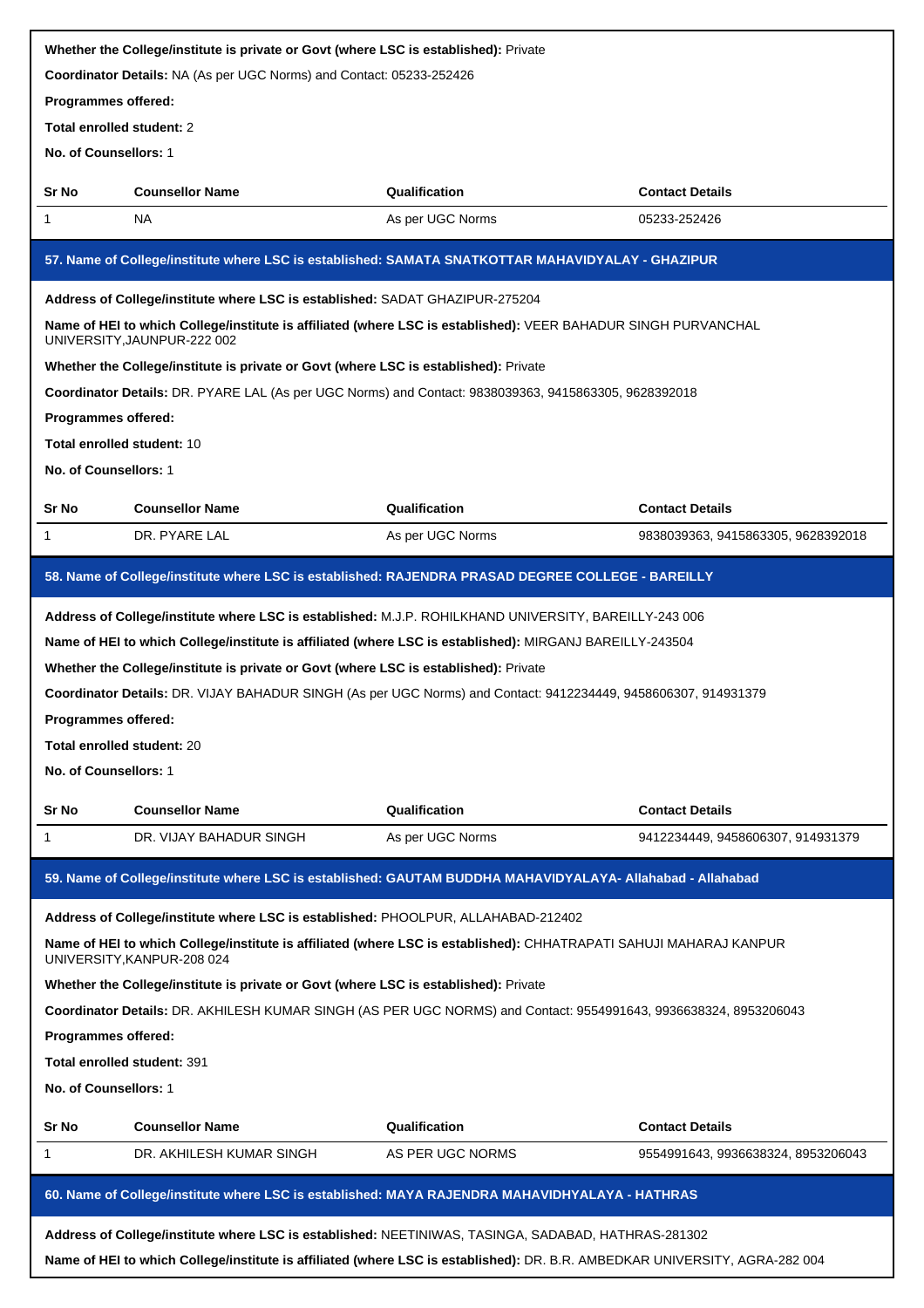**Whether the College/institute is private or Govt (where LSC is established):** Private

**Coordinator Details:** NA (As per UGC Norms) and Contact: 05233-252426

**Programmes offered:**

**Total enrolled student:** 2

**No. of Counsellors:** 1

| Sr No | Counsellor Name | Qualification | Contact Details |
|---|---|---|---|
| 1 | NA | As per UGC Norms | 05233-252426 |

## 57. Name of College/institute where LSC is established: SAMATA SNATKOTTAR MAHAVIDYALAY - GHAZIPUR

**Address of College/institute where LSC is established:** SADAT GHAZIPUR-275204

**Name of HEI to which College/institute is affiliated (where LSC is established):** VEER BAHADUR SINGH PURVANCHAL UNIVERSITY,JAUNPUR-222 002

**Whether the College/institute is private or Govt (where LSC is established):** Private

**Coordinator Details:** DR. PYARE LAL (As per UGC Norms) and Contact: 9838039363, 9415863305, 9628392018

**Programmes offered:**

**Total enrolled student:** 10

**No. of Counsellors:** 1

| Sr No | Counsellor Name | Qualification | Contact Details |
|---|---|---|---|
| 1 | DR. PYARE LAL | As per UGC Norms | 9838039363, 9415863305, 9628392018 |

## 58. Name of College/institute where LSC is established: RAJENDRA PRASAD DEGREE COLLEGE - BAREILLY

**Address of College/institute where LSC is established:** M.J.P. ROHILKHAND UNIVERSITY, BAREILLY-243 006

**Name of HEI to which College/institute is affiliated (where LSC is established):** MIRGANJ BAREILLY-243504

**Whether the College/institute is private or Govt (where LSC is established):** Private

**Coordinator Details:** DR. VIJAY BAHADUR SINGH (As per UGC Norms) and Contact: 9412234449, 9458606307, 914931379

**Programmes offered:**

**Total enrolled student:** 20

**No. of Counsellors:** 1

| Sr No | Counsellor Name | Qualification | Contact Details |
|---|---|---|---|
| 1 | DR. VIJAY BAHADUR SINGH | As per UGC Norms | 9412234449, 9458606307, 914931379 |

## 59. Name of College/institute where LSC is established: GAUTAM BUDDHA MAHAVIDYALAYA- Allahabad - Allahabad

**Address of College/institute where LSC is established:** PHOOLPUR, ALLAHABAD-212402

**Name of HEI to which College/institute is affiliated (where LSC is established):** CHHATRAPATI SAHUJI MAHARAJ KANPUR UNIVERSITY,KANPUR-208 024

**Whether the College/institute is private or Govt (where LSC is established):** Private

**Coordinator Details:** DR. AKHILESH KUMAR SINGH (AS PER UGC NORMS) and Contact: 9554991643, 9936638324, 8953206043

**Programmes offered:**

**Total enrolled student:** 391

**No. of Counsellors:** 1

| Sr No | Counsellor Name | Qualification | Contact Details |
|---|---|---|---|
| 1 | DR. AKHILESH KUMAR SINGH | AS PER UGC NORMS | 9554991643, 9936638324, 8953206043 |

## 60. Name of College/institute where LSC is established: MAYA RAJENDRA MAHAVIDHYALAYA - HATHRAS

**Address of College/institute where LSC is established:** NEETINIWAS, TASINGA, SADABAD, HATHRAS-281302

**Name of HEI to which College/institute is affiliated (where LSC is established):** DR. B.R. AMBEDKAR UNIVERSITY, AGRA-282 004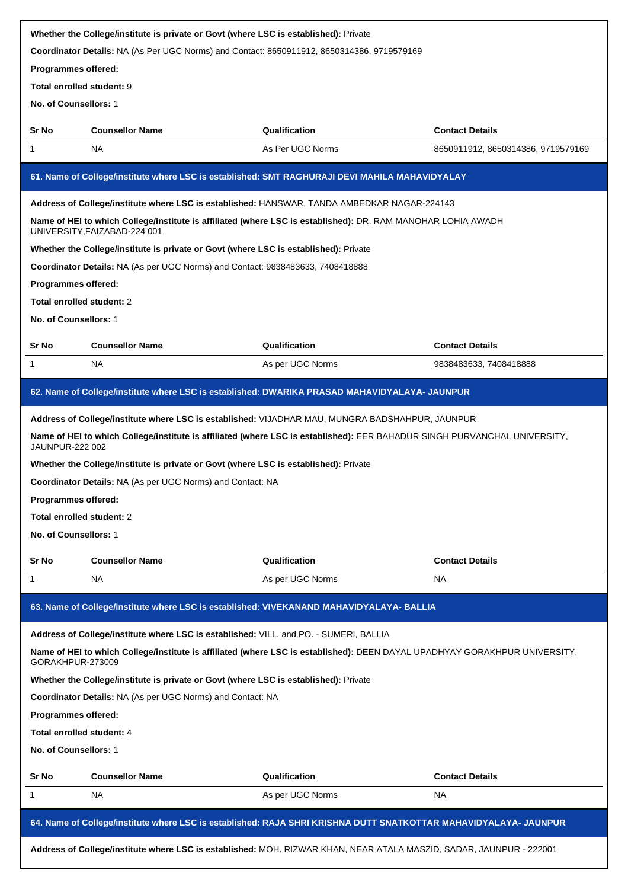**Whether the College/institute is private or Govt (where LSC is established):** Private

**Coordinator Details:** NA (As Per UGC Norms) and Contact: 8650911912, 8650314386, 9719579169

**Programmes offered:**

**Total enrolled student:** 9

**No. of Counsellors:** 1

| Sr No | Counsellor Name | Qualification | Contact Details |
|---|---|---|---|
| 1 | NA | As Per UGC Norms | 8650911912, 8650314386, 9719579169 |

## 61. Name of College/institute where LSC is established: SMT RAGHURAJI DEVI MAHILA MAHAVIDYALAY

**Address of College/institute where LSC is established:** HANSWAR, TANDA AMBEDKAR NAGAR-224143

**Name of HEI to which College/institute is affiliated (where LSC is established):** DR. RAM MANOHAR LOHIA AWADH UNIVERSITY,FAIZABAD-224 001

**Whether the College/institute is private or Govt (where LSC is established):** Private

**Coordinator Details:** NA (As per UGC Norms) and Contact: 9838483633, 7408418888

**Programmes offered:**

**Total enrolled student:** 2

**No. of Counsellors:** 1

| Sr No | Counsellor Name | Qualification | Contact Details |
|---|---|---|---|
| 1 | NA | As per UGC Norms | 9838483633, 7408418888 |

## 62. Name of College/institute where LSC is established: DWARIKA PRASAD MAHAVIDYALAYA- JAUNPUR

**Address of College/institute where LSC is established:** VIJADHAR MAU, MUNGRA BADSHAHPUR, JAUNPUR

**Name of HEI to which College/institute is affiliated (where LSC is established):** EER BAHADUR SINGH PURVANCHAL UNIVERSITY, JAUNPUR-222 002

**Whether the College/institute is private or Govt (where LSC is established):** Private

**Coordinator Details:** NA (As per UGC Norms) and Contact: NA

**Programmes offered:**

**Total enrolled student:** 2

**No. of Counsellors:** 1

| Sr No | Counsellor Name | Qualification | Contact Details |
|---|---|---|---|
| 1 | NA | As per UGC Norms | NA |

## 63. Name of College/institute where LSC is established: VIVEKANAND MAHAVIDYALAYA- BALLIA

**Address of College/institute where LSC is established:** VILL. and PO. - SUMERI, BALLIA

**Name of HEI to which College/institute is affiliated (where LSC is established):** DEEN DAYAL UPADHYAY GORAKHPUR UNIVERSITY, GORAKHPUR-273009

**Whether the College/institute is private or Govt (where LSC is established):** Private

**Coordinator Details:** NA (As per UGC Norms) and Contact: NA

**Programmes offered:**

**Total enrolled student:** 4

**No. of Counsellors:** 1

| Sr No | Counsellor Name | Qualification | Contact Details |
|---|---|---|---|
| 1 | NA | As per UGC Norms | NA |

## 64. Name of College/institute where LSC is established: RAJA SHRI KRISHNA DUTT SNATKOTTAR MAHAVIDYALAYA- JAUNPUR

**Address of College/institute where LSC is established:** MOH. RIZWAR KHAN, NEAR ATALA MASZID, SADAR, JAUNPUR - 222001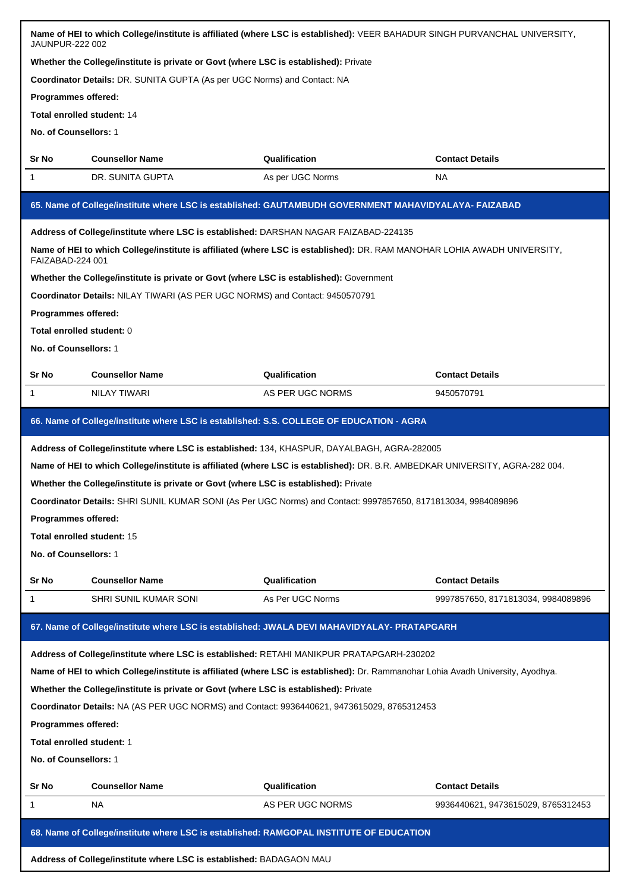**Name of HEI to which College/institute is affiliated (where LSC is established):** VEER BAHADUR SINGH PURVANCHAL UNIVERSITY, JAUNPUR-222 002

**Whether the College/institute is private or Govt (where LSC is established):** Private

**Coordinator Details:** DR. SUNITA GUPTA (As per UGC Norms) and Contact: NA

**Programmes offered:**

**Total enrolled student:** 14

**No. of Counsellors:** 1

| Sr No | Counsellor Name | Qualification | Contact Details |
|---|---|---|---|
| 1 | DR. SUNITA GUPTA | As per UGC Norms | NA |

### 65. Name of College/institute where LSC is established: GAUTAMBUDH GOVERNMENT MAHAVIDYALAYA- FAIZABAD

**Address of College/institute where LSC is established:** DARSHAN NAGAR FAIZABAD-224135

**Name of HEI to which College/institute is affiliated (where LSC is established):** DR. RAM MANOHAR LOHIA AWADH UNIVERSITY, FAIZABAD-224 001

**Whether the College/institute is private or Govt (where LSC is established):** Government

**Coordinator Details:** NILAY TIWARI (AS PER UGC NORMS) and Contact: 9450570791

**Programmes offered:**

**Total enrolled student:** 0

**No. of Counsellors:** 1

| Sr No | Counsellor Name | Qualification | Contact Details |
|---|---|---|---|
| 1 | NILAY TIWARI | AS PER UGC NORMS | 9450570791 |

### 66. Name of College/institute where LSC is established: S.S. COLLEGE OF EDUCATION - AGRA

**Address of College/institute where LSC is established:** 134, KHASPUR, DAYALBAGH, AGRA-282005

**Name of HEI to which College/institute is affiliated (where LSC is established):** DR. B.R. AMBEDKAR UNIVERSITY, AGRA-282 004.

**Whether the College/institute is private or Govt (where LSC is established):** Private

**Coordinator Details:** SHRI SUNIL KUMAR SONI (As Per UGC Norms) and Contact: 9997857650, 8171813034, 9984089896

**Programmes offered:**

**Total enrolled student:** 15

**No. of Counsellors:** 1

| Sr No | Counsellor Name | Qualification | Contact Details |
|---|---|---|---|
| 1 | SHRI SUNIL KUMAR SONI | As Per UGC Norms | 9997857650, 8171813034, 9984089896 |

### 67. Name of College/institute where LSC is established: JWALA DEVI MAHAVIDYALAY- PRATAPGARH

**Address of College/institute where LSC is established:** RETAHI MANIKPUR PRATAPGARH-230202

**Name of HEI to which College/institute is affiliated (where LSC is established):** Dr. Rammanohar Lohia Avadh University, Ayodhya.

**Whether the College/institute is private or Govt (where LSC is established):** Private

**Coordinator Details:** NA (AS PER UGC NORMS) and Contact: 9936440621, 9473615029, 8765312453

**Programmes offered:**

**Total enrolled student:** 1

**No. of Counsellors:** 1

| Sr No | Counsellor Name | Qualification | Contact Details |
|---|---|---|---|
| 1 | NA | AS PER UGC NORMS | 9936440621, 9473615029, 8765312453 |

### 68. Name of College/institute where LSC is established: RAMGOPAL INSTITUTE OF EDUCATION

**Address of College/institute where LSC is established:** BADAGAON MAU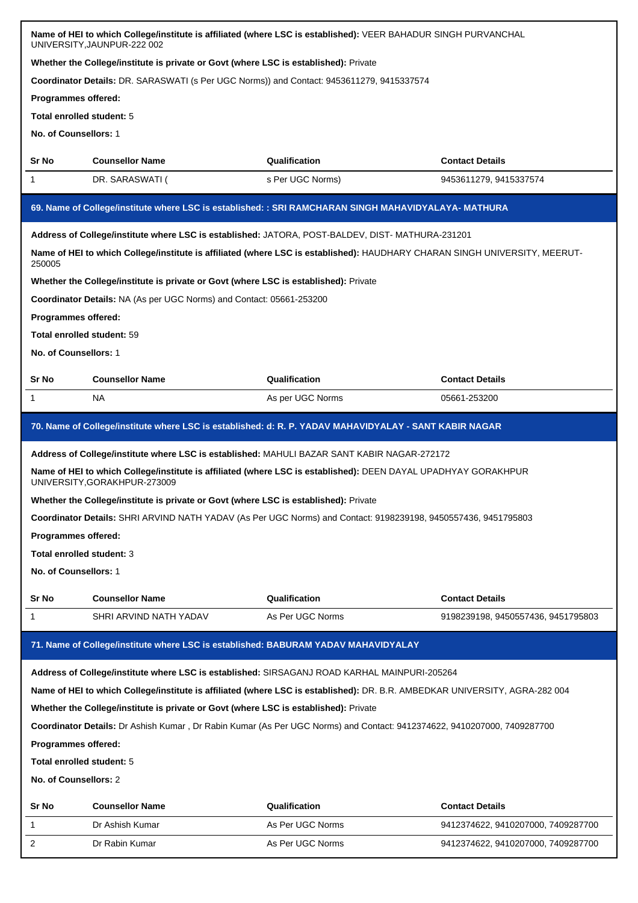**Name of HEI to which College/institute is affiliated (where LSC is established):** VEER BAHADUR SINGH PURVANCHAL UNIVERSITY,JAUNPUR-222 002

**Whether the College/institute is private or Govt (where LSC is established):** Private

**Coordinator Details:** DR. SARASWATI (s Per UGC Norms)) and Contact: 9453611279, 9415337574

**Programmes offered:**

**Total enrolled student:** 5

**No. of Counsellors:** 1

| Sr No | Counsellor Name | Qualification | Contact Details |
|---|---|---|---|
| 1 | DR. SARASWATI ( | s Per UGC Norms) | 9453611279, 9415337574 |

## 69. Name of College/institute where LSC is established: : SRI RAMCHARAN SINGH MAHAVIDYALAYA- MATHURA

**Address of College/institute where LSC is established:** JATORA, POST-BALDEV, DIST- MATHURA-231201

**Name of HEI to which College/institute is affiliated (where LSC is established):** HAUDHARY CHARAN SINGH UNIVERSITY, MEERUT-250005

**Whether the College/institute is private or Govt (where LSC is established):** Private

**Coordinator Details:** NA (As per UGC Norms) and Contact: 05661-253200

**Programmes offered:**

**Total enrolled student:** 59

**No. of Counsellors:** 1

| Sr No | Counsellor Name | Qualification | Contact Details |
|---|---|---|---|
| 1 | NA | As per UGC Norms | 05661-253200 |

## 70. Name of College/institute where LSC is established: d: R. P. YADAV MAHAVIDYALAY - SANT KABIR NAGAR

**Address of College/institute where LSC is established:** MAHULI BAZAR SANT KABIR NAGAR-272172

**Name of HEI to which College/institute is affiliated (where LSC is established):** DEEN DAYAL UPADHYAY GORAKHPUR UNIVERSITY,GORAKHPUR-273009

**Whether the College/institute is private or Govt (where LSC is established):** Private

**Coordinator Details:** SHRI ARVIND NATH YADAV (As Per UGC Norms) and Contact: 9198239198, 9450557436, 9451795803

**Programmes offered:**

**Total enrolled student:** 3

**No. of Counsellors:** 1

| Sr No | Counsellor Name | Qualification | Contact Details |
|---|---|---|---|
| 1 | SHRI ARVIND NATH YADAV | As Per UGC Norms | 9198239198, 9450557436, 9451795803 |

## 71. Name of College/institute where LSC is established: BABURAM YADAV MAHAVIDYALAY

**Address of College/institute where LSC is established:** SIRSAGANJ ROAD KARHAL MAINPURI-205264

**Name of HEI to which College/institute is affiliated (where LSC is established):** DR. B.R. AMBEDKAR UNIVERSITY, AGRA-282 004

**Whether the College/institute is private or Govt (where LSC is established):** Private

**Coordinator Details:** Dr Ashish Kumar , Dr Rabin Kumar (As Per UGC Norms) and Contact: 9412374622, 9410207000, 7409287700

**Programmes offered:**

**Total enrolled student:** 5

**No. of Counsellors:** 2

| Sr No | Counsellor Name | Qualification | Contact Details |
|---|---|---|---|
| 1 | Dr Ashish Kumar | As Per UGC Norms | 9412374622, 9410207000, 7409287700 |
| 2 | Dr Rabin Kumar | As Per UGC Norms | 9412374622, 9410207000, 7409287700 |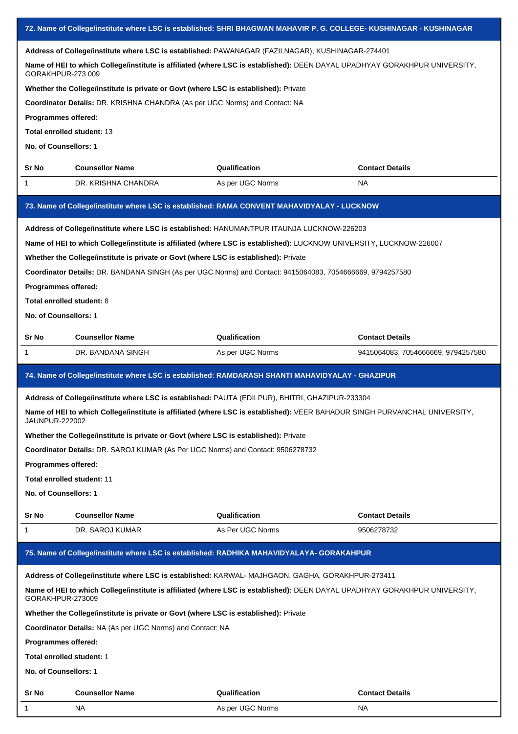## 72. Name of College/institute where LSC is established: SHRI BHAGWAN MAHAVIR P. G. COLLEGE- KUSHINAGAR - KUSHINAGAR

**Address of College/institute where LSC is established:** PAWANAGAR (FAZILNAGAR), KUSHINAGAR-274401

**Name of HEI to which College/institute is affiliated (where LSC is established):** DEEN DAYAL UPADHYAY GORAKHPUR UNIVERSITY, GORAKHPUR-273 009

**Whether the College/institute is private or Govt (where LSC is established):** Private

**Coordinator Details:** DR. KRISHNA CHANDRA (As per UGC Norms) and Contact: NA

**Programmes offered:**

**Total enrolled student:** 13

**No. of Counsellors:** 1

| Sr No | Counsellor Name | Qualification | Contact Details |
|---|---|---|---|
| 1 | DR. KRISHNA CHANDRA | As per UGC Norms | NA |

## 73. Name of College/institute where LSC is established: RAMA CONVENT MAHAVIDYALAY - LUCKNOW

**Address of College/institute where LSC is established:** HANUMANTPUR ITAUNJA LUCKNOW-226203

**Name of HEI to which College/institute is affiliated (where LSC is established):** LUCKNOW UNIVERSITY, LUCKNOW-226007

**Whether the College/institute is private or Govt (where LSC is established):** Private

**Coordinator Details:** DR. BANDANA SINGH (As per UGC Norms) and Contact: 9415064083, 7054666669, 9794257580

**Programmes offered:**

**Total enrolled student:** 8

**No. of Counsellors:** 1

| Sr No | Counsellor Name | Qualification | Contact Details |
|---|---|---|---|
| 1 | DR. BANDANA SINGH | As per UGC Norms | 9415064083, 7054666669, 9794257580 |

## 74. Name of College/institute where LSC is established: RAMDARASH SHANTI MAHAVIDYALAY - GHAZIPUR

**Address of College/institute where LSC is established:** PAUTA (EDILPUR), BHITRI, GHAZIPUR-233304

**Name of HEI to which College/institute is affiliated (where LSC is established):** VEER BAHADUR SINGH PURVANCHAL UNIVERSITY, JAUNPUR-222002

**Whether the College/institute is private or Govt (where LSC is established):** Private

**Coordinator Details:** DR. SAROJ KUMAR (As Per UGC Norms) and Contact: 9506278732

**Programmes offered:**

**Total enrolled student:** 11

**No. of Counsellors:** 1

| Sr No | Counsellor Name | Qualification | Contact Details |
|---|---|---|---|
| 1 | DR. SAROJ KUMAR | As Per UGC Norms | 9506278732 |

## 75. Name of College/institute where LSC is established: RADHIKA MAHAVIDYALAYA- GORAKAHPUR

**Address of College/institute where LSC is established:** KARWAL- MAJHGAON, GAGHA, GORAKHPUR-273411

**Name of HEI to which College/institute is affiliated (where LSC is established):** DEEN DAYAL UPADHYAY GORAKHPUR UNIVERSITY, GORAKHPUR-273009

**Whether the College/institute is private or Govt (where LSC is established):** Private

**Coordinator Details:** NA (As per UGC Norms) and Contact: NA

**Programmes offered:**

**Total enrolled student:** 1

**No. of Counsellors:** 1

| Sr No | Counsellor Name | Qualification | Contact Details |
|---|---|---|---|
| 1 | NA | As per UGC Norms | NA |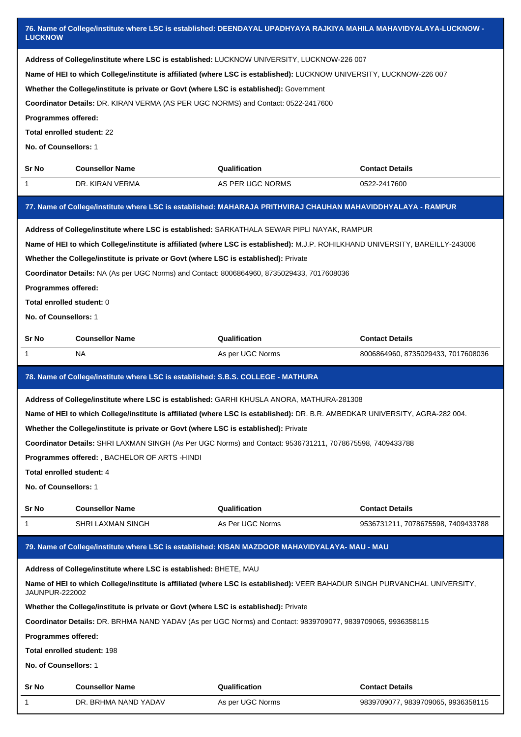## 76. Name of College/institute where LSC is established: DEENDAYAL UPADHYAYA RAJKIYA MAHILA MAHAVIDYALAYA-LUCKNOW - LUCKNOW

**Address of College/institute where LSC is established:** LUCKNOW UNIVERSITY, LUCKNOW-226 007

**Name of HEI to which College/institute is affiliated (where LSC is established):** LUCKNOW UNIVERSITY, LUCKNOW-226 007

**Whether the College/institute is private or Govt (where LSC is established):** Government

**Coordinator Details:** DR. KIRAN VERMA (AS PER UGC NORMS) and Contact: 0522-2417600

**Programmes offered:**

**Total enrolled student:** 22

**No. of Counsellors:** 1

| Sr No | Counsellor Name | Qualification | Contact Details |
|---|---|---|---|
| 1 | DR. KIRAN VERMA | AS PER UGC NORMS | 0522-2417600 |

## 77. Name of College/institute where LSC is established: MAHARAJA PRITHVIRAJ CHAUHAN MAHAVIDDHYALAYA - RAMPUR

**Address of College/institute where LSC is established:** SARKATHALA SEWAR PIPLI NAYAK, RAMPUR

**Name of HEI to which College/institute is affiliated (where LSC is established):** M.J.P. ROHILKHAND UNIVERSITY, BAREILLY-243006

**Whether the College/institute is private or Govt (where LSC is established):** Private

**Coordinator Details:** NA (As per UGC Norms) and Contact: 8006864960, 8735029433, 7017608036

**Programmes offered:**

**Total enrolled student:** 0

**No. of Counsellors:** 1

| Sr No | Counsellor Name | Qualification | Contact Details |
|---|---|---|---|
| 1 | NA | As per UGC Norms | 8006864960, 8735029433, 7017608036 |

## 78. Name of College/institute where LSC is established: S.B.S. COLLEGE - MATHURA

**Address of College/institute where LSC is established:** GARHI KHUSLA ANORA, MATHURA-281308

**Name of HEI to which College/institute is affiliated (where LSC is established):** DR. B.R. AMBEDKAR UNIVERSITY, AGRA-282 004.

**Whether the College/institute is private or Govt (where LSC is established):** Private

**Coordinator Details:** SHRI LAXMAN SINGH (As Per UGC Norms) and Contact: 9536731211, 7078675598, 7409433788

**Programmes offered:** , BACHELOR OF ARTS -HINDI

**Total enrolled student:** 4

**No. of Counsellors:** 1

| Sr No | Counsellor Name | Qualification | Contact Details |
|---|---|---|---|
| 1 | SHRI LAXMAN SINGH | As Per UGC Norms | 9536731211, 7078675598, 7409433788 |

## 79. Name of College/institute where LSC is established: KISAN MAZDOOR MAHAVIDYALAYA- MAU - MAU

**Address of College/institute where LSC is established:** BHETE, MAU

**Name of HEI to which College/institute is affiliated (where LSC is established):** VEER BAHADUR SINGH PURVANCHAL UNIVERSITY, JAUNPUR-222002

**Whether the College/institute is private or Govt (where LSC is established):** Private

**Coordinator Details:** DR. BRHMA NAND YADAV (As per UGC Norms) and Contact: 9839709077, 9839709065, 9936358115

**Programmes offered:**

**Total enrolled student:** 198

**No. of Counsellors:** 1

| Sr No | Counsellor Name | Qualification | Contact Details |
|---|---|---|---|
| 1 | DR. BRHMA NAND YADAV | As per UGC Norms | 9839709077, 9839709065, 9936358115 |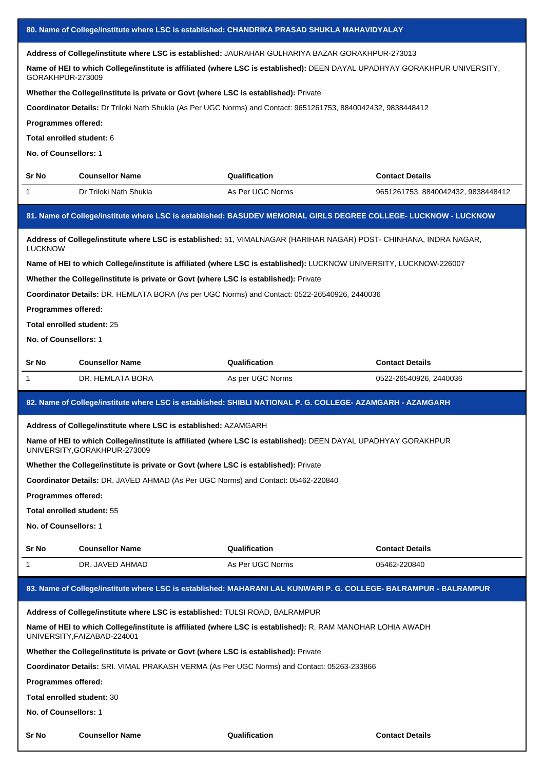### 80. Name of College/institute where LSC is established: CHANDRIKA PRASAD SHUKLA MAHAVIDYALAY

**Address of College/institute where LSC is established:** JAURAHAR GULHARIYA BAZAR GORAKHPUR-273013

**Name of HEI to which College/institute is affiliated (where LSC is established):** DEEN DAYAL UPADHYAY GORAKHPUR UNIVERSITY, GORAKHPUR-273009

**Whether the College/institute is private or Govt (where LSC is established):** Private

**Coordinator Details:** Dr Triloki Nath Shukla (As Per UGC Norms) and Contact: 9651261753, 8840042432, 9838448412

**Programmes offered:**

**Total enrolled student:** 6

**No. of Counsellors:** 1

| Sr No | Counsellor Name | Qualification | Contact Details |
|---|---|---|---|
| 1 | Dr Triloki Nath Shukla | As Per UGC Norms | 9651261753, 8840042432, 9838448412 |

### 81. Name of College/institute where LSC is established: BASUDEV MEMORIAL GIRLS DEGREE COLLEGE- LUCKNOW - LUCKNOW

**Address of College/institute where LSC is established:** 51, VIMALNAGAR (HARIHAR NAGAR) POST- CHINHANA, INDRA NAGAR, LUCKNOW

**Name of HEI to which College/institute is affiliated (where LSC is established):** LUCKNOW UNIVERSITY, LUCKNOW-226007

**Whether the College/institute is private or Govt (where LSC is established):** Private

**Coordinator Details:** DR. HEMLATA BORA (As per UGC Norms) and Contact: 0522-26540926, 2440036

**Programmes offered:**

**Total enrolled student:** 25

**No. of Counsellors:** 1

| Sr No | Counsellor Name | Qualification | Contact Details |
|---|---|---|---|
| 1 | DR. HEMLATA BORA | As per UGC Norms | 0522-26540926, 2440036 |

### 82. Name of College/institute where LSC is established: SHIBLI NATIONAL P. G. COLLEGE- AZAMGARH - AZAMGARH

**Address of College/institute where LSC is established:** AZAMGARH

**Name of HEI to which College/institute is affiliated (where LSC is established):** DEEN DAYAL UPADHYAY GORAKHPUR UNIVERSITY,GORAKHPUR-273009

**Whether the College/institute is private or Govt (where LSC is established):** Private

**Coordinator Details:** DR. JAVED AHMAD (As Per UGC Norms) and Contact: 05462-220840

**Programmes offered:**

**Total enrolled student:** 55

**No. of Counsellors:** 1

| Sr No | Counsellor Name | Qualification | Contact Details |
|---|---|---|---|
| 1 | DR. JAVED AHMAD | As Per UGC Norms | 05462-220840 |

### 83. Name of College/institute where LSC is established: MAHARANI LAL KUNWARI P. G. COLLEGE- BALRAMPUR - BALRAMPUR

**Address of College/institute where LSC is established:** TULSI ROAD, BALRAMPUR

**Name of HEI to which College/institute is affiliated (where LSC is established):** R. RAM MANOHAR LOHIA AWADH UNIVERSITY,FAIZABAD-224001

**Whether the College/institute is private or Govt (where LSC is established):** Private

**Coordinator Details:** SRI. VIMAL PRAKASH VERMA (As Per UGC Norms) and Contact: 05263-233866

**Programmes offered:**

**Total enrolled student:** 30

**No. of Counsellors:** 1

| Sr No | Counsellor Name | Qualification | Contact Details |
|---|---|---|---|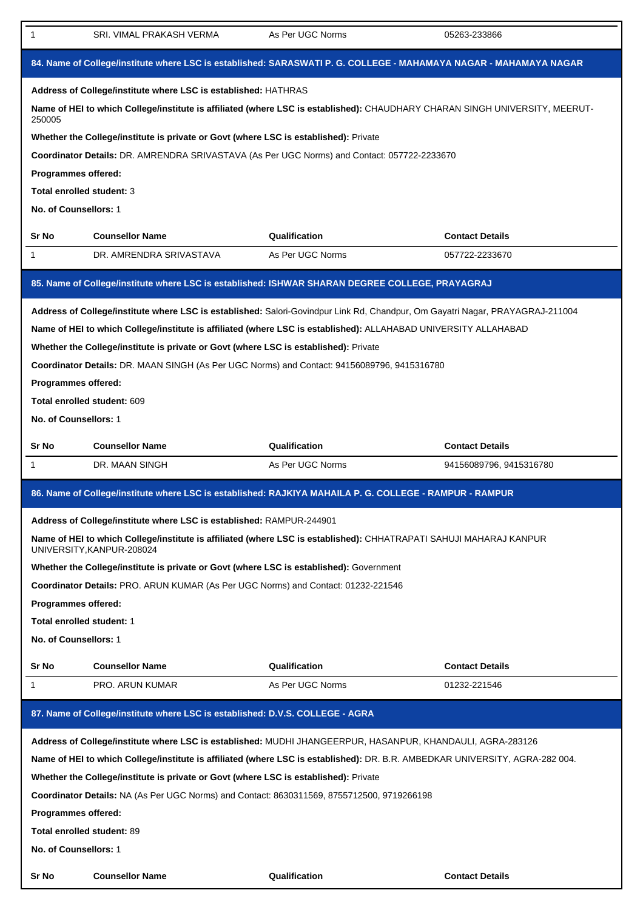| 1 | SRI. VIMAL PRAKASH VERMA | As Per UGC Norms | 05263-233866 |
|---|---|---|---|

## 84. Name of College/institute where LSC is established: SARASWATI P. G. COLLEGE - MAHAMAYA NAGAR - MAHAMAYA NAGAR

**Address of College/institute where LSC is established:** HATHRAS

**Name of HEI to which College/institute is affiliated (where LSC is established):** CHAUDHARY CHARAN SINGH UNIVERSITY, MEERUT-250005

**Whether the College/institute is private or Govt (where LSC is established):** Private

**Coordinator Details:** DR. AMRENDRA SRIVASTAVA (As Per UGC Norms) and Contact: 057722-2233670

**Programmes offered:**

**Total enrolled student:** 3

**No. of Counsellors:** 1

| Sr No | Counsellor Name | Qualification | Contact Details |
|---|---|---|---|
| 1 | DR. AMRENDRA SRIVASTAVA | As Per UGC Norms | 057722-2233670 |

## 85. Name of College/institute where LSC is established: ISHWAR SHARAN DEGREE COLLEGE, PRAYAGRAJ

**Address of College/institute where LSC is established:** Salori-Govindpur Link Rd, Chandpur, Om Gayatri Nagar, PRAYAGRAJ-211004

**Name of HEI to which College/institute is affiliated (where LSC is established):** ALLAHABAD UNIVERSITY ALLAHABAD

**Whether the College/institute is private or Govt (where LSC is established):** Private

**Coordinator Details:** DR. MAAN SINGH (As Per UGC Norms) and Contact: 94156089796, 9415316780

**Programmes offered:**

**Total enrolled student:** 609

**No. of Counsellors:** 1

| Sr No | Counsellor Name | Qualification | Contact Details |
|---|---|---|---|
| 1 | DR. MAAN SINGH | As Per UGC Norms | 94156089796, 9415316780 |

## 86. Name of College/institute where LSC is established: RAJKIYA MAHAILA P. G. COLLEGE - RAMPUR - RAMPUR

**Address of College/institute where LSC is established:** RAMPUR-244901

**Name of HEI to which College/institute is affiliated (where LSC is established):** CHHATRAPATI SAHUJI MAHARAJ KANPUR UNIVERSITY,KANPUR-208024

**Whether the College/institute is private or Govt (where LSC is established):** Government

**Coordinator Details:** PRO. ARUN KUMAR (As Per UGC Norms) and Contact: 01232-221546

**Programmes offered:**

**Total enrolled student:** 1

**No. of Counsellors:** 1

| Sr No | Counsellor Name | Qualification | Contact Details |
|---|---|---|---|
| 1 | PRO. ARUN KUMAR | As Per UGC Norms | 01232-221546 |

## 87. Name of College/institute where LSC is established: D.V.S. COLLEGE - AGRA

**Address of College/institute where LSC is established:** MUDHI JHANGEERPUR, HASANPUR, KHANDAULI, AGRA-283126

**Name of HEI to which College/institute is affiliated (where LSC is established):** DR. B.R. AMBEDKAR UNIVERSITY, AGRA-282 004.

**Whether the College/institute is private or Govt (where LSC is established):** Private

**Coordinator Details:** NA (As Per UGC Norms) and Contact: 8630311569, 8755712500, 9719266198

**Programmes offered:**

**Total enrolled student:** 89

**No. of Counsellors:** 1

| Sr No | Counsellor Name | Qualification | Contact Details |
|---|---|---|---|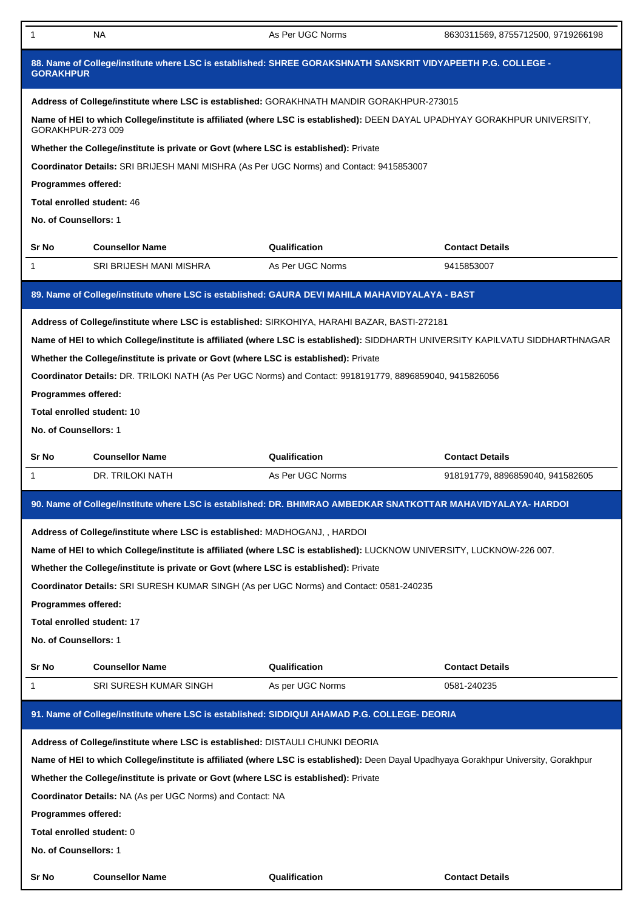| 1 | NA | As Per UGC Norms | 8630311569, 8755712500, 9719266198 |
|---|---|---|---|

## 88. Name of College/institute where LSC is established: SHREE GORAKSHNATH SANSKRIT VIDYAPEETH P.G. COLLEGE - GORAKHPUR

**Address of College/institute where LSC is established:** GORAKHNATH MANDIR GORAKHPUR-273015

**Name of HEI to which College/institute is affiliated (where LSC is established):** DEEN DAYAL UPADHYAY GORAKHPUR UNIVERSITY, GORAKHPUR-273 009

**Whether the College/institute is private or Govt (where LSC is established):** Private

**Coordinator Details:** SRI BRIJESH MANI MISHRA (As Per UGC Norms) and Contact: 9415853007

**Programmes offered:**

**Total enrolled student:** 46

**No. of Counsellors:** 1

| Sr No | Counsellor Name | Qualification | Contact Details |
|---|---|---|---|
| 1 | SRI BRIJESH MANI MISHRA | As Per UGC Norms | 9415853007 |

## 89. Name of College/institute where LSC is established: GAURA DEVI MAHILA MAHAVIDYALAYA - BAST

**Address of College/institute where LSC is established:** SIRKOHIYA, HARAHI BAZAR, BASTI-272181

**Name of HEI to which College/institute is affiliated (where LSC is established):** SIDDHARTH UNIVERSITY KAPILVATU SIDDHARTHNAGAR

**Whether the College/institute is private or Govt (where LSC is established):** Private

**Coordinator Details:** DR. TRILOKI NATH (As Per UGC Norms) and Contact: 9918191779, 8896859040, 9415826056

**Programmes offered:**

**Total enrolled student:** 10

**No. of Counsellors:** 1

| Sr No | Counsellor Name | Qualification | Contact Details |
|---|---|---|---|
| 1 | DR. TRILOKI NATH | As Per UGC Norms | 918191779, 8896859040, 941582605 |

## 90. Name of College/institute where LSC is established: DR. BHIMRAO AMBEDKAR SNATKOTTAR MAHAVIDYALAYA- HARDOI

**Address of College/institute where LSC is established:** MADHOGANJ, , HARDOI

**Name of HEI to which College/institute is affiliated (where LSC is established):** LUCKNOW UNIVERSITY, LUCKNOW-226 007.

**Whether the College/institute is private or Govt (where LSC is established):** Private

**Coordinator Details:** SRI SURESH KUMAR SINGH (As per UGC Norms) and Contact: 0581-240235

**Programmes offered:**

**Total enrolled student:** 17

**No. of Counsellors:** 1

| Sr No | Counsellor Name | Qualification | Contact Details |
|---|---|---|---|
| 1 | SRI SURESH KUMAR SINGH | As per UGC Norms | 0581-240235 |

## 91. Name of College/institute where LSC is established: SIDDIQUI AHAMAD P.G. COLLEGE- DEORIA

**Address of College/institute where LSC is established:** DISTAULI CHUNKI DEORIA

**Name of HEI to which College/institute is affiliated (where LSC is established):** Deen Dayal Upadhyaya Gorakhpur University, Gorakhpur

**Whether the College/institute is private or Govt (where LSC is established):** Private

**Coordinator Details:** NA (As per UGC Norms) and Contact: NA

**Programmes offered:**

**Total enrolled student:** 0

**No. of Counsellors:** 1

| Sr No | Counsellor Name | Qualification | Contact Details |
|---|---|---|---|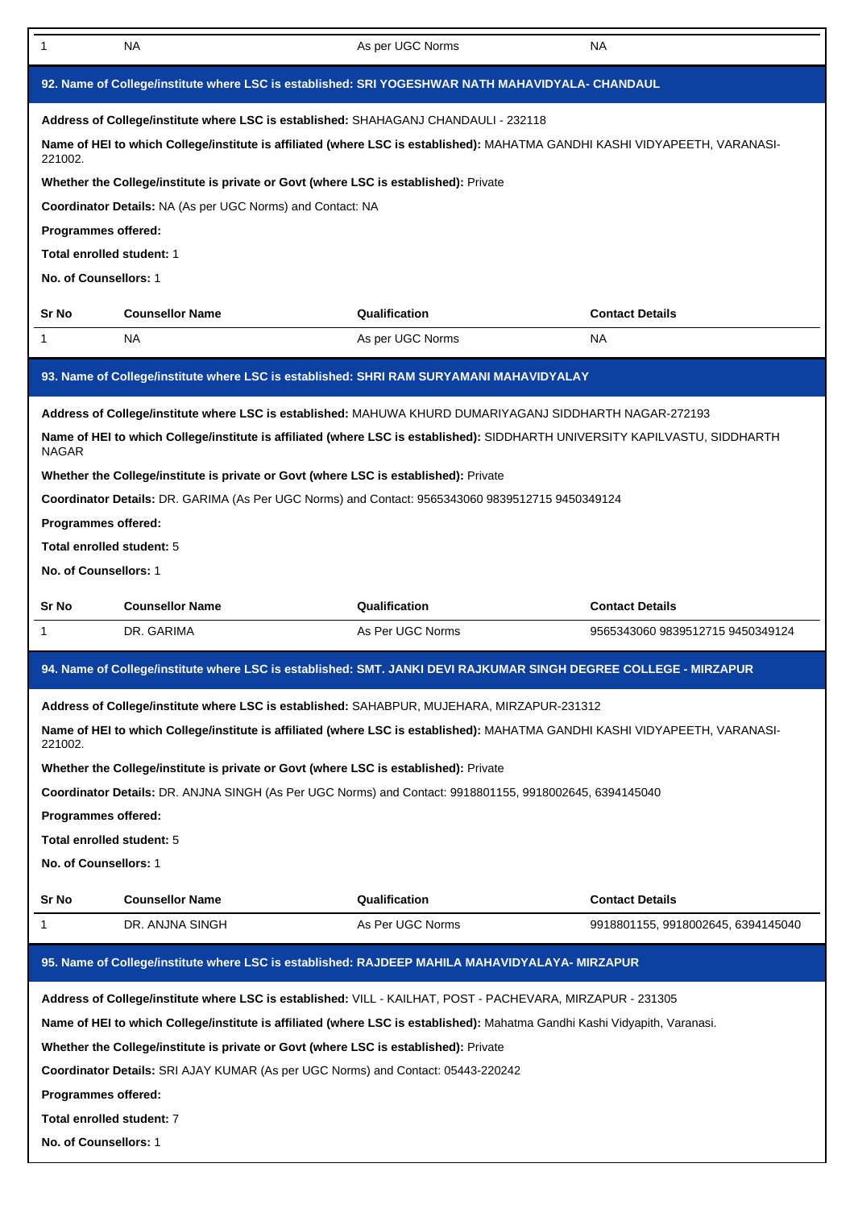| 1 | NA | As per UGC Norms | NA |
|---|---|---|---|

### 92. Name of College/institute where LSC is established: SRI YOGESHWAR NATH MAHAVIDYALA- CHANDAUL

**Address of College/institute where LSC is established:** SHAHAGANJ CHANDAULI - 232118

**Name of HEI to which College/institute is affiliated (where LSC is established):** MAHATMA GANDHI KASHI VIDYAPEETH, VARANASI-221002.

**Whether the College/institute is private or Govt (where LSC is established):** Private

**Coordinator Details:** NA (As per UGC Norms) and Contact: NA

**Programmes offered:**

**Total enrolled student:** 1

**No. of Counsellors:** 1

| Sr No | Counsellor Name | Qualification | Contact Details |
|---|---|---|---|
| 1 | NA | As per UGC Norms | NA |

### 93. Name of College/institute where LSC is established: SHRI RAM SURYAMANI MAHAVIDYALAY

**Address of College/institute where LSC is established:** MAHUWA KHURD DUMARIYAGANJ SIDDHARTH NAGAR-272193

**Name of HEI to which College/institute is affiliated (where LSC is established):** SIDDHARTH UNIVERSITY KAPILVASTU, SIDDHARTH NAGAR

**Whether the College/institute is private or Govt (where LSC is established):** Private

**Coordinator Details:** DR. GARIMA (As Per UGC Norms) and Contact: 9565343060 9839512715 9450349124

**Programmes offered:**

**Total enrolled student:** 5

**No. of Counsellors:** 1

| Sr No | Counsellor Name | Qualification | Contact Details |
|---|---|---|---|
| 1 | DR. GARIMA | As Per UGC Norms | 9565343060 9839512715 9450349124 |

### 94. Name of College/institute where LSC is established: SMT. JANKI DEVI RAJKUMAR SINGH DEGREE COLLEGE - MIRZAPUR

**Address of College/institute where LSC is established:** SAHABPUR, MUJEHARA, MIRZAPUR-231312

**Name of HEI to which College/institute is affiliated (where LSC is established):** MAHATMA GANDHI KASHI VIDYAPEETH, VARANASI-221002.

**Whether the College/institute is private or Govt (where LSC is established):** Private

**Coordinator Details:** DR. ANJNA SINGH (As Per UGC Norms) and Contact: 9918801155, 9918002645, 6394145040

**Programmes offered:**

**Total enrolled student:** 5

**No. of Counsellors:** 1

| Sr No | Counsellor Name | Qualification | Contact Details |
|---|---|---|---|
| 1 | DR. ANJNA SINGH | As Per UGC Norms | 9918801155, 9918002645, 6394145040 |

### 95. Name of College/institute where LSC is established: RAJDEEP MAHILA MAHAVIDYALAYA- MIRZAPUR

**Address of College/institute where LSC is established:** VILL - KAILHAT, POST - PACHEVARA, MIRZAPUR - 231305

**Name of HEI to which College/institute is affiliated (where LSC is established):** Mahatma Gandhi Kashi Vidyapith, Varanasi.

**Whether the College/institute is private or Govt (where LSC is established):** Private

**Coordinator Details:** SRI AJAY KUMAR (As per UGC Norms) and Contact: 05443-220242

**Programmes offered:**

**Total enrolled student:** 7

**No. of Counsellors:** 1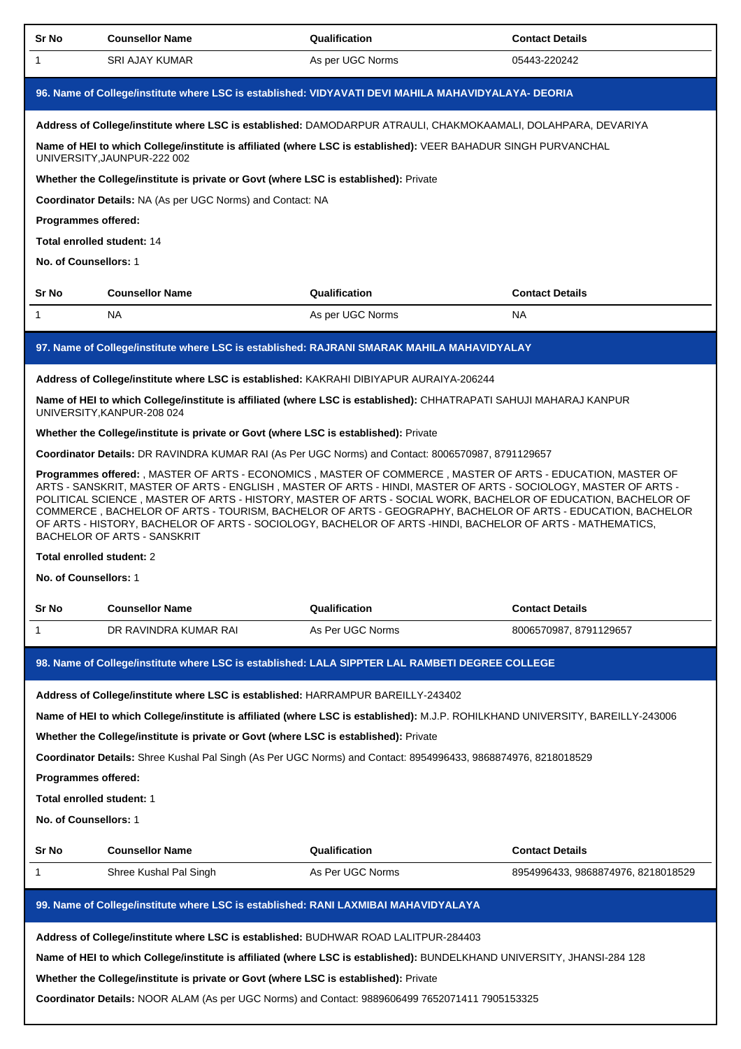| Sr No | Counsellor Name | Qualification | Contact Details |
| --- | --- | --- | --- |
| 1 | SRI AJAY KUMAR | As per UGC Norms | 05443-220242 |

### 96. Name of College/institute where LSC is established: VIDYAVATI DEVI MAHILA MAHAVIDYALAYA- DEORIA

**Address of College/institute where LSC is established:** DAMODARPUR ATRAULI, CHAKMOKAAMALI, DOLAHPARA, DEVARIYA

**Name of HEI to which College/institute is affiliated (where LSC is established):** VEER BAHADUR SINGH PURVANCHAL UNIVERSITY,JAUNPUR-222 002

**Whether the College/institute is private or Govt (where LSC is established):** Private

**Coordinator Details:** NA (As per UGC Norms) and Contact: NA

**Programmes offered:**

**Total enrolled student:** 14

**No. of Counsellors:** 1

| Sr No | Counsellor Name | Qualification | Contact Details |
| --- | --- | --- | --- |
| 1 | NA | As per UGC Norms | NA |

### 97. Name of College/institute where LSC is established: RAJRANI SMARAK MAHILA MAHAVIDYALAY

**Address of College/institute where LSC is established:** KAKRAHI DIBIYAPUR AURAIYA-206244

**Name of HEI to which College/institute is affiliated (where LSC is established):** CHHATRAPATI SAHUJI MAHARAJ KANPUR UNIVERSITY,KANPUR-208 024

**Whether the College/institute is private or Govt (where LSC is established):** Private

**Coordinator Details:** DR RAVINDRA KUMAR RAI (As Per UGC Norms) and Contact: 8006570987, 8791129657

**Programmes offered:** , MASTER OF ARTS - ECONOMICS , MASTER OF COMMERCE , MASTER OF ARTS - EDUCATION, MASTER OF ARTS - SANSKRIT, MASTER OF ARTS - ENGLISH , MASTER OF ARTS - HINDI, MASTER OF ARTS - SOCIOLOGY, MASTER OF ARTS - POLITICAL SCIENCE , MASTER OF ARTS - HISTORY, MASTER OF ARTS - SOCIAL WORK, BACHELOR OF EDUCATION, BACHELOR OF COMMERCE , BACHELOR OF ARTS - TOURISM, BACHELOR OF ARTS - GEOGRAPHY, BACHELOR OF ARTS - EDUCATION, BACHELOR OF ARTS - HISTORY, BACHELOR OF ARTS - SOCIOLOGY, BACHELOR OF ARTS -HINDI, BACHELOR OF ARTS - MATHEMATICS, BACHELOR OF ARTS - SANSKRIT

**Total enrolled student:** 2

**No. of Counsellors:** 1

| Sr No | Counsellor Name | Qualification | Contact Details |
| --- | --- | --- | --- |
| 1 | DR RAVINDRA KUMAR RAI | As Per UGC Norms | 8006570987, 8791129657 |

### 98. Name of College/institute where LSC is established: LALA SIPPTER LAL RAMBETI DEGREE COLLEGE

**Address of College/institute where LSC is established:** HARRAMPUR BAREILLY-243402

**Name of HEI to which College/institute is affiliated (where LSC is established):** M.J.P. ROHILKHAND UNIVERSITY, BAREILLY-243006

**Whether the College/institute is private or Govt (where LSC is established):** Private

**Coordinator Details:** Shree Kushal Pal Singh (As Per UGC Norms) and Contact: 8954996433, 9868874976, 8218018529

**Programmes offered:**

**Total enrolled student:** 1

**No. of Counsellors:** 1

| Sr No | Counsellor Name | Qualification | Contact Details |
| --- | --- | --- | --- |
| 1 | Shree Kushal Pal Singh | As Per UGC Norms | 8954996433, 9868874976, 8218018529 |

### 99. Name of College/institute where LSC is established: RANI LAXMIBAI MAHAVIDYALAYA

**Address of College/institute where LSC is established:** BUDHWAR ROAD LALITPUR-284403

**Name of HEI to which College/institute is affiliated (where LSC is established):** BUNDELKHAND UNIVERSITY, JHANSI-284 128

**Whether the College/institute is private or Govt (where LSC is established):** Private

**Coordinator Details:** NOOR ALAM (As per UGC Norms) and Contact: 9889606499 7652071411 7905153325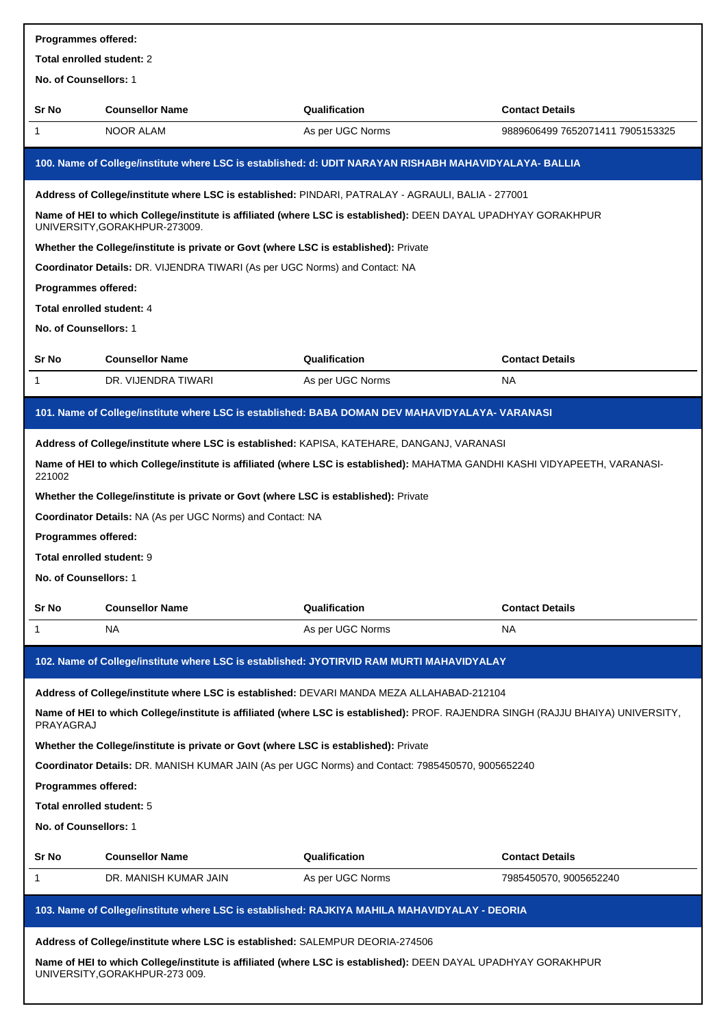**Programmes offered:**

**Total enrolled student:** 2

**No. of Counsellors:** 1

| Sr No | Counsellor Name | Qualification | Contact Details |
|---|---|---|---|
| 1 | NOOR ALAM | As per UGC Norms | 9889606499 7652071411 7905153325 |

### 100. Name of College/institute where LSC is established: d: UDIT NARAYAN RISHABH MAHAVIDYALAYA- BALLIA

**Address of College/institute where LSC is established:** PINDARI, PATRALAY - AGRAULI, BALIA - 277001

**Name of HEI to which College/institute is affiliated (where LSC is established):** DEEN DAYAL UPADHYAY GORAKHPUR UNIVERSITY,GORAKHPUR-273009.

**Whether the College/institute is private or Govt (where LSC is established):** Private

**Coordinator Details:** DR. VIJENDRA TIWARI (As per UGC Norms) and Contact: NA

**Programmes offered:**

**Total enrolled student:** 4

**No. of Counsellors:** 1

| Sr No | Counsellor Name | Qualification | Contact Details |
|---|---|---|---|
| 1 | DR. VIJENDRA TIWARI | As per UGC Norms | NA |

### 101. Name of College/institute where LSC is established: BABA DOMAN DEV MAHAVIDYALAYA- VARANASI

**Address of College/institute where LSC is established:** KAPISA, KATEHARE, DANGANJ, VARANASI

**Name of HEI to which College/institute is affiliated (where LSC is established):** MAHATMA GANDHI KASHI VIDYAPEETH, VARANASI-221002

**Whether the College/institute is private or Govt (where LSC is established):** Private

**Coordinator Details:** NA (As per UGC Norms) and Contact: NA

**Programmes offered:**

**Total enrolled student:** 9

**No. of Counsellors:** 1

| Sr No | Counsellor Name | Qualification | Contact Details |
|---|---|---|---|
| 1 | NA | As per UGC Norms | NA |

### 102. Name of College/institute where LSC is established: JYOTIRVID RAM MURTI MAHAVIDYALAY

**Address of College/institute where LSC is established:** DEVARI MANDA MEZA ALLAHABAD-212104

**Name of HEI to which College/institute is affiliated (where LSC is established):** PROF. RAJENDRA SINGH (RAJJU BHAIYA) UNIVERSITY, PRAYAGRAJ

**Whether the College/institute is private or Govt (where LSC is established):** Private

**Coordinator Details:** DR. MANISH KUMAR JAIN (As per UGC Norms) and Contact: 7985450570, 9005652240

**Programmes offered:**

**Total enrolled student:** 5

**No. of Counsellors:** 1

| Sr No | Counsellor Name | Qualification | Contact Details |
|---|---|---|---|
| 1 | DR. MANISH KUMAR JAIN | As per UGC Norms | 7985450570, 9005652240 |

### 103. Name of College/institute where LSC is established: RAJKIYA MAHILA MAHAVIDYALAY - DEORIA

**Address of College/institute where LSC is established:** SALEMPUR DEORIA-274506

**Name of HEI to which College/institute is affiliated (where LSC is established):** DEEN DAYAL UPADHYAY GORAKHPUR UNIVERSITY,GORAKHPUR-273 009.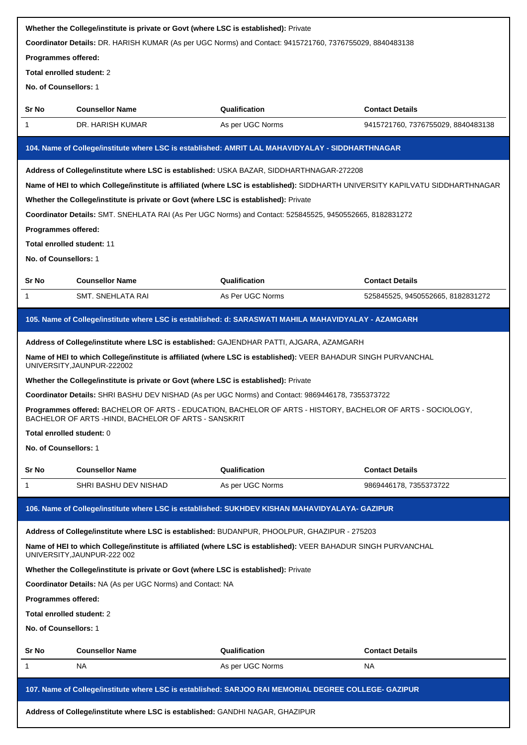**Whether the College/institute is private or Govt (where LSC is established):** Private

**Coordinator Details:** DR. HARISH KUMAR (As per UGC Norms) and Contact: 9415721760, 7376755029, 8840483138

**Programmes offered:**

**Total enrolled student:** 2

**No. of Counsellors:** 1

| Sr No | Counsellor Name | Qualification | Contact Details |
|---|---|---|---|
| 1 | DR. HARISH KUMAR | As per UGC Norms | 9415721760, 7376755029, 8840483138 |

### 104. Name of College/institute where LSC is established: AMRIT LAL MAHAVIDYALAY - SIDDHARTHNAGAR

**Address of College/institute where LSC is established:** USKA BAZAR, SIDDHARTHNAGAR-272208

**Name of HEI to which College/institute is affiliated (where LSC is established):** SIDDHARTH UNIVERSITY KAPILVATU SIDDHARTHNAGAR

**Whether the College/institute is private or Govt (where LSC is established):** Private

**Coordinator Details:** SMT. SNEHLATA RAI (As Per UGC Norms) and Contact: 525845525, 9450552665, 8182831272

**Programmes offered:**

**Total enrolled student:** 11

**No. of Counsellors:** 1

| Sr No | Counsellor Name | Qualification | Contact Details |
|---|---|---|---|
| 1 | SMT. SNEHLATA RAI | As Per UGC Norms | 525845525, 9450552665, 8182831272 |

### 105. Name of College/institute where LSC is established: d: SARASWATI MAHILA MAHAVIDYALAY - AZAMGARH

**Address of College/institute where LSC is established:** GAJENDHAR PATTI, AJGARA, AZAMGARH

**Name of HEI to which College/institute is affiliated (where LSC is established):** VEER BAHADUR SINGH PURVANCHAL UNIVERSITY,JAUNPUR-222002

**Whether the College/institute is private or Govt (where LSC is established):** Private

**Coordinator Details:** SHRI BASHU DEV NISHAD (As per UGC Norms) and Contact: 9869446178, 7355373722

**Programmes offered:** BACHELOR OF ARTS - EDUCATION, BACHELOR OF ARTS - HISTORY, BACHELOR OF ARTS - SOCIOLOGY, BACHELOR OF ARTS -HINDI, BACHELOR OF ARTS - SANSKRIT

**Total enrolled student:** 0

**No. of Counsellors:** 1

| Sr No | Counsellor Name | Qualification | Contact Details |
|---|---|---|---|
| 1 | SHRI BASHU DEV NISHAD | As per UGC Norms | 9869446178, 7355373722 |

### 106. Name of College/institute where LSC is established: SUKHDEV KISHAN MAHAVIDYALAYA- GAZIPUR

**Address of College/institute where LSC is established:** BUDANPUR, PHOOLPUR, GHAZIPUR - 275203

**Name of HEI to which College/institute is affiliated (where LSC is established):** VEER BAHADUR SINGH PURVANCHAL UNIVERSITY,JAUNPUR-222 002

**Whether the College/institute is private or Govt (where LSC is established):** Private

**Coordinator Details:** NA (As per UGC Norms) and Contact: NA

**Programmes offered:**

**Total enrolled student:** 2

**No. of Counsellors:** 1

| Sr No | Counsellor Name | Qualification | Contact Details |
|---|---|---|---|
| 1 | NA | As per UGC Norms | NA |

### 107. Name of College/institute where LSC is established: SARJOO RAI MEMORIAL DEGREE COLLEGE- GAZIPUR

**Address of College/institute where LSC is established:** GANDHI NAGAR, GHAZIPUR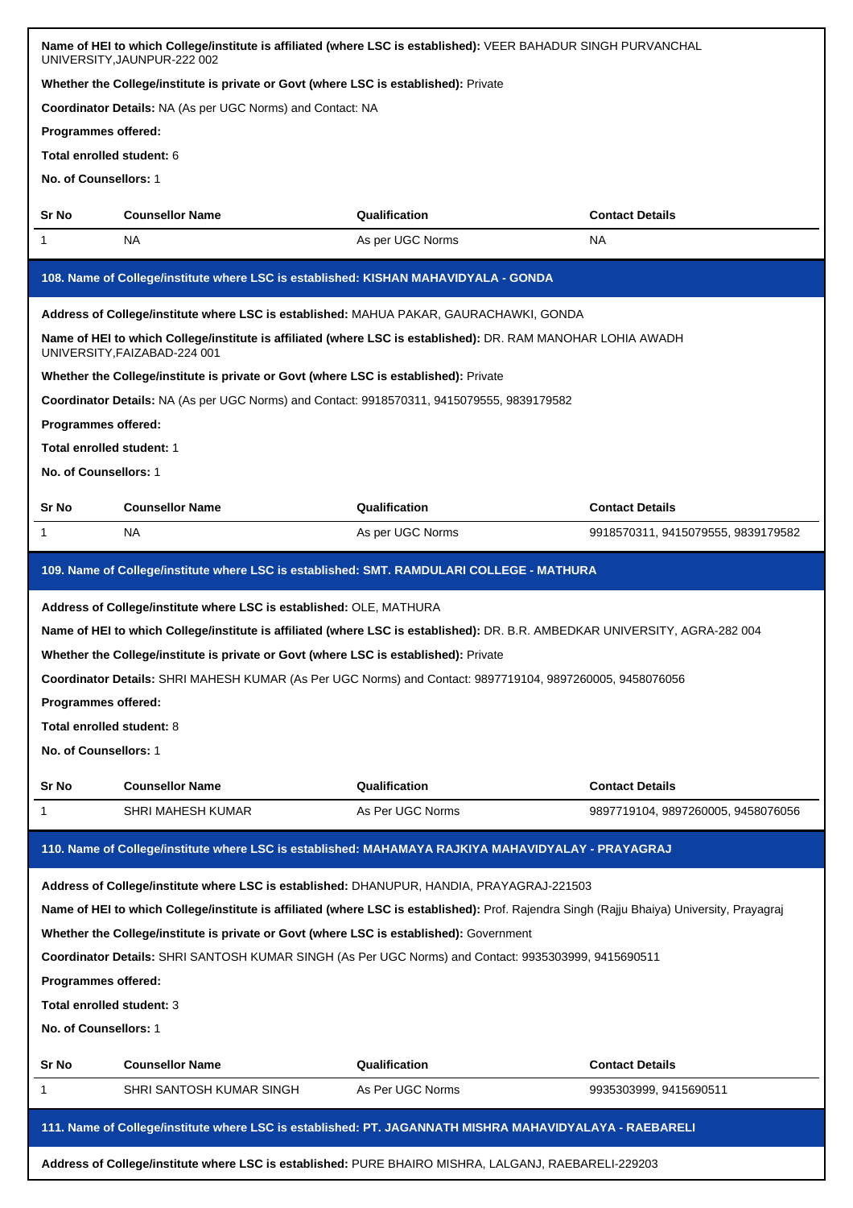**Name of HEI to which College/institute is affiliated (where LSC is established):** VEER BAHADUR SINGH PURVANCHAL UNIVERSITY,JAUNPUR-222 002

**Whether the College/institute is private or Govt (where LSC is established):** Private

**Coordinator Details:** NA (As per UGC Norms) and Contact: NA

**Programmes offered:**

**Total enrolled student:** 6

**No. of Counsellors:** 1

| Sr No | Counsellor Name | Qualification | Contact Details |
|---|---|---|---|
| 1 | NA | As per UGC Norms | NA |

## 108. Name of College/institute where LSC is established: KISHAN MAHAVIDYALA - GONDA

**Address of College/institute where LSC is established:** MAHUA PAKAR, GAURACHAWKI, GONDA

**Name of HEI to which College/institute is affiliated (where LSC is established):** DR. RAM MANOHAR LOHIA AWADH UNIVERSITY,FAIZABAD-224 001

**Whether the College/institute is private or Govt (where LSC is established):** Private

**Coordinator Details:** NA (As per UGC Norms) and Contact: 9918570311, 9415079555, 9839179582

**Programmes offered:**

**Total enrolled student:** 1

**No. of Counsellors:** 1

| Sr No | Counsellor Name | Qualification | Contact Details |
|---|---|---|---|
| 1 | NA | As per UGC Norms | 9918570311, 9415079555, 9839179582 |

## 109. Name of College/institute where LSC is established: SMT. RAMDULARI COLLEGE - MATHURA

**Address of College/institute where LSC is established:** OLE, MATHURA

**Name of HEI to which College/institute is affiliated (where LSC is established):** DR. B.R. AMBEDKAR UNIVERSITY, AGRA-282 004

**Whether the College/institute is private or Govt (where LSC is established):** Private

**Coordinator Details:** SHRI MAHESH KUMAR (As Per UGC Norms) and Contact: 9897719104, 9897260005, 9458076056

**Programmes offered:**

**Total enrolled student:** 8

**No. of Counsellors:** 1

| Sr No | Counsellor Name | Qualification | Contact Details |
|---|---|---|---|
| 1 | SHRI MAHESH KUMAR | As Per UGC Norms | 9897719104, 9897260005, 9458076056 |

## 110. Name of College/institute where LSC is established: MAHAMAYA RAJKIYA MAHAVIDYALAY - PRAYAGRAJ

**Address of College/institute where LSC is established:** DHANUPUR, HANDIA, PRAYAGRAJ-221503

**Name of HEI to which College/institute is affiliated (where LSC is established):** Prof. Rajendra Singh (Rajju Bhaiya) University, Prayagraj

**Whether the College/institute is private or Govt (where LSC is established):** Government

**Coordinator Details:** SHRI SANTOSH KUMAR SINGH (As Per UGC Norms) and Contact: 9935303999, 9415690511

**Programmes offered:**

**Total enrolled student:** 3

**No. of Counsellors:** 1

| Sr No | Counsellor Name | Qualification | Contact Details |
|---|---|---|---|
| 1 | SHRI SANTOSH KUMAR SINGH | As Per UGC Norms | 9935303999, 9415690511 |

## 111. Name of College/institute where LSC is established: PT. JAGANNATH MISHRA MAHAVIDYALAYA - RAEBARELI

**Address of College/institute where LSC is established:** PURE BHAIRO MISHRA, LALGANJ, RAEBARELI-229203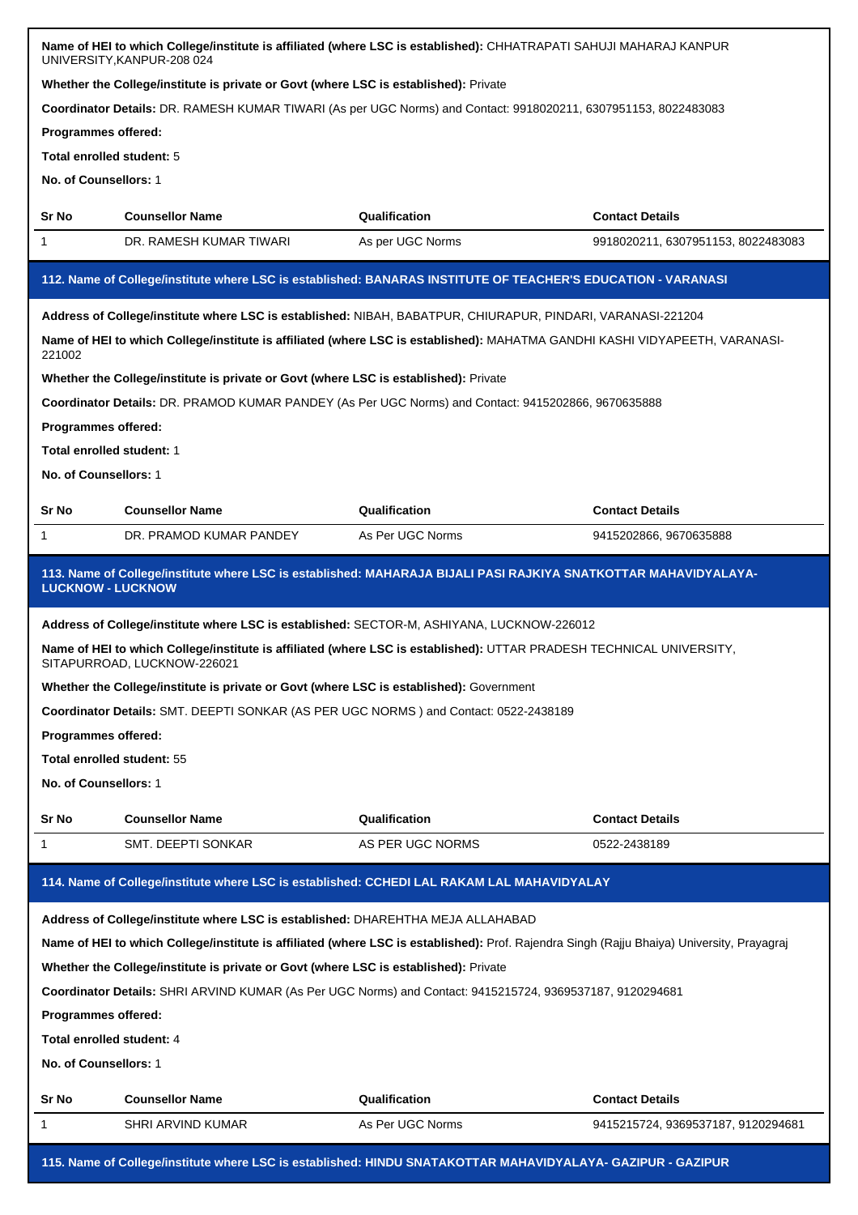**Name of HEI to which College/institute is affiliated (where LSC is established):** CHHATRAPATI SAHUJI MAHARAJ KANPUR UNIVERSITY,KANPUR-208 024

**Whether the College/institute is private or Govt (where LSC is established):** Private

**Coordinator Details:** DR. RAMESH KUMAR TIWARI (As per UGC Norms) and Contact: 9918020211, 6307951153, 8022483083

**Programmes offered:**

**Total enrolled student:** 5

**No. of Counsellors:** 1

| Sr No | Counsellor Name | Qualification | Contact Details |
|---|---|---|---|
| 1 | DR. RAMESH KUMAR TIWARI | As per UGC Norms | 9918020211, 6307951153, 8022483083 |

### 112. Name of College/institute where LSC is established: BANARAS INSTITUTE OF TEACHER'S EDUCATION - VARANASI

**Address of College/institute where LSC is established:** NIBAH, BABATPUR, CHIURAPUR, PINDARI, VARANASI-221204

**Name of HEI to which College/institute is affiliated (where LSC is established):** MAHATMA GANDHI KASHI VIDYAPEETH, VARANASI-221002

**Whether the College/institute is private or Govt (where LSC is established):** Private

**Coordinator Details:** DR. PRAMOD KUMAR PANDEY (As Per UGC Norms) and Contact: 9415202866, 9670635888

**Programmes offered:**

**Total enrolled student:** 1

**No. of Counsellors:** 1

| Sr No | Counsellor Name | Qualification | Contact Details |
|---|---|---|---|
| 1 | DR. PRAMOD KUMAR PANDEY | As Per UGC Norms | 9415202866, 9670635888 |

### 113. Name of College/institute where LSC is established: MAHARAJA BIJALI PASI RAJKIYA SNATKOTTAR MAHAVIDYALAYA-LUCKNOW - LUCKNOW

**Address of College/institute where LSC is established:** SECTOR-M, ASHIYANA, LUCKNOW-226012

**Name of HEI to which College/institute is affiliated (where LSC is established):** UTTAR PRADESH TECHNICAL UNIVERSITY, SITAPURROAD, LUCKNOW-226021

**Whether the College/institute is private or Govt (where LSC is established):** Government

**Coordinator Details:** SMT. DEEPTI SONKAR (AS PER UGC NORMS ) and Contact: 0522-2438189

**Programmes offered:**

**Total enrolled student:** 55

**No. of Counsellors:** 1

| Sr No | Counsellor Name | Qualification | Contact Details |
|---|---|---|---|
| 1 | SMT. DEEPTI SONKAR | AS PER UGC NORMS | 0522-2438189 |

### 114. Name of College/institute where LSC is established: CCHEDI LAL RAKAM LAL MAHAVIDYALAY

**Address of College/institute where LSC is established:** DHAREHTHA MEJA ALLAHABAD

**Name of HEI to which College/institute is affiliated (where LSC is established):** Prof. Rajendra Singh (Rajju Bhaiya) University, Prayagraj

**Whether the College/institute is private or Govt (where LSC is established):** Private

**Coordinator Details:** SHRI ARVIND KUMAR (As Per UGC Norms) and Contact: 9415215724, 9369537187, 9120294681

**Programmes offered:**

**Total enrolled student:** 4

**No. of Counsellors:** 1

| Sr No | Counsellor Name | Qualification | Contact Details |
|---|---|---|---|
| 1 | SHRI ARVIND KUMAR | As Per UGC Norms | 9415215724, 9369537187, 9120294681 |

### 115. Name of College/institute where LSC is established: HINDU SNATAKOTTAR MAHAVIDYALAYA- GAZIPUR - GAZIPUR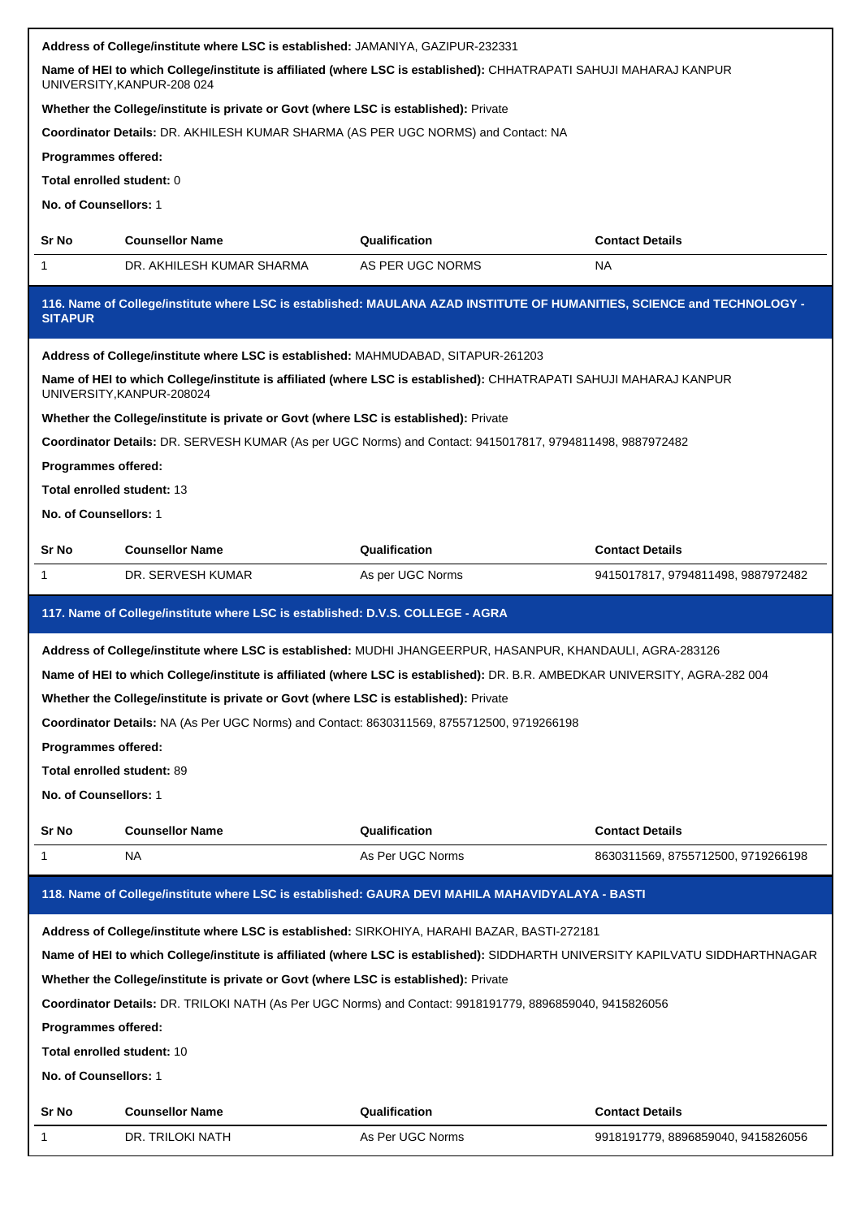**Address of College/institute where LSC is established:** JAMANIYA, GAZIPUR-232331

**Name of HEI to which College/institute is affiliated (where LSC is established):** CHHATRAPATI SAHUJI MAHARAJ KANPUR UNIVERSITY,KANPUR-208 024

**Whether the College/institute is private or Govt (where LSC is established):** Private

**Coordinator Details:** DR. AKHILESH KUMAR SHARMA (AS PER UGC NORMS) and Contact: NA

**Programmes offered:**

**Total enrolled student:** 0

**No. of Counsellors:** 1

| Sr No | Counsellor Name | Qualification | Contact Details |
|---|---|---|---|
| 1 | DR. AKHILESH KUMAR SHARMA | AS PER UGC NORMS | NA |

## 116. Name of College/institute where LSC is established: MAULANA AZAD INSTITUTE OF HUMANITIES, SCIENCE and TECHNOLOGY - SITAPUR

**Address of College/institute where LSC is established:** MAHMUDABAD, SITAPUR-261203

**Name of HEI to which College/institute is affiliated (where LSC is established):** CHHATRAPATI SAHUJI MAHARAJ KANPUR UNIVERSITY,KANPUR-208024

**Whether the College/institute is private or Govt (where LSC is established):** Private

**Coordinator Details:** DR. SERVESH KUMAR (As per UGC Norms) and Contact: 9415017817, 9794811498, 9887972482

**Programmes offered:**

**Total enrolled student:** 13

**No. of Counsellors:** 1

| Sr No | Counsellor Name | Qualification | Contact Details |
|---|---|---|---|
| 1 | DR. SERVESH KUMAR | As per UGC Norms | 9415017817, 9794811498, 9887972482 |

## 117. Name of College/institute where LSC is established: D.V.S. COLLEGE - AGRA

**Address of College/institute where LSC is established:** MUDHI JHANGEERPUR, HASANPUR, KHANDAULI, AGRA-283126

**Name of HEI to which College/institute is affiliated (where LSC is established):** DR. B.R. AMBEDKAR UNIVERSITY, AGRA-282 004

**Whether the College/institute is private or Govt (where LSC is established):** Private

**Coordinator Details:** NA (As Per UGC Norms) and Contact: 8630311569, 8755712500, 9719266198

**Programmes offered:**

**Total enrolled student:** 89

**No. of Counsellors:** 1

| Sr No | Counsellor Name | Qualification | Contact Details |
|---|---|---|---|
| 1 | NA | As Per UGC Norms | 8630311569, 8755712500, 9719266198 |

## 118. Name of College/institute where LSC is established: GAURA DEVI MAHILA MAHAVIDYALAYA - BASTI

**Address of College/institute where LSC is established:** SIRKOHIYA, HARAHI BAZAR, BASTI-272181

**Name of HEI to which College/institute is affiliated (where LSC is established):** SIDDHARTH UNIVERSITY KAPILVATU SIDDHARTHNAGAR

**Whether the College/institute is private or Govt (where LSC is established):** Private

**Coordinator Details:** DR. TRILOKI NATH (As Per UGC Norms) and Contact: 9918191779, 8896859040, 9415826056

**Programmes offered:**

**Total enrolled student:** 10

**No. of Counsellors:** 1

| Sr No | Counsellor Name | Qualification | Contact Details |
|---|---|---|---|
| 1 | DR. TRILOKI NATH | As Per UGC Norms | 9918191779, 8896859040, 9415826056 |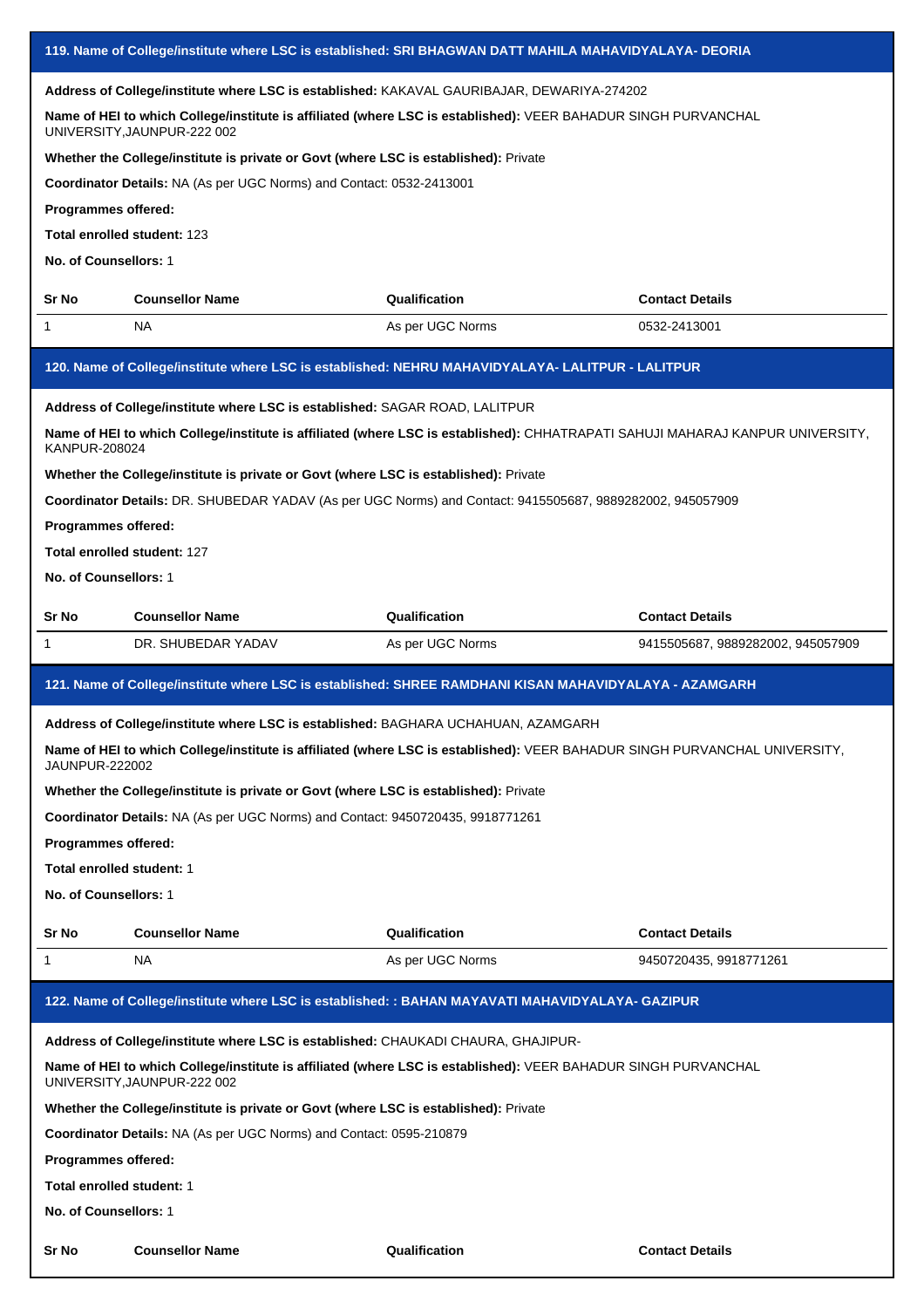## 119. Name of College/institute where LSC is established: SRI BHAGWAN DATT MAHILA MAHAVIDYALAYA- DEORIA

**Address of College/institute where LSC is established:** KAKAVAL GAURIBAJAR, DEWARIYA-274202

**Name of HEI to which College/institute is affiliated (where LSC is established):** VEER BAHADUR SINGH PURVANCHAL UNIVERSITY,JAUNPUR-222 002

**Whether the College/institute is private or Govt (where LSC is established):** Private

**Coordinator Details:** NA (As per UGC Norms) and Contact: 0532-2413001

**Programmes offered:**

**Total enrolled student:** 123

**No. of Counsellors:** 1

| Sr No | Counsellor Name | Qualification | Contact Details |
|---|---|---|---|
| 1 | NA | As per UGC Norms | 0532-2413001 |

## 120. Name of College/institute where LSC is established: NEHRU MAHAVIDYALAYA- LALITPUR - LALITPUR

**Address of College/institute where LSC is established:** SAGAR ROAD, LALITPUR

**Name of HEI to which College/institute is affiliated (where LSC is established):** CHHATRAPATI SAHUJI MAHARAJ KANPUR UNIVERSITY, KANPUR-208024

**Whether the College/institute is private or Govt (where LSC is established):** Private

**Coordinator Details:** DR. SHUBEDAR YADAV (As per UGC Norms) and Contact: 9415505687, 9889282002, 945057909

**Programmes offered:**

**Total enrolled student:** 127

**No. of Counsellors:** 1

| Sr No | Counsellor Name | Qualification | Contact Details |
|---|---|---|---|
| 1 | DR. SHUBEDAR YADAV | As per UGC Norms | 9415505687, 9889282002, 945057909 |

## 121. Name of College/institute where LSC is established: SHREE RAMDHANI KISAN MAHAVIDYALAYA - AZAMGARH

**Address of College/institute where LSC is established:** BAGHARA UCHAHUAN, AZAMGARH

**Name of HEI to which College/institute is affiliated (where LSC is established):** VEER BAHADUR SINGH PURVANCHAL UNIVERSITY, JAUNPUR-222002

**Whether the College/institute is private or Govt (where LSC is established):** Private

**Coordinator Details:** NA (As per UGC Norms) and Contact: 9450720435, 9918771261

**Programmes offered:**

**Total enrolled student:** 1

**No. of Counsellors:** 1

| Sr No | Counsellor Name | Qualification | Contact Details |
|---|---|---|---|
| 1 | NA | As per UGC Norms | 9450720435, 9918771261 |

## 122. Name of College/institute where LSC is established: : BAHAN MAYAVATI MAHAVIDYALAYA- GAZIPUR

**Address of College/institute where LSC is established:** CHAUKADI CHAURA, GHAJIPUR-

**Name of HEI to which College/institute is affiliated (where LSC is established):** VEER BAHADUR SINGH PURVANCHAL UNIVERSITY,JAUNPUR-222 002

**Whether the College/institute is private or Govt (where LSC is established):** Private

**Coordinator Details:** NA (As per UGC Norms) and Contact: 0595-210879

**Programmes offered:**

**Total enrolled student:** 1

**No. of Counsellors:** 1

| Sr No | Counsellor Name | Qualification | Contact Details |
|---|---|---|---|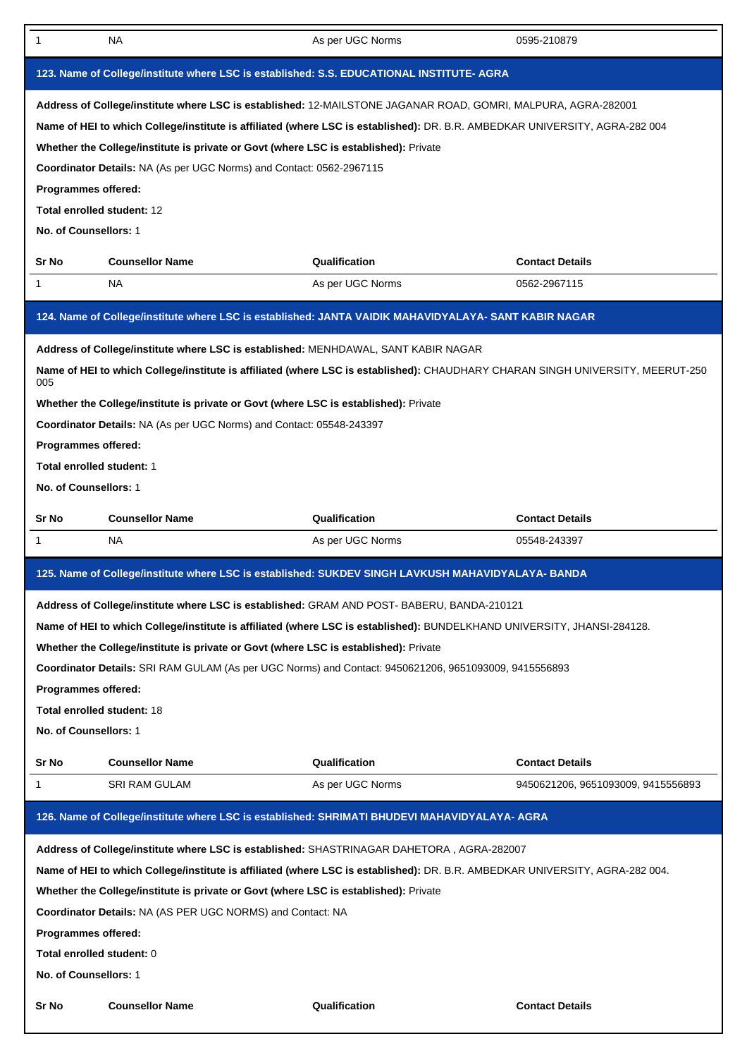| Sr No | Counsellor Name | Qualification | Contact Details |
|---|---|---|---|
| 1 | NA | As per UGC Norms | 0595-210879 |

## 123. Name of College/institute where LSC is established: S.S. EDUCATIONAL INSTITUTE- AGRA

**Address of College/institute where LSC is established:** 12-MAILSTONE JAGANAR ROAD, GOMRI, MALPURA, AGRA-282001

**Name of HEI to which College/institute is affiliated (where LSC is established):** DR. B.R. AMBEDKAR UNIVERSITY, AGRA-282 004

**Whether the College/institute is private or Govt (where LSC is established):** Private

**Coordinator Details:** NA (As per UGC Norms) and Contact: 0562-2967115

**Programmes offered:**

**Total enrolled student:** 12

**No. of Counsellors:** 1

| Sr No | Counsellor Name | Qualification | Contact Details |
|---|---|---|---|
| 1 | NA | As per UGC Norms | 0562-2967115 |

## 124. Name of College/institute where LSC is established: JANTA VAIDIK MAHAVIDYALAYA- SANT KABIR NAGAR

**Address of College/institute where LSC is established:** MENHDAWAL, SANT KABIR NAGAR

**Name of HEI to which College/institute is affiliated (where LSC is established):** CHAUDHARY CHARAN SINGH UNIVERSITY, MEERUT-250 005

**Whether the College/institute is private or Govt (where LSC is established):** Private

**Coordinator Details:** NA (As per UGC Norms) and Contact: 05548-243397

**Programmes offered:**

**Total enrolled student:** 1

**No. of Counsellors:** 1

| Sr No | Counsellor Name | Qualification | Contact Details |
|---|---|---|---|
| 1 | NA | As per UGC Norms | 05548-243397 |

## 125. Name of College/institute where LSC is established: SUKDEV SINGH LAVKUSH MAHAVIDYALAYA- BANDA

**Address of College/institute where LSC is established:** GRAM AND POST- BABERU, BANDA-210121

**Name of HEI to which College/institute is affiliated (where LSC is established):** BUNDELKHAND UNIVERSITY, JHANSI-284128.

**Whether the College/institute is private or Govt (where LSC is established):** Private

**Coordinator Details:** SRI RAM GULAM (As per UGC Norms) and Contact: 9450621206, 9651093009, 9415556893

**Programmes offered:**

**Total enrolled student:** 18

**No. of Counsellors:** 1

| Sr No | Counsellor Name | Qualification | Contact Details |
|---|---|---|---|
| 1 | SRI RAM GULAM | As per UGC Norms | 9450621206, 9651093009, 9415556893 |

## 126. Name of College/institute where LSC is established: SHRIMATI BHUDEVI MAHAVIDYALAYA- AGRA

**Address of College/institute where LSC is established:** SHASTRINAGAR DAHETORA , AGRA-282007

**Name of HEI to which College/institute is affiliated (where LSC is established):** DR. B.R. AMBEDKAR UNIVERSITY, AGRA-282 004.

**Whether the College/institute is private or Govt (where LSC is established):** Private

**Coordinator Details:** NA (AS PER UGC NORMS) and Contact: NA

**Programmes offered:**

**Total enrolled student:** 0

**No. of Counsellors:** 1

| Sr No | Counsellor Name | Qualification | Contact Details |
|---|---|---|---|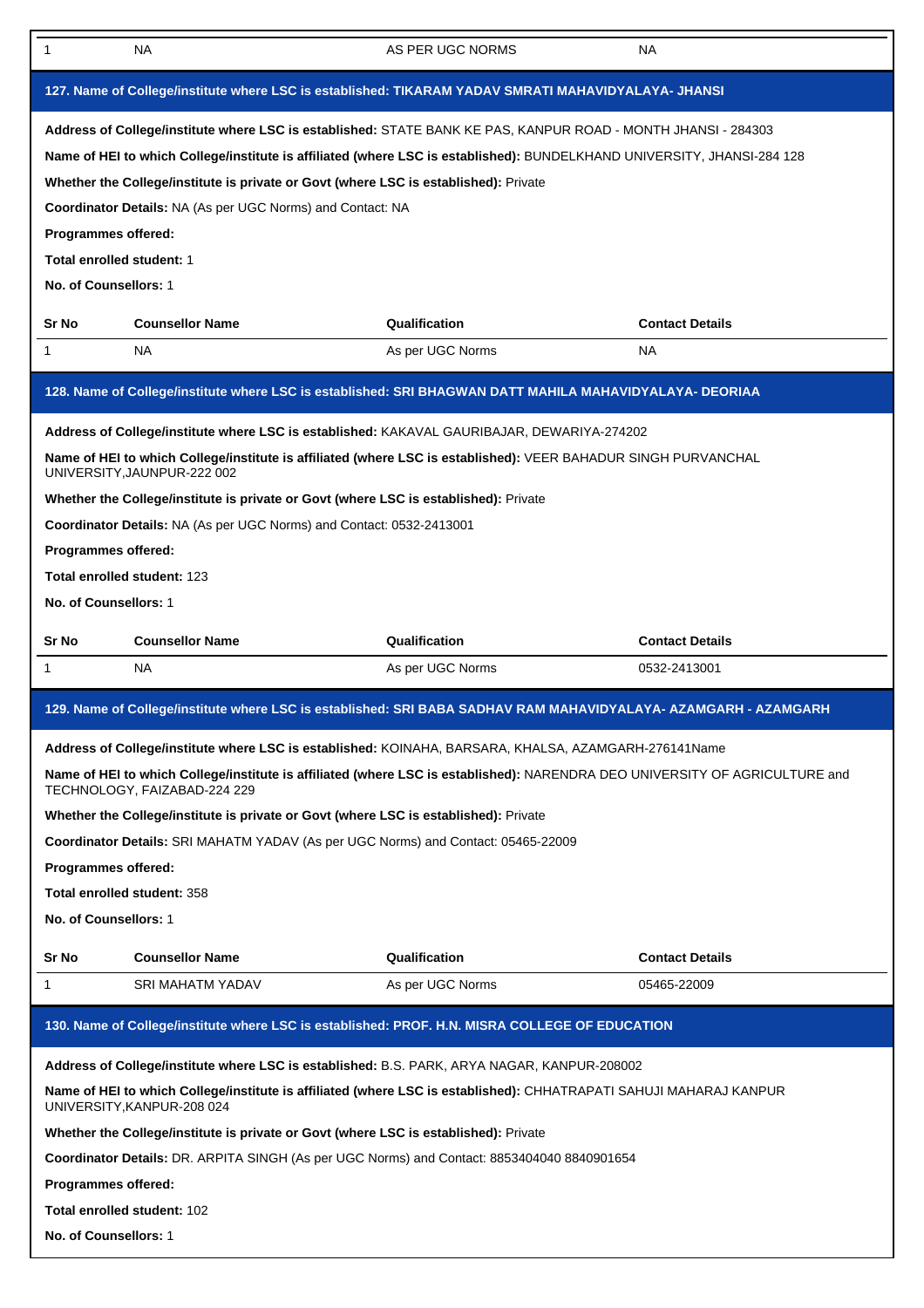| 1 | NA | AS PER UGC NORMS | NA |
|---|---|---|---|

## 127. Name of College/institute where LSC is established: TIKARAM YADAV SMRATI MAHAVIDYALAYA- JHANSI

**Address of College/institute where LSC is established:** STATE BANK KE PAS, KANPUR ROAD - MONTH JHANSI - 284303

**Name of HEI to which College/institute is affiliated (where LSC is established):** BUNDELKHAND UNIVERSITY, JHANSI-284 128

**Whether the College/institute is private or Govt (where LSC is established):** Private

**Coordinator Details:** NA (As per UGC Norms) and Contact: NA

**Programmes offered:**

**Total enrolled student:** 1

**No. of Counsellors:** 1

| Sr No | Counsellor Name | Qualification | Contact Details |
|---|---|---|---|
| 1 | NA | As per UGC Norms | NA |

## 128. Name of College/institute where LSC is established: SRI BHAGWAN DATT MAHILA MAHAVIDYALAYA- DEORIAA

**Address of College/institute where LSC is established:** KAKAVAL GAURIBAJAR, DEWARIYA-274202

**Name of HEI to which College/institute is affiliated (where LSC is established):** VEER BAHADUR SINGH PURVANCHAL UNIVERSITY,JAUNPUR-222 002

**Whether the College/institute is private or Govt (where LSC is established):** Private

**Coordinator Details:** NA (As per UGC Norms) and Contact: 0532-2413001

**Programmes offered:**

**Total enrolled student:** 123

**No. of Counsellors:** 1

| Sr No | Counsellor Name | Qualification | Contact Details |
|---|---|---|---|
| 1 | NA | As per UGC Norms | 0532-2413001 |

## 129. Name of College/institute where LSC is established: SRI BABA SADHAV RAM MAHAVIDYALAYA- AZAMGARH - AZAMGARH

**Address of College/institute where LSC is established:** KOINAHA, BARSARA, KHALSA, AZAMGARH-276141Name

**Name of HEI to which College/institute is affiliated (where LSC is established):** NARENDRA DEO UNIVERSITY OF AGRICULTURE and TECHNOLOGY, FAIZABAD-224 229

**Whether the College/institute is private or Govt (where LSC is established):** Private

**Coordinator Details:** SRI MAHATM YADAV (As per UGC Norms) and Contact: 05465-22009

**Programmes offered:**

**Total enrolled student:** 358

**No. of Counsellors:** 1

| Sr No | Counsellor Name | Qualification | Contact Details |
|---|---|---|---|
| 1 | SRI MAHATM YADAV | As per UGC Norms | 05465-22009 |

## 130. Name of College/institute where LSC is established: PROF. H.N. MISRA COLLEGE OF EDUCATION

**Address of College/institute where LSC is established:** B.S. PARK, ARYA NAGAR, KANPUR-208002

**Name of HEI to which College/institute is affiliated (where LSC is established):** CHHATRAPATI SAHUJI MAHARAJ KANPUR UNIVERSITY,KANPUR-208 024

**Whether the College/institute is private or Govt (where LSC is established):** Private

**Coordinator Details:** DR. ARPITA SINGH (As per UGC Norms) and Contact: 8853404040 8840901654

**Programmes offered:**

**Total enrolled student:** 102

**No. of Counsellors:** 1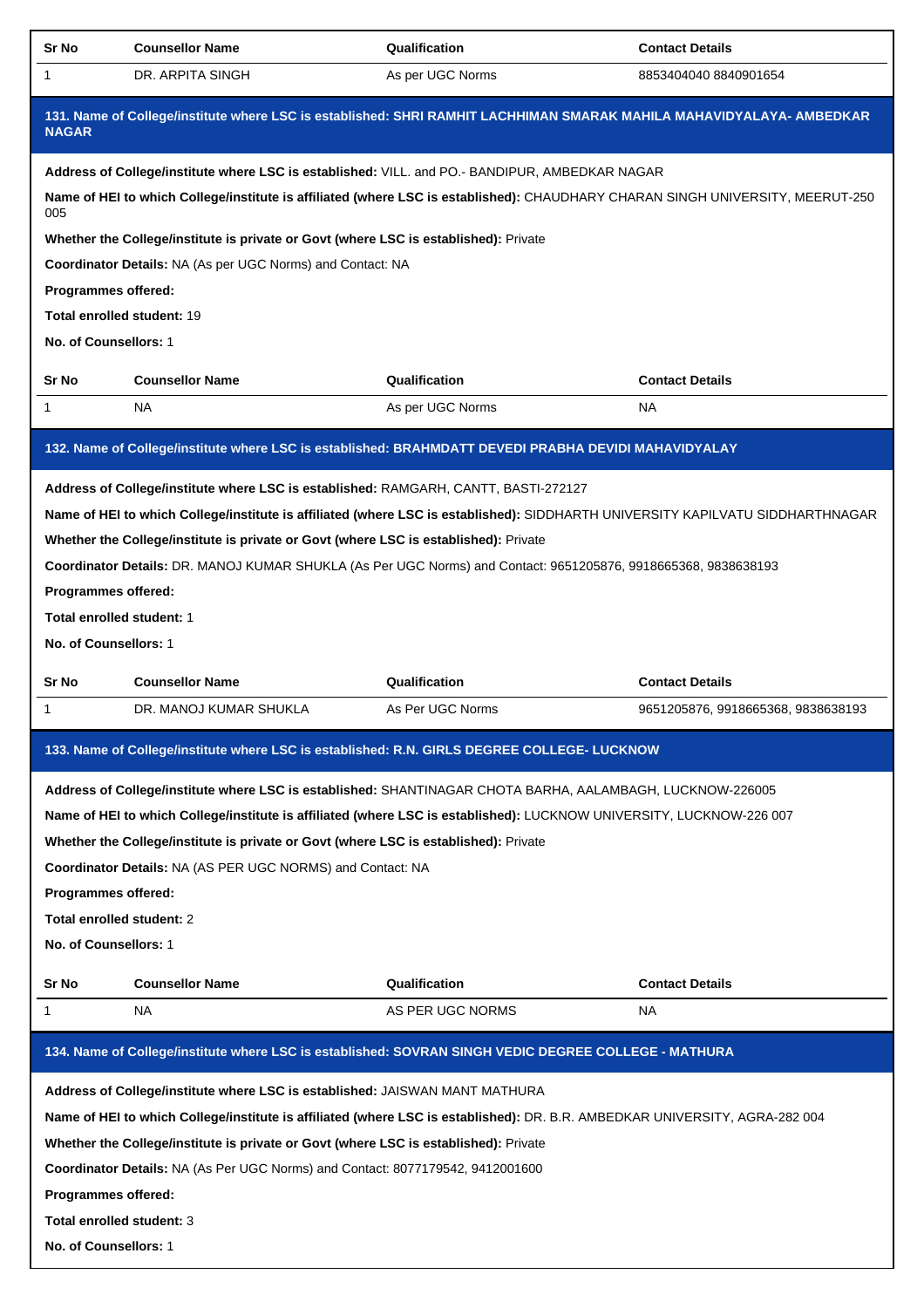| Sr No | Counsellor Name | Qualification | Contact Details |
|---|---|---|---|
| 1 | DR. ARPITA SINGH | As per UGC Norms | 8853404040 8840901654 |

### 131. Name of College/institute where LSC is established: SHRI RAMHIT LACHHIMAN SMARAK MAHILA MAHAVIDYALAYA- AMBEDKAR NAGAR

**Address of College/institute where LSC is established:** VILL. and PO.- BANDIPUR, AMBEDKAR NAGAR

**Name of HEI to which College/institute is affiliated (where LSC is established):** CHAUDHARY CHARAN SINGH UNIVERSITY, MEERUT-250 005

**Whether the College/institute is private or Govt (where LSC is established):** Private

**Coordinator Details:** NA (As per UGC Norms) and Contact: NA

**Programmes offered:**

**Total enrolled student:** 19

**No. of Counsellors:** 1

| Sr No | Counsellor Name | Qualification | Contact Details |
|---|---|---|---|
| 1 | NA | As per UGC Norms | NA |

### 132. Name of College/institute where LSC is established: BRAHMDATT DEVEDI PRABHA DEVIDI MAHAVIDYALAY

**Address of College/institute where LSC is established:** RAMGARH, CANTT, BASTI-272127

**Name of HEI to which College/institute is affiliated (where LSC is established):** SIDDHARTH UNIVERSITY KAPILVATU SIDDHARTHNAGAR

**Whether the College/institute is private or Govt (where LSC is established):** Private

**Coordinator Details:** DR. MANOJ KUMAR SHUKLA (As Per UGC Norms) and Contact: 9651205876, 9918665368, 9838638193

**Programmes offered:**

**Total enrolled student:** 1

**No. of Counsellors:** 1

| Sr No | Counsellor Name | Qualification | Contact Details |
|---|---|---|---|
| 1 | DR. MANOJ KUMAR SHUKLA | As Per UGC Norms | 9651205876, 9918665368, 9838638193 |

### 133. Name of College/institute where LSC is established: R.N. GIRLS DEGREE COLLEGE- LUCKNOW

**Address of College/institute where LSC is established:** SHANTINAGAR CHOTA BARHA, AALAMBAGH, LUCKNOW-226005

**Name of HEI to which College/institute is affiliated (where LSC is established):** LUCKNOW UNIVERSITY, LUCKNOW-226 007

**Whether the College/institute is private or Govt (where LSC is established):** Private

**Coordinator Details:** NA (AS PER UGC NORMS) and Contact: NA

**Programmes offered:**

**Total enrolled student:** 2

**No. of Counsellors:** 1

| Sr No | Counsellor Name | Qualification | Contact Details |
|---|---|---|---|
| 1 | NA | AS PER UGC NORMS | NA |

### 134. Name of College/institute where LSC is established: SOVRAN SINGH VEDIC DEGREE COLLEGE - MATHURA

**Address of College/institute where LSC is established:** JAISWAN MANT MATHURA

**Name of HEI to which College/institute is affiliated (where LSC is established):** DR. B.R. AMBEDKAR UNIVERSITY, AGRA-282 004

**Whether the College/institute is private or Govt (where LSC is established):** Private

**Coordinator Details:** NA (As Per UGC Norms) and Contact: 8077179542, 9412001600

**Programmes offered:**

**Total enrolled student:** 3

**No. of Counsellors:** 1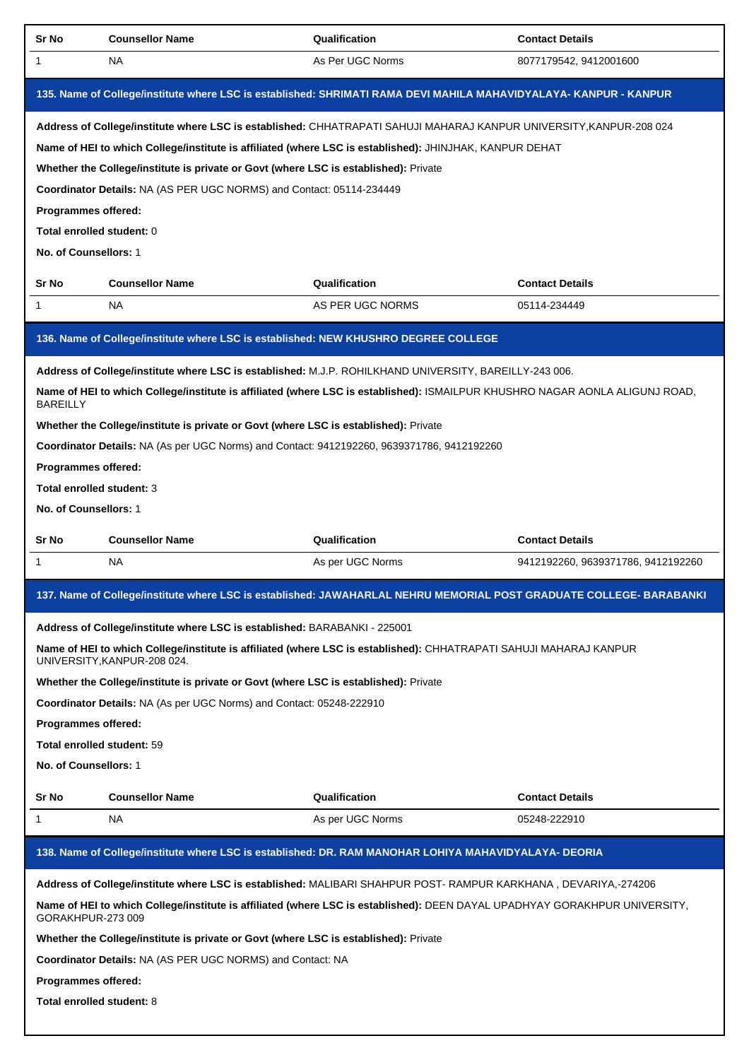| Sr No | Counsellor Name | Qualification | Contact Details |
|---|---|---|---|
| 1 | NA | As Per UGC Norms | 8077179542, 9412001600 |

## 135. Name of College/institute where LSC is established: SHRIMATI RAMA DEVI MAHILA MAHAVIDYALAYA- KANPUR - KANPUR

**Address of College/institute where LSC is established:** CHHATRAPATI SAHUJI MAHARAJ KANPUR UNIVERSITY,KANPUR-208 024

**Name of HEI to which College/institute is affiliated (where LSC is established):** JHINJHAK, KANPUR DEHAT

**Whether the College/institute is private or Govt (where LSC is established):** Private

**Coordinator Details:** NA (AS PER UGC NORMS) and Contact: 05114-234449

**Programmes offered:**

**Total enrolled student:** 0

**No. of Counsellors:** 1

| Sr No | Counsellor Name | Qualification | Contact Details |
|---|---|---|---|
| 1 | NA | AS PER UGC NORMS | 05114-234449 |

## 136. Name of College/institute where LSC is established: NEW KHUSHRO DEGREE COLLEGE

**Address of College/institute where LSC is established:** M.J.P. ROHILKHAND UNIVERSITY, BAREILLY-243 006.

**Name of HEI to which College/institute is affiliated (where LSC is established):** ISMAILPUR KHUSHRO NAGAR AONLA ALIGUNJ ROAD, BAREILLY

**Whether the College/institute is private or Govt (where LSC is established):** Private

**Coordinator Details:** NA (As per UGC Norms) and Contact: 9412192260, 9639371786, 9412192260

**Programmes offered:**

**Total enrolled student:** 3

**No. of Counsellors:** 1

| Sr No | Counsellor Name | Qualification | Contact Details |
|---|---|---|---|
| 1 | NA | As per UGC Norms | 9412192260, 9639371786, 9412192260 |

## 137. Name of College/institute where LSC is established: JAWAHARLAL NEHRU MEMORIAL POST GRADUATE COLLEGE- BARABANKI

**Address of College/institute where LSC is established:** BARABANKI - 225001

**Name of HEI to which College/institute is affiliated (where LSC is established):** CHHATRAPATI SAHUJI MAHARAJ KANPUR UNIVERSITY,KANPUR-208 024.

**Whether the College/institute is private or Govt (where LSC is established):** Private

**Coordinator Details:** NA (As per UGC Norms) and Contact: 05248-222910

**Programmes offered:**

**Total enrolled student:** 59

**No. of Counsellors:** 1

| Sr No | Counsellor Name | Qualification | Contact Details |
|---|---|---|---|
| 1 | NA | As per UGC Norms | 05248-222910 |

## 138. Name of College/institute where LSC is established: DR. RAM MANOHAR LOHIYA MAHAVIDYALAYA- DEORIA

**Address of College/institute where LSC is established:** MALIBARI SHAHPUR POST- RAMPUR KARKHANA , DEVARIYA,-274206

**Name of HEI to which College/institute is affiliated (where LSC is established):** DEEN DAYAL UPADHYAY GORAKHPUR UNIVERSITY, GORAKHPUR-273 009

**Whether the College/institute is private or Govt (where LSC is established):** Private

**Coordinator Details:** NA (AS PER UGC NORMS) and Contact: NA

**Programmes offered:**

**Total enrolled student:** 8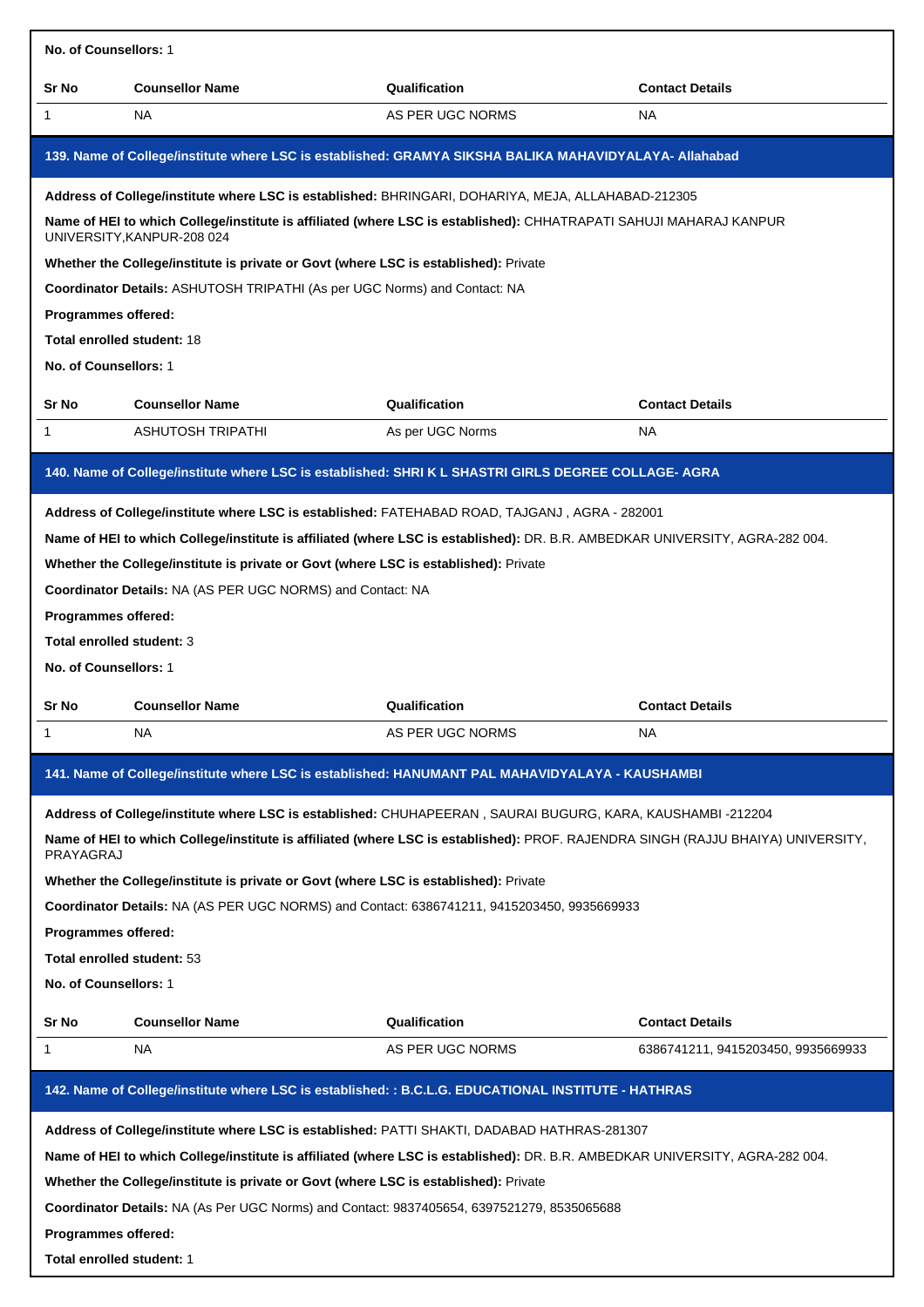**No. of Counsellors:** 1

| Sr No | Counsellor Name | Qualification | Contact Details |
|---|---|---|---|
| 1 | NA | AS PER UGC NORMS | NA |

### 139. Name of College/institute where LSC is established: GRAMYA SIKSHA BALIKA MAHAVIDYALAYA- Allahabad

**Address of College/institute where LSC is established:** BHRINGARI, DOHARIYA, MEJA, ALLAHABAD-212305

**Name of HEI to which College/institute is affiliated (where LSC is established):** CHHATRAPATI SAHUJI MAHARAJ KANPUR UNIVERSITY,KANPUR-208 024

**Whether the College/institute is private or Govt (where LSC is established):** Private

**Coordinator Details:** ASHUTOSH TRIPATHI (As per UGC Norms) and Contact: NA

**Programmes offered:**

**Total enrolled student:** 18

**No. of Counsellors:** 1

| Sr No | Counsellor Name | Qualification | Contact Details |
|---|---|---|---|
| 1 | ASHUTOSH TRIPATHI | As per UGC Norms | NA |

### 140. Name of College/institute where LSC is established: SHRI K L SHASTRI GIRLS DEGREE COLLAGE- AGRA

**Address of College/institute where LSC is established:** FATEHABAD ROAD, TAJGANJ , AGRA - 282001

**Name of HEI to which College/institute is affiliated (where LSC is established):** DR. B.R. AMBEDKAR UNIVERSITY, AGRA-282 004.

**Whether the College/institute is private or Govt (where LSC is established):** Private

**Coordinator Details:** NA (AS PER UGC NORMS) and Contact: NA

**Programmes offered:**

**Total enrolled student:** 3

**No. of Counsellors:** 1

| Sr No | Counsellor Name | Qualification | Contact Details |
|---|---|---|---|
| 1 | NA | AS PER UGC NORMS | NA |

### 141. Name of College/institute where LSC is established: HANUMANT PAL MAHAVIDYALAYA - KAUSHAMBI

**Address of College/institute where LSC is established:** CHUHAPEERAN , SAURAI BUGURG, KARA, KAUSHAMBI -212204

**Name of HEI to which College/institute is affiliated (where LSC is established):** PROF. RAJENDRA SINGH (RAJJU BHAIYA) UNIVERSITY, PRAYAGRAJ

**Whether the College/institute is private or Govt (where LSC is established):** Private

**Coordinator Details:** NA (AS PER UGC NORMS) and Contact: 6386741211, 9415203450, 9935669933

**Programmes offered:**

**Total enrolled student:** 53

**No. of Counsellors:** 1

| Sr No | Counsellor Name | Qualification | Contact Details |
|---|---|---|---|
| 1 | NA | AS PER UGC NORMS | 6386741211, 9415203450, 9935669933 |

### 142. Name of College/institute where LSC is established: : B.C.L.G. EDUCATIONAL INSTITUTE - HATHRAS

**Address of College/institute where LSC is established:** PATTI SHAKTI, DADABAD HATHRAS-281307

**Name of HEI to which College/institute is affiliated (where LSC is established):** DR. B.R. AMBEDKAR UNIVERSITY, AGRA-282 004.

**Whether the College/institute is private or Govt (where LSC is established):** Private

**Coordinator Details:** NA (As Per UGC Norms) and Contact: 9837405654, 6397521279, 8535065688

**Programmes offered:**

**Total enrolled student:** 1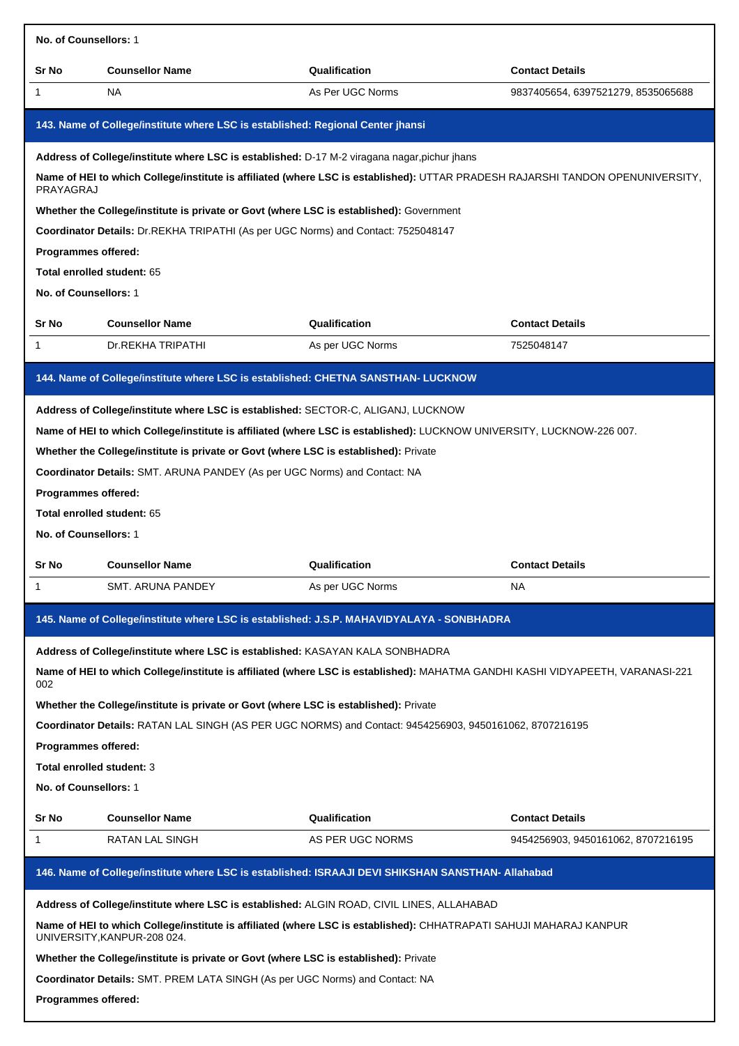**No. of Counsellors:** 1

| Sr No | Counsellor Name | Qualification | Contact Details |
|---|---|---|---|
| 1 | NA | As Per UGC Norms | 9837405654, 6397521279, 8535065688 |

### 143. Name of College/institute where LSC is established: Regional Center jhansi

**Address of College/institute where LSC is established:** D-17 M-2 viragana nagar,pichur jhans

**Name of HEI to which College/institute is affiliated (where LSC is established):** UTTAR PRADESH RAJARSHI TANDON OPENUNIVERSITY, PRAYAGRAJ

**Whether the College/institute is private or Govt (where LSC is established):** Government

**Coordinator Details:** Dr.REKHA TRIPATHI (As per UGC Norms) and Contact: 7525048147

**Programmes offered:**

**Total enrolled student:** 65

**No. of Counsellors:** 1

| Sr No | Counsellor Name | Qualification | Contact Details |
|---|---|---|---|
| 1 | Dr.REKHA TRIPATHI | As per UGC Norms | 7525048147 |

### 144. Name of College/institute where LSC is established: CHETNA SANSTHAN- LUCKNOW

**Address of College/institute where LSC is established:** SECTOR-C, ALIGANJ, LUCKNOW

**Name of HEI to which College/institute is affiliated (where LSC is established):** LUCKNOW UNIVERSITY, LUCKNOW-226 007.

**Whether the College/institute is private or Govt (where LSC is established):** Private

**Coordinator Details:** SMT. ARUNA PANDEY (As per UGC Norms) and Contact: NA

**Programmes offered:**

**Total enrolled student:** 65

**No. of Counsellors:** 1

| Sr No | Counsellor Name | Qualification | Contact Details |
|---|---|---|---|
| 1 | SMT. ARUNA PANDEY | As per UGC Norms | NA |

### 145. Name of College/institute where LSC is established: J.S.P. MAHAVIDYALAYA - SONBHADRA

**Address of College/institute where LSC is established:** KASAYAN KALA SONBHADRA

**Name of HEI to which College/institute is affiliated (where LSC is established):** MAHATMA GANDHI KASHI VIDYAPEETH, VARANASI-221 002

**Whether the College/institute is private or Govt (where LSC is established):** Private

**Coordinator Details:** RATAN LAL SINGH (AS PER UGC NORMS) and Contact: 9454256903, 9450161062, 8707216195

**Programmes offered:**

**Total enrolled student:** 3

**No. of Counsellors:** 1

| Sr No | Counsellor Name | Qualification | Contact Details |
|---|---|---|---|
| 1 | RATAN LAL SINGH | AS PER UGC NORMS | 9454256903, 9450161062, 8707216195 |

### 146. Name of College/institute where LSC is established: ISRAAJI DEVI SHIKSHAN SANSTHAN- Allahabad

**Address of College/institute where LSC is established:** ALGIN ROAD, CIVIL LINES, ALLAHABAD

**Name of HEI to which College/institute is affiliated (where LSC is established):** CHHATRAPATI SAHUJI MAHARAJ KANPUR UNIVERSITY,KANPUR-208 024.

**Whether the College/institute is private or Govt (where LSC is established):** Private

**Coordinator Details:** SMT. PREM LATA SINGH (As per UGC Norms) and Contact: NA

**Programmes offered:**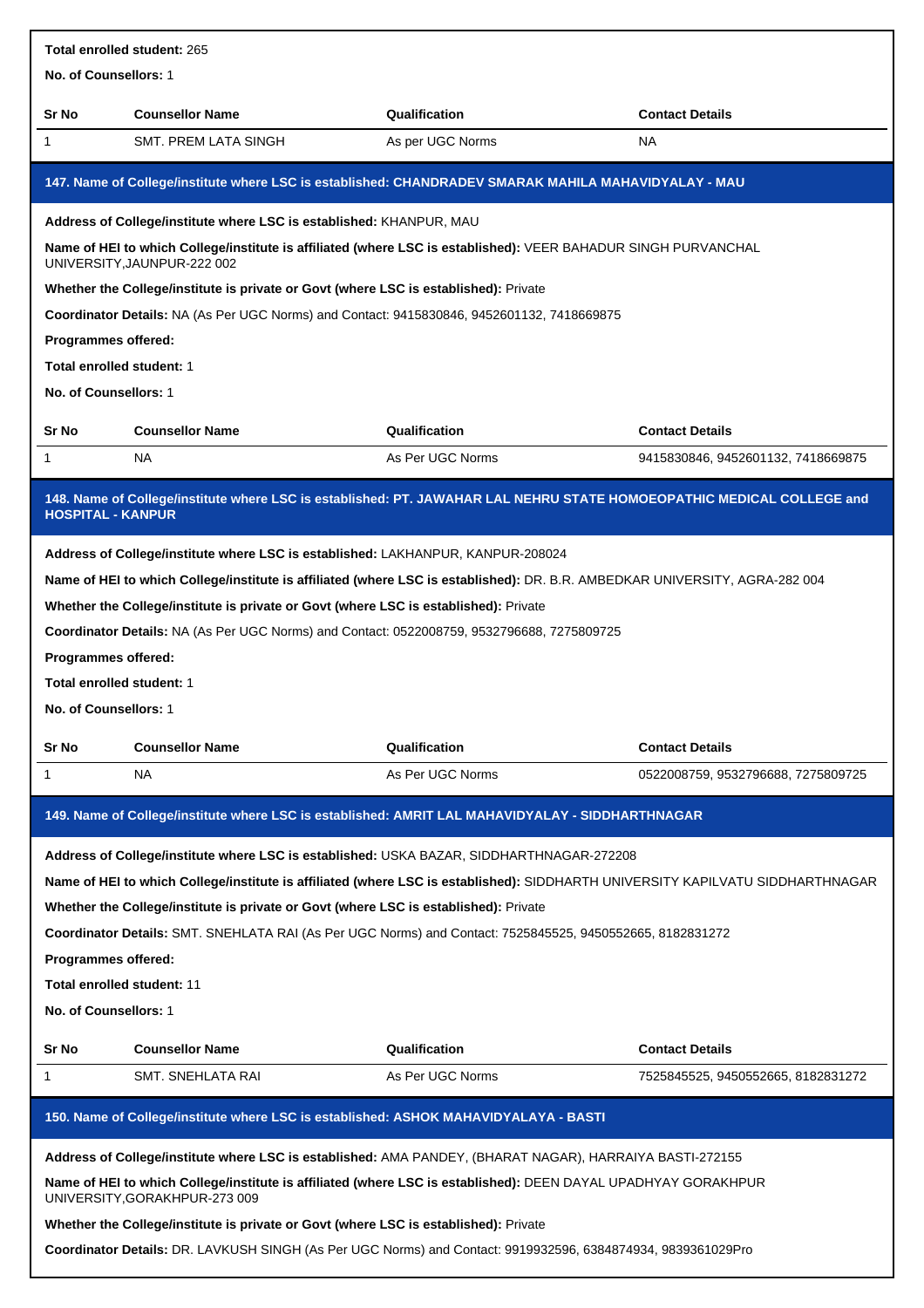**Total enrolled student:** 265

**No. of Counsellors:** 1

| Sr No | Counsellor Name | Qualification | Contact Details |
|---|---|---|---|
| 1 | SMT. PREM LATA SINGH | As per UGC Norms | NA |

### 147. Name of College/institute where LSC is established: CHANDRADEV SMARAK MAHILA MAHAVIDYALAY - MAU

**Address of College/institute where LSC is established:** KHANPUR, MAU

**Name of HEI to which College/institute is affiliated (where LSC is established):** VEER BAHADUR SINGH PURVANCHAL UNIVERSITY,JAUNPUR-222 002

**Whether the College/institute is private or Govt (where LSC is established):** Private

**Coordinator Details:** NA (As Per UGC Norms) and Contact: 9415830846, 9452601132, 7418669875

**Programmes offered:**

**Total enrolled student:** 1

**No. of Counsellors:** 1

| Sr No | Counsellor Name | Qualification | Contact Details |
|---|---|---|---|
| 1 | NA | As Per UGC Norms | 9415830846, 9452601132, 7418669875 |

### 148. Name of College/institute where LSC is established: PT. JAWAHAR LAL NEHRU STATE HOMOEOPATHIC MEDICAL COLLEGE and HOSPITAL - KANPUR

**Address of College/institute where LSC is established:** LAKHANPUR, KANPUR-208024

**Name of HEI to which College/institute is affiliated (where LSC is established):** DR. B.R. AMBEDKAR UNIVERSITY, AGRA-282 004

**Whether the College/institute is private or Govt (where LSC is established):** Private

**Coordinator Details:** NA (As Per UGC Norms) and Contact: 0522008759, 9532796688, 7275809725

**Programmes offered:**

**Total enrolled student:** 1

**No. of Counsellors:** 1

| Sr No | Counsellor Name | Qualification | Contact Details |
|---|---|---|---|
| 1 | NA | As Per UGC Norms | 0522008759, 9532796688, 7275809725 |

### 149. Name of College/institute where LSC is established: AMRIT LAL MAHAVIDYALAY - SIDDHARTHNAGAR

**Address of College/institute where LSC is established:** USKA BAZAR, SIDDHARTHNAGAR-272208

**Name of HEI to which College/institute is affiliated (where LSC is established):** SIDDHARTH UNIVERSITY KAPILVATU SIDDHARTHNAGAR

**Whether the College/institute is private or Govt (where LSC is established):** Private

**Coordinator Details:** SMT. SNEHLATA RAI (As Per UGC Norms) and Contact: 7525845525, 9450552665, 8182831272

**Programmes offered:**

**Total enrolled student:** 11

**No. of Counsellors:** 1

| Sr No | Counsellor Name | Qualification | Contact Details |
|---|---|---|---|
| 1 | SMT. SNEHLATA RAI | As Per UGC Norms | 7525845525, 9450552665, 8182831272 |

### 150. Name of College/institute where LSC is established: ASHOK MAHAVIDYALAYA - BASTI

**Address of College/institute where LSC is established:** AMA PANDEY, (BHARAT NAGAR), HARRAIYA BASTI-272155

**Name of HEI to which College/institute is affiliated (where LSC is established):** DEEN DAYAL UPADHYAY GORAKHPUR UNIVERSITY,GORAKHPUR-273 009

**Whether the College/institute is private or Govt (where LSC is established):** Private

**Coordinator Details:** DR. LAVKUSH SINGH (As Per UGC Norms) and Contact: 9919932596, 6384874934, 9839361029Pro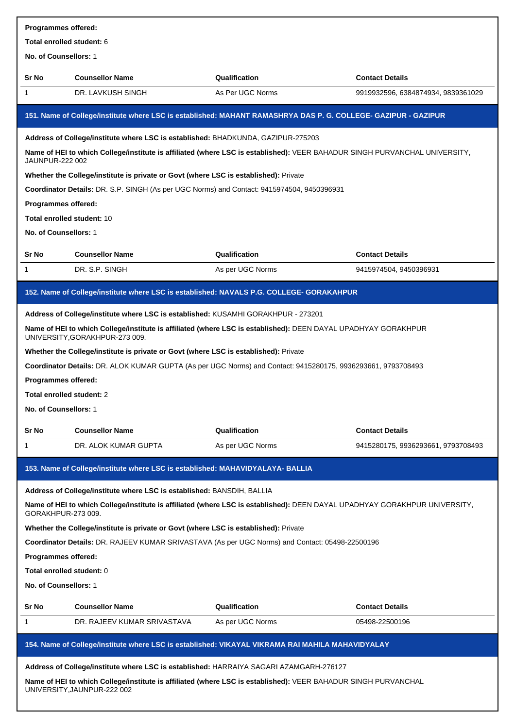**Programmes offered:**

**Total enrolled student:** 6

**No. of Counsellors:** 1

| Sr No | Counsellor Name | Qualification | Contact Details |
|---|---|---|---|
| 1 | DR. LAVKUSH SINGH | As Per UGC Norms | 9919932596, 6384874934, 9839361029 |

### 151. Name of College/institute where LSC is established: MAHANT RAMASHRYA DAS P. G. COLLEGE- GAZIPUR - GAZIPUR

**Address of College/institute where LSC is established:** BHADKUNDA, GAZIPUR-275203

**Name of HEI to which College/institute is affiliated (where LSC is established):** VEER BAHADUR SINGH PURVANCHAL UNIVERSITY, JAUNPUR-222 002

**Whether the College/institute is private or Govt (where LSC is established):** Private

**Coordinator Details:** DR. S.P. SINGH (As per UGC Norms) and Contact: 9415974504, 9450396931

**Programmes offered:**

**Total enrolled student:** 10

**No. of Counsellors:** 1

| Sr No | Counsellor Name | Qualification | Contact Details |
|---|---|---|---|
| 1 | DR. S.P. SINGH | As per UGC Norms | 9415974504, 9450396931 |

### 152. Name of College/institute where LSC is established: NAVALS P.G. COLLEGE- GORAKAHPUR

**Address of College/institute where LSC is established:** KUSAMHI GORAKHPUR - 273201

**Name of HEI to which College/institute is affiliated (where LSC is established):** DEEN DAYAL UPADHYAY GORAKHPUR UNIVERSITY,GORAKHPUR-273 009.

**Whether the College/institute is private or Govt (where LSC is established):** Private

**Coordinator Details:** DR. ALOK KUMAR GUPTA (As per UGC Norms) and Contact: 9415280175, 9936293661, 9793708493

**Programmes offered:**

**Total enrolled student:** 2

**No. of Counsellors:** 1

| Sr No | Counsellor Name | Qualification | Contact Details |
|---|---|---|---|
| 1 | DR. ALOK KUMAR GUPTA | As per UGC Norms | 9415280175, 9936293661, 9793708493 |

### 153. Name of College/institute where LSC is established: MAHAVIDYALAYA- BALLIA

**Address of College/institute where LSC is established:** BANSDIH, BALLIA

**Name of HEI to which College/institute is affiliated (where LSC is established):** DEEN DAYAL UPADHYAY GORAKHPUR UNIVERSITY, GORAKHPUR-273 009.

**Whether the College/institute is private or Govt (where LSC is established):** Private

**Coordinator Details:** DR. RAJEEV KUMAR SRIVASTAVA (As per UGC Norms) and Contact: 05498-22500196

**Programmes offered:**

**Total enrolled student:** 0

**No. of Counsellors:** 1

| Sr No | Counsellor Name | Qualification | Contact Details |
|---|---|---|---|
| 1 | DR. RAJEEV KUMAR SRIVASTAVA | As per UGC Norms | 05498-22500196 |

### 154. Name of College/institute where LSC is established: VIKAYAL VIKRAMA RAI MAHILA MAHAVIDYALAY

**Address of College/institute where LSC is established:** HARRAIYA SAGARI AZAMGARH-276127

**Name of HEI to which College/institute is affiliated (where LSC is established):** VEER BAHADUR SINGH PURVANCHAL UNIVERSITY,JAUNPUR-222 002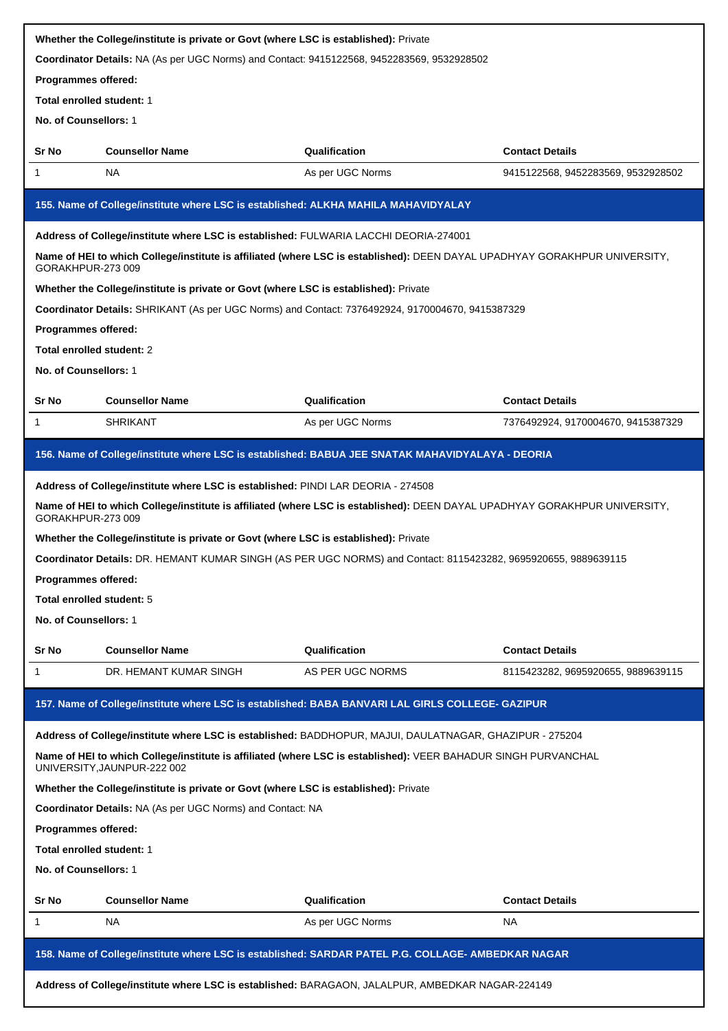**Whether the College/institute is private or Govt (where LSC is established):** Private

**Coordinator Details:** NA (As per UGC Norms) and Contact: 9415122568, 9452283569, 9532928502

**Programmes offered:**

**Total enrolled student:** 1

**No. of Counsellors:** 1

| Sr No | Counsellor Name | Qualification | Contact Details |
|---|---|---|---|
| 1 | NA | As per UGC Norms | 9415122568, 9452283569, 9532928502 |

### 155. Name of College/institute where LSC is established: ALKHA MAHILA MAHAVIDYALAY

**Address of College/institute where LSC is established:** FULWARIA LACCHI DEORIA-274001

**Name of HEI to which College/institute is affiliated (where LSC is established):** DEEN DAYAL UPADHYAY GORAKHPUR UNIVERSITY, GORAKHPUR-273 009

**Whether the College/institute is private or Govt (where LSC is established):** Private

**Coordinator Details:** SHRIKANT (As per UGC Norms) and Contact: 7376492924, 9170004670, 9415387329

**Programmes offered:**

**Total enrolled student:** 2

**No. of Counsellors:** 1

| Sr No | Counsellor Name | Qualification | Contact Details |
|---|---|---|---|
| 1 | SHRIKANT | As per UGC Norms | 7376492924, 9170004670, 9415387329 |

### 156. Name of College/institute where LSC is established: BABUA JEE SNATAK MAHAVIDYALAYA - DEORIA

**Address of College/institute where LSC is established:** PINDI LAR DEORIA - 274508

**Name of HEI to which College/institute is affiliated (where LSC is established):** DEEN DAYAL UPADHYAY GORAKHPUR UNIVERSITY, GORAKHPUR-273 009

**Whether the College/institute is private or Govt (where LSC is established):** Private

**Coordinator Details:** DR. HEMANT KUMAR SINGH (AS PER UGC NORMS) and Contact: 8115423282, 9695920655, 9889639115

**Programmes offered:**

**Total enrolled student:** 5

**No. of Counsellors:** 1

| Sr No | Counsellor Name | Qualification | Contact Details |
|---|---|---|---|
| 1 | DR. HEMANT KUMAR SINGH | AS PER UGC NORMS | 8115423282, 9695920655, 9889639115 |

### 157. Name of College/institute where LSC is established: BABA BANVARI LAL GIRLS COLLEGE- GAZIPUR

**Address of College/institute where LSC is established:** BADDHOPUR, MAJUI, DAULATNAGAR, GHAZIPUR - 275204

**Name of HEI to which College/institute is affiliated (where LSC is established):** VEER BAHADUR SINGH PURVANCHAL UNIVERSITY,JAUNPUR-222 002

**Whether the College/institute is private or Govt (where LSC is established):** Private

**Coordinator Details:** NA (As per UGC Norms) and Contact: NA

**Programmes offered:**

**Total enrolled student:** 1

**No. of Counsellors:** 1

| Sr No | Counsellor Name | Qualification | Contact Details |
|---|---|---|---|
| 1 | NA | As per UGC Norms | NA |

### 158. Name of College/institute where LSC is established: SARDAR PATEL P.G. COLLAGE- AMBEDKAR NAGAR

**Address of College/institute where LSC is established:** BARAGAON, JALALPUR, AMBEDKAR NAGAR-224149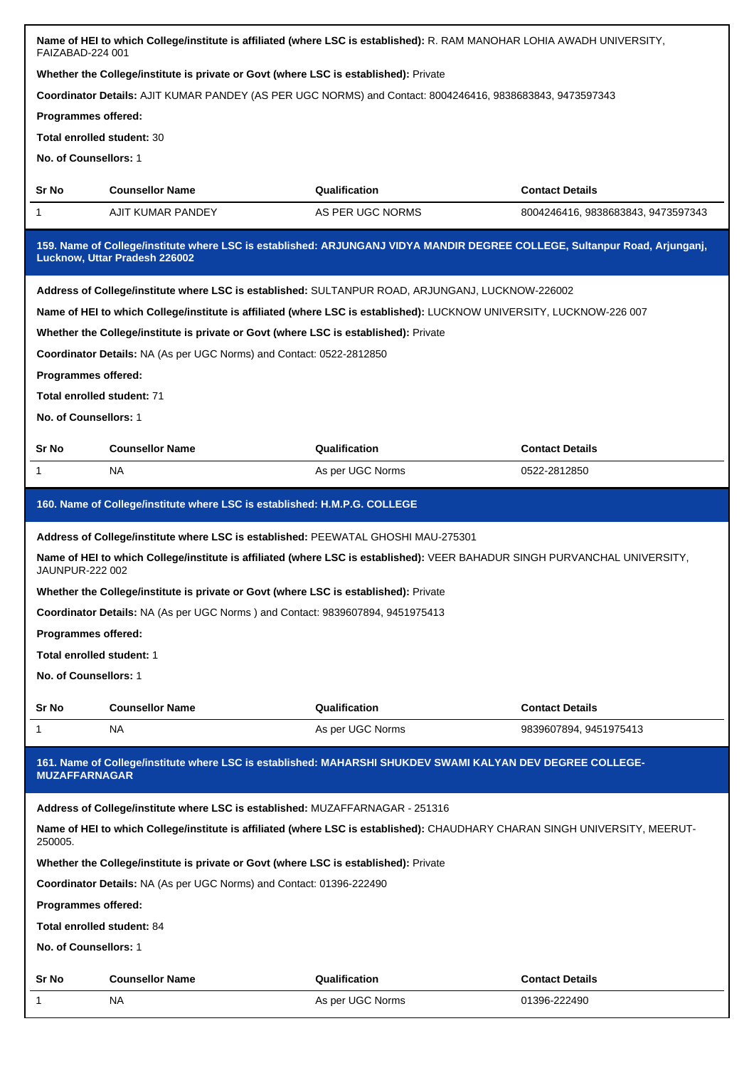**Name of HEI to which College/institute is affiliated (where LSC is established):** R. RAM MANOHAR LOHIA AWADH UNIVERSITY, FAIZABAD-224 001

**Whether the College/institute is private or Govt (where LSC is established):** Private

**Coordinator Details:** AJIT KUMAR PANDEY (AS PER UGC NORMS) and Contact: 8004246416, 9838683843, 9473597343

**Programmes offered:**

**Total enrolled student:** 30

**No. of Counsellors:** 1

| Sr No | Counsellor Name | Qualification | Contact Details |
|---|---|---|---|
| 1 | AJIT KUMAR PANDEY | AS PER UGC NORMS | 8004246416, 9838683843, 9473597343 |

### 159. Name of College/institute where LSC is established: ARJUNGANJ VIDYA MANDIR DEGREE COLLEGE, Sultanpur Road, Arjunganj, Lucknow, Uttar Pradesh 226002

**Address of College/institute where LSC is established:** SULTANPUR ROAD, ARJUNGANJ, LUCKNOW-226002

**Name of HEI to which College/institute is affiliated (where LSC is established):** LUCKNOW UNIVERSITY, LUCKNOW-226 007

**Whether the College/institute is private or Govt (where LSC is established):** Private

**Coordinator Details:** NA (As per UGC Norms) and Contact: 0522-2812850

**Programmes offered:**

**Total enrolled student:** 71

**No. of Counsellors:** 1

| Sr No | Counsellor Name | Qualification | Contact Details |
|---|---|---|---|
| 1 | NA | As per UGC Norms | 0522-2812850 |

### 160. Name of College/institute where LSC is established: H.M.P.G. COLLEGE

**Address of College/institute where LSC is established:** PEEWATAL GHOSHI MAU-275301

**Name of HEI to which College/institute is affiliated (where LSC is established):** VEER BAHADUR SINGH PURVANCHAL UNIVERSITY, JAUNPUR-222 002

**Whether the College/institute is private or Govt (where LSC is established):** Private

**Coordinator Details:** NA (As per UGC Norms ) and Contact: 9839607894, 9451975413

**Programmes offered:**

**Total enrolled student:** 1

**No. of Counsellors:** 1

| Sr No | Counsellor Name | Qualification | Contact Details |
|---|---|---|---|
| 1 | NA | As per UGC Norms | 9839607894, 9451975413 |

### 161. Name of College/institute where LSC is established: MAHARSHI SHUKDEV SWAMI KALYAN DEV DEGREE COLLEGE-MUZAFFARNAGAR

**Address of College/institute where LSC is established:** MUZAFFARNAGAR - 251316

**Name of HEI to which College/institute is affiliated (where LSC is established):** CHAUDHARY CHARAN SINGH UNIVERSITY, MEERUT-250005.

**Whether the College/institute is private or Govt (where LSC is established):** Private

**Coordinator Details:** NA (As per UGC Norms) and Contact: 01396-222490

**Programmes offered:**

**Total enrolled student:** 84

**No. of Counsellors:** 1

| Sr No | Counsellor Name | Qualification | Contact Details |
|---|---|---|---|
| 1 | NA | As per UGC Norms | 01396-222490 |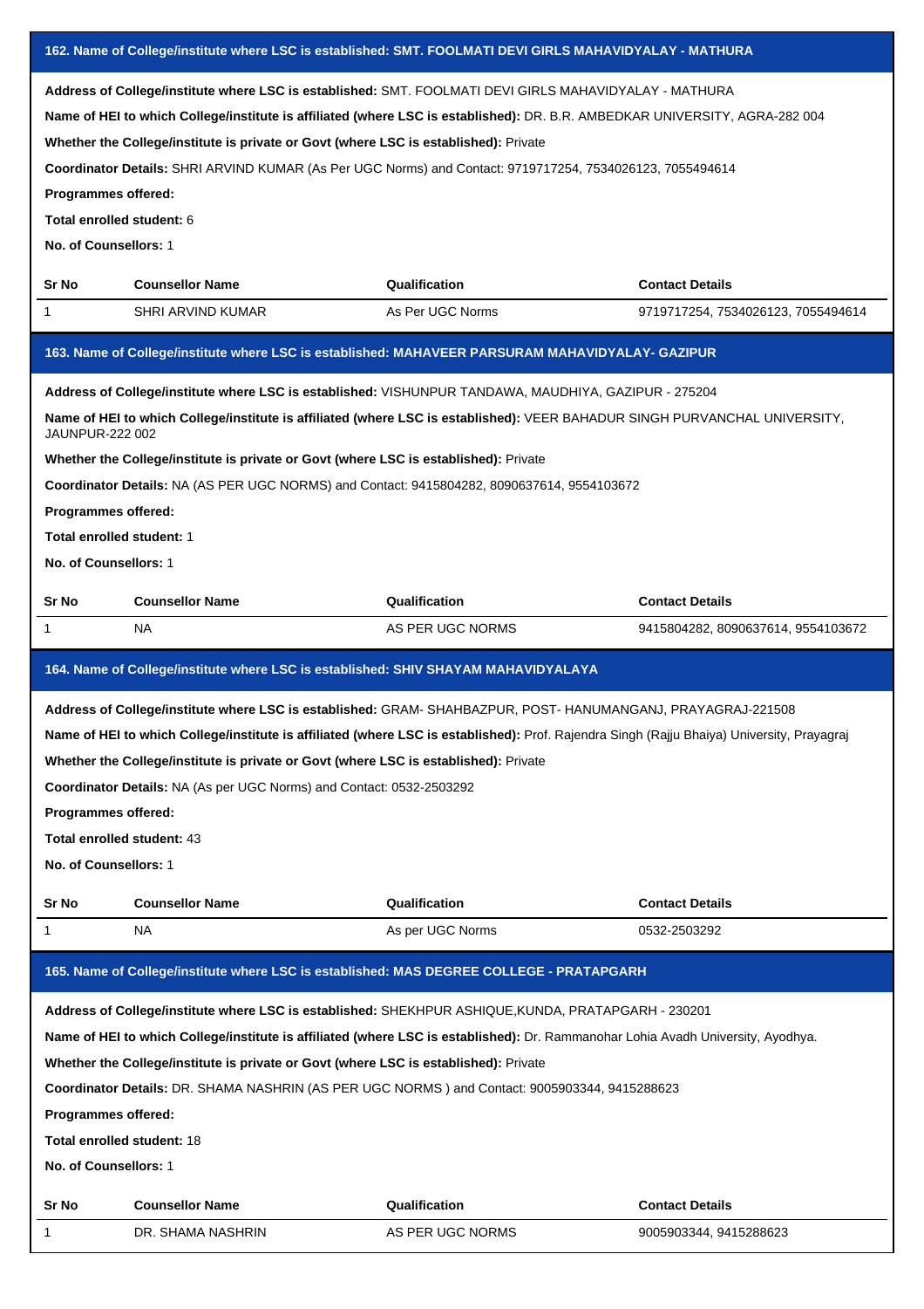## 162. Name of College/institute where LSC is established: SMT. FOOLMATI DEVI GIRLS MAHAVIDYALAY - MATHURA

**Address of College/institute where LSC is established:** SMT. FOOLMATI DEVI GIRLS MAHAVIDYALAY - MATHURA

**Name of HEI to which College/institute is affiliated (where LSC is established):** DR. B.R. AMBEDKAR UNIVERSITY, AGRA-282 004

**Whether the College/institute is private or Govt (where LSC is established):** Private

**Coordinator Details:** SHRI ARVIND KUMAR (As Per UGC Norms) and Contact: 9719717254, 7534026123, 7055494614

**Programmes offered:**

**Total enrolled student:** 6

**No. of Counsellors:** 1

| Sr No | Counsellor Name | Qualification | Contact Details |
|---|---|---|---|
| 1 | SHRI ARVIND KUMAR | As Per UGC Norms | 9719717254, 7534026123, 7055494614 |

## 163. Name of College/institute where LSC is established: MAHAVEER PARSURAM MAHAVIDYALAY- GAZIPUR

**Address of College/institute where LSC is established:** VISHUNPUR TANDAWA, MAUDHIYA, GAZIPUR - 275204

**Name of HEI to which College/institute is affiliated (where LSC is established):** VEER BAHADUR SINGH PURVANCHAL UNIVERSITY, JAUNPUR-222 002

**Whether the College/institute is private or Govt (where LSC is established):** Private

**Coordinator Details:** NA (AS PER UGC NORMS) and Contact: 9415804282, 8090637614, 9554103672

**Programmes offered:**

**Total enrolled student:** 1

**No. of Counsellors:** 1

| Sr No | Counsellor Name | Qualification | Contact Details |
|---|---|---|---|
| 1 | NA | AS PER UGC NORMS | 9415804282, 8090637614, 9554103672 |

## 164. Name of College/institute where LSC is established: SHIV SHAYAM MAHAVIDYALAYA

**Address of College/institute where LSC is established:** GRAM- SHAHBAZPUR, POST- HANUMANGANJ, PRAYAGRAJ-221508

**Name of HEI to which College/institute is affiliated (where LSC is established):** Prof. Rajendra Singh (Rajju Bhaiya) University, Prayagraj

**Whether the College/institute is private or Govt (where LSC is established):** Private

**Coordinator Details:** NA (As per UGC Norms) and Contact: 0532-2503292

**Programmes offered:**

**Total enrolled student:** 43

**No. of Counsellors:** 1

| Sr No | Counsellor Name | Qualification | Contact Details |
|---|---|---|---|
| 1 | NA | As per UGC Norms | 0532-2503292 |

## 165. Name of College/institute where LSC is established: MAS DEGREE COLLEGE - PRATAPGARH

**Address of College/institute where LSC is established:** SHEKHPUR ASHIQUE,KUNDA, PRATAPGARH - 230201

**Name of HEI to which College/institute is affiliated (where LSC is established):** Dr. Rammanohar Lohia Avadh University, Ayodhya.

**Whether the College/institute is private or Govt (where LSC is established):** Private

**Coordinator Details:** DR. SHAMA NASHRIN (AS PER UGC NORMS ) and Contact: 9005903344, 9415288623

**Programmes offered:**

**Total enrolled student:** 18

**No. of Counsellors:** 1

| Sr No | Counsellor Name | Qualification | Contact Details |
|---|---|---|---|
| 1 | DR. SHAMA NASHRIN | AS PER UGC NORMS | 9005903344, 9415288623 |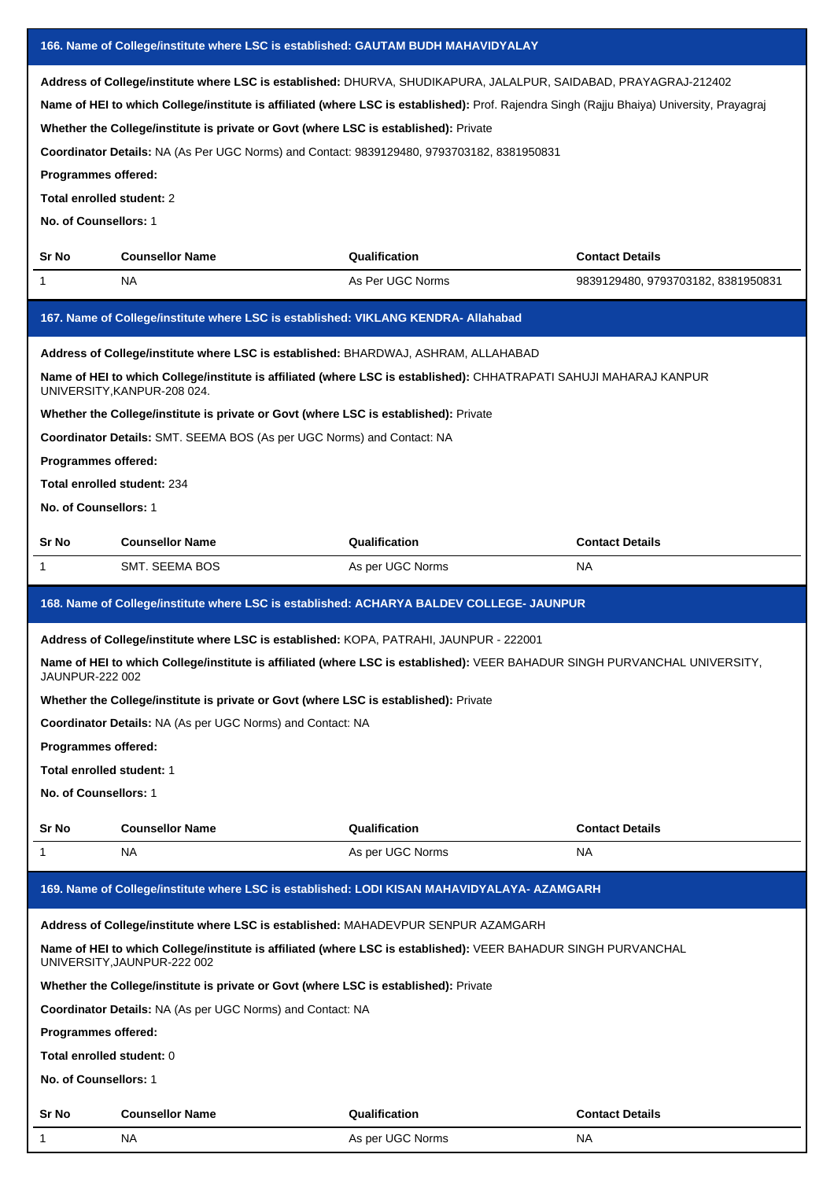### 166. Name of College/institute where LSC is established: GAUTAM BUDH MAHAVIDYALAY

**Address of College/institute where LSC is established:** DHURVA, SHUDIKAPURA, JALALPUR, SAIDABAD, PRAYAGRAJ-212402

**Name of HEI to which College/institute is affiliated (where LSC is established):** Prof. Rajendra Singh (Rajju Bhaiya) University, Prayagraj

**Whether the College/institute is private or Govt (where LSC is established):** Private

**Coordinator Details:** NA (As Per UGC Norms) and Contact: 9839129480, 9793703182, 8381950831

**Programmes offered:**

**Total enrolled student:** 2

**No. of Counsellors:** 1

| Sr No | Counsellor Name | Qualification | Contact Details |
|---|---|---|---|
| 1 | NA | As Per UGC Norms | 9839129480, 9793703182, 8381950831 |

### 167. Name of College/institute where LSC is established: VIKLANG KENDRA- Allahabad

**Address of College/institute where LSC is established:** BHARDWAJ, ASHRAM, ALLAHABAD

**Name of HEI to which College/institute is affiliated (where LSC is established):** CHHATRAPATI SAHUJI MAHARAJ KANPUR UNIVERSITY,KANPUR-208 024.

**Whether the College/institute is private or Govt (where LSC is established):** Private

**Coordinator Details:** SMT. SEEMA BOS (As per UGC Norms) and Contact: NA

**Programmes offered:**

**Total enrolled student:** 234

**No. of Counsellors:** 1

| Sr No | Counsellor Name | Qualification | Contact Details |
|---|---|---|---|
| 1 | SMT. SEEMA BOS | As per UGC Norms | NA |

### 168. Name of College/institute where LSC is established: ACHARYA BALDEV COLLEGE- JAUNPUR

**Address of College/institute where LSC is established:** KOPA, PATRAHI, JAUNPUR - 222001

**Name of HEI to which College/institute is affiliated (where LSC is established):** VEER BAHADUR SINGH PURVANCHAL UNIVERSITY, JAUNPUR-222 002

**Whether the College/institute is private or Govt (where LSC is established):** Private

**Coordinator Details:** NA (As per UGC Norms) and Contact: NA

**Programmes offered:**

**Total enrolled student:** 1

**No. of Counsellors:** 1

| Sr No | Counsellor Name | Qualification | Contact Details |
|---|---|---|---|
| 1 | NA | As per UGC Norms | NA |

### 169. Name of College/institute where LSC is established: LODI KISAN MAHAVIDYALAYA- AZAMGARH

**Address of College/institute where LSC is established:** MAHADEVPUR SENPUR AZAMGARH

**Name of HEI to which College/institute is affiliated (where LSC is established):** VEER BAHADUR SINGH PURVANCHAL UNIVERSITY,JAUNPUR-222 002

**Whether the College/institute is private or Govt (where LSC is established):** Private

**Coordinator Details:** NA (As per UGC Norms) and Contact: NA

**Programmes offered:**

**Total enrolled student:** 0

**No. of Counsellors:** 1

| Sr No | Counsellor Name | Qualification | Contact Details |
|---|---|---|---|
| 1 | NA | As per UGC Norms | NA |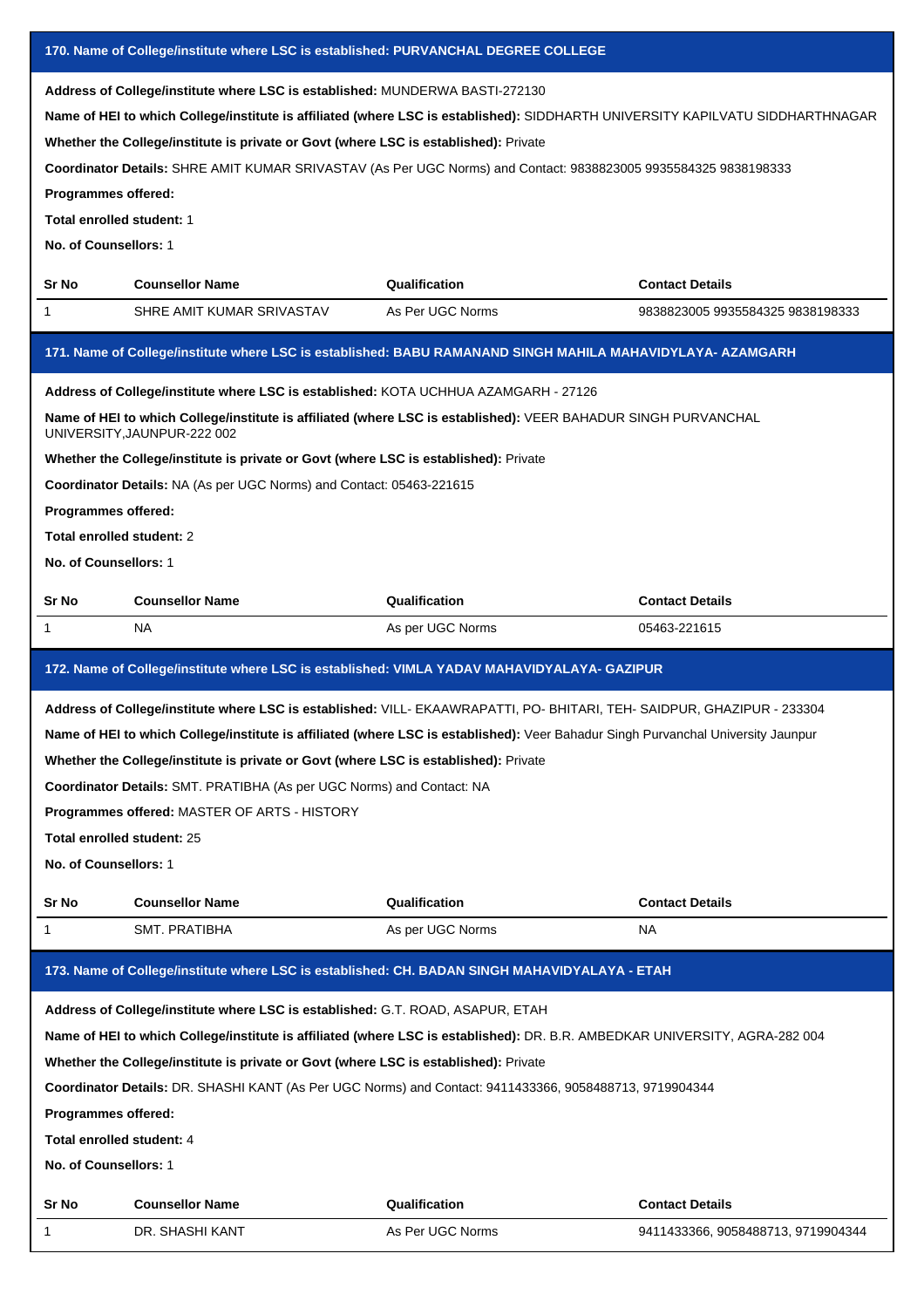### 170. Name of College/institute where LSC is established: PURVANCHAL DEGREE COLLEGE

**Address of College/institute where LSC is established:** MUNDERWA BASTI-272130

**Name of HEI to which College/institute is affiliated (where LSC is established):** SIDDHARTH UNIVERSITY KAPILVATU SIDDHARTHNAGAR

**Whether the College/institute is private or Govt (where LSC is established):** Private

**Coordinator Details:** SHRE AMIT KUMAR SRIVASTAV (As Per UGC Norms) and Contact: 9838823005 9935584325 9838198333

**Programmes offered:**

**Total enrolled student:** 1

**No. of Counsellors:** 1

| Sr No | Counsellor Name | Qualification | Contact Details |
|---|---|---|---|
| 1 | SHRE AMIT KUMAR SRIVASTAV | As Per UGC Norms | 9838823005 9935584325 9838198333 |

### 171. Name of College/institute where LSC is established: BABU RAMANAND SINGH MAHILA MAHAVIDYLAYA- AZAMGARH

**Address of College/institute where LSC is established:** KOTA UCHHUA AZAMGARH - 27126

**Name of HEI to which College/institute is affiliated (where LSC is established):** VEER BAHADUR SINGH PURVANCHAL UNIVERSITY,JAUNPUR-222 002

**Whether the College/institute is private or Govt (where LSC is established):** Private

**Coordinator Details:** NA (As per UGC Norms) and Contact: 05463-221615

**Programmes offered:**

**Total enrolled student:** 2

**No. of Counsellors:** 1

| Sr No | Counsellor Name | Qualification | Contact Details |
|---|---|---|---|
| 1 | NA | As per UGC Norms | 05463-221615 |

### 172. Name of College/institute where LSC is established: VIMLA YADAV MAHAVIDYALAYA- GAZIPUR

**Address of College/institute where LSC is established:** VILL- EKAAWRAPATTI, PO- BHITARI, TEH- SAIDPUR, GHAZIPUR - 233304

**Name of HEI to which College/institute is affiliated (where LSC is established):** Veer Bahadur Singh Purvanchal University Jaunpur

**Whether the College/institute is private or Govt (where LSC is established):** Private

**Coordinator Details:** SMT. PRATIBHA (As per UGC Norms) and Contact: NA

**Programmes offered:** MASTER OF ARTS - HISTORY

**Total enrolled student:** 25

**No. of Counsellors:** 1

| Sr No | Counsellor Name | Qualification | Contact Details |
|---|---|---|---|
| 1 | SMT. PRATIBHA | As per UGC Norms | NA |

### 173. Name of College/institute where LSC is established: CH. BADAN SINGH MAHAVIDYALAYA - ETAH

**Address of College/institute where LSC is established:** G.T. ROAD, ASAPUR, ETAH

**Name of HEI to which College/institute is affiliated (where LSC is established):** DR. B.R. AMBEDKAR UNIVERSITY, AGRA-282 004

**Whether the College/institute is private or Govt (where LSC is established):** Private

**Coordinator Details:** DR. SHASHI KANT (As Per UGC Norms) and Contact: 9411433366, 9058488713, 9719904344

**Programmes offered:**

**Total enrolled student:** 4

**No. of Counsellors:** 1

| Sr No | Counsellor Name | Qualification | Contact Details |
|---|---|---|---|
| 1 | DR. SHASHI KANT | As Per UGC Norms | 9411433366, 9058488713, 9719904344 |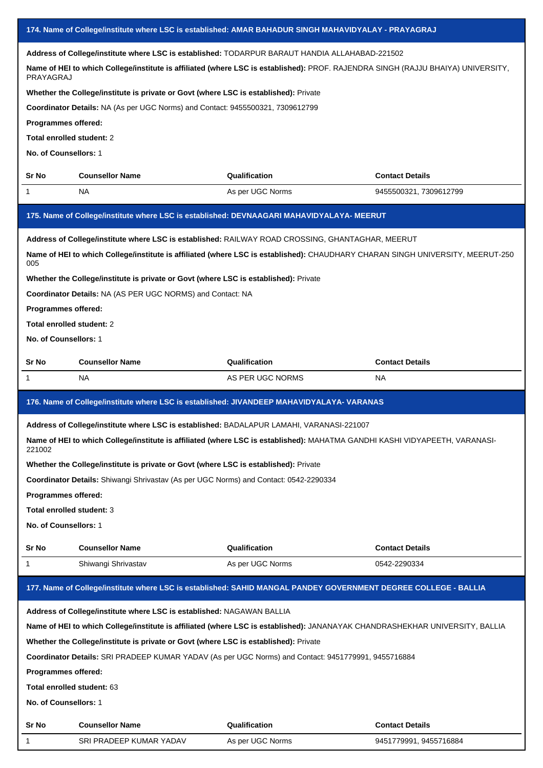## 174. Name of College/institute where LSC is established: AMAR BAHADUR SINGH MAHAVIDYALAY - PRAYAGRAJ

**Address of College/institute where LSC is established:** TODARPUR BARAUT HANDIA ALLAHABAD-221502

**Name of HEI to which College/institute is affiliated (where LSC is established):** PROF. RAJENDRA SINGH (RAJJU BHAIYA) UNIVERSITY, PRAYAGRAJ

**Whether the College/institute is private or Govt (where LSC is established):** Private

**Coordinator Details:** NA (As per UGC Norms) and Contact: 9455500321, 7309612799

**Programmes offered:**

**Total enrolled student:** 2

**No. of Counsellors:** 1

| Sr No | Counsellor Name | Qualification | Contact Details |
|---|---|---|---|
| 1 | NA | As per UGC Norms | 9455500321, 7309612799 |

## 175. Name of College/institute where LSC is established: DEVNAAGARI MAHAVIDYALAYA- MEERUT

**Address of College/institute where LSC is established:** RAILWAY ROAD CROSSING, GHANTAGHAR, MEERUT

**Name of HEI to which College/institute is affiliated (where LSC is established):** CHAUDHARY CHARAN SINGH UNIVERSITY, MEERUT-250 005

**Whether the College/institute is private or Govt (where LSC is established):** Private

**Coordinator Details:** NA (AS PER UGC NORMS) and Contact: NA

**Programmes offered:**

**Total enrolled student:** 2

**No. of Counsellors:** 1

| Sr No | Counsellor Name | Qualification | Contact Details |
|---|---|---|---|
| 1 | NA | AS PER UGC NORMS | NA |

## 176. Name of College/institute where LSC is established: JIVANDEEP MAHAVIDYALAYA- VARANAS

**Address of College/institute where LSC is established:** BADALAPUR LAMAHI, VARANASI-221007

**Name of HEI to which College/institute is affiliated (where LSC is established):** MAHATMA GANDHI KASHI VIDYAPEETH, VARANASI-221002

**Whether the College/institute is private or Govt (where LSC is established):** Private

**Coordinator Details:** Shiwangi Shrivastav (As per UGC Norms) and Contact: 0542-2290334

**Programmes offered:**

**Total enrolled student:** 3

**No. of Counsellors:** 1

| Sr No | Counsellor Name | Qualification | Contact Details |
|---|---|---|---|
| 1 | Shiwangi Shrivastav | As per UGC Norms | 0542-2290334 |

## 177. Name of College/institute where LSC is established: SAHID MANGAL PANDEY GOVERNMENT DEGREE COLLEGE - BALLIA

**Address of College/institute where LSC is established:** NAGAWAN BALLIA

**Name of HEI to which College/institute is affiliated (where LSC is established):** JANANAYAK CHANDRASHEKHAR UNIVERSITY, BALLIA

**Whether the College/institute is private or Govt (where LSC is established):** Private

**Coordinator Details:** SRI PRADEEP KUMAR YADAV (As per UGC Norms) and Contact: 9451779991, 9455716884

**Programmes offered:**

**Total enrolled student:** 63

**No. of Counsellors:** 1

| Sr No | Counsellor Name | Qualification | Contact Details |
|---|---|---|---|
| 1 | SRI PRADEEP KUMAR YADAV | As per UGC Norms | 9451779991, 9455716884 |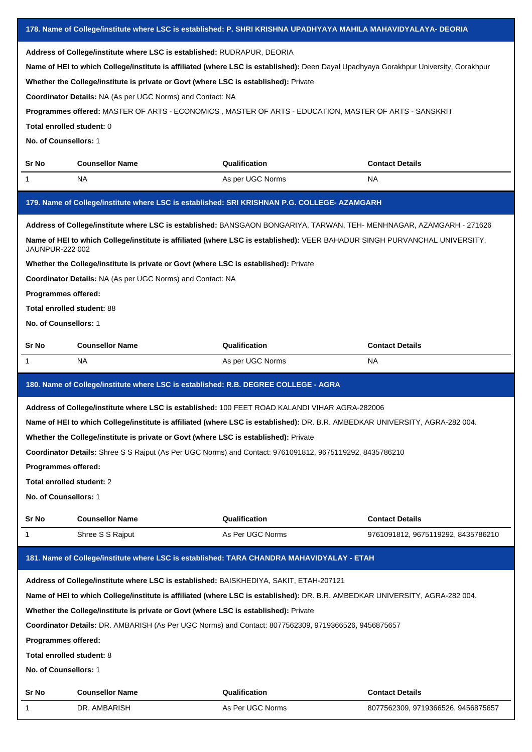### 178. Name of College/institute where LSC is established: P. SHRI KRISHNA UPADHYAYA MAHILA MAHAVIDYALAYA- DEORIA

**Address of College/institute where LSC is established:** RUDRAPUR, DEORIA

**Name of HEI to which College/institute is affiliated (where LSC is established):** Deen Dayal Upadhyaya Gorakhpur University, Gorakhpur

**Whether the College/institute is private or Govt (where LSC is established):** Private

**Coordinator Details:** NA (As per UGC Norms) and Contact: NA

**Programmes offered:** MASTER OF ARTS - ECONOMICS , MASTER OF ARTS - EDUCATION, MASTER OF ARTS - SANSKRIT

**Total enrolled student:** 0

**No. of Counsellors:** 1

| Sr No | Counsellor Name | Qualification | Contact Details |
|---|---|---|---|
| 1 | NA | As per UGC Norms | NA |

### 179. Name of College/institute where LSC is established: SRI KRISHNAN P.G. COLLEGE- AZAMGARH

**Address of College/institute where LSC is established:** BANSGAON BONGARIYA, TARWAN, TEH- MENHNAGAR, AZAMGARH - 271626

**Name of HEI to which College/institute is affiliated (where LSC is established):** VEER BAHADUR SINGH PURVANCHAL UNIVERSITY, JAUNPUR-222 002

**Whether the College/institute is private or Govt (where LSC is established):** Private

**Coordinator Details:** NA (As per UGC Norms) and Contact: NA

**Programmes offered:**

**Total enrolled student:** 88

**No. of Counsellors:** 1

| Sr No | Counsellor Name | Qualification | Contact Details |
|---|---|---|---|
| 1 | NA | As per UGC Norms | NA |

### 180. Name of College/institute where LSC is established: R.B. DEGREE COLLEGE - AGRA

**Address of College/institute where LSC is established:** 100 FEET ROAD KALANDI VIHAR AGRA-282006

**Name of HEI to which College/institute is affiliated (where LSC is established):** DR. B.R. AMBEDKAR UNIVERSITY, AGRA-282 004.

**Whether the College/institute is private or Govt (where LSC is established):** Private

**Coordinator Details:** Shree S S Rajput (As Per UGC Norms) and Contact: 9761091812, 9675119292, 8435786210

**Programmes offered:**

**Total enrolled student:** 2

**No. of Counsellors:** 1

| Sr No | Counsellor Name | Qualification | Contact Details |
|---|---|---|---|
| 1 | Shree S S Rajput | As Per UGC Norms | 9761091812, 9675119292, 8435786210 |

### 181. Name of College/institute where LSC is established: TARA CHANDRA MAHAVIDYALAY - ETAH

**Address of College/institute where LSC is established:** BAISKHEDIYA, SAKIT, ETAH-207121

**Name of HEI to which College/institute is affiliated (where LSC is established):** DR. B.R. AMBEDKAR UNIVERSITY, AGRA-282 004.

**Whether the College/institute is private or Govt (where LSC is established):** Private

**Coordinator Details:** DR. AMBARISH (As Per UGC Norms) and Contact: 8077562309, 9719366526, 9456875657

**Programmes offered:**

**Total enrolled student:** 8

**No. of Counsellors:** 1

| Sr No | Counsellor Name | Qualification | Contact Details |
|---|---|---|---|
| 1 | DR. AMBARISH | As Per UGC Norms | 8077562309, 9719366526, 9456875657 |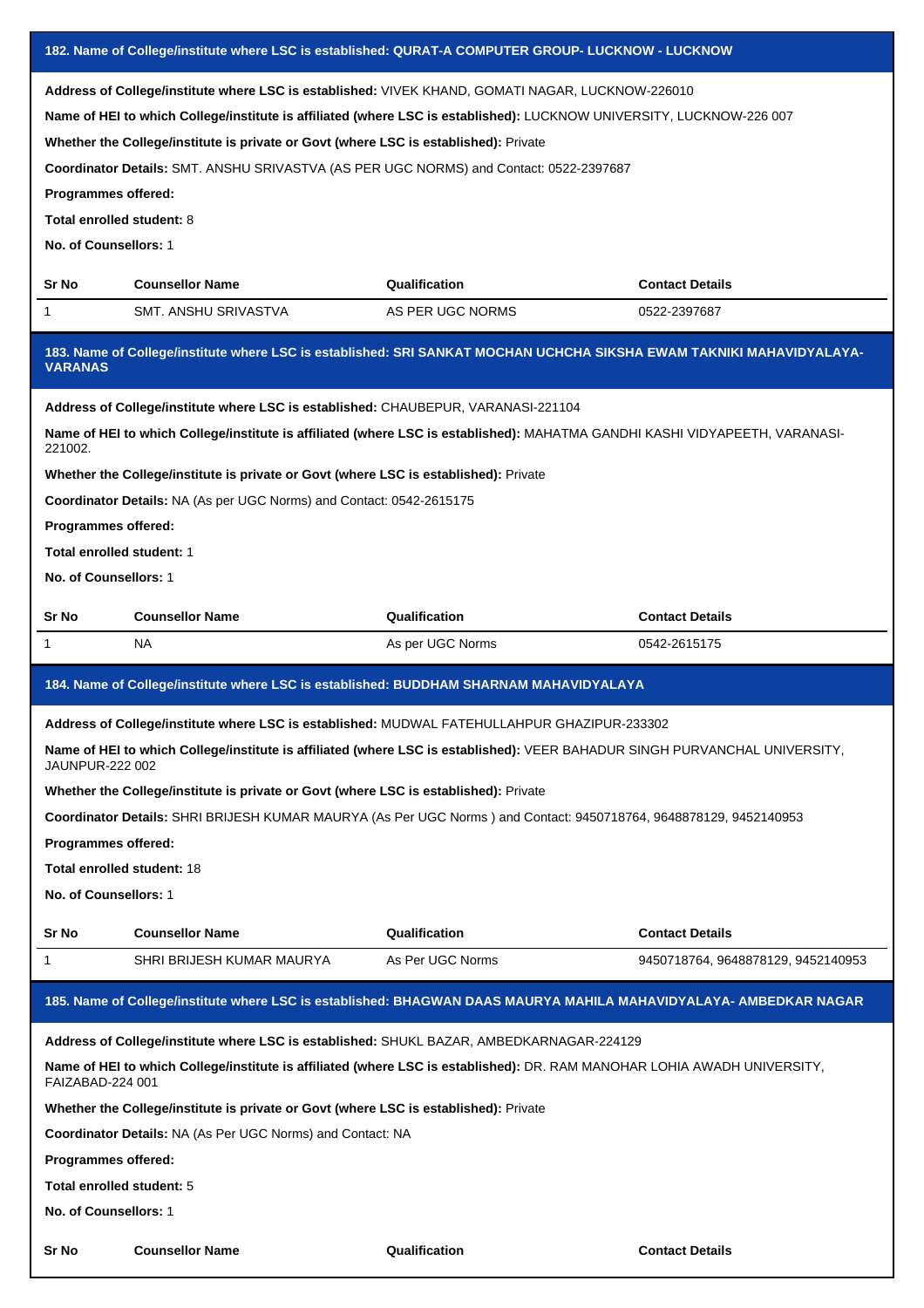### 182. Name of College/institute where LSC is established: QURAT-A COMPUTER GROUP- LUCKNOW - LUCKNOW

**Address of College/institute where LSC is established:** VIVEK KHAND, GOMATI NAGAR, LUCKNOW-226010

**Name of HEI to which College/institute is affiliated (where LSC is established):** LUCKNOW UNIVERSITY, LUCKNOW-226 007

**Whether the College/institute is private or Govt (where LSC is established):** Private

**Coordinator Details:** SMT. ANSHU SRIVASTVA (AS PER UGC NORMS) and Contact: 0522-2397687

**Programmes offered:**

**Total enrolled student:** 8

**No. of Counsellors:** 1

| Sr No | Counsellor Name | Qualification | Contact Details |
|---|---|---|---|
| 1 | SMT. ANSHU SRIVASTVA | AS PER UGC NORMS | 0522-2397687 |

### 183. Name of College/institute where LSC is established: SRI SANKAT MOCHAN UCHCHA SIKSHA EWAM TAKNIKI MAHAVIDYALAYA-VARANAS

**Address of College/institute where LSC is established:** CHAUBEPUR, VARANASI-221104

**Name of HEI to which College/institute is affiliated (where LSC is established):** MAHATMA GANDHI KASHI VIDYAPEETH, VARANASI-221002.

**Whether the College/institute is private or Govt (where LSC is established):** Private

**Coordinator Details:** NA (As per UGC Norms) and Contact: 0542-2615175

**Programmes offered:**

**Total enrolled student:** 1

**No. of Counsellors:** 1

| Sr No | Counsellor Name | Qualification | Contact Details |
|---|---|---|---|
| 1 | NA | As per UGC Norms | 0542-2615175 |

### 184. Name of College/institute where LSC is established: BUDDHAM SHARNAM MAHAVIDYALAYA

**Address of College/institute where LSC is established:** MUDWAL FATEHULLAHPUR GHAZIPUR-233302

**Name of HEI to which College/institute is affiliated (where LSC is established):** VEER BAHADUR SINGH PURVANCHAL UNIVERSITY, JAUNPUR-222 002

**Whether the College/institute is private or Govt (where LSC is established):** Private

**Coordinator Details:** SHRI BRIJESH KUMAR MAURYA (As Per UGC Norms ) and Contact: 9450718764, 9648878129, 9452140953

**Programmes offered:**

**Total enrolled student:** 18

**No. of Counsellors:** 1

| Sr No | Counsellor Name | Qualification | Contact Details |
|---|---|---|---|
| 1 | SHRI BRIJESH KUMAR MAURYA | As Per UGC Norms | 9450718764, 9648878129, 9452140953 |

### 185. Name of College/institute where LSC is established: BHAGWAN DAAS MAURYA MAHILA MAHAVIDYALAYA- AMBEDKAR NAGAR

**Address of College/institute where LSC is established:** SHUKL BAZAR, AMBEDKARNAGAR-224129

**Name of HEI to which College/institute is affiliated (where LSC is established):** DR. RAM MANOHAR LOHIA AWADH UNIVERSITY, FAIZABAD-224 001

**Whether the College/institute is private or Govt (where LSC is established):** Private

**Coordinator Details:** NA (As Per UGC Norms) and Contact: NA

**Programmes offered:**

**Total enrolled student:** 5

**No. of Counsellors:** 1

| Sr No | Counsellor Name | Qualification | Contact Details |
|---|---|---|---|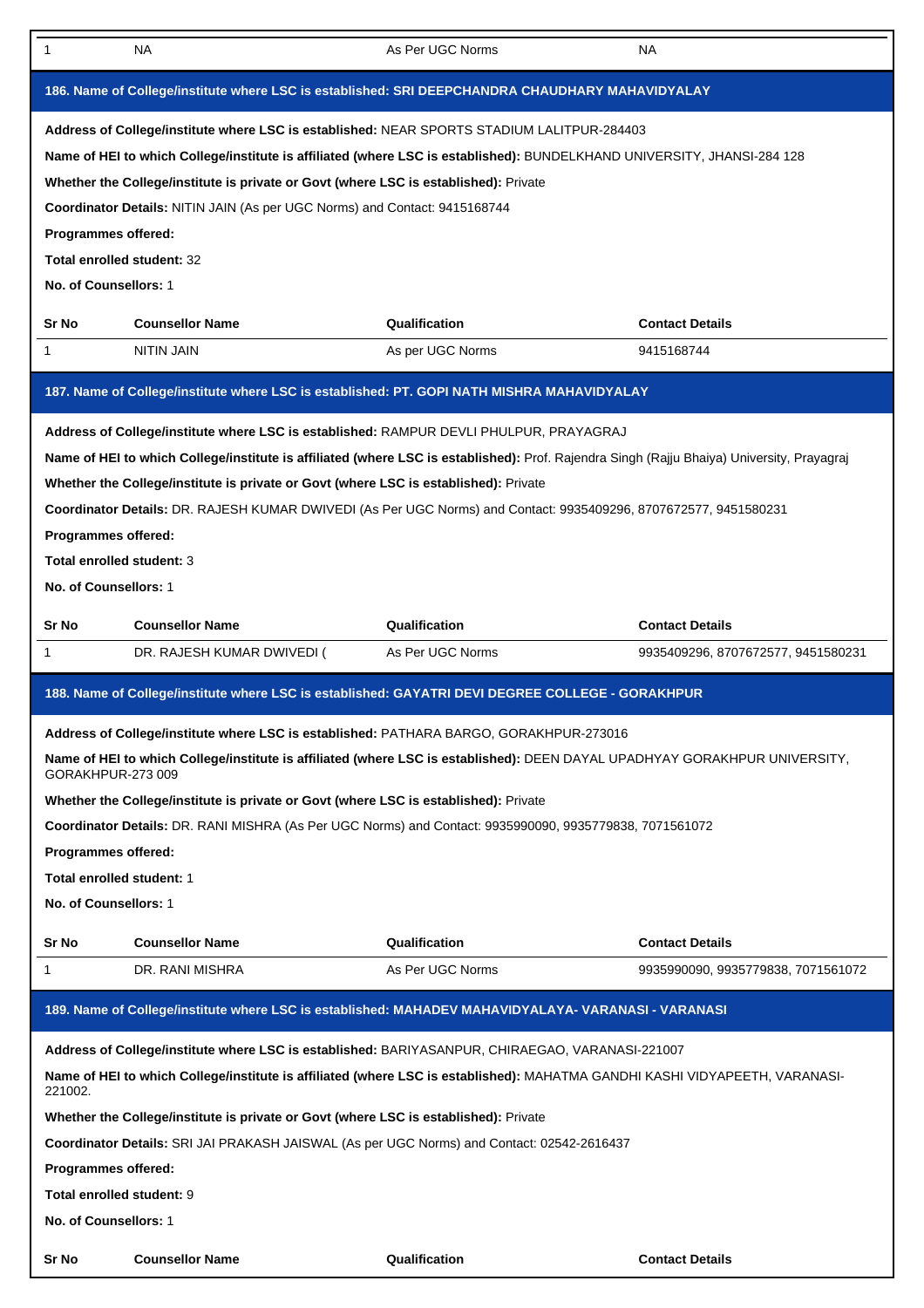| 1 | NA | As Per UGC Norms | NA |
|---|---|---|---|

### 186. Name of College/institute where LSC is established: SRI DEEPCHANDRA CHAUDHARY MAHAVIDYALAY

**Address of College/institute where LSC is established:** NEAR SPORTS STADIUM LALITPUR-284403

**Name of HEI to which College/institute is affiliated (where LSC is established):** BUNDELKHAND UNIVERSITY, JHANSI-284 128

**Whether the College/institute is private or Govt (where LSC is established):** Private

**Coordinator Details:** NITIN JAIN (As per UGC Norms) and Contact: 9415168744

**Programmes offered:**

**Total enrolled student:** 32

**No. of Counsellors:** 1

| Sr No | Counsellor Name | Qualification | Contact Details |
|---|---|---|---|
| 1 | NITIN JAIN | As per UGC Norms | 9415168744 |

### 187. Name of College/institute where LSC is established: PT. GOPI NATH MISHRA MAHAVIDYALAY

**Address of College/institute where LSC is established:** RAMPUR DEVLI PHULPUR, PRAYAGRAJ

**Name of HEI to which College/institute is affiliated (where LSC is established):** Prof. Rajendra Singh (Rajju Bhaiya) University, Prayagraj

**Whether the College/institute is private or Govt (where LSC is established):** Private

**Coordinator Details:** DR. RAJESH KUMAR DWIVEDI (As Per UGC Norms) and Contact: 9935409296, 8707672577, 9451580231

**Programmes offered:**

**Total enrolled student:** 3

**No. of Counsellors:** 1

| Sr No | Counsellor Name | Qualification | Contact Details |
|---|---|---|---|
| 1 | DR. RAJESH KUMAR DWIVEDI ( | As Per UGC Norms | 9935409296, 8707672577, 9451580231 |

### 188. Name of College/institute where LSC is established: GAYATRI DEVI DEGREE COLLEGE - GORAKHPUR

**Address of College/institute where LSC is established:** PATHARA BARGO, GORAKHPUR-273016

**Name of HEI to which College/institute is affiliated (where LSC is established):** DEEN DAYAL UPADHYAY GORAKHPUR UNIVERSITY, GORAKHPUR-273 009

**Whether the College/institute is private or Govt (where LSC is established):** Private

**Coordinator Details:** DR. RANI MISHRA (As Per UGC Norms) and Contact: 9935990090, 9935779838, 7071561072

**Programmes offered:**

**Total enrolled student:** 1

**No. of Counsellors:** 1

| Sr No | Counsellor Name | Qualification | Contact Details |
|---|---|---|---|
| 1 | DR. RANI MISHRA | As Per UGC Norms | 9935990090, 9935779838, 7071561072 |

### 189. Name of College/institute where LSC is established: MAHADEV MAHAVIDYALAYA- VARANASI - VARANASI

**Address of College/institute where LSC is established:** BARIYASANPUR, CHIRAEGAO, VARANASI-221007

**Name of HEI to which College/institute is affiliated (where LSC is established):** MAHATMA GANDHI KASHI VIDYAPEETH, VARANASI-221002.

**Whether the College/institute is private or Govt (where LSC is established):** Private

**Coordinator Details:** SRI JAI PRAKASH JAISWAL (As per UGC Norms) and Contact: 02542-2616437

**Programmes offered:**

**Total enrolled student:** 9

**No. of Counsellors:** 1

| Sr No | Counsellor Name | Qualification | Contact Details |
|---|---|---|---|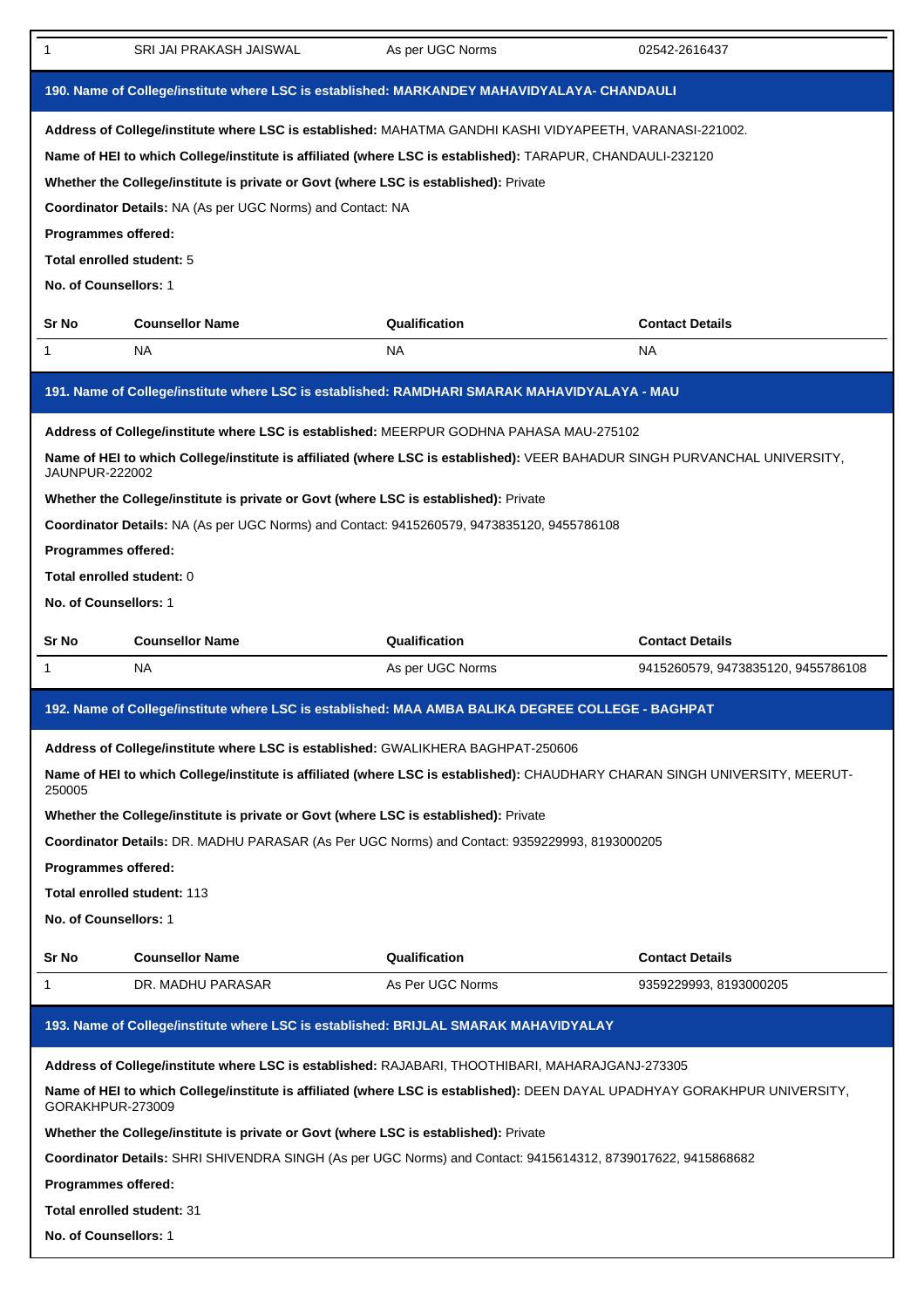| 1 | SRI JAI PRAKASH JAISWAL | As per UGC Norms | 02542-2616437 |
|---|---|---|---|

### 190. Name of College/institute where LSC is established: MARKANDEY MAHAVIDYALAYA- CHANDAULI

**Address of College/institute where LSC is established:** MAHATMA GANDHI KASHI VIDYAPEETH, VARANASI-221002.

**Name of HEI to which College/institute is affiliated (where LSC is established):** TARAPUR, CHANDAULI-232120

**Whether the College/institute is private or Govt (where LSC is established):** Private

**Coordinator Details:** NA (As per UGC Norms) and Contact: NA

**Programmes offered:**

**Total enrolled student:** 5

**No. of Counsellors:** 1

| Sr No | Counsellor Name | Qualification | Contact Details |
|---|---|---|---|
| 1 | NA | NA | NA |

### 191. Name of College/institute where LSC is established: RAMDHARI SMARAK MAHAVIDYALAYA - MAU

**Address of College/institute where LSC is established:** MEERPUR GODHNA PAHASA MAU-275102

**Name of HEI to which College/institute is affiliated (where LSC is established):** VEER BAHADUR SINGH PURVANCHAL UNIVERSITY, JAUNPUR-222002

**Whether the College/institute is private or Govt (where LSC is established):** Private

**Coordinator Details:** NA (As per UGC Norms) and Contact: 9415260579, 9473835120, 9455786108

**Programmes offered:**

**Total enrolled student:** 0

**No. of Counsellors:** 1

| Sr No | Counsellor Name | Qualification | Contact Details |
|---|---|---|---|
| 1 | NA | As per UGC Norms | 9415260579, 9473835120, 9455786108 |

### 192. Name of College/institute where LSC is established: MAA AMBA BALIKA DEGREE COLLEGE - BAGHPAT

**Address of College/institute where LSC is established:** GWALIKHERA BAGHPAT-250606

**Name of HEI to which College/institute is affiliated (where LSC is established):** CHAUDHARY CHARAN SINGH UNIVERSITY, MEERUT-250005

**Whether the College/institute is private or Govt (where LSC is established):** Private

**Coordinator Details:** DR. MADHU PARASAR (As Per UGC Norms) and Contact: 9359229993, 8193000205

**Programmes offered:**

**Total enrolled student:** 113

**No. of Counsellors:** 1

| Sr No | Counsellor Name | Qualification | Contact Details |
|---|---|---|---|
| 1 | DR. MADHU PARASAR | As Per UGC Norms | 9359229993, 8193000205 |

### 193. Name of College/institute where LSC is established: BRIJLAL SMARAK MAHAVIDYALAY

**Address of College/institute where LSC is established:** RAJABARI, THOOTHIBARI, MAHARAJGANJ-273305

**Name of HEI to which College/institute is affiliated (where LSC is established):** DEEN DAYAL UPADHYAY GORAKHPUR UNIVERSITY, GORAKHPUR-273009

**Whether the College/institute is private or Govt (where LSC is established):** Private

**Coordinator Details:** SHRI SHIVENDRA SINGH (As per UGC Norms) and Contact: 9415614312, 8739017622, 9415868682

**Programmes offered:**

**Total enrolled student:** 31

**No. of Counsellors:** 1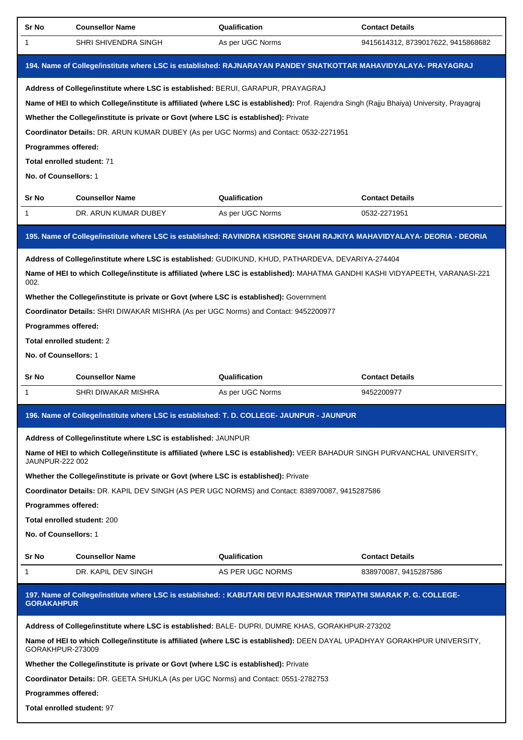| Sr No | Counsellor Name | Qualification | Contact Details |
|---|---|---|---|
| 1 | SHRI SHIVENDRA SINGH | As per UGC Norms | 9415614312, 8739017622, 9415868682 |

## 194. Name of College/institute where LSC is established: RAJNARAYAN PANDEY SNATKOTTAR MAHAVIDYALAYA- PRAYAGRAJ

**Address of College/institute where LSC is established:** BERUI, GARAPUR, PRAYAGRAJ

**Name of HEI to which College/institute is affiliated (where LSC is established):** Prof. Rajendra Singh (Rajju Bhaiya) University, Prayagraj

**Whether the College/institute is private or Govt (where LSC is established):** Private

**Coordinator Details:** DR. ARUN KUMAR DUBEY (As per UGC Norms) and Contact: 0532-2271951

**Programmes offered:**

**Total enrolled student:** 71

**No. of Counsellors:** 1

| Sr No | Counsellor Name | Qualification | Contact Details |
|---|---|---|---|
| 1 | DR. ARUN KUMAR DUBEY | As per UGC Norms | 0532-2271951 |

## 195. Name of College/institute where LSC is established: RAVINDRA KISHORE SHAHI RAJKIYA MAHAVIDYALAYA- DEORIA - DEORIA

**Address of College/institute where LSC is established:** GUDIKUND, KHUD, PATHARDEVA, DEVARIYA-274404

**Name of HEI to which College/institute is affiliated (where LSC is established):** MAHATMA GANDHI KASHI VIDYAPEETH, VARANASI-221 002.

**Whether the College/institute is private or Govt (where LSC is established):** Government

**Coordinator Details:** SHRI DIWAKAR MISHRA (As per UGC Norms) and Contact: 9452200977

**Programmes offered:**

**Total enrolled student:** 2

**No. of Counsellors:** 1

| Sr No | Counsellor Name | Qualification | Contact Details |
|---|---|---|---|
| 1 | SHRI DIWAKAR MISHRA | As per UGC Norms | 9452200977 |

## 196. Name of College/institute where LSC is established: T. D. COLLEGE- JAUNPUR - JAUNPUR

**Address of College/institute where LSC is established:** JAUNPUR

**Name of HEI to which College/institute is affiliated (where LSC is established):** VEER BAHADUR SINGH PURVANCHAL UNIVERSITY, JAUNPUR-222 002

**Whether the College/institute is private or Govt (where LSC is established):** Private

**Coordinator Details:** DR. KAPIL DEV SINGH (AS PER UGC NORMS) and Contact: 838970087, 9415287586

**Programmes offered:**

**Total enrolled student:** 200

**No. of Counsellors:** 1

| Sr No | Counsellor Name | Qualification | Contact Details |
|---|---|---|---|
| 1 | DR. KAPIL DEV SINGH | AS PER UGC NORMS | 838970087, 9415287586 |

## 197. Name of College/institute where LSC is established: : KABUTARI DEVI RAJESHWAR TRIPATHI SMARAK P. G. COLLEGE- GORAKAHPUR

**Address of College/institute where LSC is established:** BALE- DUPRI, DUMRE KHAS, GORAKHPUR-273202

**Name of HEI to which College/institute is affiliated (where LSC is established):** DEEN DAYAL UPADHYAY GORAKHPUR UNIVERSITY, GORAKHPUR-273009

**Whether the College/institute is private or Govt (where LSC is established):** Private

**Coordinator Details:** DR. GEETA SHUKLA (As per UGC Norms) and Contact: 0551-2782753

**Programmes offered:**

**Total enrolled student:** 97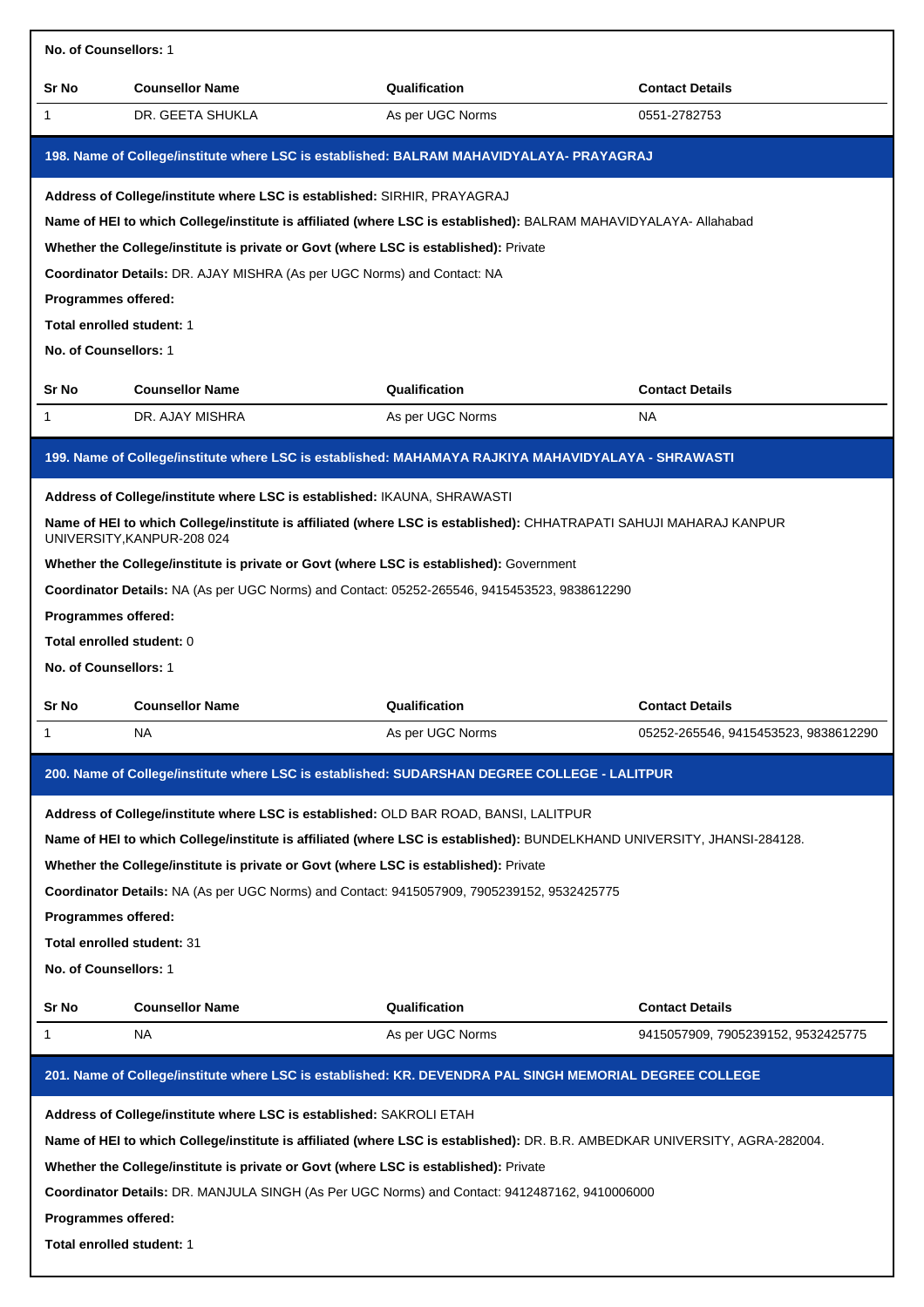**No. of Counsellors:** 1

| Sr No | Counsellor Name | Qualification | Contact Details |
|---|---|---|---|
| 1 | DR. GEETA SHUKLA | As per UGC Norms | 0551-2782753 |

## 198. Name of College/institute where LSC is established: BALRAM MAHAVIDYALAYA- PRAYAGRAJ

**Address of College/institute where LSC is established:** SIRHIR, PRAYAGRAJ

**Name of HEI to which College/institute is affiliated (where LSC is established):** BALRAM MAHAVIDYALAYA- Allahabad

**Whether the College/institute is private or Govt (where LSC is established):** Private

**Coordinator Details:** DR. AJAY MISHRA (As per UGC Norms) and Contact: NA

**Programmes offered:**

**Total enrolled student:** 1

**No. of Counsellors:** 1

| Sr No | Counsellor Name | Qualification | Contact Details |
|---|---|---|---|
| 1 | DR. AJAY MISHRA | As per UGC Norms | NA |

## 199. Name of College/institute where LSC is established: MAHAMAYA RAJKIYA MAHAVIDYALAYA - SHRAWASTI

**Address of College/institute where LSC is established:** IKAUNA, SHRAWASTI

**Name of HEI to which College/institute is affiliated (where LSC is established):** CHHATRAPATI SAHUJI MAHARAJ KANPUR UNIVERSITY,KANPUR-208 024

**Whether the College/institute is private or Govt (where LSC is established):** Government

**Coordinator Details:** NA (As per UGC Norms) and Contact: 05252-265546, 9415453523, 9838612290

**Programmes offered:**

**Total enrolled student:** 0

**No. of Counsellors:** 1

| Sr No | Counsellor Name | Qualification | Contact Details |
|---|---|---|---|
| 1 | NA | As per UGC Norms | 05252-265546, 9415453523, 9838612290 |

## 200. Name of College/institute where LSC is established: SUDARSHAN DEGREE COLLEGE - LALITPUR

**Address of College/institute where LSC is established:** OLD BAR ROAD, BANSI, LALITPUR

**Name of HEI to which College/institute is affiliated (where LSC is established):** BUNDELKHAND UNIVERSITY, JHANSI-284128.

**Whether the College/institute is private or Govt (where LSC is established):** Private

**Coordinator Details:** NA (As per UGC Norms) and Contact: 9415057909, 7905239152, 9532425775

**Programmes offered:**

**Total enrolled student:** 31

**No. of Counsellors:** 1

| Sr No | Counsellor Name | Qualification | Contact Details |
|---|---|---|---|
| 1 | NA | As per UGC Norms | 9415057909, 7905239152, 9532425775 |

## 201. Name of College/institute where LSC is established: KR. DEVENDRA PAL SINGH MEMORIAL DEGREE COLLEGE

**Address of College/institute where LSC is established:** SAKROLI ETAH

**Name of HEI to which College/institute is affiliated (where LSC is established):** DR. B.R. AMBEDKAR UNIVERSITY, AGRA-282004.

**Whether the College/institute is private or Govt (where LSC is established):** Private

**Coordinator Details:** DR. MANJULA SINGH (As Per UGC Norms) and Contact: 9412487162, 9410006000

**Programmes offered:**

**Total enrolled student:** 1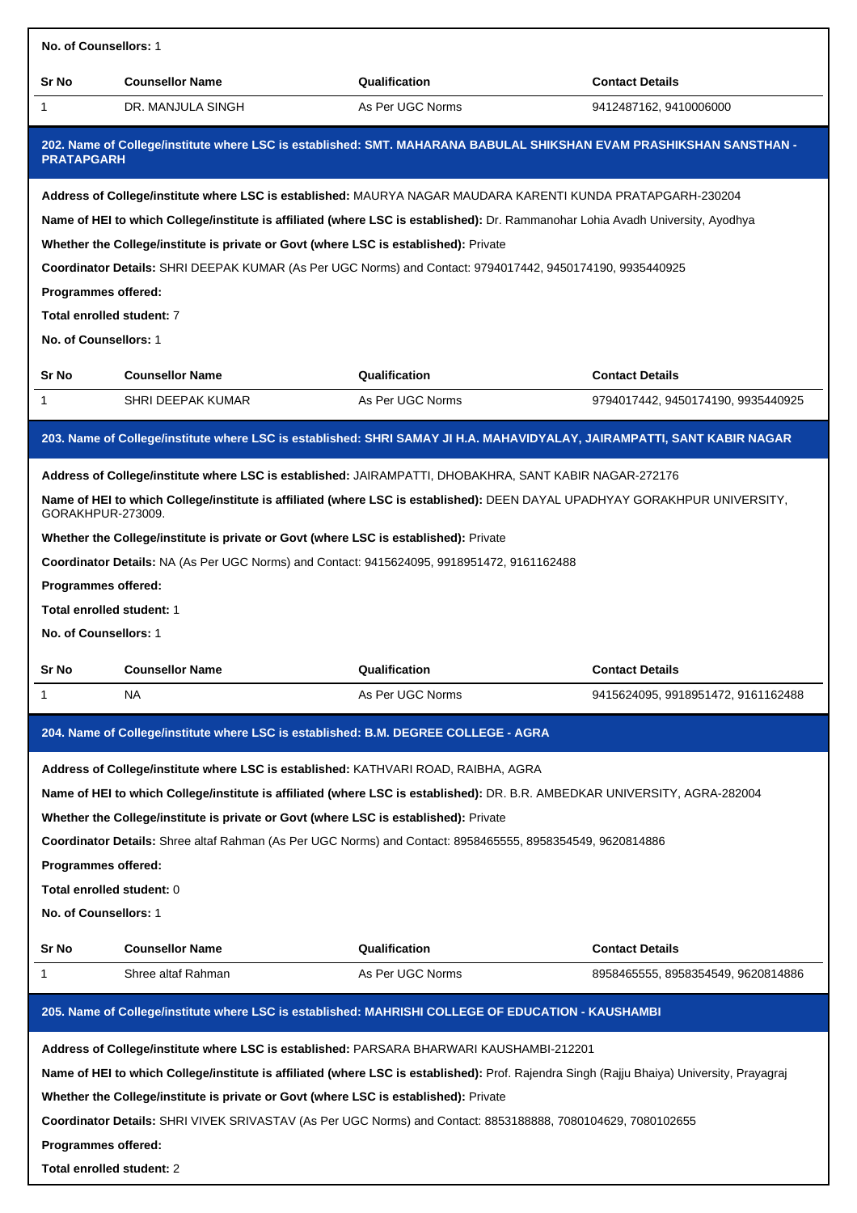**No. of Counsellors:** 1

| Sr No | Counsellor Name | Qualification | Contact Details |
|---|---|---|---|
| 1 | DR. MANJULA SINGH | As Per UGC Norms | 9412487162, 9410006000 |

### 202. Name of College/institute where LSC is established: SMT. MAHARANA BABULAL SHIKSHAN EVAM PRASHIKSHAN SANSTHAN - PRATAPGARH

**Address of College/institute where LSC is established:** MAURYA NAGAR MAUDARA KARENTI KUNDA PRATAPGARH-230204

**Name of HEI to which College/institute is affiliated (where LSC is established):** Dr. Rammanohar Lohia Avadh University, Ayodhya

**Whether the College/institute is private or Govt (where LSC is established):** Private

**Coordinator Details:** SHRI DEEPAK KUMAR (As Per UGC Norms) and Contact: 9794017442, 9450174190, 9935440925

**Programmes offered:**

**Total enrolled student:** 7

**No. of Counsellors:** 1

| Sr No | Counsellor Name | Qualification | Contact Details |
|---|---|---|---|
| 1 | SHRI DEEPAK KUMAR | As Per UGC Norms | 9794017442, 9450174190, 9935440925 |

### 203. Name of College/institute where LSC is established: SHRI SAMAY JI H.A. MAHAVIDYALAY, JAIRAMPATTI, SANT KABIR NAGAR

**Address of College/institute where LSC is established:** JAIRAMPATTI, DHOBAKHRA, SANT KABIR NAGAR-272176

**Name of HEI to which College/institute is affiliated (where LSC is established):** DEEN DAYAL UPADHYAY GORAKHPUR UNIVERSITY, GORAKHPUR-273009.

**Whether the College/institute is private or Govt (where LSC is established):** Private

**Coordinator Details:** NA (As Per UGC Norms) and Contact: 9415624095, 9918951472, 9161162488

**Programmes offered:**

**Total enrolled student:** 1

**No. of Counsellors:** 1

| Sr No | Counsellor Name | Qualification | Contact Details |
|---|---|---|---|
| 1 | NA | As Per UGC Norms | 9415624095, 9918951472, 9161162488 |

### 204. Name of College/institute where LSC is established: B.M. DEGREE COLLEGE - AGRA

**Address of College/institute where LSC is established:** KATHVARI ROAD, RAIBHA, AGRA

**Name of HEI to which College/institute is affiliated (where LSC is established):** DR. B.R. AMBEDKAR UNIVERSITY, AGRA-282004

**Whether the College/institute is private or Govt (where LSC is established):** Private

**Coordinator Details:** Shree altaf Rahman (As Per UGC Norms) and Contact: 8958465555, 8958354549, 9620814886

**Programmes offered:**

**Total enrolled student:** 0

**No. of Counsellors:** 1

| Sr No | Counsellor Name | Qualification | Contact Details |
|---|---|---|---|
| 1 | Shree altaf Rahman | As Per UGC Norms | 8958465555, 8958354549, 9620814886 |

### 205. Name of College/institute where LSC is established: MAHRISHI COLLEGE OF EDUCATION - KAUSHAMBI

**Address of College/institute where LSC is established:** PARSARA BHARWARI KAUSHAMBI-212201

**Name of HEI to which College/institute is affiliated (where LSC is established):** Prof. Rajendra Singh (Rajju Bhaiya) University, Prayagraj

**Whether the College/institute is private or Govt (where LSC is established):** Private

**Coordinator Details:** SHRI VIVEK SRIVASTAV (As Per UGC Norms) and Contact: 8853188888, 7080104629, 7080102655

**Programmes offered:**

**Total enrolled student:** 2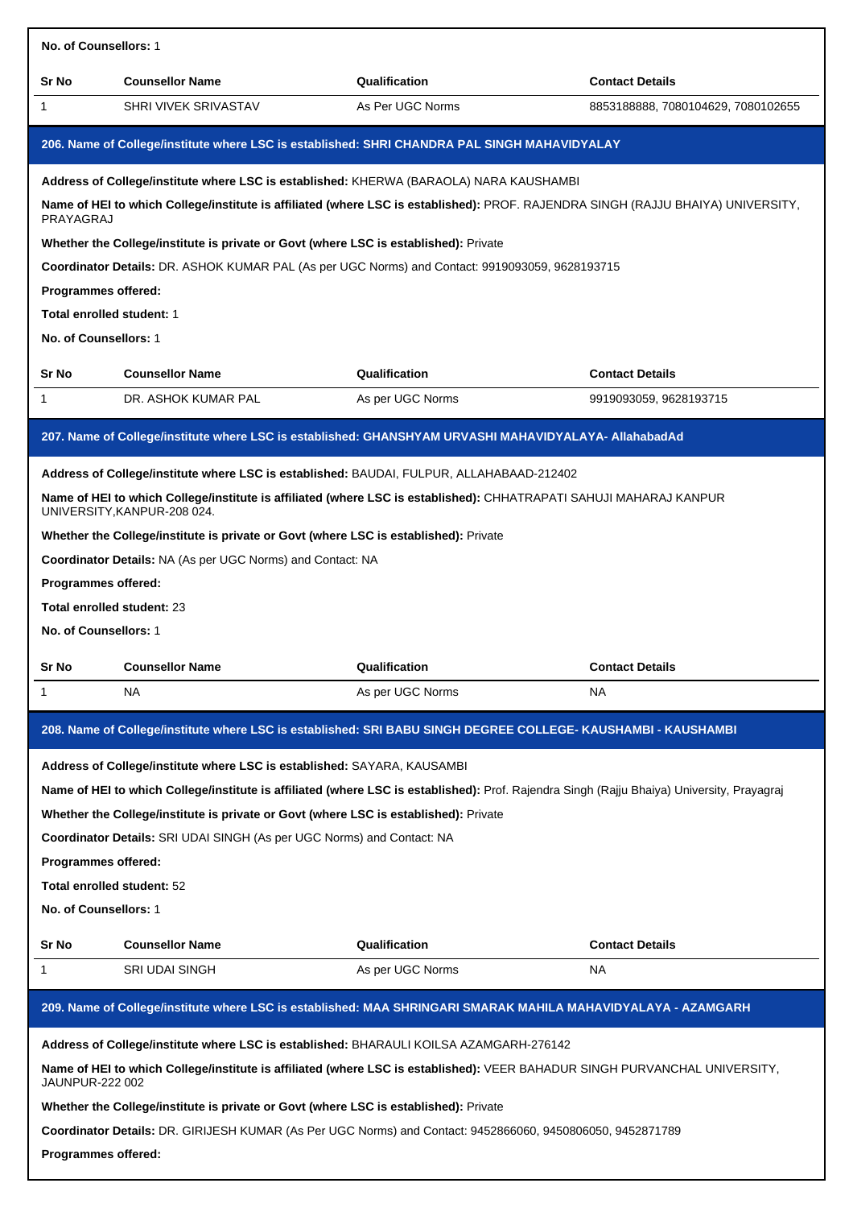**No. of Counsellors:** 1

| Sr No | Counsellor Name | Qualification | Contact Details |
|---|---|---|---|
| 1 | SHRI VIVEK SRIVASTAV | As Per UGC Norms | 8853188888, 7080104629, 7080102655 |

### 206. Name of College/institute where LSC is established: SHRI CHANDRA PAL SINGH MAHAVIDYALAY

**Address of College/institute where LSC is established:** KHERWA (BARAOLA) NARA KAUSHAMBI

**Name of HEI to which College/institute is affiliated (where LSC is established):** PROF. RAJENDRA SINGH (RAJJU BHAIYA) UNIVERSITY, PRAYAGRAJ

**Whether the College/institute is private or Govt (where LSC is established):** Private

**Coordinator Details:** DR. ASHOK KUMAR PAL (As per UGC Norms) and Contact: 9919093059, 9628193715

**Programmes offered:**

**Total enrolled student:** 1

**No. of Counsellors:** 1

| Sr No | Counsellor Name | Qualification | Contact Details |
|---|---|---|---|
| 1 | DR. ASHOK KUMAR PAL | As per UGC Norms | 9919093059, 9628193715 |

### 207. Name of College/institute where LSC is established: GHANSHYAM URVASHI MAHAVIDYALAYA- AllahabadAd

**Address of College/institute where LSC is established:** BAUDAI, FULPUR, ALLAHABAAD-212402

**Name of HEI to which College/institute is affiliated (where LSC is established):** CHHATRAPATI SAHUJI MAHARAJ KANPUR UNIVERSITY,KANPUR-208 024.

**Whether the College/institute is private or Govt (where LSC is established):** Private

**Coordinator Details:** NA (As per UGC Norms) and Contact: NA

**Programmes offered:**

**Total enrolled student:** 23

**No. of Counsellors:** 1

| Sr No | Counsellor Name | Qualification | Contact Details |
|---|---|---|---|
| 1 | NA | As per UGC Norms | NA |

### 208. Name of College/institute where LSC is established: SRI BABU SINGH DEGREE COLLEGE- KAUSHAMBI - KAUSHAMBI

**Address of College/institute where LSC is established:** SAYARA, KAUSAMBI

**Name of HEI to which College/institute is affiliated (where LSC is established):** Prof. Rajendra Singh (Rajju Bhaiya) University, Prayagraj

**Whether the College/institute is private or Govt (where LSC is established):** Private

**Coordinator Details:** SRI UDAI SINGH (As per UGC Norms) and Contact: NA

**Programmes offered:**

**Total enrolled student:** 52

**No. of Counsellors:** 1

| Sr No | Counsellor Name | Qualification | Contact Details |
|---|---|---|---|
| 1 | SRI UDAI SINGH | As per UGC Norms | NA |

### 209. Name of College/institute where LSC is established: MAA SHRINGARI SMARAK MAHILA MAHAVIDYALAYA - AZAMGARH

**Address of College/institute where LSC is established:** BHARAULI KOILSA AZAMGARH-276142

**Name of HEI to which College/institute is affiliated (where LSC is established):** VEER BAHADUR SINGH PURVANCHAL UNIVERSITY, JAUNPUR-222 002

**Whether the College/institute is private or Govt (where LSC is established):** Private

**Coordinator Details:** DR. GIRIJESH KUMAR (As Per UGC Norms) and Contact: 9452866060, 9450806050, 9452871789

**Programmes offered:**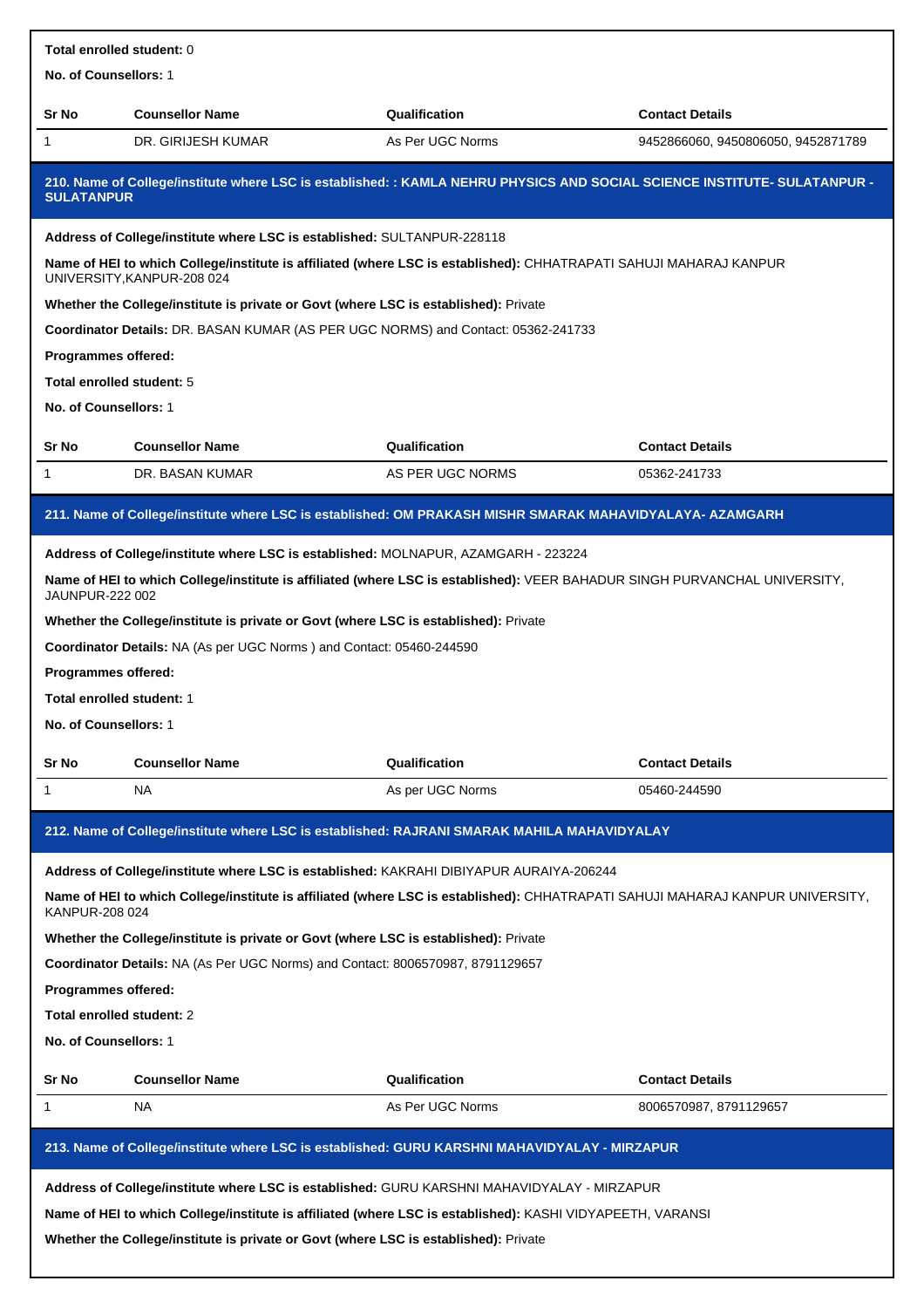**Total enrolled student:** 0

**No. of Counsellors:** 1

| Sr No | Counsellor Name | Qualification | Contact Details |
| --- | --- | --- | --- |
| 1 | DR. GIRIJESH KUMAR | As Per UGC Norms | 9452866060, 9450806050, 9452871789 |

## 210. Name of College/institute where LSC is established: : KAMLA NEHRU PHYSICS AND SOCIAL SCIENCE INSTITUTE- SULATANPUR - SULATANPUR

**Address of College/institute where LSC is established:** SULTANPUR-228118

**Name of HEI to which College/institute is affiliated (where LSC is established):** CHHATRAPATI SAHUJI MAHARAJ KANPUR UNIVERSITY,KANPUR-208 024

**Whether the College/institute is private or Govt (where LSC is established):** Private

**Coordinator Details:** DR. BASAN KUMAR (AS PER UGC NORMS) and Contact: 05362-241733

**Programmes offered:**

**Total enrolled student:** 5

**No. of Counsellors:** 1

| Sr No | Counsellor Name | Qualification | Contact Details |
| --- | --- | --- | --- |
| 1 | DR. BASAN KUMAR | AS PER UGC NORMS | 05362-241733 |

## 211. Name of College/institute where LSC is established: OM PRAKASH MISHR SMARAK MAHAVIDYALAYA- AZAMGARH

**Address of College/institute where LSC is established:** MOLNAPUR, AZAMGARH - 223224

**Name of HEI to which College/institute is affiliated (where LSC is established):** VEER BAHADUR SINGH PURVANCHAL UNIVERSITY, JAUNPUR-222 002

**Whether the College/institute is private or Govt (where LSC is established):** Private

**Coordinator Details:** NA (As per UGC Norms ) and Contact: 05460-244590

**Programmes offered:**

**Total enrolled student:** 1

**No. of Counsellors:** 1

| Sr No | Counsellor Name | Qualification | Contact Details |
| --- | --- | --- | --- |
| 1 | NA | As per UGC Norms | 05460-244590 |

## 212. Name of College/institute where LSC is established: RAJRANI SMARAK MAHILA MAHAVIDYALAY

**Address of College/institute where LSC is established:** KAKRAHI DIBIYAPUR AURAIYA-206244

**Name of HEI to which College/institute is affiliated (where LSC is established):** CHHATRAPATI SAHUJI MAHARAJ KANPUR UNIVERSITY, KANPUR-208 024

**Whether the College/institute is private or Govt (where LSC is established):** Private

**Coordinator Details:** NA (As Per UGC Norms) and Contact: 8006570987, 8791129657

**Programmes offered:**

**Total enrolled student:** 2

**No. of Counsellors:** 1

| Sr No | Counsellor Name | Qualification | Contact Details |
| --- | --- | --- | --- |
| 1 | NA | As Per UGC Norms | 8006570987, 8791129657 |

## 213. Name of College/institute where LSC is established: GURU KARSHNI MAHAVIDYALAY - MIRZAPUR

**Address of College/institute where LSC is established:** GURU KARSHNI MAHAVIDYALAY - MIRZAPUR

**Name of HEI to which College/institute is affiliated (where LSC is established):** KASHI VIDYAPEETH, VARANSI

**Whether the College/institute is private or Govt (where LSC is established):** Private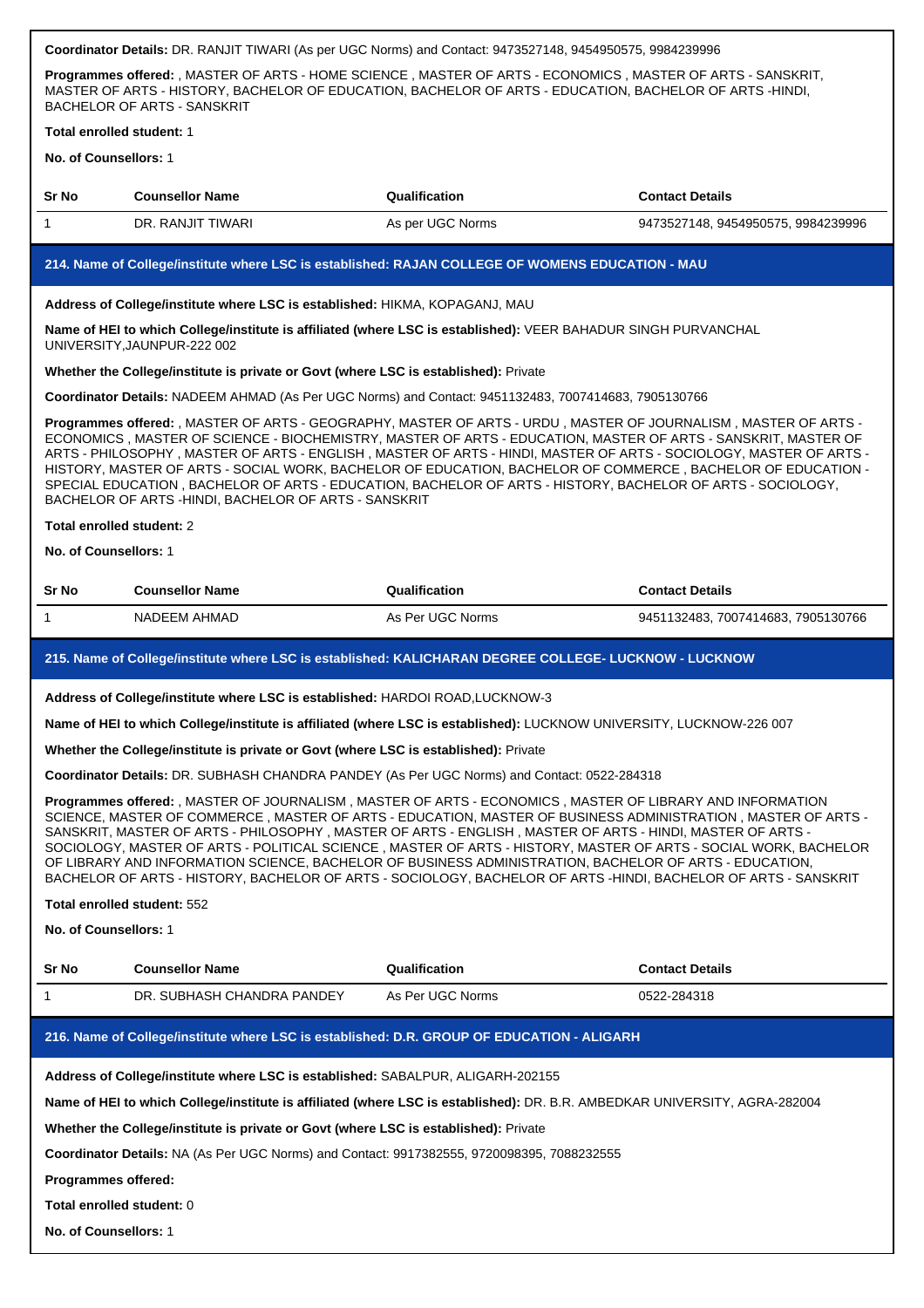**Coordinator Details:** DR. RANJIT TIWARI (As per UGC Norms) and Contact: 9473527148, 9454950575, 9984239996

**Programmes offered:** , MASTER OF ARTS - HOME SCIENCE , MASTER OF ARTS - ECONOMICS , MASTER OF ARTS - SANSKRIT, MASTER OF ARTS - HISTORY, BACHELOR OF EDUCATION, BACHELOR OF ARTS - EDUCATION, BACHELOR OF ARTS -HINDI, BACHELOR OF ARTS - SANSKRIT

**Total enrolled student:** 1

**No. of Counsellors:** 1

| Sr No | Counsellor Name | Qualification | Contact Details |
|---|---|---|---|
| 1 | DR. RANJIT TIWARI | As per UGC Norms | 9473527148, 9454950575, 9984239996 |

## 214. Name of College/institute where LSC is established: RAJAN COLLEGE OF WOMENS EDUCATION - MAU

**Address of College/institute where LSC is established:** HIKMA, KOPAGANJ, MAU

**Name of HEI to which College/institute is affiliated (where LSC is established):** VEER BAHADUR SINGH PURVANCHAL UNIVERSITY,JAUNPUR-222 002

**Whether the College/institute is private or Govt (where LSC is established):** Private

**Coordinator Details:** NADEEM AHMAD (As Per UGC Norms) and Contact: 9451132483, 7007414683, 7905130766

**Programmes offered:** , MASTER OF ARTS - GEOGRAPHY, MASTER OF ARTS - URDU , MASTER OF JOURNALISM , MASTER OF ARTS - ECONOMICS , MASTER OF SCIENCE - BIOCHEMISTRY, MASTER OF ARTS - EDUCATION, MASTER OF ARTS - SANSKRIT, MASTER OF ARTS - PHILOSOPHY , MASTER OF ARTS - ENGLISH , MASTER OF ARTS - HINDI, MASTER OF ARTS - SOCIOLOGY, MASTER OF ARTS - HISTORY, MASTER OF ARTS - SOCIAL WORK, BACHELOR OF EDUCATION, BACHELOR OF COMMERCE , BACHELOR OF EDUCATION - SPECIAL EDUCATION , BACHELOR OF ARTS - EDUCATION, BACHELOR OF ARTS - HISTORY, BACHELOR OF ARTS - SOCIOLOGY, BACHELOR OF ARTS -HINDI, BACHELOR OF ARTS - SANSKRIT

**Total enrolled student:** 2

**No. of Counsellors:** 1

| Sr No | Counsellor Name | Qualification | Contact Details |
|---|---|---|---|
| 1 | NADEEM AHMAD | As Per UGC Norms | 9451132483, 7007414683, 7905130766 |

## 215. Name of College/institute where LSC is established: KALICHARAN DEGREE COLLEGE- LUCKNOW - LUCKNOW

**Address of College/institute where LSC is established:** HARDOI ROAD,LUCKNOW-3

**Name of HEI to which College/institute is affiliated (where LSC is established):** LUCKNOW UNIVERSITY, LUCKNOW-226 007

**Whether the College/institute is private or Govt (where LSC is established):** Private

**Coordinator Details:** DR. SUBHASH CHANDRA PANDEY (As Per UGC Norms) and Contact: 0522-284318

**Programmes offered:** , MASTER OF JOURNALISM , MASTER OF ARTS - ECONOMICS , MASTER OF LIBRARY AND INFORMATION SCIENCE, MASTER OF COMMERCE , MASTER OF ARTS - EDUCATION, MASTER OF BUSINESS ADMINISTRATION , MASTER OF ARTS - SANSKRIT, MASTER OF ARTS - PHILOSOPHY , MASTER OF ARTS - ENGLISH , MASTER OF ARTS - HINDI, MASTER OF ARTS - SOCIOLOGY, MASTER OF ARTS - POLITICAL SCIENCE , MASTER OF ARTS - HISTORY, MASTER OF ARTS - SOCIAL WORK, BACHELOR OF LIBRARY AND INFORMATION SCIENCE, BACHELOR OF BUSINESS ADMINISTRATION, BACHELOR OF ARTS - EDUCATION, BACHELOR OF ARTS - HISTORY, BACHELOR OF ARTS - SOCIOLOGY, BACHELOR OF ARTS -HINDI, BACHELOR OF ARTS - SANSKRIT

**Total enrolled student:** 552

**No. of Counsellors:** 1

| Sr No | Counsellor Name | Qualification | Contact Details |
|---|---|---|---|
| 1 | DR. SUBHASH CHANDRA PANDEY | As Per UGC Norms | 0522-284318 |

## 216. Name of College/institute where LSC is established: D.R. GROUP OF EDUCATION - ALIGARH

**Address of College/institute where LSC is established:** SABALPUR, ALIGARH-202155

**Name of HEI to which College/institute is affiliated (where LSC is established):** DR. B.R. AMBEDKAR UNIVERSITY, AGRA-282004

**Whether the College/institute is private or Govt (where LSC is established):** Private

**Coordinator Details:** NA (As Per UGC Norms) and Contact: 9917382555, 9720098395, 7088232555

**Programmes offered:**

**Total enrolled student:** 0

**No. of Counsellors:** 1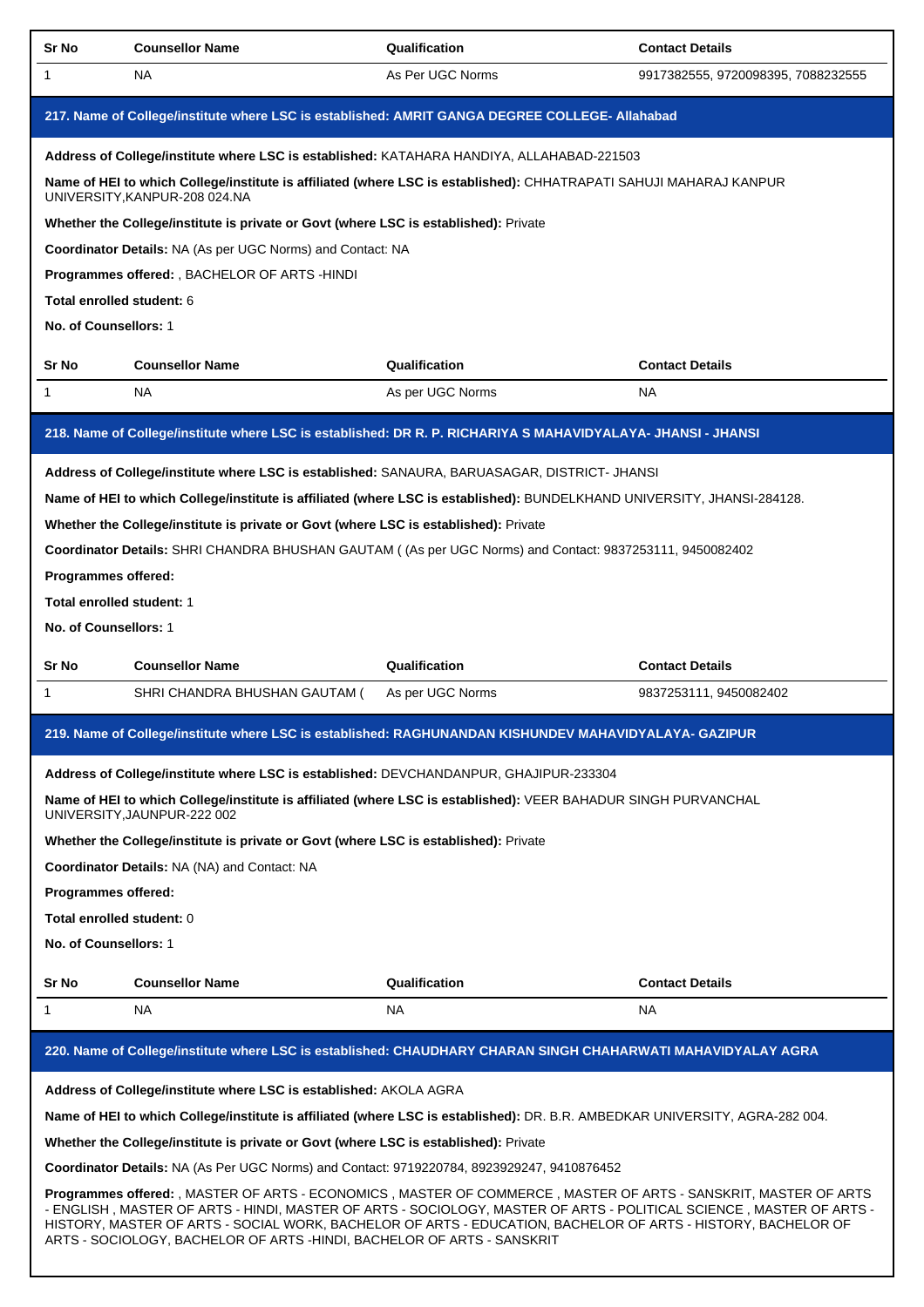| Sr No | Counsellor Name | Qualification | Contact Details |
| --- | --- | --- | --- |
| 1 | NA | As Per UGC Norms | 9917382555, 9720098395, 7088232555 |

### 217. Name of College/institute where LSC is established: AMRIT GANGA DEGREE COLLEGE- Allahabad

**Address of College/institute where LSC is established:** KATAHARA HANDIYA, ALLAHABAD-221503

**Name of HEI to which College/institute is affiliated (where LSC is established):** CHHATRAPATI SAHUJI MAHARAJ KANPUR UNIVERSITY,KANPUR-208 024.NA

**Whether the College/institute is private or Govt (where LSC is established):** Private

**Coordinator Details:** NA (As per UGC Norms) and Contact: NA

**Programmes offered:** , BACHELOR OF ARTS -HINDI

**Total enrolled student:** 6

**No. of Counsellors:** 1

| Sr No | Counsellor Name | Qualification | Contact Details |
| --- | --- | --- | --- |
| 1 | NA | As per UGC Norms | NA |

### 218. Name of College/institute where LSC is established: DR R. P. RICHARIYA S MAHAVIDYALAYA- JHANSI - JHANSI

**Address of College/institute where LSC is established:** SANAURA, BARUASAGAR, DISTRICT- JHANSI

**Name of HEI to which College/institute is affiliated (where LSC is established):** BUNDELKHAND UNIVERSITY, JHANSI-284128.

**Whether the College/institute is private or Govt (where LSC is established):** Private

**Coordinator Details:** SHRI CHANDRA BHUSHAN GAUTAM ( (As per UGC Norms) and Contact: 9837253111, 9450082402

**Programmes offered:**

**Total enrolled student:** 1

**No. of Counsellors:** 1

| Sr No | Counsellor Name | Qualification | Contact Details |
| --- | --- | --- | --- |
| 1 | SHRI CHANDRA BHUSHAN GAUTAM ( | As per UGC Norms | 9837253111, 9450082402 |

### 219. Name of College/institute where LSC is established: RAGHUNANDAN KISHUNDEV MAHAVIDYALAYA- GAZIPUR

**Address of College/institute where LSC is established:** DEVCHANDANPUR, GHAJIPUR-233304

**Name of HEI to which College/institute is affiliated (where LSC is established):** VEER BAHADUR SINGH PURVANCHAL UNIVERSITY,JAUNPUR-222 002

**Whether the College/institute is private or Govt (where LSC is established):** Private

**Coordinator Details:** NA (NA) and Contact: NA

**Programmes offered:**

**Total enrolled student:** 0

**No. of Counsellors:** 1

| Sr No | Counsellor Name | Qualification | Contact Details |
| --- | --- | --- | --- |
| 1 | NA | NA | NA |

### 220. Name of College/institute where LSC is established: CHAUDHARY CHARAN SINGH CHAHARWATI MAHAVIDYALAY AGRA

**Address of College/institute where LSC is established:** AKOLA AGRA

**Name of HEI to which College/institute is affiliated (where LSC is established):** DR. B.R. AMBEDKAR UNIVERSITY, AGRA-282 004.

**Whether the College/institute is private or Govt (where LSC is established):** Private

**Coordinator Details:** NA (As Per UGC Norms) and Contact: 9719220784, 8923929247, 9410876452

**Programmes offered:** , MASTER OF ARTS - ECONOMICS , MASTER OF COMMERCE , MASTER OF ARTS - SANSKRIT, MASTER OF ARTS - ENGLISH , MASTER OF ARTS - HINDI, MASTER OF ARTS - SOCIOLOGY, MASTER OF ARTS - POLITICAL SCIENCE , MASTER OF ARTS - HISTORY, MASTER OF ARTS - SOCIAL WORK, BACHELOR OF ARTS - EDUCATION, BACHELOR OF ARTS - HISTORY, BACHELOR OF ARTS - SOCIOLOGY, BACHELOR OF ARTS -HINDI, BACHELOR OF ARTS - SANSKRIT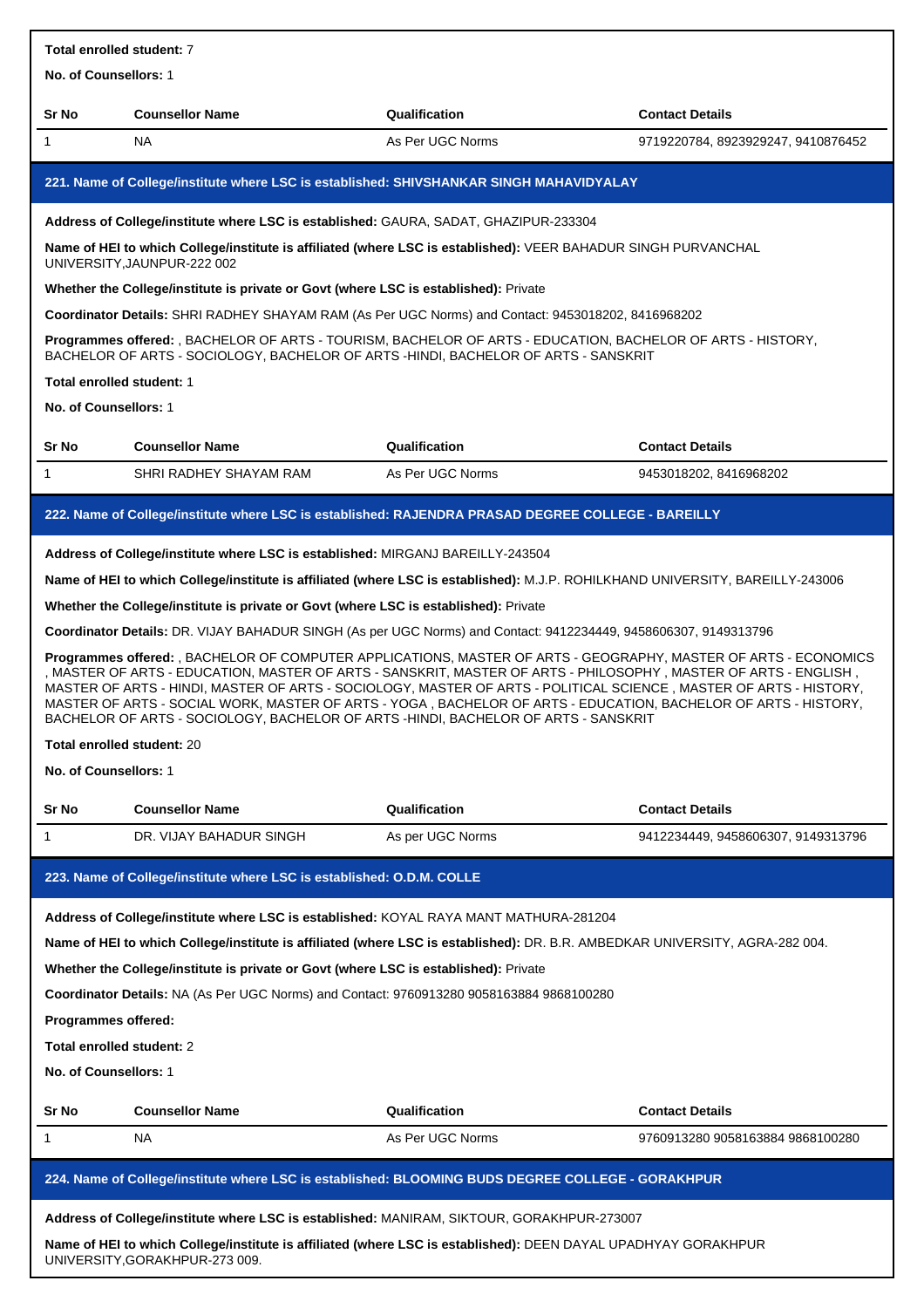**Total enrolled student:** 7

**No. of Counsellors:** 1

| Sr No | Counsellor Name | Qualification | Contact Details |
|---|---|---|---|
| 1 | NA | As Per UGC Norms | 9719220784, 8923929247, 9410876452 |

### 221. Name of College/institute where LSC is established: SHIVSHANKAR SINGH MAHAVIDYALAY

**Address of College/institute where LSC is established:** GAURA, SADAT, GHAZIPUR-233304

**Name of HEI to which College/institute is affiliated (where LSC is established):** VEER BAHADUR SINGH PURVANCHAL UNIVERSITY,JAUNPUR-222 002

**Whether the College/institute is private or Govt (where LSC is established):** Private

**Coordinator Details:** SHRI RADHEY SHAYAM RAM (As Per UGC Norms) and Contact: 9453018202, 8416968202

**Programmes offered:** , BACHELOR OF ARTS - TOURISM, BACHELOR OF ARTS - EDUCATION, BACHELOR OF ARTS - HISTORY, BACHELOR OF ARTS - SOCIOLOGY, BACHELOR OF ARTS -HINDI, BACHELOR OF ARTS - SANSKRIT

**Total enrolled student:** 1

**No. of Counsellors:** 1

| Sr No | Counsellor Name | Qualification | Contact Details |
|---|---|---|---|
| 1 | SHRI RADHEY SHAYAM RAM | As Per UGC Norms | 9453018202, 8416968202 |

### 222. Name of College/institute where LSC is established: RAJENDRA PRASAD DEGREE COLLEGE - BAREILLY

**Address of College/institute where LSC is established:** MIRGANJ BAREILLY-243504

**Name of HEI to which College/institute is affiliated (where LSC is established):** M.J.P. ROHILKHAND UNIVERSITY, BAREILLY-243006

**Whether the College/institute is private or Govt (where LSC is established):** Private

**Coordinator Details:** DR. VIJAY BAHADUR SINGH (As per UGC Norms) and Contact: 9412234449, 9458606307, 9149313796

**Programmes offered:** , BACHELOR OF COMPUTER APPLICATIONS, MASTER OF ARTS - GEOGRAPHY, MASTER OF ARTS - ECONOMICS , MASTER OF ARTS - EDUCATION, MASTER OF ARTS - SANSKRIT, MASTER OF ARTS - PHILOSOPHY , MASTER OF ARTS - ENGLISH , MASTER OF ARTS - HINDI, MASTER OF ARTS - SOCIOLOGY, MASTER OF ARTS - POLITICAL SCIENCE , MASTER OF ARTS - HISTORY, MASTER OF ARTS - SOCIAL WORK, MASTER OF ARTS - YOGA , BACHELOR OF ARTS - EDUCATION, BACHELOR OF ARTS - HISTORY, BACHELOR OF ARTS - SOCIOLOGY, BACHELOR OF ARTS -HINDI, BACHELOR OF ARTS - SANSKRIT

**Total enrolled student:** 20

**No. of Counsellors:** 1

| Sr No | Counsellor Name | Qualification | Contact Details |
|---|---|---|---|
| 1 | DR. VIJAY BAHADUR SINGH | As per UGC Norms | 9412234449, 9458606307, 9149313796 |

### 223. Name of College/institute where LSC is established: O.D.M. COLLE

**Address of College/institute where LSC is established:** KOYAL RAYA MANT MATHURA-281204

**Name of HEI to which College/institute is affiliated (where LSC is established):** DR. B.R. AMBEDKAR UNIVERSITY, AGRA-282 004.

**Whether the College/institute is private or Govt (where LSC is established):** Private

**Coordinator Details:** NA (As Per UGC Norms) and Contact: 9760913280 9058163884 9868100280

**Programmes offered:**

**Total enrolled student:** 2

**No. of Counsellors:** 1

| Sr No | Counsellor Name | Qualification | Contact Details |
|---|---|---|---|
| 1 | NA | As Per UGC Norms | 9760913280 9058163884 9868100280 |

### 224. Name of College/institute where LSC is established: BLOOMING BUDS DEGREE COLLEGE - GORAKHPUR

**Address of College/institute where LSC is established:** MANIRAM, SIKTOUR, GORAKHPUR-273007

**Name of HEI to which College/institute is affiliated (where LSC is established):** DEEN DAYAL UPADHYAY GORAKHPUR UNIVERSITY,GORAKHPUR-273 009.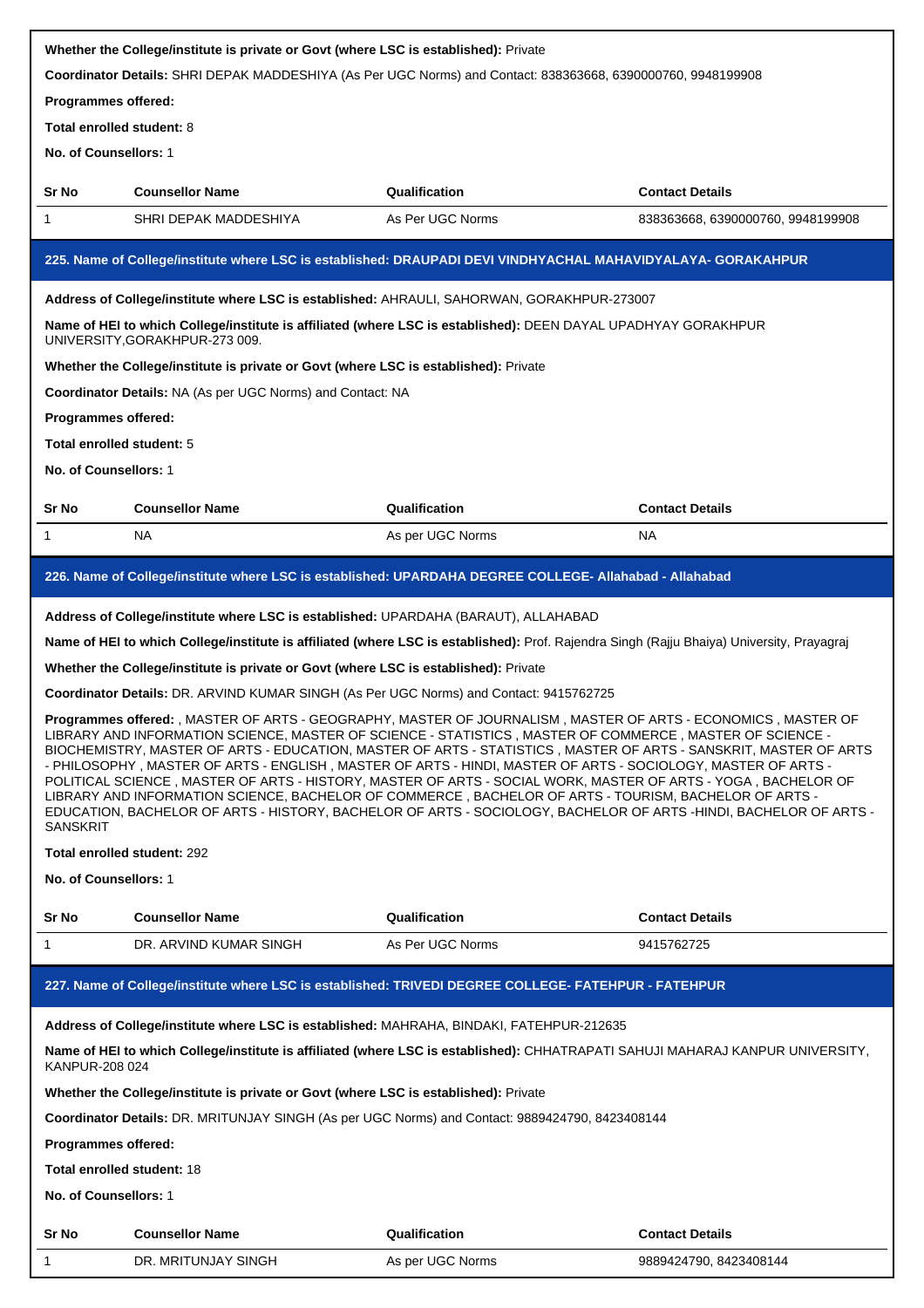**Whether the College/institute is private or Govt (where LSC is established):** Private

**Coordinator Details:** SHRI DEPAK MADDESHIYA (As Per UGC Norms) and Contact: 838363668, 6390000760, 9948199908

**Programmes offered:**

**Total enrolled student:** 8

**No. of Counsellors:** 1

| Sr No | Counsellor Name | Qualification | Contact Details |
|---|---|---|---|
| 1 | SHRI DEPAK MADDESHIYA | As Per UGC Norms | 838363668, 6390000760, 9948199908 |

## 225. Name of College/institute where LSC is established: DRAUPADI DEVI VINDHYACHAL MAHAVIDYALAYA- GORAKHPUR

**Address of College/institute where LSC is established:** AHRAULI, SAHORWAN, GORAKHPUR-273007

**Name of HEI to which College/institute is affiliated (where LSC is established):** DEEN DAYAL UPADHYAY GORAKHPUR UNIVERSITY,GORAKHPUR-273 009.

**Whether the College/institute is private or Govt (where LSC is established):** Private

**Coordinator Details:** NA (As per UGC Norms) and Contact: NA

**Programmes offered:**

**Total enrolled student:** 5

**No. of Counsellors:** 1

| Sr No | Counsellor Name | Qualification | Contact Details |
|---|---|---|---|
| 1 | NA | As per UGC Norms | NA |

## 226. Name of College/institute where LSC is established: UPARDAHA DEGREE COLLEGE- Allahabad - Allahabad

**Address of College/institute where LSC is established:** UPARDAHA (BARAUT), ALLAHABAD

**Name of HEI to which College/institute is affiliated (where LSC is established):** Prof. Rajendra Singh (Rajju Bhaiya) University, Prayagraj

**Whether the College/institute is private or Govt (where LSC is established):** Private

**Coordinator Details:** DR. ARVIND KUMAR SINGH (As Per UGC Norms) and Contact: 9415762725

**Programmes offered:** , MASTER OF ARTS - GEOGRAPHY, MASTER OF JOURNALISM , MASTER OF ARTS - ECONOMICS , MASTER OF LIBRARY AND INFORMATION SCIENCE, MASTER OF SCIENCE - STATISTICS , MASTER OF COMMERCE , MASTER OF SCIENCE - BIOCHEMISTRY, MASTER OF ARTS - EDUCATION, MASTER OF ARTS - STATISTICS , MASTER OF ARTS - SANSKRIT, MASTER OF ARTS - PHILOSOPHY , MASTER OF ARTS - ENGLISH , MASTER OF ARTS - HINDI, MASTER OF ARTS - SOCIOLOGY, MASTER OF ARTS - POLITICAL SCIENCE , MASTER OF ARTS - HISTORY, MASTER OF ARTS - SOCIAL WORK, MASTER OF ARTS - YOGA , BACHELOR OF LIBRARY AND INFORMATION SCIENCE, BACHELOR OF COMMERCE , BACHELOR OF ARTS - TOURISM, BACHELOR OF ARTS - EDUCATION, BACHELOR OF ARTS - HISTORY, BACHELOR OF ARTS - SOCIOLOGY, BACHELOR OF ARTS -HINDI, BACHELOR OF ARTS - SANSKRIT

**Total enrolled student:** 292

**No. of Counsellors:** 1

| Sr No | Counsellor Name | Qualification | Contact Details |
|---|---|---|---|
| 1 | DR. ARVIND KUMAR SINGH | As Per UGC Norms | 9415762725 |

## 227. Name of College/institute where LSC is established: TRIVEDI DEGREE COLLEGE- FATEHPUR - FATEHPUR

**Address of College/institute where LSC is established:** MAHRAHA, BINDAKI, FATEHPUR-212635

**Name of HEI to which College/institute is affiliated (where LSC is established):** CHHATRAPATI SAHUJI MAHARAJ KANPUR UNIVERSITY, KANPUR-208 024

**Whether the College/institute is private or Govt (where LSC is established):** Private

**Coordinator Details:** DR. MRITUNJAY SINGH (As per UGC Norms) and Contact: 9889424790, 8423408144

**Programmes offered:**

**Total enrolled student:** 18

**No. of Counsellors:** 1

| Sr No | Counsellor Name | Qualification | Contact Details |
|---|---|---|---|
| 1 | DR. MRITUNJAY SINGH | As per UGC Norms | 9889424790, 8423408144 |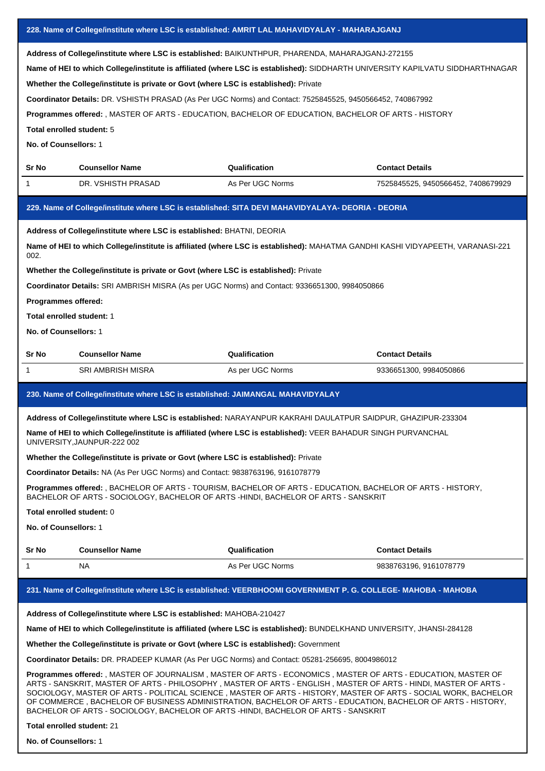### 228. Name of College/institute where LSC is established: AMRIT LAL MAHAVIDYALAY - MAHARAJGANJ

**Address of College/institute where LSC is established:** BAIKUNTHPUR, PHARENDA, MAHARAJGANJ-272155

**Name of HEI to which College/institute is affiliated (where LSC is established):** SIDDHARTH UNIVERSITY KAPILVATU SIDDHARTHNAGAR

**Whether the College/institute is private or Govt (where LSC is established):** Private

**Coordinator Details:** DR. VSHISTH PRASAD (As Per UGC Norms) and Contact: 7525845525, 9450566452, 740867992

**Programmes offered:** , MASTER OF ARTS - EDUCATION, BACHELOR OF EDUCATION, BACHELOR OF ARTS - HISTORY

**Total enrolled student:** 5

**No. of Counsellors:** 1

| Sr No | Counsellor Name | Qualification | Contact Details |
|---|---|---|---|
| 1 | DR. VSHISTH PRASAD | As Per UGC Norms | 7525845525, 9450566452, 7408679929 |

### 229. Name of College/institute where LSC is established: SITA DEVI MAHAVIDYALAYA- DEORIA - DEORIA

**Address of College/institute where LSC is established:** BHATNI, DEORIA

**Name of HEI to which College/institute is affiliated (where LSC is established):** MAHATMA GANDHI KASHI VIDYAPEETH, VARANASI-221 002.

**Whether the College/institute is private or Govt (where LSC is established):** Private

**Coordinator Details:** SRI AMBRISH MISRA (As per UGC Norms) and Contact: 9336651300, 9984050866

**Programmes offered:**

**Total enrolled student:** 1

**No. of Counsellors:** 1

| Sr No | Counsellor Name | Qualification | Contact Details |
|---|---|---|---|
| 1 | SRI AMBRISH MISRA | As per UGC Norms | 9336651300, 9984050866 |

### 230. Name of College/institute where LSC is established: JAIMANGAL MAHAVIDYALAY

**Address of College/institute where LSC is established:** NARAYANPUR KAKRAHI DAULATPUR SAIDPUR, GHAZIPUR-233304

**Name of HEI to which College/institute is affiliated (where LSC is established):** VEER BAHADUR SINGH PURVANCHAL UNIVERSITY,JAUNPUR-222 002

**Whether the College/institute is private or Govt (where LSC is established):** Private

**Coordinator Details:** NA (As Per UGC Norms) and Contact: 9838763196, 9161078779

**Programmes offered:** , BACHELOR OF ARTS - TOURISM, BACHELOR OF ARTS - EDUCATION, BACHELOR OF ARTS - HISTORY, BACHELOR OF ARTS - SOCIOLOGY, BACHELOR OF ARTS -HINDI, BACHELOR OF ARTS - SANSKRIT

**Total enrolled student:** 0

**No. of Counsellors:** 1

| Sr No | Counsellor Name | Qualification | Contact Details |
|---|---|---|---|
| 1 | NA | As Per UGC Norms | 9838763196, 9161078779 |

### 231. Name of College/institute where LSC is established: VEERBHOOMI GOVERNMENT P. G. COLLEGE- MAHOBA - MAHOBA

**Address of College/institute where LSC is established:** MAHOBA-210427

**Name of HEI to which College/institute is affiliated (where LSC is established):** BUNDELKHAND UNIVERSITY, JHANSI-284128

**Whether the College/institute is private or Govt (where LSC is established):** Government

**Coordinator Details:** DR. PRADEEP KUMAR (As Per UGC Norms) and Contact: 05281-256695, 8004986012

**Programmes offered:** , MASTER OF JOURNALISM , MASTER OF ARTS - ECONOMICS , MASTER OF ARTS - EDUCATION, MASTER OF ARTS - SANSKRIT, MASTER OF ARTS - PHILOSOPHY , MASTER OF ARTS - ENGLISH , MASTER OF ARTS - HINDI, MASTER OF ARTS - SOCIOLOGY, MASTER OF ARTS - POLITICAL SCIENCE , MASTER OF ARTS - HISTORY, MASTER OF ARTS - SOCIAL WORK, BACHELOR OF COMMERCE , BACHELOR OF BUSINESS ADMINISTRATION, BACHELOR OF ARTS - EDUCATION, BACHELOR OF ARTS - HISTORY, BACHELOR OF ARTS - SOCIOLOGY, BACHELOR OF ARTS -HINDI, BACHELOR OF ARTS - SANSKRIT

**Total enrolled student:** 21

**No. of Counsellors:** 1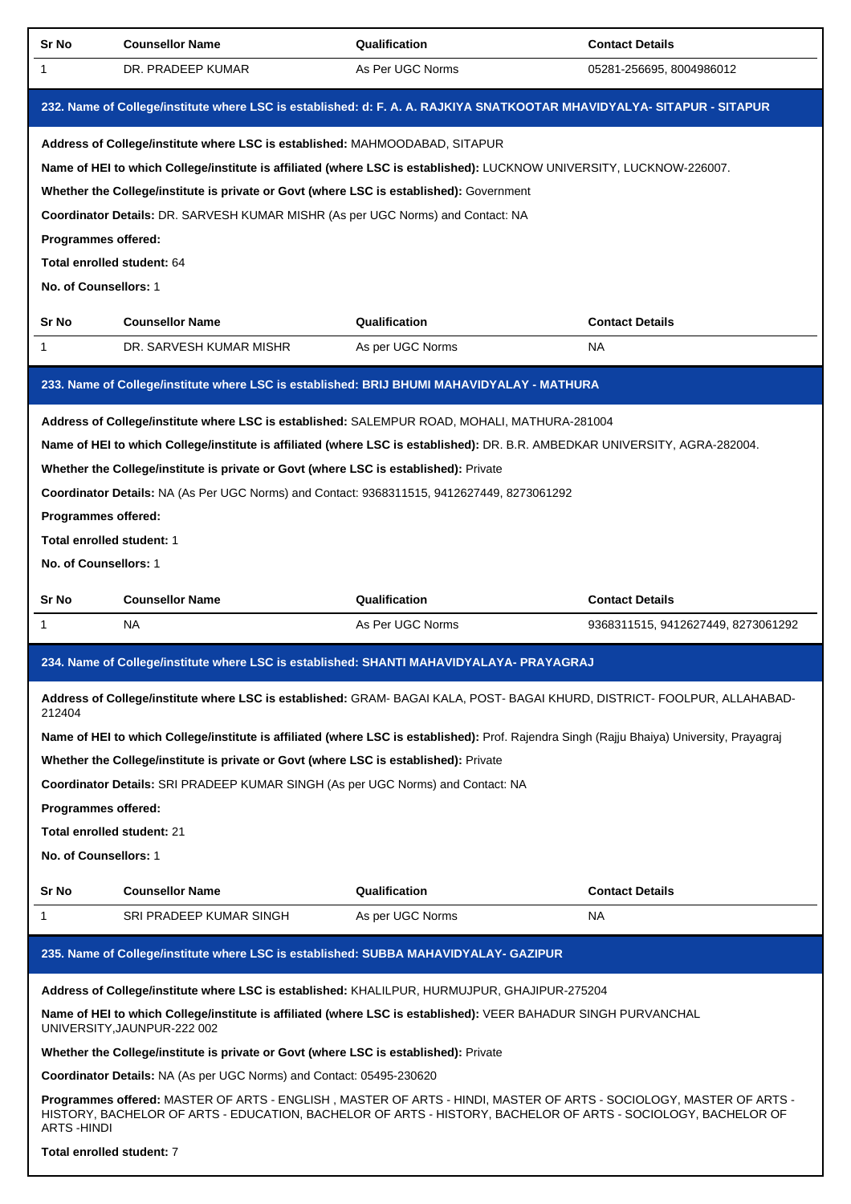| Sr No | Counsellor Name | Qualification | Contact Details |
|---|---|---|---|
| 1 | DR. PRADEEP KUMAR | As Per UGC Norms | 05281-256695, 8004986012 |

## 232. Name of College/institute where LSC is established: d: F. A. A. RAJKIYA SNATKOOTAR MHAVIDYALYA- SITAPUR - SITAPUR

**Address of College/institute where LSC is established:** MAHMOODABAD, SITAPUR

**Name of HEI to which College/institute is affiliated (where LSC is established):** LUCKNOW UNIVERSITY, LUCKNOW-226007.

**Whether the College/institute is private or Govt (where LSC is established):** Government

**Coordinator Details:** DR. SARVESH KUMAR MISHR (As per UGC Norms) and Contact: NA

**Programmes offered:**

**Total enrolled student:** 64

**No. of Counsellors:** 1

| Sr No | Counsellor Name | Qualification | Contact Details |
|---|---|---|---|
| 1 | DR. SARVESH KUMAR MISHR | As per UGC Norms | NA |

## 233. Name of College/institute where LSC is established: BRIJ BHUMI MAHAVIDYALAY - MATHURA

**Address of College/institute where LSC is established:** SALEMPUR ROAD, MOHALI, MATHURA-281004

**Name of HEI to which College/institute is affiliated (where LSC is established):** DR. B.R. AMBEDKAR UNIVERSITY, AGRA-282004.

**Whether the College/institute is private or Govt (where LSC is established):** Private

**Coordinator Details:** NA (As Per UGC Norms) and Contact: 9368311515, 9412627449, 8273061292

**Programmes offered:**

**Total enrolled student:** 1

**No. of Counsellors:** 1

| Sr No | Counsellor Name | Qualification | Contact Details |
|---|---|---|---|
| 1 | NA | As Per UGC Norms | 9368311515, 9412627449, 8273061292 |

## 234. Name of College/institute where LSC is established: SHANTI MAHAVIDYALAYA- PRAYAGRAJ

**Address of College/institute where LSC is established:** GRAM- BAGAI KALA, POST- BAGAI KHURD, DISTRICT- FOOLPUR, ALLAHABAD-212404

**Name of HEI to which College/institute is affiliated (where LSC is established):** Prof. Rajendra Singh (Rajju Bhaiya) University, Prayagraj

**Whether the College/institute is private or Govt (where LSC is established):** Private

**Coordinator Details:** SRI PRADEEP KUMAR SINGH (As per UGC Norms) and Contact: NA

**Programmes offered:**

**Total enrolled student:** 21

**No. of Counsellors:** 1

| Sr No | Counsellor Name | Qualification | Contact Details |
|---|---|---|---|
| 1 | SRI PRADEEP KUMAR SINGH | As per UGC Norms | NA |

## 235. Name of College/institute where LSC is established: SUBBA MAHAVIDYALAY- GAZIPUR

**Address of College/institute where LSC is established:** KHALILPUR, HURMUJPUR, GHAJIPUR-275204

**Name of HEI to which College/institute is affiliated (where LSC is established):** VEER BAHADUR SINGH PURVANCHAL UNIVERSITY,JAUNPUR-222 002

**Whether the College/institute is private or Govt (where LSC is established):** Private

**Coordinator Details:** NA (As per UGC Norms) and Contact: 05495-230620

**Programmes offered:** MASTER OF ARTS - ENGLISH , MASTER OF ARTS - HINDI, MASTER OF ARTS - SOCIOLOGY, MASTER OF ARTS - HISTORY, BACHELOR OF ARTS - EDUCATION, BACHELOR OF ARTS - HISTORY, BACHELOR OF ARTS - SOCIOLOGY, BACHELOR OF ARTS -HINDI

**Total enrolled student:** 7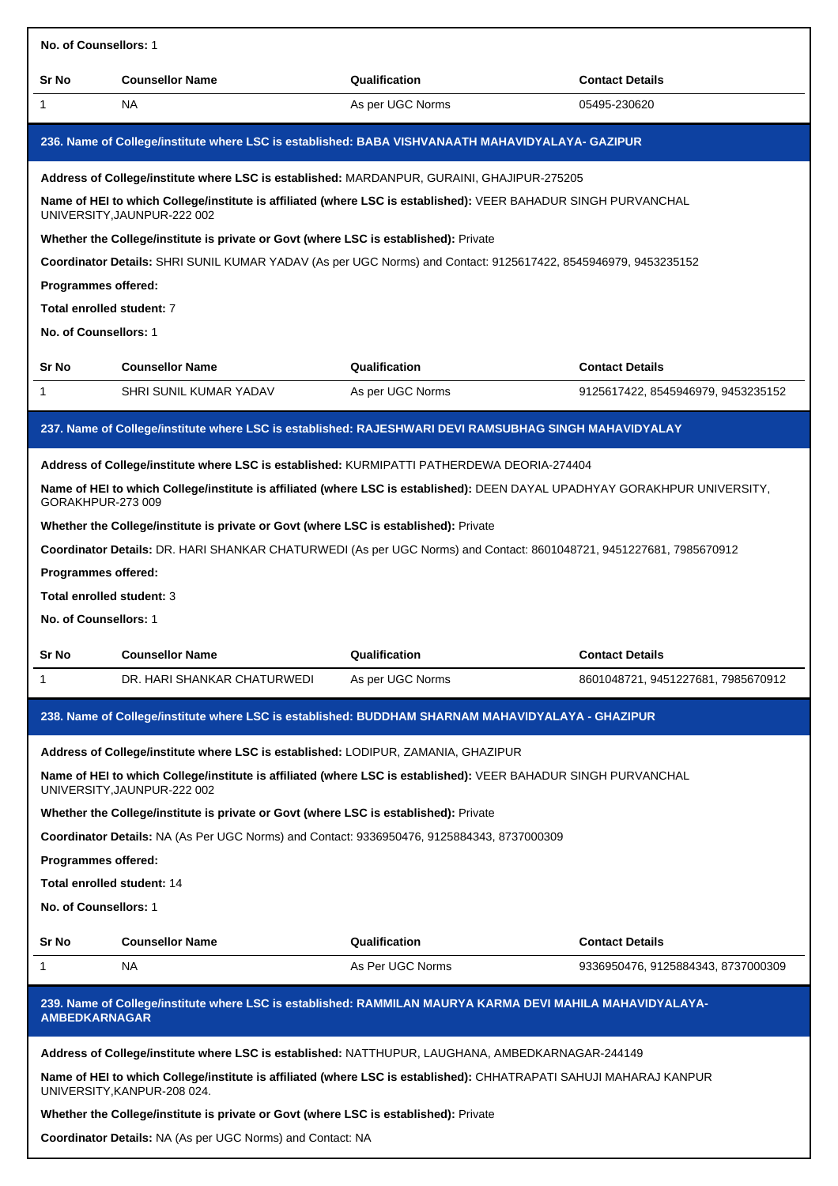**No. of Counsellors:** 1

| Sr No | Counsellor Name | Qualification | Contact Details |
|---|---|---|---|
| 1 | NA | As per UGC Norms | 05495-230620 |

### 236. Name of College/institute where LSC is established: BABA VISHVANAATH MAHAVIDYALAYA- GAZIPUR

**Address of College/institute where LSC is established:** MARDANPUR, GURAINI, GHAJIPUR-275205

**Name of HEI to which College/institute is affiliated (where LSC is established):** VEER BAHADUR SINGH PURVANCHAL UNIVERSITY,JAUNPUR-222 002

**Whether the College/institute is private or Govt (where LSC is established):** Private

**Coordinator Details:** SHRI SUNIL KUMAR YADAV (As per UGC Norms) and Contact: 9125617422, 8545946979, 9453235152

**Programmes offered:**

**Total enrolled student:** 7

**No. of Counsellors:** 1

| Sr No | Counsellor Name | Qualification | Contact Details |
|---|---|---|---|
| 1 | SHRI SUNIL KUMAR YADAV | As per UGC Norms | 9125617422, 8545946979, 9453235152 |

### 237. Name of College/institute where LSC is established: RAJESHWARI DEVI RAMSUBHAG SINGH MAHAVIDYALAY

**Address of College/institute where LSC is established:** KURMIPATTI PATHERDEWA DEORIA-274404

**Name of HEI to which College/institute is affiliated (where LSC is established):** DEEN DAYAL UPADHYAY GORAKHPUR UNIVERSITY, GORAKHPUR-273 009

**Whether the College/institute is private or Govt (where LSC is established):** Private

**Coordinator Details:** DR. HARI SHANKAR CHATURWEDI (As per UGC Norms) and Contact: 8601048721, 9451227681, 7985670912

**Programmes offered:**

**Total enrolled student:** 3

**No. of Counsellors:** 1

| Sr No | Counsellor Name | Qualification | Contact Details |
|---|---|---|---|
| 1 | DR. HARI SHANKAR CHATURWEDI | As per UGC Norms | 8601048721, 9451227681, 7985670912 |

### 238. Name of College/institute where LSC is established: BUDDHAM SHARNAM MAHAVIDYALAYA - GHAZIPUR

**Address of College/institute where LSC is established:** LODIPUR, ZAMANIA, GHAZIPUR

**Name of HEI to which College/institute is affiliated (where LSC is established):** VEER BAHADUR SINGH PURVANCHAL UNIVERSITY,JAUNPUR-222 002

**Whether the College/institute is private or Govt (where LSC is established):** Private

**Coordinator Details:** NA (As Per UGC Norms) and Contact: 9336950476, 9125884343, 8737000309

**Programmes offered:**

**Total enrolled student:** 14

**No. of Counsellors:** 1

| Sr No | Counsellor Name | Qualification | Contact Details |
|---|---|---|---|
| 1 | NA | As Per UGC Norms | 9336950476, 9125884343, 8737000309 |

### 239. Name of College/institute where LSC is established: RAMMILAN MAURYA KARMA DEVI MAHILA MAHAVIDYALAYA-AMBEDKARNAGAR

**Address of College/institute where LSC is established:** NATTHUPUR, LAUGHANA, AMBEDKARNAGAR-244149

**Name of HEI to which College/institute is affiliated (where LSC is established):** CHHATRAPATI SAHUJI MAHARAJ KANPUR UNIVERSITY,KANPUR-208 024.

**Whether the College/institute is private or Govt (where LSC is established):** Private

**Coordinator Details:** NA (As per UGC Norms) and Contact: NA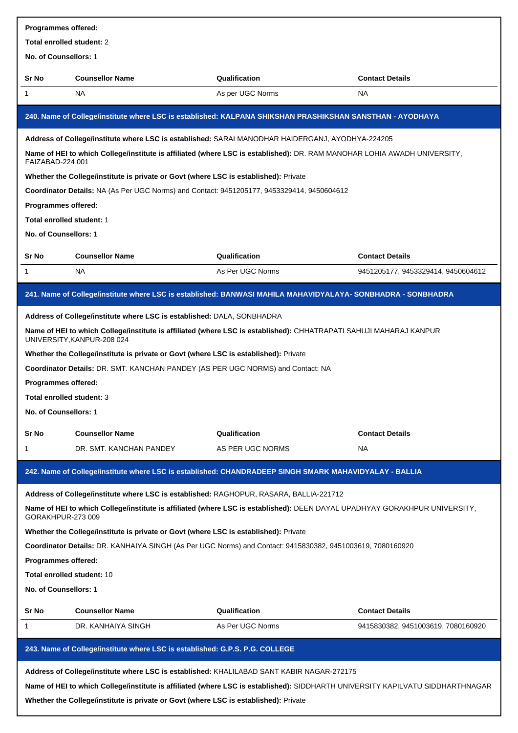**Programmes offered:**

**Total enrolled student:** 2

**No. of Counsellors:** 1

| Sr No | Counsellor Name | Qualification | Contact Details |
|---|---|---|---|
| 1 | NA | As per UGC Norms | NA |

### 240. Name of College/institute where LSC is established: KALPANA SHIKSHAN PRASHIKSHAN SANSTHAN - AYODHAYA

**Address of College/institute where LSC is established:** SARAI MANODHAR HAIDERGANJ, AYODHYA-224205

**Name of HEI to which College/institute is affiliated (where LSC is established):** DR. RAM MANOHAR LOHIA AWADH UNIVERSITY, FAIZABAD-224 001

**Whether the College/institute is private or Govt (where LSC is established):** Private

**Coordinator Details:** NA (As Per UGC Norms) and Contact: 9451205177, 9453329414, 9450604612

**Programmes offered:**

**Total enrolled student:** 1

**No. of Counsellors:** 1

| Sr No | Counsellor Name | Qualification | Contact Details |
|---|---|---|---|
| 1 | NA | As Per UGC Norms | 9451205177, 9453329414, 9450604612 |

### 241. Name of College/institute where LSC is established: BANWASI MAHILA MAHAVIDYALAYA- SONBHADRA - SONBHADRA

**Address of College/institute where LSC is established:** DALA, SONBHADRA

**Name of HEI to which College/institute is affiliated (where LSC is established):** CHHATRAPATI SAHUJI MAHARAJ KANPUR UNIVERSITY,KANPUR-208 024

**Whether the College/institute is private or Govt (where LSC is established):** Private

**Coordinator Details:** DR. SMT. KANCHAN PANDEY (AS PER UGC NORMS) and Contact: NA

**Programmes offered:**

**Total enrolled student:** 3

**No. of Counsellors:** 1

| Sr No | Counsellor Name | Qualification | Contact Details |
|---|---|---|---|
| 1 | DR. SMT. KANCHAN PANDEY | AS PER UGC NORMS | NA |

### 242. Name of College/institute where LSC is established: CHANDRADEEP SINGH SMARK MAHAVIDYALAY - BALLIA

**Address of College/institute where LSC is established:** RAGHOPUR, RASARA, BALLIA-221712

**Name of HEI to which College/institute is affiliated (where LSC is established):** DEEN DAYAL UPADHYAY GORAKHPUR UNIVERSITY, GORAKHPUR-273 009

**Whether the College/institute is private or Govt (where LSC is established):** Private

**Coordinator Details:** DR. KANHAIYA SINGH (As Per UGC Norms) and Contact: 9415830382, 9451003619, 7080160920

**Programmes offered:**

**Total enrolled student:** 10

**No. of Counsellors:** 1

| Sr No | Counsellor Name | Qualification | Contact Details |
|---|---|---|---|
| 1 | DR. KANHAIYA SINGH | As Per UGC Norms | 9415830382, 9451003619, 7080160920 |

### 243. Name of College/institute where LSC is established: G.P.S. P.G. COLLEGE

**Address of College/institute where LSC is established:** KHALILABAD SANT KABIR NAGAR-272175

**Name of HEI to which College/institute is affiliated (where LSC is established):** SIDDHARTH UNIVERSITY KAPILVATU SIDDHARTHNAGAR

**Whether the College/institute is private or Govt (where LSC is established):** Private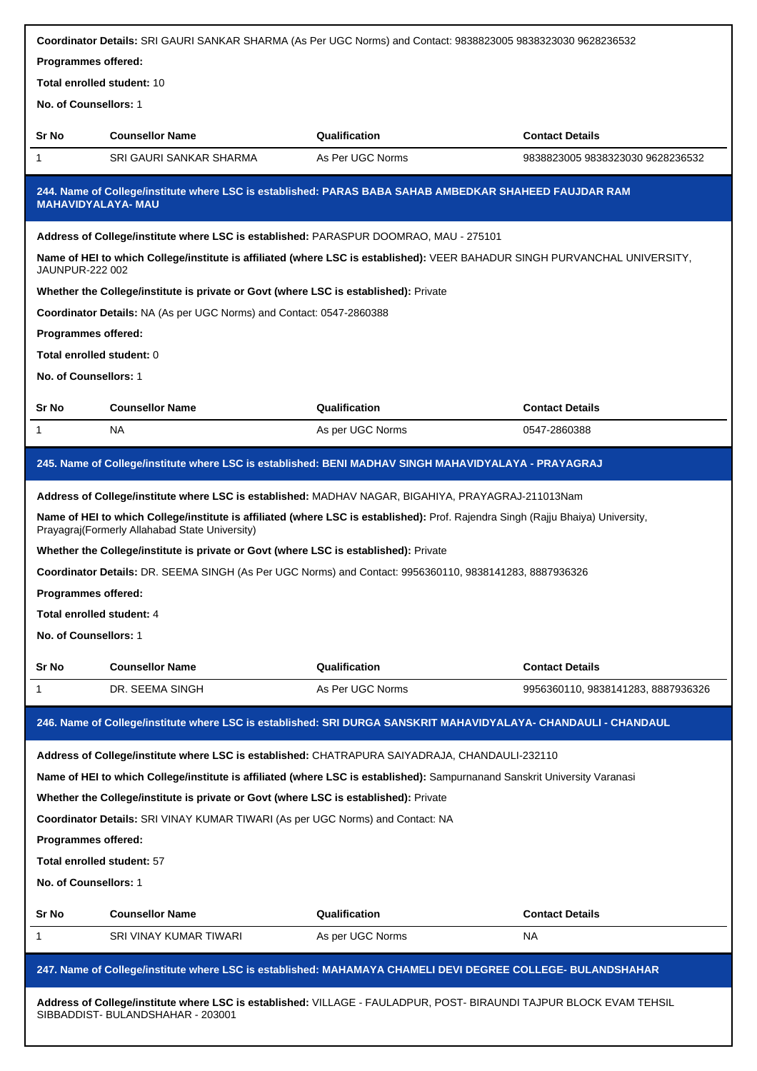**Coordinator Details:** SRI GAURI SANKAR SHARMA (As Per UGC Norms) and Contact: 9838823005 9838323030 9628236532

**Programmes offered:**

**Total enrolled student:** 10

**No. of Counsellors:** 1

| Sr No | Counsellor Name | Qualification | Contact Details |
|---|---|---|---|
| 1 | SRI GAURI SANKAR SHARMA | As Per UGC Norms | 9838823005 9838323030 9628236532 |

### 244. Name of College/institute where LSC is established: PARAS BABA SAHAB AMBEDKAR SHAHEED FAUJDAR RAM MAHAVIDYALAYA- MAU

**Address of College/institute where LSC is established:** PARASPUR DOOMRAO, MAU - 275101

**Name of HEI to which College/institute is affiliated (where LSC is established):** VEER BAHADUR SINGH PURVANCHAL UNIVERSITY, JAUNPUR-222 002

**Whether the College/institute is private or Govt (where LSC is established):** Private

**Coordinator Details:** NA (As per UGC Norms) and Contact: 0547-2860388

**Programmes offered:**

**Total enrolled student:** 0

**No. of Counsellors:** 1

| Sr No | Counsellor Name | Qualification | Contact Details |
|---|---|---|---|
| 1 | NA | As per UGC Norms | 0547-2860388 |

### 245. Name of College/institute where LSC is established: BENI MADHAV SINGH MAHAVIDYALAYA - PRAYAGRAJ

**Address of College/institute where LSC is established:** MADHAV NAGAR, BIGAHIYA, PRAYAGRAJ-211013Nam

**Name of HEI to which College/institute is affiliated (where LSC is established):** Prof. Rajendra Singh (Rajju Bhaiya) University, Prayagraj(Formerly Allahabad State University)

**Whether the College/institute is private or Govt (where LSC is established):** Private

**Coordinator Details:** DR. SEEMA SINGH (As Per UGC Norms) and Contact: 9956360110, 9838141283, 8887936326

**Programmes offered:**

**Total enrolled student:** 4

**No. of Counsellors:** 1

| Sr No | Counsellor Name | Qualification | Contact Details |
|---|---|---|---|
| 1 | DR. SEEMA SINGH | As Per UGC Norms | 9956360110, 9838141283, 8887936326 |

### 246. Name of College/institute where LSC is established: SRI DURGA SANSKRIT MAHAVIDYALAYA- CHANDAULI - CHANDAUL

**Address of College/institute where LSC is established:** CHATRAPURA SAIYADRAJA, CHANDAULI-232110

**Name of HEI to which College/institute is affiliated (where LSC is established):** Sampurnanand Sanskrit University Varanasi

**Whether the College/institute is private or Govt (where LSC is established):** Private

**Coordinator Details:** SRI VINAY KUMAR TIWARI (As per UGC Norms) and Contact: NA

**Programmes offered:**

**Total enrolled student:** 57

**No. of Counsellors:** 1

| Sr No | Counsellor Name | Qualification | Contact Details |
|---|---|---|---|
| 1 | SRI VINAY KUMAR TIWARI | As per UGC Norms | NA |

### 247. Name of College/institute where LSC is established: MAHAMAYA CHAMELI DEVI DEGREE COLLEGE- BULANDSHAHAR

**Address of College/institute where LSC is established:** VILLAGE - FAULADPUR, POST- BIRAUNDI TAJPUR BLOCK EVAM TEHSIL SIBBADDIST- BULANDSHAHAR - 203001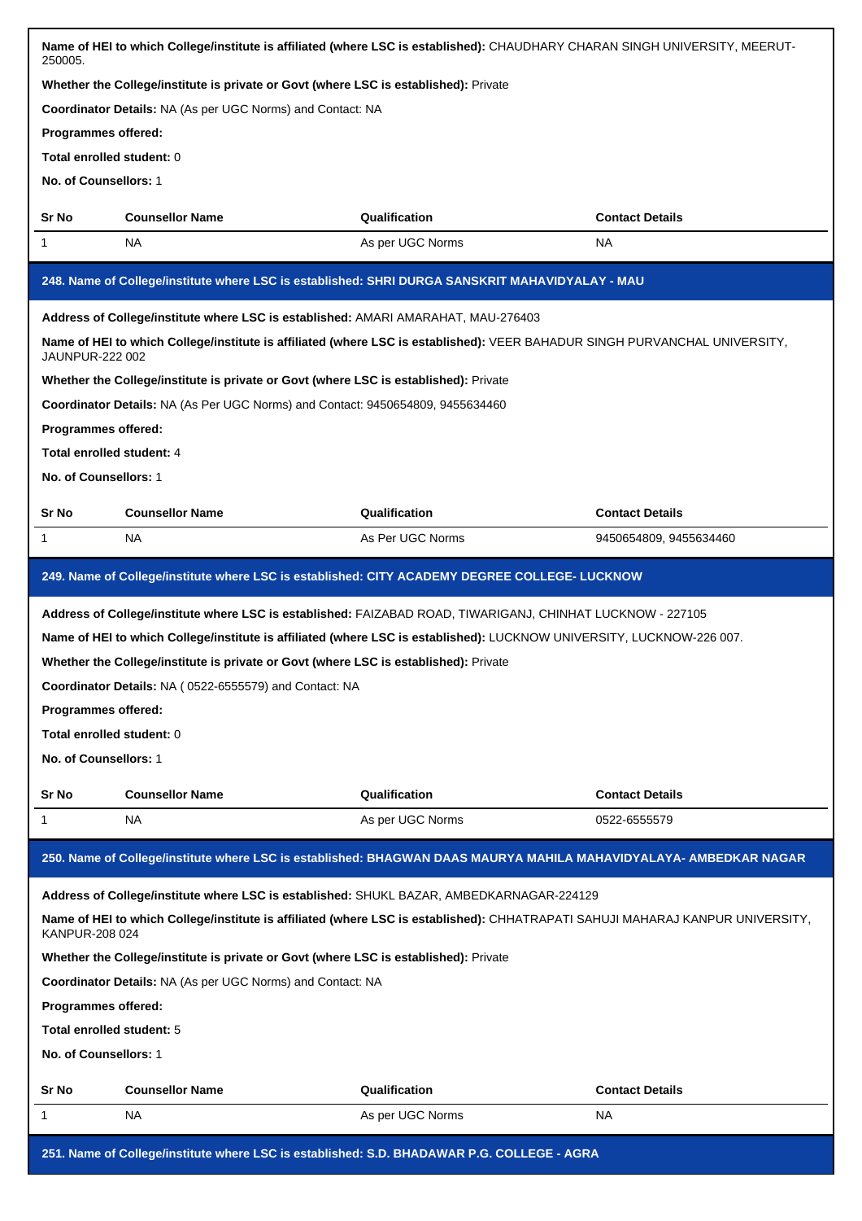**Name of HEI to which College/institute is affiliated (where LSC is established):** CHAUDHARY CHARAN SINGH UNIVERSITY, MEERUT-250005.

**Whether the College/institute is private or Govt (where LSC is established):** Private

**Coordinator Details:** NA (As per UGC Norms) and Contact: NA

**Programmes offered:**

**Total enrolled student:** 0

**No. of Counsellors:** 1

| Sr No | Counsellor Name | Qualification | Contact Details |
|---|---|---|---|
| 1 | NA | As per UGC Norms | NA |

## 248. Name of College/institute where LSC is established: SHRI DURGA SANSKRIT MAHAVIDYALAY - MAU

**Address of College/institute where LSC is established:** AMARI AMARAHAT, MAU-276403

**Name of HEI to which College/institute is affiliated (where LSC is established):** VEER BAHADUR SINGH PURVANCHAL UNIVERSITY, JAUNPUR-222 002

**Whether the College/institute is private or Govt (where LSC is established):** Private

**Coordinator Details:** NA (As Per UGC Norms) and Contact: 9450654809, 9455634460

**Programmes offered:**

**Total enrolled student:** 4

**No. of Counsellors:** 1

| Sr No | Counsellor Name | Qualification | Contact Details |
|---|---|---|---|
| 1 | NA | As Per UGC Norms | 9450654809, 9455634460 |

## 249. Name of College/institute where LSC is established: CITY ACADEMY DEGREE COLLEGE- LUCKNOW

**Address of College/institute where LSC is established:** FAIZABAD ROAD, TIWARIGANJ, CHINHAT LUCKNOW - 227105

**Name of HEI to which College/institute is affiliated (where LSC is established):** LUCKNOW UNIVERSITY, LUCKNOW-226 007.

**Whether the College/institute is private or Govt (where LSC is established):** Private

**Coordinator Details:** NA ( 0522-6555579) and Contact: NA

**Programmes offered:**

**Total enrolled student:** 0

**No. of Counsellors:** 1

| Sr No | Counsellor Name | Qualification | Contact Details |
|---|---|---|---|
| 1 | NA | As per UGC Norms | 0522-6555579 |

## 250. Name of College/institute where LSC is established: BHAGWAN DAAS MAURYA MAHILA MAHAVIDYALAYA- AMBEDKAR NAGAR

**Address of College/institute where LSC is established:** SHUKL BAZAR, AMBEDKARNAGAR-224129

**Name of HEI to which College/institute is affiliated (where LSC is established):** CHHATRAPATI SAHUJI MAHARAJ KANPUR UNIVERSITY, KANPUR-208 024

**Whether the College/institute is private or Govt (where LSC is established):** Private

**Coordinator Details:** NA (As per UGC Norms) and Contact: NA

**Programmes offered:**

**Total enrolled student:** 5

**No. of Counsellors:** 1

| Sr No | Counsellor Name | Qualification | Contact Details |
|---|---|---|---|
| 1 | NA | As per UGC Norms | NA |

## 251. Name of College/institute where LSC is established: S.D. BHADAWAR P.G. COLLEGE - AGRA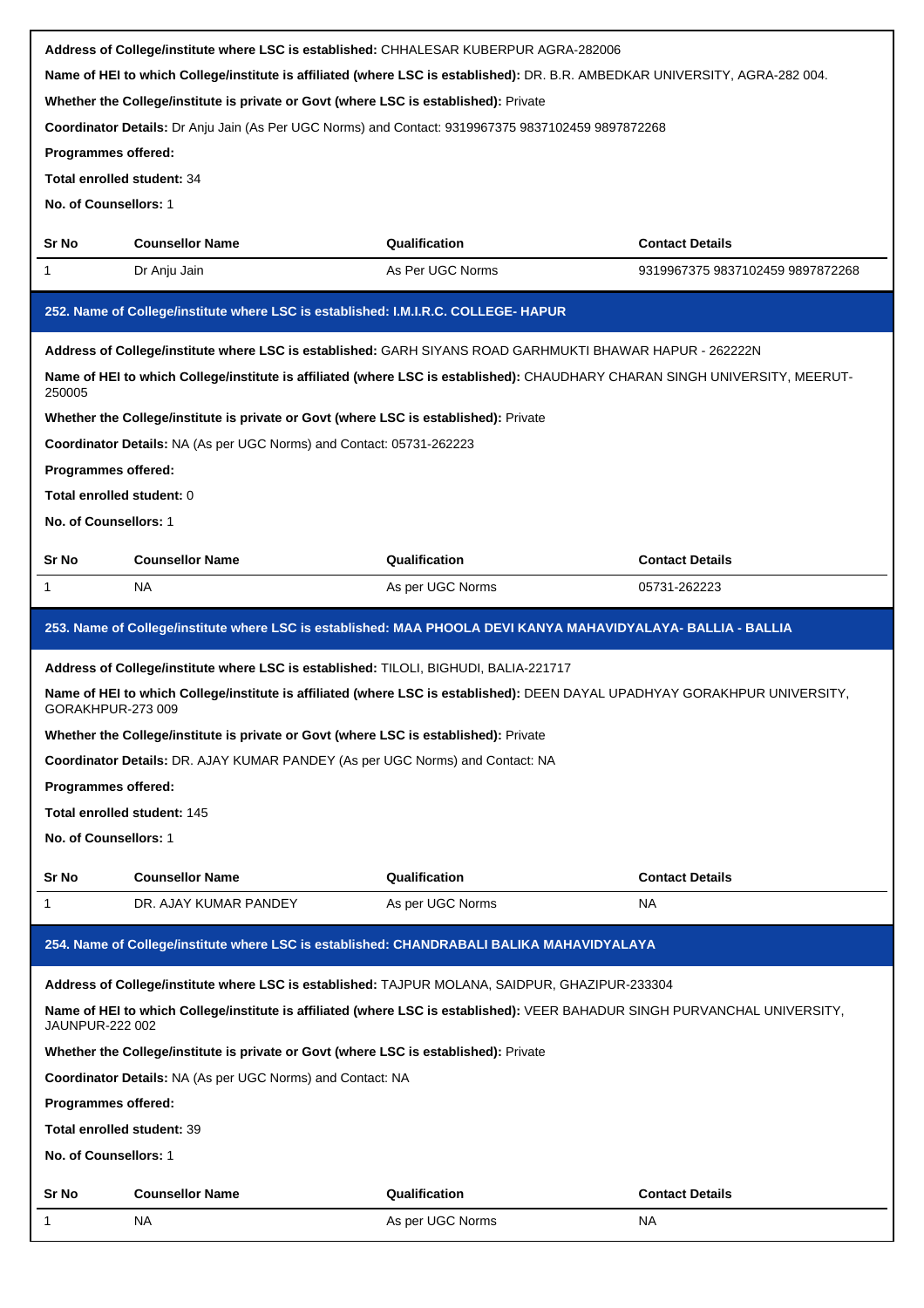**Address of College/institute where LSC is established:** CHHALESAR KUBERPUR AGRA-282006

**Name of HEI to which College/institute is affiliated (where LSC is established):** DR. B.R. AMBEDKAR UNIVERSITY, AGRA-282 004.

**Whether the College/institute is private or Govt (where LSC is established):** Private

**Coordinator Details:** Dr Anju Jain (As Per UGC Norms) and Contact: 9319967375 9837102459 9897872268

**Programmes offered:**

**Total enrolled student:** 34

**No. of Counsellors:** 1

| Sr No | Counsellor Name | Qualification | Contact Details |
|---|---|---|---|
| 1 | Dr Anju Jain | As Per UGC Norms | 9319967375 9837102459 9897872268 |

### 252. Name of College/institute where LSC is established: I.M.I.R.C. COLLEGE- HAPUR

**Address of College/institute where LSC is established:** GARH SIYANS ROAD GARHMUKTI BHAWAR HAPUR - 262222N

**Name of HEI to which College/institute is affiliated (where LSC is established):** CHAUDHARY CHARAN SINGH UNIVERSITY, MEERUT-250005

**Whether the College/institute is private or Govt (where LSC is established):** Private

**Coordinator Details:** NA (As per UGC Norms) and Contact: 05731-262223

**Programmes offered:**

**Total enrolled student:** 0

**No. of Counsellors:** 1

| Sr No | Counsellor Name | Qualification | Contact Details |
|---|---|---|---|
| 1 | NA | As per UGC Norms | 05731-262223 |

### 253. Name of College/institute where LSC is established: MAA PHOOLA DEVI KANYA MAHAVIDYALAYA- BALLIA - BALLIA

**Address of College/institute where LSC is established:** TILOLI, BIGHUDI, BALIA-221717

**Name of HEI to which College/institute is affiliated (where LSC is established):** DEEN DAYAL UPADHYAY GORAKHPUR UNIVERSITY, GORAKHPUR-273 009

**Whether the College/institute is private or Govt (where LSC is established):** Private

**Coordinator Details:** DR. AJAY KUMAR PANDEY (As per UGC Norms) and Contact: NA

**Programmes offered:**

**Total enrolled student:** 145

**No. of Counsellors:** 1

| Sr No | Counsellor Name | Qualification | Contact Details |
|---|---|---|---|
| 1 | DR. AJAY KUMAR PANDEY | As per UGC Norms | NA |

### 254. Name of College/institute where LSC is established: CHANDRABALI BALIKA MAHAVIDYALAYA

**Address of College/institute where LSC is established:** TAJPUR MOLANA, SAIDPUR, GHAZIPUR-233304

**Name of HEI to which College/institute is affiliated (where LSC is established):** VEER BAHADUR SINGH PURVANCHAL UNIVERSITY, JAUNPUR-222 002

**Whether the College/institute is private or Govt (where LSC is established):** Private

**Coordinator Details:** NA (As per UGC Norms) and Contact: NA

**Programmes offered:**

**Total enrolled student:** 39

**No. of Counsellors:** 1

| Sr No | Counsellor Name | Qualification | Contact Details |
|---|---|---|---|
| 1 | NA | As per UGC Norms | NA |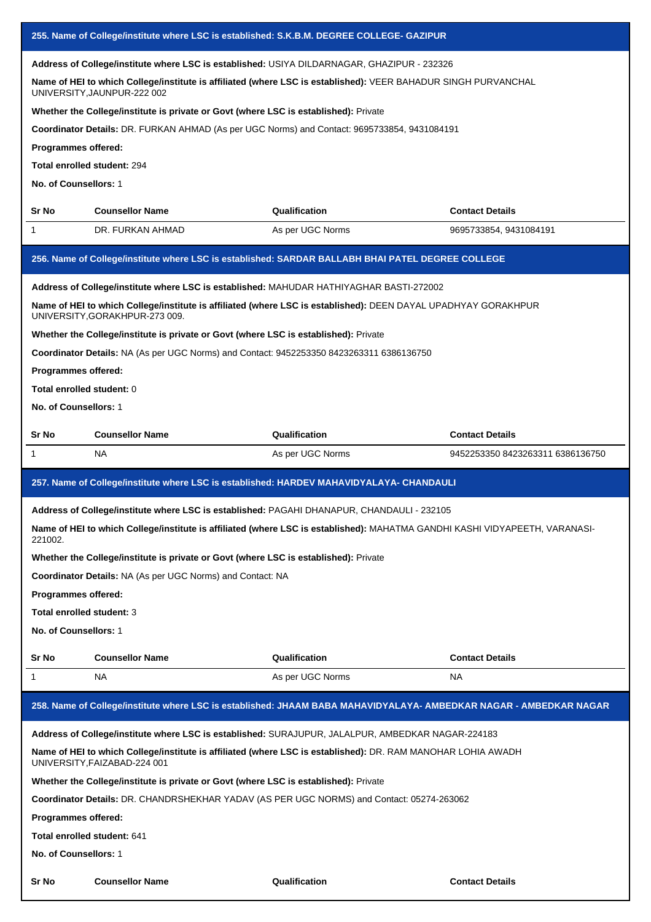## 255. Name of College/institute where LSC is established: S.K.B.M. DEGREE COLLEGE- GAZIPUR

**Address of College/institute where LSC is established:** USIYA DILDARNAGAR, GHAZIPUR - 232326

**Name of HEI to which College/institute is affiliated (where LSC is established):** VEER BAHADUR SINGH PURVANCHAL UNIVERSITY,JAUNPUR-222 002

**Whether the College/institute is private or Govt (where LSC is established):** Private

**Coordinator Details:** DR. FURKAN AHMAD (As per UGC Norms) and Contact: 9695733854, 9431084191

**Programmes offered:**

**Total enrolled student:** 294

**No. of Counsellors:** 1

| Sr No | Counsellor Name | Qualification | Contact Details |
|---|---|---|---|
| 1 | DR. FURKAN AHMAD | As per UGC Norms | 9695733854, 9431084191 |

## 256. Name of College/institute where LSC is established: SARDAR BALLABH BHAI PATEL DEGREE COLLEGE

**Address of College/institute where LSC is established:** MAHUDAR HATHIYAGHAR BASTI-272002

**Name of HEI to which College/institute is affiliated (where LSC is established):** DEEN DAYAL UPADHYAY GORAKHPUR UNIVERSITY,GORAKHPUR-273 009.

**Whether the College/institute is private or Govt (where LSC is established):** Private

**Coordinator Details:** NA (As per UGC Norms) and Contact: 9452253350 8423263311 6386136750

**Programmes offered:**

**Total enrolled student:** 0

**No. of Counsellors:** 1

| Sr No | Counsellor Name | Qualification | Contact Details |
|---|---|---|---|
| 1 | NA | As per UGC Norms | 9452253350 8423263311 6386136750 |

## 257. Name of College/institute where LSC is established: HARDEV MAHAVIDYALAYA- CHANDAULI

**Address of College/institute where LSC is established:** PAGAHI DHANAPUR, CHANDAULI - 232105

**Name of HEI to which College/institute is affiliated (where LSC is established):** MAHATMA GANDHI KASHI VIDYAPEETH, VARANASI-221002.

**Whether the College/institute is private or Govt (where LSC is established):** Private

**Coordinator Details:** NA (As per UGC Norms) and Contact: NA

**Programmes offered:**

**Total enrolled student:** 3

**No. of Counsellors:** 1

| Sr No | Counsellor Name | Qualification | Contact Details |
|---|---|---|---|
| 1 | NA | As per UGC Norms | NA |

## 258. Name of College/institute where LSC is established: JHAAM BABA MAHAVIDYALAYA- AMBEDKAR NAGAR - AMBEDKAR NAGAR

**Address of College/institute where LSC is established:** SURAJUPUR, JALALPUR, AMBEDKAR NAGAR-224183

**Name of HEI to which College/institute is affiliated (where LSC is established):** DR. RAM MANOHAR LOHIA AWADH UNIVERSITY,FAIZABAD-224 001

**Whether the College/institute is private or Govt (where LSC is established):** Private

**Coordinator Details:** DR. CHANDRSHEKHAR YADAV (AS PER UGC NORMS) and Contact: 05274-263062

**Programmes offered:**

**Total enrolled student:** 641

**No. of Counsellors:** 1

| Sr No | Counsellor Name | Qualification | Contact Details |
|---|---|---|---|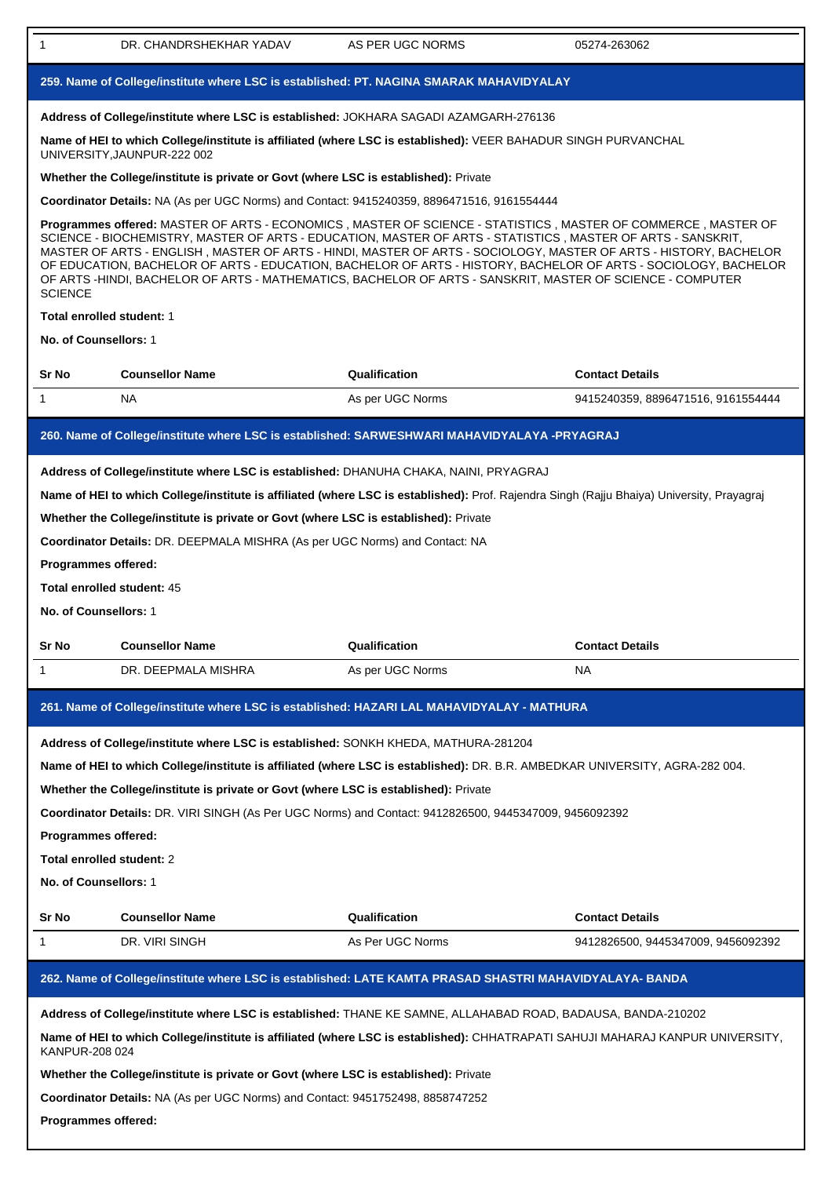| 1 | DR. CHANDRSHEKHAR YADAV | AS PER UGC NORMS | 05274-263062 |
|---|---|---|---|

## 259. Name of College/institute where LSC is established: PT. NAGINA SMARAK MAHAVIDYALAY

**Address of College/institute where LSC is established:** JOKHARA SAGADI AZAMGARH-276136

**Name of HEI to which College/institute is affiliated (where LSC is established):** VEER BAHADUR SINGH PURVANCHAL UNIVERSITY,JAUNPUR-222 002

**Whether the College/institute is private or Govt (where LSC is established):** Private

**Coordinator Details:** NA (As per UGC Norms) and Contact: 9415240359, 8896471516, 9161554444

**Programmes offered:** MASTER OF ARTS - ECONOMICS , MASTER OF SCIENCE - STATISTICS , MASTER OF COMMERCE , MASTER OF SCIENCE - BIOCHEMISTRY, MASTER OF ARTS - EDUCATION, MASTER OF ARTS - STATISTICS , MASTER OF ARTS - SANSKRIT, MASTER OF ARTS - ENGLISH , MASTER OF ARTS - HINDI, MASTER OF ARTS - SOCIOLOGY, MASTER OF ARTS - HISTORY, BACHELOR OF EDUCATION, BACHELOR OF ARTS - EDUCATION, BACHELOR OF ARTS - HISTORY, BACHELOR OF ARTS - SOCIOLOGY, BACHELOR OF ARTS -HINDI, BACHELOR OF ARTS - MATHEMATICS, BACHELOR OF ARTS - SANSKRIT, MASTER OF SCIENCE - COMPUTER SCIENCE

**Total enrolled student:** 1

**No. of Counsellors:** 1

| Sr No | Counsellor Name | Qualification | Contact Details |
|---|---|---|---|
| 1 | NA | As per UGC Norms | 9415240359, 8896471516, 9161554444 |

## 260. Name of College/institute where LSC is established: SARWESHWARI MAHAVIDYALAYA -PRYAGRAJ

**Address of College/institute where LSC is established:** DHANUHA CHAKA, NAINI, PRYAGRAJ

**Name of HEI to which College/institute is affiliated (where LSC is established):** Prof. Rajendra Singh (Rajju Bhaiya) University, Prayagraj

**Whether the College/institute is private or Govt (where LSC is established):** Private

**Coordinator Details:** DR. DEEPMALA MISHRA (As per UGC Norms) and Contact: NA

**Programmes offered:**

**Total enrolled student:** 45

**No. of Counsellors:** 1

| Sr No | Counsellor Name | Qualification | Contact Details |
|---|---|---|---|
| 1 | DR. DEEPMALA MISHRA | As per UGC Norms | NA |

## 261. Name of College/institute where LSC is established: HAZARI LAL MAHAVIDYALAY - MATHURA

**Address of College/institute where LSC is established:** SONKH KHEDA, MATHURA-281204

**Name of HEI to which College/institute is affiliated (where LSC is established):** DR. B.R. AMBEDKAR UNIVERSITY, AGRA-282 004.

**Whether the College/institute is private or Govt (where LSC is established):** Private

**Coordinator Details:** DR. VIRI SINGH (As Per UGC Norms) and Contact: 9412826500, 9445347009, 9456092392

**Programmes offered:**

**Total enrolled student:** 2

**No. of Counsellors:** 1

| Sr No | Counsellor Name | Qualification | Contact Details |
|---|---|---|---|
| 1 | DR. VIRI SINGH | As Per UGC Norms | 9412826500, 9445347009, 9456092392 |

## 262. Name of College/institute where LSC is established: LATE KAMTA PRASAD SHASTRI MAHAVIDYALAYA- BANDA

**Address of College/institute where LSC is established:** THANE KE SAMNE, ALLAHABAD ROAD, BADAUSA, BANDA-210202

**Name of HEI to which College/institute is affiliated (where LSC is established):** CHHATRAPATI SAHUJI MAHARAJ KANPUR UNIVERSITY, KANPUR-208 024

**Whether the College/institute is private or Govt (where LSC is established):** Private

**Coordinator Details:** NA (As per UGC Norms) and Contact: 9451752498, 8858747252

**Programmes offered:**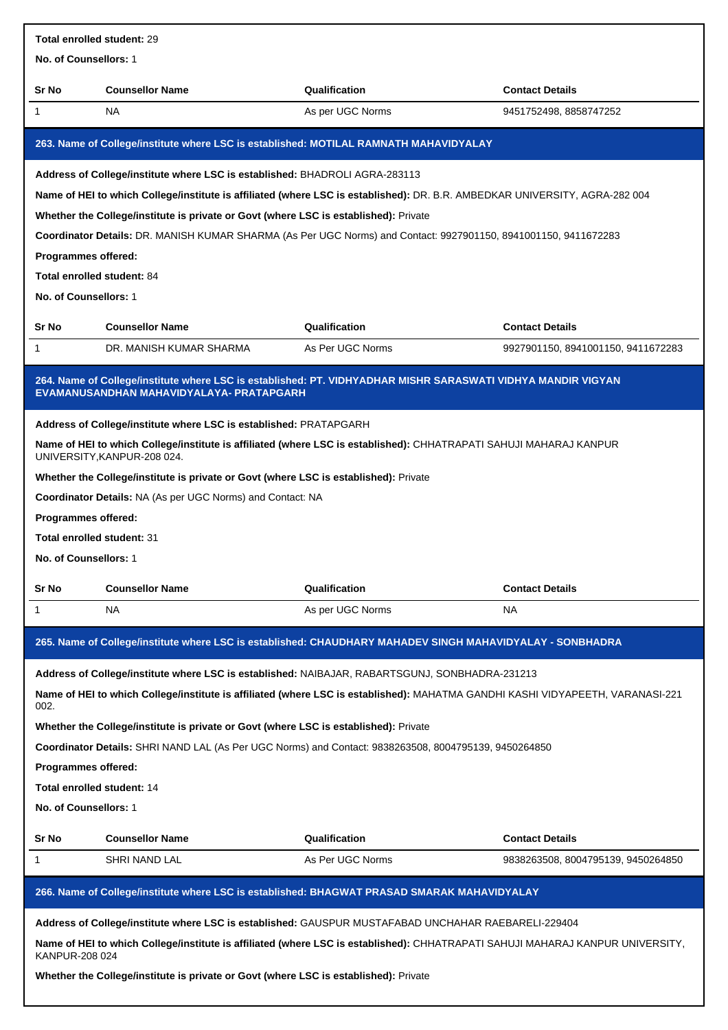**Total enrolled student:** 29

**No. of Counsellors:** 1

| Sr No | Counsellor Name | Qualification | Contact Details |
|---|---|---|---|
| 1 | NA | As per UGC Norms | 9451752498, 8858747252 |

## 263. Name of College/institute where LSC is established: MOTILAL RAMNATH MAHAVIDYALAY

**Address of College/institute where LSC is established:** BHADROLI AGRA-283113

**Name of HEI to which College/institute is affiliated (where LSC is established):** DR. B.R. AMBEDKAR UNIVERSITY, AGRA-282 004

**Whether the College/institute is private or Govt (where LSC is established):** Private

**Coordinator Details:** DR. MANISH KUMAR SHARMA (As Per UGC Norms) and Contact: 9927901150, 8941001150, 9411672283

**Programmes offered:**

**Total enrolled student:** 84

**No. of Counsellors:** 1

| Sr No | Counsellor Name | Qualification | Contact Details |
|---|---|---|---|
| 1 | DR. MANISH KUMAR SHARMA | As Per UGC Norms | 9927901150, 8941001150, 9411672283 |

## 264. Name of College/institute where LSC is established: PT. VIDHYADHAR MISHR SARASWATI VIDHYA MANDIR VIGYAN EVAMANUSANDHAN MAHAVIDYALAYA- PRATAPGARH

**Address of College/institute where LSC is established:** PRATAPGARH

**Name of HEI to which College/institute is affiliated (where LSC is established):** CHHATRAPATI SAHUJI MAHARAJ KANPUR UNIVERSITY,KANPUR-208 024.

**Whether the College/institute is private or Govt (where LSC is established):** Private

**Coordinator Details:** NA (As per UGC Norms) and Contact: NA

**Programmes offered:**

**Total enrolled student:** 31

**No. of Counsellors:** 1

| Sr No | Counsellor Name | Qualification | Contact Details |
|---|---|---|---|
| 1 | NA | As per UGC Norms | NA |

## 265. Name of College/institute where LSC is established: CHAUDHARY MAHADEV SINGH MAHAVIDYALAY - SONBHADRA

**Address of College/institute where LSC is established:** NAIBAJAR, RABARTSGUNJ, SONBHADRA-231213

**Name of HEI to which College/institute is affiliated (where LSC is established):** MAHATMA GANDHI KASHI VIDYAPEETH, VARANASI-221 002.

**Whether the College/institute is private or Govt (where LSC is established):** Private

**Coordinator Details:** SHRI NAND LAL (As Per UGC Norms) and Contact: 9838263508, 8004795139, 9450264850

**Programmes offered:**

**Total enrolled student:** 14

**No. of Counsellors:** 1

| Sr No | Counsellor Name | Qualification | Contact Details |
|---|---|---|---|
| 1 | SHRI NAND LAL | As Per UGC Norms | 9838263508, 8004795139, 9450264850 |

## 266. Name of College/institute where LSC is established: BHAGWAT PRASAD SMARAK MAHAVIDYALAY

**Address of College/institute where LSC is established:** GAUSPUR MUSTAFABAD UNCHAHAR RAEBARELI-229404

**Name of HEI to which College/institute is affiliated (where LSC is established):** CHHATRAPATI SAHUJI MAHARAJ KANPUR UNIVERSITY, KANPUR-208 024

**Whether the College/institute is private or Govt (where LSC is established):** Private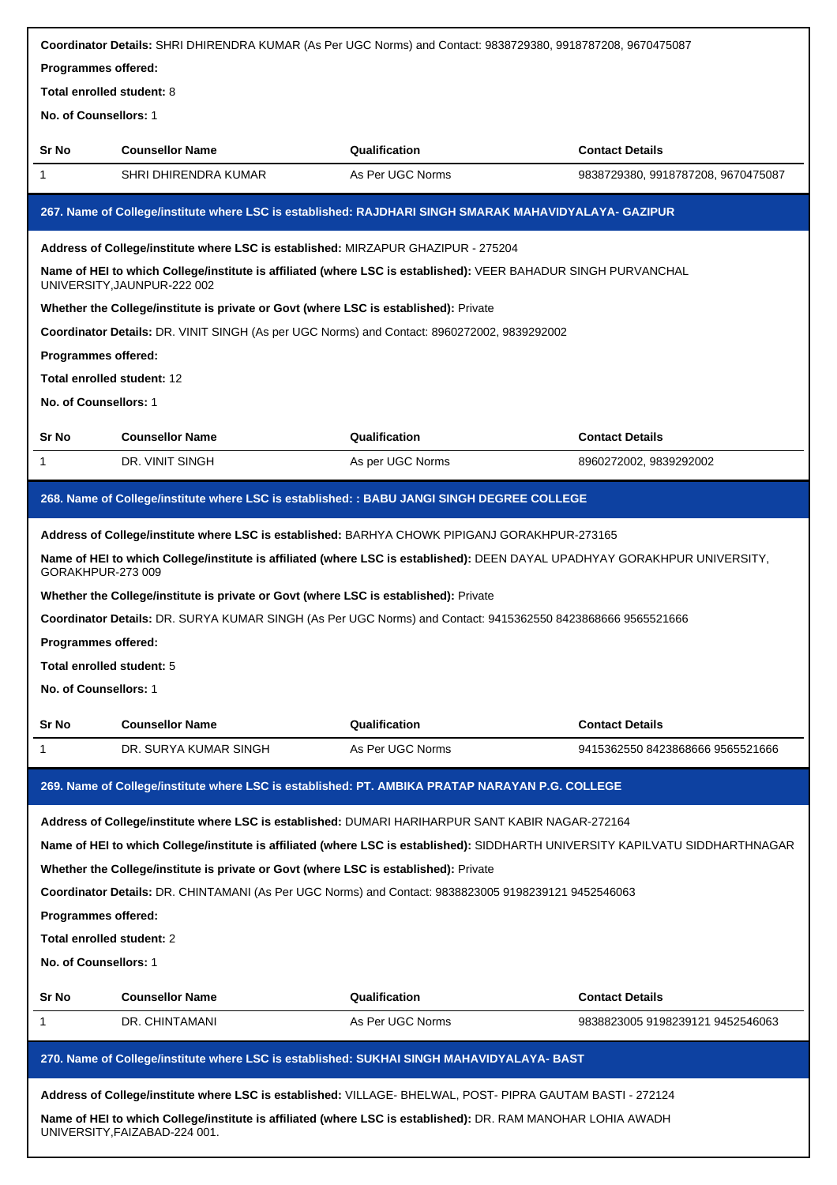**Coordinator Details:** SHRI DHIRENDRA KUMAR (As Per UGC Norms) and Contact: 9838729380, 9918787208, 9670475087

**Programmes offered:**

**Total enrolled student:** 8

**No. of Counsellors:** 1

| Sr No | Counsellor Name | Qualification | Contact Details |
|---|---|---|---|
| 1 | SHRI DHIRENDRA KUMAR | As Per UGC Norms | 9838729380, 9918787208, 9670475087 |

### 267. Name of College/institute where LSC is established: RAJDHARI SINGH SMARAK MAHAVIDYALAYA- GAZIPUR

**Address of College/institute where LSC is established:** MIRZAPUR GHAZIPUR - 275204

**Name of HEI to which College/institute is affiliated (where LSC is established):** VEER BAHADUR SINGH PURVANCHAL UNIVERSITY,JAUNPUR-222 002

**Whether the College/institute is private or Govt (where LSC is established):** Private

**Coordinator Details:** DR. VINIT SINGH (As per UGC Norms) and Contact: 8960272002, 9839292002

**Programmes offered:**

**Total enrolled student:** 12

**No. of Counsellors:** 1

| Sr No | Counsellor Name | Qualification | Contact Details |
|---|---|---|---|
| 1 | DR. VINIT SINGH | As per UGC Norms | 8960272002, 9839292002 |

### 268. Name of College/institute where LSC is established: : BABU JANGI SINGH DEGREE COLLEGE

**Address of College/institute where LSC is established:** BARHYA CHOWK PIPIGANJ GORAKHPUR-273165

**Name of HEI to which College/institute is affiliated (where LSC is established):** DEEN DAYAL UPADHYAY GORAKHPUR UNIVERSITY, GORAKHPUR-273 009

**Whether the College/institute is private or Govt (where LSC is established):** Private

**Coordinator Details:** DR. SURYA KUMAR SINGH (As Per UGC Norms) and Contact: 9415362550 8423868666 9565521666

**Programmes offered:**

**Total enrolled student:** 5

**No. of Counsellors:** 1

| Sr No | Counsellor Name | Qualification | Contact Details |
|---|---|---|---|
| 1 | DR. SURYA KUMAR SINGH | As Per UGC Norms | 9415362550 8423868666 9565521666 |

### 269. Name of College/institute where LSC is established: PT. AMBIKA PRATAP NARAYAN P.G. COLLEGE

**Address of College/institute where LSC is established:** DUMARI HARIHARPUR SANT KABIR NAGAR-272164

**Name of HEI to which College/institute is affiliated (where LSC is established):** SIDDHARTH UNIVERSITY KAPILVATU SIDDHARTHNAGAR

**Whether the College/institute is private or Govt (where LSC is established):** Private

**Coordinator Details:** DR. CHINTAMANI (As Per UGC Norms) and Contact: 9838823005 9198239121 9452546063

**Programmes offered:**

**Total enrolled student:** 2

**No. of Counsellors:** 1

| Sr No | Counsellor Name | Qualification | Contact Details |
|---|---|---|---|
| 1 | DR. CHINTAMANI | As Per UGC Norms | 9838823005 9198239121 9452546063 |

### 270. Name of College/institute where LSC is established: SUKHAI SINGH MAHAVIDYALAYA- BAST

**Address of College/institute where LSC is established:** VILLAGE- BHELWAL, POST- PIPRA GAUTAM BASTI - 272124

**Name of HEI to which College/institute is affiliated (where LSC is established):** DR. RAM MANOHAR LOHIA AWADH UNIVERSITY,FAIZABAD-224 001.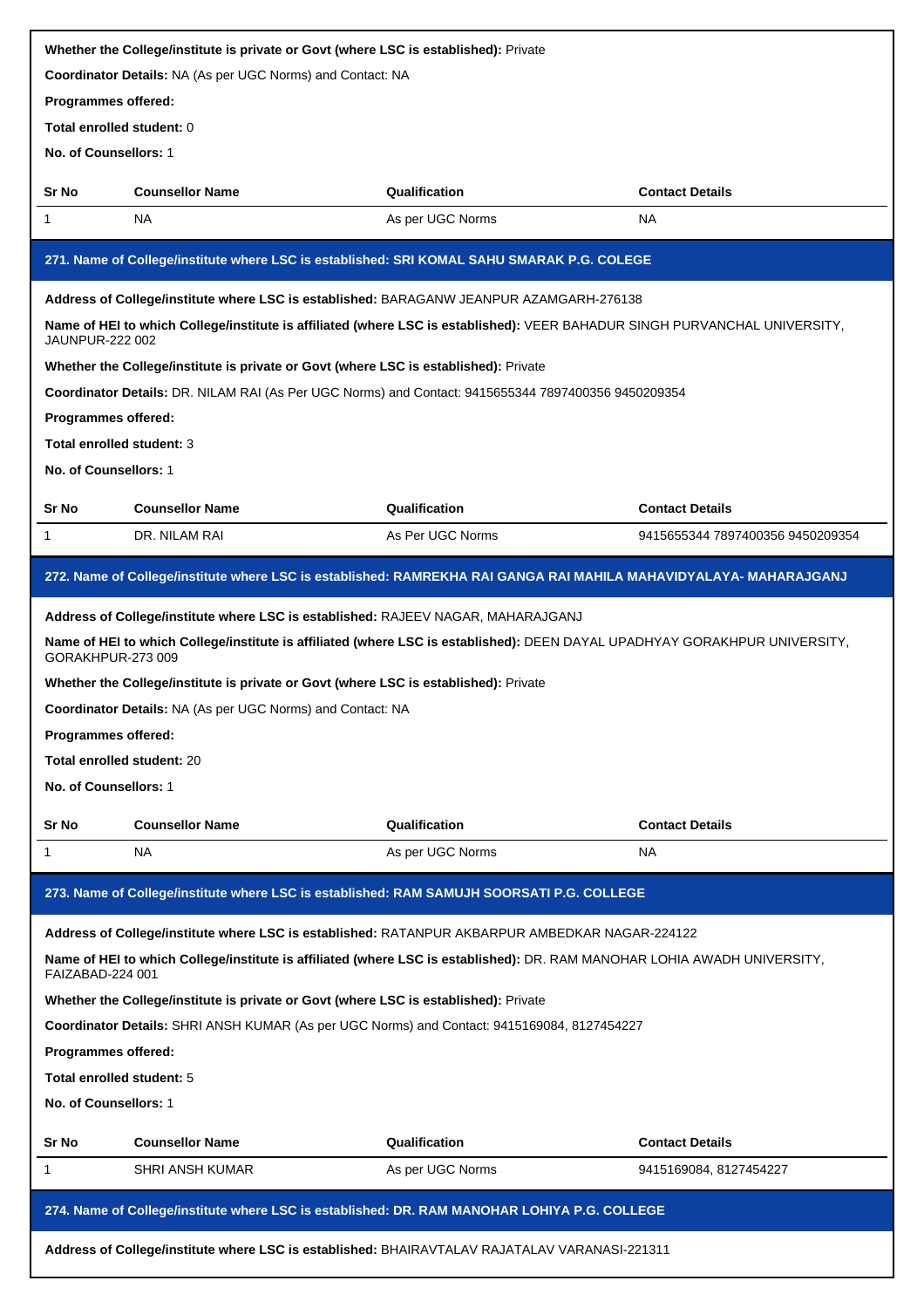**Whether the College/institute is private or Govt (where LSC is established):** Private

**Coordinator Details:** NA (As per UGC Norms) and Contact: NA

**Programmes offered:**

**Total enrolled student:** 0

**No. of Counsellors:** 1

| Sr No | Counsellor Name | Qualification | Contact Details |
|---|---|---|---|
| 1 | NA | As per UGC Norms | NA |

### 271. Name of College/institute where LSC is established: SRI KOMAL SAHU SMARAK P.G. COLEGE

**Address of College/institute where LSC is established:** BARAGANW JEANPUR AZAMGARH-276138

**Name of HEI to which College/institute is affiliated (where LSC is established):** VEER BAHADUR SINGH PURVANCHAL UNIVERSITY, JAUNPUR-222 002

**Whether the College/institute is private or Govt (where LSC is established):** Private

**Coordinator Details:** DR. NILAM RAI (As Per UGC Norms) and Contact: 9415655344 7897400356 9450209354

**Programmes offered:**

**Total enrolled student:** 3

**No. of Counsellors:** 1

| Sr No | Counsellor Name | Qualification | Contact Details |
|---|---|---|---|
| 1 | DR. NILAM RAI | As Per UGC Norms | 9415655344 7897400356 9450209354 |

### 272. Name of College/institute where LSC is established: RAMREKHA RAI GANGA RAI MAHILA MAHAVIDYALAYA- MAHARAJGANJ

**Address of College/institute where LSC is established:** RAJEEV NAGAR, MAHARAJGANJ

**Name of HEI to which College/institute is affiliated (where LSC is established):** DEEN DAYAL UPADHYAY GORAKHPUR UNIVERSITY, GORAKHPUR-273 009

**Whether the College/institute is private or Govt (where LSC is established):** Private

**Coordinator Details:** NA (As per UGC Norms) and Contact: NA

**Programmes offered:**

**Total enrolled student:** 20

**No. of Counsellors:** 1

| Sr No | Counsellor Name | Qualification | Contact Details |
|---|---|---|---|
| 1 | NA | As per UGC Norms | NA |

### 273. Name of College/institute where LSC is established: RAM SAMUJH SOORSATI P.G. COLLEGE

**Address of College/institute where LSC is established:** RATANPUR AKBARPUR AMBEDKAR NAGAR-224122

**Name of HEI to which College/institute is affiliated (where LSC is established):** DR. RAM MANOHAR LOHIA AWADH UNIVERSITY, FAIZABAD-224 001

**Whether the College/institute is private or Govt (where LSC is established):** Private

**Coordinator Details:** SHRI ANSH KUMAR (As per UGC Norms) and Contact: 9415169084, 8127454227

**Programmes offered:**

**Total enrolled student:** 5

**No. of Counsellors:** 1

| Sr No | Counsellor Name | Qualification | Contact Details |
|---|---|---|---|
| 1 | SHRI ANSH KUMAR | As per UGC Norms | 9415169084, 8127454227 |

### 274. Name of College/institute where LSC is established: DR. RAM MANOHAR LOHIYA P.G. COLLEGE

**Address of College/institute where LSC is established:** BHAIRAVTALAV RAJATALAV VARANASI-221311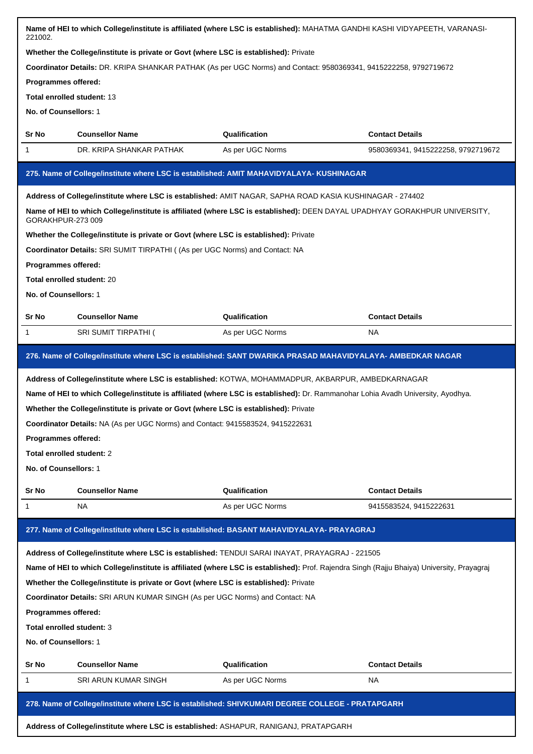**Name of HEI to which College/institute is affiliated (where LSC is established):** MAHATMA GANDHI KASHI VIDYAPEETH, VARANASI-221002.

**Whether the College/institute is private or Govt (where LSC is established):** Private

**Coordinator Details:** DR. KRIPA SHANKAR PATHAK (As per UGC Norms) and Contact: 9580369341, 9415222258, 9792719672

**Programmes offered:**

**Total enrolled student:** 13

**No. of Counsellors:** 1

| Sr No | Counsellor Name | Qualification | Contact Details |
|---|---|---|---|
| 1 | DR. KRIPA SHANKAR PATHAK | As per UGC Norms | 9580369341, 9415222258, 9792719672 |

## 275. Name of College/institute where LSC is established: AMIT MAHAVIDYALAYA- KUSHINAGAR

**Address of College/institute where LSC is established:** AMIT NAGAR, SAPHA ROAD KASIA KUSHINAGAR - 274402

**Name of HEI to which College/institute is affiliated (where LSC is established):** DEEN DAYAL UPADHYAY GORAKHPUR UNIVERSITY, GORAKHPUR-273 009

**Whether the College/institute is private or Govt (where LSC is established):** Private

**Coordinator Details:** SRI SUMIT TIRPATHI ( (As per UGC Norms) and Contact: NA

**Programmes offered:**

**Total enrolled student:** 20

**No. of Counsellors:** 1

| Sr No | Counsellor Name | Qualification | Contact Details |
|---|---|---|---|
| 1 | SRI SUMIT TIRPATHI ( | As per UGC Norms | NA |

## 276. Name of College/institute where LSC is established: SANT DWARIKA PRASAD MAHAVIDYALAYA- AMBEDKAR NAGAR

**Address of College/institute where LSC is established:** KOTWA, MOHAMMADPUR, AKBARPUR, AMBEDKARNAGAR

**Name of HEI to which College/institute is affiliated (where LSC is established):** Dr. Rammanohar Lohia Avadh University, Ayodhya.

**Whether the College/institute is private or Govt (where LSC is established):** Private

**Coordinator Details:** NA (As per UGC Norms) and Contact: 9415583524, 9415222631

**Programmes offered:**

**Total enrolled student:** 2

**No. of Counsellors:** 1

| Sr No | Counsellor Name | Qualification | Contact Details |
|---|---|---|---|
| 1 | NA | As per UGC Norms | 9415583524, 9415222631 |

## 277. Name of College/institute where LSC is established: BASANT MAHAVIDYALAYA- PRAYAGRAJ

**Address of College/institute where LSC is established:** TENDUI SARAI INAYAT, PRAYAGRAJ - 221505

**Name of HEI to which College/institute is affiliated (where LSC is established):** Prof. Rajendra Singh (Rajju Bhaiya) University, Prayagraj

**Whether the College/institute is private or Govt (where LSC is established):** Private

**Coordinator Details:** SRI ARUN KUMAR SINGH (As per UGC Norms) and Contact: NA

**Programmes offered:**

**Total enrolled student:** 3

**No. of Counsellors:** 1

| Sr No | Counsellor Name | Qualification | Contact Details |
|---|---|---|---|
| 1 | SRI ARUN KUMAR SINGH | As per UGC Norms | NA |

## 278. Name of College/institute where LSC is established: SHIVKUMARI DEGREE COLLEGE - PRATAPGARH

**Address of College/institute where LSC is established:** ASHAPUR, RANIGANJ, PRATAPGARH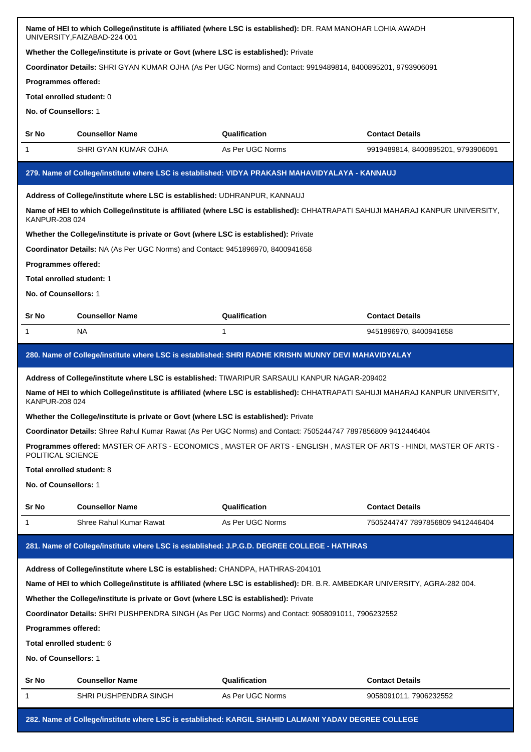**Name of HEI to which College/institute is affiliated (where LSC is established):** DR. RAM MANOHAR LOHIA AWADH UNIVERSITY,FAIZABAD-224 001

**Whether the College/institute is private or Govt (where LSC is established):** Private

**Coordinator Details:** SHRI GYAN KUMAR OJHA (As Per UGC Norms) and Contact: 9919489814, 8400895201, 9793906091

**Programmes offered:**

**Total enrolled student:** 0

**No. of Counsellors:** 1

| Sr No | Counsellor Name | Qualification | Contact Details |
|---|---|---|---|
| 1 | SHRI GYAN KUMAR OJHA | As Per UGC Norms | 9919489814, 8400895201, 9793906091 |

### 279. Name of College/institute where LSC is established: VIDYA PRAKASH MAHAVIDYALAYA - KANNAUJ

**Address of College/institute where LSC is established:** UDHRANPUR, KANNAUJ

**Name of HEI to which College/institute is affiliated (where LSC is established):** CHHATRAPATI SAHUJI MAHARAJ KANPUR UNIVERSITY, KANPUR-208 024

**Whether the College/institute is private or Govt (where LSC is established):** Private

**Coordinator Details:** NA (As Per UGC Norms) and Contact: 9451896970, 8400941658

**Programmes offered:**

**Total enrolled student:** 1

**No. of Counsellors:** 1

| Sr No | Counsellor Name | Qualification | Contact Details |
|---|---|---|---|
| 1 | NA | 1 | 9451896970, 8400941658 |

### 280. Name of College/institute where LSC is established: SHRI RADHE KRISHN MUNNY DEVI MAHAVIDYALAY

**Address of College/institute where LSC is established:** TIWARIPUR SARSAULI KANPUR NAGAR-209402

**Name of HEI to which College/institute is affiliated (where LSC is established):** CHHATRAPATI SAHUJI MAHARAJ KANPUR UNIVERSITY, KANPUR-208 024

**Whether the College/institute is private or Govt (where LSC is established):** Private

**Coordinator Details:** Shree Rahul Kumar Rawat (As Per UGC Norms) and Contact: 7505244747 7897856809 9412446404

**Programmes offered:** MASTER OF ARTS - ECONOMICS , MASTER OF ARTS - ENGLISH , MASTER OF ARTS - HINDI, MASTER OF ARTS - POLITICAL SCIENCE

**Total enrolled student:** 8

**No. of Counsellors:** 1

| Sr No | Counsellor Name | Qualification | Contact Details |
|---|---|---|---|
| 1 | Shree Rahul Kumar Rawat | As Per UGC Norms | 7505244747 7897856809 9412446404 |

### 281. Name of College/institute where LSC is established: J.P.G.D. DEGREE COLLEGE - HATHRAS

**Address of College/institute where LSC is established:** CHANDPA, HATHRAS-204101

**Name of HEI to which College/institute is affiliated (where LSC is established):** DR. B.R. AMBEDKAR UNIVERSITY, AGRA-282 004.

**Whether the College/institute is private or Govt (where LSC is established):** Private

**Coordinator Details:** SHRI PUSHPENDRA SINGH (As Per UGC Norms) and Contact: 9058091011, 7906232552

**Programmes offered:**

**Total enrolled student:** 6

**No. of Counsellors:** 1

| Sr No | Counsellor Name | Qualification | Contact Details |
|---|---|---|---|
| 1 | SHRI PUSHPENDRA SINGH | As Per UGC Norms | 9058091011, 7906232552 |

### 282. Name of College/institute where LSC is established: KARGIL SHAHID LALMANI YADAV DEGREE COLLEGE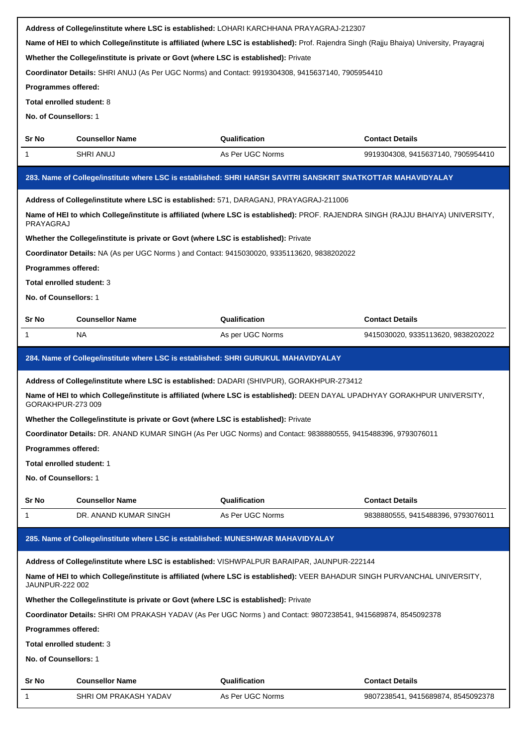**Address of College/institute where LSC is established:** LOHARI KARCHHANA PRAYAGRAJ-212307

**Name of HEI to which College/institute is affiliated (where LSC is established):** Prof. Rajendra Singh (Rajju Bhaiya) University, Prayagraj

**Whether the College/institute is private or Govt (where LSC is established):** Private

**Coordinator Details:** SHRI ANUJ (As Per UGC Norms) and Contact: 9919304308, 9415637140, 7905954410

**Programmes offered:**

**Total enrolled student:** 8

**No. of Counsellors:** 1

| Sr No | Counsellor Name | Qualification | Contact Details |
|---|---|---|---|
| 1 | SHRI ANUJ | As Per UGC Norms | 9919304308, 9415637140, 7905954410 |

### 283. Name of College/institute where LSC is established: SHRI HARSH SAVITRI SANSKRIT SNATKOTTAR MAHAVIDYALAY

**Address of College/institute where LSC is established:** 571, DARAGANJ, PRAYAGRAJ-211006

**Name of HEI to which College/institute is affiliated (where LSC is established):** PROF. RAJENDRA SINGH (RAJJU BHAIYA) UNIVERSITY, PRAYAGRAJ

**Whether the College/institute is private or Govt (where LSC is established):** Private

**Coordinator Details:** NA (As per UGC Norms ) and Contact: 9415030020, 9335113620, 9838202022

**Programmes offered:**

**Total enrolled student:** 3

**No. of Counsellors:** 1

| Sr No | Counsellor Name | Qualification | Contact Details |
|---|---|---|---|
| 1 | NA | As per UGC Norms | 9415030020, 9335113620, 9838202022 |

### 284. Name of College/institute where LSC is established: SHRI GURUKUL MAHAVIDYALAY

**Address of College/institute where LSC is established:** DADARI (SHIVPUR), GORAKHPUR-273412

**Name of HEI to which College/institute is affiliated (where LSC is established):** DEEN DAYAL UPADHYAY GORAKHPUR UNIVERSITY, GORAKHPUR-273 009

**Whether the College/institute is private or Govt (where LSC is established):** Private

**Coordinator Details:** DR. ANAND KUMAR SINGH (As Per UGC Norms) and Contact: 9838880555, 9415488396, 9793076011

**Programmes offered:**

**Total enrolled student:** 1

**No. of Counsellors:** 1

| Sr No | Counsellor Name | Qualification | Contact Details |
|---|---|---|---|
| 1 | DR. ANAND KUMAR SINGH | As Per UGC Norms | 9838880555, 9415488396, 9793076011 |

### 285. Name of College/institute where LSC is established: MUNESHWAR MAHAVIDYALAY

**Address of College/institute where LSC is established:** VISHWPALPUR BARAIPAR, JAUNPUR-222144

**Name of HEI to which College/institute is affiliated (where LSC is established):** VEER BAHADUR SINGH PURVANCHAL UNIVERSITY, JAUNPUR-222 002

**Whether the College/institute is private or Govt (where LSC is established):** Private

**Coordinator Details:** SHRI OM PRAKASH YADAV (As Per UGC Norms ) and Contact: 9807238541, 9415689874, 8545092378

**Programmes offered:**

**Total enrolled student:** 3

**No. of Counsellors:** 1

| Sr No | Counsellor Name | Qualification | Contact Details |
|---|---|---|---|
| 1 | SHRI OM PRAKASH YADAV | As Per UGC Norms | 9807238541, 9415689874, 8545092378 |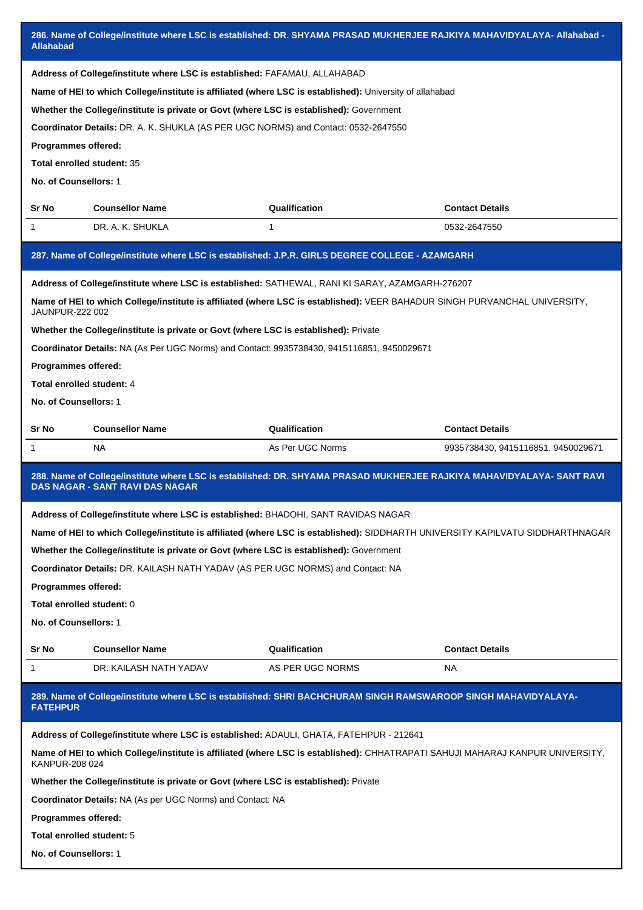## 286. Name of College/institute where LSC is established: DR. SHYAMA PRASAD MUKHERJEE RAJKIYA MAHAVIDYALAYA- Allahabad - Allahabad

**Address of College/institute where LSC is established:** FAFAMAU, ALLAHABAD

**Name of HEI to which College/institute is affiliated (where LSC is established):** University of allahabad

**Whether the College/institute is private or Govt (where LSC is established):** Government

**Coordinator Details:** DR. A. K. SHUKLA (AS PER UGC NORMS) and Contact: 0532-2647550

**Programmes offered:**

**Total enrolled student:** 35

**No. of Counsellors:** 1

| Sr No | Counsellor Name | Qualification | Contact Details |
|---|---|---|---|
| 1 | DR. A. K. SHUKLA | 1 | 0532-2647550 |

## 287. Name of College/institute where LSC is established: J.P.R. GIRLS DEGREE COLLEGE - AZAMGARH

**Address of College/institute where LSC is established:** SATHEWAL, RANI KI SARAY, AZAMGARH-276207

**Name of HEI to which College/institute is affiliated (where LSC is established):** VEER BAHADUR SINGH PURVANCHAL UNIVERSITY, JAUNPUR-222 002

**Whether the College/institute is private or Govt (where LSC is established):** Private

**Coordinator Details:** NA (As Per UGC Norms) and Contact: 9935738430, 9415116851, 9450029671

**Programmes offered:**

**Total enrolled student:** 4

**No. of Counsellors:** 1

| Sr No | Counsellor Name | Qualification | Contact Details |
|---|---|---|---|
| 1 | NA | As Per UGC Norms | 9935738430, 9415116851, 9450029671 |

## 288. Name of College/institute where LSC is established: DR. SHYAMA PRASAD MUKHERJEE RAJKIYA MAHAVIDYALAYA- SANT RAVI DAS NAGAR - SANT RAVI DAS NAGAR

**Address of College/institute where LSC is established:** BHADOHI, SANT RAVIDAS NAGAR

**Name of HEI to which College/institute is affiliated (where LSC is established):** SIDDHARTH UNIVERSITY KAPILVATU SIDDHARTHNAGAR

**Whether the College/institute is private or Govt (where LSC is established):** Government

**Coordinator Details:** DR. KAILASH NATH YADAV (AS PER UGC NORMS) and Contact: NA

**Programmes offered:**

**Total enrolled student:** 0

**No. of Counsellors:** 1

| Sr No | Counsellor Name | Qualification | Contact Details |
|---|---|---|---|
| 1 | DR. KAILASH NATH YADAV | AS PER UGC NORMS | NA |

## 289. Name of College/institute where LSC is established: SHRI BACHCHURAM SINGH RAMSWAROOP SINGH MAHAVIDYALAYA- FATEHPUR

**Address of College/institute where LSC is established:** ADAULI, GHATA, FATEHPUR - 212641

**Name of HEI to which College/institute is affiliated (where LSC is established):** CHHATRAPATI SAHUJI MAHARAJ KANPUR UNIVERSITY, KANPUR-208 024

**Whether the College/institute is private or Govt (where LSC is established):** Private

**Coordinator Details:** NA (As per UGC Norms) and Contact: NA

**Programmes offered:**

**Total enrolled student:** 5

**No. of Counsellors:** 1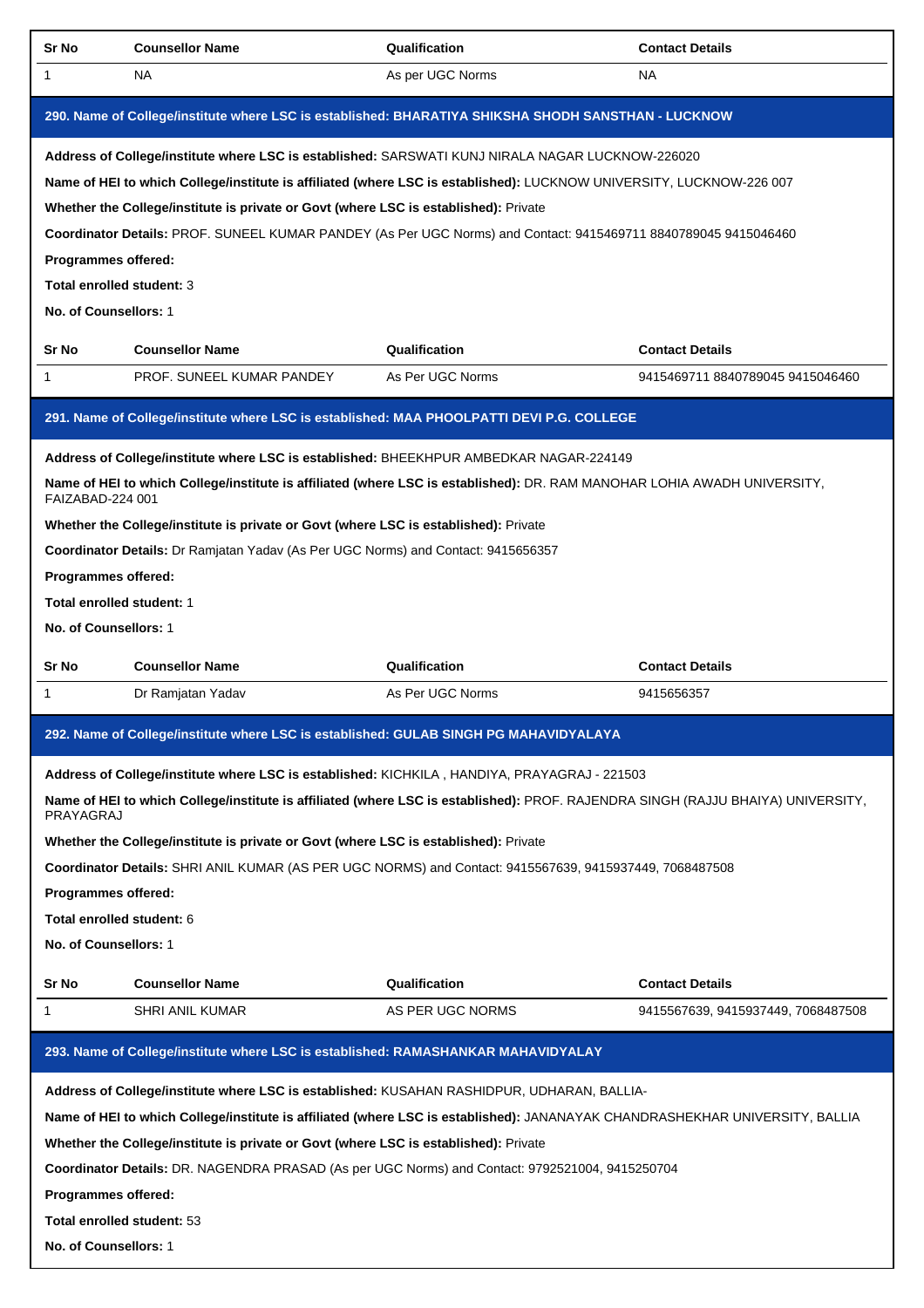| Sr No | Counsellor Name | Qualification | Contact Details |
|---|---|---|---|
| 1 | NA | As per UGC Norms | NA |

## 290. Name of College/institute where LSC is established: BHARATIYA SHIKSHA SHODH SANSTHAN - LUCKNOW

**Address of College/institute where LSC is established:** SARSWATI KUNJ NIRALA NAGAR LUCKNOW-226020

**Name of HEI to which College/institute is affiliated (where LSC is established):** LUCKNOW UNIVERSITY, LUCKNOW-226 007

**Whether the College/institute is private or Govt (where LSC is established):** Private

**Coordinator Details:** PROF. SUNEEL KUMAR PANDEY (As Per UGC Norms) and Contact: 9415469711 8840789045 9415046460

**Programmes offered:**

**Total enrolled student:** 3

**No. of Counsellors:** 1

| Sr No | Counsellor Name | Qualification | Contact Details |
|---|---|---|---|
| 1 | PROF. SUNEEL KUMAR PANDEY | As Per UGC Norms | 9415469711 8840789045 9415046460 |

## 291. Name of College/institute where LSC is established: MAA PHOOLPATTI DEVI P.G. COLLEGE

**Address of College/institute where LSC is established:** BHEEKHPUR AMBEDKAR NAGAR-224149

**Name of HEI to which College/institute is affiliated (where LSC is established):** DR. RAM MANOHAR LOHIA AWADH UNIVERSITY, FAIZABAD-224 001

**Whether the College/institute is private or Govt (where LSC is established):** Private

**Coordinator Details:** Dr Ramjatan Yadav (As Per UGC Norms) and Contact: 9415656357

**Programmes offered:**

**Total enrolled student:** 1

**No. of Counsellors:** 1

| Sr No | Counsellor Name | Qualification | Contact Details |
|---|---|---|---|
| 1 | Dr Ramjatan Yadav | As Per UGC Norms | 9415656357 |

## 292. Name of College/institute where LSC is established: GULAB SINGH PG MAHAVIDYALAYA

**Address of College/institute where LSC is established:** KICHKILA , HANDIYA, PRAYAGRAJ - 221503

**Name of HEI to which College/institute is affiliated (where LSC is established):** PROF. RAJENDRA SINGH (RAJJU BHAIYA) UNIVERSITY, PRAYAGRAJ

**Whether the College/institute is private or Govt (where LSC is established):** Private

**Coordinator Details:** SHRI ANIL KUMAR (AS PER UGC NORMS) and Contact: 9415567639, 9415937449, 7068487508

**Programmes offered:**

**Total enrolled student:** 6

**No. of Counsellors:** 1

| Sr No | Counsellor Name | Qualification | Contact Details |
|---|---|---|---|
| 1 | SHRI ANIL KUMAR | AS PER UGC NORMS | 9415567639, 9415937449, 7068487508 |

## 293. Name of College/institute where LSC is established: RAMASHANKAR MAHAVIDYALAY

**Address of College/institute where LSC is established:** KUSAHAN RASHIDPUR, UDHARAN, BALLIA-

**Name of HEI to which College/institute is affiliated (where LSC is established):** JANANAYAK CHANDRASHEKHAR UNIVERSITY, BALLIA

**Whether the College/institute is private or Govt (where LSC is established):** Private

**Coordinator Details:** DR. NAGENDRA PRASAD (As per UGC Norms) and Contact: 9792521004, 9415250704

**Programmes offered:**

**Total enrolled student:** 53

**No. of Counsellors:** 1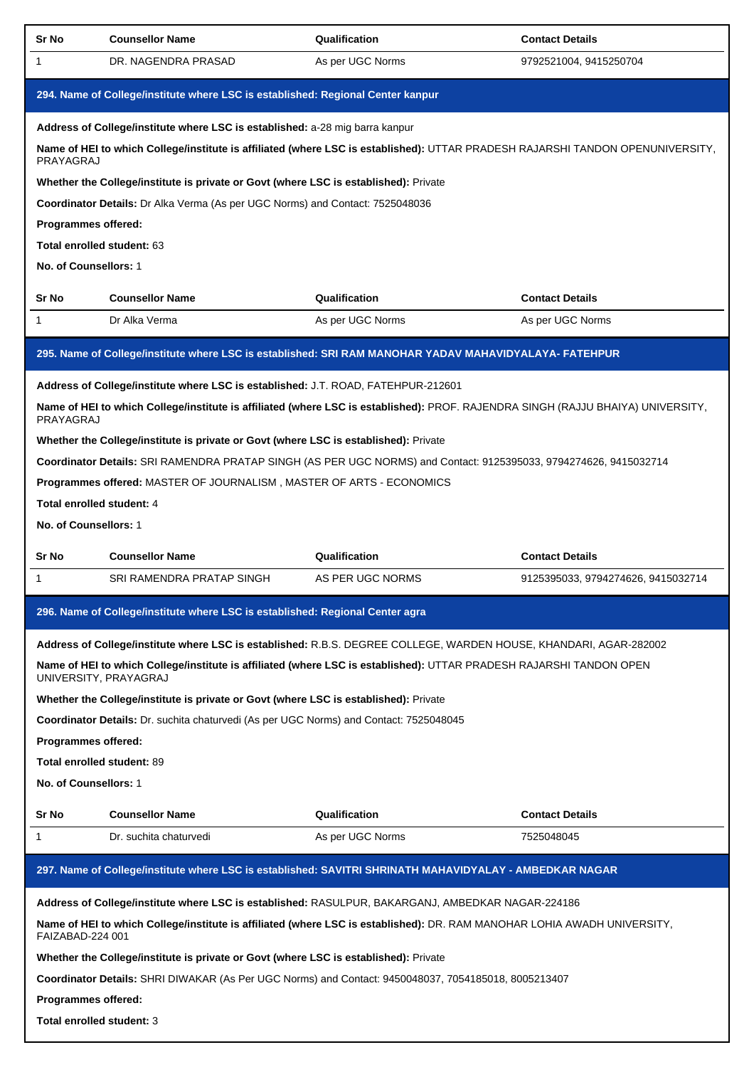| Sr No | Counsellor Name | Qualification | Contact Details |
|---|---|---|---|
| 1 | DR. NAGENDRA PRASAD | As per UGC Norms | 9792521004, 9415250704 |

## 294. Name of College/institute where LSC is established: Regional Center kanpur

**Address of College/institute where LSC is established:** a-28 mig barra kanpur

**Name of HEI to which College/institute is affiliated (where LSC is established):** UTTAR PRADESH RAJARSHI TANDON OPENUNIVERSITY, PRAYAGRAJ

**Whether the College/institute is private or Govt (where LSC is established):** Private

**Coordinator Details:** Dr Alka Verma (As per UGC Norms) and Contact: 7525048036

**Programmes offered:**

**Total enrolled student:** 63

**No. of Counsellors:** 1

| Sr No | Counsellor Name | Qualification | Contact Details |
|---|---|---|---|
| 1 | Dr Alka Verma | As per UGC Norms | As per UGC Norms |

## 295. Name of College/institute where LSC is established: SRI RAM MANOHAR YADAV MAHAVIDYALAYA- FATEHPUR

**Address of College/institute where LSC is established:** J.T. ROAD, FATEHPUR-212601

**Name of HEI to which College/institute is affiliated (where LSC is established):** PROF. RAJENDRA SINGH (RAJJU BHAIYA) UNIVERSITY, PRAYAGRAJ

**Whether the College/institute is private or Govt (where LSC is established):** Private

**Coordinator Details:** SRI RAMENDRA PRATAP SINGH (AS PER UGC NORMS) and Contact: 9125395033, 9794274626, 9415032714

**Programmes offered:** MASTER OF JOURNALISM , MASTER OF ARTS - ECONOMICS

**Total enrolled student:** 4

**No. of Counsellors:** 1

| Sr No | Counsellor Name | Qualification | Contact Details |
|---|---|---|---|
| 1 | SRI RAMENDRA PRATAP SINGH | AS PER UGC NORMS | 9125395033, 9794274626, 9415032714 |

## 296. Name of College/institute where LSC is established: Regional Center agra

**Address of College/institute where LSC is established:** R.B.S. DEGREE COLLEGE, WARDEN HOUSE, KHANDARI, AGAR-282002

**Name of HEI to which College/institute is affiliated (where LSC is established):** UTTAR PRADESH RAJARSHI TANDON OPEN UNIVERSITY, PRAYAGRAJ

**Whether the College/institute is private or Govt (where LSC is established):** Private

**Coordinator Details:** Dr. suchita chaturvedi (As per UGC Norms) and Contact: 7525048045

**Programmes offered:**

**Total enrolled student:** 89

**No. of Counsellors:** 1

| Sr No | Counsellor Name | Qualification | Contact Details |
|---|---|---|---|
| 1 | Dr. suchita chaturvedi | As per UGC Norms | 7525048045 |

## 297. Name of College/institute where LSC is established: SAVITRI SHRINATH MAHAVIDYALAY - AMBEDKAR NAGAR

**Address of College/institute where LSC is established:** RASULPUR, BAKARGANJ, AMBEDKAR NAGAR-224186

**Name of HEI to which College/institute is affiliated (where LSC is established):** DR. RAM MANOHAR LOHIA AWADH UNIVERSITY, FAIZABAD-224 001

**Whether the College/institute is private or Govt (where LSC is established):** Private

**Coordinator Details:** SHRI DIWAKAR (As Per UGC Norms) and Contact: 9450048037, 7054185018, 8005213407

**Programmes offered:**

**Total enrolled student:** 3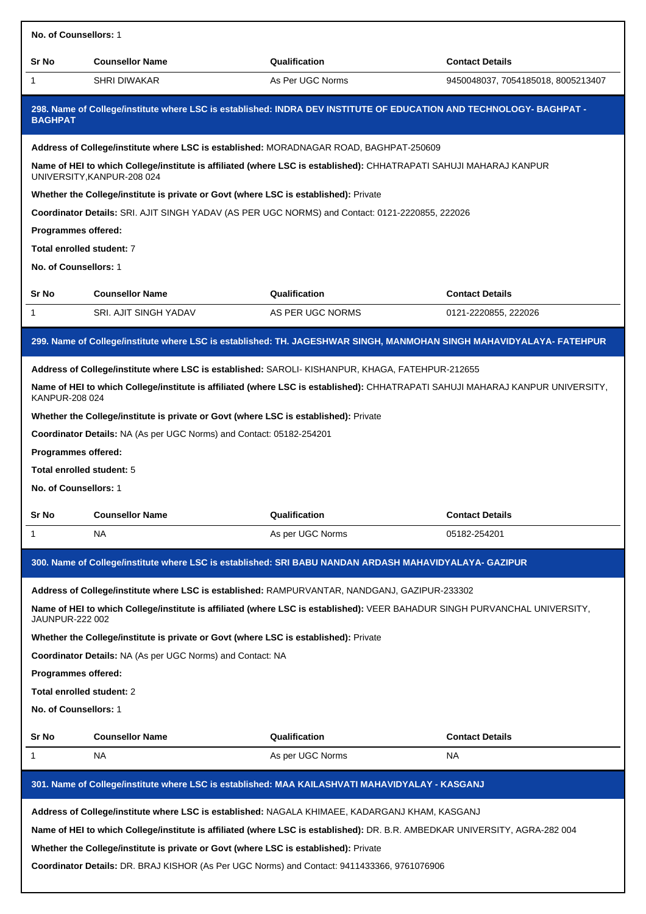**No. of Counsellors:** 1

| Sr No | Counsellor Name | Qualification | Contact Details |
|---|---|---|---|
| 1 | SHRI DIWAKAR | As Per UGC Norms | 9450048037, 7054185018, 8005213407 |

### 298. Name of College/institute where LSC is established: INDRA DEV INSTITUTE OF EDUCATION AND TECHNOLOGY- BAGHPAT - BAGHPAT

**Address of College/institute where LSC is established:** MORADNAGAR ROAD, BAGHPAT-250609

**Name of HEI to which College/institute is affiliated (where LSC is established):** CHHATRAPATI SAHUJI MAHARAJ KANPUR UNIVERSITY,KANPUR-208 024

**Whether the College/institute is private or Govt (where LSC is established):** Private

**Coordinator Details:** SRI. AJIT SINGH YADAV (AS PER UGC NORMS) and Contact: 0121-2220855, 222026

**Programmes offered:**

**Total enrolled student:** 7

**No. of Counsellors:** 1

| Sr No | Counsellor Name | Qualification | Contact Details |
|---|---|---|---|
| 1 | SRI. AJIT SINGH YADAV | AS PER UGC NORMS | 0121-2220855, 222026 |

### 299. Name of College/institute where LSC is established: TH. JAGESHWAR SINGH, MANMOHAN SINGH MAHAVIDYALAYA- FATEHPUR

**Address of College/institute where LSC is established:** SAROLI- KISHANPUR, KHAGA, FATEHPUR-212655

**Name of HEI to which College/institute is affiliated (where LSC is established):** CHHATRAPATI SAHUJI MAHARAJ KANPUR UNIVERSITY, KANPUR-208 024

**Whether the College/institute is private or Govt (where LSC is established):** Private

**Coordinator Details:** NA (As per UGC Norms) and Contact: 05182-254201

**Programmes offered:**

**Total enrolled student:** 5

**No. of Counsellors:** 1

| Sr No | Counsellor Name | Qualification | Contact Details |
|---|---|---|---|
| 1 | NA | As per UGC Norms | 05182-254201 |

### 300. Name of College/institute where LSC is established: SRI BABU NANDAN ARDASH MAHAVIDYALAYA- GAZIPUR

**Address of College/institute where LSC is established:** RAMPURVANTAR, NANDGANJ, GAZIPUR-233302

**Name of HEI to which College/institute is affiliated (where LSC is established):** VEER BAHADUR SINGH PURVANCHAL UNIVERSITY, JAUNPUR-222 002

**Whether the College/institute is private or Govt (where LSC is established):** Private

**Coordinator Details:** NA (As per UGC Norms) and Contact: NA

**Programmes offered:**

**Total enrolled student:** 2

**No. of Counsellors:** 1

| Sr No | Counsellor Name | Qualification | Contact Details |
|---|---|---|---|
| 1 | NA | As per UGC Norms | NA |

### 301. Name of College/institute where LSC is established: MAA KAILASHVATI MAHAVIDYALAY - KASGANJ

**Address of College/institute where LSC is established:** NAGALA KHIMAEE, KADARGANJ KHAM, KASGANJ

**Name of HEI to which College/institute is affiliated (where LSC is established):** DR. B.R. AMBEDKAR UNIVERSITY, AGRA-282 004

**Whether the College/institute is private or Govt (where LSC is established):** Private

**Coordinator Details:** DR. BRAJ KISHOR (As Per UGC Norms) and Contact: 9411433366, 9761076906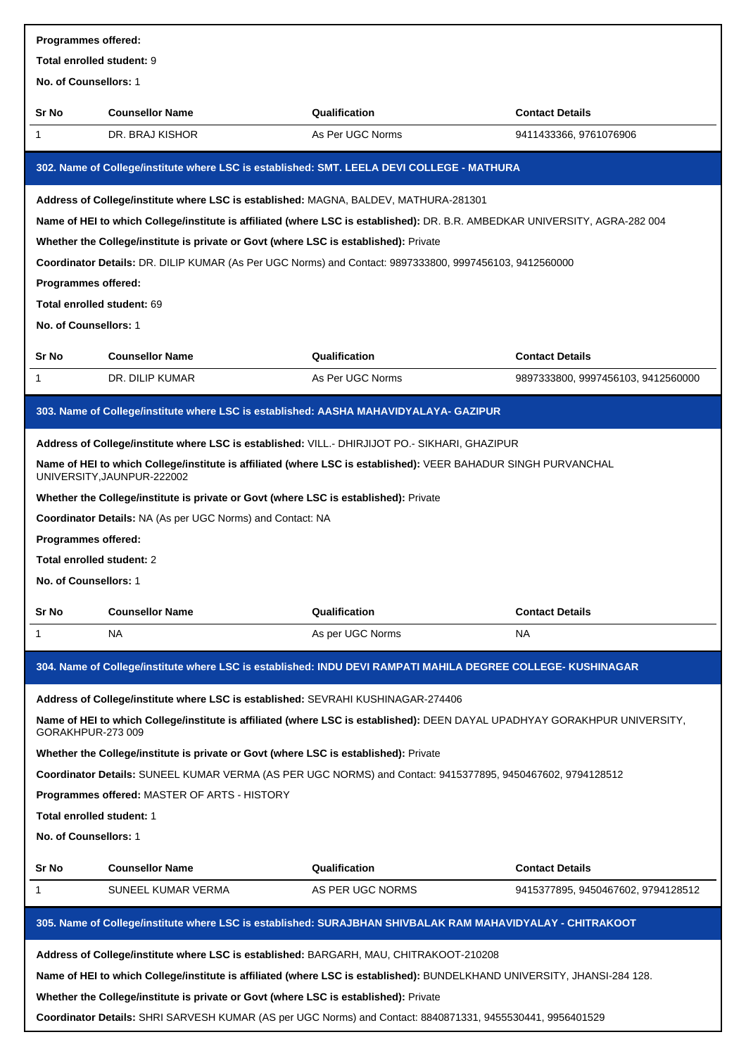**Programmes offered:**

**Total enrolled student:** 9

**No. of Counsellors:** 1

| Sr No | Counsellor Name | Qualification | Contact Details |
|---|---|---|---|
| 1 | DR. BRAJ KISHOR | As Per UGC Norms | 9411433366, 9761076906 |

### 302. Name of College/institute where LSC is established: SMT. LEELA DEVI COLLEGE - MATHURA

**Address of College/institute where LSC is established:** MAGNA, BALDEV, MATHURA-281301

**Name of HEI to which College/institute is affiliated (where LSC is established):** DR. B.R. AMBEDKAR UNIVERSITY, AGRA-282 004

**Whether the College/institute is private or Govt (where LSC is established):** Private

**Coordinator Details:** DR. DILIP KUMAR (As Per UGC Norms) and Contact: 9897333800, 9997456103, 9412560000

**Programmes offered:**

**Total enrolled student:** 69

**No. of Counsellors:** 1

| Sr No | Counsellor Name | Qualification | Contact Details |
|---|---|---|---|
| 1 | DR. DILIP KUMAR | As Per UGC Norms | 9897333800, 9997456103, 9412560000 |

### 303. Name of College/institute where LSC is established: AASHA MAHAVIDYALAYA- GAZIPUR

**Address of College/institute where LSC is established:** VILL.- DHIRJIJOT PO.- SIKHARI, GHAZIPUR

**Name of HEI to which College/institute is affiliated (where LSC is established):** VEER BAHADUR SINGH PURVANCHAL UNIVERSITY,JAUNPUR-222002

**Whether the College/institute is private or Govt (where LSC is established):** Private

**Coordinator Details:** NA (As per UGC Norms) and Contact: NA

**Programmes offered:**

**Total enrolled student:** 2

**No. of Counsellors:** 1

| Sr No | Counsellor Name | Qualification | Contact Details |
|---|---|---|---|
| 1 | NA | As per UGC Norms | NA |

### 304. Name of College/institute where LSC is established: INDU DEVI RAMPATI MAHILA DEGREE COLLEGE- KUSHINAGAR

**Address of College/institute where LSC is established:** SEVRAHI KUSHINAGAR-274406

**Name of HEI to which College/institute is affiliated (where LSC is established):** DEEN DAYAL UPADHYAY GORAKHPUR UNIVERSITY, GORAKHPUR-273 009

**Whether the College/institute is private or Govt (where LSC is established):** Private

**Coordinator Details:** SUNEEL KUMAR VERMA (AS PER UGC NORMS) and Contact: 9415377895, 9450467602, 9794128512

**Programmes offered:** MASTER OF ARTS - HISTORY

**Total enrolled student:** 1

**No. of Counsellors:** 1

| Sr No | Counsellor Name | Qualification | Contact Details |
|---|---|---|---|
| 1 | SUNEEL KUMAR VERMA | AS PER UGC NORMS | 9415377895, 9450467602, 9794128512 |

### 305. Name of College/institute where LSC is established: SURAJBHAN SHIVBALAK RAM MAHAVIDYALAY - CHITRAKOOT

**Address of College/institute where LSC is established:** BARGARH, MAU, CHITRAKOOT-210208

**Name of HEI to which College/institute is affiliated (where LSC is established):** BUNDELKHAND UNIVERSITY, JHANSI-284 128.

**Whether the College/institute is private or Govt (where LSC is established):** Private

**Coordinator Details:** SHRI SARVESH KUMAR (AS per UGC Norms) and Contact: 8840871331, 9455530441, 9956401529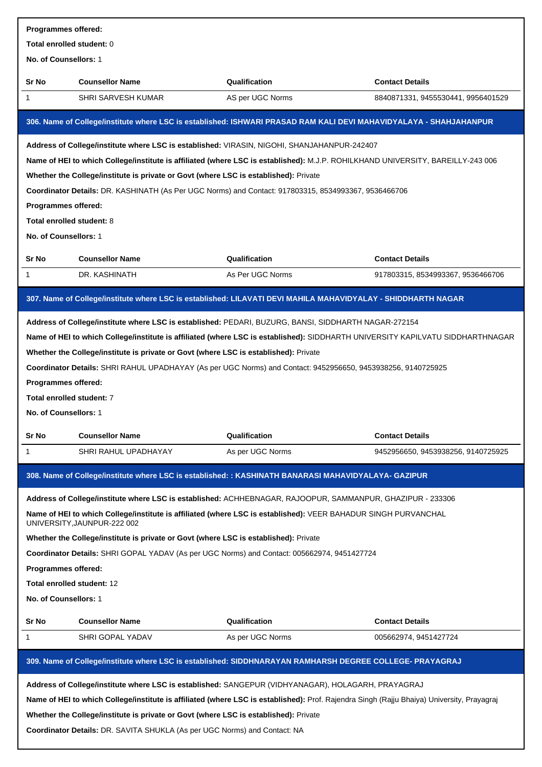**Programmes offered:**

**Total enrolled student:** 0

**No. of Counsellors:** 1

| Sr No | Counsellor Name | Qualification | Contact Details |
|---|---|---|---|
| 1 | SHRI SARVESH KUMAR | AS per UGC Norms | 8840871331, 9455530441, 9956401529 |

### 306. Name of College/institute where LSC is established: ISHWARI PRASAD RAM KALI DEVI MAHAVIDYALAYA - SHAHJAHANPUR

**Address of College/institute where LSC is established:** VIRASIN, NIGOHI, SHANJAHANPUR-242407

**Name of HEI to which College/institute is affiliated (where LSC is established):** M.J.P. ROHILKHAND UNIVERSITY, BAREILLY-243 006

**Whether the College/institute is private or Govt (where LSC is established):** Private

**Coordinator Details:** DR. KASHINATH (As Per UGC Norms) and Contact: 917803315, 8534993367, 9536466706

**Programmes offered:**

**Total enrolled student:** 8

**No. of Counsellors:** 1

| Sr No | Counsellor Name | Qualification | Contact Details |
|---|---|---|---|
| 1 | DR. KASHINATH | As Per UGC Norms | 917803315, 8534993367, 9536466706 |

### 307. Name of College/institute where LSC is established: LILAVATI DEVI MAHILA MAHAVIDYALAY - SHIDDHARTH NAGAR

**Address of College/institute where LSC is established:** PEDARI, BUZURG, BANSI, SIDDHARTH NAGAR-272154

**Name of HEI to which College/institute is affiliated (where LSC is established):** SIDDHARTH UNIVERSITY KAPILVATU SIDDHARTHNAGAR

**Whether the College/institute is private or Govt (where LSC is established):** Private

**Coordinator Details:** SHRI RAHUL UPADHAYAY (As per UGC Norms) and Contact: 9452956650, 9453938256, 9140725925

**Programmes offered:**

**Total enrolled student:** 7

**No. of Counsellors:** 1

| Sr No | Counsellor Name | Qualification | Contact Details |
|---|---|---|---|
| 1 | SHRI RAHUL UPADHAYAY | As per UGC Norms | 9452956650, 9453938256, 9140725925 |

### 308. Name of College/institute where LSC is established: : KASHINATH BANARASI MAHAVIDYALAYA- GAZIPUR

**Address of College/institute where LSC is established:** ACHHEBNAGAR, RAJOOPUR, SAMMANPUR, GHAZIPUR - 233306

**Name of HEI to which College/institute is affiliated (where LSC is established):** VEER BAHADUR SINGH PURVANCHAL UNIVERSITY,JAUNPUR-222 002

**Whether the College/institute is private or Govt (where LSC is established):** Private

**Coordinator Details:** SHRI GOPAL YADAV (As per UGC Norms) and Contact: 005662974, 9451427724

**Programmes offered:**

**Total enrolled student:** 12

**No. of Counsellors:** 1

| Sr No | Counsellor Name | Qualification | Contact Details |
|---|---|---|---|
| 1 | SHRI GOPAL YADAV | As per UGC Norms | 005662974, 9451427724 |

### 309. Name of College/institute where LSC is established: SIDDHNARAYAN RAMHARSH DEGREE COLLEGE- PRAYAGRAJ

**Address of College/institute where LSC is established:** SANGEPUR (VIDHYANAGAR), HOLAGARH, PRAYAGRAJ

**Name of HEI to which College/institute is affiliated (where LSC is established):** Prof. Rajendra Singh (Rajju Bhaiya) University, Prayagraj

**Whether the College/institute is private or Govt (where LSC is established):** Private

**Coordinator Details:** DR. SAVITA SHUKLA (As per UGC Norms) and Contact: NA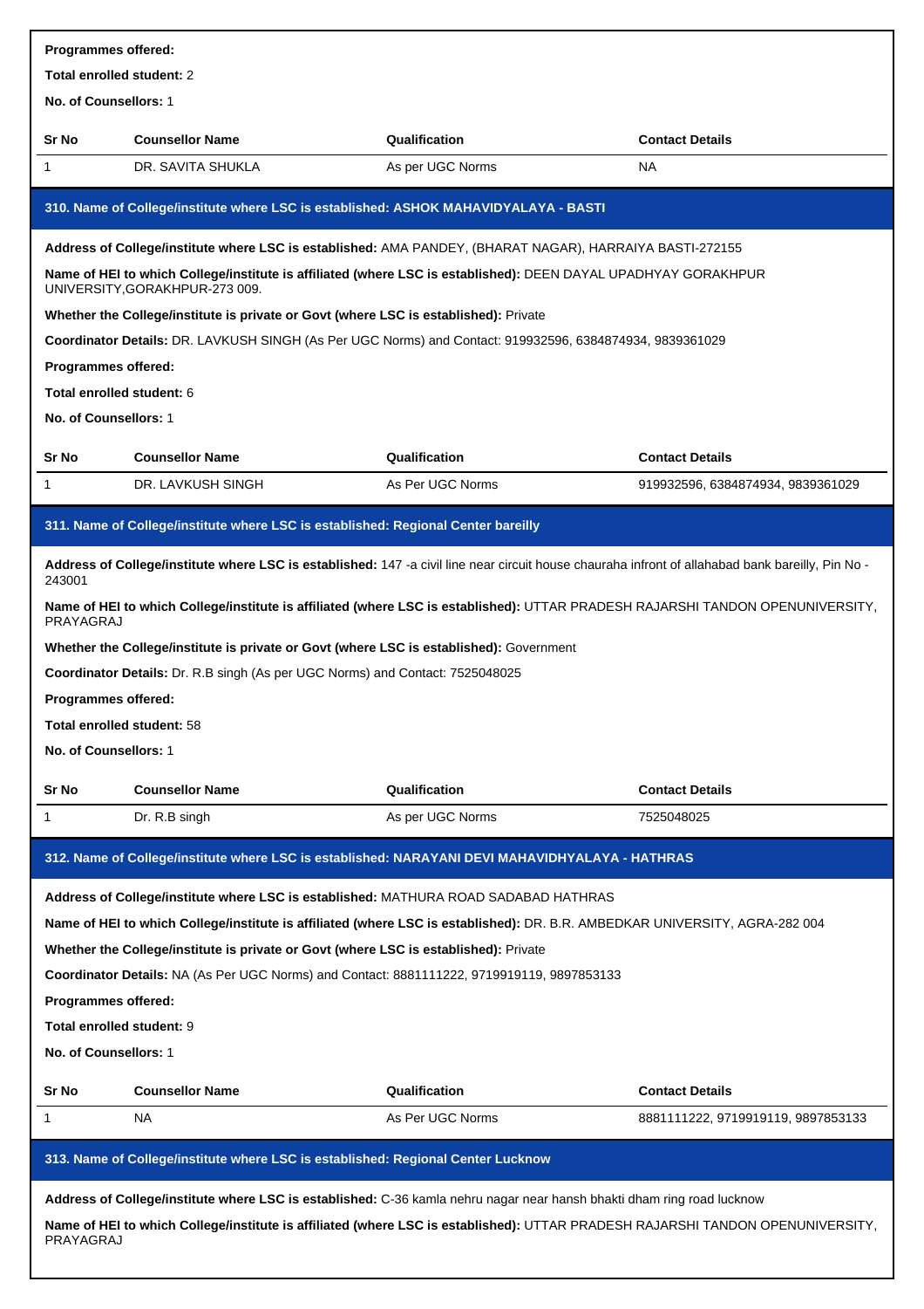**Programmes offered:**

**Total enrolled student:** 2

**No. of Counsellors:** 1

| Sr No | Counsellor Name | Qualification | Contact Details |
|---|---|---|---|
| 1 | DR. SAVITA SHUKLA | As per UGC Norms | NA |

### 310. Name of College/institute where LSC is established: ASHOK MAHAVIDYALAYA - BASTI

**Address of College/institute where LSC is established:** AMA PANDEY, (BHARAT NAGAR), HARRAIYA BASTI-272155

**Name of HEI to which College/institute is affiliated (where LSC is established):** DEEN DAYAL UPADHYAY GORAKHPUR UNIVERSITY,GORAKHPUR-273 009.

**Whether the College/institute is private or Govt (where LSC is established):** Private

**Coordinator Details:** DR. LAVKUSH SINGH (As Per UGC Norms) and Contact: 919932596, 6384874934, 9839361029

**Programmes offered:**

**Total enrolled student:** 6

**No. of Counsellors:** 1

| Sr No | Counsellor Name | Qualification | Contact Details |
|---|---|---|---|
| 1 | DR. LAVKUSH SINGH | As Per UGC Norms | 919932596, 6384874934, 9839361029 |

### 311. Name of College/institute where LSC is established: Regional Center bareilly

**Address of College/institute where LSC is established:** 147 -a civil line near circuit house chauraha infront of allahabad bank bareilly, Pin No - 243001

**Name of HEI to which College/institute is affiliated (where LSC is established):** UTTAR PRADESH RAJARSHI TANDON OPENUNIVERSITY, PRAYAGRAJ

**Whether the College/institute is private or Govt (where LSC is established):** Government

**Coordinator Details:** Dr. R.B singh (As per UGC Norms) and Contact: 7525048025

**Programmes offered:**

**Total enrolled student:** 58

**No. of Counsellors:** 1

| Sr No | Counsellor Name | Qualification | Contact Details |
|---|---|---|---|
| 1 | Dr. R.B singh | As per UGC Norms | 7525048025 |

### 312. Name of College/institute where LSC is established: NARAYANI DEVI MAHAVIDHYALAYA - HATHRAS

**Address of College/institute where LSC is established:** MATHURA ROAD SADABAD HATHRAS

**Name of HEI to which College/institute is affiliated (where LSC is established):** DR. B.R. AMBEDKAR UNIVERSITY, AGRA-282 004

**Whether the College/institute is private or Govt (where LSC is established):** Private

**Coordinator Details:** NA (As Per UGC Norms) and Contact: 8881111222, 9719919119, 9897853133

**Programmes offered:**

**Total enrolled student:** 9

**No. of Counsellors:** 1

| Sr No | Counsellor Name | Qualification | Contact Details |
|---|---|---|---|
| 1 | NA | As Per UGC Norms | 8881111222, 9719919119, 9897853133 |

### 313. Name of College/institute where LSC is established: Regional Center Lucknow

**Address of College/institute where LSC is established:** C-36 kamla nehru nagar near hansh bhakti dham ring road lucknow

**Name of HEI to which College/institute is affiliated (where LSC is established):** UTTAR PRADESH RAJARSHI TANDON OPENUNIVERSITY, PRAYAGRAJ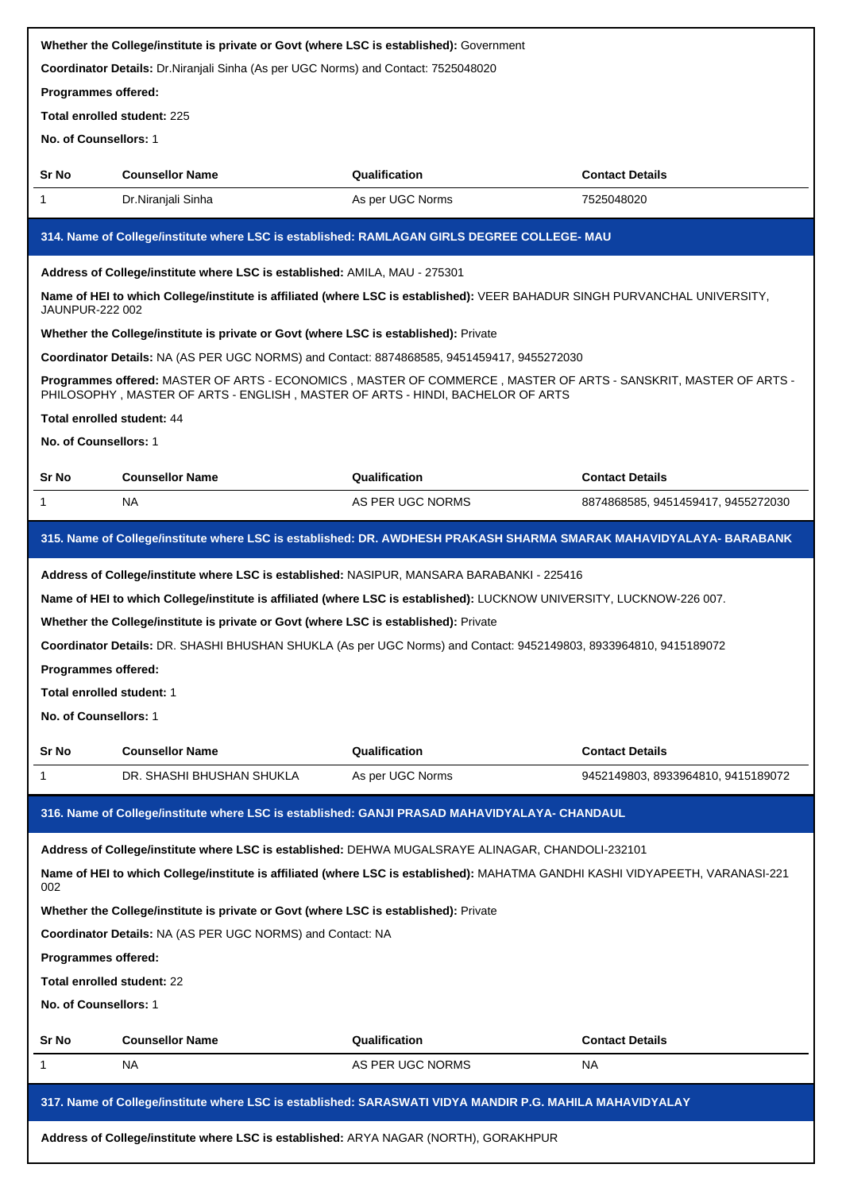**Whether the College/institute is private or Govt (where LSC is established):** Government

**Coordinator Details:** Dr.Niranjali Sinha (As per UGC Norms) and Contact: 7525048020

**Programmes offered:**

**Total enrolled student:** 225

**No. of Counsellors:** 1

| Sr No | Counsellor Name | Qualification | Contact Details |
|---|---|---|---|
| 1 | Dr.Niranjali Sinha | As per UGC Norms | 7525048020 |

### 314. Name of College/institute where LSC is established: RAMLAGAN GIRLS DEGREE COLLEGE- MAU

**Address of College/institute where LSC is established:** AMILA, MAU - 275301

**Name of HEI to which College/institute is affiliated (where LSC is established):** VEER BAHADUR SINGH PURVANCHAL UNIVERSITY, JAUNPUR-222 002

**Whether the College/institute is private or Govt (where LSC is established):** Private

**Coordinator Details:** NA (AS PER UGC NORMS) and Contact: 8874868585, 9451459417, 9455272030

**Programmes offered:** MASTER OF ARTS - ECONOMICS , MASTER OF COMMERCE , MASTER OF ARTS - SANSKRIT, MASTER OF ARTS - PHILOSOPHY , MASTER OF ARTS - ENGLISH , MASTER OF ARTS - HINDI, BACHELOR OF ARTS

**Total enrolled student:** 44

**No. of Counsellors:** 1

| Sr No | Counsellor Name | Qualification | Contact Details |
|---|---|---|---|
| 1 | NA | AS PER UGC NORMS | 8874868585, 9451459417, 9455272030 |

### 315. Name of College/institute where LSC is established: DR. AWDHESH PRAKASH SHARMA SMARAK MAHAVIDYALAYA- BARABANK

**Address of College/institute where LSC is established:** NASIPUR, MANSARA BARABANKI - 225416

**Name of HEI to which College/institute is affiliated (where LSC is established):** LUCKNOW UNIVERSITY, LUCKNOW-226 007.

**Whether the College/institute is private or Govt (where LSC is established):** Private

**Coordinator Details:** DR. SHASHI BHUSHAN SHUKLA (As per UGC Norms) and Contact: 9452149803, 8933964810, 9415189072

**Programmes offered:**

**Total enrolled student:** 1

**No. of Counsellors:** 1

| Sr No | Counsellor Name | Qualification | Contact Details |
|---|---|---|---|
| 1 | DR. SHASHI BHUSHAN SHUKLA | As per UGC Norms | 9452149803, 8933964810, 9415189072 |

### 316. Name of College/institute where LSC is established: GANJI PRASAD MAHAVIDYALAYA- CHANDAUL

**Address of College/institute where LSC is established:** DEHWA MUGALSRAYE ALINAGAR, CHANDOLI-232101

**Name of HEI to which College/institute is affiliated (where LSC is established):** MAHATMA GANDHI KASHI VIDYAPEETH, VARANASI-221 002

**Whether the College/institute is private or Govt (where LSC is established):** Private

**Coordinator Details:** NA (AS PER UGC NORMS) and Contact: NA

**Programmes offered:**

**Total enrolled student:** 22

**No. of Counsellors:** 1

| Sr No | Counsellor Name | Qualification | Contact Details |
|---|---|---|---|
| 1 | NA | AS PER UGC NORMS | NA |

### 317. Name of College/institute where LSC is established: SARASWATI VIDYA MANDIR P.G. MAHILA MAHAVIDYALAY

**Address of College/institute where LSC is established:** ARYA NAGAR (NORTH), GORAKHPUR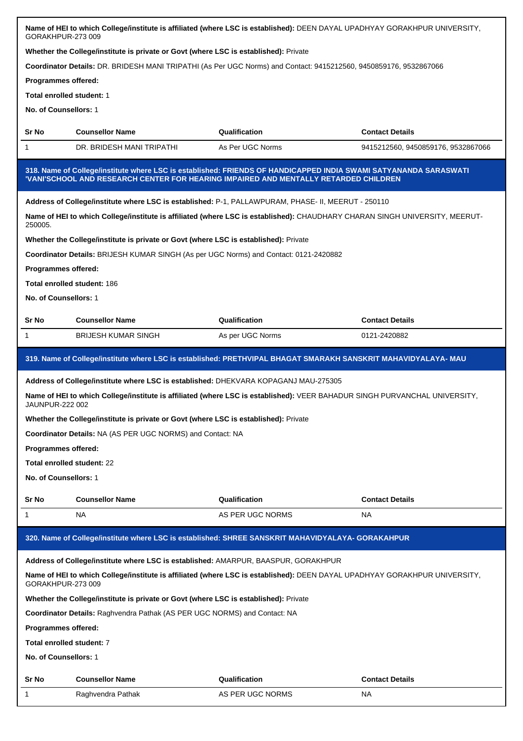**Name of HEI to which College/institute is affiliated (where LSC is established):** DEEN DAYAL UPADHYAY GORAKHPUR UNIVERSITY, GORAKHPUR-273 009

**Whether the College/institute is private or Govt (where LSC is established):** Private

**Coordinator Details:** DR. BRIDESH MANI TRIPATHI (As Per UGC Norms) and Contact: 9415212560, 9450859176, 9532867066

**Programmes offered:**

**Total enrolled student:** 1

**No. of Counsellors:** 1

| Sr No | Counsellor Name | Qualification | Contact Details |
|---|---|---|---|
| 1 | DR. BRIDESH MANI TRIPATHI | As Per UGC Norms | 9415212560, 9450859176, 9532867066 |

## 318. Name of College/institute where LSC is established: FRIENDS OF HANDICAPPED INDIA SWAMI SATYANANDA SARASWATI 'VANI'SCHOOL AND RESEARCH CENTER FOR HEARING IMPAIRED AND MENTALLY RETARDED CHILDREN

**Address of College/institute where LSC is established:** P-1, PALLAWPURAM, PHASE- II, MEERUT - 250110

**Name of HEI to which College/institute is affiliated (where LSC is established):** CHAUDHARY CHARAN SINGH UNIVERSITY, MEERUT-250005.

**Whether the College/institute is private or Govt (where LSC is established):** Private

**Coordinator Details:** BRIJESH KUMAR SINGH (As per UGC Norms) and Contact: 0121-2420882

**Programmes offered:**

**Total enrolled student:** 186

**No. of Counsellors:** 1

| Sr No | Counsellor Name | Qualification | Contact Details |
|---|---|---|---|
| 1 | BRIJESH KUMAR SINGH | As per UGC Norms | 0121-2420882 |

## 319. Name of College/institute where LSC is established: PRETHVIPAL BHAGAT SMARAKH SANSKRIT MAHAVIDYALAYA- MAU

**Address of College/institute where LSC is established:** DHEKVARA KOPAGANJ MAU-275305

**Name of HEI to which College/institute is affiliated (where LSC is established):** VEER BAHADUR SINGH PURVANCHAL UNIVERSITY, JAUNPUR-222 002

**Whether the College/institute is private or Govt (where LSC is established):** Private

**Coordinator Details:** NA (AS PER UGC NORMS) and Contact: NA

**Programmes offered:**

**Total enrolled student:** 22

**No. of Counsellors:** 1

| Sr No | Counsellor Name | Qualification | Contact Details |
|---|---|---|---|
| 1 | NA | AS PER UGC NORMS | NA |

## 320. Name of College/institute where LSC is established: SHREE SANSKRIT MAHAVIDYALAYA- GORAKAHPUR

**Address of College/institute where LSC is established:** AMARPUR, BAASPUR, GORAKHPUR

**Name of HEI to which College/institute is affiliated (where LSC is established):** DEEN DAYAL UPADHYAY GORAKHPUR UNIVERSITY, GORAKHPUR-273 009

**Whether the College/institute is private or Govt (where LSC is established):** Private

**Coordinator Details:** Raghvendra Pathak (AS PER UGC NORMS) and Contact: NA

**Programmes offered:**

**Total enrolled student:** 7

**No. of Counsellors:** 1

| Sr No | Counsellor Name | Qualification | Contact Details |
|---|---|---|---|
| 1 | Raghvendra Pathak | AS PER UGC NORMS | NA |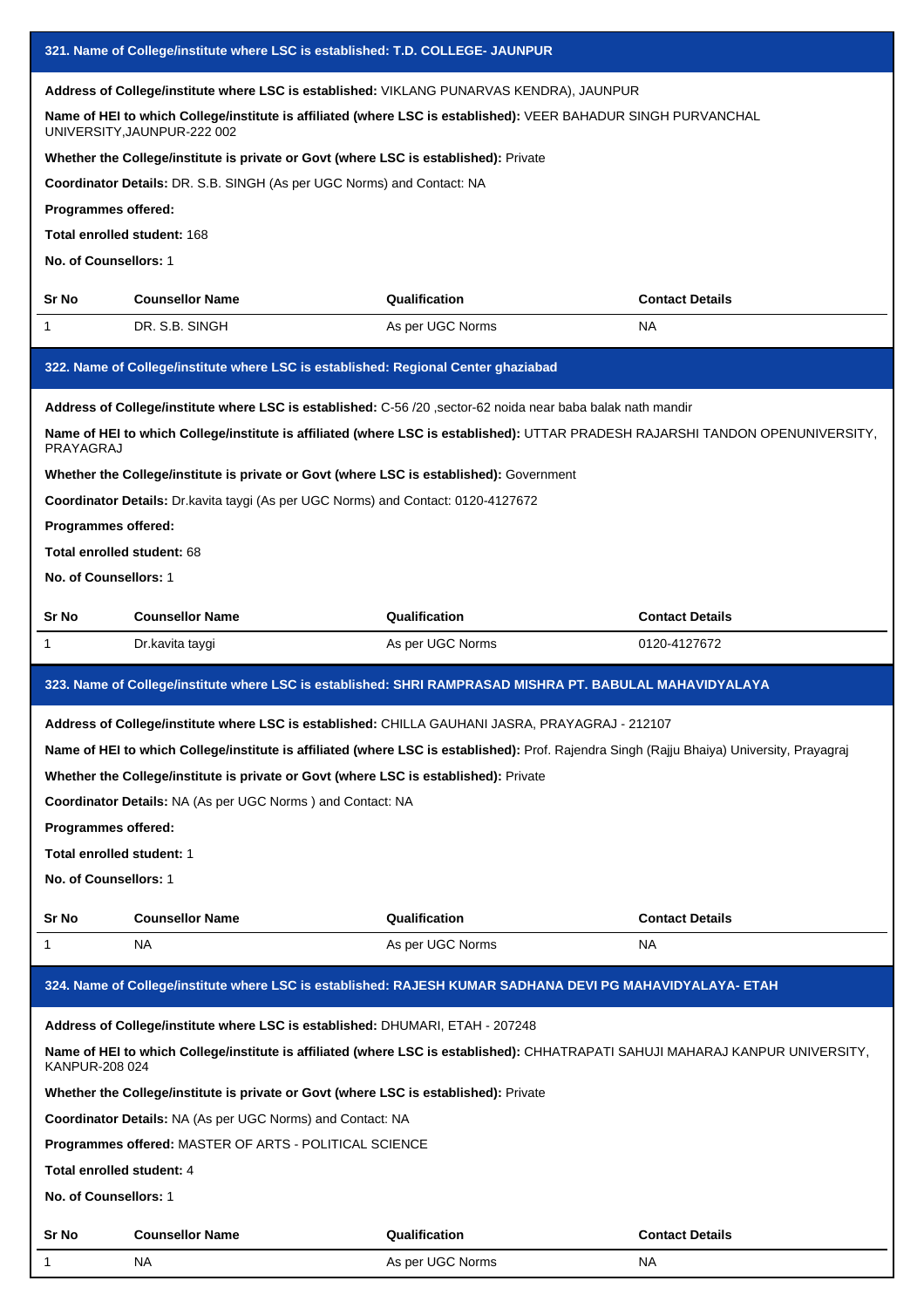## 321. Name of College/institute where LSC is established: T.D. COLLEGE- JAUNPUR

**Address of College/institute where LSC is established:** VIKLANG PUNARVAS KENDRA), JAUNPUR

**Name of HEI to which College/institute is affiliated (where LSC is established):** VEER BAHADUR SINGH PURVANCHAL UNIVERSITY,JAUNPUR-222 002

**Whether the College/institute is private or Govt (where LSC is established):** Private

**Coordinator Details:** DR. S.B. SINGH (As per UGC Norms) and Contact: NA

**Programmes offered:**

**Total enrolled student:** 168

**No. of Counsellors:** 1

| Sr No | Counsellor Name | Qualification | Contact Details |
|---|---|---|---|
| 1 | DR. S.B. SINGH | As per UGC Norms | NA |

## 322. Name of College/institute where LSC is established: Regional Center ghaziabad

**Address of College/institute where LSC is established:** C-56 /20 ,sector-62 noida near baba balak nath mandir

**Name of HEI to which College/institute is affiliated (where LSC is established):** UTTAR PRADESH RAJARSHI TANDON OPENUNIVERSITY, PRAYAGRAJ

**Whether the College/institute is private or Govt (where LSC is established):** Government

**Coordinator Details:** Dr.kavita taygi (As per UGC Norms) and Contact: 0120-4127672

**Programmes offered:**

**Total enrolled student:** 68

**No. of Counsellors:** 1

| Sr No | Counsellor Name | Qualification | Contact Details |
|---|---|---|---|
| 1 | Dr.kavita taygi | As per UGC Norms | 0120-4127672 |

## 323. Name of College/institute where LSC is established: SHRI RAMPRASAD MISHRA PT. BABULAL MAHAVIDYALAYA

**Address of College/institute where LSC is established:** CHILLA GAUHANI JASRA, PRAYAGRAJ - 212107

**Name of HEI to which College/institute is affiliated (where LSC is established):** Prof. Rajendra Singh (Rajju Bhaiya) University, Prayagraj

**Whether the College/institute is private or Govt (where LSC is established):** Private

**Coordinator Details:** NA (As per UGC Norms ) and Contact: NA

**Programmes offered:**

**Total enrolled student:** 1

**No. of Counsellors:** 1

| Sr No | Counsellor Name | Qualification | Contact Details |
|---|---|---|---|
| 1 | NA | As per UGC Norms | NA |

## 324. Name of College/institute where LSC is established: RAJESH KUMAR SADHANA DEVI PG MAHAVIDYALAYA- ETAH

**Address of College/institute where LSC is established:** DHUMARI, ETAH - 207248

**Name of HEI to which College/institute is affiliated (where LSC is established):** CHHATRAPATI SAHUJI MAHARAJ KANPUR UNIVERSITY, KANPUR-208 024

**Whether the College/institute is private or Govt (where LSC is established):** Private

**Coordinator Details:** NA (As per UGC Norms) and Contact: NA

**Programmes offered:** MASTER OF ARTS - POLITICAL SCIENCE

**Total enrolled student:** 4

**No. of Counsellors:** 1

| Sr No | Counsellor Name | Qualification | Contact Details |
|---|---|---|---|
| 1 | NA | As per UGC Norms | NA |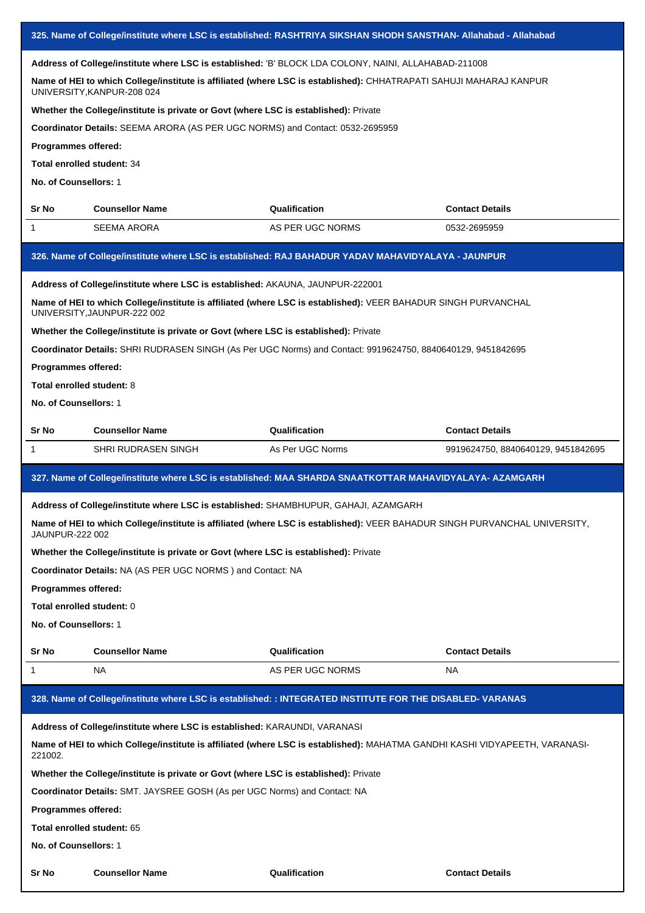### 325. Name of College/institute where LSC is established: RASHTRIYA SIKSHAN SHODH SANSTHAN- Allahabad - Allahabad

**Address of College/institute where LSC is established:** 'B' BLOCK LDA COLONY, NAINI, ALLAHABAD-211008

**Name of HEI to which College/institute is affiliated (where LSC is established):** CHHATRAPATI SAHUJI MAHARAJ KANPUR UNIVERSITY,KANPUR-208 024

**Whether the College/institute is private or Govt (where LSC is established):** Private

**Coordinator Details:** SEEMA ARORA (AS PER UGC NORMS) and Contact: 0532-2695959

**Programmes offered:**

**Total enrolled student:** 34

**No. of Counsellors:** 1

| Sr No | Counsellor Name | Qualification | Contact Details |
|---|---|---|---|
| 1 | SEEMA ARORA | AS PER UGC NORMS | 0532-2695959 |

### 326. Name of College/institute where LSC is established: RAJ BAHADUR YADAV MAHAVIDYALAYA - JAUNPUR

**Address of College/institute where LSC is established:** AKAUNA, JAUNPUR-222001

**Name of HEI to which College/institute is affiliated (where LSC is established):** VEER BAHADUR SINGH PURVANCHAL UNIVERSITY,JAUNPUR-222 002

**Whether the College/institute is private or Govt (where LSC is established):** Private

**Coordinator Details:** SHRI RUDRASEN SINGH (As Per UGC Norms) and Contact: 9919624750, 8840640129, 9451842695

**Programmes offered:**

**Total enrolled student:** 8

**No. of Counsellors:** 1

| Sr No | Counsellor Name | Qualification | Contact Details |
|---|---|---|---|
| 1 | SHRI RUDRASEN SINGH | As Per UGC Norms | 9919624750, 8840640129, 9451842695 |

### 327. Name of College/institute where LSC is established: MAA SHARDA SNAATKOTTAR MAHAVIDYALAYA- AZAMGARH

**Address of College/institute where LSC is established:** SHAMBHUPUR, GAHAJI, AZAMGARH

**Name of HEI to which College/institute is affiliated (where LSC is established):** VEER BAHADUR SINGH PURVANCHAL UNIVERSITY, JAUNPUR-222 002

**Whether the College/institute is private or Govt (where LSC is established):** Private

**Coordinator Details:** NA (AS PER UGC NORMS ) and Contact: NA

**Programmes offered:**

**Total enrolled student:** 0

**No. of Counsellors:** 1

| Sr No | Counsellor Name | Qualification | Contact Details |
|---|---|---|---|
| 1 | NA | AS PER UGC NORMS | NA |

### 328. Name of College/institute where LSC is established: : INTEGRATED INSTITUTE FOR THE DISABLED- VARANAS

**Address of College/institute where LSC is established:** KARAUNDI, VARANASI

**Name of HEI to which College/institute is affiliated (where LSC is established):** MAHATMA GANDHI KASHI VIDYAPEETH, VARANASI-221002.

**Whether the College/institute is private or Govt (where LSC is established):** Private

**Coordinator Details:** SMT. JAYSREE GOSH (As per UGC Norms) and Contact: NA

**Programmes offered:**

**Total enrolled student:** 65

**No. of Counsellors:** 1

| Sr No | Counsellor Name | Qualification | Contact Details |
|---|---|---|---|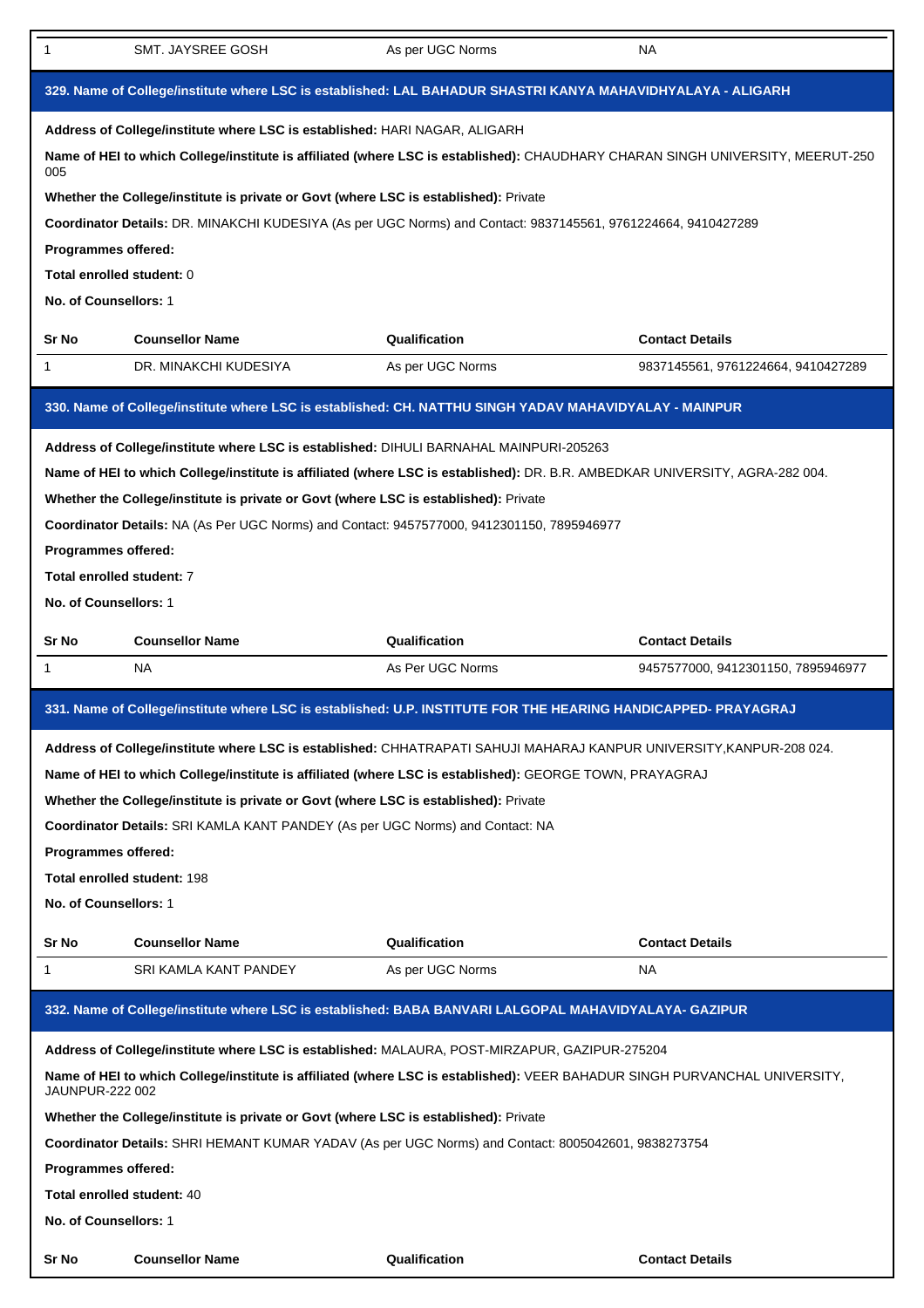| Sr No | Counsellor Name | Qualification | Contact Details |
|---|---|---|---|
| 1 | SMT. JAYSREE GOSH | As per UGC Norms | NA |

## 329. Name of College/institute where LSC is established: LAL BAHADUR SHASTRI KANYA MAHAVIDHYALAYA - ALIGARH

**Address of College/institute where LSC is established:** HARI NAGAR, ALIGARH

**Name of HEI to which College/institute is affiliated (where LSC is established):** CHAUDHARY CHARAN SINGH UNIVERSITY, MEERUT-250 005

**Whether the College/institute is private or Govt (where LSC is established):** Private

**Coordinator Details:** DR. MINAKCHI KUDESIYA (As per UGC Norms) and Contact: 9837145561, 9761224664, 9410427289

**Programmes offered:**

**Total enrolled student:** 0

**No. of Counsellors:** 1

| Sr No | Counsellor Name | Qualification | Contact Details |
|---|---|---|---|
| 1 | DR. MINAKCHI KUDESIYA | As per UGC Norms | 9837145561, 9761224664, 9410427289 |

## 330. Name of College/institute where LSC is established: CH. NATTHU SINGH YADAV MAHAVIDYALAY - MAINPUR

**Address of College/institute where LSC is established:** DIHULI BARNAHAL MAINPURI-205263

**Name of HEI to which College/institute is affiliated (where LSC is established):** DR. B.R. AMBEDKAR UNIVERSITY, AGRA-282 004.

**Whether the College/institute is private or Govt (where LSC is established):** Private

**Coordinator Details:** NA (As Per UGC Norms) and Contact: 9457577000, 9412301150, 7895946977

**Programmes offered:**

**Total enrolled student:** 7

**No. of Counsellors:** 1

| Sr No | Counsellor Name | Qualification | Contact Details |
|---|---|---|---|
| 1 | NA | As Per UGC Norms | 9457577000, 9412301150, 7895946977 |

## 331. Name of College/institute where LSC is established: U.P. INSTITUTE FOR THE HEARING HANDICAPPED- PRAYAGRAJ

**Address of College/institute where LSC is established:** CHHATRAPATI SAHUJI MAHARAJ KANPUR UNIVERSITY,KANPUR-208 024.

**Name of HEI to which College/institute is affiliated (where LSC is established):** GEORGE TOWN, PRAYAGRAJ

**Whether the College/institute is private or Govt (where LSC is established):** Private

**Coordinator Details:** SRI KAMLA KANT PANDEY (As per UGC Norms) and Contact: NA

**Programmes offered:**

**Total enrolled student:** 198

**No. of Counsellors:** 1

| Sr No | Counsellor Name | Qualification | Contact Details |
|---|---|---|---|
| 1 | SRI KAMLA KANT PANDEY | As per UGC Norms | NA |

## 332. Name of College/institute where LSC is established: BABA BANVARI LALGOPAL MAHAVIDYALAYA- GAZIPUR

**Address of College/institute where LSC is established:** MALAURA, POST-MIRZAPUR, GAZIPUR-275204

**Name of HEI to which College/institute is affiliated (where LSC is established):** VEER BAHADUR SINGH PURVANCHAL UNIVERSITY, JAUNPUR-222 002

**Whether the College/institute is private or Govt (where LSC is established):** Private

**Coordinator Details:** SHRI HEMANT KUMAR YADAV (As per UGC Norms) and Contact: 8005042601, 9838273754

**Programmes offered:**

**Total enrolled student:** 40

**No. of Counsellors:** 1

| Sr No | Counsellor Name | Qualification | Contact Details |
|---|---|---|---|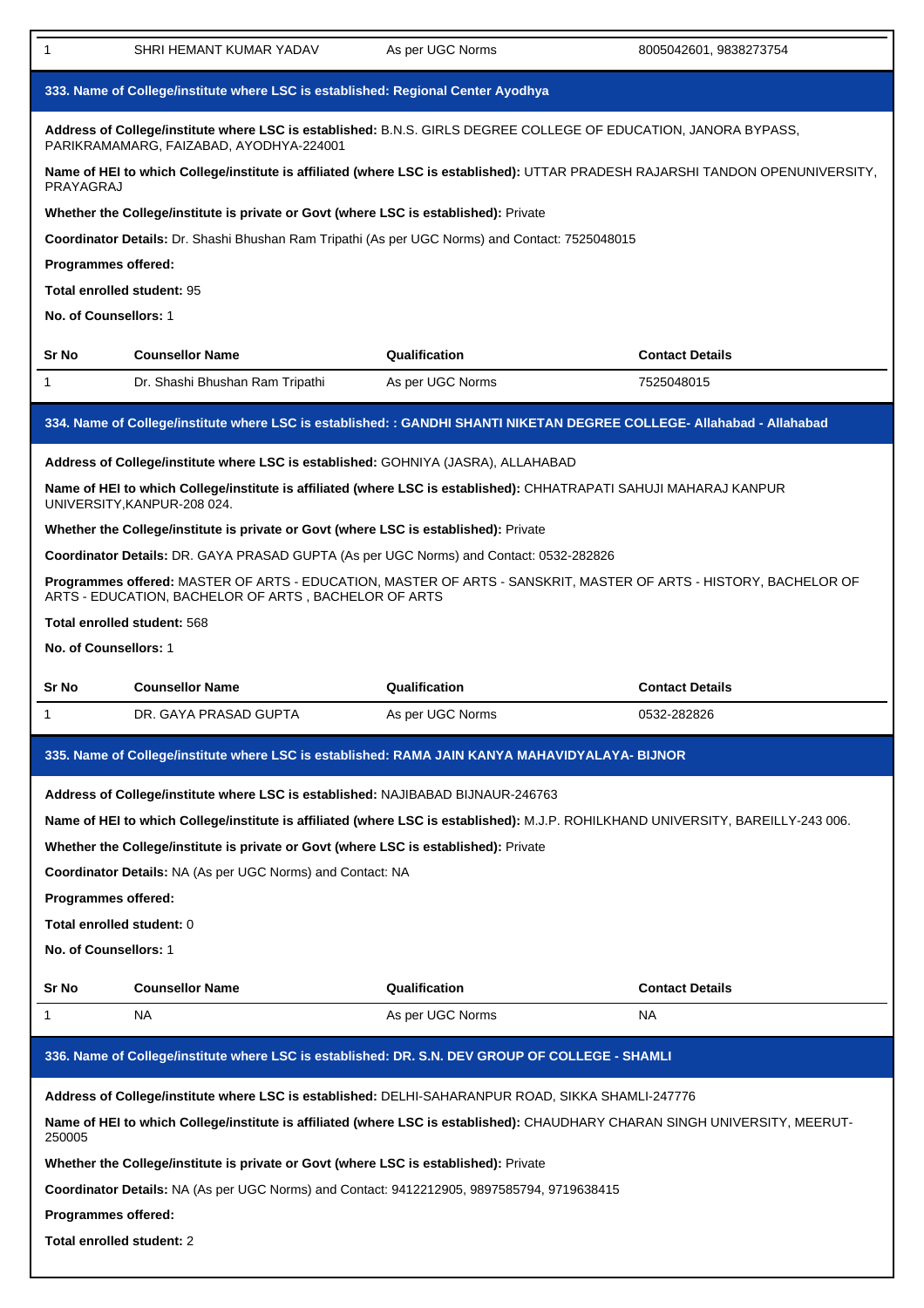| 1 | SHRI HEMANT KUMAR YADAV | As per UGC Norms | 8005042601, 9838273754 |
|---|---|---|---|

### 333. Name of College/institute where LSC is established: Regional Center Ayodhya

**Address of College/institute where LSC is established:** B.N.S. GIRLS DEGREE COLLEGE OF EDUCATION, JANORA BYPASS, PARIKRAMAMARG, FAIZABAD, AYODHYA-224001

**Name of HEI to which College/institute is affiliated (where LSC is established):** UTTAR PRADESH RAJARSHI TANDON OPENUNIVERSITY, PRAYAGRAJ

**Whether the College/institute is private or Govt (where LSC is established):** Private

**Coordinator Details:** Dr. Shashi Bhushan Ram Tripathi (As per UGC Norms) and Contact: 7525048015

**Programmes offered:**

**Total enrolled student:** 95

**No. of Counsellors:** 1

| Sr No | Counsellor Name | Qualification | Contact Details |
|---|---|---|---|
| 1 | Dr. Shashi Bhushan Ram Tripathi | As per UGC Norms | 7525048015 |

### 334. Name of College/institute where LSC is established: : GANDHI SHANTI NIKETAN DEGREE COLLEGE- Allahabad - Allahabad

**Address of College/institute where LSC is established:** GOHNIYA (JASRA), ALLAHABAD

**Name of HEI to which College/institute is affiliated (where LSC is established):** CHHATRAPATI SAHUJI MAHARAJ KANPUR UNIVERSITY,KANPUR-208 024.

**Whether the College/institute is private or Govt (where LSC is established):** Private

**Coordinator Details:** DR. GAYA PRASAD GUPTA (As per UGC Norms) and Contact: 0532-282826

**Programmes offered:** MASTER OF ARTS - EDUCATION, MASTER OF ARTS - SANSKRIT, MASTER OF ARTS - HISTORY, BACHELOR OF ARTS - EDUCATION, BACHELOR OF ARTS , BACHELOR OF ARTS

**Total enrolled student:** 568

**No. of Counsellors:** 1

| Sr No | Counsellor Name | Qualification | Contact Details |
|---|---|---|---|
| 1 | DR. GAYA PRASAD GUPTA | As per UGC Norms | 0532-282826 |

### 335. Name of College/institute where LSC is established: RAMA JAIN KANYA MAHAVIDYALAYA- BIJNOR

**Address of College/institute where LSC is established:** NAJIBABAD BIJNAUR-246763

**Name of HEI to which College/institute is affiliated (where LSC is established):** M.J.P. ROHILKHAND UNIVERSITY, BAREILLY-243 006.

**Whether the College/institute is private or Govt (where LSC is established):** Private

**Coordinator Details:** NA (As per UGC Norms) and Contact: NA

**Programmes offered:**

**Total enrolled student:** 0

**No. of Counsellors:** 1

| Sr No | Counsellor Name | Qualification | Contact Details |
|---|---|---|---|
| 1 | NA | As per UGC Norms | NA |

### 336. Name of College/institute where LSC is established: DR. S.N. DEV GROUP OF COLLEGE - SHAMLI

**Address of College/institute where LSC is established:** DELHI-SAHARANPUR ROAD, SIKKA SHAMLI-247776

**Name of HEI to which College/institute is affiliated (where LSC is established):** CHAUDHARY CHARAN SINGH UNIVERSITY, MEERUT-250005

**Whether the College/institute is private or Govt (where LSC is established):** Private

**Coordinator Details:** NA (As per UGC Norms) and Contact: 9412212905, 9897585794, 9719638415

**Programmes offered:**

**Total enrolled student:** 2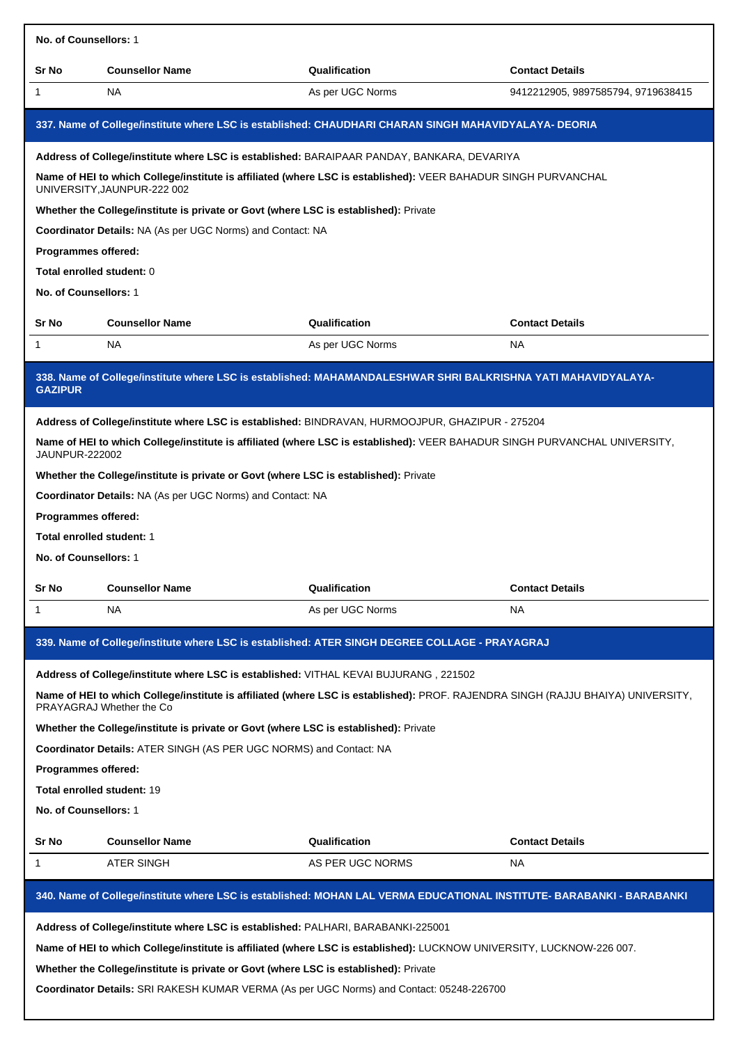**No. of Counsellors:** 1

| Sr No | Counsellor Name | Qualification | Contact Details |
| --- | --- | --- | --- |
| 1 | NA | As per UGC Norms | 9412212905, 9897585794, 9719638415 |

### 337. Name of College/institute where LSC is established: CHAUDHARI CHARAN SINGH MAHAVIDYALAYA- DEORIA

**Address of College/institute where LSC is established:** BARAIPAAR PANDAY, BANKARA, DEVARIYA

**Name of HEI to which College/institute is affiliated (where LSC is established):** VEER BAHADUR SINGH PURVANCHAL UNIVERSITY,JAUNPUR-222 002

**Whether the College/institute is private or Govt (where LSC is established):** Private

**Coordinator Details:** NA (As per UGC Norms) and Contact: NA

**Programmes offered:**

**Total enrolled student:** 0

**No. of Counsellors:** 1

| Sr No | Counsellor Name | Qualification | Contact Details |
| --- | --- | --- | --- |
| 1 | NA | As per UGC Norms | NA |

### 338. Name of College/institute where LSC is established: MAHAMANDALESHWAR SHRI BALKRISHNA YATI MAHAVIDYALAYA- GAZIPUR

**Address of College/institute where LSC is established:** BINDRAVAN, HURMOOJPUR, GHAZIPUR - 275204

**Name of HEI to which College/institute is affiliated (where LSC is established):** VEER BAHADUR SINGH PURVANCHAL UNIVERSITY, JAUNPUR-222002

**Whether the College/institute is private or Govt (where LSC is established):** Private

**Coordinator Details:** NA (As per UGC Norms) and Contact: NA

**Programmes offered:**

**Total enrolled student:** 1

**No. of Counsellors:** 1

| Sr No | Counsellor Name | Qualification | Contact Details |
| --- | --- | --- | --- |
| 1 | NA | As per UGC Norms | NA |

### 339. Name of College/institute where LSC is established: ATER SINGH DEGREE COLLAGE - PRAYAGRAJ

**Address of College/institute where LSC is established:** VITHAL KEVAI BUJURANG , 221502

**Name of HEI to which College/institute is affiliated (where LSC is established):** PROF. RAJENDRA SINGH (RAJJU BHAIYA) UNIVERSITY, PRAYAGRAJ Whether the Co

**Whether the College/institute is private or Govt (where LSC is established):** Private

**Coordinator Details:** ATER SINGH (AS PER UGC NORMS) and Contact: NA

**Programmes offered:**

**Total enrolled student:** 19

**No. of Counsellors:** 1

| Sr No | Counsellor Name | Qualification | Contact Details |
| --- | --- | --- | --- |
| 1 | ATER SINGH | AS PER UGC NORMS | NA |

### 340. Name of College/institute where LSC is established: MOHAN LAL VERMA EDUCATIONAL INSTITUTE- BARABANKI - BARABANKI

**Address of College/institute where LSC is established:** PALHARI, BARABANKI-225001

**Name of HEI to which College/institute is affiliated (where LSC is established):** LUCKNOW UNIVERSITY, LUCKNOW-226 007.

**Whether the College/institute is private or Govt (where LSC is established):** Private

**Coordinator Details:** SRI RAKESH KUMAR VERMA (As per UGC Norms) and Contact: 05248-226700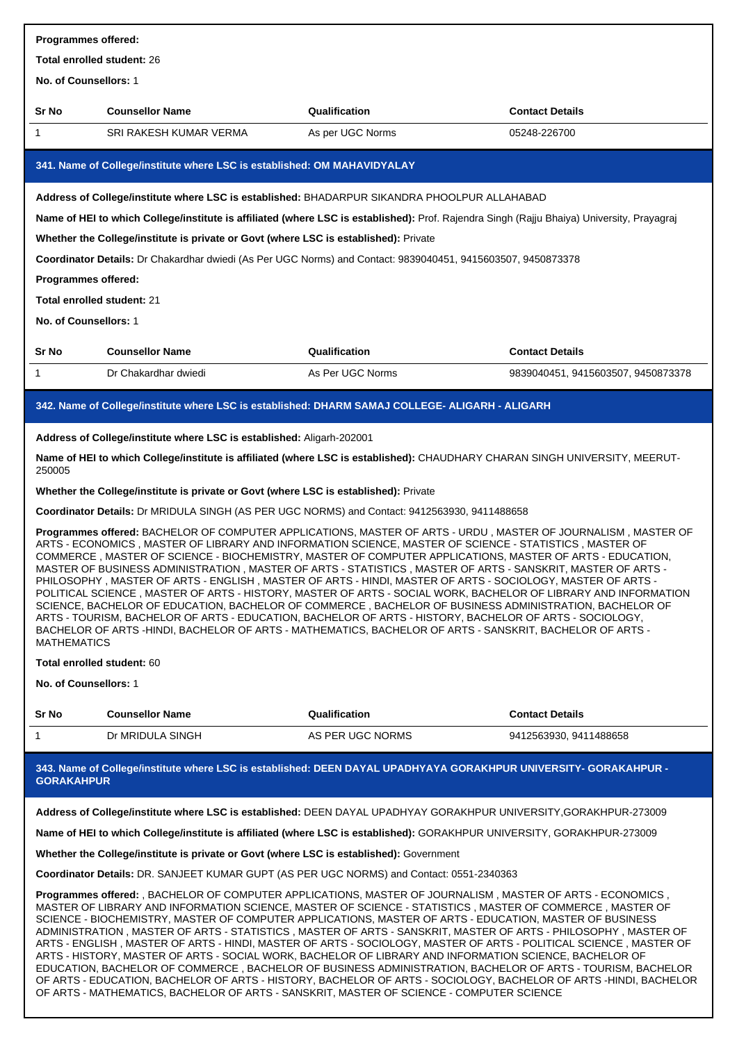**Programmes offered:**

**Total enrolled student:** 26

**No. of Counsellors:** 1

| Sr No | Counsellor Name | Qualification | Contact Details |
|---|---|---|---|
| 1 | SRI RAKESH KUMAR VERMA | As per UGC Norms | 05248-226700 |

### 341. Name of College/institute where LSC is established: OM MAHAVIDYALAY

**Address of College/institute where LSC is established:** BHADARPUR SIKANDRA PHOOLPUR ALLAHABAD

**Name of HEI to which College/institute is affiliated (where LSC is established):** Prof. Rajendra Singh (Rajju Bhaiya) University, Prayagraj

**Whether the College/institute is private or Govt (where LSC is established):** Private

**Coordinator Details:** Dr Chakardhar dwiedi (As Per UGC Norms) and Contact: 9839040451, 9415603507, 9450873378

**Programmes offered:**

**Total enrolled student:** 21

**No. of Counsellors:** 1

| Sr No | Counsellor Name | Qualification | Contact Details |
|---|---|---|---|
| 1 | Dr Chakardhar dwiedi | As Per UGC Norms | 9839040451, 9415603507, 9450873378 |

### 342. Name of College/institute where LSC is established: DHARM SAMAJ COLLEGE- ALIGARH - ALIGARH

**Address of College/institute where LSC is established:** Aligarh-202001

**Name of HEI to which College/institute is affiliated (where LSC is established):** CHAUDHARY CHARAN SINGH UNIVERSITY, MEERUT-250005

**Whether the College/institute is private or Govt (where LSC is established):** Private

**Coordinator Details:** Dr MRIDULA SINGH (AS PER UGC NORMS) and Contact: 9412563930, 9411488658

**Programmes offered:** BACHELOR OF COMPUTER APPLICATIONS, MASTER OF ARTS - URDU , MASTER OF JOURNALISM , MASTER OF ARTS - ECONOMICS , MASTER OF LIBRARY AND INFORMATION SCIENCE, MASTER OF SCIENCE - STATISTICS , MASTER OF COMMERCE , MASTER OF SCIENCE - BIOCHEMISTRY, MASTER OF COMPUTER APPLICATIONS, MASTER OF ARTS - EDUCATION, MASTER OF BUSINESS ADMINISTRATION , MASTER OF ARTS - STATISTICS , MASTER OF ARTS - SANSKRIT, MASTER OF ARTS - PHILOSOPHY , MASTER OF ARTS - ENGLISH , MASTER OF ARTS - HINDI, MASTER OF ARTS - SOCIOLOGY, MASTER OF ARTS - POLITICAL SCIENCE , MASTER OF ARTS - HISTORY, MASTER OF ARTS - SOCIAL WORK, BACHELOR OF LIBRARY AND INFORMATION SCIENCE, BACHELOR OF EDUCATION, BACHELOR OF COMMERCE , BACHELOR OF BUSINESS ADMINISTRATION, BACHELOR OF ARTS - TOURISM, BACHELOR OF ARTS - EDUCATION, BACHELOR OF ARTS - HISTORY, BACHELOR OF ARTS - SOCIOLOGY, BACHELOR OF ARTS -HINDI, BACHELOR OF ARTS - MATHEMATICS, BACHELOR OF ARTS - SANSKRIT, BACHELOR OF ARTS - MATHEMATICS

**Total enrolled student:** 60

**No. of Counsellors:** 1

| Sr No | Counsellor Name | Qualification | Contact Details |
|---|---|---|---|
| 1 | Dr MRIDULA SINGH | AS PER UGC NORMS | 9412563930, 9411488658 |

### 343. Name of College/institute where LSC is established: DEEN DAYAL UPADHYAYA GORAKHPUR UNIVERSITY- GORAKAHPUR - GORAKAHPUR

**Address of College/institute where LSC is established:** DEEN DAYAL UPADHYAY GORAKHPUR UNIVERSITY,GORAKHPUR-273009

**Name of HEI to which College/institute is affiliated (where LSC is established):** GORAKHPUR UNIVERSITY, GORAKHPUR-273009

**Whether the College/institute is private or Govt (where LSC is established):** Government

**Coordinator Details:** DR. SANJEET KUMAR GUPT (AS PER UGC NORMS) and Contact: 0551-2340363

**Programmes offered:** , BACHELOR OF COMPUTER APPLICATIONS, MASTER OF JOURNALISM , MASTER OF ARTS - ECONOMICS , MASTER OF LIBRARY AND INFORMATION SCIENCE, MASTER OF SCIENCE - STATISTICS , MASTER OF COMMERCE , MASTER OF SCIENCE - BIOCHEMISTRY, MASTER OF COMPUTER APPLICATIONS, MASTER OF ARTS - EDUCATION, MASTER OF BUSINESS ADMINISTRATION , MASTER OF ARTS - STATISTICS , MASTER OF ARTS - SANSKRIT, MASTER OF ARTS - PHILOSOPHY , MASTER OF ARTS - ENGLISH , MASTER OF ARTS - HINDI, MASTER OF ARTS - SOCIOLOGY, MASTER OF ARTS - POLITICAL SCIENCE , MASTER OF ARTS - HISTORY, MASTER OF ARTS - SOCIAL WORK, BACHELOR OF LIBRARY AND INFORMATION SCIENCE, BACHELOR OF EDUCATION, BACHELOR OF COMMERCE , BACHELOR OF BUSINESS ADMINISTRATION, BACHELOR OF ARTS - TOURISM, BACHELOR OF ARTS - EDUCATION, BACHELOR OF ARTS - HISTORY, BACHELOR OF ARTS - SOCIOLOGY, BACHELOR OF ARTS -HINDI, BACHELOR OF ARTS - MATHEMATICS, BACHELOR OF ARTS - SANSKRIT, MASTER OF SCIENCE - COMPUTER SCIENCE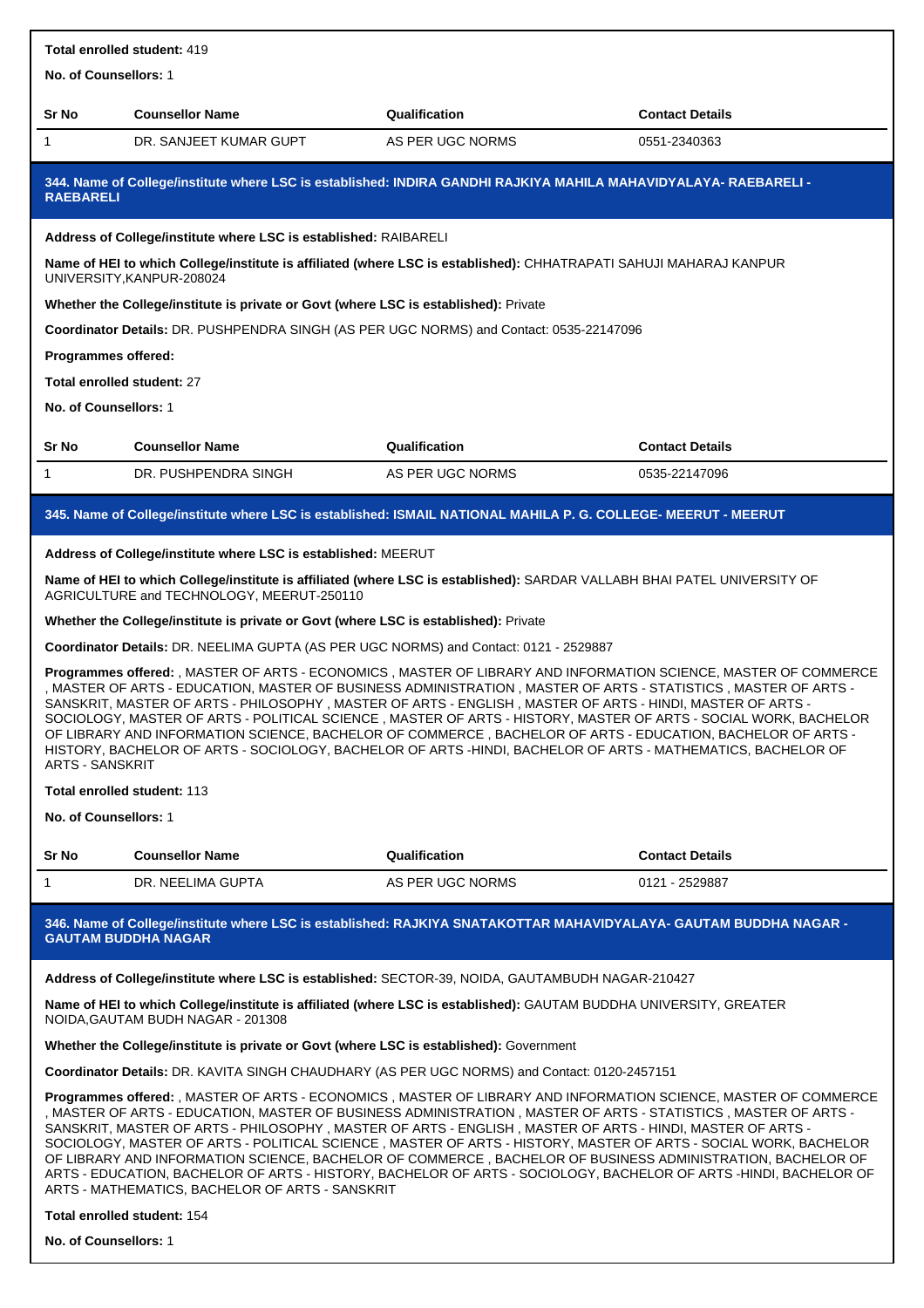**Total enrolled student:** 419

**No. of Counsellors:** 1

| Sr No | Counsellor Name | Qualification | Contact Details |
|---|---|---|---|
| 1 | DR. SANJEET KUMAR GUPT | AS PER UGC NORMS | 0551-2340363 |

### 344. Name of College/institute where LSC is established: INDIRA GANDHI RAJKIYA MAHILA MAHAVIDYALAYA- RAEBARELI - RAEBARELI

**Address of College/institute where LSC is established:** RAIBARELI

**Name of HEI to which College/institute is affiliated (where LSC is established):** CHHATRAPATI SAHUJI MAHARAJ KANPUR UNIVERSITY,KANPUR-208024

**Whether the College/institute is private or Govt (where LSC is established):** Private

**Coordinator Details:** DR. PUSHPENDRA SINGH (AS PER UGC NORMS) and Contact: 0535-22147096

**Programmes offered:**

**Total enrolled student:** 27

**No. of Counsellors:** 1

| Sr No | Counsellor Name | Qualification | Contact Details |
|---|---|---|---|
| 1 | DR. PUSHPENDRA SINGH | AS PER UGC NORMS | 0535-22147096 |

### 345. Name of College/institute where LSC is established: ISMAIL NATIONAL MAHILA P. G. COLLEGE- MEERUT - MEERUT

**Address of College/institute where LSC is established:** MEERUT

**Name of HEI to which College/institute is affiliated (where LSC is established):** SARDAR VALLABH BHAI PATEL UNIVERSITY OF AGRICULTURE and TECHNOLOGY, MEERUT-250110

**Whether the College/institute is private or Govt (where LSC is established):** Private

**Coordinator Details:** DR. NEELIMA GUPTA (AS PER UGC NORMS) and Contact: 0121 - 2529887

**Programmes offered:** , MASTER OF ARTS - ECONOMICS , MASTER OF LIBRARY AND INFORMATION SCIENCE, MASTER OF COMMERCE , MASTER OF ARTS - EDUCATION, MASTER OF BUSINESS ADMINISTRATION , MASTER OF ARTS - STATISTICS , MASTER OF ARTS - SANSKRIT, MASTER OF ARTS - PHILOSOPHY , MASTER OF ARTS - ENGLISH , MASTER OF ARTS - HINDI, MASTER OF ARTS - SOCIOLOGY, MASTER OF ARTS - POLITICAL SCIENCE , MASTER OF ARTS - HISTORY, MASTER OF ARTS - SOCIAL WORK, BACHELOR OF LIBRARY AND INFORMATION SCIENCE, BACHELOR OF COMMERCE , BACHELOR OF ARTS - EDUCATION, BACHELOR OF ARTS - HISTORY, BACHELOR OF ARTS - SOCIOLOGY, BACHELOR OF ARTS -HINDI, BACHELOR OF ARTS - MATHEMATICS, BACHELOR OF ARTS - SANSKRIT

**Total enrolled student:** 113

**No. of Counsellors:** 1

| Sr No | Counsellor Name | Qualification | Contact Details |
|---|---|---|---|
| 1 | DR. NEELIMA GUPTA | AS PER UGC NORMS | 0121 - 2529887 |

### 346. Name of College/institute where LSC is established: RAJKIYA SNATAKOTTAR MAHAVIDYALAYA- GAUTAM BUDDHA NAGAR - GAUTAM BUDDHA NAGAR

**Address of College/institute where LSC is established:** SECTOR-39, NOIDA, GAUTAMBUDH NAGAR-210427

**Name of HEI to which College/institute is affiliated (where LSC is established):** GAUTAM BUDDHA UNIVERSITY, GREATER NOIDA,GAUTAM BUDH NAGAR - 201308

**Whether the College/institute is private or Govt (where LSC is established):** Government

**Coordinator Details:** DR. KAVITA SINGH CHAUDHARY (AS PER UGC NORMS) and Contact: 0120-2457151

**Programmes offered:** , MASTER OF ARTS - ECONOMICS , MASTER OF LIBRARY AND INFORMATION SCIENCE, MASTER OF COMMERCE , MASTER OF ARTS - EDUCATION, MASTER OF BUSINESS ADMINISTRATION , MASTER OF ARTS - STATISTICS , MASTER OF ARTS - SANSKRIT, MASTER OF ARTS - PHILOSOPHY , MASTER OF ARTS - ENGLISH , MASTER OF ARTS - HINDI, MASTER OF ARTS - SOCIOLOGY, MASTER OF ARTS - POLITICAL SCIENCE , MASTER OF ARTS - HISTORY, MASTER OF ARTS - SOCIAL WORK, BACHELOR OF LIBRARY AND INFORMATION SCIENCE, BACHELOR OF COMMERCE , BACHELOR OF BUSINESS ADMINISTRATION, BACHELOR OF ARTS - EDUCATION, BACHELOR OF ARTS - HISTORY, BACHELOR OF ARTS - SOCIOLOGY, BACHELOR OF ARTS -HINDI, BACHELOR OF ARTS - MATHEMATICS, BACHELOR OF ARTS - SANSKRIT

**Total enrolled student:** 154

**No. of Counsellors:** 1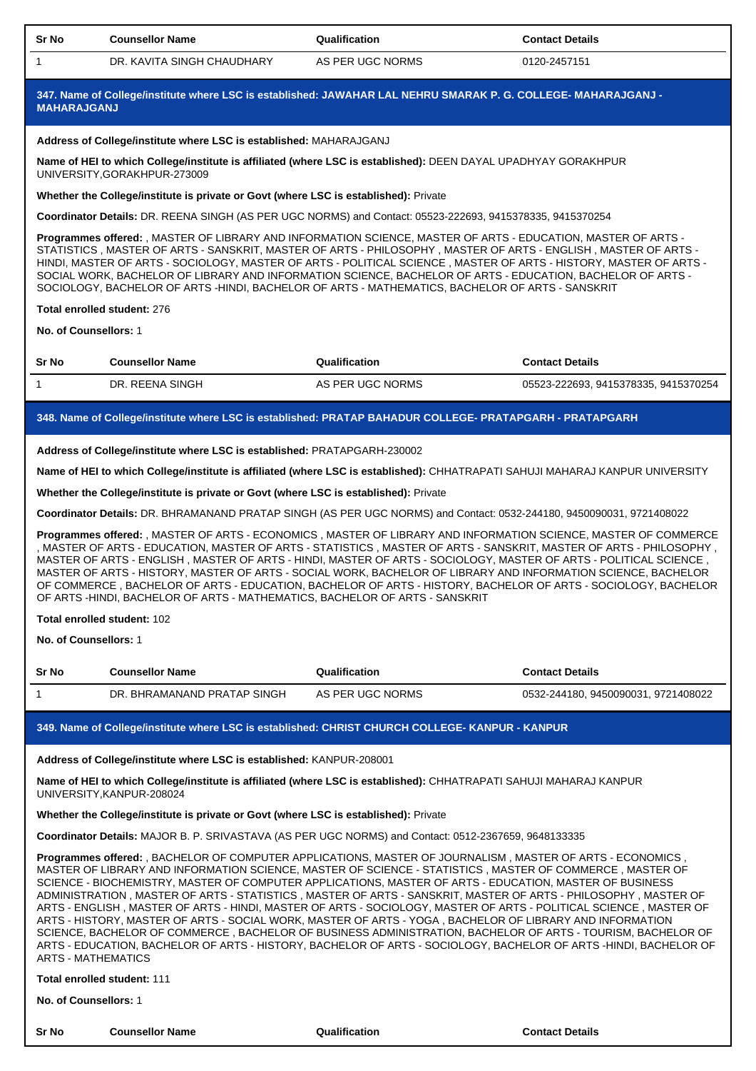| Sr No | Counsellor Name | Qualification | Contact Details |
| --- | --- | --- | --- |
| 1 | DR. KAVITA SINGH CHAUDHARY | AS PER UGC NORMS | 0120-2457151 |

### 347. Name of College/institute where LSC is established: JAWAHAR LAL NEHRU SMARAK P. G. COLLEGE- MAHARAJGANJ - MAHARAJGANJ

**Address of College/institute where LSC is established:** MAHARAJGANJ

**Name of HEI to which College/institute is affiliated (where LSC is established):** DEEN DAYAL UPADHYAY GORAKHPUR UNIVERSITY,GORAKHPUR-273009

**Whether the College/institute is private or Govt (where LSC is established):** Private

**Coordinator Details:** DR. REENA SINGH (AS PER UGC NORMS) and Contact: 05523-222693, 9415378335, 9415370254

**Programmes offered:** , MASTER OF LIBRARY AND INFORMATION SCIENCE, MASTER OF ARTS - EDUCATION, MASTER OF ARTS - STATISTICS , MASTER OF ARTS - SANSKRIT, MASTER OF ARTS - PHILOSOPHY , MASTER OF ARTS - ENGLISH , MASTER OF ARTS - HINDI, MASTER OF ARTS - SOCIOLOGY, MASTER OF ARTS - POLITICAL SCIENCE , MASTER OF ARTS - HISTORY, MASTER OF ARTS - SOCIAL WORK, BACHELOR OF LIBRARY AND INFORMATION SCIENCE, BACHELOR OF ARTS - EDUCATION, BACHELOR OF ARTS - SOCIOLOGY, BACHELOR OF ARTS -HINDI, BACHELOR OF ARTS - MATHEMATICS, BACHELOR OF ARTS - SANSKRIT

**Total enrolled student:** 276

**No. of Counsellors:** 1

| Sr No | Counsellor Name | Qualification | Contact Details |
| --- | --- | --- | --- |
| 1 | DR. REENA SINGH | AS PER UGC NORMS | 05523-222693, 9415378335, 9415370254 |

### 348. Name of College/institute where LSC is established: PRATAP BAHADUR COLLEGE- PRATAPGARH - PRATAPGARH

**Address of College/institute where LSC is established:** PRATAPGARH-230002

**Name of HEI to which College/institute is affiliated (where LSC is established):** CHHATRAPATI SAHUJI MAHARAJ KANPUR UNIVERSITY

**Whether the College/institute is private or Govt (where LSC is established):** Private

**Coordinator Details:** DR. BHRAMANAND PRATAP SINGH (AS PER UGC NORMS) and Contact: 0532-244180, 9450090031, 9721408022

**Programmes offered:** , MASTER OF ARTS - ECONOMICS , MASTER OF LIBRARY AND INFORMATION SCIENCE, MASTER OF COMMERCE , MASTER OF ARTS - EDUCATION, MASTER OF ARTS - STATISTICS , MASTER OF ARTS - SANSKRIT, MASTER OF ARTS - PHILOSOPHY , MASTER OF ARTS - ENGLISH , MASTER OF ARTS - HINDI, MASTER OF ARTS - SOCIOLOGY, MASTER OF ARTS - POLITICAL SCIENCE , MASTER OF ARTS - HISTORY, MASTER OF ARTS - SOCIAL WORK, BACHELOR OF LIBRARY AND INFORMATION SCIENCE, BACHELOR OF COMMERCE , BACHELOR OF ARTS - EDUCATION, BACHELOR OF ARTS - HISTORY, BACHELOR OF ARTS - SOCIOLOGY, BACHELOR OF ARTS -HINDI, BACHELOR OF ARTS - MATHEMATICS, BACHELOR OF ARTS - SANSKRIT

**Total enrolled student:** 102

**No. of Counsellors:** 1

| Sr No | Counsellor Name | Qualification | Contact Details |
| --- | --- | --- | --- |
| 1 | DR. BHRAMANAND PRATAP SINGH | AS PER UGC NORMS | 0532-244180, 9450090031, 9721408022 |

### 349. Name of College/institute where LSC is established: CHRIST CHURCH COLLEGE- KANPUR - KANPUR

**Address of College/institute where LSC is established:** KANPUR-208001

**Name of HEI to which College/institute is affiliated (where LSC is established):** CHHATRAPATI SAHUJI MAHARAJ KANPUR UNIVERSITY,KANPUR-208024

**Whether the College/institute is private or Govt (where LSC is established):** Private

**Coordinator Details:** MAJOR B. P. SRIVASTAVA (AS PER UGC NORMS) and Contact: 0512-2367659, 9648133335

**Programmes offered:** , BACHELOR OF COMPUTER APPLICATIONS, MASTER OF JOURNALISM , MASTER OF ARTS - ECONOMICS , MASTER OF LIBRARY AND INFORMATION SCIENCE, MASTER OF SCIENCE - STATISTICS , MASTER OF COMMERCE , MASTER OF SCIENCE - BIOCHEMISTRY, MASTER OF COMPUTER APPLICATIONS, MASTER OF ARTS - EDUCATION, MASTER OF BUSINESS ADMINISTRATION , MASTER OF ARTS - STATISTICS , MASTER OF ARTS - SANSKRIT, MASTER OF ARTS - PHILOSOPHY , MASTER OF ARTS - ENGLISH , MASTER OF ARTS - HINDI, MASTER OF ARTS - SOCIOLOGY, MASTER OF ARTS - POLITICAL SCIENCE , MASTER OF ARTS - HISTORY, MASTER OF ARTS - SOCIAL WORK, MASTER OF ARTS - YOGA , BACHELOR OF LIBRARY AND INFORMATION SCIENCE, BACHELOR OF COMMERCE , BACHELOR OF BUSINESS ADMINISTRATION, BACHELOR OF ARTS - TOURISM, BACHELOR OF ARTS - EDUCATION, BACHELOR OF ARTS - HISTORY, BACHELOR OF ARTS - SOCIOLOGY, BACHELOR OF ARTS -HINDI, BACHELOR OF ARTS - MATHEMATICS

**Total enrolled student:** 111

**No. of Counsellors:** 1

| Sr No | Counsellor Name | Qualification | Contact Details |
| --- | --- | --- | --- |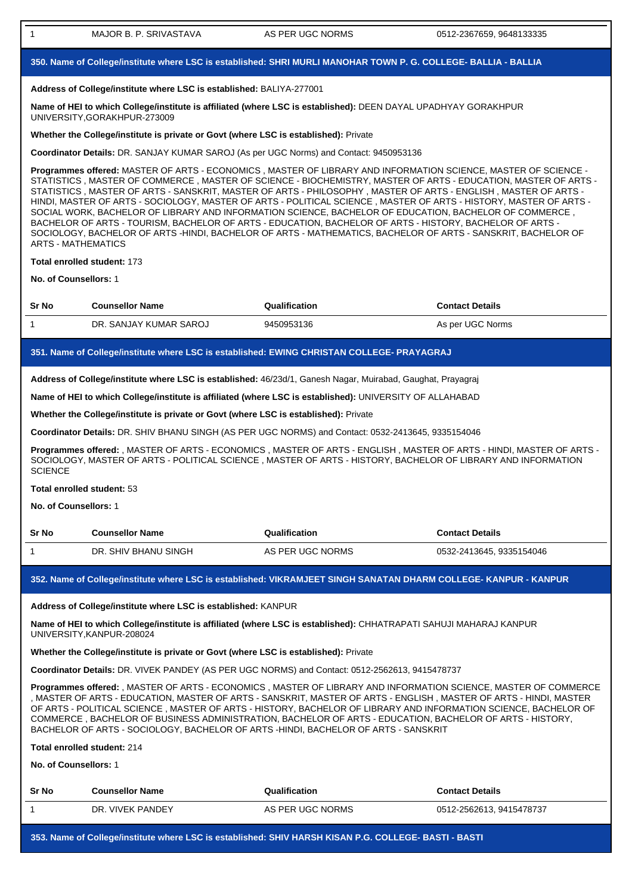| 1 | MAJOR B. P. SRIVASTAVA | AS PER UGC NORMS | 0512-2367659, 9648133335 |
|---|---|---|---|

### 350. Name of College/institute where LSC is established: SHRI MURLI MANOHAR TOWN P. G. COLLEGE- BALLIA - BALLIA

**Address of College/institute where LSC is established:** BALIYA-277001

**Name of HEI to which College/institute is affiliated (where LSC is established):** DEEN DAYAL UPADHYAY GORAKHPUR UNIVERSITY,GORAKHPUR-273009

**Whether the College/institute is private or Govt (where LSC is established):** Private

**Coordinator Details:** DR. SANJAY KUMAR SAROJ (As per UGC Norms) and Contact: 9450953136

**Programmes offered:** MASTER OF ARTS - ECONOMICS , MASTER OF LIBRARY AND INFORMATION SCIENCE, MASTER OF SCIENCE - STATISTICS , MASTER OF COMMERCE , MASTER OF SCIENCE - BIOCHEMISTRY, MASTER OF ARTS - EDUCATION, MASTER OF ARTS - STATISTICS , MASTER OF ARTS - SANSKRIT, MASTER OF ARTS - PHILOSOPHY , MASTER OF ARTS - ENGLISH , MASTER OF ARTS - HINDI, MASTER OF ARTS - SOCIOLOGY, MASTER OF ARTS - POLITICAL SCIENCE , MASTER OF ARTS - HISTORY, MASTER OF ARTS - SOCIAL WORK, BACHELOR OF LIBRARY AND INFORMATION SCIENCE, BACHELOR OF EDUCATION, BACHELOR OF COMMERCE , BACHELOR OF ARTS - TOURISM, BACHELOR OF ARTS - EDUCATION, BACHELOR OF ARTS - HISTORY, BACHELOR OF ARTS - SOCIOLOGY, BACHELOR OF ARTS -HINDI, BACHELOR OF ARTS - MATHEMATICS, BACHELOR OF ARTS - SANSKRIT, BACHELOR OF ARTS - MATHEMATICS

**Total enrolled student:** 173

**No. of Counsellors:** 1

| Sr No | Counsellor Name | Qualification | Contact Details |
|---|---|---|---|
| 1 | DR. SANJAY KUMAR SAROJ | 9450953136 | As per UGC Norms |

### 351. Name of College/institute where LSC is established: EWING CHRISTAN COLLEGE- PRAYAGRAJ

**Address of College/institute where LSC is established:** 46/23d/1, Ganesh Nagar, Muirabad, Gaughat, Prayagraj

**Name of HEI to which College/institute is affiliated (where LSC is established):** UNIVERSITY OF ALLAHABAD

**Whether the College/institute is private or Govt (where LSC is established):** Private

**Coordinator Details:** DR. SHIV BHANU SINGH (AS PER UGC NORMS) and Contact: 0532-2413645, 9335154046

**Programmes offered:** , MASTER OF ARTS - ECONOMICS , MASTER OF ARTS - ENGLISH , MASTER OF ARTS - HINDI, MASTER OF ARTS - SOCIOLOGY, MASTER OF ARTS - POLITICAL SCIENCE , MASTER OF ARTS - HISTORY, BACHELOR OF LIBRARY AND INFORMATION SCIENCE

**Total enrolled student:** 53

**No. of Counsellors:** 1

| Sr No | Counsellor Name | Qualification | Contact Details |
|---|---|---|---|
| 1 | DR. SHIV BHANU SINGH | AS PER UGC NORMS | 0532-2413645, 9335154046 |

### 352. Name of College/institute where LSC is established: VIKRAMJEET SINGH SANATAN DHARM COLLEGE- KANPUR - KANPUR

**Address of College/institute where LSC is established:** KANPUR

**Name of HEI to which College/institute is affiliated (where LSC is established):** CHHATRAPATI SAHUJI MAHARAJ KANPUR UNIVERSITY,KANPUR-208024

**Whether the College/institute is private or Govt (where LSC is established):** Private

**Coordinator Details:** DR. VIVEK PANDEY (AS PER UGC NORMS) and Contact: 0512-2562613, 9415478737

**Programmes offered:** , MASTER OF ARTS - ECONOMICS , MASTER OF LIBRARY AND INFORMATION SCIENCE, MASTER OF COMMERCE , MASTER OF ARTS - EDUCATION, MASTER OF ARTS - SANSKRIT, MASTER OF ARTS - ENGLISH , MASTER OF ARTS - HINDI, MASTER OF ARTS - POLITICAL SCIENCE , MASTER OF ARTS - HISTORY, BACHELOR OF LIBRARY AND INFORMATION SCIENCE, BACHELOR OF COMMERCE , BACHELOR OF BUSINESS ADMINISTRATION, BACHELOR OF ARTS - EDUCATION, BACHELOR OF ARTS - HISTORY, BACHELOR OF ARTS - SOCIOLOGY, BACHELOR OF ARTS -HINDI, BACHELOR OF ARTS - SANSKRIT

**Total enrolled student:** 214

**No. of Counsellors:** 1

| Sr No | Counsellor Name | Qualification | Contact Details |
|---|---|---|---|
| 1 | DR. VIVEK PANDEY | AS PER UGC NORMS | 0512-2562613, 9415478737 |

### 353. Name of College/institute where LSC is established: SHIV HARSH KISAN P.G. COLLEGE- BASTI - BASTI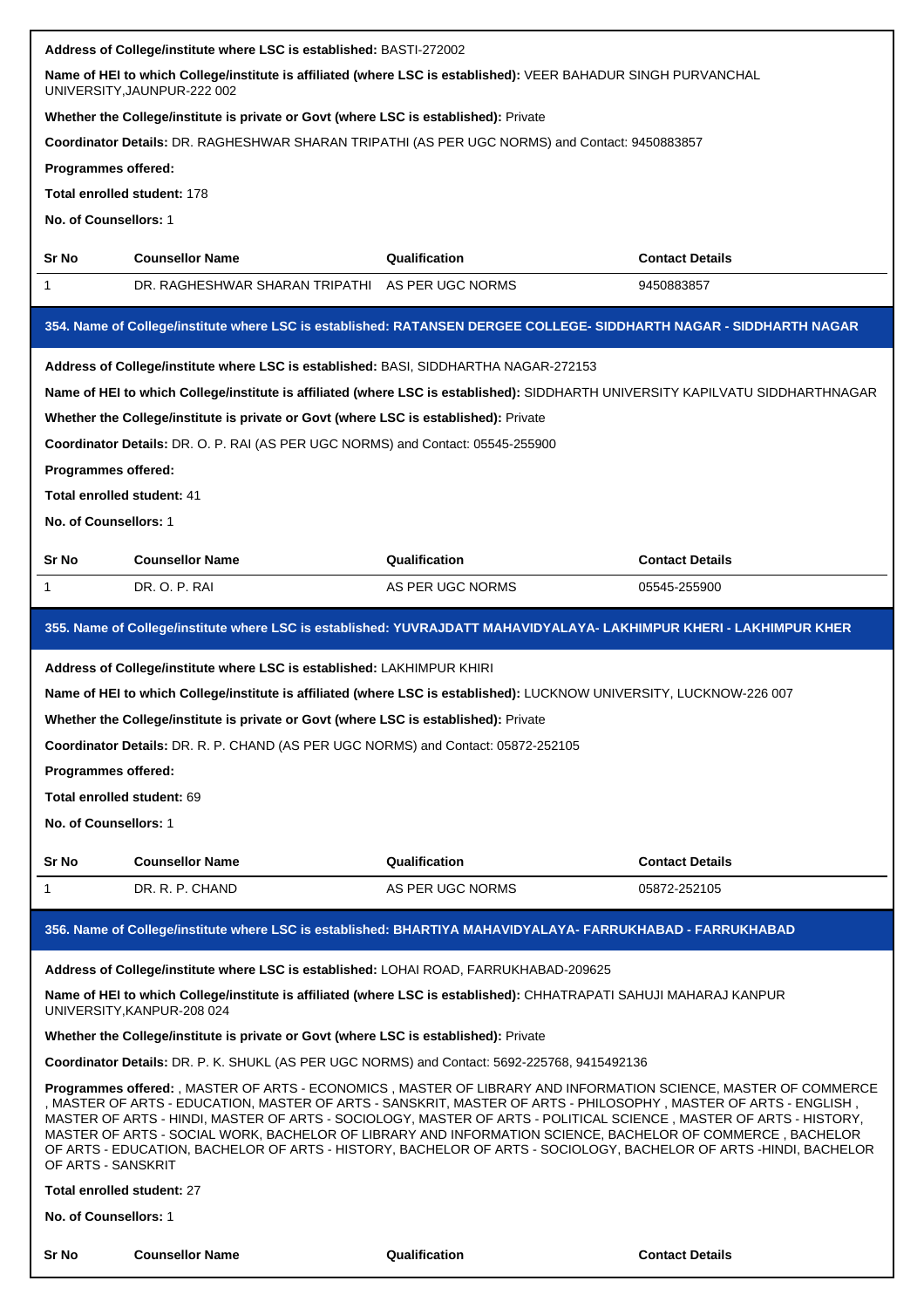**Address of College/institute where LSC is established:** BASTI-272002

**Name of HEI to which College/institute is affiliated (where LSC is established):** VEER BAHADUR SINGH PURVANCHAL UNIVERSITY,JAUNPUR-222 002

**Whether the College/institute is private or Govt (where LSC is established):** Private

**Coordinator Details:** DR. RAGHESHWAR SHARAN TRIPATHI (AS PER UGC NORMS) and Contact: 9450883857

**Programmes offered:**

**Total enrolled student:** 178

**No. of Counsellors:** 1

| Sr No | Counsellor Name | Qualification | Contact Details |
|---|---|---|---|
| 1 | DR. RAGHESHWAR SHARAN TRIPATHI | AS PER UGC NORMS | 9450883857 |

### 354. Name of College/institute where LSC is established: RATANSEN DERGEE COLLEGE- SIDDHARTH NAGAR - SIDDHARTH NAGAR

**Address of College/institute where LSC is established:** BASI, SIDDHARTHA NAGAR-272153

**Name of HEI to which College/institute is affiliated (where LSC is established):** SIDDHARTH UNIVERSITY KAPILVATU SIDDHARTHNAGAR

**Whether the College/institute is private or Govt (where LSC is established):** Private

**Coordinator Details:** DR. O. P. RAI (AS PER UGC NORMS) and Contact: 05545-255900

**Programmes offered:**

**Total enrolled student:** 41

**No. of Counsellors:** 1

| Sr No | Counsellor Name | Qualification | Contact Details |
|---|---|---|---|
| 1 | DR. O. P. RAI | AS PER UGC NORMS | 05545-255900 |

### 355. Name of College/institute where LSC is established: YUVRAJDATT MAHAVIDYALAYA- LAKHIMPUR KHERI - LAKHIMPUR KHER

**Address of College/institute where LSC is established:** LAKHIMPUR KHIRI

**Name of HEI to which College/institute is affiliated (where LSC is established):** LUCKNOW UNIVERSITY, LUCKNOW-226 007

**Whether the College/institute is private or Govt (where LSC is established):** Private

**Coordinator Details:** DR. R. P. CHAND (AS PER UGC NORMS) and Contact: 05872-252105

**Programmes offered:**

**Total enrolled student:** 69

**No. of Counsellors:** 1

| Sr No | Counsellor Name | Qualification | Contact Details |
|---|---|---|---|
| 1 | DR. R. P. CHAND | AS PER UGC NORMS | 05872-252105 |

### 356. Name of College/institute where LSC is established: BHARTIYA MAHAVIDYALAYA- FARRUKHABAD - FARRUKHABAD

**Address of College/institute where LSC is established:** LOHAI ROAD, FARRUKHABAD-209625

**Name of HEI to which College/institute is affiliated (where LSC is established):** CHHATRAPATI SAHUJI MAHARAJ KANPUR UNIVERSITY,KANPUR-208 024

**Whether the College/institute is private or Govt (where LSC is established):** Private

**Coordinator Details:** DR. P. K. SHUKL (AS PER UGC NORMS) and Contact: 5692-225768, 9415492136

**Programmes offered:** , MASTER OF ARTS - ECONOMICS , MASTER OF LIBRARY AND INFORMATION SCIENCE, MASTER OF COMMERCE , MASTER OF ARTS - EDUCATION, MASTER OF ARTS - SANSKRIT, MASTER OF ARTS - PHILOSOPHY , MASTER OF ARTS - ENGLISH , MASTER OF ARTS - HINDI, MASTER OF ARTS - SOCIOLOGY, MASTER OF ARTS - POLITICAL SCIENCE , MASTER OF ARTS - HISTORY, MASTER OF ARTS - SOCIAL WORK, BACHELOR OF LIBRARY AND INFORMATION SCIENCE, BACHELOR OF COMMERCE , BACHELOR OF ARTS - EDUCATION, BACHELOR OF ARTS - HISTORY, BACHELOR OF ARTS - SOCIOLOGY, BACHELOR OF ARTS -HINDI, BACHELOR OF ARTS - SANSKRIT

**Total enrolled student:** 27

**No. of Counsellors:** 1

| Sr No | Counsellor Name | Qualification | Contact Details |
|---|---|---|---|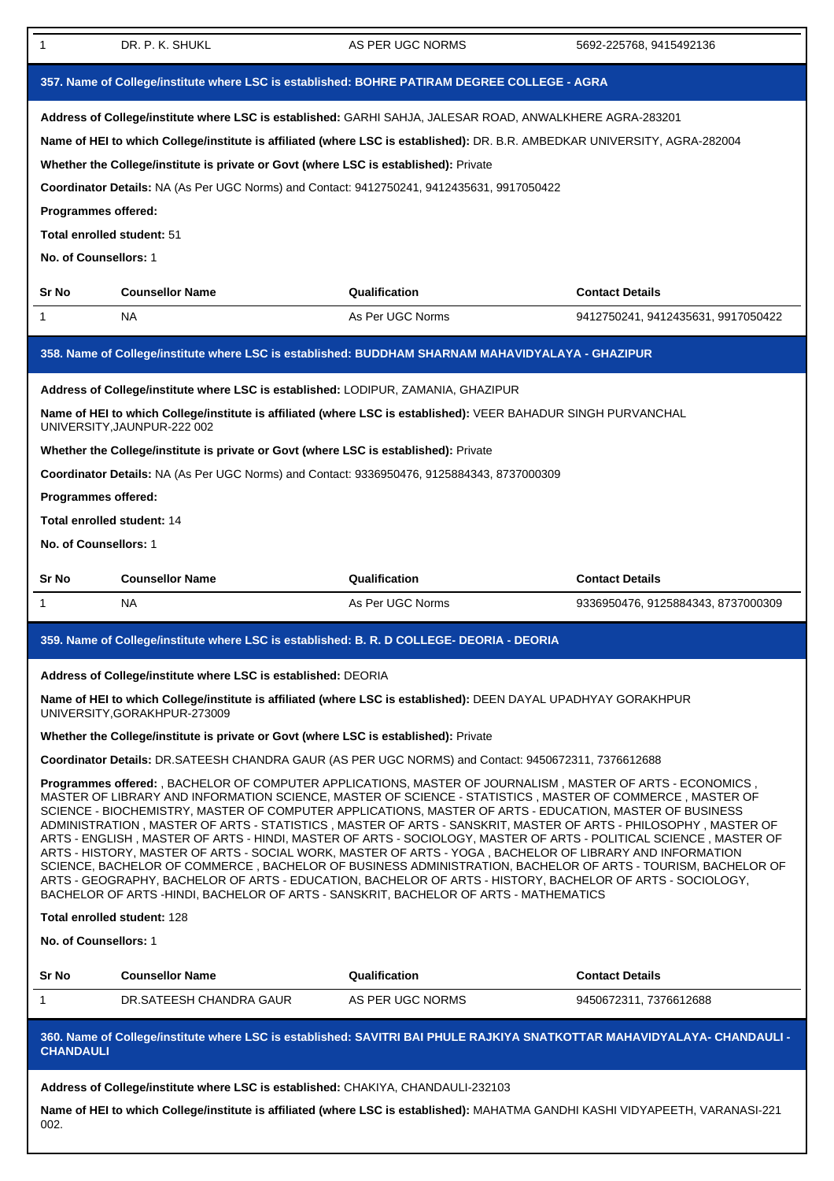| 1 | DR. P. K. SHUKL | AS PER UGC NORMS | 5692-225768, 9415492136 |
|---|---|---|---|

### 357. Name of College/institute where LSC is established: BOHRE PATIRAM DEGREE COLLEGE - AGRA

**Address of College/institute where LSC is established:** GARHI SAHJA, JALESAR ROAD, ANWALKHERE AGRA-283201

**Name of HEI to which College/institute is affiliated (where LSC is established):** DR. B.R. AMBEDKAR UNIVERSITY, AGRA-282004

**Whether the College/institute is private or Govt (where LSC is established):** Private

**Coordinator Details:** NA (As Per UGC Norms) and Contact: 9412750241, 9412435631, 9917050422

**Programmes offered:**

**Total enrolled student:** 51

**No. of Counsellors:** 1

| Sr No | Counsellor Name | Qualification | Contact Details |
|---|---|---|---|
| 1 | NA | As Per UGC Norms | 9412750241, 9412435631, 9917050422 |

### 358. Name of College/institute where LSC is established: BUDDHAM SHARNAM MAHAVIDYALAYA - GHAZIPUR

**Address of College/institute where LSC is established:** LODIPUR, ZAMANIA, GHAZIPUR

**Name of HEI to which College/institute is affiliated (where LSC is established):** VEER BAHADUR SINGH PURVANCHAL UNIVERSITY,JAUNPUR-222 002

**Whether the College/institute is private or Govt (where LSC is established):** Private

**Coordinator Details:** NA (As Per UGC Norms) and Contact: 9336950476, 9125884343, 8737000309

**Programmes offered:**

**Total enrolled student:** 14

**No. of Counsellors:** 1

| Sr No | Counsellor Name | Qualification | Contact Details |
|---|---|---|---|
| 1 | NA | As Per UGC Norms | 9336950476, 9125884343, 8737000309 |

### 359. Name of College/institute where LSC is established: B. R. D COLLEGE- DEORIA - DEORIA

**Address of College/institute where LSC is established:** DEORIA

**Name of HEI to which College/institute is affiliated (where LSC is established):** DEEN DAYAL UPADHYAY GORAKHPUR UNIVERSITY,GORAKHPUR-273009

**Whether the College/institute is private or Govt (where LSC is established):** Private

**Coordinator Details:** DR.SATEESH CHANDRA GAUR (AS PER UGC NORMS) and Contact: 9450672311, 7376612688

**Programmes offered:** , BACHELOR OF COMPUTER APPLICATIONS, MASTER OF JOURNALISM , MASTER OF ARTS - ECONOMICS , MASTER OF LIBRARY AND INFORMATION SCIENCE, MASTER OF SCIENCE - STATISTICS , MASTER OF COMMERCE , MASTER OF SCIENCE - BIOCHEMISTRY, MASTER OF COMPUTER APPLICATIONS, MASTER OF ARTS - EDUCATION, MASTER OF BUSINESS ADMINISTRATION , MASTER OF ARTS - STATISTICS , MASTER OF ARTS - SANSKRIT, MASTER OF ARTS - PHILOSOPHY , MASTER OF ARTS - ENGLISH , MASTER OF ARTS - HINDI, MASTER OF ARTS - SOCIOLOGY, MASTER OF ARTS - POLITICAL SCIENCE , MASTER OF ARTS - HISTORY, MASTER OF ARTS - SOCIAL WORK, MASTER OF ARTS - YOGA , BACHELOR OF LIBRARY AND INFORMATION SCIENCE, BACHELOR OF COMMERCE , BACHELOR OF BUSINESS ADMINISTRATION, BACHELOR OF ARTS - TOURISM, BACHELOR OF ARTS - GEOGRAPHY, BACHELOR OF ARTS - EDUCATION, BACHELOR OF ARTS - HISTORY, BACHELOR OF ARTS - SOCIOLOGY, BACHELOR OF ARTS -HINDI, BACHELOR OF ARTS - SANSKRIT, BACHELOR OF ARTS - MATHEMATICS

**Total enrolled student:** 128

**No. of Counsellors:** 1

| Sr No | Counsellor Name | Qualification | Contact Details |
|---|---|---|---|
| 1 | DR.SATEESH CHANDRA GAUR | AS PER UGC NORMS | 9450672311, 7376612688 |

### 360. Name of College/institute where LSC is established: SAVITRI BAI PHULE RAJKIYA SNATKOTTAR MAHAVIDYALAYA- CHANDAULI - CHANDAULI

**Address of College/institute where LSC is established:** CHAKIYA, CHANDAULI-232103

**Name of HEI to which College/institute is affiliated (where LSC is established):** MAHATMA GANDHI KASHI VIDYAPEETH, VARANASI-221 002.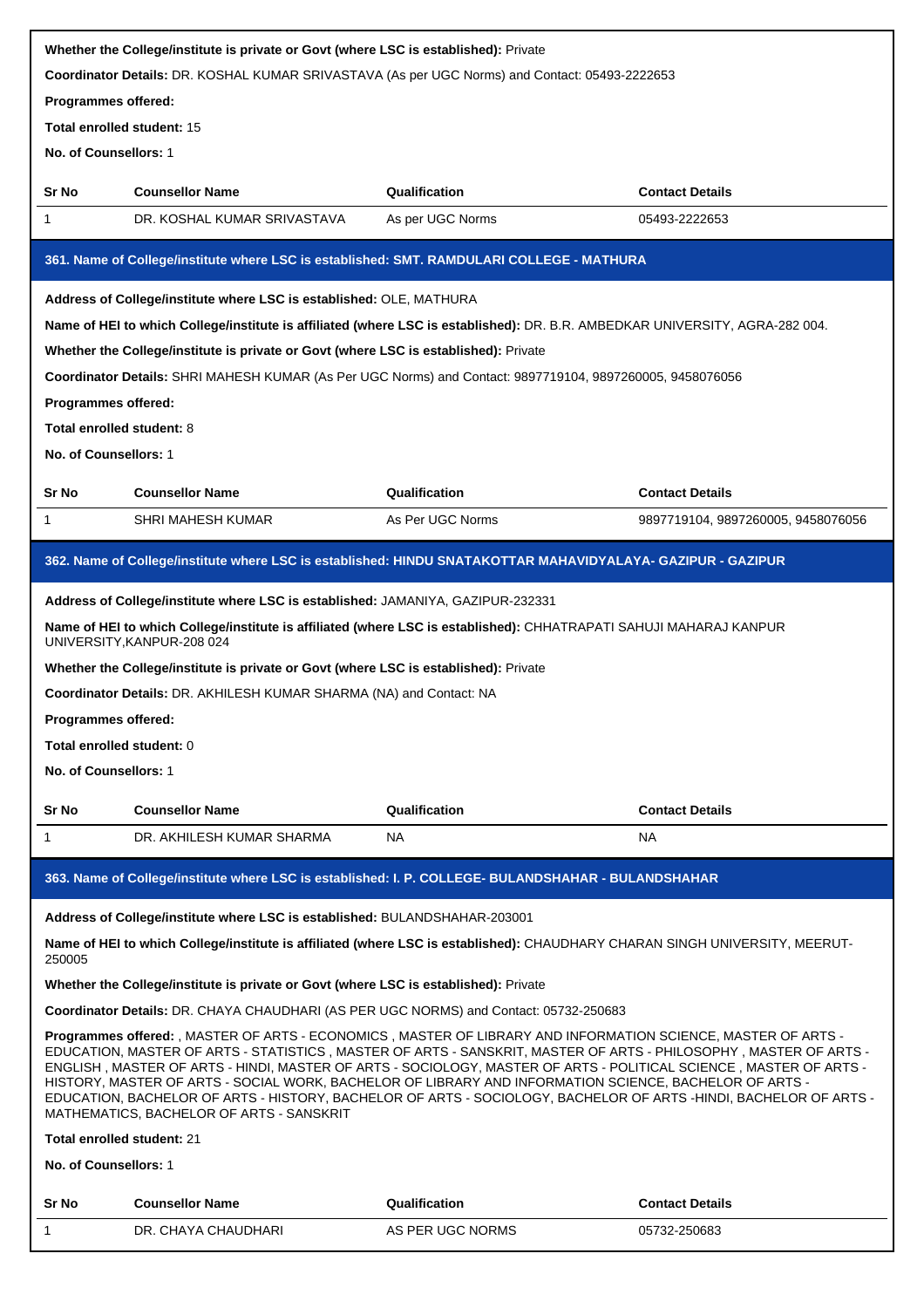**Whether the College/institute is private or Govt (where LSC is established):** Private

**Coordinator Details:** DR. KOSHAL KUMAR SRIVASTAVA (As per UGC Norms) and Contact: 05493-2222653

**Programmes offered:**

**Total enrolled student:** 15

**No. of Counsellors:** 1

| Sr No | Counsellor Name | Qualification | Contact Details |
|---|---|---|---|
| 1 | DR. KOSHAL KUMAR SRIVASTAVA | As per UGC Norms | 05493-2222653 |

### 361. Name of College/institute where LSC is established: SMT. RAMDULARI COLLEGE - MATHURA

**Address of College/institute where LSC is established:** OLE, MATHURA

**Name of HEI to which College/institute is affiliated (where LSC is established):** DR. B.R. AMBEDKAR UNIVERSITY, AGRA-282 004.

**Whether the College/institute is private or Govt (where LSC is established):** Private

**Coordinator Details:** SHRI MAHESH KUMAR (As Per UGC Norms) and Contact: 9897719104, 9897260005, 9458076056

**Programmes offered:**

**Total enrolled student:** 8

**No. of Counsellors:** 1

| Sr No | Counsellor Name | Qualification | Contact Details |
|---|---|---|---|
| 1 | SHRI MAHESH KUMAR | As Per UGC Norms | 9897719104, 9897260005, 9458076056 |

### 362. Name of College/institute where LSC is established: HINDU SNATAKOTTAR MAHAVIDYALAYA- GAZIPUR - GAZIPUR

**Address of College/institute where LSC is established:** JAMANIYA, GAZIPUR-232331

**Name of HEI to which College/institute is affiliated (where LSC is established):** CHHATRAPATI SAHUJI MAHARAJ KANPUR UNIVERSITY,KANPUR-208 024

**Whether the College/institute is private or Govt (where LSC is established):** Private

**Coordinator Details:** DR. AKHILESH KUMAR SHARMA (NA) and Contact: NA

**Programmes offered:**

**Total enrolled student:** 0

**No. of Counsellors:** 1

| Sr No | Counsellor Name | Qualification | Contact Details |
|---|---|---|---|
| 1 | DR. AKHILESH KUMAR SHARMA | NA | NA |

### 363. Name of College/institute where LSC is established: I. P. COLLEGE- BULANDSHAHAR - BULANDSHAHAR

**Address of College/institute where LSC is established:** BULANDSHAHAR-203001

**Name of HEI to which College/institute is affiliated (where LSC is established):** CHAUDHARY CHARAN SINGH UNIVERSITY, MEERUT-250005

**Whether the College/institute is private or Govt (where LSC is established):** Private

**Coordinator Details:** DR. CHAYA CHAUDHARI (AS PER UGC NORMS) and Contact: 05732-250683

**Programmes offered:** , MASTER OF ARTS - ECONOMICS , MASTER OF LIBRARY AND INFORMATION SCIENCE, MASTER OF ARTS - EDUCATION, MASTER OF ARTS - STATISTICS , MASTER OF ARTS - SANSKRIT, MASTER OF ARTS - PHILOSOPHY , MASTER OF ARTS - ENGLISH , MASTER OF ARTS - HINDI, MASTER OF ARTS - SOCIOLOGY, MASTER OF ARTS - POLITICAL SCIENCE , MASTER OF ARTS - HISTORY, MASTER OF ARTS - SOCIAL WORK, BACHELOR OF LIBRARY AND INFORMATION SCIENCE, BACHELOR OF ARTS - EDUCATION, BACHELOR OF ARTS - HISTORY, BACHELOR OF ARTS - SOCIOLOGY, BACHELOR OF ARTS -HINDI, BACHELOR OF ARTS - MATHEMATICS, BACHELOR OF ARTS - SANSKRIT

**Total enrolled student:** 21

**No. of Counsellors:** 1

| Sr No | Counsellor Name | Qualification | Contact Details |
|---|---|---|---|
| 1 | DR. CHAYA CHAUDHARI | AS PER UGC NORMS | 05732-250683 |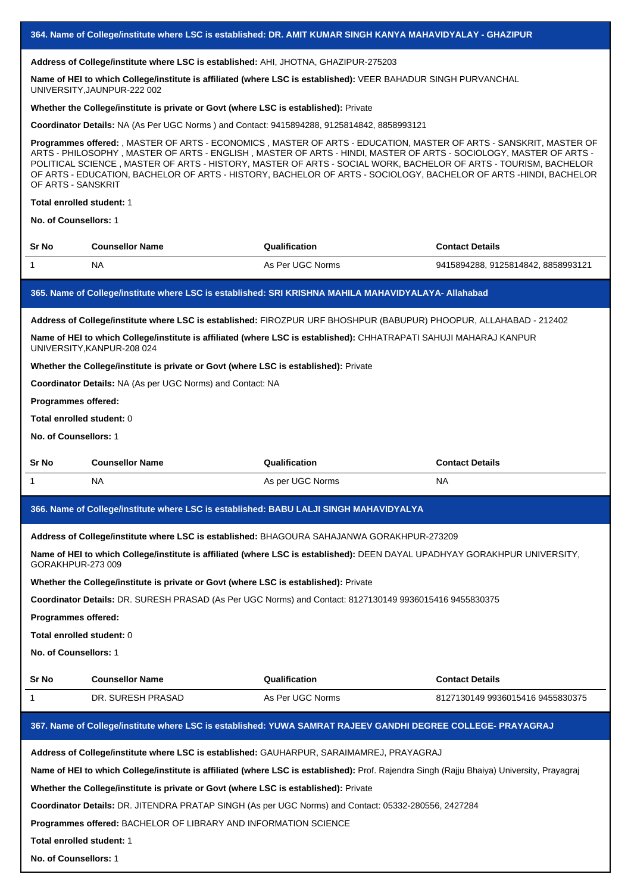## 364. Name of College/institute where LSC is established: DR. AMIT KUMAR SINGH KANYA MAHAVIDYALAY - GHAZIPUR

**Address of College/institute where LSC is established:** AHI, JHOTNA, GHAZIPUR-275203

**Name of HEI to which College/institute is affiliated (where LSC is established):** VEER BAHADUR SINGH PURVANCHAL UNIVERSITY,JAUNPUR-222 002

**Whether the College/institute is private or Govt (where LSC is established):** Private

**Coordinator Details:** NA (As Per UGC Norms ) and Contact: 9415894288, 9125814842, 8858993121

**Programmes offered:** , MASTER OF ARTS - ECONOMICS , MASTER OF ARTS - EDUCATION, MASTER OF ARTS - SANSKRIT, MASTER OF ARTS - PHILOSOPHY , MASTER OF ARTS - ENGLISH , MASTER OF ARTS - HINDI, MASTER OF ARTS - SOCIOLOGY, MASTER OF ARTS - POLITICAL SCIENCE , MASTER OF ARTS - HISTORY, MASTER OF ARTS - SOCIAL WORK, BACHELOR OF ARTS - TOURISM, BACHELOR OF ARTS - EDUCATION, BACHELOR OF ARTS - HISTORY, BACHELOR OF ARTS - SOCIOLOGY, BACHELOR OF ARTS -HINDI, BACHELOR OF ARTS - SANSKRIT

**Total enrolled student:** 1

**No. of Counsellors:** 1

| Sr No | Counsellor Name | Qualification | Contact Details |
|---|---|---|---|
| 1 | NA | As Per UGC Norms | 9415894288, 9125814842, 8858993121 |

## 365. Name of College/institute where LSC is established: SRI KRISHNA MAHILA MAHAVIDYALAYA- Allahabad

**Address of College/institute where LSC is established:** FIROZPUR URF BHOSHPUR (BABUPUR) PHOOPUR, ALLAHABAD - 212402

**Name of HEI to which College/institute is affiliated (where LSC is established):** CHHATRAPATI SAHUJI MAHARAJ KANPUR UNIVERSITY,KANPUR-208 024

**Whether the College/institute is private or Govt (where LSC is established):** Private

**Coordinator Details:** NA (As per UGC Norms) and Contact: NA

**Programmes offered:**

**Total enrolled student:** 0

**No. of Counsellors:** 1

| Sr No | Counsellor Name | Qualification | Contact Details |
|---|---|---|---|
| 1 | NA | As per UGC Norms | NA |

## 366. Name of College/institute where LSC is established: BABU LALJI SINGH MAHAVIDYALYA

**Address of College/institute where LSC is established:** BHAGOURA SAHAJANWA GORAKHPUR-273209

**Name of HEI to which College/institute is affiliated (where LSC is established):** DEEN DAYAL UPADHYAY GORAKHPUR UNIVERSITY, GORAKHPUR-273 009

**Whether the College/institute is private or Govt (where LSC is established):** Private

**Coordinator Details:** DR. SURESH PRASAD (As Per UGC Norms) and Contact: 8127130149 9936015416 9455830375

**Programmes offered:**

**Total enrolled student:** 0

**No. of Counsellors:** 1

| Sr No | Counsellor Name | Qualification | Contact Details |
|---|---|---|---|
| 1 | DR. SURESH PRASAD | As Per UGC Norms | 8127130149 9936015416 9455830375 |

## 367. Name of College/institute where LSC is established: YUWA SAMRAT RAJEEV GANDHI DEGREE COLLEGE- PRAYAGRAJ

**Address of College/institute where LSC is established:** GAUHARPUR, SARAIMAMREJ, PRAYAGRAJ

**Name of HEI to which College/institute is affiliated (where LSC is established):** Prof. Rajendra Singh (Rajju Bhaiya) University, Prayagraj

**Whether the College/institute is private or Govt (where LSC is established):** Private

**Coordinator Details:** DR. JITENDRA PRATAP SINGH (As per UGC Norms) and Contact: 05332-280556, 2427284

**Programmes offered:** BACHELOR OF LIBRARY AND INFORMATION SCIENCE

**Total enrolled student:** 1

**No. of Counsellors:** 1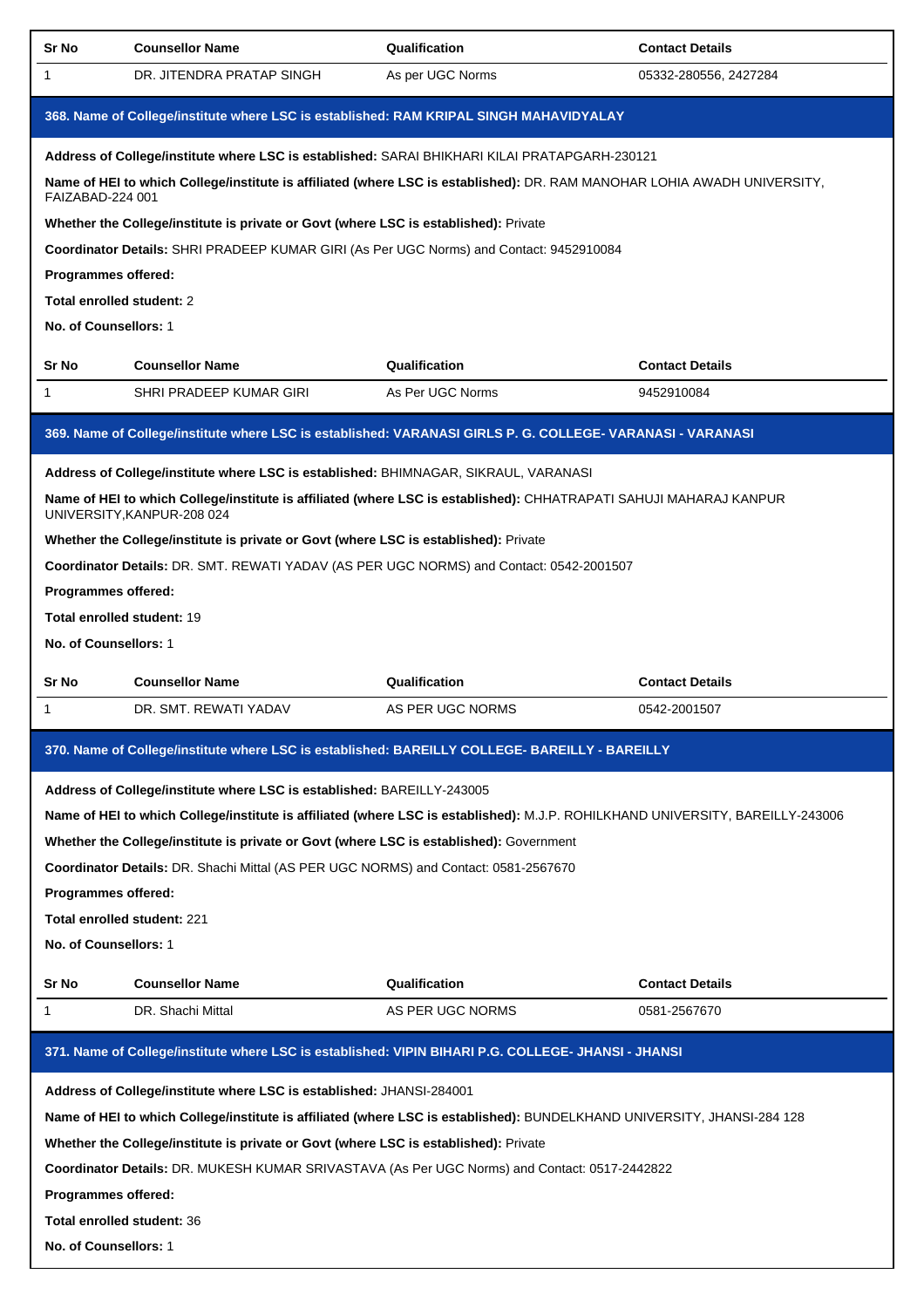| Sr No | Counsellor Name | Qualification | Contact Details |
| --- | --- | --- | --- |
| 1 | DR. JITENDRA PRATAP SINGH | As per UGC Norms | 05332-280556, 2427284 |

### 368. Name of College/institute where LSC is established: RAM KRIPAL SINGH MAHAVIDYALAY

**Address of College/institute where LSC is established:** SARAI BHIKHARI KILAI PRATAPGARH-230121

**Name of HEI to which College/institute is affiliated (where LSC is established):** DR. RAM MANOHAR LOHIA AWADH UNIVERSITY, FAIZABAD-224 001

**Whether the College/institute is private or Govt (where LSC is established):** Private

**Coordinator Details:** SHRI PRADEEP KUMAR GIRI (As Per UGC Norms) and Contact: 9452910084

**Programmes offered:**

**Total enrolled student:** 2

**No. of Counsellors:** 1

| Sr No | Counsellor Name | Qualification | Contact Details |
| --- | --- | --- | --- |
| 1 | SHRI PRADEEP KUMAR GIRI | As Per UGC Norms | 9452910084 |

### 369. Name of College/institute where LSC is established: VARANASI GIRLS P. G. COLLEGE- VARANASI - VARANASI

**Address of College/institute where LSC is established:** BHIMNAGAR, SIKRAUL, VARANASI

**Name of HEI to which College/institute is affiliated (where LSC is established):** CHHATRAPATI SAHUJI MAHARAJ KANPUR UNIVERSITY,KANPUR-208 024

**Whether the College/institute is private or Govt (where LSC is established):** Private

**Coordinator Details:** DR. SMT. REWATI YADAV (AS PER UGC NORMS) and Contact: 0542-2001507

**Programmes offered:**

**Total enrolled student:** 19

**No. of Counsellors:** 1

| Sr No | Counsellor Name | Qualification | Contact Details |
| --- | --- | --- | --- |
| 1 | DR. SMT. REWATI YADAV | AS PER UGC NORMS | 0542-2001507 |

### 370. Name of College/institute where LSC is established: BAREILLY COLLEGE- BAREILLY - BAREILLY

**Address of College/institute where LSC is established:** BAREILLY-243005

**Name of HEI to which College/institute is affiliated (where LSC is established):** M.J.P. ROHILKHAND UNIVERSITY, BAREILLY-243006

**Whether the College/institute is private or Govt (where LSC is established):** Government

**Coordinator Details:** DR. Shachi Mittal (AS PER UGC NORMS) and Contact: 0581-2567670

**Programmes offered:**

**Total enrolled student:** 221

**No. of Counsellors:** 1

| Sr No | Counsellor Name | Qualification | Contact Details |
| --- | --- | --- | --- |
| 1 | DR. Shachi Mittal | AS PER UGC NORMS | 0581-2567670 |

### 371. Name of College/institute where LSC is established: VIPIN BIHARI P.G. COLLEGE- JHANSI - JHANSI

**Address of College/institute where LSC is established:** JHANSI-284001

**Name of HEI to which College/institute is affiliated (where LSC is established):** BUNDELKHAND UNIVERSITY, JHANSI-284 128

**Whether the College/institute is private or Govt (where LSC is established):** Private

**Coordinator Details:** DR. MUKESH KUMAR SRIVASTAVA (As Per UGC Norms) and Contact: 0517-2442822

**Programmes offered:**

**Total enrolled student:** 36

**No. of Counsellors:** 1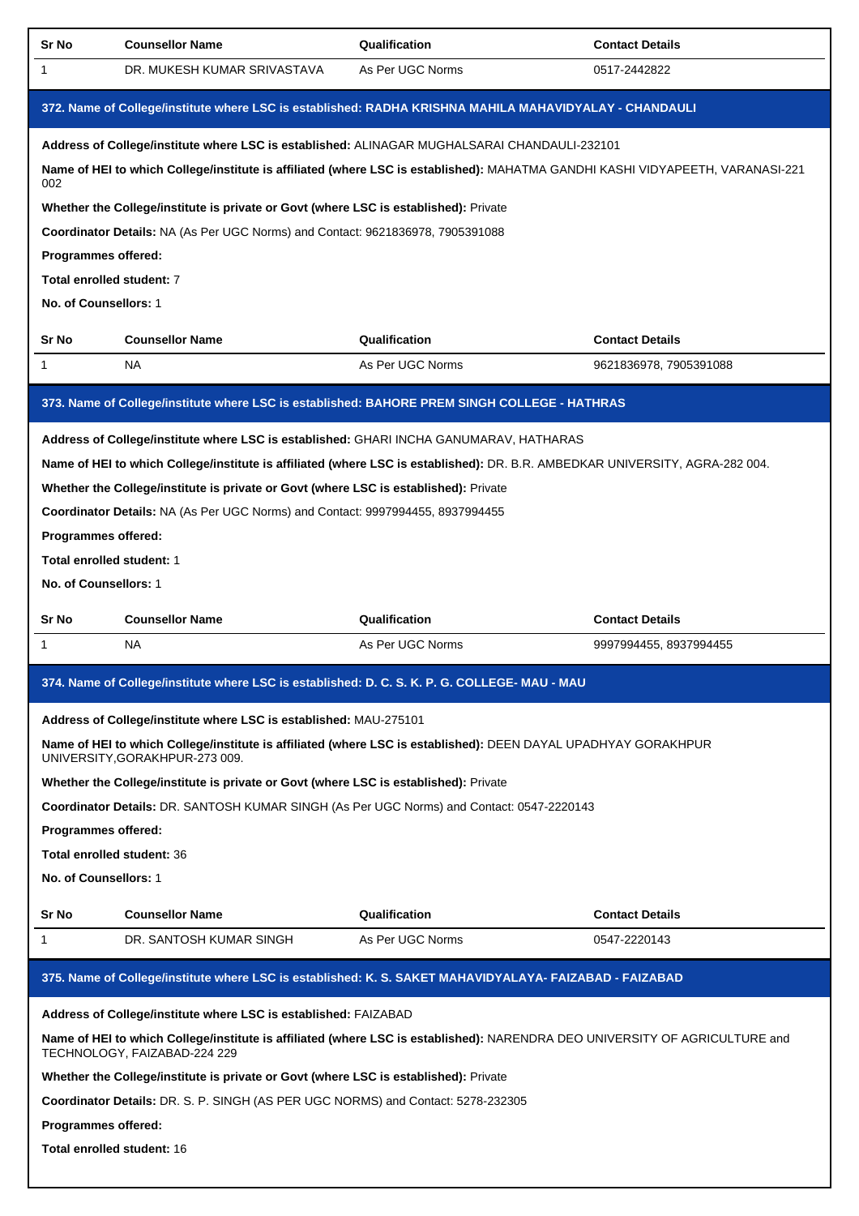| Sr No | Counsellor Name | Qualification | Contact Details |
|---|---|---|---|
| 1 | DR. MUKESH KUMAR SRIVASTAVA | As Per UGC Norms | 0517-2442822 |

### 372. Name of College/institute where LSC is established: RADHA KRISHNA MAHILA MAHAVIDYALAY - CHANDAULI

**Address of College/institute where LSC is established:** ALINAGAR MUGHALSARAI CHANDAULI-232101

**Name of HEI to which College/institute is affiliated (where LSC is established):** MAHATMA GANDHI KASHI VIDYAPEETH, VARANASI-221 002

**Whether the College/institute is private or Govt (where LSC is established):** Private

**Coordinator Details:** NA (As Per UGC Norms) and Contact: 9621836978, 7905391088

**Programmes offered:**

**Total enrolled student:** 7

**No. of Counsellors:** 1

| Sr No | Counsellor Name | Qualification | Contact Details |
|---|---|---|---|
| 1 | NA | As Per UGC Norms | 9621836978, 7905391088 |

### 373. Name of College/institute where LSC is established: BAHORE PREM SINGH COLLEGE - HATHRAS

**Address of College/institute where LSC is established:** GHARI INCHA GANUMARAV, HATHARAS

**Name of HEI to which College/institute is affiliated (where LSC is established):** DR. B.R. AMBEDKAR UNIVERSITY, AGRA-282 004.

**Whether the College/institute is private or Govt (where LSC is established):** Private

**Coordinator Details:** NA (As Per UGC Norms) and Contact: 9997994455, 8937994455

**Programmes offered:**

**Total enrolled student:** 1

**No. of Counsellors:** 1

| Sr No | Counsellor Name | Qualification | Contact Details |
|---|---|---|---|
| 1 | NA | As Per UGC Norms | 9997994455, 8937994455 |

### 374. Name of College/institute where LSC is established: D. C. S. K. P. G. COLLEGE- MAU - MAU

**Address of College/institute where LSC is established:** MAU-275101

**Name of HEI to which College/institute is affiliated (where LSC is established):** DEEN DAYAL UPADHYAY GORAKHPUR UNIVERSITY,GORAKHPUR-273 009.

**Whether the College/institute is private or Govt (where LSC is established):** Private

**Coordinator Details:** DR. SANTOSH KUMAR SINGH (As Per UGC Norms) and Contact: 0547-2220143

**Programmes offered:**

**Total enrolled student:** 36

**No. of Counsellors:** 1

| Sr No | Counsellor Name | Qualification | Contact Details |
|---|---|---|---|
| 1 | DR. SANTOSH KUMAR SINGH | As Per UGC Norms | 0547-2220143 |

### 375. Name of College/institute where LSC is established: K. S. SAKET MAHAVIDYALAYA- FAIZABAD - FAIZABAD

**Address of College/institute where LSC is established:** FAIZABAD

**Name of HEI to which College/institute is affiliated (where LSC is established):** NARENDRA DEO UNIVERSITY OF AGRICULTURE and TECHNOLOGY, FAIZABAD-224 229

**Whether the College/institute is private or Govt (where LSC is established):** Private

**Coordinator Details:** DR. S. P. SINGH (AS PER UGC NORMS) and Contact: 5278-232305

**Programmes offered:**

**Total enrolled student:** 16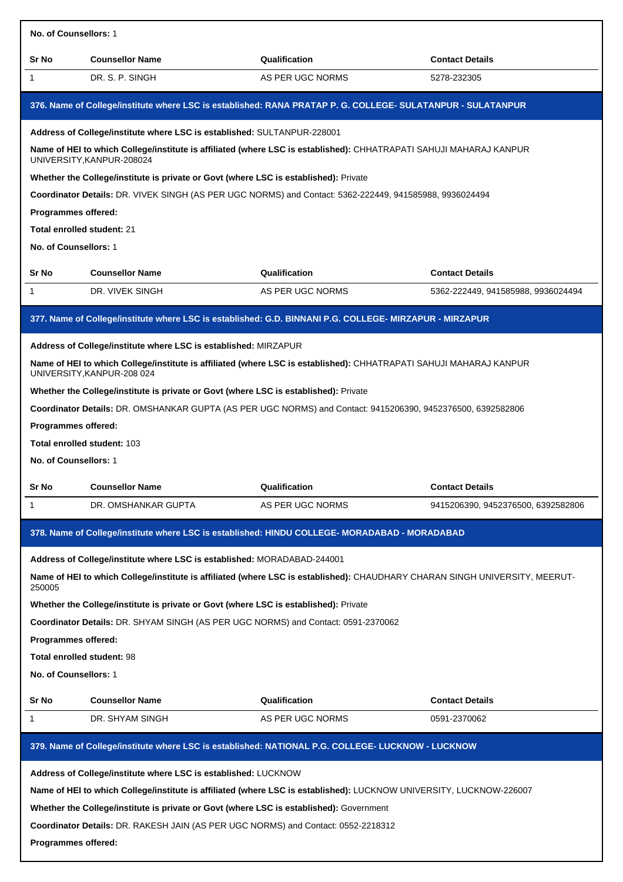**No. of Counsellors:** 1

| Sr No | Counsellor Name | Qualification | Contact Details |
| --- | --- | --- | --- |
| 1 | DR. S. P. SINGH | AS PER UGC NORMS | 5278-232305 |

## 376. Name of College/institute where LSC is established: RANA PRATAP P. G. COLLEGE- SULATANPUR - SULATANPUR

**Address of College/institute where LSC is established:** SULTANPUR-228001

**Name of HEI to which College/institute is affiliated (where LSC is established):** CHHATRAPATI SAHUJI MAHARAJ KANPUR UNIVERSITY,KANPUR-208024

**Whether the College/institute is private or Govt (where LSC is established):** Private

**Coordinator Details:** DR. VIVEK SINGH (AS PER UGC NORMS) and Contact: 5362-222449, 941585988, 9936024494

**Programmes offered:**

**Total enrolled student:** 21

**No. of Counsellors:** 1

| Sr No | Counsellor Name | Qualification | Contact Details |
| --- | --- | --- | --- |
| 1 | DR. VIVEK SINGH | AS PER UGC NORMS | 5362-222449, 941585988, 9936024494 |

## 377. Name of College/institute where LSC is established: G.D. BINNANI P.G. COLLEGE- MIRZAPUR - MIRZAPUR

**Address of College/institute where LSC is established:** MIRZAPUR

**Name of HEI to which College/institute is affiliated (where LSC is established):** CHHATRAPATI SAHUJI MAHARAJ KANPUR UNIVERSITY,KANPUR-208 024

**Whether the College/institute is private or Govt (where LSC is established):** Private

**Coordinator Details:** DR. OMSHANKAR GUPTA (AS PER UGC NORMS) and Contact: 9415206390, 9452376500, 6392582806

**Programmes offered:**

**Total enrolled student:** 103

**No. of Counsellors:** 1

| Sr No | Counsellor Name | Qualification | Contact Details |
| --- | --- | --- | --- |
| 1 | DR. OMSHANKAR GUPTA | AS PER UGC NORMS | 9415206390, 9452376500, 6392582806 |

## 378. Name of College/institute where LSC is established: HINDU COLLEGE- MORADABAD - MORADABAD

**Address of College/institute where LSC is established:** MORADABAD-244001

**Name of HEI to which College/institute is affiliated (where LSC is established):** CHAUDHARY CHARAN SINGH UNIVERSITY, MEERUT-250005

**Whether the College/institute is private or Govt (where LSC is established):** Private

**Coordinator Details:** DR. SHYAM SINGH (AS PER UGC NORMS) and Contact: 0591-2370062

**Programmes offered:**

**Total enrolled student:** 98

**No. of Counsellors:** 1

| Sr No | Counsellor Name | Qualification | Contact Details |
| --- | --- | --- | --- |
| 1 | DR. SHYAM SINGH | AS PER UGC NORMS | 0591-2370062 |

## 379. Name of College/institute where LSC is established: NATIONAL P.G. COLLEGE- LUCKNOW - LUCKNOW

**Address of College/institute where LSC is established:** LUCKNOW

**Name of HEI to which College/institute is affiliated (where LSC is established):** LUCKNOW UNIVERSITY, LUCKNOW-226007

**Whether the College/institute is private or Govt (where LSC is established):** Government

**Coordinator Details:** DR. RAKESH JAIN (AS PER UGC NORMS) and Contact: 0552-2218312

**Programmes offered:**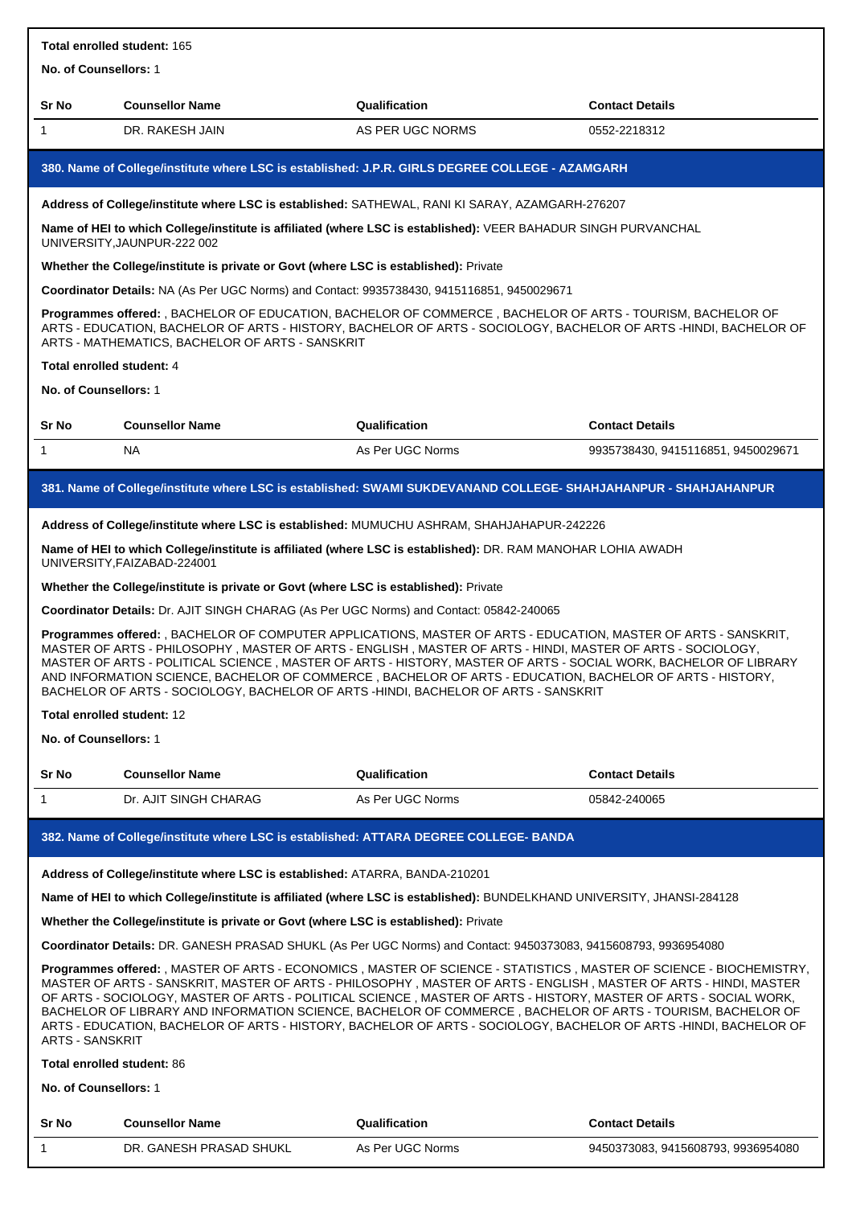**Total enrolled student:** 165

**No. of Counsellors:** 1

| Sr No | Counsellor Name | Qualification | Contact Details |
|---|---|---|---|
| 1 | DR. RAKESH JAIN | AS PER UGC NORMS | 0552-2218312 |

### 380. Name of College/institute where LSC is established: J.P.R. GIRLS DEGREE COLLEGE - AZAMGARH

**Address of College/institute where LSC is established:** SATHEWAL, RANI KI SARAY, AZAMGARH-276207

**Name of HEI to which College/institute is affiliated (where LSC is established):** VEER BAHADUR SINGH PURVANCHAL UNIVERSITY,JAUNPUR-222 002

**Whether the College/institute is private or Govt (where LSC is established):** Private

**Coordinator Details:** NA (As Per UGC Norms) and Contact: 9935738430, 9415116851, 9450029671

**Programmes offered:** , BACHELOR OF EDUCATION, BACHELOR OF COMMERCE , BACHELOR OF ARTS - TOURISM, BACHELOR OF ARTS - EDUCATION, BACHELOR OF ARTS - HISTORY, BACHELOR OF ARTS - SOCIOLOGY, BACHELOR OF ARTS -HINDI, BACHELOR OF ARTS - MATHEMATICS, BACHELOR OF ARTS - SANSKRIT

**Total enrolled student:** 4

**No. of Counsellors:** 1

| Sr No | Counsellor Name | Qualification | Contact Details |
|---|---|---|---|
| 1 | NA | As Per UGC Norms | 9935738430, 9415116851, 9450029671 |

### 381. Name of College/institute where LSC is established: SWAMI SUKDEVANAND COLLEGE- SHAHJAHANPUR - SHAHJAHANPUR

**Address of College/institute where LSC is established:** MUMUCHU ASHRAM, SHAHJAHAPUR-242226

**Name of HEI to which College/institute is affiliated (where LSC is established):** DR. RAM MANOHAR LOHIA AWADH UNIVERSITY,FAIZABAD-224001

**Whether the College/institute is private or Govt (where LSC is established):** Private

**Coordinator Details:** Dr. AJIT SINGH CHARAG (As Per UGC Norms) and Contact: 05842-240065

**Programmes offered:** , BACHELOR OF COMPUTER APPLICATIONS, MASTER OF ARTS - EDUCATION, MASTER OF ARTS - SANSKRIT, MASTER OF ARTS - PHILOSOPHY , MASTER OF ARTS - ENGLISH , MASTER OF ARTS - HINDI, MASTER OF ARTS - SOCIOLOGY, MASTER OF ARTS - POLITICAL SCIENCE , MASTER OF ARTS - HISTORY, MASTER OF ARTS - SOCIAL WORK, BACHELOR OF LIBRARY AND INFORMATION SCIENCE, BACHELOR OF COMMERCE , BACHELOR OF ARTS - EDUCATION, BACHELOR OF ARTS - HISTORY, BACHELOR OF ARTS - SOCIOLOGY, BACHELOR OF ARTS -HINDI, BACHELOR OF ARTS - SANSKRIT

**Total enrolled student:** 12

**No. of Counsellors:** 1

| Sr No | Counsellor Name | Qualification | Contact Details |
|---|---|---|---|
| 1 | Dr. AJIT SINGH CHARAG | As Per UGC Norms | 05842-240065 |

### 382. Name of College/institute where LSC is established: ATTARA DEGREE COLLEGE- BANDA

**Address of College/institute where LSC is established:** ATARRA, BANDA-210201

**Name of HEI to which College/institute is affiliated (where LSC is established):** BUNDELKHAND UNIVERSITY, JHANSI-284128

**Whether the College/institute is private or Govt (where LSC is established):** Private

**Coordinator Details:** DR. GANESH PRASAD SHUKL (As Per UGC Norms) and Contact: 9450373083, 9415608793, 9936954080

**Programmes offered:** , MASTER OF ARTS - ECONOMICS , MASTER OF SCIENCE - STATISTICS , MASTER OF SCIENCE - BIOCHEMISTRY, MASTER OF ARTS - SANSKRIT, MASTER OF ARTS - PHILOSOPHY , MASTER OF ARTS - ENGLISH , MASTER OF ARTS - HINDI, MASTER OF ARTS - SOCIOLOGY, MASTER OF ARTS - POLITICAL SCIENCE , MASTER OF ARTS - HISTORY, MASTER OF ARTS - SOCIAL WORK, BACHELOR OF LIBRARY AND INFORMATION SCIENCE, BACHELOR OF COMMERCE , BACHELOR OF ARTS - TOURISM, BACHELOR OF ARTS - EDUCATION, BACHELOR OF ARTS - HISTORY, BACHELOR OF ARTS - SOCIOLOGY, BACHELOR OF ARTS -HINDI, BACHELOR OF ARTS - SANSKRIT

**Total enrolled student:** 86

**No. of Counsellors:** 1

| Sr No | Counsellor Name | Qualification | Contact Details |
|---|---|---|---|
| 1 | DR. GANESH PRASAD SHUKL | As Per UGC Norms | 9450373083, 9415608793, 9936954080 |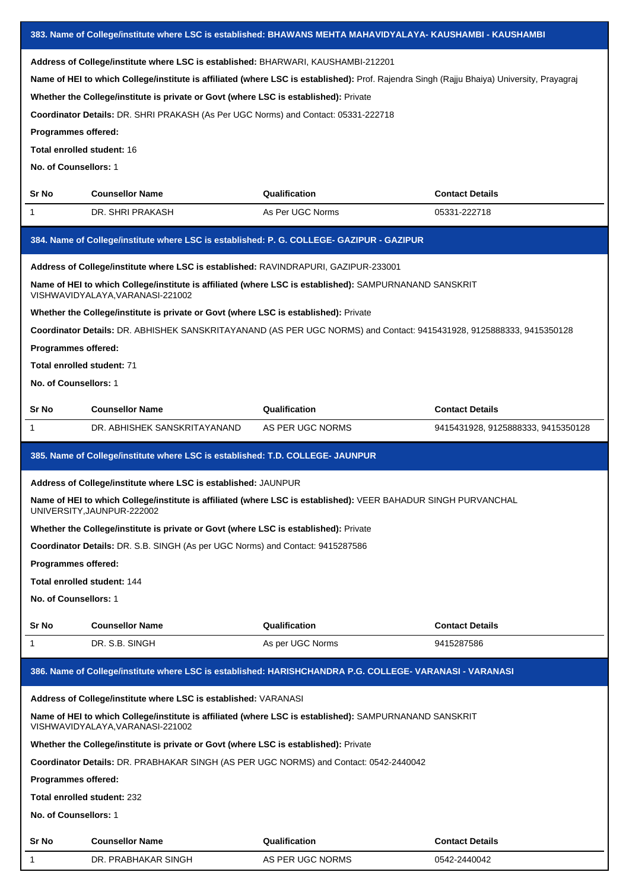### 383. Name of College/institute where LSC is established: BHAWANS MEHTA MAHAVIDYALAYA- KAUSHAMBI - KAUSHAMBI

**Address of College/institute where LSC is established:** BHARWARI, KAUSHAMBI-212201

**Name of HEI to which College/institute is affiliated (where LSC is established):** Prof. Rajendra Singh (Rajju Bhaiya) University, Prayagraj

**Whether the College/institute is private or Govt (where LSC is established):** Private

**Coordinator Details:** DR. SHRI PRAKASH (As Per UGC Norms) and Contact: 05331-222718

**Programmes offered:**

**Total enrolled student:** 16

**No. of Counsellors:** 1

| Sr No | Counsellor Name | Qualification | Contact Details |
|---|---|---|---|
| 1 | DR. SHRI PRAKASH | As Per UGC Norms | 05331-222718 |

### 384. Name of College/institute where LSC is established: P. G. COLLEGE- GAZIPUR - GAZIPUR

**Address of College/institute where LSC is established:** RAVINDRAPURI, GAZIPUR-233001

**Name of HEI to which College/institute is affiliated (where LSC is established):** SAMPURNANAND SANSKRIT VISHWAVIDYALAYA,VARANASI-221002

**Whether the College/institute is private or Govt (where LSC is established):** Private

**Coordinator Details:** DR. ABHISHEK SANSKRITAYANAND (AS PER UGC NORMS) and Contact: 9415431928, 9125888333, 9415350128

**Programmes offered:**

**Total enrolled student:** 71

**No. of Counsellors:** 1

| Sr No | Counsellor Name | Qualification | Contact Details |
|---|---|---|---|
| 1 | DR. ABHISHEK SANSKRITAYANAND | AS PER UGC NORMS | 9415431928, 9125888333, 9415350128 |

### 385. Name of College/institute where LSC is established: T.D. COLLEGE- JAUNPUR

**Address of College/institute where LSC is established:** JAUNPUR

**Name of HEI to which College/institute is affiliated (where LSC is established):** VEER BAHADUR SINGH PURVANCHAL UNIVERSITY,JAUNPUR-222002

**Whether the College/institute is private or Govt (where LSC is established):** Private

**Coordinator Details:** DR. S.B. SINGH (As per UGC Norms) and Contact: 9415287586

**Programmes offered:**

**Total enrolled student:** 144

**No. of Counsellors:** 1

| Sr No | Counsellor Name | Qualification | Contact Details |
|---|---|---|---|
| 1 | DR. S.B. SINGH | As per UGC Norms | 9415287586 |

### 386. Name of College/institute where LSC is established: HARISHCHANDRA P.G. COLLEGE- VARANASI - VARANASI

**Address of College/institute where LSC is established:** VARANASI

**Name of HEI to which College/institute is affiliated (where LSC is established):** SAMPURNANAND SANSKRIT VISHWAVIDYALAYA,VARANASI-221002

**Whether the College/institute is private or Govt (where LSC is established):** Private

**Coordinator Details:** DR. PRABHAKAR SINGH (AS PER UGC NORMS) and Contact: 0542-2440042

**Programmes offered:**

**Total enrolled student:** 232

**No. of Counsellors:** 1

| Sr No | Counsellor Name | Qualification | Contact Details |
|---|---|---|---|
| 1 | DR. PRABHAKAR SINGH | AS PER UGC NORMS | 0542-2440042 |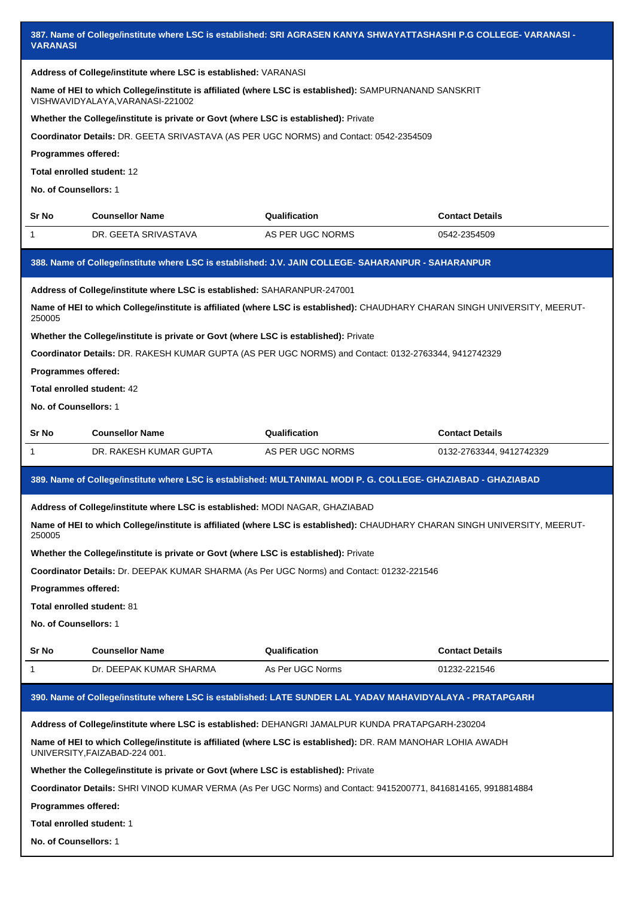### 387. Name of College/institute where LSC is established: SRI AGRASEN KANYA SHWAYATTASHASHI P.G COLLEGE- VARANASI - VARANASI

**Address of College/institute where LSC is established:** VARANASI

**Name of HEI to which College/institute is affiliated (where LSC is established):** SAMPURNANAND SANSKRIT VISHWAVIDYALAYA,VARANASI-221002

**Whether the College/institute is private or Govt (where LSC is established):** Private

**Coordinator Details:** DR. GEETA SRIVASTAVA (AS PER UGC NORMS) and Contact: 0542-2354509

**Programmes offered:**

**Total enrolled student:** 12

**No. of Counsellors:** 1

| Sr No | Counsellor Name | Qualification | Contact Details |
|---|---|---|---|
| 1 | DR. GEETA SRIVASTAVA | AS PER UGC NORMS | 0542-2354509 |

### 388. Name of College/institute where LSC is established: J.V. JAIN COLLEGE- SAHARANPUR - SAHARANPUR

**Address of College/institute where LSC is established:** SAHARANPUR-247001

**Name of HEI to which College/institute is affiliated (where LSC is established):** CHAUDHARY CHARAN SINGH UNIVERSITY, MEERUT-250005

**Whether the College/institute is private or Govt (where LSC is established):** Private

**Coordinator Details:** DR. RAKESH KUMAR GUPTA (AS PER UGC NORMS) and Contact: 0132-2763344, 9412742329

**Programmes offered:**

**Total enrolled student:** 42

**No. of Counsellors:** 1

| Sr No | Counsellor Name | Qualification | Contact Details |
|---|---|---|---|
| 1 | DR. RAKESH KUMAR GUPTA | AS PER UGC NORMS | 0132-2763344, 9412742329 |

### 389. Name of College/institute where LSC is established: MULTANIMAL MODI P. G. COLLEGE- GHAZIABAD - GHAZIABAD

**Address of College/institute where LSC is established:** MODI NAGAR, GHAZIABAD

**Name of HEI to which College/institute is affiliated (where LSC is established):** CHAUDHARY CHARAN SINGH UNIVERSITY, MEERUT-250005

**Whether the College/institute is private or Govt (where LSC is established):** Private

**Coordinator Details:** Dr. DEEPAK KUMAR SHARMA (As Per UGC Norms) and Contact: 01232-221546

**Programmes offered:**

**Total enrolled student:** 81

**No. of Counsellors:** 1

| Sr No | Counsellor Name | Qualification | Contact Details |
|---|---|---|---|
| 1 | Dr. DEEPAK KUMAR SHARMA | As Per UGC Norms | 01232-221546 |

### 390. Name of College/institute where LSC is established: LATE SUNDER LAL YADAV MAHAVIDYALAYA - PRATAPGARH

**Address of College/institute where LSC is established:** DEHANGRI JAMALPUR KUNDA PRATAPGARH-230204

**Name of HEI to which College/institute is affiliated (where LSC is established):** DR. RAM MANOHAR LOHIA AWADH UNIVERSITY,FAIZABAD-224 001.

**Whether the College/institute is private or Govt (where LSC is established):** Private

**Coordinator Details:** SHRI VINOD KUMAR VERMA (As Per UGC Norms) and Contact: 9415200771, 8416814165, 9918814884

**Programmes offered:**

**Total enrolled student:** 1

**No. of Counsellors:** 1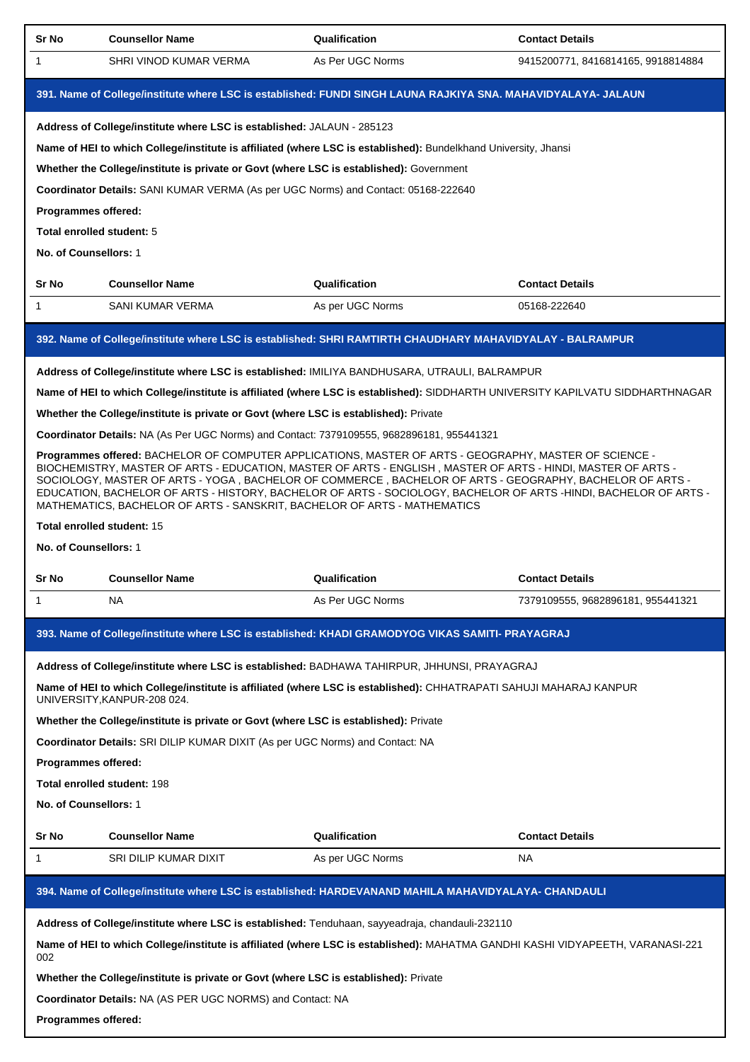| Sr No | Counsellor Name | Qualification | Contact Details |
|---|---|---|---|
| 1 | SHRI VINOD KUMAR VERMA | As Per UGC Norms | 9415200771, 8416814165, 9918814884 |

### 391. Name of College/institute where LSC is established: FUNDI SINGH LAUNA RAJKIYA SNA. MAHAVIDYALAYA- JALAUN

**Address of College/institute where LSC is established:** JALAUN - 285123

**Name of HEI to which College/institute is affiliated (where LSC is established):** Bundelkhand University, Jhansi

**Whether the College/institute is private or Govt (where LSC is established):** Government

**Coordinator Details:** SANI KUMAR VERMA (As per UGC Norms) and Contact: 05168-222640

**Programmes offered:**

**Total enrolled student:** 5

**No. of Counsellors:** 1

| Sr No | Counsellor Name | Qualification | Contact Details |
|---|---|---|---|
| 1 | SANI KUMAR VERMA | As per UGC Norms | 05168-222640 |

### 392. Name of College/institute where LSC is established: SHRI RAMTIRTH CHAUDHARY MAHAVIDYALAY - BALRAMPUR

**Address of College/institute where LSC is established:** IMILIYA BANDHUSARA, UTRAULI, BALRAMPUR

**Name of HEI to which College/institute is affiliated (where LSC is established):** SIDDHARTH UNIVERSITY KAPILVATU SIDDHARTHNAGAR

**Whether the College/institute is private or Govt (where LSC is established):** Private

**Coordinator Details:** NA (As Per UGC Norms) and Contact: 7379109555, 9682896181, 955441321

**Programmes offered:** BACHELOR OF COMPUTER APPLICATIONS, MASTER OF ARTS - GEOGRAPHY, MASTER OF SCIENCE - BIOCHEMISTRY, MASTER OF ARTS - EDUCATION, MASTER OF ARTS - ENGLISH , MASTER OF ARTS - HINDI, MASTER OF ARTS - SOCIOLOGY, MASTER OF ARTS - YOGA , BACHELOR OF COMMERCE , BACHELOR OF ARTS - GEOGRAPHY, BACHELOR OF ARTS - EDUCATION, BACHELOR OF ARTS - HISTORY, BACHELOR OF ARTS - SOCIOLOGY, BACHELOR OF ARTS -HINDI, BACHELOR OF ARTS - MATHEMATICS, BACHELOR OF ARTS - SANSKRIT, BACHELOR OF ARTS - MATHEMATICS

**Total enrolled student:** 15

**No. of Counsellors:** 1

| Sr No | Counsellor Name | Qualification | Contact Details |
|---|---|---|---|
| 1 | NA | As Per UGC Norms | 7379109555, 9682896181, 955441321 |

### 393. Name of College/institute where LSC is established: KHADI GRAMODYOG VIKAS SAMITI- PRAYAGRAJ

**Address of College/institute where LSC is established:** BADHAWA TAHIRPUR, JHHUNSI, PRAYAGRAJ

**Name of HEI to which College/institute is affiliated (where LSC is established):** CHHATRAPATI SAHUJI MAHARAJ KANPUR UNIVERSITY,KANPUR-208 024.

**Whether the College/institute is private or Govt (where LSC is established):** Private

**Coordinator Details:** SRI DILIP KUMAR DIXIT (As per UGC Norms) and Contact: NA

**Programmes offered:**

**Total enrolled student:** 198

**No. of Counsellors:** 1

| Sr No | Counsellor Name | Qualification | Contact Details |
|---|---|---|---|
| 1 | SRI DILIP KUMAR DIXIT | As per UGC Norms | NA |

### 394. Name of College/institute where LSC is established: HARDEVANAND MAHILA MAHAVIDYALAYA- CHANDAULI

**Address of College/institute where LSC is established:** Tenduhaan, sayyeadraja, chandauli-232110

**Name of HEI to which College/institute is affiliated (where LSC is established):** MAHATMA GANDHI KASHI VIDYAPEETH, VARANASI-221 002

**Whether the College/institute is private or Govt (where LSC is established):** Private

**Coordinator Details:** NA (AS PER UGC NORMS) and Contact: NA

**Programmes offered:**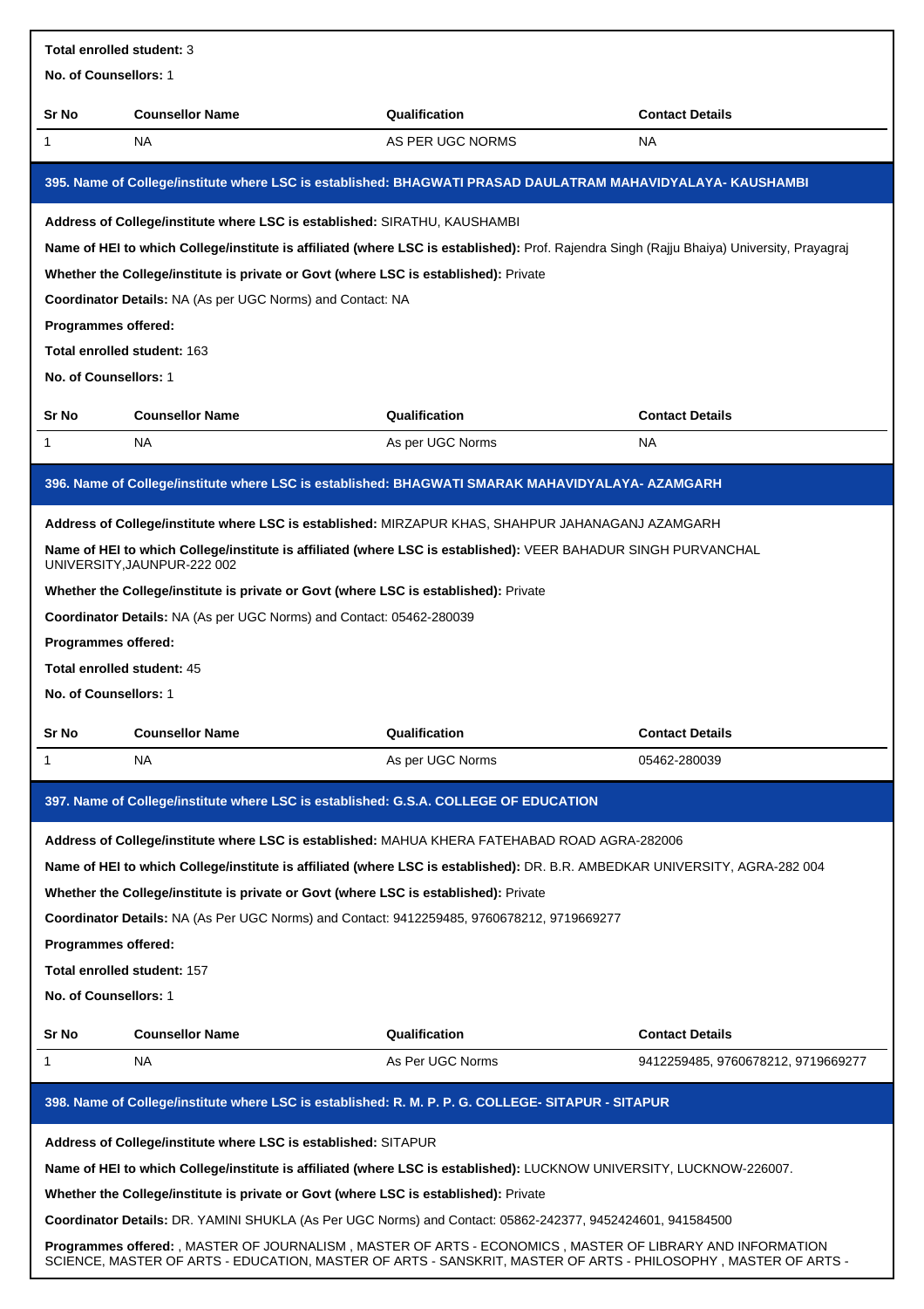**Total enrolled student:** 3

**No. of Counsellors:** 1

| Sr No | Counsellor Name | Qualification | Contact Details |
|---|---|---|---|
| 1 | NA | AS PER UGC NORMS | NA |

### 395. Name of College/institute where LSC is established: BHAGWATI PRASAD DAULATRAM MAHAVIDYALAYA- KAUSHAMBI

**Address of College/institute where LSC is established:** SIRATHU, KAUSHAMBI

**Name of HEI to which College/institute is affiliated (where LSC is established):** Prof. Rajendra Singh (Rajju Bhaiya) University, Prayagraj

**Whether the College/institute is private or Govt (where LSC is established):** Private

**Coordinator Details:** NA (As per UGC Norms) and Contact: NA

**Programmes offered:**

**Total enrolled student:** 163

**No. of Counsellors:** 1

| Sr No | Counsellor Name | Qualification | Contact Details |
|---|---|---|---|
| 1 | NA | As per UGC Norms | NA |

### 396. Name of College/institute where LSC is established: BHAGWATI SMARAK MAHAVIDYALAYA- AZAMGARH

**Address of College/institute where LSC is established:** MIRZAPUR KHAS, SHAHPUR JAHANAGANJ AZAMGARH

**Name of HEI to which College/institute is affiliated (where LSC is established):** VEER BAHADUR SINGH PURVANCHAL UNIVERSITY,JAUNPUR-222 002

**Whether the College/institute is private or Govt (where LSC is established):** Private

**Coordinator Details:** NA (As per UGC Norms) and Contact: 05462-280039

**Programmes offered:**

**Total enrolled student:** 45

**No. of Counsellors:** 1

| Sr No | Counsellor Name | Qualification | Contact Details |
|---|---|---|---|
| 1 | NA | As per UGC Norms | 05462-280039 |

### 397. Name of College/institute where LSC is established: G.S.A. COLLEGE OF EDUCATION

**Address of College/institute where LSC is established:** MAHUA KHERA FATEHABAD ROAD AGRA-282006

**Name of HEI to which College/institute is affiliated (where LSC is established):** DR. B.R. AMBEDKAR UNIVERSITY, AGRA-282 004

**Whether the College/institute is private or Govt (where LSC is established):** Private

**Coordinator Details:** NA (As Per UGC Norms) and Contact: 9412259485, 9760678212, 9719669277

**Programmes offered:**

**Total enrolled student:** 157

**No. of Counsellors:** 1

| Sr No | Counsellor Name | Qualification | Contact Details |
|---|---|---|---|
| 1 | NA | As Per UGC Norms | 9412259485, 9760678212, 9719669277 |

### 398. Name of College/institute where LSC is established: R. M. P. P. G. COLLEGE- SITAPUR - SITAPUR

**Address of College/institute where LSC is established:** SITAPUR

**Name of HEI to which College/institute is affiliated (where LSC is established):** LUCKNOW UNIVERSITY, LUCKNOW-226007.

**Whether the College/institute is private or Govt (where LSC is established):** Private

**Coordinator Details:** DR. YAMINI SHUKLA (As Per UGC Norms) and Contact: 05862-242377, 9452424601, 941584500

**Programmes offered:** , MASTER OF JOURNALISM , MASTER OF ARTS - ECONOMICS , MASTER OF LIBRARY AND INFORMATION SCIENCE, MASTER OF ARTS - EDUCATION, MASTER OF ARTS - SANSKRIT, MASTER OF ARTS - PHILOSOPHY , MASTER OF ARTS -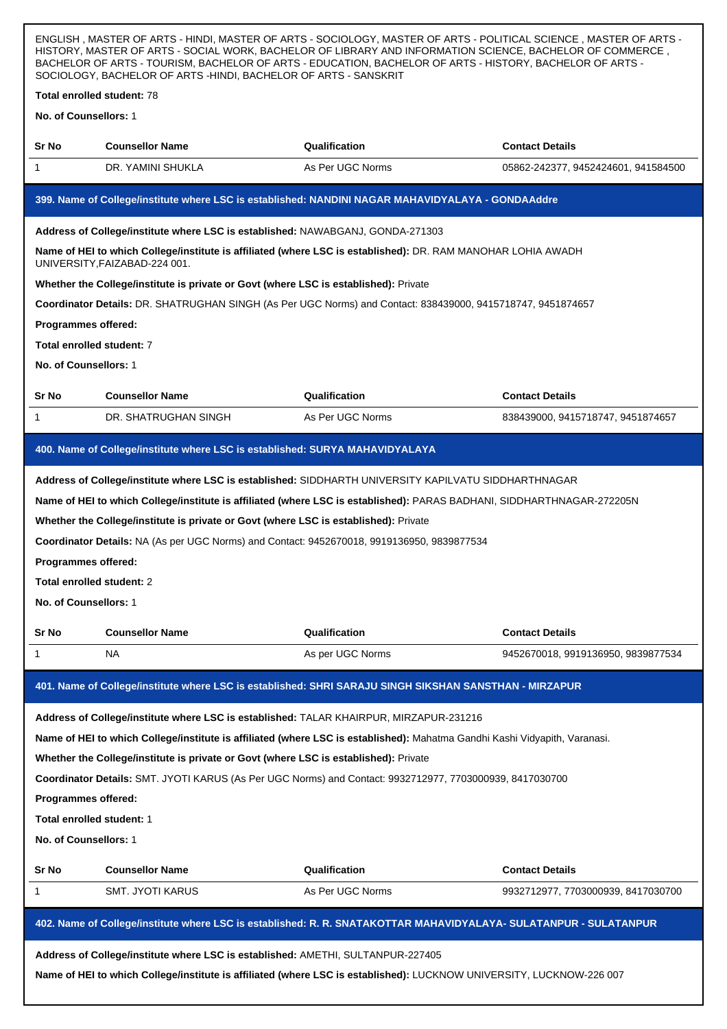ENGLISH , MASTER OF ARTS - HINDI, MASTER OF ARTS - SOCIOLOGY, MASTER OF ARTS - POLITICAL SCIENCE , MASTER OF ARTS - HISTORY, MASTER OF ARTS - SOCIAL WORK, BACHELOR OF LIBRARY AND INFORMATION SCIENCE, BACHELOR OF COMMERCE , BACHELOR OF ARTS - TOURISM, BACHELOR OF ARTS - EDUCATION, BACHELOR OF ARTS - HISTORY, BACHELOR OF ARTS - SOCIOLOGY, BACHELOR OF ARTS -HINDI, BACHELOR OF ARTS - SANSKRIT

**Total enrolled student:** 78

**No. of Counsellors:** 1

| Sr No | Counsellor Name | Qualification | Contact Details |
|---|---|---|---|
| 1 | DR. YAMINI SHUKLA | As Per UGC Norms | 05862-242377, 9452424601, 941584500 |

### 399. Name of College/institute where LSC is established: NANDINI NAGAR MAHAVIDYALAYA - GONDAAddre

**Address of College/institute where LSC is established:** NAWABGANJ, GONDA-271303

**Name of HEI to which College/institute is affiliated (where LSC is established):** DR. RAM MANOHAR LOHIA AWADH UNIVERSITY,FAIZABAD-224 001.

**Whether the College/institute is private or Govt (where LSC is established):** Private

**Coordinator Details:** DR. SHATRUGHAN SINGH (As Per UGC Norms) and Contact: 838439000, 9415718747, 9451874657

**Programmes offered:**

**Total enrolled student:** 7

**No. of Counsellors:** 1

| Sr No | Counsellor Name | Qualification | Contact Details |
|---|---|---|---|
| 1 | DR. SHATRUGHAN SINGH | As Per UGC Norms | 838439000, 9415718747, 9451874657 |

### 400. Name of College/institute where LSC is established: SURYA MAHAVIDYALAYA

**Address of College/institute where LSC is established:** SIDDHARTH UNIVERSITY KAPILVATU SIDDHARTHNAGAR

**Name of HEI to which College/institute is affiliated (where LSC is established):** PARAS BADHANI, SIDDHARTHNAGAR-272205N

**Whether the College/institute is private or Govt (where LSC is established):** Private

**Coordinator Details:** NA (As per UGC Norms) and Contact: 9452670018, 9919136950, 9839877534

**Programmes offered:**

**Total enrolled student:** 2

**No. of Counsellors:** 1

| Sr No | Counsellor Name | Qualification | Contact Details |
|---|---|---|---|
| 1 | NA | As per UGC Norms | 9452670018, 9919136950, 9839877534 |

### 401. Name of College/institute where LSC is established: SHRI SARAJU SINGH SIKSHAN SANSTHAN - MIRZAPUR

**Address of College/institute where LSC is established:** TALAR KHAIRPUR, MIRZAPUR-231216

**Name of HEI to which College/institute is affiliated (where LSC is established):** Mahatma Gandhi Kashi Vidyapith, Varanasi.

**Whether the College/institute is private or Govt (where LSC is established):** Private

**Coordinator Details:** SMT. JYOTI KARUS (As Per UGC Norms) and Contact: 9932712977, 7703000939, 8417030700

**Programmes offered:**

**Total enrolled student:** 1

**No. of Counsellors:** 1

| Sr No | Counsellor Name | Qualification | Contact Details |
|---|---|---|---|
| 1 | SMT. JYOTI KARUS | As Per UGC Norms | 9932712977, 7703000939, 8417030700 |

### 402. Name of College/institute where LSC is established: R. R. SNATAKOTTAR MAHAVIDYALAYA- SULATANPUR - SULATANPUR

**Address of College/institute where LSC is established:** AMETHI, SULTANPUR-227405

**Name of HEI to which College/institute is affiliated (where LSC is established):** LUCKNOW UNIVERSITY, LUCKNOW-226 007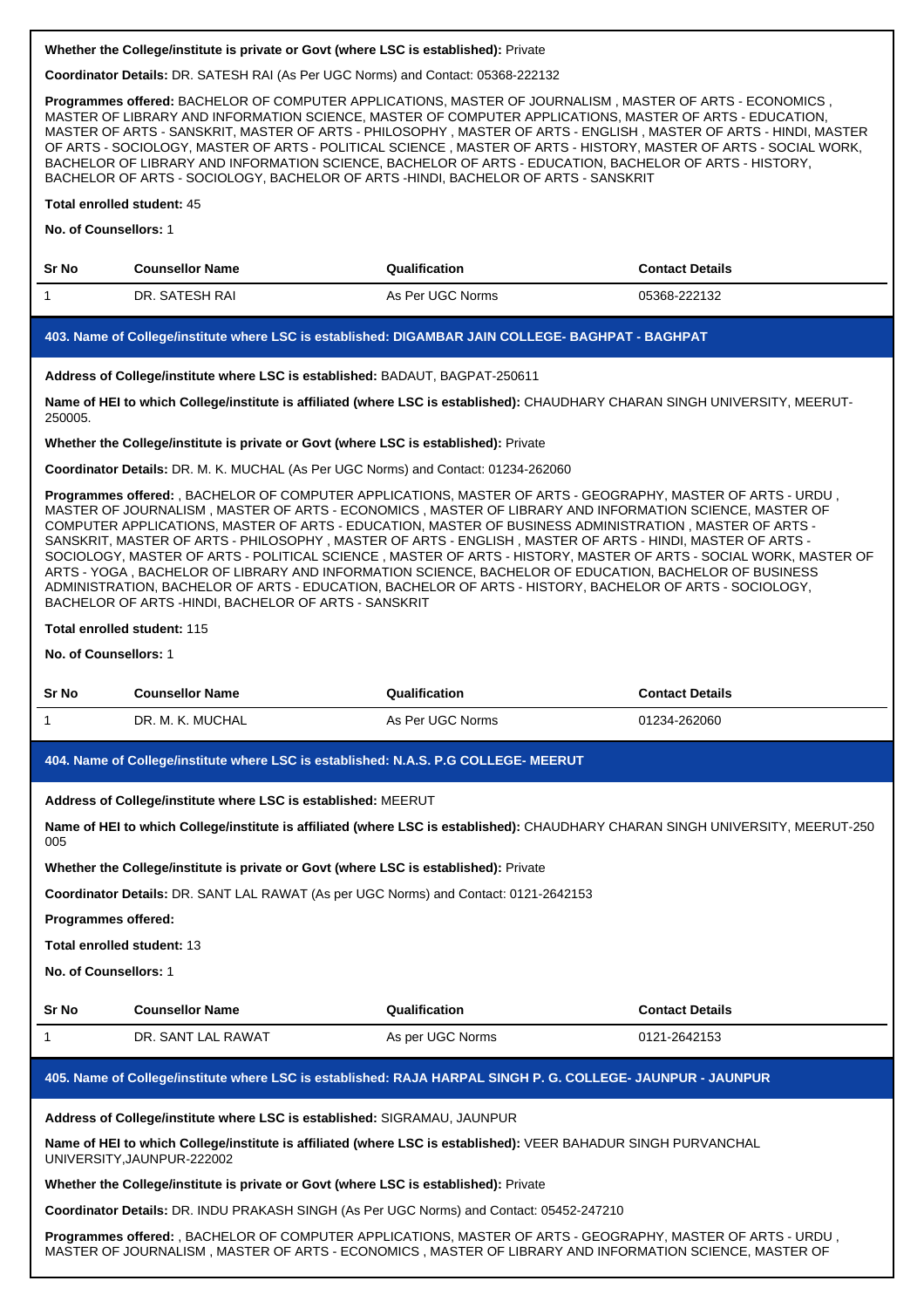**Whether the College/institute is private or Govt (where LSC is established):** Private

**Coordinator Details:** DR. SATESH RAI (As Per UGC Norms) and Contact: 05368-222132

**Programmes offered:** BACHELOR OF COMPUTER APPLICATIONS, MASTER OF JOURNALISM , MASTER OF ARTS - ECONOMICS , MASTER OF LIBRARY AND INFORMATION SCIENCE, MASTER OF COMPUTER APPLICATIONS, MASTER OF ARTS - EDUCATION, MASTER OF ARTS - SANSKRIT, MASTER OF ARTS - PHILOSOPHY , MASTER OF ARTS - ENGLISH , MASTER OF ARTS - HINDI, MASTER OF ARTS - SOCIOLOGY, MASTER OF ARTS - POLITICAL SCIENCE , MASTER OF ARTS - HISTORY, MASTER OF ARTS - SOCIAL WORK, BACHELOR OF LIBRARY AND INFORMATION SCIENCE, BACHELOR OF ARTS - EDUCATION, BACHELOR OF ARTS - HISTORY, BACHELOR OF ARTS - SOCIOLOGY, BACHELOR OF ARTS -HINDI, BACHELOR OF ARTS - SANSKRIT

**Total enrolled student:** 45

**No. of Counsellors:** 1

| Sr No | Counsellor Name | Qualification | Contact Details |
|---|---|---|---|
| 1 | DR. SATESH RAI | As Per UGC Norms | 05368-222132 |

### 403. Name of College/institute where LSC is established: DIGAMBAR JAIN COLLEGE- BAGHPAT - BAGHPAT

**Address of College/institute where LSC is established:** BADAUT, BAGPAT-250611

**Name of HEI to which College/institute is affiliated (where LSC is established):** CHAUDHARY CHARAN SINGH UNIVERSITY, MEERUT-250005.

**Whether the College/institute is private or Govt (where LSC is established):** Private

**Coordinator Details:** DR. M. K. MUCHAL (As Per UGC Norms) and Contact: 01234-262060

**Programmes offered:** , BACHELOR OF COMPUTER APPLICATIONS, MASTER OF ARTS - GEOGRAPHY, MASTER OF ARTS - URDU , MASTER OF JOURNALISM , MASTER OF ARTS - ECONOMICS , MASTER OF LIBRARY AND INFORMATION SCIENCE, MASTER OF COMPUTER APPLICATIONS, MASTER OF ARTS - EDUCATION, MASTER OF BUSINESS ADMINISTRATION , MASTER OF ARTS - SANSKRIT, MASTER OF ARTS - PHILOSOPHY , MASTER OF ARTS - ENGLISH , MASTER OF ARTS - HINDI, MASTER OF ARTS - SOCIOLOGY, MASTER OF ARTS - POLITICAL SCIENCE , MASTER OF ARTS - HISTORY, MASTER OF ARTS - SOCIAL WORK, MASTER OF ARTS - YOGA , BACHELOR OF LIBRARY AND INFORMATION SCIENCE, BACHELOR OF EDUCATION, BACHELOR OF BUSINESS ADMINISTRATION, BACHELOR OF ARTS - EDUCATION, BACHELOR OF ARTS - HISTORY, BACHELOR OF ARTS - SOCIOLOGY, BACHELOR OF ARTS -HINDI, BACHELOR OF ARTS - SANSKRIT

**Total enrolled student:** 115

**No. of Counsellors:** 1

| Sr No | Counsellor Name | Qualification | Contact Details |
|---|---|---|---|
| 1 | DR. M. K. MUCHAL | As Per UGC Norms | 01234-262060 |

### 404. Name of College/institute where LSC is established: N.A.S. P.G COLLEGE- MEERUT

**Address of College/institute where LSC is established:** MEERUT

**Name of HEI to which College/institute is affiliated (where LSC is established):** CHAUDHARY CHARAN SINGH UNIVERSITY, MEERUT-250 005

**Whether the College/institute is private or Govt (where LSC is established):** Private

**Coordinator Details:** DR. SANT LAL RAWAT (As per UGC Norms) and Contact: 0121-2642153

**Programmes offered:**

**Total enrolled student:** 13

**No. of Counsellors:** 1

| Sr No | Counsellor Name | Qualification | Contact Details |
|---|---|---|---|
| 1 | DR. SANT LAL RAWAT | As per UGC Norms | 0121-2642153 |

### 405. Name of College/institute where LSC is established: RAJA HARPAL SINGH P. G. COLLEGE- JAUNPUR - JAUNPUR

**Address of College/institute where LSC is established:** SIGRAMAU, JAUNPUR

**Name of HEI to which College/institute is affiliated (where LSC is established):** VEER BAHADUR SINGH PURVANCHAL UNIVERSITY,JAUNPUR-222002

**Whether the College/institute is private or Govt (where LSC is established):** Private

**Coordinator Details:** DR. INDU PRAKASH SINGH (As Per UGC Norms) and Contact: 05452-247210

**Programmes offered:** , BACHELOR OF COMPUTER APPLICATIONS, MASTER OF ARTS - GEOGRAPHY, MASTER OF ARTS - URDU , MASTER OF JOURNALISM , MASTER OF ARTS - ECONOMICS , MASTER OF LIBRARY AND INFORMATION SCIENCE, MASTER OF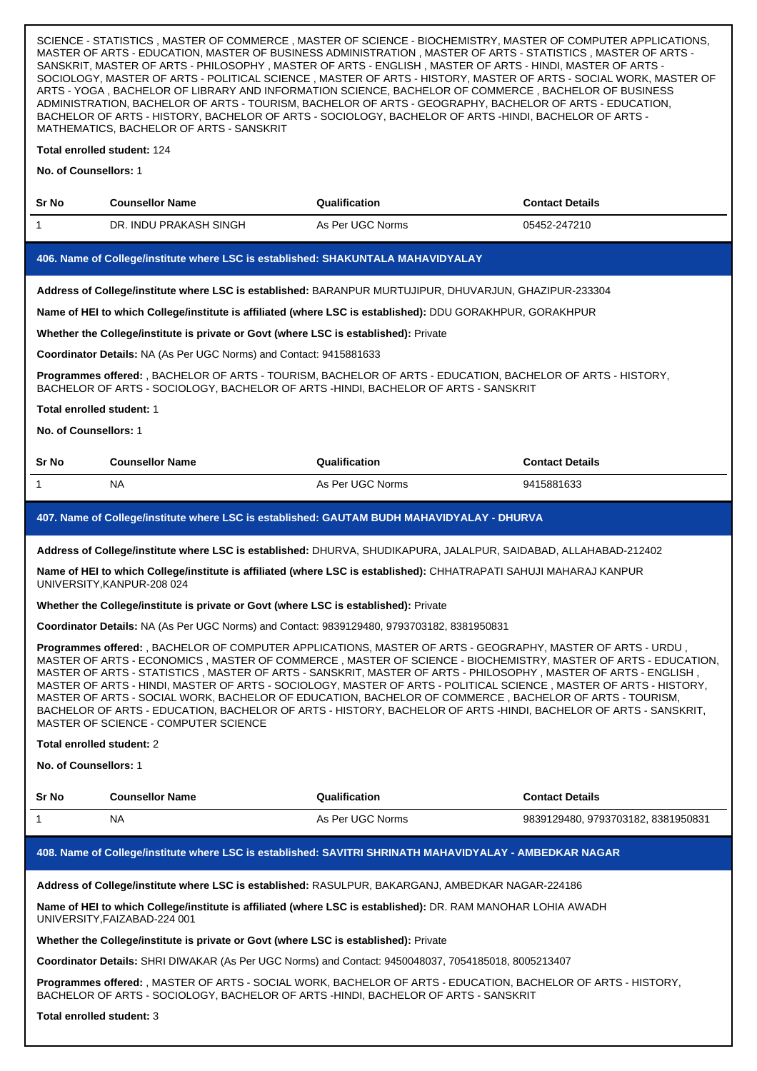SCIENCE - STATISTICS , MASTER OF COMMERCE , MASTER OF SCIENCE - BIOCHEMISTRY, MASTER OF COMPUTER APPLICATIONS, MASTER OF ARTS - EDUCATION, MASTER OF BUSINESS ADMINISTRATION , MASTER OF ARTS - STATISTICS , MASTER OF ARTS - SANSKRIT, MASTER OF ARTS - PHILOSOPHY , MASTER OF ARTS - ENGLISH , MASTER OF ARTS - HINDI, MASTER OF ARTS - SOCIOLOGY, MASTER OF ARTS - POLITICAL SCIENCE , MASTER OF ARTS - HISTORY, MASTER OF ARTS - SOCIAL WORK, MASTER OF ARTS - YOGA , BACHELOR OF LIBRARY AND INFORMATION SCIENCE, BACHELOR OF COMMERCE , BACHELOR OF BUSINESS ADMINISTRATION, BACHELOR OF ARTS - TOURISM, BACHELOR OF ARTS - GEOGRAPHY, BACHELOR OF ARTS - EDUCATION, BACHELOR OF ARTS - HISTORY, BACHELOR OF ARTS - SOCIOLOGY, BACHELOR OF ARTS -HINDI, BACHELOR OF ARTS - MATHEMATICS, BACHELOR OF ARTS - SANSKRIT

**Total enrolled student:** 124

**No. of Counsellors:** 1

| Sr No | Counsellor Name | Qualification | Contact Details |
|---|---|---|---|
| 1 | DR. INDU PRAKASH SINGH | As Per UGC Norms | 05452-247210 |

### 406. Name of College/institute where LSC is established: SHAKUNTALA MAHAVIDYALAY

**Address of College/institute where LSC is established:** BARANPUR MURTUJIPUR, DHUVARJUN, GHAZIPUR-233304

**Name of HEI to which College/institute is affiliated (where LSC is established):** DDU GORAKHPUR, GORAKHPUR

**Whether the College/institute is private or Govt (where LSC is established):** Private

**Coordinator Details:** NA (As Per UGC Norms) and Contact: 9415881633

**Programmes offered:** , BACHELOR OF ARTS - TOURISM, BACHELOR OF ARTS - EDUCATION, BACHELOR OF ARTS - HISTORY, BACHELOR OF ARTS - SOCIOLOGY, BACHELOR OF ARTS -HINDI, BACHELOR OF ARTS - SANSKRIT

**Total enrolled student:** 1

**No. of Counsellors:** 1

| Sr No | Counsellor Name | Qualification | Contact Details |
|---|---|---|---|
| 1 | NA | As Per UGC Norms | 9415881633 |

### 407. Name of College/institute where LSC is established: GAUTAM BUDH MAHAVIDYALAY - DHURVA

**Address of College/institute where LSC is established:** DHURVA, SHUDIKAPURA, JALALPUR, SAIDABAD, ALLAHABAD-212402

**Name of HEI to which College/institute is affiliated (where LSC is established):** CHHATRAPATI SAHUJI MAHARAJ KANPUR UNIVERSITY,KANPUR-208 024

**Whether the College/institute is private or Govt (where LSC is established):** Private

**Coordinator Details:** NA (As Per UGC Norms) and Contact: 9839129480, 9793703182, 8381950831

**Programmes offered:** , BACHELOR OF COMPUTER APPLICATIONS, MASTER OF ARTS - GEOGRAPHY, MASTER OF ARTS - URDU , MASTER OF ARTS - ECONOMICS , MASTER OF COMMERCE , MASTER OF SCIENCE - BIOCHEMISTRY, MASTER OF ARTS - EDUCATION, MASTER OF ARTS - STATISTICS , MASTER OF ARTS - SANSKRIT, MASTER OF ARTS - PHILOSOPHY , MASTER OF ARTS - ENGLISH , MASTER OF ARTS - HINDI, MASTER OF ARTS - SOCIOLOGY, MASTER OF ARTS - POLITICAL SCIENCE , MASTER OF ARTS - HISTORY, MASTER OF ARTS - SOCIAL WORK, BACHELOR OF EDUCATION, BACHELOR OF COMMERCE , BACHELOR OF ARTS - TOURISM, BACHELOR OF ARTS - EDUCATION, BACHELOR OF ARTS - HISTORY, BACHELOR OF ARTS -HINDI, BACHELOR OF ARTS - SANSKRIT, MASTER OF SCIENCE - COMPUTER SCIENCE

**Total enrolled student:** 2

**No. of Counsellors:** 1

| Sr No | Counsellor Name | Qualification | Contact Details |
|---|---|---|---|
| 1 | NA | As Per UGC Norms | 9839129480, 9793703182, 8381950831 |

### 408. Name of College/institute where LSC is established: SAVITRI SHRINATH MAHAVIDYALAY - AMBEDKAR NAGAR

**Address of College/institute where LSC is established:** RASULPUR, BAKARGANJ, AMBEDKAR NAGAR-224186

**Name of HEI to which College/institute is affiliated (where LSC is established):** DR. RAM MANOHAR LOHIA AWADH UNIVERSITY,FAIZABAD-224 001

**Whether the College/institute is private or Govt (where LSC is established):** Private

**Coordinator Details:** SHRI DIWAKAR (As Per UGC Norms) and Contact: 9450048037, 7054185018, 8005213407

**Programmes offered:** , MASTER OF ARTS - SOCIAL WORK, BACHELOR OF ARTS - EDUCATION, BACHELOR OF ARTS - HISTORY, BACHELOR OF ARTS - SOCIOLOGY, BACHELOR OF ARTS -HINDI, BACHELOR OF ARTS - SANSKRIT

**Total enrolled student:** 3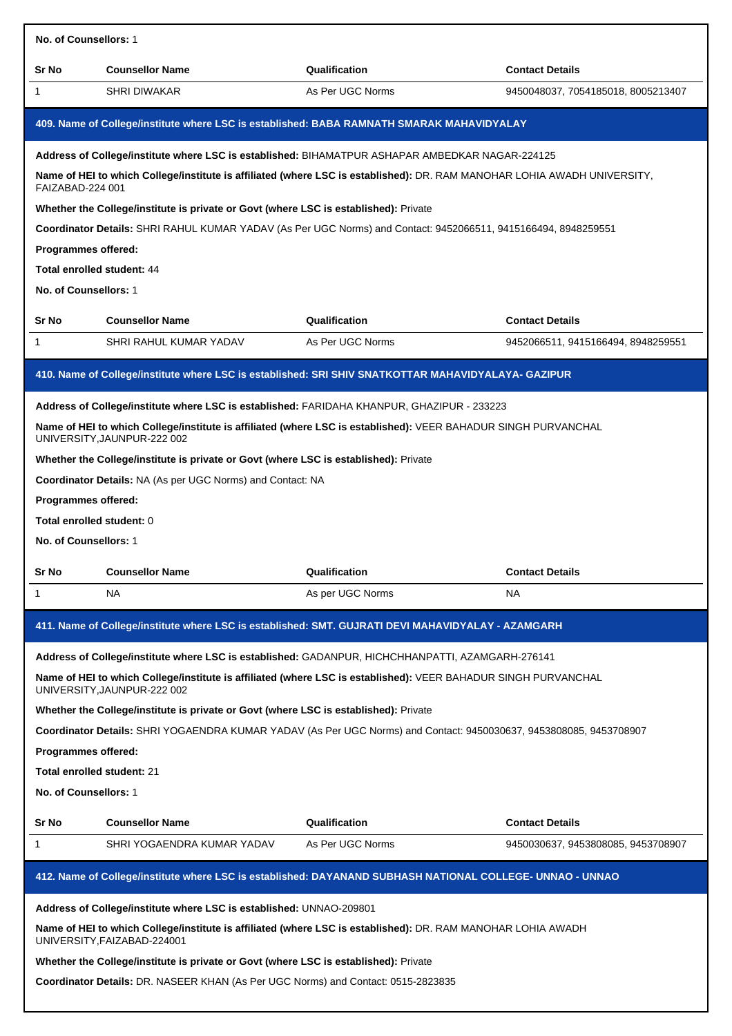**No. of Counsellors:** 1

| Sr No | Counsellor Name | Qualification | Contact Details |
|---|---|---|---|
| 1 | SHRI DIWAKAR | As Per UGC Norms | 9450048037, 7054185018, 8005213407 |

### 409. Name of College/institute where LSC is established: BABA RAMNATH SMARAK MAHAVIDYALAY

**Address of College/institute where LSC is established:** BIHAMATPUR ASHAPAR AMBEDKAR NAGAR-224125

**Name of HEI to which College/institute is affiliated (where LSC is established):** DR. RAM MANOHAR LOHIA AWADH UNIVERSITY, FAIZABAD-224 001

**Whether the College/institute is private or Govt (where LSC is established):** Private

**Coordinator Details:** SHRI RAHUL KUMAR YADAV (As Per UGC Norms) and Contact: 9452066511, 9415166494, 8948259551

**Programmes offered:**

**Total enrolled student:** 44

**No. of Counsellors:** 1

| Sr No | Counsellor Name | Qualification | Contact Details |
|---|---|---|---|
| 1 | SHRI RAHUL KUMAR YADAV | As Per UGC Norms | 9452066511, 9415166494, 8948259551 |

### 410. Name of College/institute where LSC is established: SRI SHIV SNATKOTTAR MAHAVIDYALAYA- GAZIPUR

**Address of College/institute where LSC is established:** FARIDAHA KHANPUR, GHAZIPUR - 233223

**Name of HEI to which College/institute is affiliated (where LSC is established):** VEER BAHADUR SINGH PURVANCHAL UNIVERSITY,JAUNPUR-222 002

**Whether the College/institute is private or Govt (where LSC is established):** Private

**Coordinator Details:** NA (As per UGC Norms) and Contact: NA

**Programmes offered:**

**Total enrolled student:** 0

**No. of Counsellors:** 1

| Sr No | Counsellor Name | Qualification | Contact Details |
|---|---|---|---|
| 1 | NA | As per UGC Norms | NA |

### 411. Name of College/institute where LSC is established: SMT. GUJRATI DEVI MAHAVIDYALAY - AZAMGARH

**Address of College/institute where LSC is established:** GADANPUR, HICHCHHANPATTI, AZAMGARH-276141

**Name of HEI to which College/institute is affiliated (where LSC is established):** VEER BAHADUR SINGH PURVANCHAL UNIVERSITY,JAUNPUR-222 002

**Whether the College/institute is private or Govt (where LSC is established):** Private

**Coordinator Details:** SHRI YOGAENDRA KUMAR YADAV (As Per UGC Norms) and Contact: 9450030637, 9453808085, 9453708907

**Programmes offered:**

**Total enrolled student:** 21

**No. of Counsellors:** 1

| Sr No | Counsellor Name | Qualification | Contact Details |
|---|---|---|---|
| 1 | SHRI YOGAENDRA KUMAR YADAV | As Per UGC Norms | 9450030637, 9453808085, 9453708907 |

### 412. Name of College/institute where LSC is established: DAYANAND SUBHASH NATIONAL COLLEGE- UNNAO - UNNAO

**Address of College/institute where LSC is established:** UNNAO-209801

**Name of HEI to which College/institute is affiliated (where LSC is established):** DR. RAM MANOHAR LOHIA AWADH UNIVERSITY,FAIZABAD-224001

**Whether the College/institute is private or Govt (where LSC is established):** Private

**Coordinator Details:** DR. NASEER KHAN (As Per UGC Norms) and Contact: 0515-2823835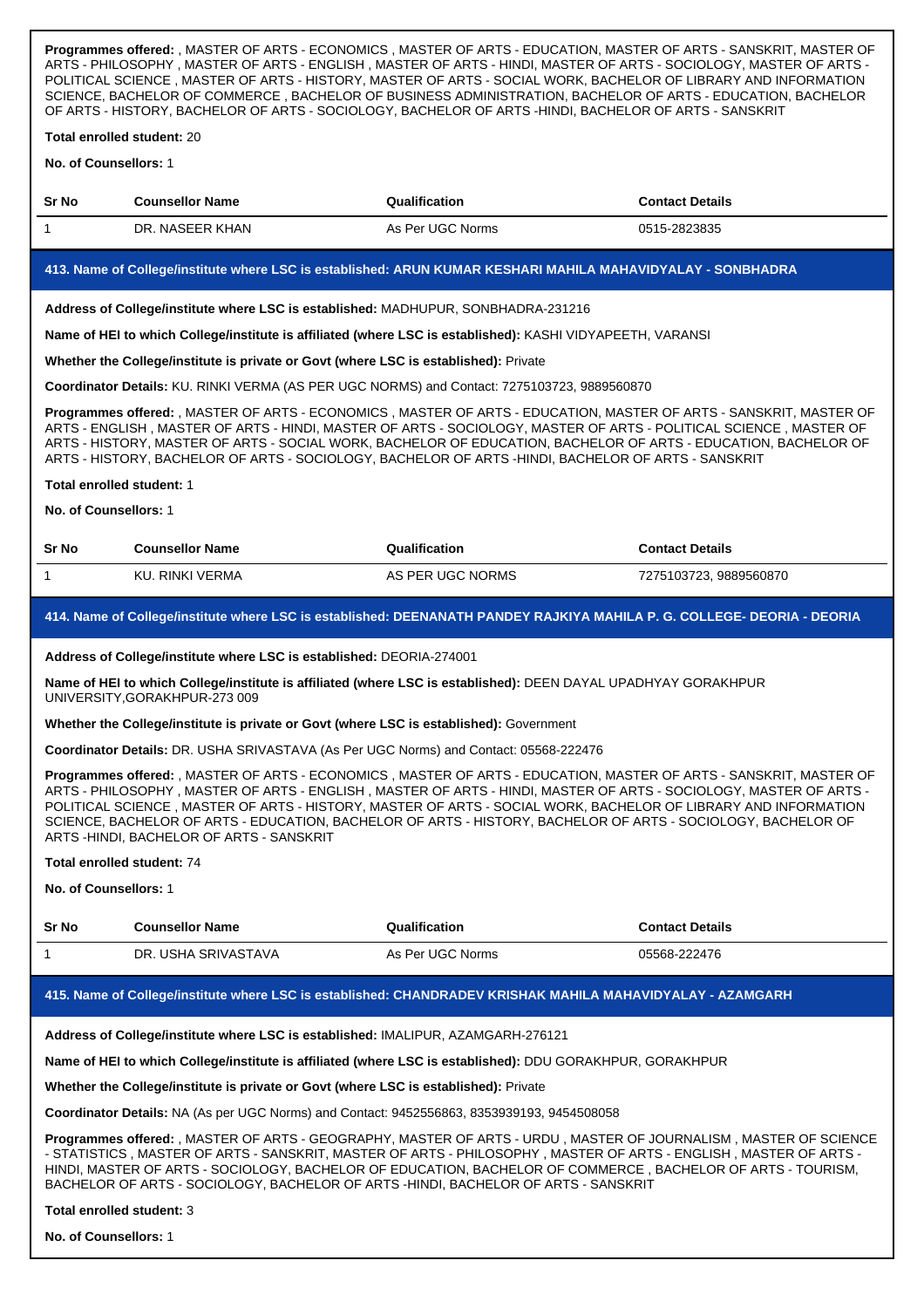**Programmes offered:** , MASTER OF ARTS - ECONOMICS , MASTER OF ARTS - EDUCATION, MASTER OF ARTS - SANSKRIT, MASTER OF ARTS - PHILOSOPHY , MASTER OF ARTS - ENGLISH , MASTER OF ARTS - HINDI, MASTER OF ARTS - SOCIOLOGY, MASTER OF ARTS - POLITICAL SCIENCE , MASTER OF ARTS - HISTORY, MASTER OF ARTS - SOCIAL WORK, BACHELOR OF LIBRARY AND INFORMATION SCIENCE, BACHELOR OF COMMERCE , BACHELOR OF BUSINESS ADMINISTRATION, BACHELOR OF ARTS - EDUCATION, BACHELOR OF ARTS - HISTORY, BACHELOR OF ARTS - SOCIOLOGY, BACHELOR OF ARTS -HINDI, BACHELOR OF ARTS - SANSKRIT

**Total enrolled student:** 20

**No. of Counsellors:** 1

| Sr No | Counsellor Name | Qualification | Contact Details |
|---|---|---|---|
| 1 | DR. NASEER KHAN | As Per UGC Norms | 0515-2823835 |

### 413. Name of College/institute where LSC is established: ARUN KUMAR KESHARI MAHILA MAHAVIDYALAY - SONBHADRA

**Address of College/institute where LSC is established:** MADHUPUR, SONBHADRA-231216

**Name of HEI to which College/institute is affiliated (where LSC is established):** KASHI VIDYAPEETH, VARANSI

**Whether the College/institute is private or Govt (where LSC is established):** Private

**Coordinator Details:** KU. RINKI VERMA (AS PER UGC NORMS) and Contact: 7275103723, 9889560870

**Programmes offered:** , MASTER OF ARTS - ECONOMICS , MASTER OF ARTS - EDUCATION, MASTER OF ARTS - SANSKRIT, MASTER OF ARTS - ENGLISH , MASTER OF ARTS - HINDI, MASTER OF ARTS - SOCIOLOGY, MASTER OF ARTS - POLITICAL SCIENCE , MASTER OF ARTS - HISTORY, MASTER OF ARTS - SOCIAL WORK, BACHELOR OF EDUCATION, BACHELOR OF ARTS - EDUCATION, BACHELOR OF ARTS - HISTORY, BACHELOR OF ARTS - SOCIOLOGY, BACHELOR OF ARTS -HINDI, BACHELOR OF ARTS - SANSKRIT

**Total enrolled student:** 1

**No. of Counsellors:** 1

| Sr No | Counsellor Name | Qualification | Contact Details |
|---|---|---|---|
| 1 | KU. RINKI VERMA | AS PER UGC NORMS | 7275103723, 9889560870 |

### 414. Name of College/institute where LSC is established: DEENANATH PANDEY RAJKIYA MAHILA P. G. COLLEGE- DEORIA - DEORIA

**Address of College/institute where LSC is established:** DEORIA-274001

**Name of HEI to which College/institute is affiliated (where LSC is established):** DEEN DAYAL UPADHYAY GORAKHPUR UNIVERSITY,GORAKHPUR-273 009

**Whether the College/institute is private or Govt (where LSC is established):** Government

**Coordinator Details:** DR. USHA SRIVASTAVA (As Per UGC Norms) and Contact: 05568-222476

**Programmes offered:** , MASTER OF ARTS - ECONOMICS , MASTER OF ARTS - EDUCATION, MASTER OF ARTS - SANSKRIT, MASTER OF ARTS - PHILOSOPHY , MASTER OF ARTS - ENGLISH , MASTER OF ARTS - HINDI, MASTER OF ARTS - SOCIOLOGY, MASTER OF ARTS - POLITICAL SCIENCE , MASTER OF ARTS - HISTORY, MASTER OF ARTS - SOCIAL WORK, BACHELOR OF LIBRARY AND INFORMATION SCIENCE, BACHELOR OF ARTS - EDUCATION, BACHELOR OF ARTS - HISTORY, BACHELOR OF ARTS - SOCIOLOGY, BACHELOR OF ARTS -HINDI, BACHELOR OF ARTS - SANSKRIT

**Total enrolled student:** 74

**No. of Counsellors:** 1

| Sr No | Counsellor Name | Qualification | Contact Details |
|---|---|---|---|
| 1 | DR. USHA SRIVASTAVA | As Per UGC Norms | 05568-222476 |

### 415. Name of College/institute where LSC is established: CHANDRADEV KRISHAK MAHILA MAHAVIDYALAY - AZAMGARH

**Address of College/institute where LSC is established:** IMALIPUR, AZAMGARH-276121

**Name of HEI to which College/institute is affiliated (where LSC is established):** DDU GORAKHPUR, GORAKHPUR

**Whether the College/institute is private or Govt (where LSC is established):** Private

**Coordinator Details:** NA (As per UGC Norms) and Contact: 9452556863, 8353939193, 9454508058

**Programmes offered:** , MASTER OF ARTS - GEOGRAPHY, MASTER OF ARTS - URDU , MASTER OF JOURNALISM , MASTER OF SCIENCE - STATISTICS , MASTER OF ARTS - SANSKRIT, MASTER OF ARTS - PHILOSOPHY , MASTER OF ARTS - ENGLISH , MASTER OF ARTS - HINDI, MASTER OF ARTS - SOCIOLOGY, BACHELOR OF EDUCATION, BACHELOR OF COMMERCE , BACHELOR OF ARTS - TOURISM, BACHELOR OF ARTS - SOCIOLOGY, BACHELOR OF ARTS -HINDI, BACHELOR OF ARTS - SANSKRIT

**Total enrolled student:** 3

**No. of Counsellors:** 1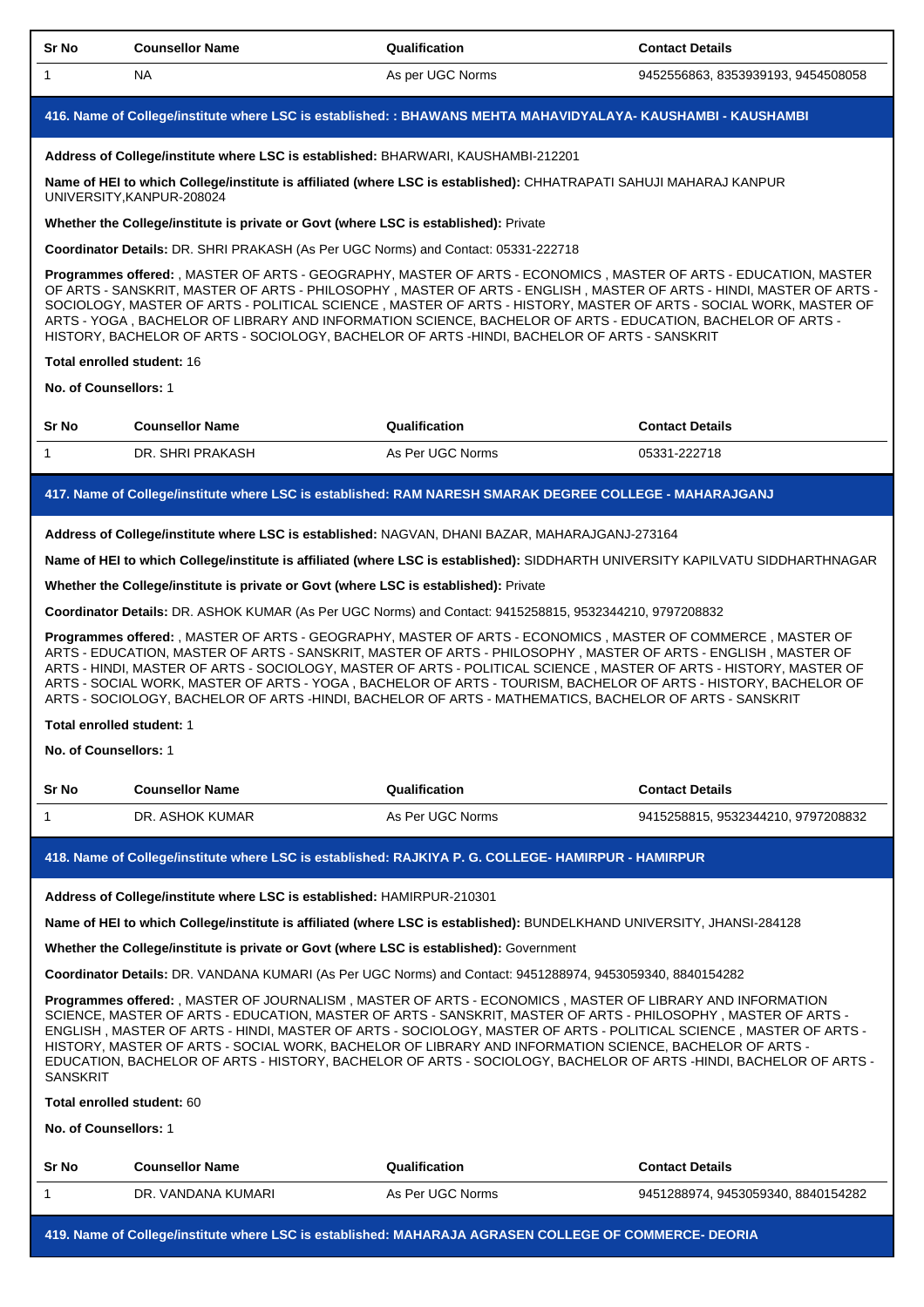| Sr No | Counsellor Name | Qualification | Contact Details |
|---|---|---|---|
| 1 | NA | As per UGC Norms | 9452556863, 8353939193, 9454508058 |

### 416. Name of College/institute where LSC is established: : BHAWANS MEHTA MAHAVIDYALAYA- KAUSHAMBI - KAUSHAMBI

**Address of College/institute where LSC is established:** BHARWARI, KAUSHAMBI-212201

**Name of HEI to which College/institute is affiliated (where LSC is established):** CHHATRAPATI SAHUJI MAHARAJ KANPUR UNIVERSITY,KANPUR-208024

**Whether the College/institute is private or Govt (where LSC is established):** Private

**Coordinator Details:** DR. SHRI PRAKASH (As Per UGC Norms) and Contact: 05331-222718

**Programmes offered:** , MASTER OF ARTS - GEOGRAPHY, MASTER OF ARTS - ECONOMICS , MASTER OF ARTS - EDUCATION, MASTER OF ARTS - SANSKRIT, MASTER OF ARTS - PHILOSOPHY , MASTER OF ARTS - ENGLISH , MASTER OF ARTS - HINDI, MASTER OF ARTS - SOCIOLOGY, MASTER OF ARTS - POLITICAL SCIENCE , MASTER OF ARTS - HISTORY, MASTER OF ARTS - SOCIAL WORK, MASTER OF ARTS - YOGA , BACHELOR OF LIBRARY AND INFORMATION SCIENCE, BACHELOR OF ARTS - EDUCATION, BACHELOR OF ARTS - HISTORY, BACHELOR OF ARTS - SOCIOLOGY, BACHELOR OF ARTS -HINDI, BACHELOR OF ARTS - SANSKRIT

**Total enrolled student:** 16

**No. of Counsellors:** 1

| Sr No | Counsellor Name | Qualification | Contact Details |
|---|---|---|---|
| 1 | DR. SHRI PRAKASH | As Per UGC Norms | 05331-222718 |

### 417. Name of College/institute where LSC is established: RAM NARESH SMARAK DEGREE COLLEGE - MAHARAJGANJ

**Address of College/institute where LSC is established:** NAGVAN, DHANI BAZAR, MAHARAJGANJ-273164

**Name of HEI to which College/institute is affiliated (where LSC is established):** SIDDHARTH UNIVERSITY KAPILVATU SIDDHARTHNAGAR

**Whether the College/institute is private or Govt (where LSC is established):** Private

**Coordinator Details:** DR. ASHOK KUMAR (As Per UGC Norms) and Contact: 9415258815, 9532344210, 9797208832

**Programmes offered:** , MASTER OF ARTS - GEOGRAPHY, MASTER OF ARTS - ECONOMICS , MASTER OF COMMERCE , MASTER OF ARTS - EDUCATION, MASTER OF ARTS - SANSKRIT, MASTER OF ARTS - PHILOSOPHY , MASTER OF ARTS - ENGLISH , MASTER OF ARTS - HINDI, MASTER OF ARTS - SOCIOLOGY, MASTER OF ARTS - POLITICAL SCIENCE , MASTER OF ARTS - HISTORY, MASTER OF ARTS - SOCIAL WORK, MASTER OF ARTS - YOGA , BACHELOR OF ARTS - TOURISM, BACHELOR OF ARTS - HISTORY, BACHELOR OF ARTS - SOCIOLOGY, BACHELOR OF ARTS -HINDI, BACHELOR OF ARTS - MATHEMATICS, BACHELOR OF ARTS - SANSKRIT

**Total enrolled student:** 1

**No. of Counsellors:** 1

| Sr No | Counsellor Name | Qualification | Contact Details |
|---|---|---|---|
| 1 | DR. ASHOK KUMAR | As Per UGC Norms | 9415258815, 9532344210, 9797208832 |

### 418. Name of College/institute where LSC is established: RAJKIYA P. G. COLLEGE- HAMIRPUR - HAMIRPUR

**Address of College/institute where LSC is established:** HAMIRPUR-210301

**Name of HEI to which College/institute is affiliated (where LSC is established):** BUNDELKHAND UNIVERSITY, JHANSI-284128

**Whether the College/institute is private or Govt (where LSC is established):** Government

**Coordinator Details:** DR. VANDANA KUMARI (As Per UGC Norms) and Contact: 9451288974, 9453059340, 8840154282

**Programmes offered:** , MASTER OF JOURNALISM , MASTER OF ARTS - ECONOMICS , MASTER OF LIBRARY AND INFORMATION SCIENCE, MASTER OF ARTS - EDUCATION, MASTER OF ARTS - SANSKRIT, MASTER OF ARTS - PHILOSOPHY , MASTER OF ARTS - ENGLISH , MASTER OF ARTS - HINDI, MASTER OF ARTS - SOCIOLOGY, MASTER OF ARTS - POLITICAL SCIENCE , MASTER OF ARTS - HISTORY, MASTER OF ARTS - SOCIAL WORK, BACHELOR OF LIBRARY AND INFORMATION SCIENCE, BACHELOR OF ARTS - EDUCATION, BACHELOR OF ARTS - HISTORY, BACHELOR OF ARTS - SOCIOLOGY, BACHELOR OF ARTS -HINDI, BACHELOR OF ARTS - SANSKRIT

**Total enrolled student:** 60

**No. of Counsellors:** 1

| Sr No | Counsellor Name | Qualification | Contact Details |
|---|---|---|---|
| 1 | DR. VANDANA KUMARI | As Per UGC Norms | 9451288974, 9453059340, 8840154282 |

### 419. Name of College/institute where LSC is established: MAHARAJA AGRASEN COLLEGE OF COMMERCE- DEORIA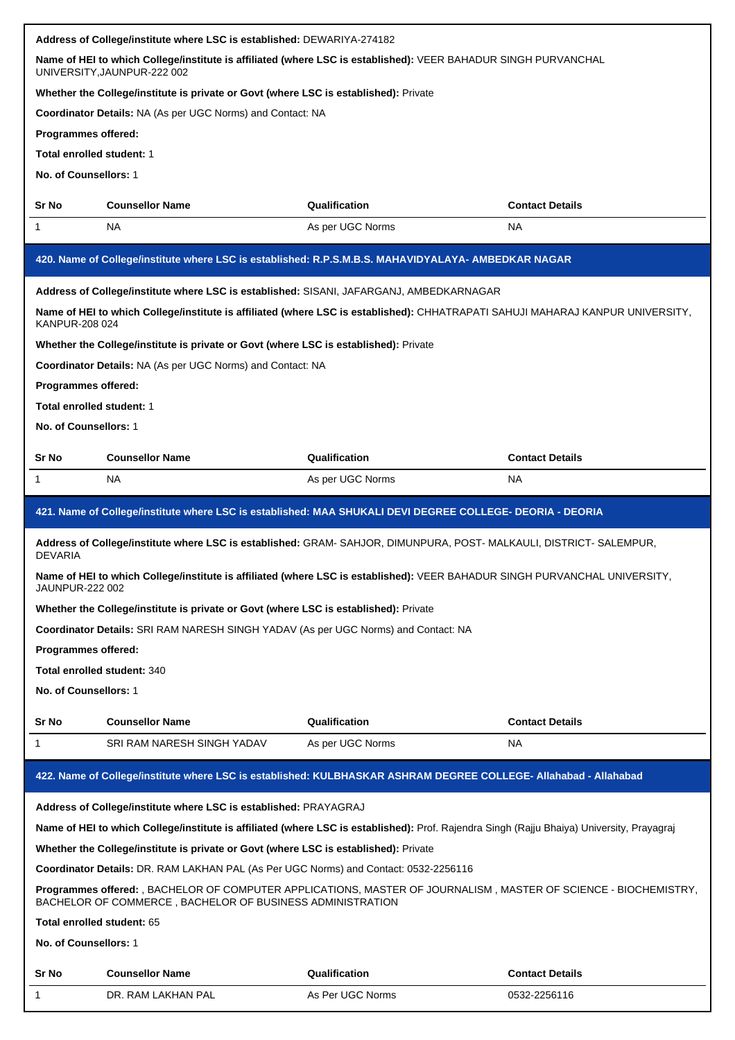**Address of College/institute where LSC is established:** DEWARIYA-274182

**Name of HEI to which College/institute is affiliated (where LSC is established):** VEER BAHADUR SINGH PURVANCHAL UNIVERSITY,JAUNPUR-222 002

**Whether the College/institute is private or Govt (where LSC is established):** Private

**Coordinator Details:** NA (As per UGC Norms) and Contact: NA

**Programmes offered:**

**Total enrolled student:** 1

**No. of Counsellors:** 1

| Sr No | Counsellor Name | Qualification | Contact Details |
|---|---|---|---|
| 1 | NA | As per UGC Norms | NA |

## 420. Name of College/institute where LSC is established: R.P.S.M.B.S. MAHAVIDYALAYA- AMBEDKAR NAGAR

**Address of College/institute where LSC is established:** SISANI, JAFARGANJ, AMBEDKARNAGAR

**Name of HEI to which College/institute is affiliated (where LSC is established):** CHHATRAPATI SAHUJI MAHARAJ KANPUR UNIVERSITY, KANPUR-208 024

**Whether the College/institute is private or Govt (where LSC is established):** Private

**Coordinator Details:** NA (As per UGC Norms) and Contact: NA

**Programmes offered:**

**Total enrolled student:** 1

**No. of Counsellors:** 1

| Sr No | Counsellor Name | Qualification | Contact Details |
|---|---|---|---|
| 1 | NA | As per UGC Norms | NA |

## 421. Name of College/institute where LSC is established: MAA SHUKALI DEVI DEGREE COLLEGE- DEORIA - DEORIA

**Address of College/institute where LSC is established:** GRAM- SAHJOR, DIMUNPURA, POST- MALKAULI, DISTRICT- SALEMPUR, DEVARIA

**Name of HEI to which College/institute is affiliated (where LSC is established):** VEER BAHADUR SINGH PURVANCHAL UNIVERSITY, JAUNPUR-222 002

**Whether the College/institute is private or Govt (where LSC is established):** Private

**Coordinator Details:** SRI RAM NARESH SINGH YADAV (As per UGC Norms) and Contact: NA

**Programmes offered:**

**Total enrolled student:** 340

**No. of Counsellors:** 1

| Sr No | Counsellor Name | Qualification | Contact Details |
|---|---|---|---|
| 1 | SRI RAM NARESH SINGH YADAV | As per UGC Norms | NA |

## 422. Name of College/institute where LSC is established: KULBHASKAR ASHRAM DEGREE COLLEGE- Allahabad - Allahabad

**Address of College/institute where LSC is established:** PRAYAGRAJ

**Name of HEI to which College/institute is affiliated (where LSC is established):** Prof. Rajendra Singh (Rajju Bhaiya) University, Prayagraj

**Whether the College/institute is private or Govt (where LSC is established):** Private

**Coordinator Details:** DR. RAM LAKHAN PAL (As Per UGC Norms) and Contact: 0532-2256116

**Programmes offered:** , BACHELOR OF COMPUTER APPLICATIONS, MASTER OF JOURNALISM , MASTER OF SCIENCE - BIOCHEMISTRY, BACHELOR OF COMMERCE , BACHELOR OF BUSINESS ADMINISTRATION

**Total enrolled student:** 65

**No. of Counsellors:** 1

| Sr No | Counsellor Name | Qualification | Contact Details |
|---|---|---|---|
| 1 | DR. RAM LAKHAN PAL | As Per UGC Norms | 0532-2256116 |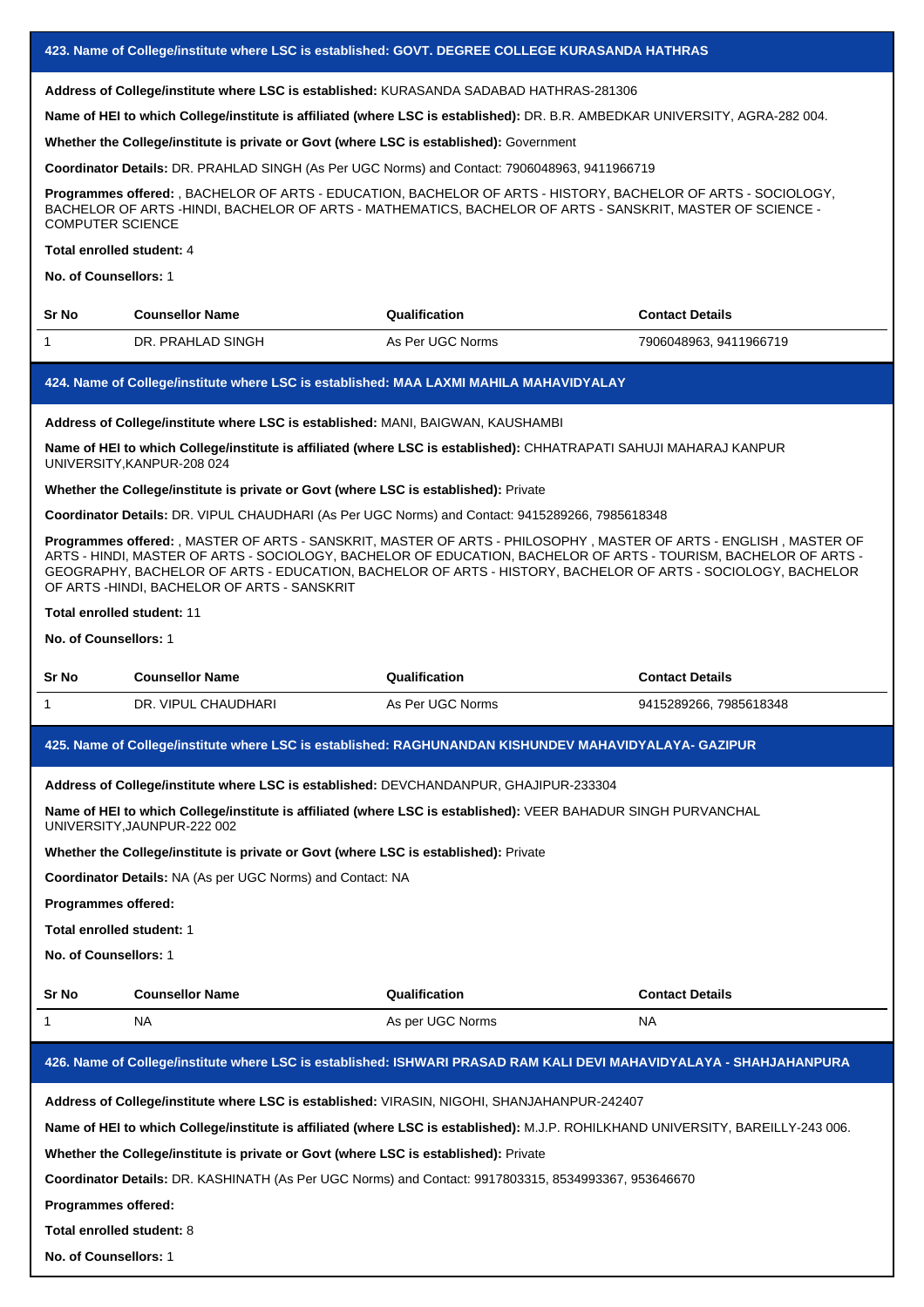## 423. Name of College/institute where LSC is established: GOVT. DEGREE COLLEGE KURASANDA HATHRAS

**Address of College/institute where LSC is established:** KURASANDA SADABAD HATHRAS-281306

**Name of HEI to which College/institute is affiliated (where LSC is established):** DR. B.R. AMBEDKAR UNIVERSITY, AGRA-282 004.

**Whether the College/institute is private or Govt (where LSC is established):** Government

**Coordinator Details:** DR. PRAHLAD SINGH (As Per UGC Norms) and Contact: 7906048963, 9411966719

**Programmes offered:** , BACHELOR OF ARTS - EDUCATION, BACHELOR OF ARTS - HISTORY, BACHELOR OF ARTS - SOCIOLOGY, BACHELOR OF ARTS -HINDI, BACHELOR OF ARTS - MATHEMATICS, BACHELOR OF ARTS - SANSKRIT, MASTER OF SCIENCE - COMPUTER SCIENCE

**Total enrolled student:** 4

**No. of Counsellors:** 1

| Sr No | Counsellor Name | Qualification | Contact Details |
|---|---|---|---|
| 1 | DR. PRAHLAD SINGH | As Per UGC Norms | 7906048963, 9411966719 |

## 424. Name of College/institute where LSC is established: MAA LAXMI MAHILA MAHAVIDYALAY

**Address of College/institute where LSC is established:** MANI, BAIGWAN, KAUSHAMBI

**Name of HEI to which College/institute is affiliated (where LSC is established):** CHHATRAPATI SAHUJI MAHARAJ KANPUR UNIVERSITY,KANPUR-208 024

**Whether the College/institute is private or Govt (where LSC is established):** Private

**Coordinator Details:** DR. VIPUL CHAUDHARI (As Per UGC Norms) and Contact: 9415289266, 7985618348

**Programmes offered:** , MASTER OF ARTS - SANSKRIT, MASTER OF ARTS - PHILOSOPHY , MASTER OF ARTS - ENGLISH , MASTER OF ARTS - HINDI, MASTER OF ARTS - SOCIOLOGY, BACHELOR OF EDUCATION, BACHELOR OF ARTS - TOURISM, BACHELOR OF ARTS - GEOGRAPHY, BACHELOR OF ARTS - EDUCATION, BACHELOR OF ARTS - HISTORY, BACHELOR OF ARTS - SOCIOLOGY, BACHELOR OF ARTS -HINDI, BACHELOR OF ARTS - SANSKRIT

**Total enrolled student:** 11

**No. of Counsellors:** 1

| Sr No | Counsellor Name | Qualification | Contact Details |
|---|---|---|---|
| 1 | DR. VIPUL CHAUDHARI | As Per UGC Norms | 9415289266, 7985618348 |

## 425. Name of College/institute where LSC is established: RAGHUNANDAN KISHUNDEV MAHAVIDYALAYA- GAZIPUR

**Address of College/institute where LSC is established:** DEVCHANDANPUR, GHAJIPUR-233304

**Name of HEI to which College/institute is affiliated (where LSC is established):** VEER BAHADUR SINGH PURVANCHAL UNIVERSITY,JAUNPUR-222 002

**Whether the College/institute is private or Govt (where LSC is established):** Private

**Coordinator Details:** NA (As per UGC Norms) and Contact: NA

**Programmes offered:**

**Total enrolled student:** 1

**No. of Counsellors:** 1

| Sr No | Counsellor Name | Qualification | Contact Details |
|---|---|---|---|
| 1 | NA | As per UGC Norms | NA |

## 426. Name of College/institute where LSC is established: ISHWARI PRASAD RAM KALI DEVI MAHAVIDYALAYA - SHAHJAHANPURA

**Address of College/institute where LSC is established:** VIRASIN, NIGOHI, SHANJAHANPUR-242407

**Name of HEI to which College/institute is affiliated (where LSC is established):** M.J.P. ROHILKHAND UNIVERSITY, BAREILLY-243 006.

**Whether the College/institute is private or Govt (where LSC is established):** Private

**Coordinator Details:** DR. KASHINATH (As Per UGC Norms) and Contact: 9917803315, 8534993367, 953646670

**Programmes offered:**

**Total enrolled student:** 8

**No. of Counsellors:** 1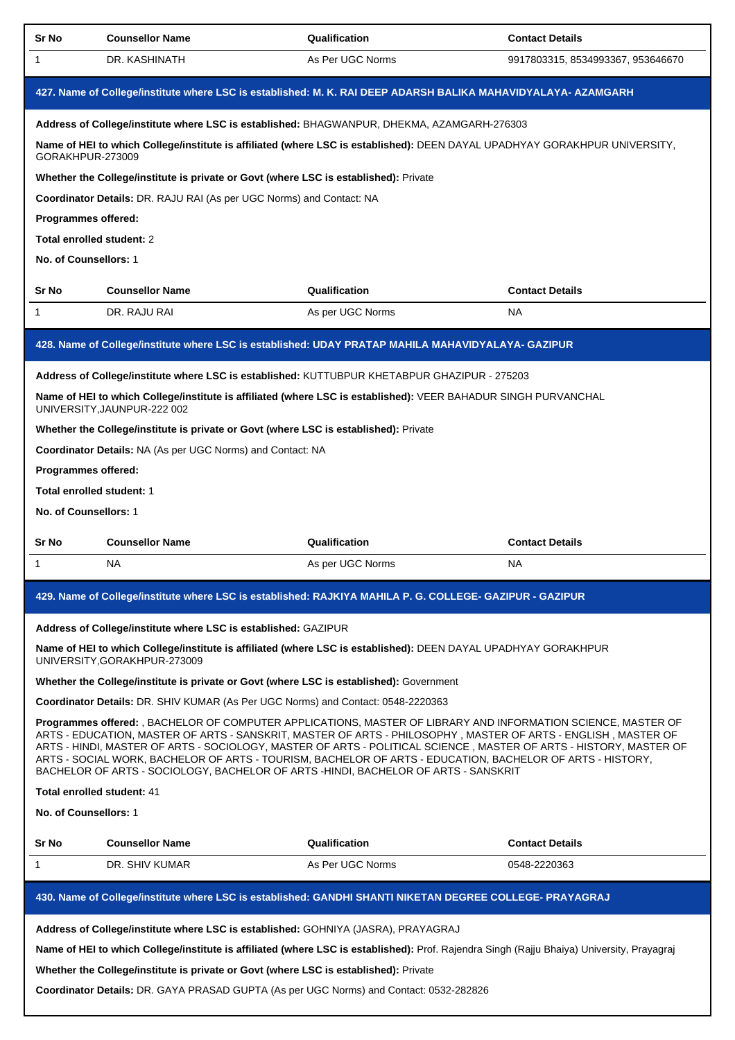| Sr No | Counsellor Name | Qualification | Contact Details |
|---|---|---|---|
| 1 | DR. KASHINATH | As Per UGC Norms | 9917803315, 8534993367, 953646670 |

### 427. Name of College/institute where LSC is established: M. K. RAI DEEP ADARSH BALIKA MAHAVIDYALAYA- AZAMGARH

**Address of College/institute where LSC is established:** BHAGWANPUR, DHEKMA, AZAMGARH-276303

**Name of HEI to which College/institute is affiliated (where LSC is established):** DEEN DAYAL UPADHYAY GORAKHPUR UNIVERSITY, GORAKHPUR-273009

**Whether the College/institute is private or Govt (where LSC is established):** Private

**Coordinator Details:** DR. RAJU RAI (As per UGC Norms) and Contact: NA

**Programmes offered:**

**Total enrolled student:** 2

**No. of Counsellors:** 1

| Sr No | Counsellor Name | Qualification | Contact Details |
|---|---|---|---|
| 1 | DR. RAJU RAI | As per UGC Norms | NA |

### 428. Name of College/institute where LSC is established: UDAY PRATAP MAHILA MAHAVIDYALAYA- GAZIPUR

**Address of College/institute where LSC is established:** KUTTUBPUR KHETABPUR GHAZIPUR - 275203

**Name of HEI to which College/institute is affiliated (where LSC is established):** VEER BAHADUR SINGH PURVANCHAL UNIVERSITY,JAUNPUR-222 002

**Whether the College/institute is private or Govt (where LSC is established):** Private

**Coordinator Details:** NA (As per UGC Norms) and Contact: NA

**Programmes offered:**

**Total enrolled student:** 1

**No. of Counsellors:** 1

| Sr No | Counsellor Name | Qualification | Contact Details |
|---|---|---|---|
| 1 | NA | As per UGC Norms | NA |

### 429. Name of College/institute where LSC is established: RAJKIYA MAHILA P. G. COLLEGE- GAZIPUR - GAZIPUR

**Address of College/institute where LSC is established:** GAZIPUR

**Name of HEI to which College/institute is affiliated (where LSC is established):** DEEN DAYAL UPADHYAY GORAKHPUR UNIVERSITY,GORAKHPUR-273009

**Whether the College/institute is private or Govt (where LSC is established):** Government

**Coordinator Details:** DR. SHIV KUMAR (As Per UGC Norms) and Contact: 0548-2220363

**Programmes offered:** , BACHELOR OF COMPUTER APPLICATIONS, MASTER OF LIBRARY AND INFORMATION SCIENCE, MASTER OF ARTS - EDUCATION, MASTER OF ARTS - SANSKRIT, MASTER OF ARTS - PHILOSOPHY , MASTER OF ARTS - ENGLISH , MASTER OF ARTS - HINDI, MASTER OF ARTS - SOCIOLOGY, MASTER OF ARTS - POLITICAL SCIENCE , MASTER OF ARTS - HISTORY, MASTER OF ARTS - SOCIAL WORK, BACHELOR OF ARTS - TOURISM, BACHELOR OF ARTS - EDUCATION, BACHELOR OF ARTS - HISTORY, BACHELOR OF ARTS - SOCIOLOGY, BACHELOR OF ARTS -HINDI, BACHELOR OF ARTS - SANSKRIT

**Total enrolled student:** 41

**No. of Counsellors:** 1

| Sr No | Counsellor Name | Qualification | Contact Details |
|---|---|---|---|
| 1 | DR. SHIV KUMAR | As Per UGC Norms | 0548-2220363 |

### 430. Name of College/institute where LSC is established: GANDHI SHANTI NIKETAN DEGREE COLLEGE- PRAYAGRAJ

**Address of College/institute where LSC is established:** GOHNIYA (JASRA), PRAYAGRAJ

**Name of HEI to which College/institute is affiliated (where LSC is established):** Prof. Rajendra Singh (Rajju Bhaiya) University, Prayagraj

**Whether the College/institute is private or Govt (where LSC is established):** Private

**Coordinator Details:** DR. GAYA PRASAD GUPTA (As per UGC Norms) and Contact: 0532-282826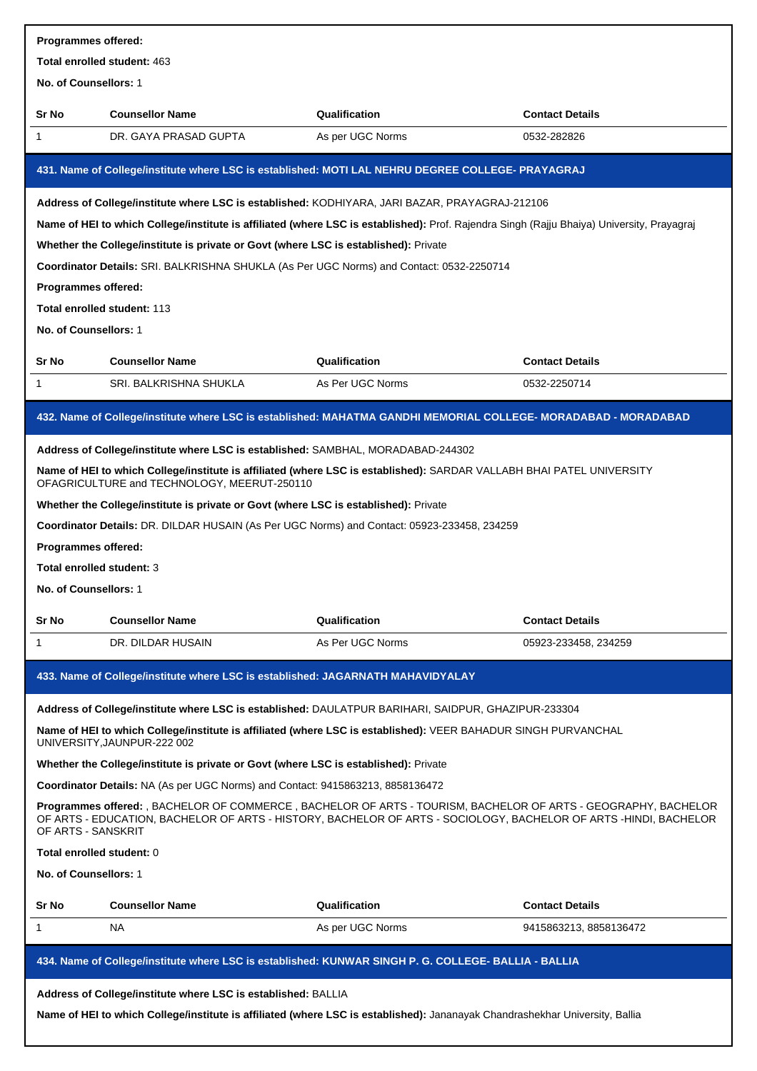**Programmes offered:**

**Total enrolled student:** 463

**No. of Counsellors:** 1

| Sr No | Counsellor Name | Qualification | Contact Details |
|---|---|---|---|
| 1 | DR. GAYA PRASAD GUPTA | As per UGC Norms | 0532-282826 |

### 431. Name of College/institute where LSC is established: MOTI LAL NEHRU DEGREE COLLEGE- PRAYAGRAJ

**Address of College/institute where LSC is established:** KODHIYARA, JARI BAZAR, PRAYAGRAJ-212106

**Name of HEI to which College/institute is affiliated (where LSC is established):** Prof. Rajendra Singh (Rajju Bhaiya) University, Prayagraj

**Whether the College/institute is private or Govt (where LSC is established):** Private

**Coordinator Details:** SRI. BALKRISHNA SHUKLA (As Per UGC Norms) and Contact: 0532-2250714

**Programmes offered:**

**Total enrolled student:** 113

**No. of Counsellors:** 1

| Sr No | Counsellor Name | Qualification | Contact Details |
|---|---|---|---|
| 1 | SRI. BALKRISHNA SHUKLA | As Per UGC Norms | 0532-2250714 |

### 432. Name of College/institute where LSC is established: MAHATMA GANDHI MEMORIAL COLLEGE- MORADABAD - MORADABAD

**Address of College/institute where LSC is established:** SAMBHAL, MORADABAD-244302

**Name of HEI to which College/institute is affiliated (where LSC is established):** SARDAR VALLABH BHAI PATEL UNIVERSITY OFAGRICULTURE and TECHNOLOGY, MEERUT-250110

**Whether the College/institute is private or Govt (where LSC is established):** Private

**Coordinator Details:** DR. DILDAR HUSAIN (As Per UGC Norms) and Contact: 05923-233458, 234259

**Programmes offered:**

**Total enrolled student:** 3

**No. of Counsellors:** 1

| Sr No | Counsellor Name | Qualification | Contact Details |
|---|---|---|---|
| 1 | DR. DILDAR HUSAIN | As Per UGC Norms | 05923-233458, 234259 |

### 433. Name of College/institute where LSC is established: JAGARNATH MAHAVIDYALAY

**Address of College/institute where LSC is established:** DAULATPUR BARIHARI, SAIDPUR, GHAZIPUR-233304

**Name of HEI to which College/institute is affiliated (where LSC is established):** VEER BAHADUR SINGH PURVANCHAL UNIVERSITY,JAUNPUR-222 002

**Whether the College/institute is private or Govt (where LSC is established):** Private

**Coordinator Details:** NA (As per UGC Norms) and Contact: 9415863213, 8858136472

**Programmes offered:** , BACHELOR OF COMMERCE , BACHELOR OF ARTS - TOURISM, BACHELOR OF ARTS - GEOGRAPHY, BACHELOR OF ARTS - EDUCATION, BACHELOR OF ARTS - HISTORY, BACHELOR OF ARTS - SOCIOLOGY, BACHELOR OF ARTS -HINDI, BACHELOR OF ARTS - SANSKRIT

**Total enrolled student:** 0

**No. of Counsellors:** 1

| Sr No | Counsellor Name | Qualification | Contact Details |
|---|---|---|---|
| 1 | NA | As per UGC Norms | 9415863213, 8858136472 |

### 434. Name of College/institute where LSC is established: KUNWAR SINGH P. G. COLLEGE- BALLIA - BALLIA

**Address of College/institute where LSC is established:** BALLIA

**Name of HEI to which College/institute is affiliated (where LSC is established):** Jananayak Chandrashekhar University, Ballia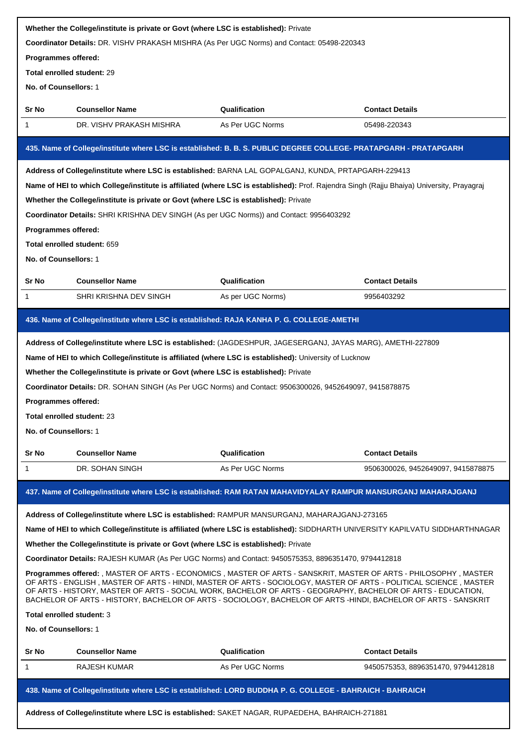**Whether the College/institute is private or Govt (where LSC is established):** Private

**Coordinator Details:** DR. VISHV PRAKASH MISHRA (As Per UGC Norms) and Contact: 05498-220343

**Programmes offered:**

**Total enrolled student:** 29

**No. of Counsellors:** 1

| Sr No | Counsellor Name | Qualification | Contact Details |
|---|---|---|---|
| 1 | DR. VISHV PRAKASH MISHRA | As Per UGC Norms | 05498-220343 |

### 435. Name of College/institute where LSC is established: B. B. S. PUBLIC DEGREE COLLEGE- PRATAPGARH - PRATAPGARH

**Address of College/institute where LSC is established:** BARNA LAL GOPALGANJ, KUNDA, PRTAPGARH-229413

**Name of HEI to which College/institute is affiliated (where LSC is established):** Prof. Rajendra Singh (Rajju Bhaiya) University, Prayagraj

**Whether the College/institute is private or Govt (where LSC is established):** Private

**Coordinator Details:** SHRI KRISHNA DEV SINGH (As per UGC Norms)) and Contact: 9956403292

**Programmes offered:**

**Total enrolled student:** 659

**No. of Counsellors:** 1

| Sr No | Counsellor Name | Qualification | Contact Details |
|---|---|---|---|
| 1 | SHRI KRISHNA DEV SINGH | As per UGC Norms) | 9956403292 |

### 436. Name of College/institute where LSC is established: RAJA KANHA P. G. COLLEGE-AMETHI

**Address of College/institute where LSC is established:** (JAGDESHPUR, JAGESERGANJ, JAYAS MARG), AMETHI-227809

**Name of HEI to which College/institute is affiliated (where LSC is established):** University of Lucknow

**Whether the College/institute is private or Govt (where LSC is established):** Private

**Coordinator Details:** DR. SOHAN SINGH (As Per UGC Norms) and Contact: 9506300026, 9452649097, 9415878875

**Programmes offered:**

**Total enrolled student:** 23

**No. of Counsellors:** 1

| Sr No | Counsellor Name | Qualification | Contact Details |
|---|---|---|---|
| 1 | DR. SOHAN SINGH | As Per UGC Norms | 9506300026, 9452649097, 9415878875 |

### 437. Name of College/institute where LSC is established: RAM RATAN MAHAVIDYALAY RAMPUR MANSURGANJ MAHARAJGANJ

**Address of College/institute where LSC is established:** RAMPUR MANSURGANJ, MAHARAJGANJ-273165

**Name of HEI to which College/institute is affiliated (where LSC is established):** SIDDHARTH UNIVERSITY KAPILVATU SIDDHARTHNAGAR

**Whether the College/institute is private or Govt (where LSC is established):** Private

**Coordinator Details:** RAJESH KUMAR (As Per UGC Norms) and Contact: 9450575353, 8896351470, 9794412818

**Programmes offered:** , MASTER OF ARTS - ECONOMICS , MASTER OF ARTS - SANSKRIT, MASTER OF ARTS - PHILOSOPHY , MASTER OF ARTS - ENGLISH , MASTER OF ARTS - HINDI, MASTER OF ARTS - SOCIOLOGY, MASTER OF ARTS - POLITICAL SCIENCE , MASTER OF ARTS - HISTORY, MASTER OF ARTS - SOCIAL WORK, BACHELOR OF ARTS - GEOGRAPHY, BACHELOR OF ARTS - EDUCATION, BACHELOR OF ARTS - HISTORY, BACHELOR OF ARTS - SOCIOLOGY, BACHELOR OF ARTS -HINDI, BACHELOR OF ARTS - SANSKRIT

**Total enrolled student:** 3

**No. of Counsellors:** 1

| Sr No | Counsellor Name | Qualification | Contact Details |
|---|---|---|---|
| 1 | RAJESH KUMAR | As Per UGC Norms | 9450575353, 8896351470, 9794412818 |

### 438. Name of College/institute where LSC is established: LORD BUDDHA P. G. COLLEGE - BAHRAICH - BAHRAICH

**Address of College/institute where LSC is established:** SAKET NAGAR, RUPAEDEHA, BAHRAICH-271881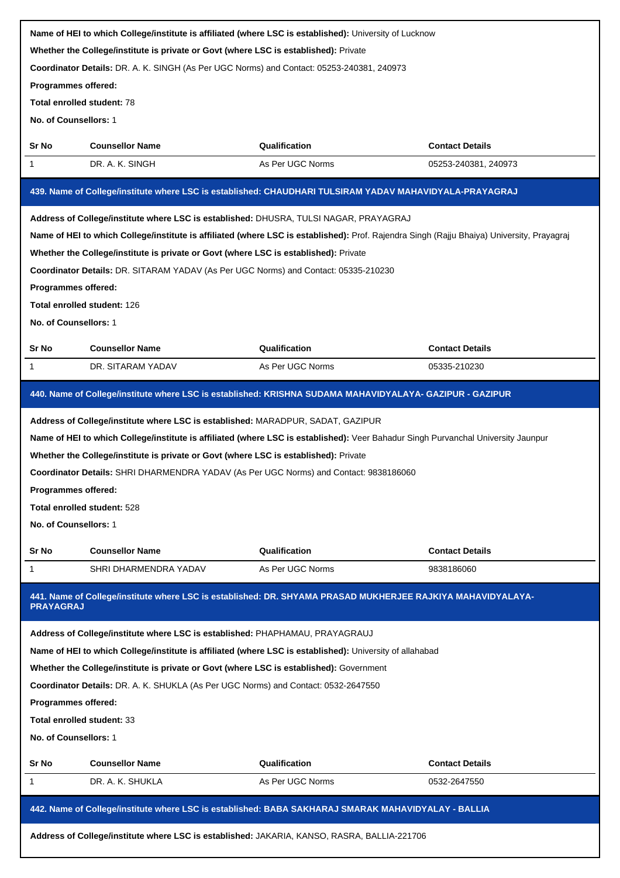**Name of HEI to which College/institute is affiliated (where LSC is established):** University of Lucknow

**Whether the College/institute is private or Govt (where LSC is established):** Private

**Coordinator Details:** DR. A. K. SINGH (As Per UGC Norms) and Contact: 05253-240381, 240973

**Programmes offered:**

**Total enrolled student:** 78

**No. of Counsellors:** 1

| Sr No | Counsellor Name | Qualification | Contact Details |
|---|---|---|---|
| 1 | DR. A. K. SINGH | As Per UGC Norms | 05253-240381, 240973 |

### 439. Name of College/institute where LSC is established: CHAUDHARI TULSIRAM YADAV MAHAVIDYALA-PRAYAGRAJ

**Address of College/institute where LSC is established:** DHUSRA, TULSI NAGAR, PRAYAGRAJ

**Name of HEI to which College/institute is affiliated (where LSC is established):** Prof. Rajendra Singh (Rajju Bhaiya) University, Prayagraj

**Whether the College/institute is private or Govt (where LSC is established):** Private

**Coordinator Details:** DR. SITARAM YADAV (As Per UGC Norms) and Contact: 05335-210230

**Programmes offered:**

**Total enrolled student:** 126

**No. of Counsellors:** 1

| Sr No | Counsellor Name | Qualification | Contact Details |
|---|---|---|---|
| 1 | DR. SITARAM YADAV | As Per UGC Norms | 05335-210230 |

### 440. Name of College/institute where LSC is established: KRISHNA SUDAMA MAHAVIDYALAYA- GAZIPUR - GAZIPUR

**Address of College/institute where LSC is established:** MARADPUR, SADAT, GAZIPUR

**Name of HEI to which College/institute is affiliated (where LSC is established):** Veer Bahadur Singh Purvanchal University Jaunpur

**Whether the College/institute is private or Govt (where LSC is established):** Private

**Coordinator Details:** SHRI DHARMENDRA YADAV (As Per UGC Norms) and Contact: 9838186060

**Programmes offered:**

**Total enrolled student:** 528

**No. of Counsellors:** 1

| Sr No | Counsellor Name | Qualification | Contact Details |
|---|---|---|---|
| 1 | SHRI DHARMENDRA YADAV | As Per UGC Norms | 9838186060 |

### 441. Name of College/institute where LSC is established: DR. SHYAMA PRASAD MUKHERJEE RAJKIYA MAHAVIDYALAYA-PRAYAGRAJ

**Address of College/institute where LSC is established:** PHAPHAMAU, PRAYAGRAUJ

**Name of HEI to which College/institute is affiliated (where LSC is established):** University of allahabad

**Whether the College/institute is private or Govt (where LSC is established):** Government

**Coordinator Details:** DR. A. K. SHUKLA (As Per UGC Norms) and Contact: 0532-2647550

**Programmes offered:**

**Total enrolled student:** 33

**No. of Counsellors:** 1

| Sr No | Counsellor Name | Qualification | Contact Details |
|---|---|---|---|
| 1 | DR. A. K. SHUKLA | As Per UGC Norms | 0532-2647550 |

### 442. Name of College/institute where LSC is established: BABA SAKHARAJ SMARAK MAHAVIDYALAY - BALLIA

**Address of College/institute where LSC is established:** JAKARIA, KANSO, RASRA, BALLIA-221706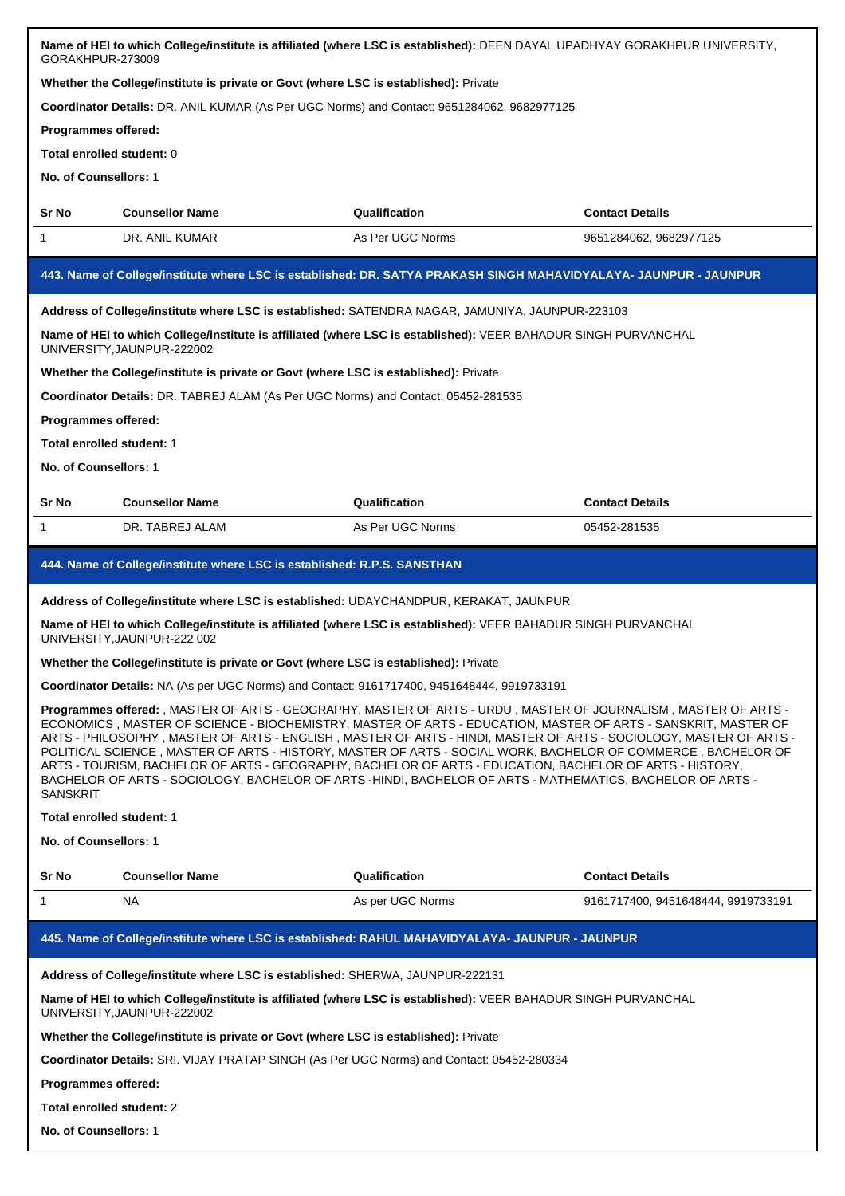**Name of HEI to which College/institute is affiliated (where LSC is established):** DEEN DAYAL UPADHYAY GORAKHPUR UNIVERSITY, GORAKHPUR-273009

**Whether the College/institute is private or Govt (where LSC is established):** Private

**Coordinator Details:** DR. ANIL KUMAR (As Per UGC Norms) and Contact: 9651284062, 9682977125

**Programmes offered:**

**Total enrolled student:** 0

**No. of Counsellors:** 1

| Sr No | Counsellor Name | Qualification | Contact Details |
|---|---|---|---|
| 1 | DR. ANIL KUMAR | As Per UGC Norms | 9651284062, 9682977125 |

## 443. Name of College/institute where LSC is established: DR. SATYA PRAKASH SINGH MAHAVIDYALAYA- JAUNPUR - JAUNPUR

**Address of College/institute where LSC is established:** SATENDRA NAGAR, JAMUNIYA, JAUNPUR-223103

**Name of HEI to which College/institute is affiliated (where LSC is established):** VEER BAHADUR SINGH PURVANCHAL UNIVERSITY,JAUNPUR-222002

**Whether the College/institute is private or Govt (where LSC is established):** Private

**Coordinator Details:** DR. TABREJ ALAM (As Per UGC Norms) and Contact: 05452-281535

**Programmes offered:**

**Total enrolled student:** 1

**No. of Counsellors:** 1

| Sr No | Counsellor Name | Qualification | Contact Details |
|---|---|---|---|
| 1 | DR. TABREJ ALAM | As Per UGC Norms | 05452-281535 |

## 444. Name of College/institute where LSC is established: R.P.S. SANSTHAN

**Address of College/institute where LSC is established:** UDAYCHANDPUR, KERAKAT, JAUNPUR

**Name of HEI to which College/institute is affiliated (where LSC is established):** VEER BAHADUR SINGH PURVANCHAL UNIVERSITY,JAUNPUR-222 002

**Whether the College/institute is private or Govt (where LSC is established):** Private

**Coordinator Details:** NA (As per UGC Norms) and Contact: 9161717400, 9451648444, 9919733191

**Programmes offered:** , MASTER OF ARTS - GEOGRAPHY, MASTER OF ARTS - URDU , MASTER OF JOURNALISM , MASTER OF ARTS - ECONOMICS , MASTER OF SCIENCE - BIOCHEMISTRY, MASTER OF ARTS - EDUCATION, MASTER OF ARTS - SANSKRIT, MASTER OF ARTS - PHILOSOPHY , MASTER OF ARTS - ENGLISH , MASTER OF ARTS - HINDI, MASTER OF ARTS - SOCIOLOGY, MASTER OF ARTS - POLITICAL SCIENCE , MASTER OF ARTS - HISTORY, MASTER OF ARTS - SOCIAL WORK, BACHELOR OF COMMERCE , BACHELOR OF ARTS - TOURISM, BACHELOR OF ARTS - GEOGRAPHY, BACHELOR OF ARTS - EDUCATION, BACHELOR OF ARTS - HISTORY, BACHELOR OF ARTS - SOCIOLOGY, BACHELOR OF ARTS -HINDI, BACHELOR OF ARTS - MATHEMATICS, BACHELOR OF ARTS - SANSKRIT

**Total enrolled student:** 1

**No. of Counsellors:** 1

| Sr No | Counsellor Name | Qualification | Contact Details |
|---|---|---|---|
| 1 | NA | As per UGC Norms | 9161717400, 9451648444, 9919733191 |

## 445. Name of College/institute where LSC is established: RAHUL MAHAVIDYALAYA- JAUNPUR - JAUNPUR

**Address of College/institute where LSC is established:** SHERWA, JAUNPUR-222131

**Name of HEI to which College/institute is affiliated (where LSC is established):** VEER BAHADUR SINGH PURVANCHAL UNIVERSITY,JAUNPUR-222002

**Whether the College/institute is private or Govt (where LSC is established):** Private

**Coordinator Details:** SRI. VIJAY PRATAP SINGH (As Per UGC Norms) and Contact: 05452-280334

**Programmes offered:**

**Total enrolled student:** 2

**No. of Counsellors:** 1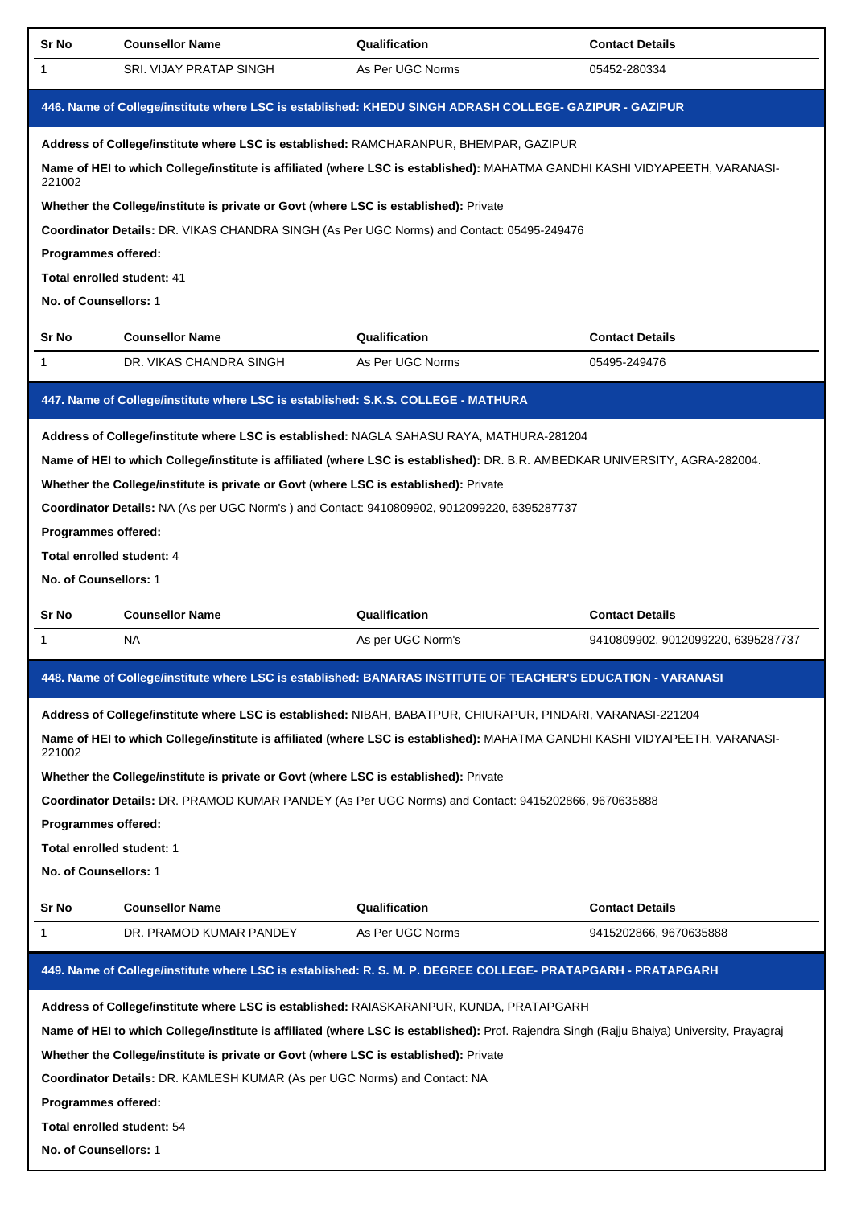| Sr No | Counsellor Name | Qualification | Contact Details |
| --- | --- | --- | --- |
| 1 | SRI. VIJAY PRATAP SINGH | As Per UGC Norms | 05452-280334 |

## 446. Name of College/institute where LSC is established: KHEDU SINGH ADRASH COLLEGE- GAZIPUR - GAZIPUR

**Address of College/institute where LSC is established:** RAMCHARANPUR, BHEMPAR, GAZIPUR

**Name of HEI to which College/institute is affiliated (where LSC is established):** MAHATMA GANDHI KASHI VIDYAPEETH, VARANASI-221002

**Whether the College/institute is private or Govt (where LSC is established):** Private

**Coordinator Details:** DR. VIKAS CHANDRA SINGH (As Per UGC Norms) and Contact: 05495-249476

**Programmes offered:**

**Total enrolled student:** 41

**No. of Counsellors:** 1

| Sr No | Counsellor Name | Qualification | Contact Details |
| --- | --- | --- | --- |
| 1 | DR. VIKAS CHANDRA SINGH | As Per UGC Norms | 05495-249476 |

## 447. Name of College/institute where LSC is established: S.K.S. COLLEGE - MATHURA

**Address of College/institute where LSC is established:** NAGLA SAHASU RAYA, MATHURA-281204

**Name of HEI to which College/institute is affiliated (where LSC is established):** DR. B.R. AMBEDKAR UNIVERSITY, AGRA-282004.

**Whether the College/institute is private or Govt (where LSC is established):** Private

**Coordinator Details:** NA (As per UGC Norm's ) and Contact: 9410809902, 9012099220, 6395287737

**Programmes offered:**

**Total enrolled student:** 4

**No. of Counsellors:** 1

| Sr No | Counsellor Name | Qualification | Contact Details |
| --- | --- | --- | --- |
| 1 | NA | As per UGC Norm's | 9410809902, 9012099220, 6395287737 |

## 448. Name of College/institute where LSC is established: BANARAS INSTITUTE OF TEACHER'S EDUCATION - VARANASI

**Address of College/institute where LSC is established:** NIBAH, BABATPUR, CHIURAPUR, PINDARI, VARANASI-221204

**Name of HEI to which College/institute is affiliated (where LSC is established):** MAHATMA GANDHI KASHI VIDYAPEETH, VARANASI-221002

**Whether the College/institute is private or Govt (where LSC is established):** Private

**Coordinator Details:** DR. PRAMOD KUMAR PANDEY (As Per UGC Norms) and Contact: 9415202866, 9670635888

**Programmes offered:**

**Total enrolled student:** 1

**No. of Counsellors:** 1

| Sr No | Counsellor Name | Qualification | Contact Details |
| --- | --- | --- | --- |
| 1 | DR. PRAMOD KUMAR PANDEY | As Per UGC Norms | 9415202866, 9670635888 |

## 449. Name of College/institute where LSC is established: R. S. M. P. DEGREE COLLEGE- PRATAPGARH - PRATAPGARH

**Address of College/institute where LSC is established:** RAIASKARANPUR, KUNDA, PRATAPGARH

**Name of HEI to which College/institute is affiliated (where LSC is established):** Prof. Rajendra Singh (Rajju Bhaiya) University, Prayagraj

**Whether the College/institute is private or Govt (where LSC is established):** Private

**Coordinator Details:** DR. KAMLESH KUMAR (As per UGC Norms) and Contact: NA

**Programmes offered:**

**Total enrolled student:** 54

**No. of Counsellors:** 1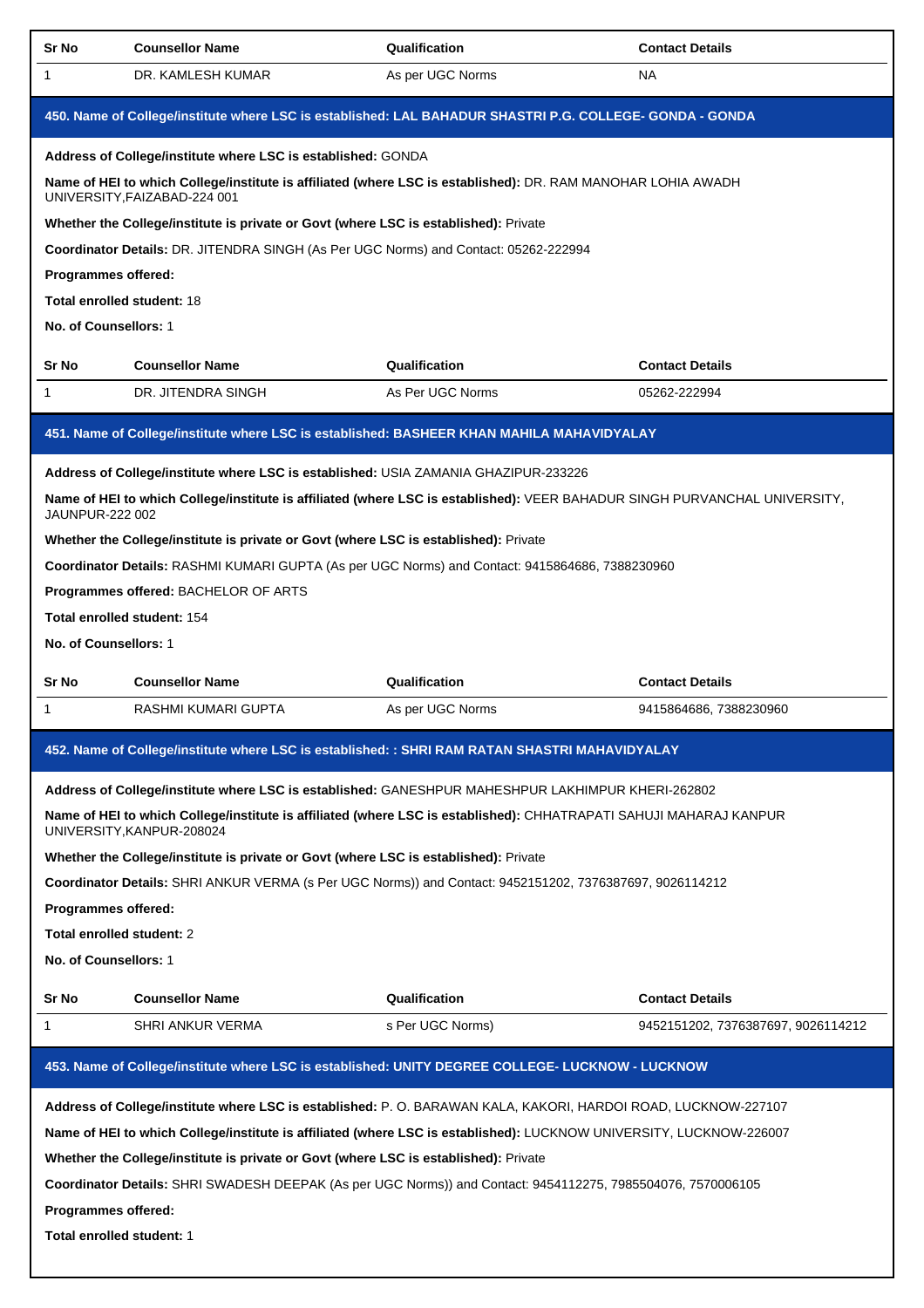| Sr No | Counsellor Name | Qualification | Contact Details |
|---|---|---|---|
| 1 | DR. KAMLESH KUMAR | As per UGC Norms | NA |

### 450. Name of College/institute where LSC is established: LAL BAHADUR SHASTRI P.G. COLLEGE- GONDA - GONDA

**Address of College/institute where LSC is established:** GONDA

**Name of HEI to which College/institute is affiliated (where LSC is established):** DR. RAM MANOHAR LOHIA AWADH UNIVERSITY,FAIZABAD-224 001

**Whether the College/institute is private or Govt (where LSC is established):** Private

**Coordinator Details:** DR. JITENDRA SINGH (As Per UGC Norms) and Contact: 05262-222994

**Programmes offered:**

**Total enrolled student:** 18

**No. of Counsellors:** 1

| Sr No | Counsellor Name | Qualification | Contact Details |
|---|---|---|---|
| 1 | DR. JITENDRA SINGH | As Per UGC Norms | 05262-222994 |

### 451. Name of College/institute where LSC is established: BASHEER KHAN MAHILA MAHAVIDYALAY

**Address of College/institute where LSC is established:** USIA ZAMANIA GHAZIPUR-233226

**Name of HEI to which College/institute is affiliated (where LSC is established):** VEER BAHADUR SINGH PURVANCHAL UNIVERSITY, JAUNPUR-222 002

**Whether the College/institute is private or Govt (where LSC is established):** Private

**Coordinator Details:** RASHMI KUMARI GUPTA (As per UGC Norms) and Contact: 9415864686, 7388230960

**Programmes offered:** BACHELOR OF ARTS

**Total enrolled student:** 154

**No. of Counsellors:** 1

| Sr No | Counsellor Name | Qualification | Contact Details |
|---|---|---|---|
| 1 | RASHMI KUMARI GUPTA | As per UGC Norms | 9415864686, 7388230960 |

### 452. Name of College/institute where LSC is established: : SHRI RAM RATAN SHASTRI MAHAVIDYALAY

**Address of College/institute where LSC is established:** GANESHPUR MAHESHPUR LAKHIMPUR KHERI-262802

**Name of HEI to which College/institute is affiliated (where LSC is established):** CHHATRAPATI SAHUJI MAHARAJ KANPUR UNIVERSITY,KANPUR-208024

**Whether the College/institute is private or Govt (where LSC is established):** Private

**Coordinator Details:** SHRI ANKUR VERMA (s Per UGC Norms)) and Contact: 9452151202, 7376387697, 9026114212

**Programmes offered:**

**Total enrolled student:** 2

**No. of Counsellors:** 1

| Sr No | Counsellor Name | Qualification | Contact Details |
|---|---|---|---|
| 1 | SHRI ANKUR VERMA | s Per UGC Norms) | 9452151202, 7376387697, 9026114212 |

### 453. Name of College/institute where LSC is established: UNITY DEGREE COLLEGE- LUCKNOW - LUCKNOW

**Address of College/institute where LSC is established:** P. O. BARAWAN KALA, KAKORI, HARDOI ROAD, LUCKNOW-227107

**Name of HEI to which College/institute is affiliated (where LSC is established):** LUCKNOW UNIVERSITY, LUCKNOW-226007

**Whether the College/institute is private or Govt (where LSC is established):** Private

**Coordinator Details:** SHRI SWADESH DEEPAK (As per UGC Norms)) and Contact: 9454112275, 7985504076, 7570006105

**Programmes offered:**

**Total enrolled student:** 1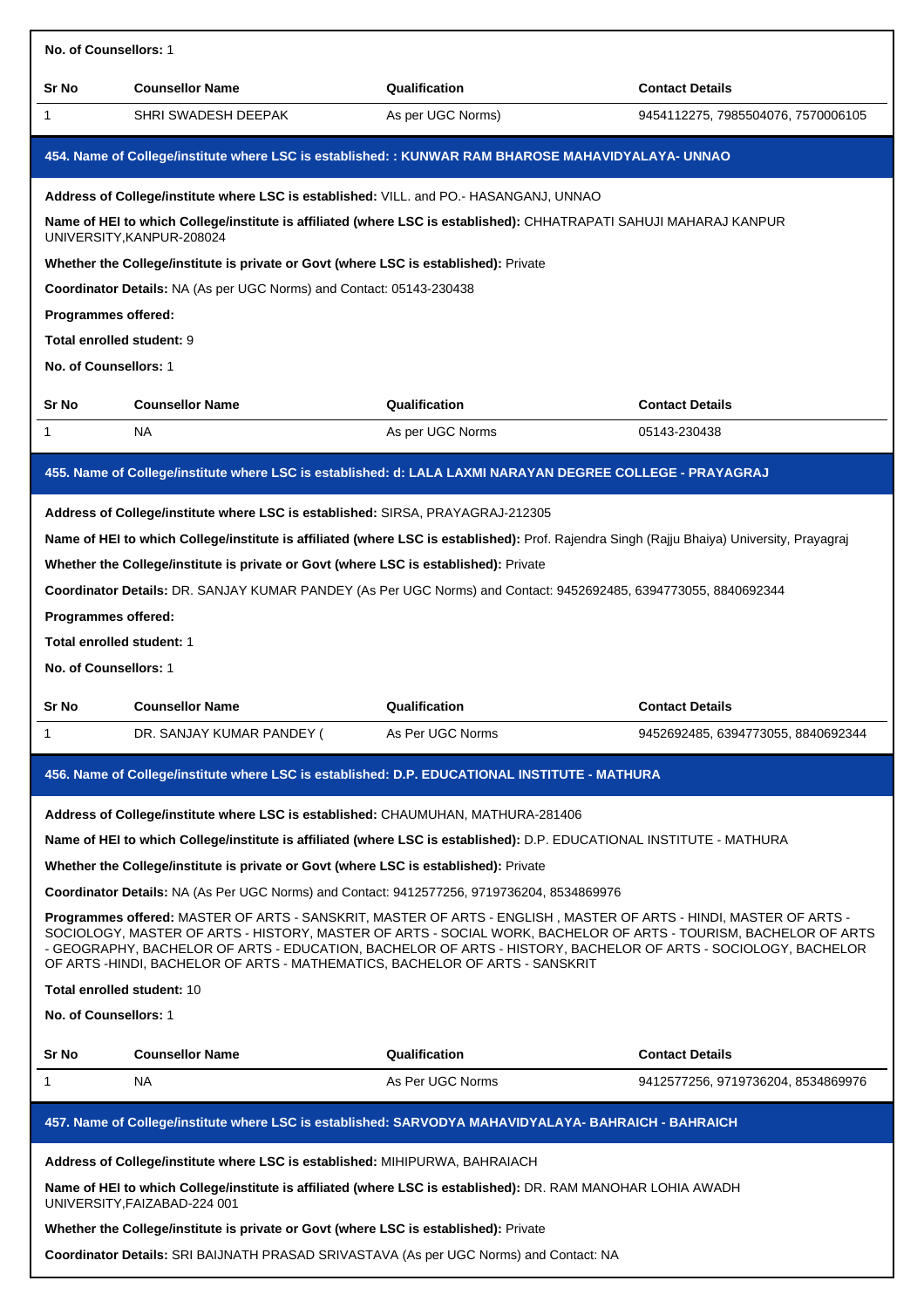**No. of Counsellors:** 1

| Sr No | Counsellor Name | Qualification | Contact Details |
|---|---|---|---|
| 1 | SHRI SWADESH DEEPAK | As per UGC Norms) | 9454112275, 7985504076, 7570006105 |

### 454. Name of College/institute where LSC is established: : KUNWAR RAM BHAROSE MAHAVIDYALAYA- UNNAO

**Address of College/institute where LSC is established:** VILL. and PO.- HASANGANJ, UNNAO

**Name of HEI to which College/institute is affiliated (where LSC is established):** CHHATRAPATI SAHUJI MAHARAJ KANPUR UNIVERSITY,KANPUR-208024

**Whether the College/institute is private or Govt (where LSC is established):** Private

**Coordinator Details:** NA (As per UGC Norms) and Contact: 05143-230438

**Programmes offered:**

**Total enrolled student:** 9

**No. of Counsellors:** 1

| Sr No | Counsellor Name | Qualification | Contact Details |
|---|---|---|---|
| 1 | NA | As per UGC Norms | 05143-230438 |

### 455. Name of College/institute where LSC is established: d: LALA LAXMI NARAYAN DEGREE COLLEGE - PRAYAGRAJ

**Address of College/institute where LSC is established:** SIRSA, PRAYAGRAJ-212305

**Name of HEI to which College/institute is affiliated (where LSC is established):** Prof. Rajendra Singh (Rajju Bhaiya) University, Prayagraj

**Whether the College/institute is private or Govt (where LSC is established):** Private

**Coordinator Details:** DR. SANJAY KUMAR PANDEY (As Per UGC Norms) and Contact: 9452692485, 6394773055, 8840692344

**Programmes offered:**

**Total enrolled student:** 1

**No. of Counsellors:** 1

| Sr No | Counsellor Name | Qualification | Contact Details |
|---|---|---|---|
| 1 | DR. SANJAY KUMAR PANDEY ( | As Per UGC Norms | 9452692485, 6394773055, 8840692344 |

### 456. Name of College/institute where LSC is established: D.P. EDUCATIONAL INSTITUTE - MATHURA

**Address of College/institute where LSC is established:** CHAUMUHAN, MATHURA-281406

**Name of HEI to which College/institute is affiliated (where LSC is established):** D.P. EDUCATIONAL INSTITUTE - MATHURA

**Whether the College/institute is private or Govt (where LSC is established):** Private

**Coordinator Details:** NA (As Per UGC Norms) and Contact: 9412577256, 9719736204, 8534869976

**Programmes offered:** MASTER OF ARTS - SANSKRIT, MASTER OF ARTS - ENGLISH , MASTER OF ARTS - HINDI, MASTER OF ARTS - SOCIOLOGY, MASTER OF ARTS - HISTORY, MASTER OF ARTS - SOCIAL WORK, BACHELOR OF ARTS - TOURISM, BACHELOR OF ARTS - GEOGRAPHY, BACHELOR OF ARTS - EDUCATION, BACHELOR OF ARTS - HISTORY, BACHELOR OF ARTS - SOCIOLOGY, BACHELOR OF ARTS -HINDI, BACHELOR OF ARTS - MATHEMATICS, BACHELOR OF ARTS - SANSKRIT

**Total enrolled student:** 10

**No. of Counsellors:** 1

| Sr No | Counsellor Name | Qualification | Contact Details |
|---|---|---|---|
| 1 | NA | As Per UGC Norms | 9412577256, 9719736204, 8534869976 |

### 457. Name of College/institute where LSC is established: SARVODYA MAHAVIDYALAYA- BAHRAICH - BAHRAICH

**Address of College/institute where LSC is established:** MIHIPURWA, BAHRAIACH

**Name of HEI to which College/institute is affiliated (where LSC is established):** DR. RAM MANOHAR LOHIA AWADH UNIVERSITY,FAIZABAD-224 001

**Whether the College/institute is private or Govt (where LSC is established):** Private

**Coordinator Details:** SRI BAIJNATH PRASAD SRIVASTAVA (As per UGC Norms) and Contact: NA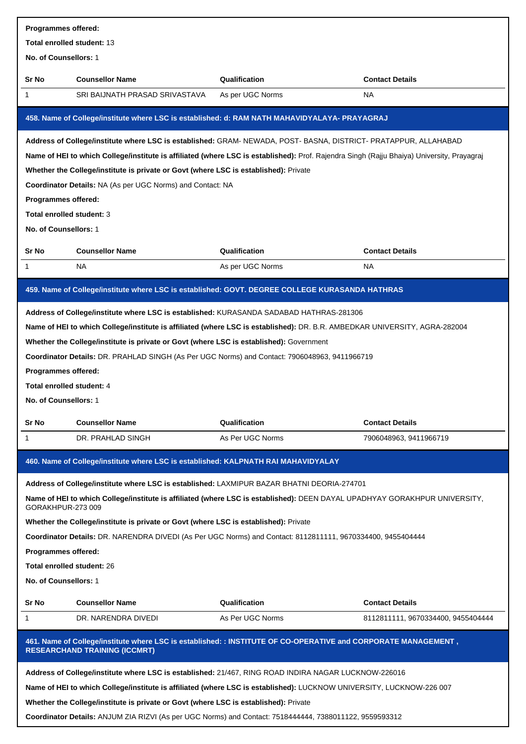**Programmes offered:**

**Total enrolled student:** 13

**No. of Counsellors:** 1

| Sr No | Counsellor Name | Qualification | Contact Details |
| --- | --- | --- | --- |
| 1 | SRI BAIJNATH PRASAD SRIVASTAVA | As per UGC Norms | NA |

## 458. Name of College/institute where LSC is established: d: RAM NATH MAHAVIDYALAYA- PRAYAGRAJ

**Address of College/institute where LSC is established:** GRAM- NEWADA, POST- BASNA, DISTRICT- PRATAPPUR, ALLAHABAD

**Name of HEI to which College/institute is affiliated (where LSC is established):** Prof. Rajendra Singh (Rajju Bhaiya) University, Prayagraj

**Whether the College/institute is private or Govt (where LSC is established):** Private

**Coordinator Details:** NA (As per UGC Norms) and Contact: NA

**Programmes offered:**

**Total enrolled student:** 3

**No. of Counsellors:** 1

| Sr No | Counsellor Name | Qualification | Contact Details |
| --- | --- | --- | --- |
| 1 | NA | As per UGC Norms | NA |

## 459. Name of College/institute where LSC is established: GOVT. DEGREE COLLEGE KURASANDA HATHRAS

**Address of College/institute where LSC is established:** KURASANDA SADABAD HATHRAS-281306

**Name of HEI to which College/institute is affiliated (where LSC is established):** DR. B.R. AMBEDKAR UNIVERSITY, AGRA-282004

**Whether the College/institute is private or Govt (where LSC is established):** Government

**Coordinator Details:** DR. PRAHLAD SINGH (As Per UGC Norms) and Contact: 7906048963, 9411966719

**Programmes offered:**

**Total enrolled student:** 4

**No. of Counsellors:** 1

| Sr No | Counsellor Name | Qualification | Contact Details |
| --- | --- | --- | --- |
| 1 | DR. PRAHLAD SINGH | As Per UGC Norms | 7906048963, 9411966719 |

## 460. Name of College/institute where LSC is established: KALPNATH RAI MAHAVIDYALAY

**Address of College/institute where LSC is established:** LAXMIPUR BAZAR BHATNI DEORIA-274701

**Name of HEI to which College/institute is affiliated (where LSC is established):** DEEN DAYAL UPADHYAY GORAKHPUR UNIVERSITY, GORAKHPUR-273 009

**Whether the College/institute is private or Govt (where LSC is established):** Private

**Coordinator Details:** DR. NARENDRA DIVEDI (As Per UGC Norms) and Contact: 8112811111, 9670334400, 9455404444

**Programmes offered:**

**Total enrolled student:** 26

**No. of Counsellors:** 1

| Sr No | Counsellor Name | Qualification | Contact Details |
| --- | --- | --- | --- |
| 1 | DR. NARENDRA DIVEDI | As Per UGC Norms | 8112811111, 9670334400, 9455404444 |

## 461. Name of College/institute where LSC is established: : INSTITUTE OF CO-OPERATIVE and CORPORATE MANAGEMENT , RESEARCHAND TRAINING (ICCMRT)

**Address of College/institute where LSC is established:** 21/467, RING ROAD INDIRA NAGAR LUCKNOW-226016

**Name of HEI to which College/institute is affiliated (where LSC is established):** LUCKNOW UNIVERSITY, LUCKNOW-226 007

**Whether the College/institute is private or Govt (where LSC is established):** Private

**Coordinator Details:** ANJUM ZIA RIZVI (As per UGC Norms) and Contact: 7518444444, 7388011122, 9559593312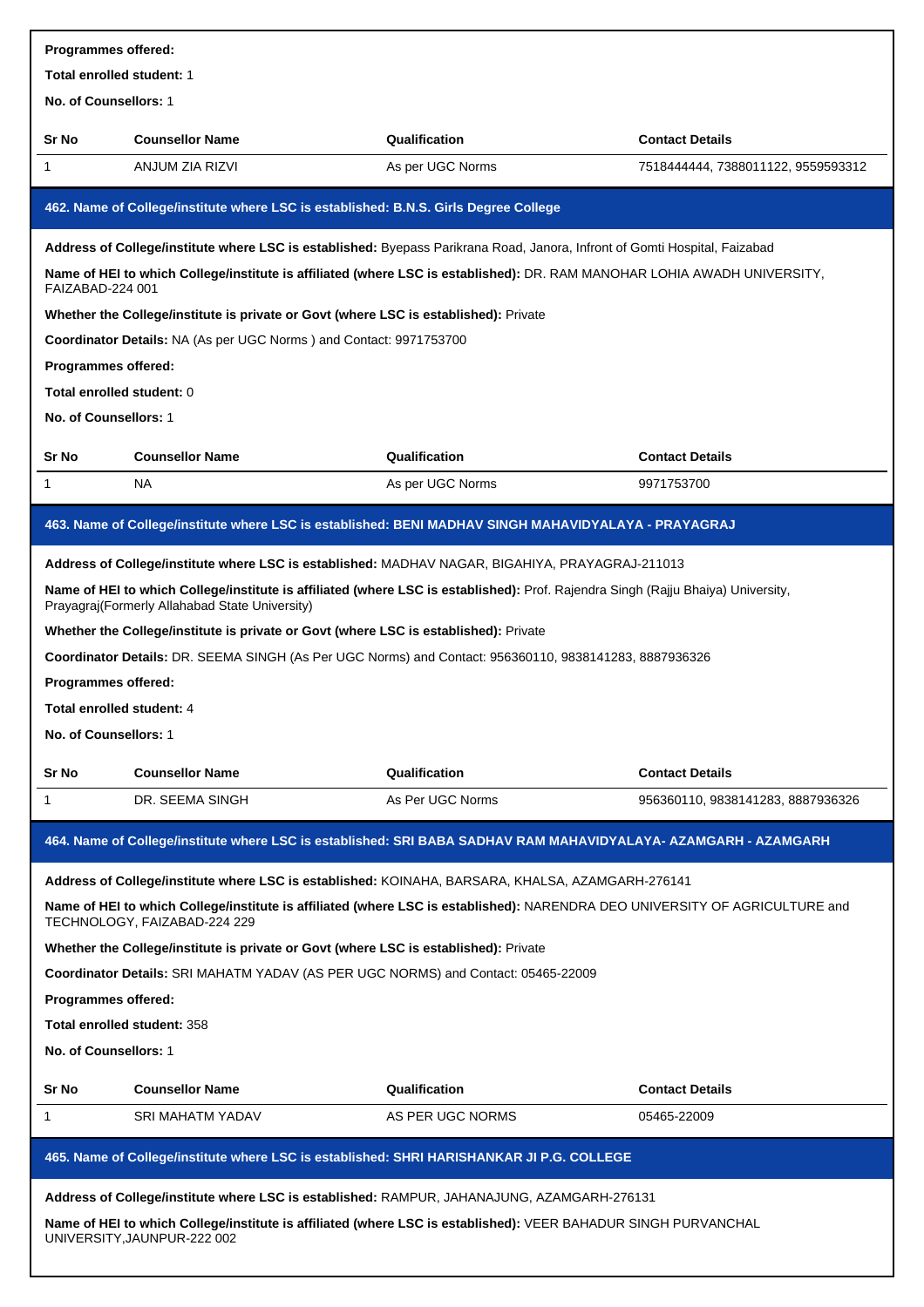**Programmes offered:**

**Total enrolled student:** 1

**No. of Counsellors:** 1

| Sr No | Counsellor Name | Qualification | Contact Details |
|---|---|---|---|
| 1 | ANJUM ZIA RIZVI | As per UGC Norms | 7518444444, 7388011122, 9559593312 |

### 462. Name of College/institute where LSC is established: B.N.S. Girls Degree College

**Address of College/institute where LSC is established:** Byepass Parikrana Road, Janora, Infront of Gomti Hospital, Faizabad

**Name of HEI to which College/institute is affiliated (where LSC is established):** DR. RAM MANOHAR LOHIA AWADH UNIVERSITY, FAIZABAD-224 001

**Whether the College/institute is private or Govt (where LSC is established):** Private

**Coordinator Details:** NA (As per UGC Norms ) and Contact: 9971753700

**Programmes offered:**

**Total enrolled student:** 0

**No. of Counsellors:** 1

| Sr No | Counsellor Name | Qualification | Contact Details |
|---|---|---|---|
| 1 | NA | As per UGC Norms | 9971753700 |

### 463. Name of College/institute where LSC is established: BENI MADHAV SINGH MAHAVIDYALAYA - PRAYAGRAJ

**Address of College/institute where LSC is established:** MADHAV NAGAR, BIGAHIYA, PRAYAGRAJ-211013

**Name of HEI to which College/institute is affiliated (where LSC is established):** Prof. Rajendra Singh (Rajju Bhaiya) University, Prayagraj(Formerly Allahabad State University)

**Whether the College/institute is private or Govt (where LSC is established):** Private

**Coordinator Details:** DR. SEEMA SINGH (As Per UGC Norms) and Contact: 956360110, 9838141283, 8887936326

**Programmes offered:**

**Total enrolled student:** 4

**No. of Counsellors:** 1

| Sr No | Counsellor Name | Qualification | Contact Details |
|---|---|---|---|
| 1 | DR. SEEMA SINGH | As Per UGC Norms | 956360110, 9838141283, 8887936326 |

### 464. Name of College/institute where LSC is established: SRI BABA SADHAV RAM MAHAVIDYALAYA- AZAMGARH - AZAMGARH

**Address of College/institute where LSC is established:** KOINAHA, BARSARA, KHALSA, AZAMGARH-276141

**Name of HEI to which College/institute is affiliated (where LSC is established):** NARENDRA DEO UNIVERSITY OF AGRICULTURE and TECHNOLOGY, FAIZABAD-224 229

**Whether the College/institute is private or Govt (where LSC is established):** Private

**Coordinator Details:** SRI MAHATM YADAV (AS PER UGC NORMS) and Contact: 05465-22009

**Programmes offered:**

**Total enrolled student:** 358

**No. of Counsellors:** 1

| Sr No | Counsellor Name | Qualification | Contact Details |
|---|---|---|---|
| 1 | SRI MAHATM YADAV | AS PER UGC NORMS | 05465-22009 |

### 465. Name of College/institute where LSC is established: SHRI HARISHANKAR JI P.G. COLLEGE

**Address of College/institute where LSC is established:** RAMPUR, JAHANAJUNG, AZAMGARH-276131

**Name of HEI to which College/institute is affiliated (where LSC is established):** VEER BAHADUR SINGH PURVANCHAL UNIVERSITY,JAUNPUR-222 002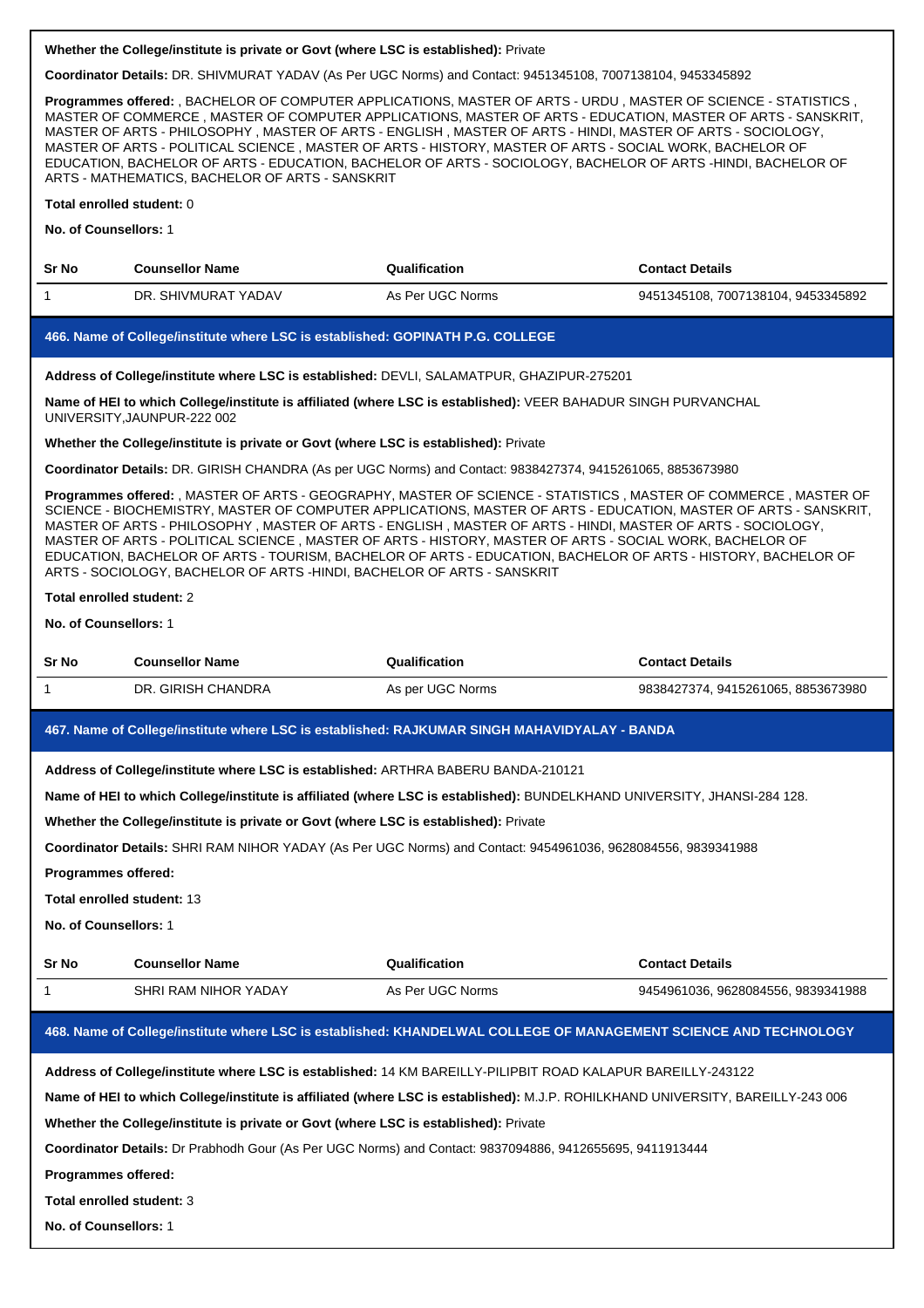**Whether the College/institute is private or Govt (where LSC is established):** Private

**Coordinator Details:** DR. SHIVMURAT YADAV (As Per UGC Norms) and Contact: 9451345108, 7007138104, 9453345892

**Programmes offered:** , BACHELOR OF COMPUTER APPLICATIONS, MASTER OF ARTS - URDU , MASTER OF SCIENCE - STATISTICS , MASTER OF COMMERCE , MASTER OF COMPUTER APPLICATIONS, MASTER OF ARTS - EDUCATION, MASTER OF ARTS - SANSKRIT, MASTER OF ARTS - PHILOSOPHY , MASTER OF ARTS - ENGLISH , MASTER OF ARTS - HINDI, MASTER OF ARTS - SOCIOLOGY, MASTER OF ARTS - POLITICAL SCIENCE , MASTER OF ARTS - HISTORY, MASTER OF ARTS - SOCIAL WORK, BACHELOR OF EDUCATION, BACHELOR OF ARTS - EDUCATION, BACHELOR OF ARTS - SOCIOLOGY, BACHELOR OF ARTS -HINDI, BACHELOR OF ARTS - MATHEMATICS, BACHELOR OF ARTS - SANSKRIT

**Total enrolled student:** 0

**No. of Counsellors:** 1

| Sr No | Counsellor Name | Qualification | Contact Details |
|---|---|---|---|
| 1 | DR. SHIVMURAT YADAV | As Per UGC Norms | 9451345108, 7007138104, 9453345892 |

### 466. Name of College/institute where LSC is established: GOPINATH P.G. COLLEGE

**Address of College/institute where LSC is established:** DEVLI, SALAMATPUR, GHAZIPUR-275201

**Name of HEI to which College/institute is affiliated (where LSC is established):** VEER BAHADUR SINGH PURVANCHAL UNIVERSITY,JAUNPUR-222 002

**Whether the College/institute is private or Govt (where LSC is established):** Private

**Coordinator Details:** DR. GIRISH CHANDRA (As per UGC Norms) and Contact: 9838427374, 9415261065, 8853673980

**Programmes offered:** , MASTER OF ARTS - GEOGRAPHY, MASTER OF SCIENCE - STATISTICS , MASTER OF COMMERCE , MASTER OF SCIENCE - BIOCHEMISTRY, MASTER OF COMPUTER APPLICATIONS, MASTER OF ARTS - EDUCATION, MASTER OF ARTS - SANSKRIT, MASTER OF ARTS - PHILOSOPHY , MASTER OF ARTS - ENGLISH , MASTER OF ARTS - HINDI, MASTER OF ARTS - SOCIOLOGY, MASTER OF ARTS - POLITICAL SCIENCE , MASTER OF ARTS - HISTORY, MASTER OF ARTS - SOCIAL WORK, BACHELOR OF EDUCATION, BACHELOR OF ARTS - TOURISM, BACHELOR OF ARTS - EDUCATION, BACHELOR OF ARTS - HISTORY, BACHELOR OF ARTS - SOCIOLOGY, BACHELOR OF ARTS -HINDI, BACHELOR OF ARTS - SANSKRIT

**Total enrolled student:** 2

**No. of Counsellors:** 1

| Sr No | Counsellor Name | Qualification | Contact Details |
|---|---|---|---|
| 1 | DR. GIRISH CHANDRA | As per UGC Norms | 9838427374, 9415261065, 8853673980 |

### 467. Name of College/institute where LSC is established: RAJKUMAR SINGH MAHAVIDYALAY - BANDA

**Address of College/institute where LSC is established:** ARTHRA BABERU BANDA-210121

**Name of HEI to which College/institute is affiliated (where LSC is established):** BUNDELKHAND UNIVERSITY, JHANSI-284 128.

**Whether the College/institute is private or Govt (where LSC is established):** Private

**Coordinator Details:** SHRI RAM NIHOR YADAY (As Per UGC Norms) and Contact: 9454961036, 9628084556, 9839341988

**Programmes offered:**

**Total enrolled student:** 13

**No. of Counsellors:** 1

| Sr No | Counsellor Name | Qualification | Contact Details |
|---|---|---|---|
| 1 | SHRI RAM NIHOR YADAY | As Per UGC Norms | 9454961036, 9628084556, 9839341988 |

### 468. Name of College/institute where LSC is established: KHANDELWAL COLLEGE OF MANAGEMENT SCIENCE AND TECHNOLOGY

**Address of College/institute where LSC is established:** 14 KM BAREILLY-PILIPBIT ROAD KALAPUR BAREILLY-243122

**Name of HEI to which College/institute is affiliated (where LSC is established):** M.J.P. ROHILKHAND UNIVERSITY, BAREILLY-243 006

**Whether the College/institute is private or Govt (where LSC is established):** Private

**Coordinator Details:** Dr Prabhodh Gour (As Per UGC Norms) and Contact: 9837094886, 9412655695, 9411913444

**Programmes offered:**

**Total enrolled student:** 3

**No. of Counsellors:** 1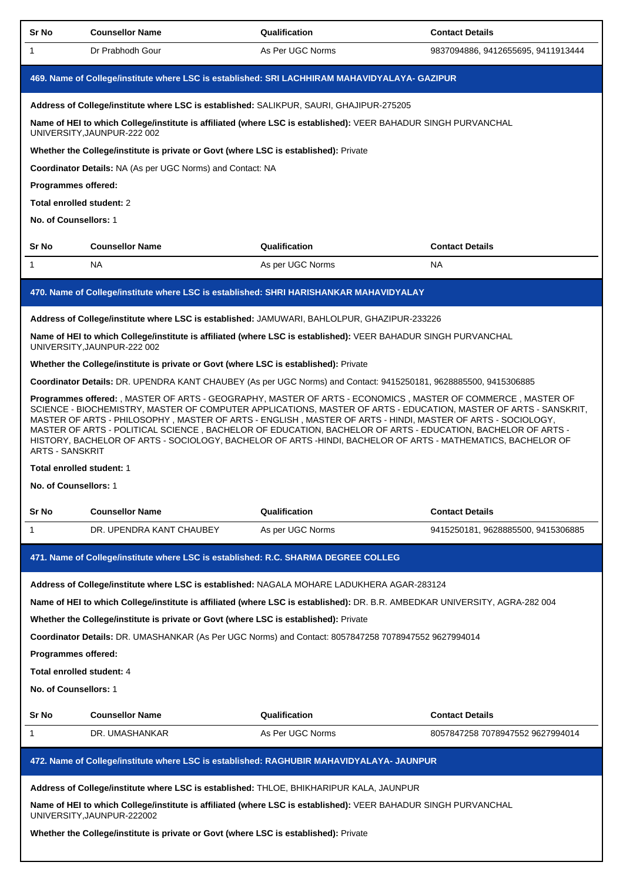| Sr No | Counsellor Name | Qualification | Contact Details |
|---|---|---|---|
| 1 | Dr Prabhodh Gour | As Per UGC Norms | 9837094886, 9412655695, 9411913444 |

### 469. Name of College/institute where LSC is established: SRI LACHHIRAM MAHAVIDYALAYA- GAZIPUR

**Address of College/institute where LSC is established:** SALIKPUR, SAURI, GHAJIPUR-275205

**Name of HEI to which College/institute is affiliated (where LSC is established):** VEER BAHADUR SINGH PURVANCHAL UNIVERSITY,JAUNPUR-222 002

**Whether the College/institute is private or Govt (where LSC is established):** Private

**Coordinator Details:** NA (As per UGC Norms) and Contact: NA

**Programmes offered:**

**Total enrolled student:** 2

**No. of Counsellors:** 1

| Sr No | Counsellor Name | Qualification | Contact Details |
|---|---|---|---|
| 1 | NA | As per UGC Norms | NA |

### 470. Name of College/institute where LSC is established: SHRI HARISHANKAR MAHAVIDYALAY

**Address of College/institute where LSC is established:** JAMUWARI, BAHLOLPUR, GHAZIPUR-233226

**Name of HEI to which College/institute is affiliated (where LSC is established):** VEER BAHADUR SINGH PURVANCHAL UNIVERSITY,JAUNPUR-222 002

**Whether the College/institute is private or Govt (where LSC is established):** Private

**Coordinator Details:** DR. UPENDRA KANT CHAUBEY (As per UGC Norms) and Contact: 9415250181, 9628885500, 9415306885

**Programmes offered:** , MASTER OF ARTS - GEOGRAPHY, MASTER OF ARTS - ECONOMICS , MASTER OF COMMERCE , MASTER OF SCIENCE - BIOCHEMISTRY, MASTER OF COMPUTER APPLICATIONS, MASTER OF ARTS - EDUCATION, MASTER OF ARTS - SANSKRIT, MASTER OF ARTS - PHILOSOPHY , MASTER OF ARTS - ENGLISH , MASTER OF ARTS - HINDI, MASTER OF ARTS - SOCIOLOGY, MASTER OF ARTS - POLITICAL SCIENCE , BACHELOR OF EDUCATION, BACHELOR OF ARTS - EDUCATION, BACHELOR OF ARTS - HISTORY, BACHELOR OF ARTS - SOCIOLOGY, BACHELOR OF ARTS -HINDI, BACHELOR OF ARTS - MATHEMATICS, BACHELOR OF ARTS - SANSKRIT

**Total enrolled student:** 1

**No. of Counsellors:** 1

| Sr No | Counsellor Name | Qualification | Contact Details |
|---|---|---|---|
| 1 | DR. UPENDRA KANT CHAUBEY | As per UGC Norms | 9415250181, 9628885500, 9415306885 |

### 471. Name of College/institute where LSC is established: R.C. SHARMA DEGREE COLLEG

**Address of College/institute where LSC is established:** NAGALA MOHARE LADUKHERA AGAR-283124

**Name of HEI to which College/institute is affiliated (where LSC is established):** DR. B.R. AMBEDKAR UNIVERSITY, AGRA-282 004

**Whether the College/institute is private or Govt (where LSC is established):** Private

**Coordinator Details:** DR. UMASHANKAR (As Per UGC Norms) and Contact: 8057847258 7078947552 9627994014

**Programmes offered:**

**Total enrolled student:** 4

**No. of Counsellors:** 1

| Sr No | Counsellor Name | Qualification | Contact Details |
|---|---|---|---|
| 1 | DR. UMASHANKAR | As Per UGC Norms | 8057847258 7078947552 9627994014 |

### 472. Name of College/institute where LSC is established: RAGHUBIR MAHAVIDYALAYA- JAUNPUR

**Address of College/institute where LSC is established:** THLOE, BHIKHARIPUR KALA, JAUNPUR

**Name of HEI to which College/institute is affiliated (where LSC is established):** VEER BAHADUR SINGH PURVANCHAL UNIVERSITY,JAUNPUR-222002

**Whether the College/institute is private or Govt (where LSC is established):** Private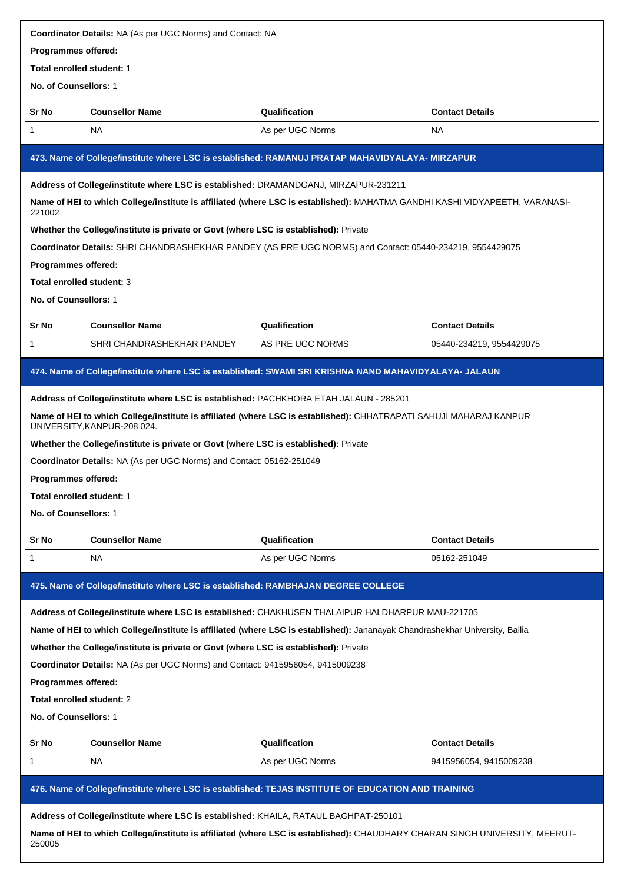**Coordinator Details:** NA (As per UGC Norms) and Contact: NA

**Programmes offered:**

**Total enrolled student:** 1

**No. of Counsellors:** 1

| Sr No | Counsellor Name | Qualification | Contact Details |
|---|---|---|---|
| 1 | NA | As per UGC Norms | NA |

### 473. Name of College/institute where LSC is established: RAMANUJ PRATAP MAHAVIDYALAYA- MIRZAPUR

**Address of College/institute where LSC is established:** DRAMANDGANJ, MIRZAPUR-231211

**Name of HEI to which College/institute is affiliated (where LSC is established):** MAHATMA GANDHI KASHI VIDYAPEETH, VARANASI-221002

**Whether the College/institute is private or Govt (where LSC is established):** Private

**Coordinator Details:** SHRI CHANDRASHEKHAR PANDEY (AS PRE UGC NORMS) and Contact: 05440-234219, 9554429075

**Programmes offered:**

**Total enrolled student:** 3

**No. of Counsellors:** 1

| Sr No | Counsellor Name | Qualification | Contact Details |
|---|---|---|---|
| 1 | SHRI CHANDRASHEKHAR PANDEY | AS PRE UGC NORMS | 05440-234219, 9554429075 |

### 474. Name of College/institute where LSC is established: SWAMI SRI KRISHNA NAND MAHAVIDYALAYA- JALAUN

**Address of College/institute where LSC is established:** PACHKHORA ETAH JALAUN - 285201

**Name of HEI to which College/institute is affiliated (where LSC is established):** CHHATRAPATI SAHUJI MAHARAJ KANPUR UNIVERSITY,KANPUR-208 024.

**Whether the College/institute is private or Govt (where LSC is established):** Private

**Coordinator Details:** NA (As per UGC Norms) and Contact: 05162-251049

**Programmes offered:**

**Total enrolled student:** 1

**No. of Counsellors:** 1

| Sr No | Counsellor Name | Qualification | Contact Details |
|---|---|---|---|
| 1 | NA | As per UGC Norms | 05162-251049 |

### 475. Name of College/institute where LSC is established: RAMBHAJAN DEGREE COLLEGE

**Address of College/institute where LSC is established:** CHAKHUSEN THALAIPUR HALDHARPUR MAU-221705

**Name of HEI to which College/institute is affiliated (where LSC is established):** Jananayak Chandrashekhar University, Ballia

**Whether the College/institute is private or Govt (where LSC is established):** Private

**Coordinator Details:** NA (As per UGC Norms) and Contact: 9415956054, 9415009238

**Programmes offered:**

**Total enrolled student:** 2

**No. of Counsellors:** 1

| Sr No | Counsellor Name | Qualification | Contact Details |
|---|---|---|---|
| 1 | NA | As per UGC Norms | 9415956054, 9415009238 |

### 476. Name of College/institute where LSC is established: TEJAS INSTITUTE OF EDUCATION AND TRAINING

**Address of College/institute where LSC is established:** KHAILA, RATAUL BAGHPAT-250101

**Name of HEI to which College/institute is affiliated (where LSC is established):** CHAUDHARY CHARAN SINGH UNIVERSITY, MEERUT-250005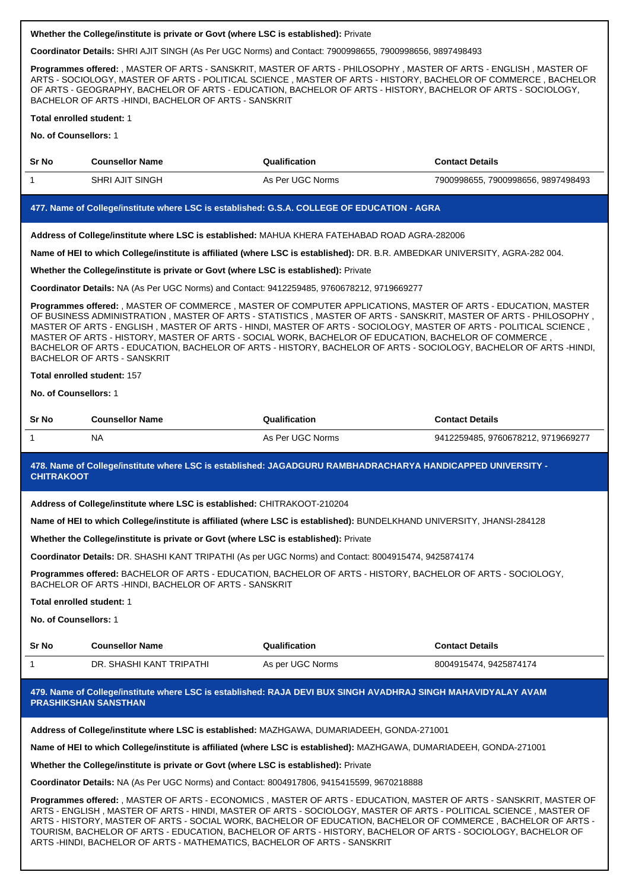**Whether the College/institute is private or Govt (where LSC is established):** Private

**Coordinator Details:** SHRI AJIT SINGH (As Per UGC Norms) and Contact: 7900998655, 7900998656, 9897498493

**Programmes offered:** , MASTER OF ARTS - SANSKRIT, MASTER OF ARTS - PHILOSOPHY , MASTER OF ARTS - ENGLISH , MASTER OF ARTS - SOCIOLOGY, MASTER OF ARTS - POLITICAL SCIENCE , MASTER OF ARTS - HISTORY, BACHELOR OF COMMERCE , BACHELOR OF ARTS - GEOGRAPHY, BACHELOR OF ARTS - EDUCATION, BACHELOR OF ARTS - HISTORY, BACHELOR OF ARTS - SOCIOLOGY, BACHELOR OF ARTS -HINDI, BACHELOR OF ARTS - SANSKRIT

**Total enrolled student:** 1

**No. of Counsellors:** 1

| Sr No | Counsellor Name | Qualification | Contact Details |
|---|---|---|---|
| 1 | SHRI AJIT SINGH | As Per UGC Norms | 7900998655, 7900998656, 9897498493 |

### 477. Name of College/institute where LSC is established: G.S.A. COLLEGE OF EDUCATION - AGRA

**Address of College/institute where LSC is established:** MAHUA KHERA FATEHABAD ROAD AGRA-282006

**Name of HEI to which College/institute is affiliated (where LSC is established):** DR. B.R. AMBEDKAR UNIVERSITY, AGRA-282 004.

**Whether the College/institute is private or Govt (where LSC is established):** Private

**Coordinator Details:** NA (As Per UGC Norms) and Contact: 9412259485, 9760678212, 9719669277

**Programmes offered:** , MASTER OF COMMERCE , MASTER OF COMPUTER APPLICATIONS, MASTER OF ARTS - EDUCATION, MASTER OF BUSINESS ADMINISTRATION , MASTER OF ARTS - STATISTICS , MASTER OF ARTS - SANSKRIT, MASTER OF ARTS - PHILOSOPHY , MASTER OF ARTS - ENGLISH , MASTER OF ARTS - HINDI, MASTER OF ARTS - SOCIOLOGY, MASTER OF ARTS - POLITICAL SCIENCE , MASTER OF ARTS - HISTORY, MASTER OF ARTS - SOCIAL WORK, BACHELOR OF EDUCATION, BACHELOR OF COMMERCE , BACHELOR OF ARTS - EDUCATION, BACHELOR OF ARTS - HISTORY, BACHELOR OF ARTS - SOCIOLOGY, BACHELOR OF ARTS -HINDI, BACHELOR OF ARTS - SANSKRIT

**Total enrolled student:** 157

**No. of Counsellors:** 1

| Sr No | Counsellor Name | Qualification | Contact Details |
|---|---|---|---|
| 1 | NA | As Per UGC Norms | 9412259485, 9760678212, 9719669277 |

### 478. Name of College/institute where LSC is established: JAGADGURU RAMBHADRACHARYA HANDICAPPED UNIVERSITY - CHITRAKOOT

**Address of College/institute where LSC is established:** CHITRAKOOT-210204

**Name of HEI to which College/institute is affiliated (where LSC is established):** BUNDELKHAND UNIVERSITY, JHANSI-284128

**Whether the College/institute is private or Govt (where LSC is established):** Private

**Coordinator Details:** DR. SHASHI KANT TRIPATHI (As per UGC Norms) and Contact: 8004915474, 9425874174

**Programmes offered:** BACHELOR OF ARTS - EDUCATION, BACHELOR OF ARTS - HISTORY, BACHELOR OF ARTS - SOCIOLOGY, BACHELOR OF ARTS -HINDI, BACHELOR OF ARTS - SANSKRIT

**Total enrolled student:** 1

**No. of Counsellors:** 1

| Sr No | Counsellor Name | Qualification | Contact Details |
|---|---|---|---|
| 1 | DR. SHASHI KANT TRIPATHI | As per UGC Norms | 8004915474, 9425874174 |

### 479. Name of College/institute where LSC is established: RAJA DEVI BUX SINGH AVADHRAJ SINGH MAHAVIDYALAY AVAM PRASHIKSHAN SANSTHAN

**Address of College/institute where LSC is established:** MAZHGAWA, DUMARIADEEH, GONDA-271001

**Name of HEI to which College/institute is affiliated (where LSC is established):** MAZHGAWA, DUMARIADEEH, GONDA-271001

**Whether the College/institute is private or Govt (where LSC is established):** Private

**Coordinator Details:** NA (As Per UGC Norms) and Contact: 8004917806, 9415415599, 9670218888

**Programmes offered:** , MASTER OF ARTS - ECONOMICS , MASTER OF ARTS - EDUCATION, MASTER OF ARTS - SANSKRIT, MASTER OF ARTS - ENGLISH , MASTER OF ARTS - HINDI, MASTER OF ARTS - SOCIOLOGY, MASTER OF ARTS - POLITICAL SCIENCE , MASTER OF ARTS - HISTORY, MASTER OF ARTS - SOCIAL WORK, BACHELOR OF EDUCATION, BACHELOR OF COMMERCE , BACHELOR OF ARTS - TOURISM, BACHELOR OF ARTS - EDUCATION, BACHELOR OF ARTS - HISTORY, BACHELOR OF ARTS - SOCIOLOGY, BACHELOR OF ARTS -HINDI, BACHELOR OF ARTS - MATHEMATICS, BACHELOR OF ARTS - SANSKRIT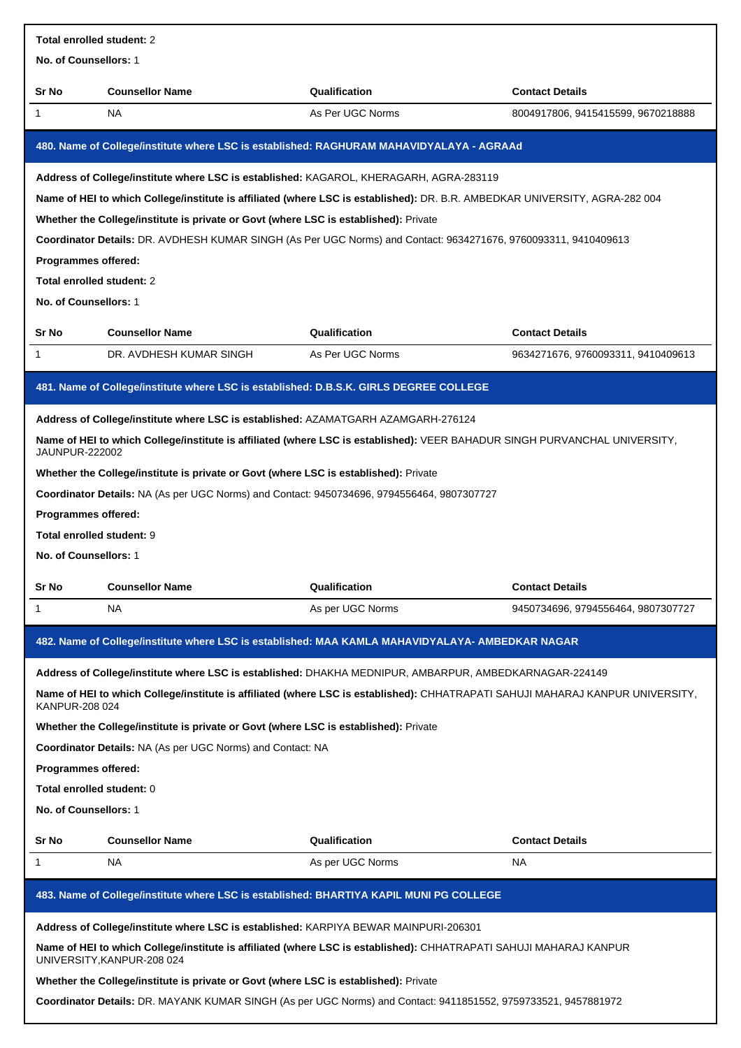**Total enrolled student:** 2

**No. of Counsellors:** 1

| Sr No | Counsellor Name | Qualification | Contact Details |
|---|---|---|---|
| 1 | NA | As Per UGC Norms | 8004917806, 9415415599, 9670218888 |

### 480. Name of College/institute where LSC is established: RAGHURAM MAHAVIDYALAYA - AGRAAd

**Address of College/institute where LSC is established:** KAGAROL, KHERAGARH, AGRA-283119

**Name of HEI to which College/institute is affiliated (where LSC is established):** DR. B.R. AMBEDKAR UNIVERSITY, AGRA-282 004

**Whether the College/institute is private or Govt (where LSC is established):** Private

**Coordinator Details:** DR. AVDHESH KUMAR SINGH (As Per UGC Norms) and Contact: 9634271676, 9760093311, 9410409613

**Programmes offered:**

**Total enrolled student:** 2

**No. of Counsellors:** 1

| Sr No | Counsellor Name | Qualification | Contact Details |
|---|---|---|---|
| 1 | DR. AVDHESH KUMAR SINGH | As Per UGC Norms | 9634271676, 9760093311, 9410409613 |

### 481. Name of College/institute where LSC is established: D.B.S.K. GIRLS DEGREE COLLEGE

**Address of College/institute where LSC is established:** AZAMATGARH AZAMGARH-276124

**Name of HEI to which College/institute is affiliated (where LSC is established):** VEER BAHADUR SINGH PURVANCHAL UNIVERSITY, JAUNPUR-222002

**Whether the College/institute is private or Govt (where LSC is established):** Private

**Coordinator Details:** NA (As per UGC Norms) and Contact: 9450734696, 9794556464, 9807307727

**Programmes offered:**

**Total enrolled student:** 9

**No. of Counsellors:** 1

| Sr No | Counsellor Name | Qualification | Contact Details |
|---|---|---|---|
| 1 | NA | As per UGC Norms | 9450734696, 9794556464, 9807307727 |

### 482. Name of College/institute where LSC is established: MAA KAMLA MAHAVIDYALAYA- AMBEDKAR NAGAR

**Address of College/institute where LSC is established:** DHAKHA MEDNIPUR, AMBARPUR, AMBEDKARNAGAR-224149

**Name of HEI to which College/institute is affiliated (where LSC is established):** CHHATRAPATI SAHUJI MAHARAJ KANPUR UNIVERSITY, KANPUR-208 024

**Whether the College/institute is private or Govt (where LSC is established):** Private

**Coordinator Details:** NA (As per UGC Norms) and Contact: NA

**Programmes offered:**

**Total enrolled student:** 0

**No. of Counsellors:** 1

| Sr No | Counsellor Name | Qualification | Contact Details |
|---|---|---|---|
| 1 | NA | As per UGC Norms | NA |

### 483. Name of College/institute where LSC is established: BHARTIYA KAPIL MUNI PG COLLEGE

**Address of College/institute where LSC is established:** KARPIYA BEWAR MAINPURI-206301

**Name of HEI to which College/institute is affiliated (where LSC is established):** CHHATRAPATI SAHUJI MAHARAJ KANPUR UNIVERSITY,KANPUR-208 024

**Whether the College/institute is private or Govt (where LSC is established):** Private

**Coordinator Details:** DR. MAYANK KUMAR SINGH (As per UGC Norms) and Contact: 9411851552, 9759733521, 9457881972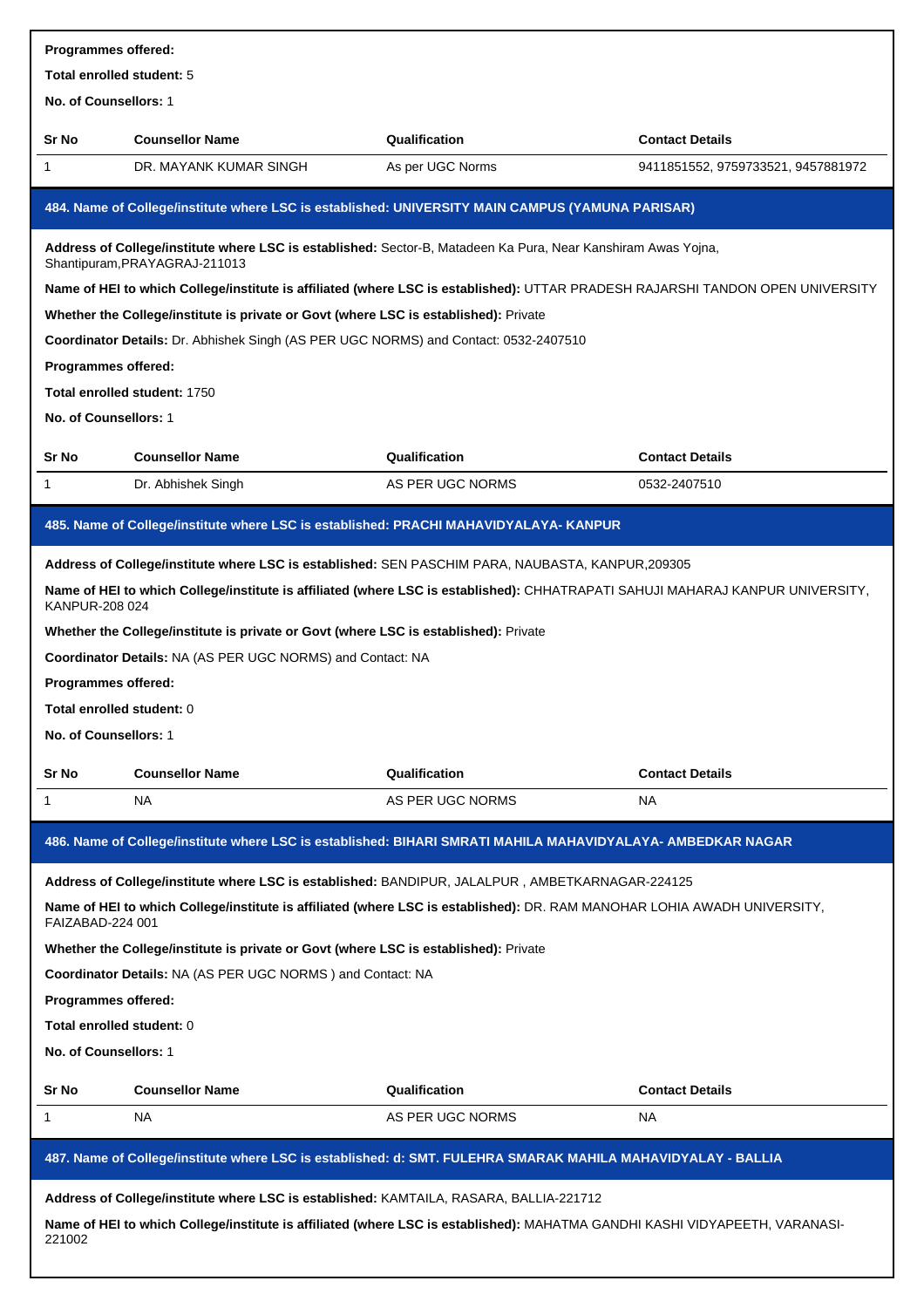**Programmes offered:**

**Total enrolled student:** 5

**No. of Counsellors:** 1

| Sr No | Counsellor Name | Qualification | Contact Details |
|---|---|---|---|
| 1 | DR. MAYANK KUMAR SINGH | As per UGC Norms | 9411851552, 9759733521, 9457881972 |

## 484. Name of College/institute where LSC is established: UNIVERSITY MAIN CAMPUS (YAMUNA PARISAR)

**Address of College/institute where LSC is established:** Sector-B, Matadeen Ka Pura, Near Kanshiram Awas Yojna, Shantipuram,PRAYAGRAJ-211013

**Name of HEI to which College/institute is affiliated (where LSC is established):** UTTAR PRADESH RAJARSHI TANDON OPEN UNIVERSITY

**Whether the College/institute is private or Govt (where LSC is established):** Private

**Coordinator Details:** Dr. Abhishek Singh (AS PER UGC NORMS) and Contact: 0532-2407510

**Programmes offered:**

**Total enrolled student:** 1750

**No. of Counsellors:** 1

| Sr No | Counsellor Name | Qualification | Contact Details |
|---|---|---|---|
| 1 | Dr. Abhishek Singh | AS PER UGC NORMS | 0532-2407510 |

## 485. Name of College/institute where LSC is established: PRACHI MAHAVIDYALAYA- KANPUR

**Address of College/institute where LSC is established:** SEN PASCHIM PARA, NAUBASTA, KANPUR,209305

**Name of HEI to which College/institute is affiliated (where LSC is established):** CHHATRAPATI SAHUJI MAHARAJ KANPUR UNIVERSITY, KANPUR-208 024

**Whether the College/institute is private or Govt (where LSC is established):** Private

**Coordinator Details:** NA (AS PER UGC NORMS) and Contact: NA

**Programmes offered:**

**Total enrolled student:** 0

**No. of Counsellors:** 1

| Sr No | Counsellor Name | Qualification | Contact Details |
|---|---|---|---|
| 1 | NA | AS PER UGC NORMS | NA |

## 486. Name of College/institute where LSC is established: BIHARI SMRATI MAHILA MAHAVIDYALAYA- AMBEDKAR NAGAR

**Address of College/institute where LSC is established:** BANDIPUR, JALALPUR , AMBETKARNAGAR-224125

**Name of HEI to which College/institute is affiliated (where LSC is established):** DR. RAM MANOHAR LOHIA AWADH UNIVERSITY, FAIZABAD-224 001

**Whether the College/institute is private or Govt (where LSC is established):** Private

**Coordinator Details:** NA (AS PER UGC NORMS ) and Contact: NA

**Programmes offered:**

**Total enrolled student:** 0

**No. of Counsellors:** 1

| Sr No | Counsellor Name | Qualification | Contact Details |
|---|---|---|---|
| 1 | NA | AS PER UGC NORMS | NA |

## 487. Name of College/institute where LSC is established: d: SMT. FULEHRA SMARAK MAHILA MAHAVIDYALAY - BALLIA

**Address of College/institute where LSC is established:** KAMTAILA, RASARA, BALLIA-221712

**Name of HEI to which College/institute is affiliated (where LSC is established):** MAHATMA GANDHI KASHI VIDYAPEETH, VARANASI-221002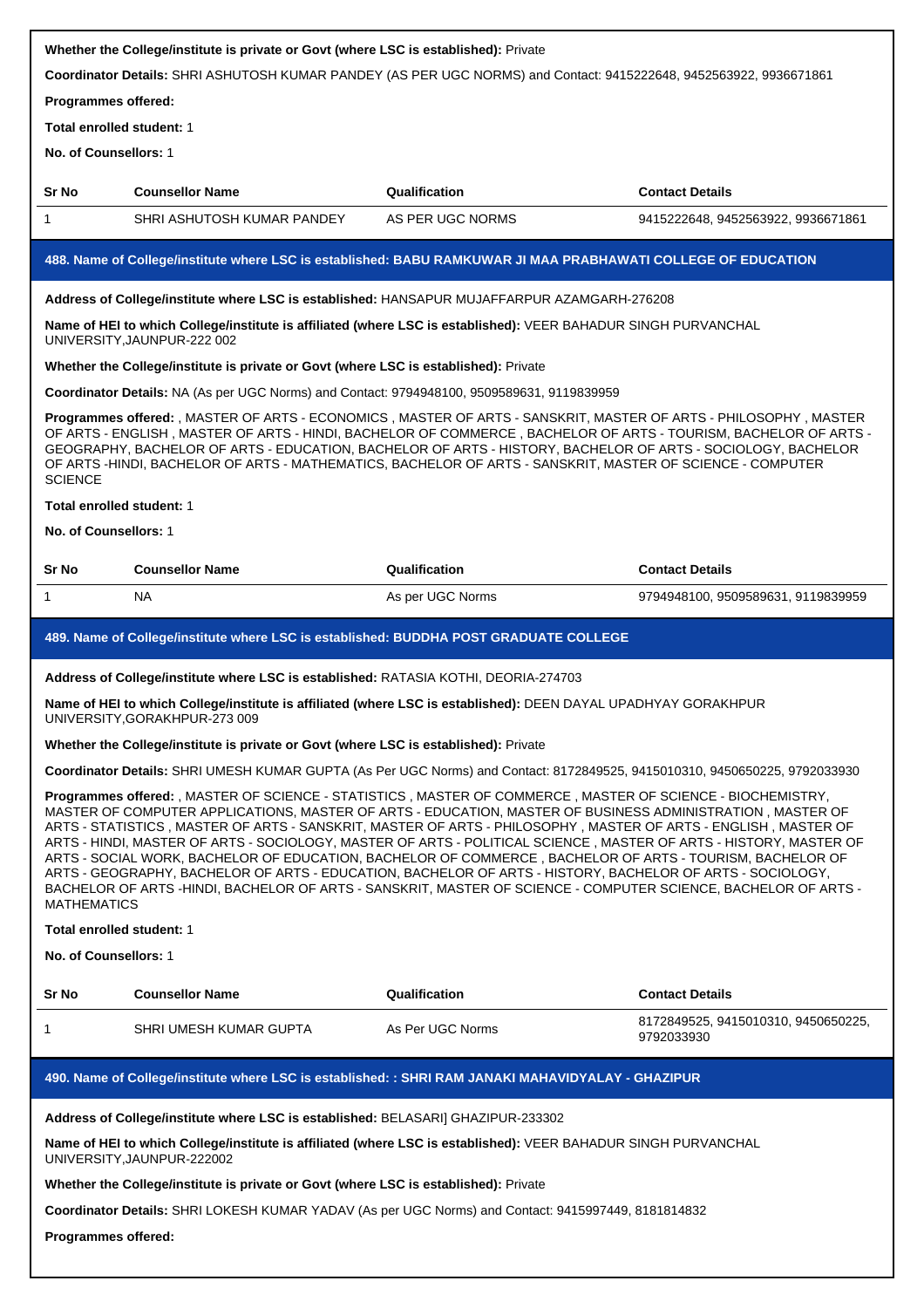**Whether the College/institute is private or Govt (where LSC is established):** Private

**Coordinator Details:** SHRI ASHUTOSH KUMAR PANDEY (AS PER UGC NORMS) and Contact: 9415222648, 9452563922, 9936671861

**Programmes offered:**

**Total enrolled student:** 1

**No. of Counsellors:** 1

| Sr No | Counsellor Name | Qualification | Contact Details |
|---|---|---|---|
| 1 | SHRI ASHUTOSH KUMAR PANDEY | AS PER UGC NORMS | 9415222648, 9452563922, 9936671861 |

### 488. Name of College/institute where LSC is established: BABU RAMKUWAR JI MAA PRABHAWATI COLLEGE OF EDUCATION

**Address of College/institute where LSC is established:** HANSAPUR MUJAFFARPUR AZAMGARH-276208

**Name of HEI to which College/institute is affiliated (where LSC is established):** VEER BAHADUR SINGH PURVANCHAL UNIVERSITY,JAUNPUR-222 002

**Whether the College/institute is private or Govt (where LSC is established):** Private

**Coordinator Details:** NA (As per UGC Norms) and Contact: 9794948100, 9509589631, 9119839959

**Programmes offered:** , MASTER OF ARTS - ECONOMICS , MASTER OF ARTS - SANSKRIT, MASTER OF ARTS - PHILOSOPHY , MASTER OF ARTS - ENGLISH , MASTER OF ARTS - HINDI, BACHELOR OF COMMERCE , BACHELOR OF ARTS - TOURISM, BACHELOR OF ARTS - GEOGRAPHY, BACHELOR OF ARTS - EDUCATION, BACHELOR OF ARTS - HISTORY, BACHELOR OF ARTS - SOCIOLOGY, BACHELOR OF ARTS -HINDI, BACHELOR OF ARTS - MATHEMATICS, BACHELOR OF ARTS - SANSKRIT, MASTER OF SCIENCE - COMPUTER SCIENCE

**Total enrolled student:** 1

**No. of Counsellors:** 1

| Sr No | Counsellor Name | Qualification | Contact Details |
|---|---|---|---|
| 1 | NA | As per UGC Norms | 9794948100, 9509589631, 9119839959 |

### 489. Name of College/institute where LSC is established: BUDDHA POST GRADUATE COLLEGE

**Address of College/institute where LSC is established:** RATASIA KOTHI, DEORIA-274703

**Name of HEI to which College/institute is affiliated (where LSC is established):** DEEN DAYAL UPADHYAY GORAKHPUR UNIVERSITY,GORAKHPUR-273 009

**Whether the College/institute is private or Govt (where LSC is established):** Private

**Coordinator Details:** SHRI UMESH KUMAR GUPTA (As Per UGC Norms) and Contact: 8172849525, 9415010310, 9450650225, 9792033930

**Programmes offered:** , MASTER OF SCIENCE - STATISTICS , MASTER OF COMMERCE , MASTER OF SCIENCE - BIOCHEMISTRY, MASTER OF COMPUTER APPLICATIONS, MASTER OF ARTS - EDUCATION, MASTER OF BUSINESS ADMINISTRATION , MASTER OF ARTS - STATISTICS , MASTER OF ARTS - SANSKRIT, MASTER OF ARTS - PHILOSOPHY , MASTER OF ARTS - ENGLISH , MASTER OF ARTS - HINDI, MASTER OF ARTS - SOCIOLOGY, MASTER OF ARTS - POLITICAL SCIENCE , MASTER OF ARTS - HISTORY, MASTER OF ARTS - SOCIAL WORK, BACHELOR OF EDUCATION, BACHELOR OF COMMERCE , BACHELOR OF ARTS - TOURISM, BACHELOR OF ARTS - GEOGRAPHY, BACHELOR OF ARTS - EDUCATION, BACHELOR OF ARTS - HISTORY, BACHELOR OF ARTS - SOCIOLOGY, BACHELOR OF ARTS -HINDI, BACHELOR OF ARTS - SANSKRIT, MASTER OF SCIENCE - COMPUTER SCIENCE, BACHELOR OF ARTS - MATHEMATICS

**Total enrolled student:** 1

**No. of Counsellors:** 1

| Sr No | Counsellor Name | Qualification | Contact Details |
|---|---|---|---|
| 1 | SHRI UMESH KUMAR GUPTA | As Per UGC Norms | 8172849525, 9415010310, 9450650225, 9792033930 |

### 490. Name of College/institute where LSC is established: : SHRI RAM JANAKI MAHAVIDYALAY - GHAZIPUR

**Address of College/institute where LSC is established:** BELASARI] GHAZIPUR-233302

**Name of HEI to which College/institute is affiliated (where LSC is established):** VEER BAHADUR SINGH PURVANCHAL UNIVERSITY,JAUNPUR-222002

**Whether the College/institute is private or Govt (where LSC is established):** Private

**Coordinator Details:** SHRI LOKESH KUMAR YADAV (As per UGC Norms) and Contact: 9415997449, 8181814832

**Programmes offered:**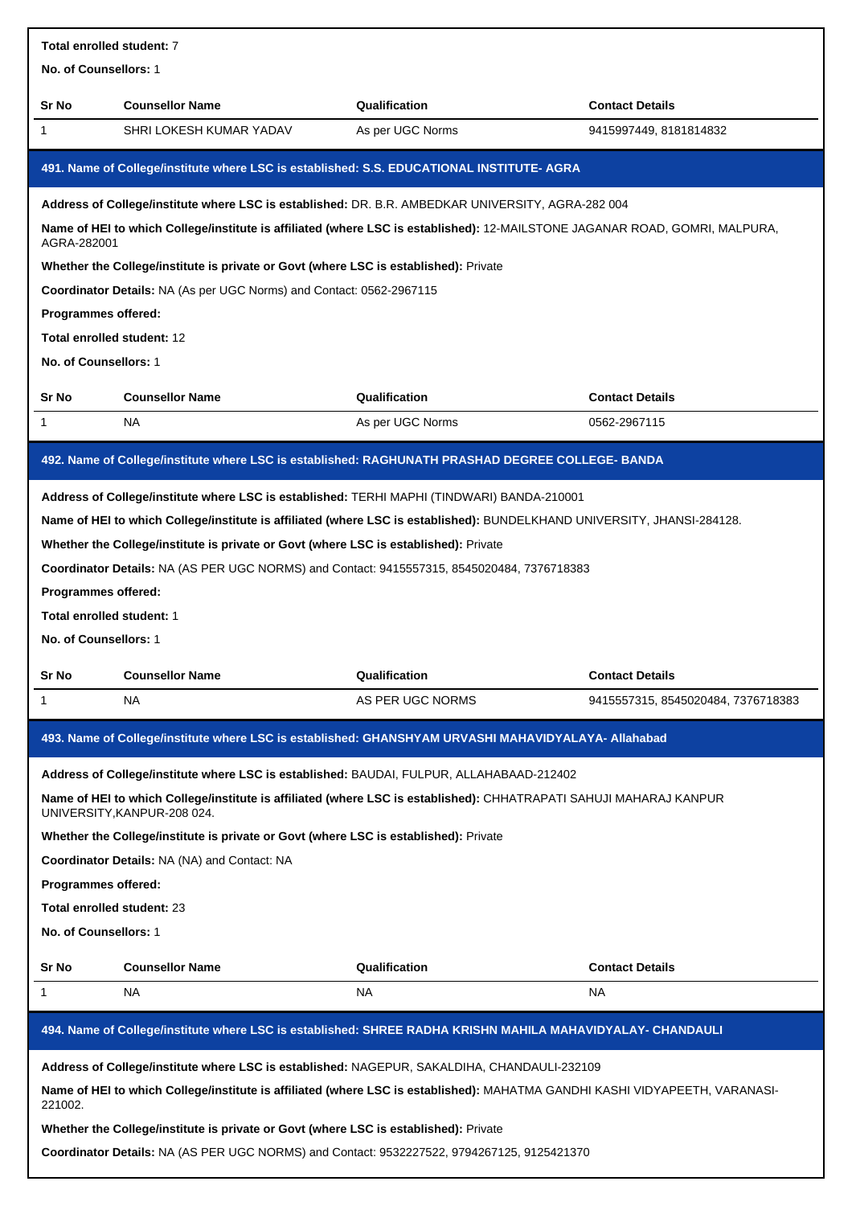**Total enrolled student:** 7

**No. of Counsellors:** 1

| Sr No | Counsellor Name | Qualification | Contact Details |
| --- | --- | --- | --- |
| 1 | SHRI LOKESH KUMAR YADAV | As per UGC Norms | 9415997449, 8181814832 |

### 491. Name of College/institute where LSC is established: S.S. EDUCATIONAL INSTITUTE- AGRA

**Address of College/institute where LSC is established:** DR. B.R. AMBEDKAR UNIVERSITY, AGRA-282 004

**Name of HEI to which College/institute is affiliated (where LSC is established):** 12-MAILSTONE JAGANAR ROAD, GOMRI, MALPURA, AGRA-282001

**Whether the College/institute is private or Govt (where LSC is established):** Private

**Coordinator Details:** NA (As per UGC Norms) and Contact: 0562-2967115

**Programmes offered:**

**Total enrolled student:** 12

**No. of Counsellors:** 1

| Sr No | Counsellor Name | Qualification | Contact Details |
| --- | --- | --- | --- |
| 1 | NA | As per UGC Norms | 0562-2967115 |

### 492. Name of College/institute where LSC is established: RAGHUNATH PRASHAD DEGREE COLLEGE- BANDA

**Address of College/institute where LSC is established:** TERHI MAPHI (TINDWARI) BANDA-210001

**Name of HEI to which College/institute is affiliated (where LSC is established):** BUNDELKHAND UNIVERSITY, JHANSI-284128.

**Whether the College/institute is private or Govt (where LSC is established):** Private

**Coordinator Details:** NA (AS PER UGC NORMS) and Contact: 9415557315, 8545020484, 7376718383

**Programmes offered:**

**Total enrolled student:** 1

**No. of Counsellors:** 1

| Sr No | Counsellor Name | Qualification | Contact Details |
| --- | --- | --- | --- |
| 1 | NA | AS PER UGC NORMS | 9415557315, 8545020484, 7376718383 |

### 493. Name of College/institute where LSC is established: GHANSHYAM URVASHI MAHAVIDYALAYA- Allahabad

**Address of College/institute where LSC is established:** BAUDAI, FULPUR, ALLAHABAAD-212402

**Name of HEI to which College/institute is affiliated (where LSC is established):** CHHATRAPATI SAHUJI MAHARAJ KANPUR UNIVERSITY,KANPUR-208 024.

**Whether the College/institute is private or Govt (where LSC is established):** Private

**Coordinator Details:** NA (NA) and Contact: NA

**Programmes offered:**

**Total enrolled student:** 23

**No. of Counsellors:** 1

| Sr No | Counsellor Name | Qualification | Contact Details |
| --- | --- | --- | --- |
| 1 | NA | NA | NA |

### 494. Name of College/institute where LSC is established: SHREE RADHA KRISHN MAHILA MAHAVIDYALAY- CHANDAULI

**Address of College/institute where LSC is established:** NAGEPUR, SAKALDIHA, CHANDAULI-232109

**Name of HEI to which College/institute is affiliated (where LSC is established):** MAHATMA GANDHI KASHI VIDYAPEETH, VARANASI-221002.

**Whether the College/institute is private or Govt (where LSC is established):** Private

**Coordinator Details:** NA (AS PER UGC NORMS) and Contact: 9532227522, 9794267125, 9125421370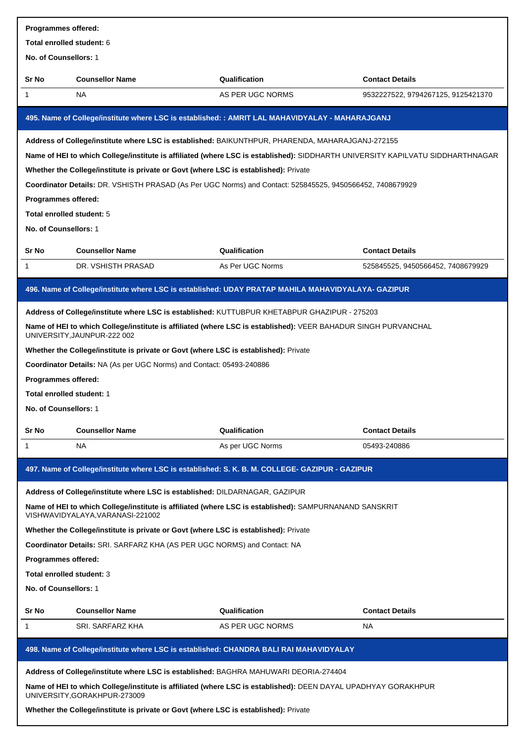**Programmes offered:**

**Total enrolled student:** 6

**No. of Counsellors:** 1

| Sr No | Counsellor Name | Qualification | Contact Details |
|---|---|---|---|
| 1 | NA | AS PER UGC NORMS | 9532227522, 9794267125, 9125421370 |

### 495. Name of College/institute where LSC is established: : AMRIT LAL MAHAVIDYALAY - MAHARAJGANJ

**Address of College/institute where LSC is established:** BAIKUNTHPUR, PHARENDA, MAHARAJGANJ-272155

**Name of HEI to which College/institute is affiliated (where LSC is established):** SIDDHARTH UNIVERSITY KAPILVATU SIDDHARTHNAGAR

**Whether the College/institute is private or Govt (where LSC is established):** Private

**Coordinator Details:** DR. VSHISTH PRASAD (As Per UGC Norms) and Contact: 525845525, 9450566452, 7408679929

**Programmes offered:**

**Total enrolled student:** 5

**No. of Counsellors:** 1

| Sr No | Counsellor Name | Qualification | Contact Details |
|---|---|---|---|
| 1 | DR. VSHISTH PRASAD | As Per UGC Norms | 525845525, 9450566452, 7408679929 |

### 496. Name of College/institute where LSC is established: UDAY PRATAP MAHILA MAHAVIDYALAYA- GAZIPUR

**Address of College/institute where LSC is established:** KUTTUBPUR KHETABPUR GHAZIPUR - 275203

**Name of HEI to which College/institute is affiliated (where LSC is established):** VEER BAHADUR SINGH PURVANCHAL UNIVERSITY,JAUNPUR-222 002

**Whether the College/institute is private or Govt (where LSC is established):** Private

**Coordinator Details:** NA (As per UGC Norms) and Contact: 05493-240886

**Programmes offered:**

**Total enrolled student:** 1

**No. of Counsellors:** 1

| Sr No | Counsellor Name | Qualification | Contact Details |
|---|---|---|---|
| 1 | NA | As per UGC Norms | 05493-240886 |

### 497. Name of College/institute where LSC is established: S. K. B. M. COLLEGE- GAZIPUR - GAZIPUR

**Address of College/institute where LSC is established:** DILDARNAGAR, GAZIPUR

**Name of HEI to which College/institute is affiliated (where LSC is established):** SAMPURNANAND SANSKRIT VISHWAVIDYALAYA,VARANASI-221002

**Whether the College/institute is private or Govt (where LSC is established):** Private

**Coordinator Details:** SRI. SARFARZ KHA (AS PER UGC NORMS) and Contact: NA

**Programmes offered:**

**Total enrolled student:** 3

**No. of Counsellors:** 1

| Sr No | Counsellor Name | Qualification | Contact Details |
|---|---|---|---|
| 1 | SRI. SARFARZ KHA | AS PER UGC NORMS | NA |

### 498. Name of College/institute where LSC is established: CHANDRA BALI RAI MAHAVIDYALAY

**Address of College/institute where LSC is established:** BAGHRA MAHUWARI DEORIA-274404

**Name of HEI to which College/institute is affiliated (where LSC is established):** DEEN DAYAL UPADHYAY GORAKHPUR UNIVERSITY,GORAKHPUR-273009

**Whether the College/institute is private or Govt (where LSC is established):** Private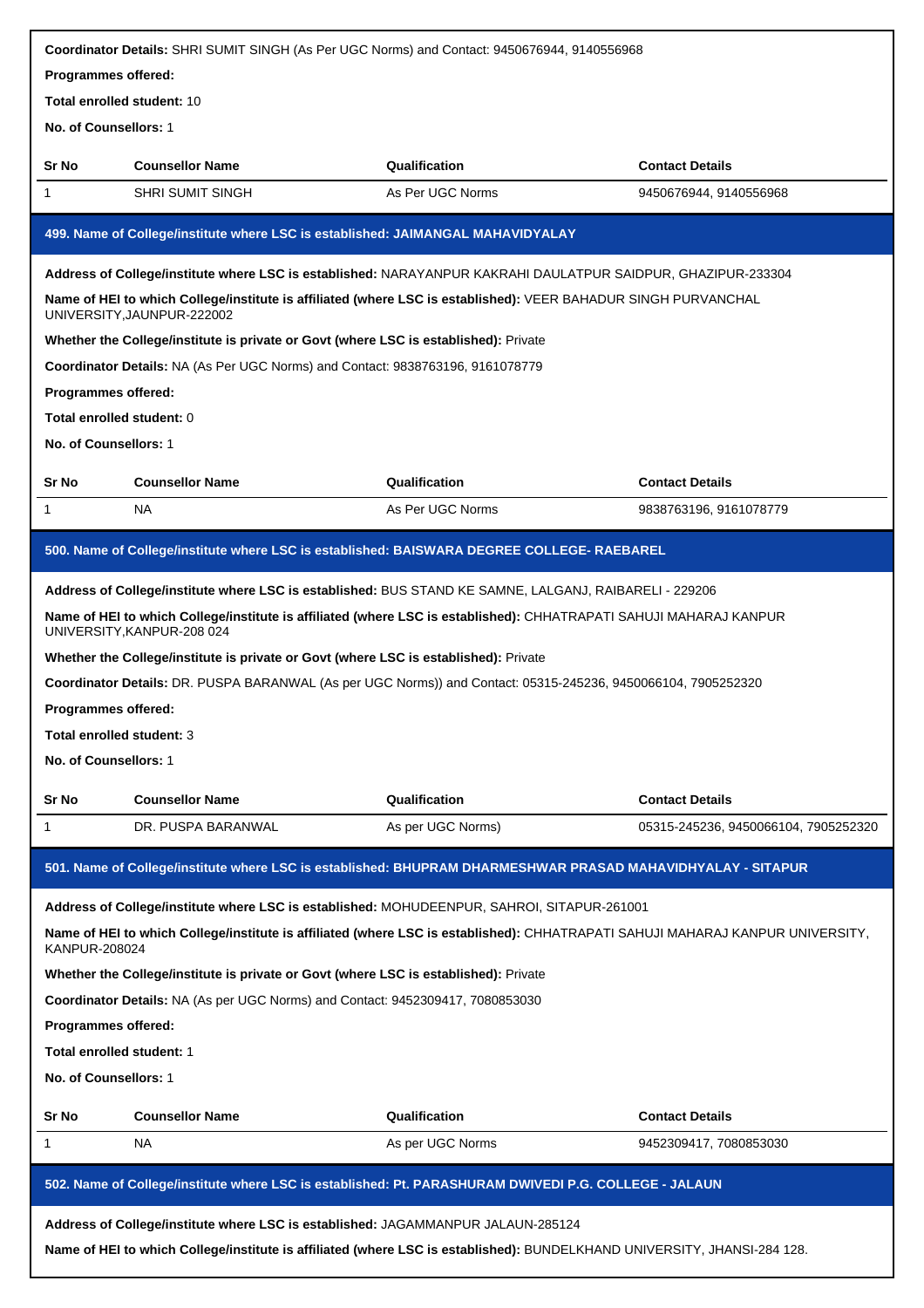**Coordinator Details:** SHRI SUMIT SINGH (As Per UGC Norms) and Contact: 9450676944, 9140556968

**Programmes offered:**

**Total enrolled student:** 10

**No. of Counsellors:** 1

| Sr No | Counsellor Name | Qualification | Contact Details |
|---|---|---|---|
| 1 | SHRI SUMIT SINGH | As Per UGC Norms | 9450676944, 9140556968 |

### 499. Name of College/institute where LSC is established: JAIMANGAL MAHAVIDYALAY

**Address of College/institute where LSC is established:** NARAYANPUR KAKRAHI DAULATPUR SAIDPUR, GHAZIPUR-233304

**Name of HEI to which College/institute is affiliated (where LSC is established):** VEER BAHADUR SINGH PURVANCHAL UNIVERSITY,JAUNPUR-222002

**Whether the College/institute is private or Govt (where LSC is established):** Private

**Coordinator Details:** NA (As Per UGC Norms) and Contact: 9838763196, 9161078779

**Programmes offered:**

**Total enrolled student:** 0

**No. of Counsellors:** 1

| Sr No | Counsellor Name | Qualification | Contact Details |
|---|---|---|---|
| 1 | NA | As Per UGC Norms | 9838763196, 9161078779 |

### 500. Name of College/institute where LSC is established: BAISWARA DEGREE COLLEGE- RAEBAREL

**Address of College/institute where LSC is established:** BUS STAND KE SAMNE, LALGANJ, RAIBARELI - 229206

**Name of HEI to which College/institute is affiliated (where LSC is established):** CHHATRAPATI SAHUJI MAHARAJ KANPUR UNIVERSITY,KANPUR-208 024

**Whether the College/institute is private or Govt (where LSC is established):** Private

**Coordinator Details:** DR. PUSPA BARANWAL (As per UGC Norms)) and Contact: 05315-245236, 9450066104, 7905252320

**Programmes offered:**

**Total enrolled student:** 3

**No. of Counsellors:** 1

| Sr No | Counsellor Name | Qualification | Contact Details |
|---|---|---|---|
| 1 | DR. PUSPA BARANWAL | As per UGC Norms) | 05315-245236, 9450066104, 7905252320 |

### 501. Name of College/institute where LSC is established: BHUPRAM DHARMESHWAR PRASAD MAHAVIDHYALAY - SITAPUR

**Address of College/institute where LSC is established:** MOHUDEENPUR, SAHROI, SITAPUR-261001

**Name of HEI to which College/institute is affiliated (where LSC is established):** CHHATRAPATI SAHUJI MAHARAJ KANPUR UNIVERSITY, KANPUR-208024

**Whether the College/institute is private or Govt (where LSC is established):** Private

**Coordinator Details:** NA (As per UGC Norms) and Contact: 9452309417, 7080853030

**Programmes offered:**

**Total enrolled student:** 1

**No. of Counsellors:** 1

| Sr No | Counsellor Name | Qualification | Contact Details |
|---|---|---|---|
| 1 | NA | As per UGC Norms | 9452309417, 7080853030 |

### 502. Name of College/institute where LSC is established: Pt. PARASHURAM DWIVEDI P.G. COLLEGE - JALAUN

**Address of College/institute where LSC is established:** JAGAMMANPUR JALAUN-285124

**Name of HEI to which College/institute is affiliated (where LSC is established):** BUNDELKHAND UNIVERSITY, JHANSI-284 128.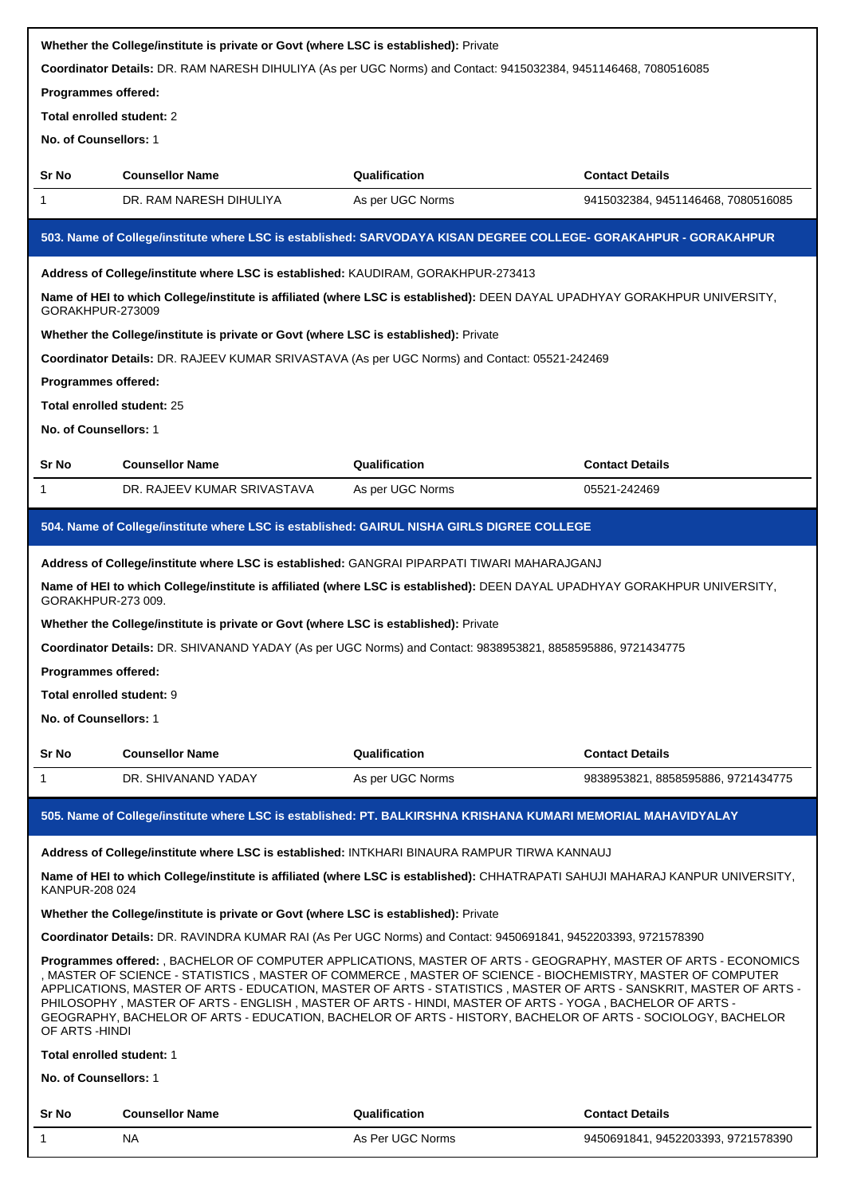**Whether the College/institute is private or Govt (where LSC is established):** Private

**Coordinator Details:** DR. RAM NARESH DIHULIYA (As per UGC Norms) and Contact: 9415032384, 9451146468, 7080516085

**Programmes offered:**

**Total enrolled student:** 2

**No. of Counsellors:** 1

| Sr No | Counsellor Name | Qualification | Contact Details |
|---|---|---|---|
| 1 | DR. RAM NARESH DIHULIYA | As per UGC Norms | 9415032384, 9451146468, 7080516085 |

### 503. Name of College/institute where LSC is established: SARVODAYA KISAN DEGREE COLLEGE- GORAKHPUR - GORAKHPUR

**Address of College/institute where LSC is established:** KAUDIRAM, GORAKHPUR-273413

**Name of HEI to which College/institute is affiliated (where LSC is established):** DEEN DAYAL UPADHYAY GORAKHPUR UNIVERSITY, GORAKHPUR-273009

**Whether the College/institute is private or Govt (where LSC is established):** Private

**Coordinator Details:** DR. RAJEEV KUMAR SRIVASTAVA (As per UGC Norms) and Contact: 05521-242469

**Programmes offered:**

**Total enrolled student:** 25

**No. of Counsellors:** 1

| Sr No | Counsellor Name | Qualification | Contact Details |
|---|---|---|---|
| 1 | DR. RAJEEV KUMAR SRIVASTAVA | As per UGC Norms | 05521-242469 |

### 504. Name of College/institute where LSC is established: GAIRUL NISHA GIRLS DIGREE COLLEGE

**Address of College/institute where LSC is established:** GANGRAI PIPARPATI TIWARI MAHARAJGANJ

**Name of HEI to which College/institute is affiliated (where LSC is established):** DEEN DAYAL UPADHYAY GORAKHPUR UNIVERSITY, GORAKHPUR-273 009.

**Whether the College/institute is private or Govt (where LSC is established):** Private

**Coordinator Details:** DR. SHIVANAND YADAY (As per UGC Norms) and Contact: 9838953821, 8858595886, 9721434775

**Programmes offered:**

**Total enrolled student:** 9

**No. of Counsellors:** 1

| Sr No | Counsellor Name | Qualification | Contact Details |
|---|---|---|---|
| 1 | DR. SHIVANAND YADAY | As per UGC Norms | 9838953821, 8858595886, 9721434775 |

### 505. Name of College/institute where LSC is established: PT. BALKIRSHNA KRISHANA KUMARI MEMORIAL MAHAVIDYALAY

**Address of College/institute where LSC is established:** INTKHARI BINAURA RAMPUR TIRWA KANNAUJ

**Name of HEI to which College/institute is affiliated (where LSC is established):** CHHATRAPATI SAHUJI MAHARAJ KANPUR UNIVERSITY, KANPUR-208 024

**Whether the College/institute is private or Govt (where LSC is established):** Private

**Coordinator Details:** DR. RAVINDRA KUMAR RAI (As Per UGC Norms) and Contact: 9450691841, 9452203393, 9721578390

**Programmes offered:** , BACHELOR OF COMPUTER APPLICATIONS, MASTER OF ARTS - GEOGRAPHY, MASTER OF ARTS - ECONOMICS , MASTER OF SCIENCE - STATISTICS , MASTER OF COMMERCE , MASTER OF SCIENCE - BIOCHEMISTRY, MASTER OF COMPUTER APPLICATIONS, MASTER OF ARTS - EDUCATION, MASTER OF ARTS - STATISTICS , MASTER OF ARTS - SANSKRIT, MASTER OF ARTS - PHILOSOPHY , MASTER OF ARTS - ENGLISH , MASTER OF ARTS - HINDI, MASTER OF ARTS - YOGA , BACHELOR OF ARTS - GEOGRAPHY, BACHELOR OF ARTS - EDUCATION, BACHELOR OF ARTS - HISTORY, BACHELOR OF ARTS - SOCIOLOGY, BACHELOR OF ARTS -HINDI

**Total enrolled student:** 1

**No. of Counsellors:** 1

| Sr No | Counsellor Name | Qualification | Contact Details |
|---|---|---|---|
| 1 | NA | As Per UGC Norms | 9450691841, 9452203393, 9721578390 |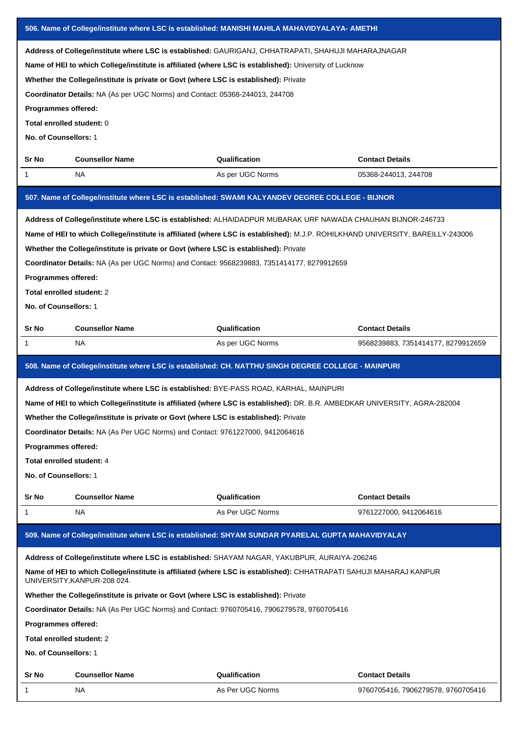### 506. Name of College/institute where LSC is established: MANISHI MAHILA MAHAVIDYALAYA- AMETHI

**Address of College/institute where LSC is established:** GAURIGANJ, CHHATRAPATI, SHAHUJI MAHARAJNAGAR

**Name of HEI to which College/institute is affiliated (where LSC is established):** University of Lucknow

**Whether the College/institute is private or Govt (where LSC is established):** Private

**Coordinator Details:** NA (As per UGC Norms) and Contact: 05368-244013, 244708

**Programmes offered:**

**Total enrolled student:** 0

**No. of Counsellors:** 1

| Sr No | Counsellor Name | Qualification | Contact Details |
|---|---|---|---|
| 1 | NA | As per UGC Norms | 05368-244013, 244708 |

### 507. Name of College/institute where LSC is established: SWAMI KALYANDEV DEGREE COLLEGE - BIJNOR

**Address of College/institute where LSC is established:** ALHAIDADPUR MUBARAK URF NAWADA CHAUHAN BIJNOR-246733

**Name of HEI to which College/institute is affiliated (where LSC is established):** M.J.P. ROHILKHAND UNIVERSITY, BAREILLY-243006

**Whether the College/institute is private or Govt (where LSC is established):** Private

**Coordinator Details:** NA (As per UGC Norms) and Contact: 9568239883, 7351414177, 8279912659

**Programmes offered:**

**Total enrolled student:** 2

**No. of Counsellors:** 1

| Sr No | Counsellor Name | Qualification | Contact Details |
|---|---|---|---|
| 1 | NA | As per UGC Norms | 9568239883, 7351414177, 8279912659 |

### 508. Name of College/institute where LSC is established: CH. NATTHU SINGH DEGREE COLLEGE - MAINPURI

**Address of College/institute where LSC is established:** BYE-PASS ROAD, KARHAL, MAINPURI

**Name of HEI to which College/institute is affiliated (where LSC is established):** DR. B.R. AMBEDKAR UNIVERSITY, AGRA-282004

**Whether the College/institute is private or Govt (where LSC is established):** Private

**Coordinator Details:** NA (As Per UGC Norms) and Contact: 9761227000, 9412064616

**Programmes offered:**

**Total enrolled student:** 4

**No. of Counsellors:** 1

| Sr No | Counsellor Name | Qualification | Contact Details |
|---|---|---|---|
| 1 | NA | As Per UGC Norms | 9761227000, 9412064616 |

### 509. Name of College/institute where LSC is established: SHYAM SUNDAR PYARELAL GUPTA MAHAVIDYALAY

**Address of College/institute where LSC is established:** SHAYAM NAGAR, YAKUBPUR, AURAIYA-206246

**Name of HEI to which College/institute is affiliated (where LSC is established):** CHHATRAPATI SAHUJI MAHARAJ KANPUR UNIVERSITY,KANPUR-208 024.

**Whether the College/institute is private or Govt (where LSC is established):** Private

**Coordinator Details:** NA (As Per UGC Norms) and Contact: 9760705416, 7906279578, 9760705416

**Programmes offered:**

**Total enrolled student:** 2

**No. of Counsellors:** 1

| Sr No | Counsellor Name | Qualification | Contact Details |
|---|---|---|---|
| 1 | NA | As Per UGC Norms | 9760705416, 7906279578, 9760705416 |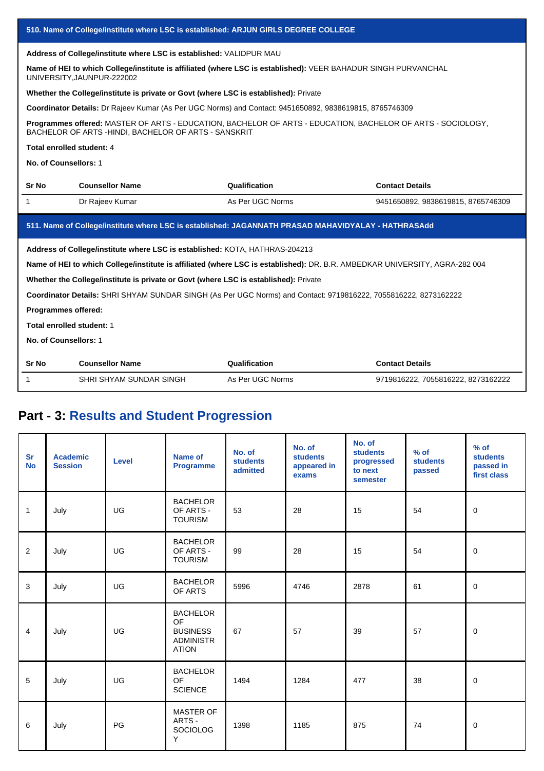### 510. Name of College/institute where LSC is established: ARJUN GIRLS DEGREE COLLEGE

**Address of College/institute where LSC is established:** VALIDPUR MAU

**Name of HEI to which College/institute is affiliated (where LSC is established):** VEER BAHADUR SINGH PURVANCHAL UNIVERSITY,JAUNPUR-222002

**Whether the College/institute is private or Govt (where LSC is established):** Private

**Coordinator Details:** Dr Rajeev Kumar (As Per UGC Norms) and Contact: 9451650892, 9838619815, 8765746309

**Programmes offered:** MASTER OF ARTS - EDUCATION, BACHELOR OF ARTS - EDUCATION, BACHELOR OF ARTS - SOCIOLOGY, BACHELOR OF ARTS -HINDI, BACHELOR OF ARTS - SANSKRIT

**Total enrolled student:** 4

**No. of Counsellors:** 1

| Sr No | Counsellor Name | Qualification | Contact Details |
|---|---|---|---|
| 1 | Dr Rajeev Kumar | As Per UGC Norms | 9451650892, 9838619815, 8765746309 |

### 511. Name of College/institute where LSC is established: JAGANNATH PRASAD MAHAVIDYALAY - HATHRASAdd

**Address of College/institute where LSC is established:** KOTA, HATHRAS-204213

**Name of HEI to which College/institute is affiliated (where LSC is established):** DR. B.R. AMBEDKAR UNIVERSITY, AGRA-282 004

**Whether the College/institute is private or Govt (where LSC is established):** Private

**Coordinator Details:** SHRI SHYAM SUNDAR SINGH (As Per UGC Norms) and Contact: 9719816222, 7055816222, 8273162222

**Programmes offered:**

**Total enrolled student:** 1

**No. of Counsellors:** 1

| Sr No | Counsellor Name | Qualification | Contact Details |
|---|---|---|---|
| 1 | SHRI SHYAM SUNDAR SINGH | As Per UGC Norms | 9719816222, 7055816222, 8273162222 |

## Part - 3: Results and Student Progression

| Sr No | Academic Session | Level | Name of Programme | No. of students admitted | No. of students appeared in exams | No. of students progressed to next semester | % of students passed | % of students passed in first class |
|---|---|---|---|---|---|---|---|---|
| 1 | July | UG | BACHELOR OF ARTS - TOURISM | 53 | 28 | 15 | 54 | 0 |
| 2 | July | UG | BACHELOR OF ARTS - TOURISM | 99 | 28 | 15 | 54 | 0 |
| 3 | July | UG | BACHELOR OF ARTS | 5996 | 4746 | 2878 | 61 | 0 |
| 4 | July | UG | BACHELOR OF BUSINESS ADMINISTRATION | 67 | 57 | 39 | 57 | 0 |
| 5 | July | UG | BACHELOR OF SCIENCE | 1494 | 1284 | 477 | 38 | 0 |
| 6 | July | PG | MASTER OF ARTS - SOCIOLOGY | 1398 | 1185 | 875 | 74 | 0 |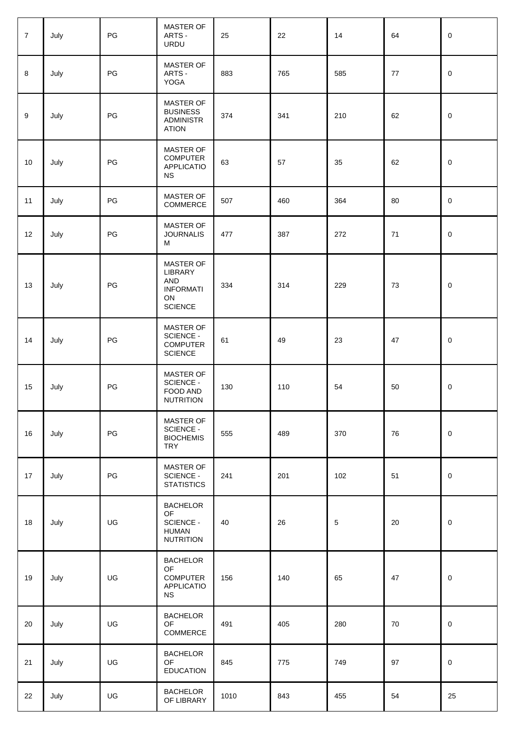| | | | | | | | | |
|---|---|---|---|---|---|---|---|---|
| 7 | July | PG | MASTER OF ARTS - URDU | 25 | 22 | 14 | 64 | 0 |
| 8 | July | PG | MASTER OF ARTS - YOGA | 883 | 765 | 585 | 77 | 0 |
| 9 | July | PG | MASTER OF BUSINESS ADMINISTRATION | 374 | 341 | 210 | 62 | 0 |
| 10 | July | PG | MASTER OF COMPUTER APPLICATIONS | 63 | 57 | 35 | 62 | 0 |
| 11 | July | PG | MASTER OF COMMERCE | 507 | 460 | 364 | 80 | 0 |
| 12 | July | PG | MASTER OF JOURNALISM | 477 | 387 | 272 | 71 | 0 |
| 13 | July | PG | MASTER OF LIBRARY AND INFORMATION SCIENCE | 334 | 314 | 229 | 73 | 0 |
| 14 | July | PG | MASTER OF SCIENCE - COMPUTER SCIENCE | 61 | 49 | 23 | 47 | 0 |
| 15 | July | PG | MASTER OF SCIENCE - FOOD AND NUTRITION | 130 | 110 | 54 | 50 | 0 |
| 16 | July | PG | MASTER OF SCIENCE - BIOCHEMISTRY | 555 | 489 | 370 | 76 | 0 |
| 17 | July | PG | MASTER OF SCIENCE - STATISTICS | 241 | 201 | 102 | 51 | 0 |
| 18 | July | UG | BACHELOR OF SCIENCE - HUMAN NUTRITION | 40 | 26 | 5 | 20 | 0 |
| 19 | July | UG | BACHELOR OF COMPUTER APPLICATIONS | 156 | 140 | 65 | 47 | 0 |
| 20 | July | UG | BACHELOR OF COMMERCE | 491 | 405 | 280 | 70 | 0 |
| 21 | July | UG | BACHELOR OF EDUCATION | 845 | 775 | 749 | 97 | 0 |
| 22 | July | UG | BACHELOR OF LIBRARY | 1010 | 843 | 455 | 54 | 25 |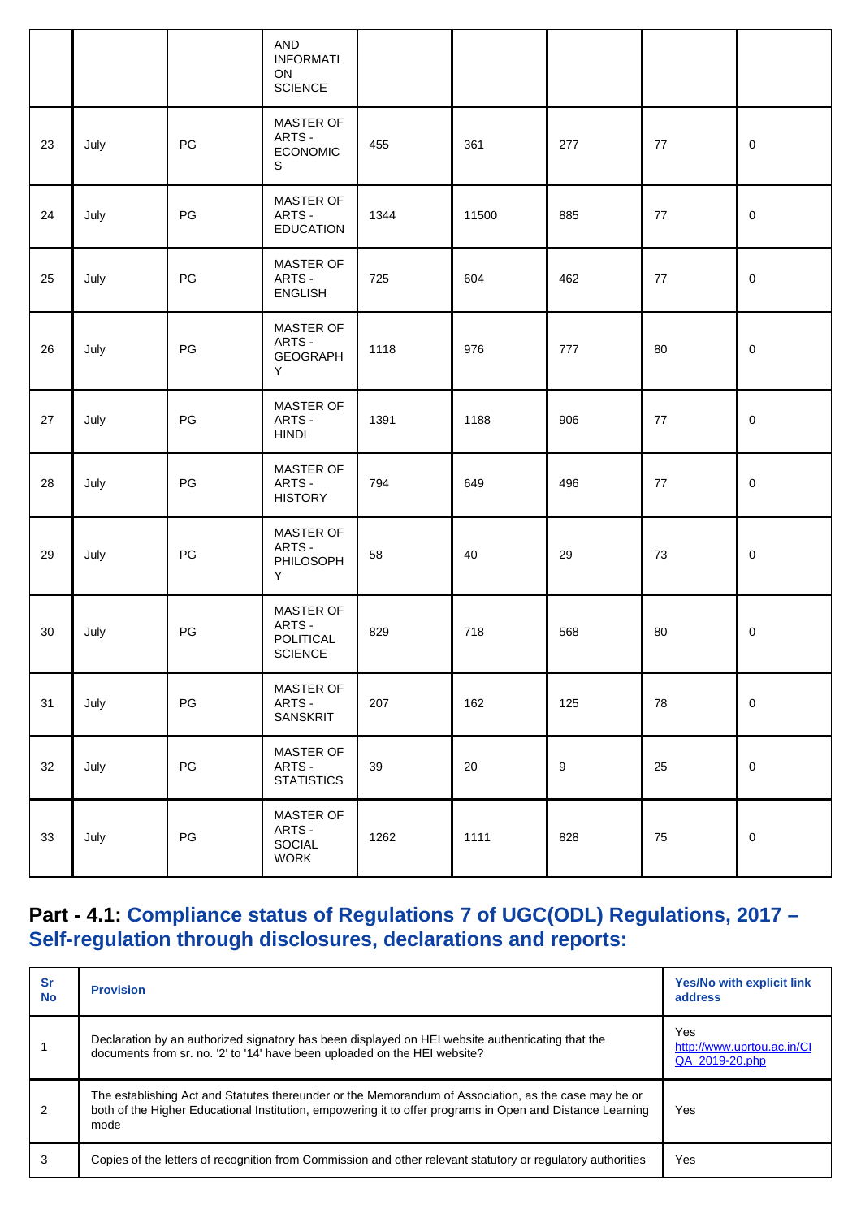|  |  |  | AND INFORMATION SCIENCE |  |  |  |  |  |
|---|---|---|---|---|---|---|---|---|
| 23 | July | PG | MASTER OF ARTS - ECONOMICS | 455 | 361 | 277 | 77 | 0 |
| 24 | July | PG | MASTER OF ARTS - EDUCATION | 1344 | 11500 | 885 | 77 | 0 |
| 25 | July | PG | MASTER OF ARTS - ENGLISH | 725 | 604 | 462 | 77 | 0 |
| 26 | July | PG | MASTER OF ARTS - GEOGRAPHY | 1118 | 976 | 777 | 80 | 0 |
| 27 | July | PG | MASTER OF ARTS - HINDI | 1391 | 1188 | 906 | 77 | 0 |
| 28 | July | PG | MASTER OF ARTS - HISTORY | 794 | 649 | 496 | 77 | 0 |
| 29 | July | PG | MASTER OF ARTS - PHILOSOPHY | 58 | 40 | 29 | 73 | 0 |
| 30 | July | PG | MASTER OF ARTS - POLITICAL SCIENCE | 829 | 718 | 568 | 80 | 0 |
| 31 | July | PG | MASTER OF ARTS - SANSKRIT | 207 | 162 | 125 | 78 | 0 |
| 32 | July | PG | MASTER OF ARTS - STATISTICS | 39 | 20 | 9 | 25 | 0 |
| 33 | July | PG | MASTER OF ARTS - SOCIAL WORK | 1262 | 1111 | 828 | 75 | 0 |

## Part - 4.1: Compliance status of Regulations 7 of UGC(ODL) Regulations, 2017 – Self-regulation through disclosures, declarations and reports:

| Sr No | Provision | Yes/No with explicit link address |
|---|---|---|
| 1 | Declaration by an authorized signatory has been displayed on HEI website authenticating that the documents from sr. no. '2' to '14' have been uploaded on the HEI website? | Yes http://www.uprtou.ac.in/CIQA_2019-20.php |
| 2 | The establishing Act and Statutes thereunder or the Memorandum of Association, as the case may be or both of the Higher Educational Institution, empowering it to offer programs in Open and Distance Learning mode | Yes |
| 3 | Copies of the letters of recognition from Commission and other relevant statutory or regulatory authorities | Yes |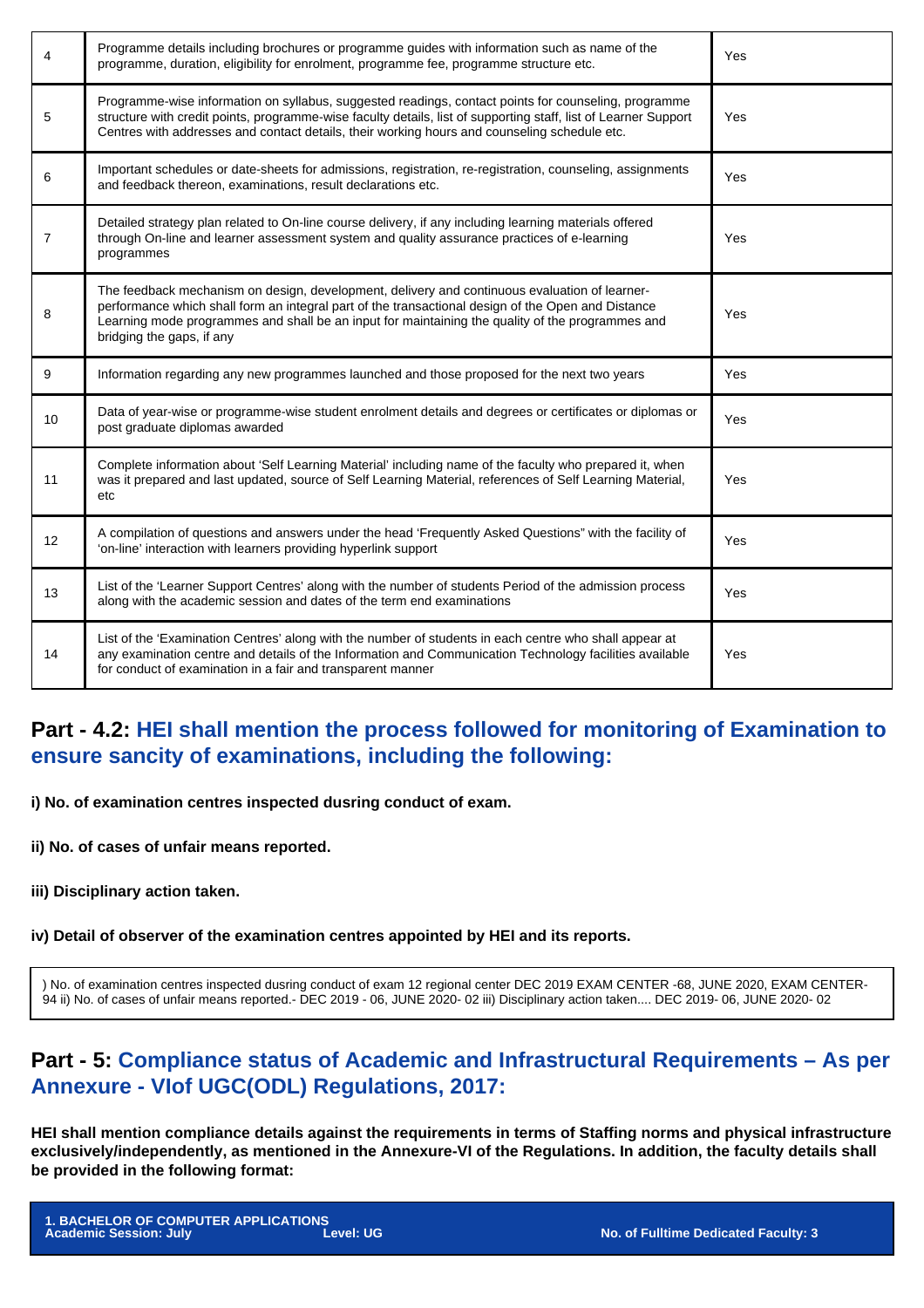| | | |
|---|---|---|
| 4 | Programme details including brochures or programme guides with information such as name of the programme, duration, eligibility for enrolment, programme fee, programme structure etc. | Yes |
| 5 | Programme-wise information on syllabus, suggested readings, contact points for counseling, programme structure with credit points, programme-wise faculty details, list of supporting staff, list of Learner Support Centres with addresses and contact details, their working hours and counseling schedule etc. | Yes |
| 6 | Important schedules or date-sheets for admissions, registration, re-registration, counseling, assignments and feedback thereon, examinations, result declarations etc. | Yes |
| 7 | Detailed strategy plan related to On-line course delivery, if any including learning materials offered through On-line and learner assessment system and quality assurance practices of e-learning programmes | Yes |
| 8 | The feedback mechanism on design, development, delivery and continuous evaluation of learner-performance which shall form an integral part of the transactional design of the Open and Distance Learning mode programmes and shall be an input for maintaining the quality of the programmes and bridging the gaps, if any | Yes |
| 9 | Information regarding any new programmes launched and those proposed for the next two years | Yes |
| 10 | Data of year-wise or programme-wise student enrolment details and degrees or certificates or diplomas or post graduate diplomas awarded | Yes |
| 11 | Complete information about 'Self Learning Material' including name of the faculty who prepared it, when was it prepared and last updated, source of Self Learning Material, references of Self Learning Material, etc | Yes |
| 12 | A compilation of questions and answers under the head 'Frequently Asked Questions" with the facility of 'on-line' interaction with learners providing hyperlink support | Yes |
| 13 | List of the 'Learner Support Centres' along with the number of students Period of the admission process along with the academic session and dates of the term end examinations | Yes |
| 14 | List of the 'Examination Centres' along with the number of students in each centre who shall appear at any examination centre and details of the Information and Communication Technology facilities available for conduct of examination in a fair and transparent manner | Yes |

## Part - 4.2: HEI shall mention the process followed for monitoring of Examination to ensure sancity of examinations, including the following:

**i) No. of examination centres inspected dusring conduct of exam.**

**ii) No. of cases of unfair means reported.**

**iii) Disciplinary action taken.**

**iv) Detail of observer of the examination centres appointed by HEI and its reports.**

) No. of examination centres inspected dusring conduct of exam 12 regional center DEC 2019 EXAM CENTER -68, JUNE 2020, EXAM CENTER-94 ii) No. of cases of unfair means reported.- DEC 2019 - 06, JUNE 2020- 02 iii) Disciplinary action taken.... DEC 2019- 06, JUNE 2020- 02

## Part - 5: Compliance status of Academic and Infrastructural Requirements – As per Annexure - VIof UGC(ODL) Regulations, 2017:

**HEI shall mention compliance details against the requirements in terms of Staffing norms and physical infrastructure exclusively/independently, as mentioned in the Annexure-VI of the Regulations. In addition, the faculty details shall be provided in the following format:**

**1. BACHELOR OF COMPUTER APPLICATIONS**
**Academic Session: July** **Level: UG** **No. of Fulltime Dedicated Faculty: 3**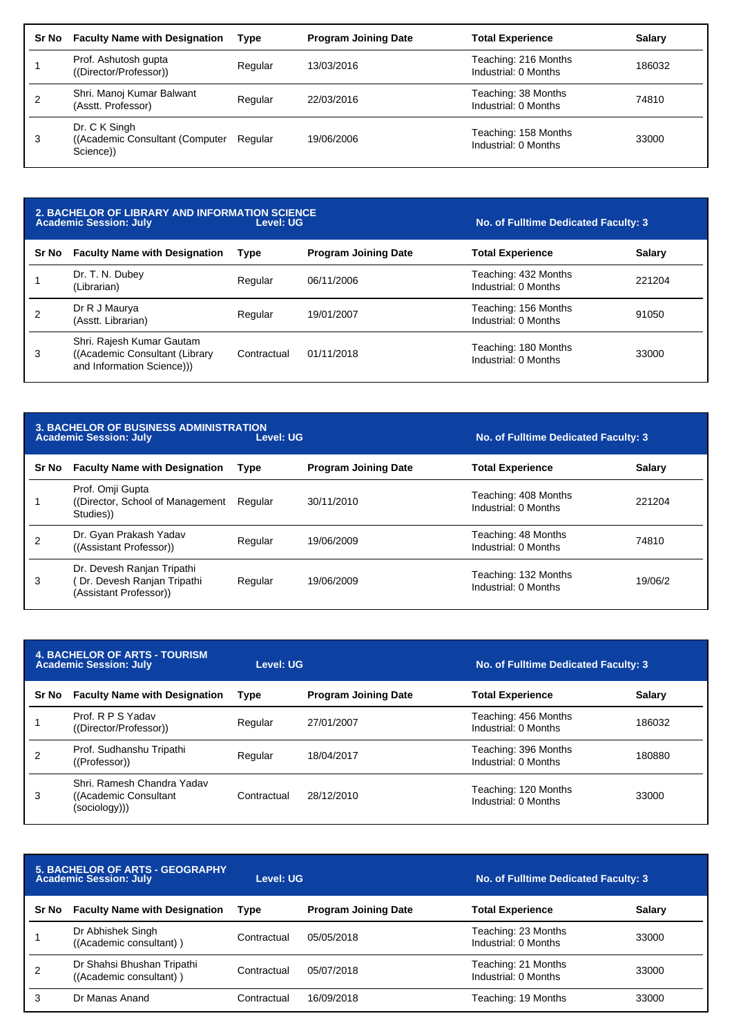| Sr No | Faculty Name with Designation | Type | Program Joining Date | Total Experience | Salary |
|---|---|---|---|---|---|
| 1 | Prof. Ashutosh gupta ((Director/Professor)) | Regular | 13/03/2016 | Teaching: 216 Months Industrial: 0 Months | 186032 |
| 2 | Shri. Manoj Kumar Balwant (Asstt. Professor) | Regular | 22/03/2016 | Teaching: 38 Months Industrial: 0 Months | 74810 |
| 3 | Dr. C K Singh ((Academic Consultant (Computer Science)) | Regular | 19/06/2006 | Teaching: 158 Months Industrial: 0 Months | 33000 |

**2. BACHELOR OF LIBRARY AND INFORMATION SCIENCE**
**Academic Session: July** **Level: UG** **No. of Fulltime Dedicated Faculty: 3**

| Sr No | Faculty Name with Designation | Type | Program Joining Date | Total Experience | Salary |
|---|---|---|---|---|---|
| 1 | Dr. T. N. Dubey (Librarian) | Regular | 06/11/2006 | Teaching: 432 Months Industrial: 0 Months | 221204 |
| 2 | Dr R J Maurya (Asstt. Librarian) | Regular | 19/01/2007 | Teaching: 156 Months Industrial: 0 Months | 91050 |
| 3 | Shri. Rajesh Kumar Gautam ((Academic Consultant (Library and Information Science))) | Contractual | 01/11/2018 | Teaching: 180 Months Industrial: 0 Months | 33000 |

**3. BACHELOR OF BUSINESS ADMINISTRATION**
**Academic Session: July** **Level: UG** **No. of Fulltime Dedicated Faculty: 3**

| Sr No | Faculty Name with Designation | Type | Program Joining Date | Total Experience | Salary |
|---|---|---|---|---|---|
| 1 | Prof. Omji Gupta ((Director, School of Management Studies)) | Regular | 30/11/2010 | Teaching: 408 Months Industrial: 0 Months | 221204 |
| 2 | Dr. Gyan Prakash Yadav ((Assistant Professor)) | Regular | 19/06/2009 | Teaching: 48 Months Industrial: 0 Months | 74810 |
| 3 | Dr. Devesh Ranjan Tripathi ( Dr. Devesh Ranjan Tripathi (Assistant Professor)) | Regular | 19/06/2009 | Teaching: 132 Months Industrial: 0 Months | 19/06/2 |

**4. BACHELOR OF ARTS - TOURISM**
**Academic Session: July** **Level: UG** **No. of Fulltime Dedicated Faculty: 3**

| Sr No | Faculty Name with Designation | Type | Program Joining Date | Total Experience | Salary |
|---|---|---|---|---|---|
| 1 | Prof. R P S Yadav ((Director/Professor)) | Regular | 27/01/2007 | Teaching: 456 Months Industrial: 0 Months | 186032 |
| 2 | Prof. Sudhanshu Tripathi ((Professor)) | Regular | 18/04/2017 | Teaching: 396 Months Industrial: 0 Months | 180880 |
| 3 | Shri. Ramesh Chandra Yadav ((Academic Consultant (sociology))) | Contractual | 28/12/2010 | Teaching: 120 Months Industrial: 0 Months | 33000 |

**5. BACHELOR OF ARTS - GEOGRAPHY**
**Academic Session: July** **Level: UG** **No. of Fulltime Dedicated Faculty: 3**

| Sr No | Faculty Name with Designation | Type | Program Joining Date | Total Experience | Salary |
|---|---|---|---|---|---|
| 1 | Dr Abhishek Singh ((Academic consultant) ) | Contractual | 05/05/2018 | Teaching: 23 Months Industrial: 0 Months | 33000 |
| 2 | Dr Shahsi Bhushan Tripathi ((Academic consultant) ) | Contractual | 05/07/2018 | Teaching: 21 Months Industrial: 0 Months | 33000 |
| 3 | Dr Manas Anand | Contractual | 16/09/2018 | Teaching: 19 Months | 33000 |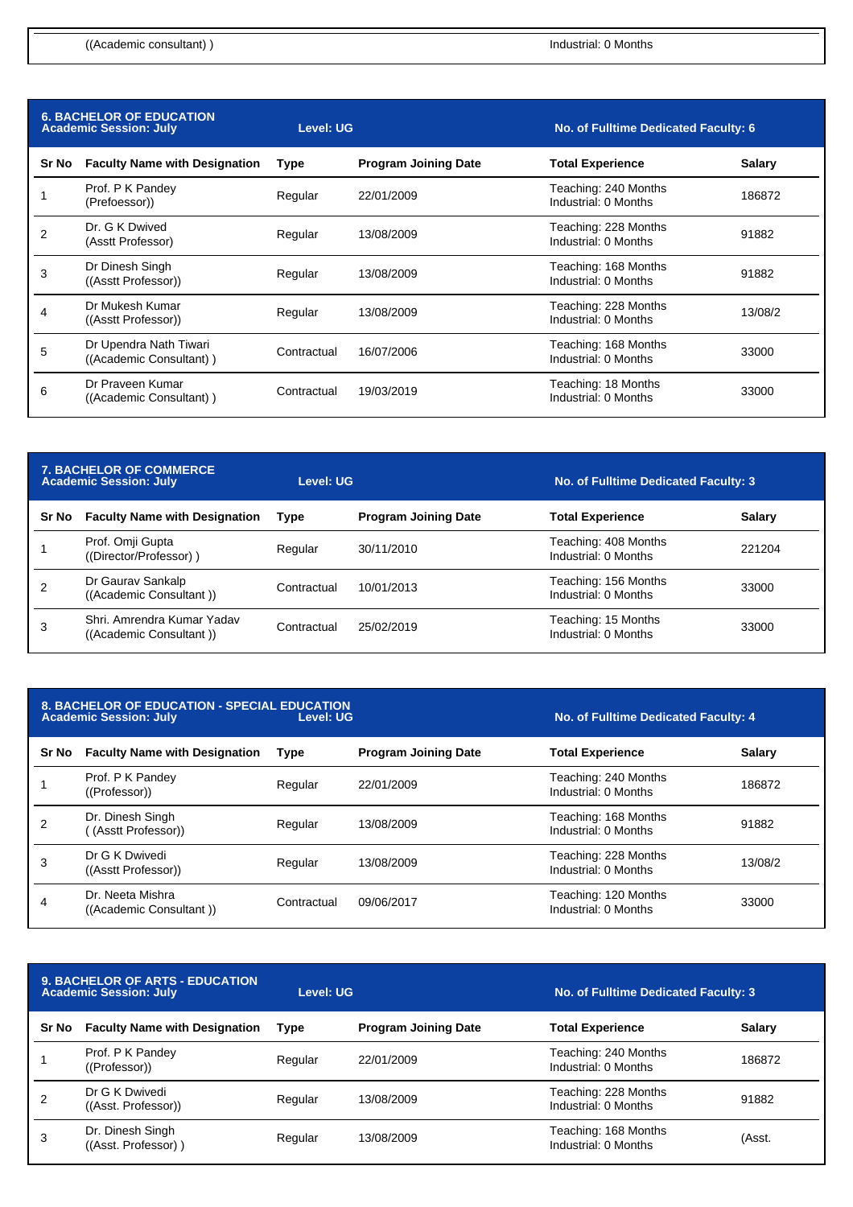| | ((Academic consultant) ) | | | Industrial: 0 Months | |
|---|---|---|---|---|---|

**6. BACHELOR OF EDUCATION**
**Academic Session: July** | **Level: UG** | **No. of Fulltime Dedicated Faculty: 6**

| Sr No | Faculty Name with Designation | Type | Program Joining Date | Total Experience | Salary |
|---|---|---|---|---|---|
| 1 | Prof. P K Pandey (Prefoessor)) | Regular | 22/01/2009 | Teaching: 240 Months Industrial: 0 Months | 186872 |
| 2 | Dr. G K Dwived (Asstt Professor) | Regular | 13/08/2009 | Teaching: 228 Months Industrial: 0 Months | 91882 |
| 3 | Dr Dinesh Singh ((Asstt Professor)) | Regular | 13/08/2009 | Teaching: 168 Months Industrial: 0 Months | 91882 |
| 4 | Dr Mukesh Kumar ((Asstt Professor)) | Regular | 13/08/2009 | Teaching: 228 Months Industrial: 0 Months | 13/08/2 |
| 5 | Dr Upendra Nath Tiwari ((Academic Consultant) ) | Contractual | 16/07/2006 | Teaching: 168 Months Industrial: 0 Months | 33000 |
| 6 | Dr Praveen Kumar ((Academic Consultant) ) | Contractual | 19/03/2019 | Teaching: 18 Months Industrial: 0 Months | 33000 |

**7. BACHELOR OF COMMERCE**
**Academic Session: July** | **Level: UG** | **No. of Fulltime Dedicated Faculty: 3**

| Sr No | Faculty Name with Designation | Type | Program Joining Date | Total Experience | Salary |
|---|---|---|---|---|---|
| 1 | Prof. Omji Gupta ((Director/Professor) ) | Regular | 30/11/2010 | Teaching: 408 Months Industrial: 0 Months | 221204 |
| 2 | Dr Gaurav Sankalp ((Academic Consultant )) | Contractual | 10/01/2013 | Teaching: 156 Months Industrial: 0 Months | 33000 |
| 3 | Shri. Amrendra Kumar Yadav ((Academic Consultant )) | Contractual | 25/02/2019 | Teaching: 15 Months Industrial: 0 Months | 33000 |

**8. BACHELOR OF EDUCATION - SPECIAL EDUCATION**
**Academic Session: July** | **Level: UG** | **No. of Fulltime Dedicated Faculty: 4**

| Sr No | Faculty Name with Designation | Type | Program Joining Date | Total Experience | Salary |
|---|---|---|---|---|---|
| 1 | Prof. P K Pandey ((Professor)) | Regular | 22/01/2009 | Teaching: 240 Months Industrial: 0 Months | 186872 |
| 2 | Dr. Dinesh Singh ( (Asstt Professor)) | Regular | 13/08/2009 | Teaching: 168 Months Industrial: 0 Months | 91882 |
| 3 | Dr G K Dwivedi ((Asstt Professor)) | Regular | 13/08/2009 | Teaching: 228 Months Industrial: 0 Months | 13/08/2 |
| 4 | Dr. Neeta Mishra ((Academic Consultant )) | Contractual | 09/06/2017 | Teaching: 120 Months Industrial: 0 Months | 33000 |

**9. BACHELOR OF ARTS - EDUCATION**
**Academic Session: July** | **Level: UG** | **No. of Fulltime Dedicated Faculty: 3**

| Sr No | Faculty Name with Designation | Type | Program Joining Date | Total Experience | Salary |
|---|---|---|---|---|---|
| 1 | Prof. P K Pandey ((Professor)) | Regular | 22/01/2009 | Teaching: 240 Months Industrial: 0 Months | 186872 |
| 2 | Dr G K Dwivedi ((Asst. Professor)) | Regular | 13/08/2009 | Teaching: 228 Months Industrial: 0 Months | 91882 |
| 3 | Dr. Dinesh Singh ((Asst. Professor) ) | Regular | 13/08/2009 | Teaching: 168 Months Industrial: 0 Months | (Asst. |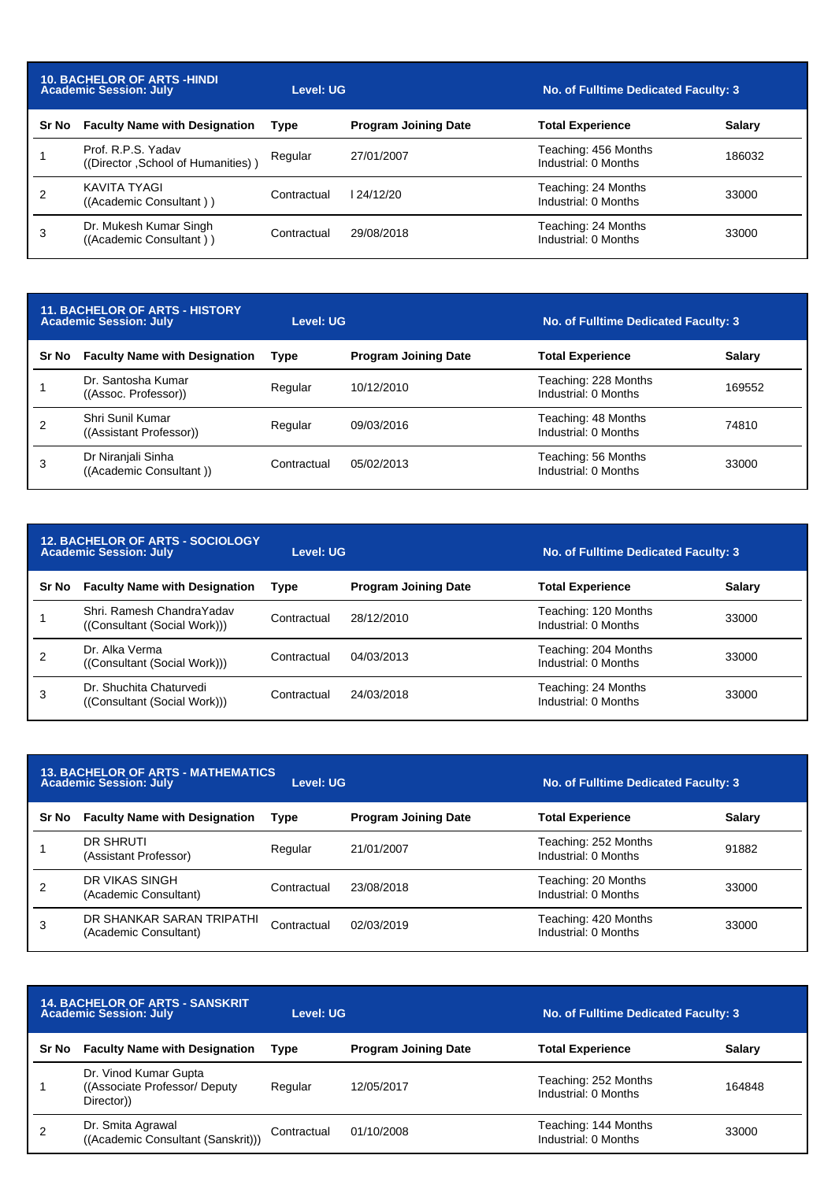### 10. BACHELOR OF ARTS -HINDI

Academic Session: July | Level: UG | No. of Fulltime Dedicated Faculty: 3

| Sr No | Faculty Name with Designation | Type | Program Joining Date | Total Experience | Salary |
|---|---|---|---|---|---|
| 1 | Prof. R.P.S. Yadav ((Director ,School of Humanities) ) | Regular | 27/01/2007 | Teaching: 456 Months Industrial: 0 Months | 186032 |
| 2 | KAVITA TYAGI ((Academic Consultant ) ) | Contractual | l 24/12/20 | Teaching: 24 Months Industrial: 0 Months | 33000 |
| 3 | Dr. Mukesh Kumar Singh ((Academic Consultant ) ) | Contractual | 29/08/2018 | Teaching: 24 Months Industrial: 0 Months | 33000 |

### 11. BACHELOR OF ARTS - HISTORY

Academic Session: July | Level: UG | No. of Fulltime Dedicated Faculty: 3

| Sr No | Faculty Name with Designation | Type | Program Joining Date | Total Experience | Salary |
|---|---|---|---|---|---|
| 1 | Dr. Santosha Kumar ((Assoc. Professor)) | Regular | 10/12/2010 | Teaching: 228 Months Industrial: 0 Months | 169552 |
| 2 | Shri Sunil Kumar ((Assistant Professor)) | Regular | 09/03/2016 | Teaching: 48 Months Industrial: 0 Months | 74810 |
| 3 | Dr Niranjali Sinha ((Academic Consultant )) | Contractual | 05/02/2013 | Teaching: 56 Months Industrial: 0 Months | 33000 |

### 12. BACHELOR OF ARTS - SOCIOLOGY

Academic Session: July | Level: UG | No. of Fulltime Dedicated Faculty: 3

| Sr No | Faculty Name with Designation | Type | Program Joining Date | Total Experience | Salary |
|---|---|---|---|---|---|
| 1 | Shri. Ramesh ChandraYadav ((Consultant (Social Work))) | Contractual | 28/12/2010 | Teaching: 120 Months Industrial: 0 Months | 33000 |
| 2 | Dr. Alka Verma ((Consultant (Social Work))) | Contractual | 04/03/2013 | Teaching: 204 Months Industrial: 0 Months | 33000 |
| 3 | Dr. Shuchita Chaturvedi ((Consultant (Social Work))) | Contractual | 24/03/2018 | Teaching: 24 Months Industrial: 0 Months | 33000 |

### 13. BACHELOR OF ARTS - MATHEMATICS

Academic Session: July | Level: UG | No. of Fulltime Dedicated Faculty: 3

| Sr No | Faculty Name with Designation | Type | Program Joining Date | Total Experience | Salary |
|---|---|---|---|---|---|
| 1 | DR SHRUTI (Assistant Professor) | Regular | 21/01/2007 | Teaching: 252 Months Industrial: 0 Months | 91882 |
| 2 | DR VIKAS SINGH (Academic Consultant) | Contractual | 23/08/2018 | Teaching: 20 Months Industrial: 0 Months | 33000 |
| 3 | DR SHANKAR SARAN TRIPATHI (Academic Consultant) | Contractual | 02/03/2019 | Teaching: 420 Months Industrial: 0 Months | 33000 |

### 14. BACHELOR OF ARTS - SANSKRIT

Academic Session: July | Level: UG | No. of Fulltime Dedicated Faculty: 3

| Sr No | Faculty Name with Designation | Type | Program Joining Date | Total Experience | Salary |
|---|---|---|---|---|---|
| 1 | Dr. Vinod Kumar Gupta ((Associate Professor/ Deputy Director)) | Regular | 12/05/2017 | Teaching: 252 Months Industrial: 0 Months | 164848 |
| 2 | Dr. Smita Agrawal ((Academic Consultant (Sanskrit))) | Contractual | 01/10/2008 | Teaching: 144 Months Industrial: 0 Months | 33000 |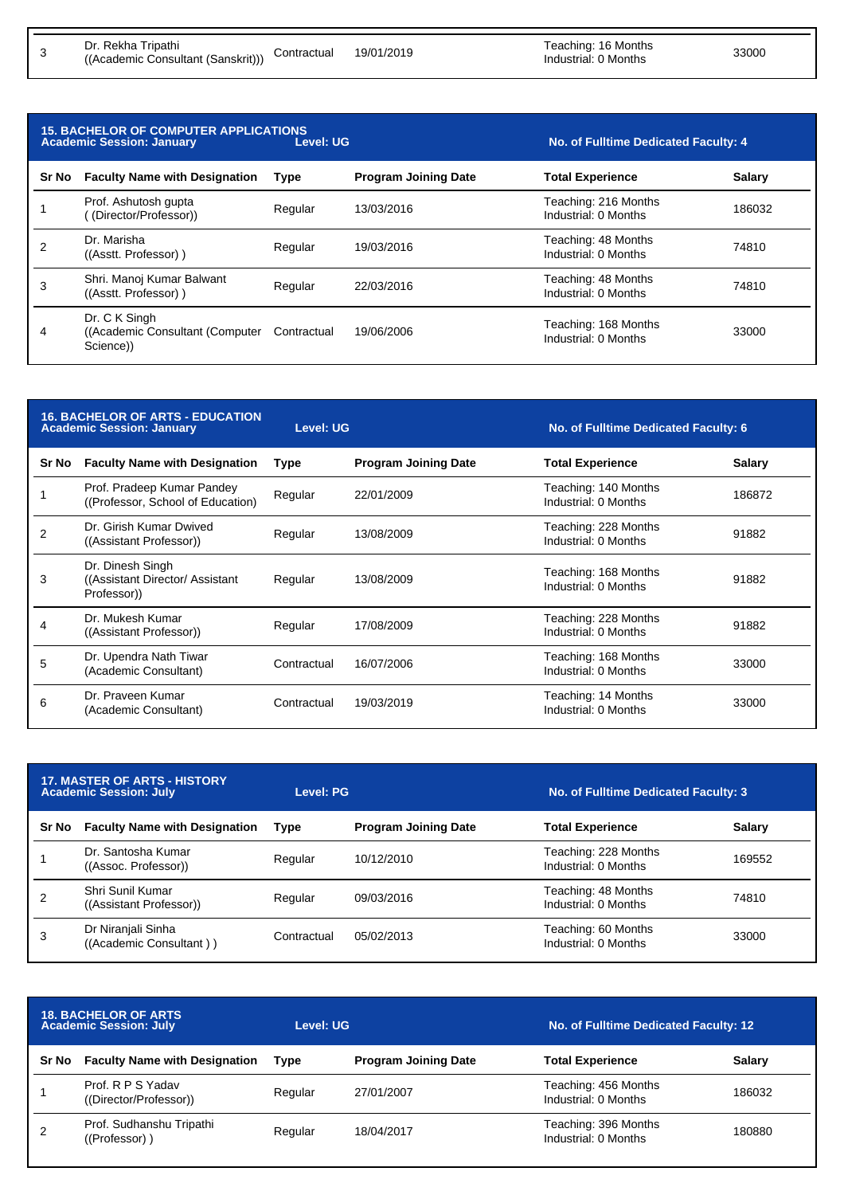| Sr No | Faculty Name with Designation | Type | Program Joining Date | Total Experience | Salary |
|---|---|---|---|---|---|
| 3 | Dr. Rekha Tripathi ((Academic Consultant (Sanskrit))) | Contractual | 19/01/2019 | Teaching: 16 Months Industrial: 0 Months | 33000 |

**15. BACHELOR OF COMPUTER APPLICATIONS**
**Academic Session: January** | **Level: UG** | **No. of Fulltime Dedicated Faculty: 4**

| Sr No | Faculty Name with Designation | Type | Program Joining Date | Total Experience | Salary |
|---|---|---|---|---|---|
| 1 | Prof. Ashutosh gupta ( (Director/Professor)) | Regular | 13/03/2016 | Teaching: 216 Months Industrial: 0 Months | 186032 |
| 2 | Dr. Marisha ((Asstt. Professor) ) | Regular | 19/03/2016 | Teaching: 48 Months Industrial: 0 Months | 74810 |
| 3 | Shri. Manoj Kumar Balwant ((Asstt. Professor) ) | Regular | 22/03/2016 | Teaching: 48 Months Industrial: 0 Months | 74810 |
| 4 | Dr. C K Singh ((Academic Consultant (Computer Science)) | Contractual | 19/06/2006 | Teaching: 168 Months Industrial: 0 Months | 33000 |

**16. BACHELOR OF ARTS - EDUCATION**
**Academic Session: January** | **Level: UG** | **No. of Fulltime Dedicated Faculty: 6**

| Sr No | Faculty Name with Designation | Type | Program Joining Date | Total Experience | Salary |
|---|---|---|---|---|---|
| 1 | Prof. Pradeep Kumar Pandey ((Professor, School of Education)) | Regular | 22/01/2009 | Teaching: 140 Months Industrial: 0 Months | 186872 |
| 2 | Dr. Girish Kumar Dwived ((Assistant Professor)) | Regular | 13/08/2009 | Teaching: 228 Months Industrial: 0 Months | 91882 |
| 3 | Dr. Dinesh Singh ((Assistant Director/ Assistant Professor)) | Regular | 13/08/2009 | Teaching: 168 Months Industrial: 0 Months | 91882 |
| 4 | Dr. Mukesh Kumar ((Assistant Professor)) | Regular | 17/08/2009 | Teaching: 228 Months Industrial: 0 Months | 91882 |
| 5 | Dr. Upendra Nath Tiwar (Academic Consultant) | Contractual | 16/07/2006 | Teaching: 168 Months Industrial: 0 Months | 33000 |
| 6 | Dr. Praveen Kumar (Academic Consultant) | Contractual | 19/03/2019 | Teaching: 14 Months Industrial: 0 Months | 33000 |

**17. MASTER OF ARTS - HISTORY**
**Academic Session: July** | **Level: PG** | **No. of Fulltime Dedicated Faculty: 3**

| Sr No | Faculty Name with Designation | Type | Program Joining Date | Total Experience | Salary |
|---|---|---|---|---|---|
| 1 | Dr. Santosha Kumar ((Assoc. Professor)) | Regular | 10/12/2010 | Teaching: 228 Months Industrial: 0 Months | 169552 |
| 2 | Shri Sunil Kumar ((Assistant Professor)) | Regular | 09/03/2016 | Teaching: 48 Months Industrial: 0 Months | 74810 |
| 3 | Dr Niranjali Sinha ((Academic Consultant ) ) | Contractual | 05/02/2013 | Teaching: 60 Months Industrial: 0 Months | 33000 |

**18. BACHELOR OF ARTS**
**Academic Session: July** | **Level: UG** | **No. of Fulltime Dedicated Faculty: 12**

| Sr No | Faculty Name with Designation | Type | Program Joining Date | Total Experience | Salary |
|---|---|---|---|---|---|
| 1 | Prof. R P S Yadav ((Director/Professor)) | Regular | 27/01/2007 | Teaching: 456 Months Industrial: 0 Months | 186032 |
| 2 | Prof. Sudhanshu Tripathi ((Professor) ) | Regular | 18/04/2017 | Teaching: 396 Months Industrial: 0 Months | 180880 |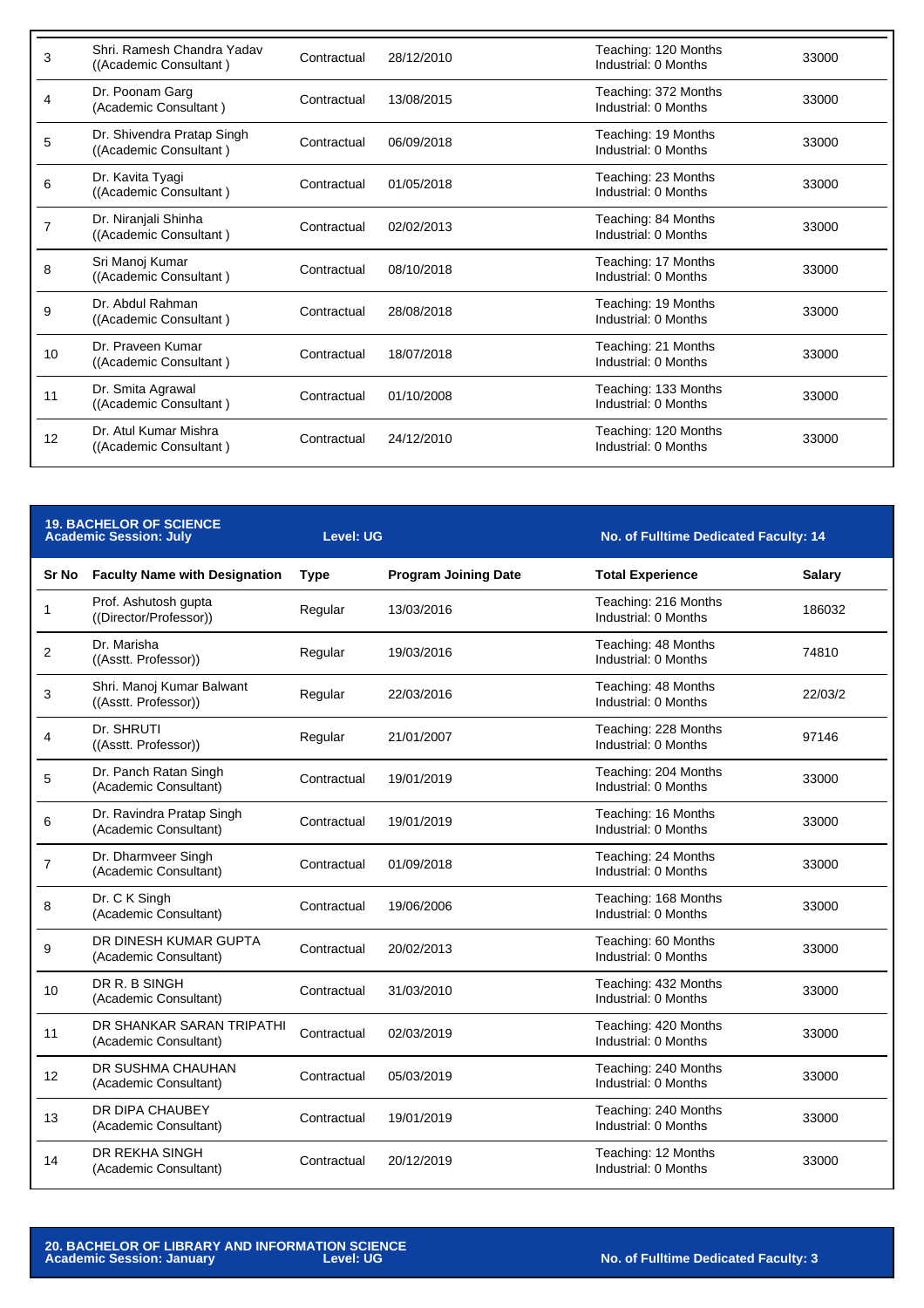| Sr No | Faculty Name with Designation | Type | Program Joining Date | Total Experience | Salary |
|---|---|---|---|---|---|
| 3 | Shri. Ramesh Chandra Yadav ((Academic Consultant ) | Contractual | 28/12/2010 | Teaching: 120 Months Industrial: 0 Months | 33000 |
| 4 | Dr. Poonam Garg (Academic Consultant ) | Contractual | 13/08/2015 | Teaching: 372 Months Industrial: 0 Months | 33000 |
| 5 | Dr. Shivendra Pratap Singh ((Academic Consultant ) | Contractual | 06/09/2018 | Teaching: 19 Months Industrial: 0 Months | 33000 |
| 6 | Dr. Kavita Tyagi ((Academic Consultant ) | Contractual | 01/05/2018 | Teaching: 23 Months Industrial: 0 Months | 33000 |
| 7 | Dr. Niranjali Shinha ((Academic Consultant ) | Contractual | 02/02/2013 | Teaching: 84 Months Industrial: 0 Months | 33000 |
| 8 | Sri Manoj Kumar ((Academic Consultant ) | Contractual | 08/10/2018 | Teaching: 17 Months Industrial: 0 Months | 33000 |
| 9 | Dr. Abdul Rahman ((Academic Consultant ) | Contractual | 28/08/2018 | Teaching: 19 Months Industrial: 0 Months | 33000 |
| 10 | Dr. Praveen Kumar ((Academic Consultant ) | Contractual | 18/07/2018 | Teaching: 21 Months Industrial: 0 Months | 33000 |
| 11 | Dr. Smita Agrawal ((Academic Consultant ) | Contractual | 01/10/2008 | Teaching: 133 Months Industrial: 0 Months | 33000 |
| 12 | Dr. Atul Kumar Mishra ((Academic Consultant ) | Contractual | 24/12/2010 | Teaching: 120 Months Industrial: 0 Months | 33000 |

**19. BACHELOR OF SCIENCE**
**Academic Session: July** | **Level: UG** | **No. of Fulltime Dedicated Faculty: 14**

| Sr No | Faculty Name with Designation | Type | Program Joining Date | Total Experience | Salary |
|---|---|---|---|---|---|
| 1 | Prof. Ashutosh gupta ((Director/Professor)) | Regular | 13/03/2016 | Teaching: 216 Months Industrial: 0 Months | 186032 |
| 2 | Dr. Marisha ((Asstt. Professor)) | Regular | 19/03/2016 | Teaching: 48 Months Industrial: 0 Months | 74810 |
| 3 | Shri. Manoj Kumar Balwant ((Asstt. Professor)) | Regular | 22/03/2016 | Teaching: 48 Months Industrial: 0 Months | 22/03/2 |
| 4 | Dr. SHRUTI ((Asstt. Professor)) | Regular | 21/01/2007 | Teaching: 228 Months Industrial: 0 Months | 97146 |
| 5 | Dr. Panch Ratan Singh (Academic Consultant) | Contractual | 19/01/2019 | Teaching: 204 Months Industrial: 0 Months | 33000 |
| 6 | Dr. Ravindra Pratap Singh (Academic Consultant) | Contractual | 19/01/2019 | Teaching: 16 Months Industrial: 0 Months | 33000 |
| 7 | Dr. Dharmveer Singh (Academic Consultant) | Contractual | 01/09/2018 | Teaching: 24 Months Industrial: 0 Months | 33000 |
| 8 | Dr. C K Singh (Academic Consultant) | Contractual | 19/06/2006 | Teaching: 168 Months Industrial: 0 Months | 33000 |
| 9 | DR DINESH KUMAR GUPTA (Academic Consultant) | Contractual | 20/02/2013 | Teaching: 60 Months Industrial: 0 Months | 33000 |
| 10 | DR R. B SINGH (Academic Consultant) | Contractual | 31/03/2010 | Teaching: 432 Months Industrial: 0 Months | 33000 |
| 11 | DR SHANKAR SARAN TRIPATHI (Academic Consultant) | Contractual | 02/03/2019 | Teaching: 420 Months Industrial: 0 Months | 33000 |
| 12 | DR SUSHMA CHAUHAN (Academic Consultant) | Contractual | 05/03/2019 | Teaching: 240 Months Industrial: 0 Months | 33000 |
| 13 | DR DIPA CHAUBEY (Academic Consultant) | Contractual | 19/01/2019 | Teaching: 240 Months Industrial: 0 Months | 33000 |
| 14 | DR REKHA SINGH (Academic Consultant) | Contractual | 20/12/2019 | Teaching: 12 Months Industrial: 0 Months | 33000 |

**20. BACHELOR OF LIBRARY AND INFORMATION SCIENCE**
**Academic Session: January** | **Level: UG** | **No. of Fulltime Dedicated Faculty: 3**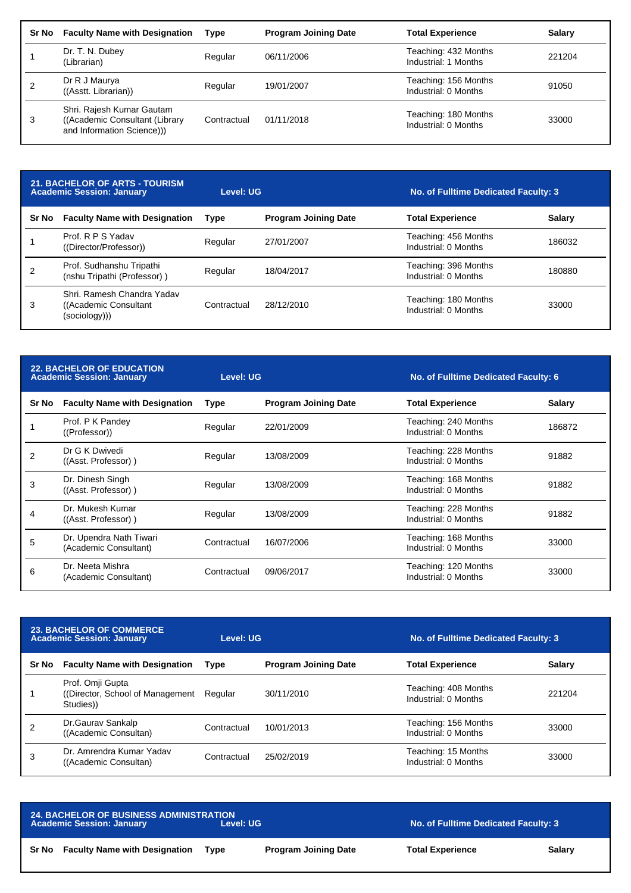| Sr No | Faculty Name with Designation | Type | Program Joining Date | Total Experience | Salary |
|---|---|---|---|---|---|
| 1 | Dr. T. N. Dubey (Librarian) | Regular | 06/11/2006 | Teaching: 432 Months Industrial: 1 Months | 221204 |
| 2 | Dr R J Maurya ((Asstt. Librarian)) | Regular | 19/01/2007 | Teaching: 156 Months Industrial: 0 Months | 91050 |
| 3 | Shri. Rajesh Kumar Gautam ((Academic Consultant (Library and Information Science))) | Contractual | 01/11/2018 | Teaching: 180 Months Industrial: 0 Months | 33000 |

**21. BACHELOR OF ARTS - TOURISM**
**Academic Session: January** **Level: UG** **No. of Fulltime Dedicated Faculty: 3**

| Sr No | Faculty Name with Designation | Type | Program Joining Date | Total Experience | Salary |
|---|---|---|---|---|---|
| 1 | Prof. R P S Yadav ((Director/Professor)) | Regular | 27/01/2007 | Teaching: 456 Months Industrial: 0 Months | 186032 |
| 2 | Prof. Sudhanshu Tripathi (nshu Tripathi (Professor) ) | Regular | 18/04/2017 | Teaching: 396 Months Industrial: 0 Months | 180880 |
| 3 | Shri. Ramesh Chandra Yadav ((Academic Consultant (sociology))) | Contractual | 28/12/2010 | Teaching: 180 Months Industrial: 0 Months | 33000 |

**22. BACHELOR OF EDUCATION**
**Academic Session: January** **Level: UG** **No. of Fulltime Dedicated Faculty: 6**

| Sr No | Faculty Name with Designation | Type | Program Joining Date | Total Experience | Salary |
|---|---|---|---|---|---|
| 1 | Prof. P K Pandey ((Professor)) | Regular | 22/01/2009 | Teaching: 240 Months Industrial: 0 Months | 186872 |
| 2 | Dr G K Dwivedi ((Asst. Professor) ) | Regular | 13/08/2009 | Teaching: 228 Months Industrial: 0 Months | 91882 |
| 3 | Dr. Dinesh Singh ((Asst. Professor) ) | Regular | 13/08/2009 | Teaching: 168 Months Industrial: 0 Months | 91882 |
| 4 | Dr. Mukesh Kumar ((Asst. Professor) ) | Regular | 13/08/2009 | Teaching: 228 Months Industrial: 0 Months | 91882 |
| 5 | Dr. Upendra Nath Tiwari (Academic Consultant) | Contractual | 16/07/2006 | Teaching: 168 Months Industrial: 0 Months | 33000 |
| 6 | Dr. Neeta Mishra (Academic Consultant) | Contractual | 09/06/2017 | Teaching: 120 Months Industrial: 0 Months | 33000 |

**23. BACHELOR OF COMMERCE**
**Academic Session: January** **Level: UG** **No. of Fulltime Dedicated Faculty: 3**

| Sr No | Faculty Name with Designation | Type | Program Joining Date | Total Experience | Salary |
|---|---|---|---|---|---|
| 1 | Prof. Omji Gupta ((Director, School of Management Studies)) | Regular | 30/11/2010 | Teaching: 408 Months Industrial: 0 Months | 221204 |
| 2 | Dr.Gaurav Sankalp ((Academic Consultan) | Contractual | 10/01/2013 | Teaching: 156 Months Industrial: 0 Months | 33000 |
| 3 | Dr. Amrendra Kumar Yadav ((Academic Consultan) | Contractual | 25/02/2019 | Teaching: 15 Months Industrial: 0 Months | 33000 |

**24. BACHELOR OF BUSINESS ADMINISTRATION**
**Academic Session: January** **Level: UG** **No. of Fulltime Dedicated Faculty: 3**

| Sr No | Faculty Name with Designation | Type | Program Joining Date | Total Experience | Salary |
|---|---|---|---|---|---|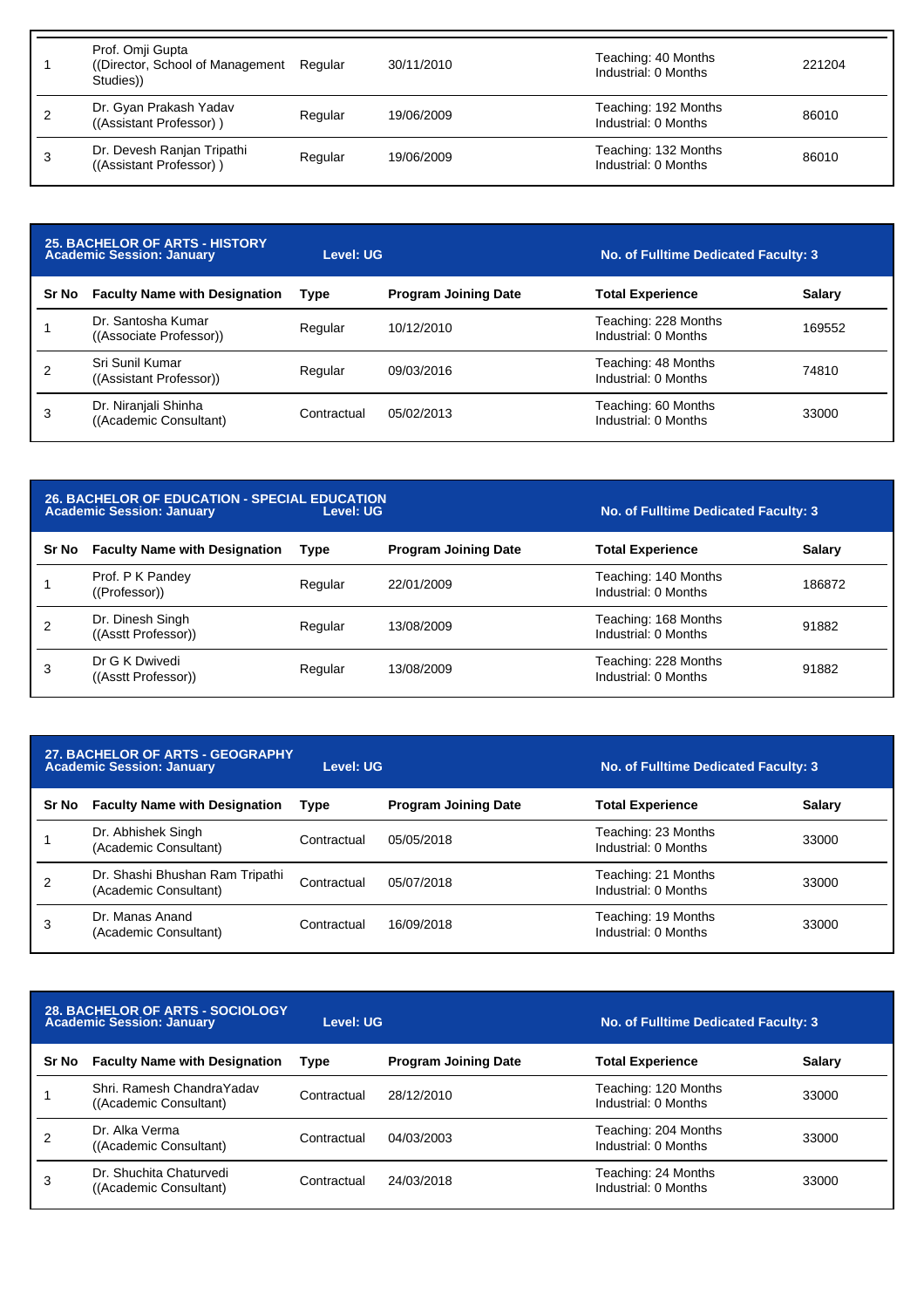| Sr No | Faculty Name with Designation | Type | Program Joining Date | Total Experience | Salary |
|---|---|---|---|---|---|
| 1 | Prof. Omji Gupta ((Director, School of Management Studies)) | Regular | 30/11/2010 | Teaching: 40 Months Industrial: 0 Months | 221204 |
| 2 | Dr. Gyan Prakash Yadav ((Assistant Professor) ) | Regular | 19/06/2009 | Teaching: 192 Months Industrial: 0 Months | 86010 |
| 3 | Dr. Devesh Ranjan Tripathi ((Assistant Professor) ) | Regular | 19/06/2009 | Teaching: 132 Months Industrial: 0 Months | 86010 |

**25. BACHELOR OF ARTS - HISTORY**
**Academic Session: January** | **Level: UG** | **No. of Fulltime Dedicated Faculty: 3**

| Sr No | Faculty Name with Designation | Type | Program Joining Date | Total Experience | Salary |
|---|---|---|---|---|---|
| 1 | Dr. Santosha Kumar ((Associate Professor)) | Regular | 10/12/2010 | Teaching: 228 Months Industrial: 0 Months | 169552 |
| 2 | Sri Sunil Kumar ((Assistant Professor)) | Regular | 09/03/2016 | Teaching: 48 Months Industrial: 0 Months | 74810 |
| 3 | Dr. Niranjali Shinha ((Academic Consultant) | Contractual | 05/02/2013 | Teaching: 60 Months Industrial: 0 Months | 33000 |

**26. BACHELOR OF EDUCATION - SPECIAL EDUCATION**
**Academic Session: January** | **Level: UG** | **No. of Fulltime Dedicated Faculty: 3**

| Sr No | Faculty Name with Designation | Type | Program Joining Date | Total Experience | Salary |
|---|---|---|---|---|---|
| 1 | Prof. P K Pandey ((Professor)) | Regular | 22/01/2009 | Teaching: 140 Months Industrial: 0 Months | 186872 |
| 2 | Dr. Dinesh Singh ((Asstt Professor)) | Regular | 13/08/2009 | Teaching: 168 Months Industrial: 0 Months | 91882 |
| 3 | Dr G K Dwivedi ((Asstt Professor)) | Regular | 13/08/2009 | Teaching: 228 Months Industrial: 0 Months | 91882 |

**27. BACHELOR OF ARTS - GEOGRAPHY**
**Academic Session: January** | **Level: UG** | **No. of Fulltime Dedicated Faculty: 3**

| Sr No | Faculty Name with Designation | Type | Program Joining Date | Total Experience | Salary |
|---|---|---|---|---|---|
| 1 | Dr. Abhishek Singh (Academic Consultant) | Contractual | 05/05/2018 | Teaching: 23 Months Industrial: 0 Months | 33000 |
| 2 | Dr. Shashi Bhushan Ram Tripathi (Academic Consultant) | Contractual | 05/07/2018 | Teaching: 21 Months Industrial: 0 Months | 33000 |
| 3 | Dr. Manas Anand (Academic Consultant) | Contractual | 16/09/2018 | Teaching: 19 Months Industrial: 0 Months | 33000 |

**28. BACHELOR OF ARTS - SOCIOLOGY**
**Academic Session: January** | **Level: UG** | **No. of Fulltime Dedicated Faculty: 3**

| Sr No | Faculty Name with Designation | Type | Program Joining Date | Total Experience | Salary |
|---|---|---|---|---|---|
| 1 | Shri. Ramesh ChandraYadav ((Academic Consultant) | Contractual | 28/12/2010 | Teaching: 120 Months Industrial: 0 Months | 33000 |
| 2 | Dr. Alka Verma ((Academic Consultant) | Contractual | 04/03/2003 | Teaching: 204 Months Industrial: 0 Months | 33000 |
| 3 | Dr. Shuchita Chaturvedi ((Academic Consultant) | Contractual | 24/03/2018 | Teaching: 24 Months Industrial: 0 Months | 33000 |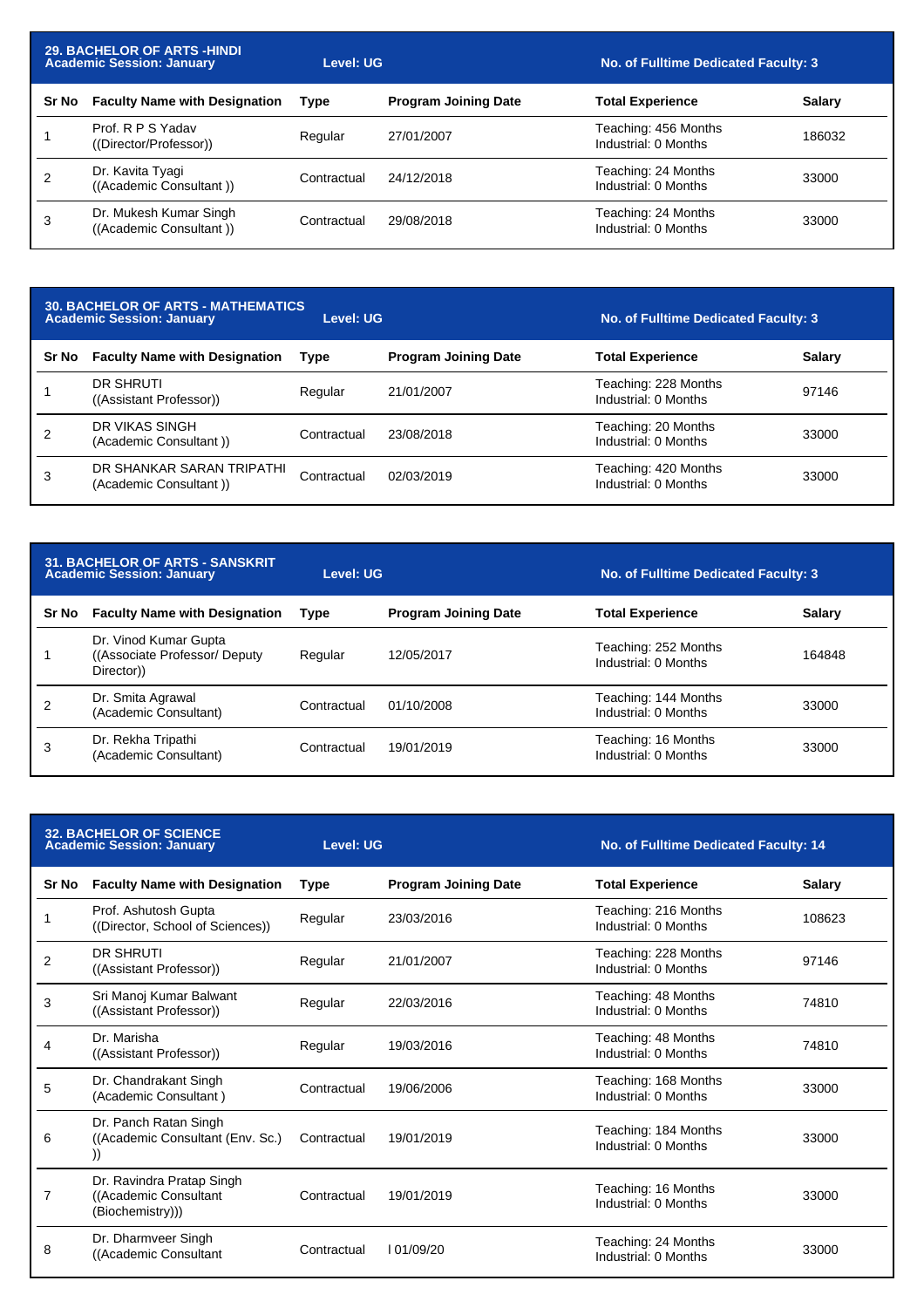## 29. BACHELOR OF ARTS -HINDI

**Academic Session: January** | **Level: UG** | **No. of Fulltime Dedicated Faculty: 3**

| Sr No | Faculty Name with Designation | Type | Program Joining Date | Total Experience | Salary |
|---|---|---|---|---|---|
| 1 | Prof. R P S Yadav ((Director/Professor)) | Regular | 27/01/2007 | Teaching: 456 Months Industrial: 0 Months | 186032 |
| 2 | Dr. Kavita Tyagi ((Academic Consultant )) | Contractual | 24/12/2018 | Teaching: 24 Months Industrial: 0 Months | 33000 |
| 3 | Dr. Mukesh Kumar Singh ((Academic Consultant )) | Contractual | 29/08/2018 | Teaching: 24 Months Industrial: 0 Months | 33000 |

## 30. BACHELOR OF ARTS - MATHEMATICS

**Academic Session: January** | **Level: UG** | **No. of Fulltime Dedicated Faculty: 3**

| Sr No | Faculty Name with Designation | Type | Program Joining Date | Total Experience | Salary |
|---|---|---|---|---|---|
| 1 | DR SHRUTI ((Assistant Professor)) | Regular | 21/01/2007 | Teaching: 228 Months Industrial: 0 Months | 97146 |
| 2 | DR VIKAS SINGH (Academic Consultant )) | Contractual | 23/08/2018 | Teaching: 20 Months Industrial: 0 Months | 33000 |
| 3 | DR SHANKAR SARAN TRIPATHI (Academic Consultant )) | Contractual | 02/03/2019 | Teaching: 420 Months Industrial: 0 Months | 33000 |

## 31. BACHELOR OF ARTS - SANSKRIT

**Academic Session: January** | **Level: UG** | **No. of Fulltime Dedicated Faculty: 3**

| Sr No | Faculty Name with Designation | Type | Program Joining Date | Total Experience | Salary |
|---|---|---|---|---|---|
| 1 | Dr. Vinod Kumar Gupta ((Associate Professor/ Deputy Director)) | Regular | 12/05/2017 | Teaching: 252 Months Industrial: 0 Months | 164848 |
| 2 | Dr. Smita Agrawal (Academic Consultant) | Contractual | 01/10/2008 | Teaching: 144 Months Industrial: 0 Months | 33000 |
| 3 | Dr. Rekha Tripathi (Academic Consultant) | Contractual | 19/01/2019 | Teaching: 16 Months Industrial: 0 Months | 33000 |

## 32. BACHELOR OF SCIENCE

**Academic Session: January** | **Level: UG** | **No. of Fulltime Dedicated Faculty: 14**

| Sr No | Faculty Name with Designation | Type | Program Joining Date | Total Experience | Salary |
|---|---|---|---|---|---|
| 1 | Prof. Ashutosh Gupta ((Director, School of Sciences)) | Regular | 23/03/2016 | Teaching: 216 Months Industrial: 0 Months | 108623 |
| 2 | DR SHRUTI ((Assistant Professor)) | Regular | 21/01/2007 | Teaching: 228 Months Industrial: 0 Months | 97146 |
| 3 | Sri Manoj Kumar Balwant ((Assistant Professor)) | Regular | 22/03/2016 | Teaching: 48 Months Industrial: 0 Months | 74810 |
| 4 | Dr. Marisha ((Assistant Professor)) | Regular | 19/03/2016 | Teaching: 48 Months Industrial: 0 Months | 74810 |
| 5 | Dr. Chandrakant Singh (Academic Consultant ) | Contractual | 19/06/2006 | Teaching: 168 Months Industrial: 0 Months | 33000 |
| 6 | Dr. Panch Ratan Singh ((Academic Consultant (Env. Sc.) )) | Contractual | 19/01/2019 | Teaching: 184 Months Industrial: 0 Months | 33000 |
| 7 | Dr. Ravindra Pratap Singh ((Academic Consultant (Biochemistry))) | Contractual | 19/01/2019 | Teaching: 16 Months Industrial: 0 Months | 33000 |
| 8 | Dr. Dharmveer Singh ((Academic Consultant | Contractual | l 01/09/20 | Teaching: 24 Months Industrial: 0 Months | 33000 |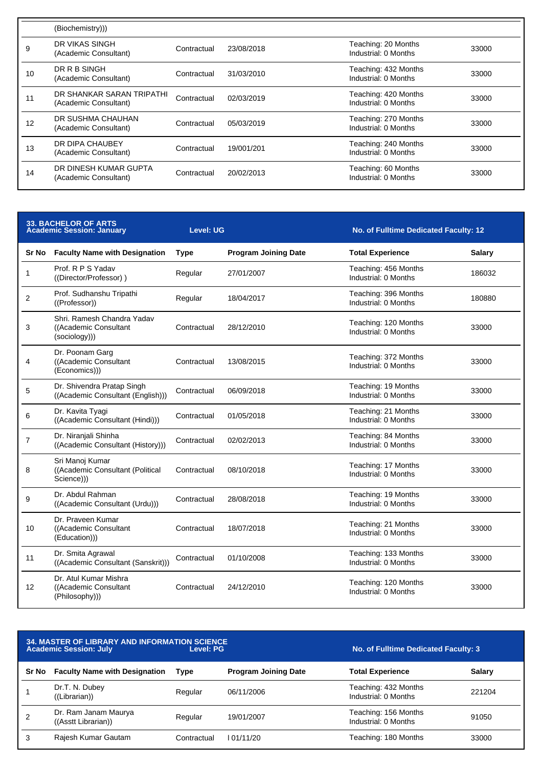| | (Biochemistry))) | | | | |
|---|---|---|---|---|---|
| 9 | DR VIKAS SINGH (Academic Consultant) | Contractual | 23/08/2018 | Teaching: 20 Months Industrial: 0 Months | 33000 |
| 10 | DR R B SINGH (Academic Consultant) | Contractual | 31/03/2010 | Teaching: 432 Months Industrial: 0 Months | 33000 |
| 11 | DR SHANKAR SARAN TRIPATHI (Academic Consultant) | Contractual | 02/03/2019 | Teaching: 420 Months Industrial: 0 Months | 33000 |
| 12 | DR SUSHMA CHAUHAN (Academic Consultant) | Contractual | 05/03/2019 | Teaching: 270 Months Industrial: 0 Months | 33000 |
| 13 | DR DIPA CHAUBEY (Academic Consultant) | Contractual | 19/001/201 | Teaching: 240 Months Industrial: 0 Months | 33000 |
| 14 | DR DINESH KUMAR GUPTA (Academic Consultant) | Contractual | 20/02/2013 | Teaching: 60 Months Industrial: 0 Months | 33000 |

**33. BACHELOR OF ARTS**
**Academic Session: January** | **Level: UG** | **No. of Fulltime Dedicated Faculty: 12**

| Sr No | Faculty Name with Designation | Type | Program Joining Date | Total Experience | Salary |
|---|---|---|---|---|---|
| 1 | Prof. R P S Yadav ((Director/Professor) ) | Regular | 27/01/2007 | Teaching: 456 Months Industrial: 0 Months | 186032 |
| 2 | Prof. Sudhanshu Tripathi ((Professor)) | Regular | 18/04/2017 | Teaching: 396 Months Industrial: 0 Months | 180880 |
| 3 | Shri. Ramesh Chandra Yadav ((Academic Consultant (sociology))) | Contractual | 28/12/2010 | Teaching: 120 Months Industrial: 0 Months | 33000 |
| 4 | Dr. Poonam Garg ((Academic Consultant (Economics))) | Contractual | 13/08/2015 | Teaching: 372 Months Industrial: 0 Months | 33000 |
| 5 | Dr. Shivendra Pratap Singh ((Academic Consultant (English))) | Contractual | 06/09/2018 | Teaching: 19 Months Industrial: 0 Months | 33000 |
| 6 | Dr. Kavita Tyagi ((Academic Consultant (Hindi))) | Contractual | 01/05/2018 | Teaching: 21 Months Industrial: 0 Months | 33000 |
| 7 | Dr. Niranjali Shinha ((Academic Consultant (History))) | Contractual | 02/02/2013 | Teaching: 84 Months Industrial: 0 Months | 33000 |
| 8 | Sri Manoj Kumar ((Academic Consultant (Political Science))) | Contractual | 08/10/2018 | Teaching: 17 Months Industrial: 0 Months | 33000 |
| 9 | Dr. Abdul Rahman ((Academic Consultant (Urdu))) | Contractual | 28/08/2018 | Teaching: 19 Months Industrial: 0 Months | 33000 |
| 10 | Dr. Praveen Kumar ((Academic Consultant (Education))) | Contractual | 18/07/2018 | Teaching: 21 Months Industrial: 0 Months | 33000 |
| 11 | Dr. Smita Agrawal ((Academic Consultant (Sanskrit))) | Contractual | 01/10/2008 | Teaching: 133 Months Industrial: 0 Months | 33000 |
| 12 | Dr. Atul Kumar Mishra ((Academic Consultant (Philosophy))) | Contractual | 24/12/2010 | Teaching: 120 Months Industrial: 0 Months | 33000 |

**34. MASTER OF LIBRARY AND INFORMATION SCIENCE**
**Academic Session: July** | **Level: PG** | **No. of Fulltime Dedicated Faculty: 3**

| Sr No | Faculty Name with Designation | Type | Program Joining Date | Total Experience | Salary |
|---|---|---|---|---|---|
| 1 | Dr.T. N. Dubey ((Librarian)) | Regular | 06/11/2006 | Teaching: 432 Months Industrial: 0 Months | 221204 |
| 2 | Dr. Ram Janam Maurya ((Asstt Librarian)) | Regular | 19/01/2007 | Teaching: 156 Months Industrial: 0 Months | 91050 |
| 3 | Rajesh Kumar Gautam | Contractual | l 01/11/20 | Teaching: 180 Months | 33000 |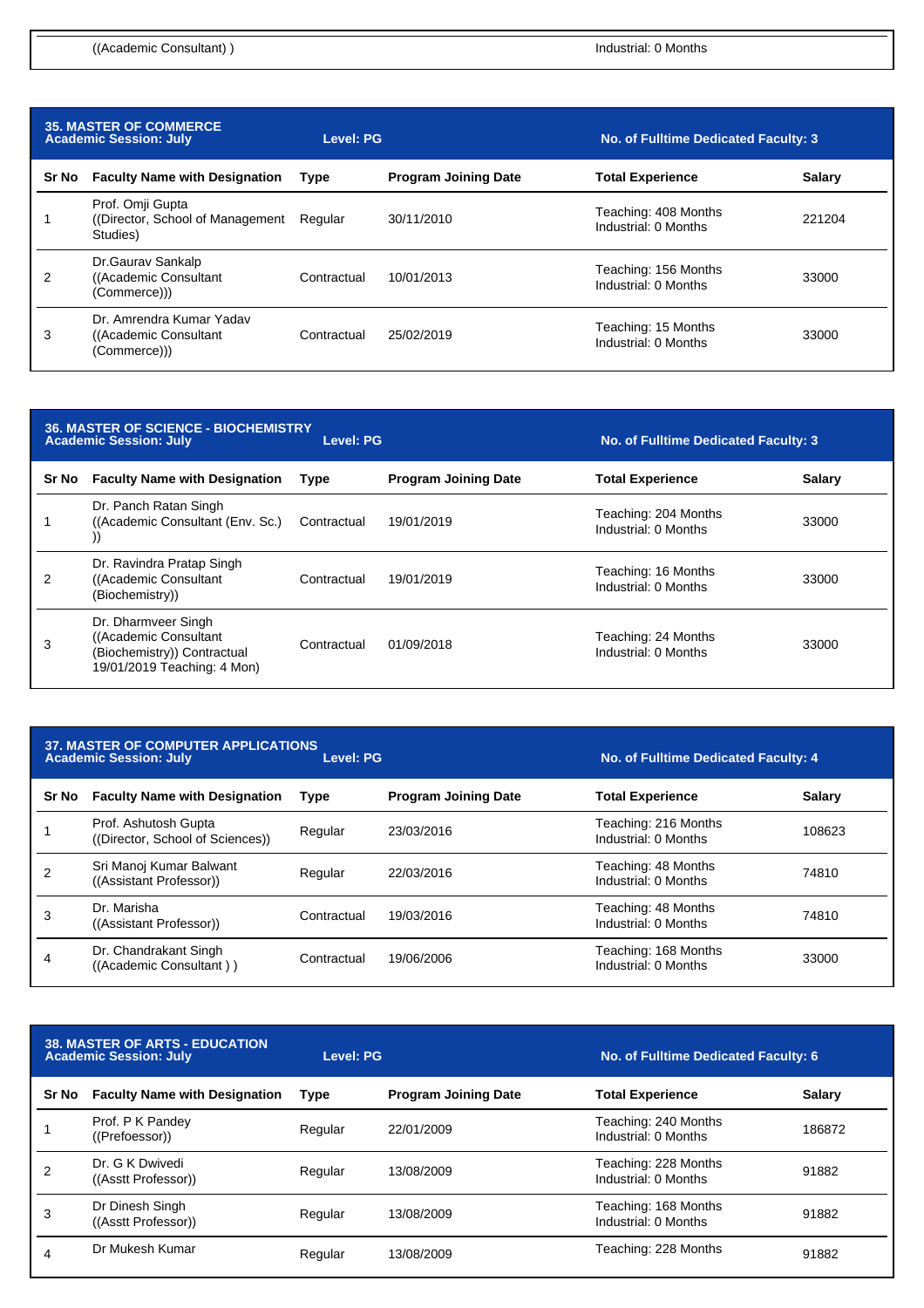| | ((Academic Consultant) ) | | | Industrial: 0 Months | |
|---|---|---|---|---|---|

## 35. MASTER OF COMMERCE

**Academic Session: July** | **Level: PG** | **No. of Fulltime Dedicated Faculty: 3**

| Sr No | Faculty Name with Designation | Type | Program Joining Date | Total Experience | Salary |
|---|---|---|---|---|---|
| 1 | Prof. Omji Gupta ((Director, School of Management Studies) | Regular | 30/11/2010 | Teaching: 408 Months Industrial: 0 Months | 221204 |
| 2 | Dr.Gaurav Sankalp ((Academic Consultant (Commerce))) | Contractual | 10/01/2013 | Teaching: 156 Months Industrial: 0 Months | 33000 |
| 3 | Dr. Amrendra Kumar Yadav ((Academic Consultant (Commerce))) | Contractual | 25/02/2019 | Teaching: 15 Months Industrial: 0 Months | 33000 |

## 36. MASTER OF SCIENCE - BIOCHEMISTRY

**Academic Session: July** | **Level: PG** | **No. of Fulltime Dedicated Faculty: 3**

| Sr No | Faculty Name with Designation | Type | Program Joining Date | Total Experience | Salary |
|---|---|---|---|---|---|
| 1 | Dr. Panch Ratan Singh ((Academic Consultant (Env. Sc.) )) | Contractual | 19/01/2019 | Teaching: 204 Months Industrial: 0 Months | 33000 |
| 2 | Dr. Ravindra Pratap Singh ((Academic Consultant (Biochemistry)) | Contractual | 19/01/2019 | Teaching: 16 Months Industrial: 0 Months | 33000 |
| 3 | Dr. Dharmveer Singh ((Academic Consultant (Biochemistry)) Contractual 19/01/2019 Teaching: 4 Mon) | Contractual | 01/09/2018 | Teaching: 24 Months Industrial: 0 Months | 33000 |

## 37. MASTER OF COMPUTER APPLICATIONS

**Academic Session: July** | **Level: PG** | **No. of Fulltime Dedicated Faculty: 4**

| Sr No | Faculty Name with Designation | Type | Program Joining Date | Total Experience | Salary |
|---|---|---|---|---|---|
| 1 | Prof. Ashutosh Gupta ((Director, School of Sciences)) | Regular | 23/03/2016 | Teaching: 216 Months Industrial: 0 Months | 108623 |
| 2 | Sri Manoj Kumar Balwant ((Assistant Professor)) | Regular | 22/03/2016 | Teaching: 48 Months Industrial: 0 Months | 74810 |
| 3 | Dr. Marisha ((Assistant Professor)) | Contractual | 19/03/2016 | Teaching: 48 Months Industrial: 0 Months | 74810 |
| 4 | Dr. Chandrakant Singh ((Academic Consultant ) ) | Contractual | 19/06/2006 | Teaching: 168 Months Industrial: 0 Months | 33000 |

## 38. MASTER OF ARTS - EDUCATION

**Academic Session: July** | **Level: PG** | **No. of Fulltime Dedicated Faculty: 6**

| Sr No | Faculty Name with Designation | Type | Program Joining Date | Total Experience | Salary |
|---|---|---|---|---|---|
| 1 | Prof. P K Pandey ((Prefoessor)) | Regular | 22/01/2009 | Teaching: 240 Months Industrial: 0 Months | 186872 |
| 2 | Dr. G K Dwivedi ((Asstt Professor)) | Regular | 13/08/2009 | Teaching: 228 Months Industrial: 0 Months | 91882 |
| 3 | Dr Dinesh Singh ((Asstt Professor)) | Regular | 13/08/2009 | Teaching: 168 Months Industrial: 0 Months | 91882 |
| 4 | Dr Mukesh Kumar | Regular | 13/08/2009 | Teaching: 228 Months | 91882 |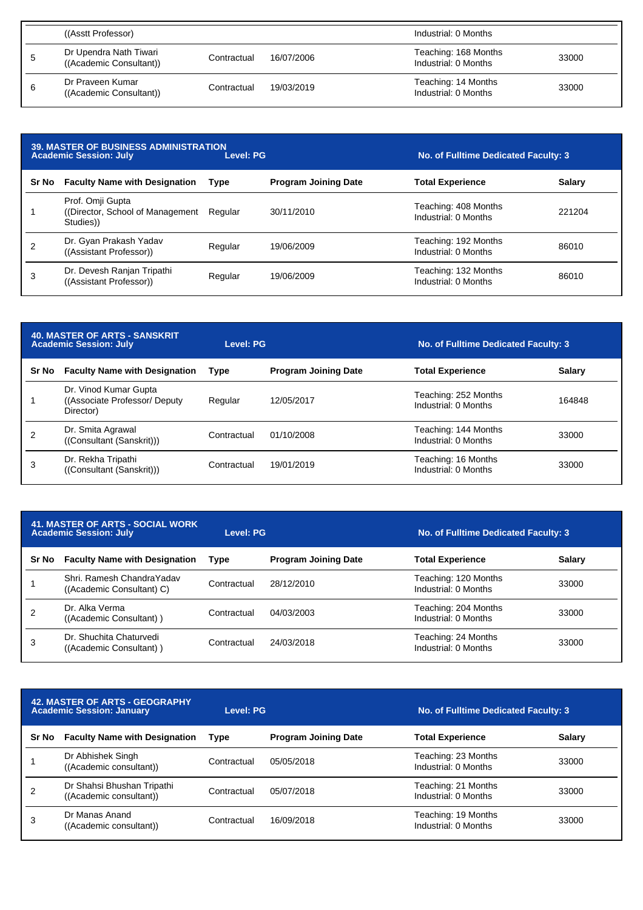| | ((Asstt Professor) | | | Industrial: 0 Months | |
|---|---|---|---|---|---|
| 5 | Dr Upendra Nath Tiwari ((Academic Consultant)) | Contractual | 16/07/2006 | Teaching: 168 Months Industrial: 0 Months | 33000 |
| 6 | Dr Praveen Kumar ((Academic Consultant)) | Contractual | 19/03/2019 | Teaching: 14 Months Industrial: 0 Months | 33000 |

**39. MASTER OF BUSINESS ADMINISTRATION**
**Academic Session: July** | **Level: PG** | **No. of Fulltime Dedicated Faculty: 3**

| Sr No | Faculty Name with Designation | Type | Program Joining Date | Total Experience | Salary |
|---|---|---|---|---|---|
| 1 | Prof. Omji Gupta ((Director, School of Management Studies)) | Regular | 30/11/2010 | Teaching: 408 Months Industrial: 0 Months | 221204 |
| 2 | Dr. Gyan Prakash Yadav ((Assistant Professor)) | Regular | 19/06/2009 | Teaching: 192 Months Industrial: 0 Months | 86010 |
| 3 | Dr. Devesh Ranjan Tripathi ((Assistant Professor)) | Regular | 19/06/2009 | Teaching: 132 Months Industrial: 0 Months | 86010 |

**40. MASTER OF ARTS - SANSKRIT**
**Academic Session: July** | **Level: PG** | **No. of Fulltime Dedicated Faculty: 3**

| Sr No | Faculty Name with Designation | Type | Program Joining Date | Total Experience | Salary |
|---|---|---|---|---|---|
| 1 | Dr. Vinod Kumar Gupta ((Associate Professor/ Deputy Director) | Regular | 12/05/2017 | Teaching: 252 Months Industrial: 0 Months | 164848 |
| 2 | Dr. Smita Agrawal ((Consultant (Sanskrit))) | Contractual | 01/10/2008 | Teaching: 144 Months Industrial: 0 Months | 33000 |
| 3 | Dr. Rekha Tripathi ((Consultant (Sanskrit))) | Contractual | 19/01/2019 | Teaching: 16 Months Industrial: 0 Months | 33000 |

**41. MASTER OF ARTS - SOCIAL WORK**
**Academic Session: July** | **Level: PG** | **No. of Fulltime Dedicated Faculty: 3**

| Sr No | Faculty Name with Designation | Type | Program Joining Date | Total Experience | Salary |
|---|---|---|---|---|---|
| 1 | Shri. Ramesh ChandraYadav ((Academic Consultant) C) | Contractual | 28/12/2010 | Teaching: 120 Months Industrial: 0 Months | 33000 |
| 2 | Dr. Alka Verma ((Academic Consultant) ) | Contractual | 04/03/2003 | Teaching: 204 Months Industrial: 0 Months | 33000 |
| 3 | Dr. Shuchita Chaturvedi ((Academic Consultant) ) | Contractual | 24/03/2018 | Teaching: 24 Months Industrial: 0 Months | 33000 |

**42. MASTER OF ARTS - GEOGRAPHY**
**Academic Session: January** | **Level: PG** | **No. of Fulltime Dedicated Faculty: 3**

| Sr No | Faculty Name with Designation | Type | Program Joining Date | Total Experience | Salary |
|---|---|---|---|---|---|
| 1 | Dr Abhishek Singh ((Academic consultant)) | Contractual | 05/05/2018 | Teaching: 23 Months Industrial: 0 Months | 33000 |
| 2 | Dr Shahsi Bhushan Tripathi ((Academic consultant)) | Contractual | 05/07/2018 | Teaching: 21 Months Industrial: 0 Months | 33000 |
| 3 | Dr Manas Anand ((Academic consultant)) | Contractual | 16/09/2018 | Teaching: 19 Months Industrial: 0 Months | 33000 |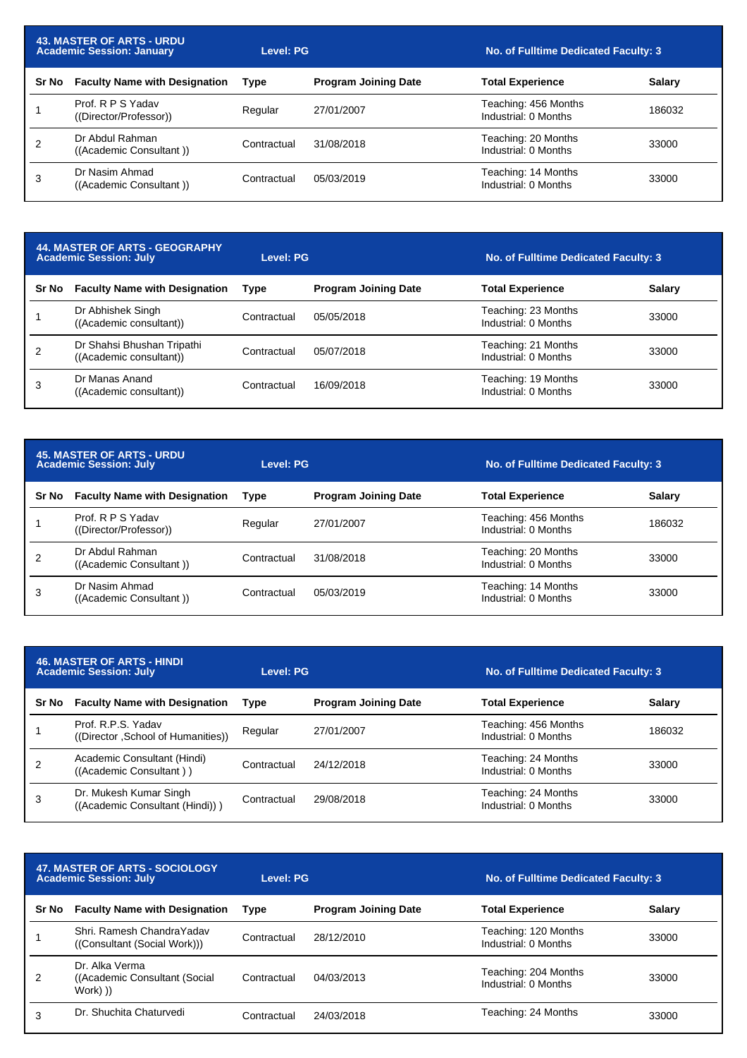## 43. MASTER OF ARTS - URDU

**Academic Session: January** | **Level: PG** | **No. of Fulltime Dedicated Faculty: 3**

| Sr No | Faculty Name with Designation | Type | Program Joining Date | Total Experience | Salary |
|---|---|---|---|---|---|
| 1 | Prof. R P S Yadav ((Director/Professor)) | Regular | 27/01/2007 | Teaching: 456 Months Industrial: 0 Months | 186032 |
| 2 | Dr Abdul Rahman ((Academic Consultant )) | Contractual | 31/08/2018 | Teaching: 20 Months Industrial: 0 Months | 33000 |
| 3 | Dr Nasim Ahmad ((Academic Consultant )) | Contractual | 05/03/2019 | Teaching: 14 Months Industrial: 0 Months | 33000 |

## 44. MASTER OF ARTS - GEOGRAPHY

**Academic Session: July** | **Level: PG** | **No. of Fulltime Dedicated Faculty: 3**

| Sr No | Faculty Name with Designation | Type | Program Joining Date | Total Experience | Salary |
|---|---|---|---|---|---|
| 1 | Dr Abhishek Singh ((Academic consultant)) | Contractual | 05/05/2018 | Teaching: 23 Months Industrial: 0 Months | 33000 |
| 2 | Dr Shahsi Bhushan Tripathi ((Academic consultant)) | Contractual | 05/07/2018 | Teaching: 21 Months Industrial: 0 Months | 33000 |
| 3 | Dr Manas Anand ((Academic consultant)) | Contractual | 16/09/2018 | Teaching: 19 Months Industrial: 0 Months | 33000 |

## 45. MASTER OF ARTS - URDU

**Academic Session: July** | **Level: PG** | **No. of Fulltime Dedicated Faculty: 3**

| Sr No | Faculty Name with Designation | Type | Program Joining Date | Total Experience | Salary |
|---|---|---|---|---|---|
| 1 | Prof. R P S Yadav ((Director/Professor)) | Regular | 27/01/2007 | Teaching: 456 Months Industrial: 0 Months | 186032 |
| 2 | Dr Abdul Rahman ((Academic Consultant )) | Contractual | 31/08/2018 | Teaching: 20 Months Industrial: 0 Months | 33000 |
| 3 | Dr Nasim Ahmad ((Academic Consultant )) | Contractual | 05/03/2019 | Teaching: 14 Months Industrial: 0 Months | 33000 |

## 46. MASTER OF ARTS - HINDI

**Academic Session: July** | **Level: PG** | **No. of Fulltime Dedicated Faculty: 3**

| Sr No | Faculty Name with Designation | Type | Program Joining Date | Total Experience | Salary |
|---|---|---|---|---|---|
| 1 | Prof. R.P.S. Yadav ((Director ,School of Humanities)) | Regular | 27/01/2007 | Teaching: 456 Months Industrial: 0 Months | 186032 |
| 2 | Academic Consultant (Hindi) ((Academic Consultant ) ) | Contractual | 24/12/2018 | Teaching: 24 Months Industrial: 0 Months | 33000 |
| 3 | Dr. Mukesh Kumar Singh ((Academic Consultant (Hindi)) ) | Contractual | 29/08/2018 | Teaching: 24 Months Industrial: 0 Months | 33000 |

## 47. MASTER OF ARTS - SOCIOLOGY

**Academic Session: July** | **Level: PG** | **No. of Fulltime Dedicated Faculty: 3**

| Sr No | Faculty Name with Designation | Type | Program Joining Date | Total Experience | Salary |
|---|---|---|---|---|---|
| 1 | Shri. Ramesh ChandraYadav ((Consultant (Social Work))) | Contractual | 28/12/2010 | Teaching: 120 Months Industrial: 0 Months | 33000 |
| 2 | Dr. Alka Verma ((Academic Consultant (Social Work) )) | Contractual | 04/03/2013 | Teaching: 204 Months Industrial: 0 Months | 33000 |
| 3 | Dr. Shuchita Chaturvedi | Contractual | 24/03/2018 | Teaching: 24 Months | 33000 |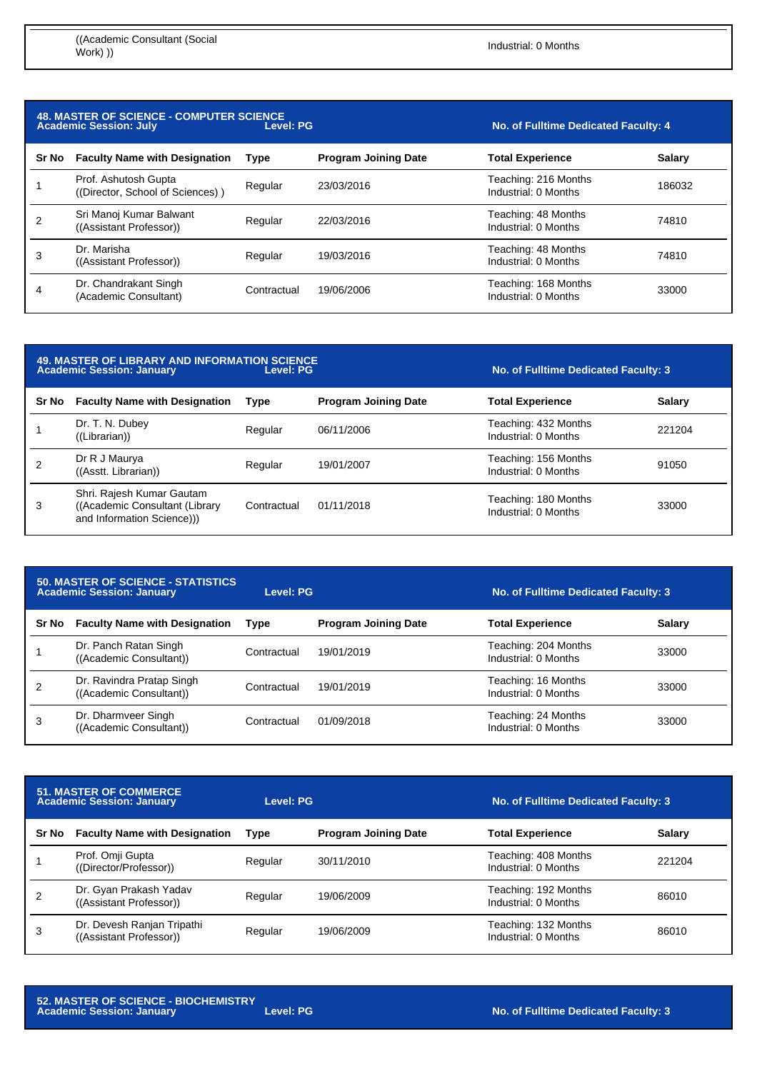| | ((Academic Consultant (Social Work) )) | | | Industrial: 0 Months | |
|---|---|---|---|---|---|

**48. MASTER OF SCIENCE - COMPUTER SCIENCE**
**Academic Session: July** | **Level: PG** | **No. of Fulltime Dedicated Faculty: 4**

| Sr No | Faculty Name with Designation | Type | Program Joining Date | Total Experience | Salary |
|---|---|---|---|---|---|
| 1 | Prof. Ashutosh Gupta ((Director, School of Sciences) ) | Regular | 23/03/2016 | Teaching: 216 Months Industrial: 0 Months | 186032 |
| 2 | Sri Manoj Kumar Balwant ((Assistant Professor)) | Regular | 22/03/2016 | Teaching: 48 Months Industrial: 0 Months | 74810 |
| 3 | Dr. Marisha ((Assistant Professor)) | Regular | 19/03/2016 | Teaching: 48 Months Industrial: 0 Months | 74810 |
| 4 | Dr. Chandrakant Singh (Academic Consultant) | Contractual | 19/06/2006 | Teaching: 168 Months Industrial: 0 Months | 33000 |

**49. MASTER OF LIBRARY AND INFORMATION SCIENCE**
**Academic Session: January** | **Level: PG** | **No. of Fulltime Dedicated Faculty: 3**

| Sr No | Faculty Name with Designation | Type | Program Joining Date | Total Experience | Salary |
|---|---|---|---|---|---|
| 1 | Dr. T. N. Dubey ((Librarian)) | Regular | 06/11/2006 | Teaching: 432 Months Industrial: 0 Months | 221204 |
| 2 | Dr R J Maurya ((Asstt. Librarian)) | Regular | 19/01/2007 | Teaching: 156 Months Industrial: 0 Months | 91050 |
| 3 | Shri. Rajesh Kumar Gautam ((Academic Consultant (Library and Information Science))) | Contractual | 01/11/2018 | Teaching: 180 Months Industrial: 0 Months | 33000 |

**50. MASTER OF SCIENCE - STATISTICS**
**Academic Session: January** | **Level: PG** | **No. of Fulltime Dedicated Faculty: 3**

| Sr No | Faculty Name with Designation | Type | Program Joining Date | Total Experience | Salary |
|---|---|---|---|---|---|
| 1 | Dr. Panch Ratan Singh ((Academic Consultant)) | Contractual | 19/01/2019 | Teaching: 204 Months Industrial: 0 Months | 33000 |
| 2 | Dr. Ravindra Pratap Singh ((Academic Consultant)) | Contractual | 19/01/2019 | Teaching: 16 Months Industrial: 0 Months | 33000 |
| 3 | Dr. Dharmveer Singh ((Academic Consultant)) | Contractual | 01/09/2018 | Teaching: 24 Months Industrial: 0 Months | 33000 |

**51. MASTER OF COMMERCE**
**Academic Session: January** | **Level: PG** | **No. of Fulltime Dedicated Faculty: 3**

| Sr No | Faculty Name with Designation | Type | Program Joining Date | Total Experience | Salary |
|---|---|---|---|---|---|
| 1 | Prof. Omji Gupta ((Director/Professor)) | Regular | 30/11/2010 | Teaching: 408 Months Industrial: 0 Months | 221204 |
| 2 | Dr. Gyan Prakash Yadav ((Assistant Professor)) | Regular | 19/06/2009 | Teaching: 192 Months Industrial: 0 Months | 86010 |
| 3 | Dr. Devesh Ranjan Tripathi ((Assistant Professor)) | Regular | 19/06/2009 | Teaching: 132 Months Industrial: 0 Months | 86010 |

**52. MASTER OF SCIENCE - BIOCHEMISTRY**
**Academic Session: January** | **Level: PG** | **No. of Fulltime Dedicated Faculty: 3**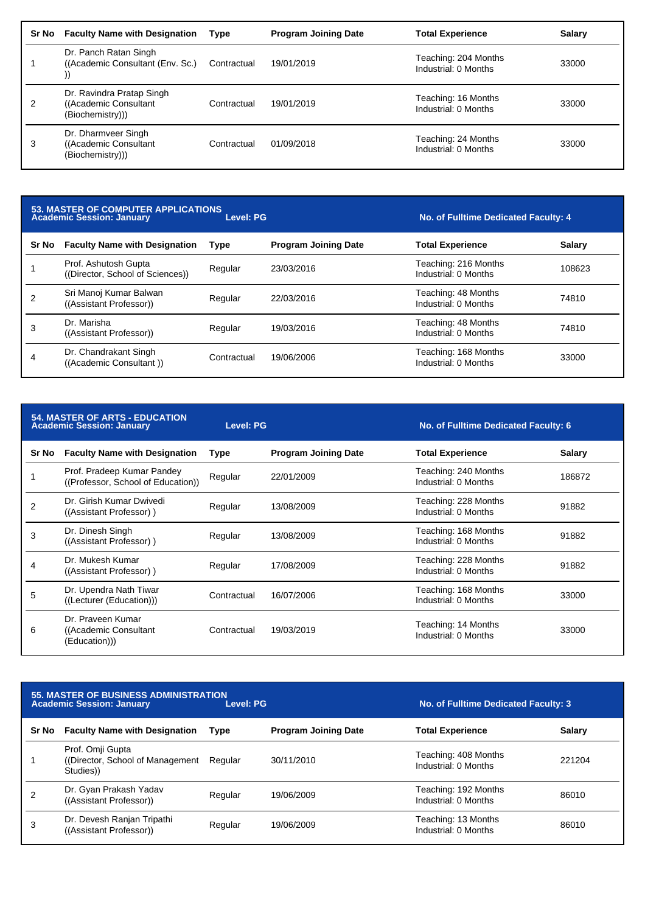| Sr No | Faculty Name with Designation | Type | Program Joining Date | Total Experience | Salary |
|---|---|---|---|---|---|
| 1 | Dr. Panch Ratan Singh ((Academic Consultant (Env. Sc.) )) | Contractual | 19/01/2019 | Teaching: 204 Months Industrial: 0 Months | 33000 |
| 2 | Dr. Ravindra Pratap Singh ((Academic Consultant (Biochemistry))) | Contractual | 19/01/2019 | Teaching: 16 Months Industrial: 0 Months | 33000 |
| 3 | Dr. Dharmveer Singh ((Academic Consultant (Biochemistry))) | Contractual | 01/09/2018 | Teaching: 24 Months Industrial: 0 Months | 33000 |

**53. MASTER OF COMPUTER APPLICATIONS**
**Academic Session: January** **Level: PG** **No. of Fulltime Dedicated Faculty: 4**

| Sr No | Faculty Name with Designation | Type | Program Joining Date | Total Experience | Salary |
|---|---|---|---|---|---|
| 1 | Prof. Ashutosh Gupta ((Director, School of Sciences)) | Regular | 23/03/2016 | Teaching: 216 Months Industrial: 0 Months | 108623 |
| 2 | Sri Manoj Kumar Balwan ((Assistant Professor)) | Regular | 22/03/2016 | Teaching: 48 Months Industrial: 0 Months | 74810 |
| 3 | Dr. Marisha ((Assistant Professor)) | Regular | 19/03/2016 | Teaching: 48 Months Industrial: 0 Months | 74810 |
| 4 | Dr. Chandrakant Singh ((Academic Consultant )) | Contractual | 19/06/2006 | Teaching: 168 Months Industrial: 0 Months | 33000 |

**54. MASTER OF ARTS - EDUCATION**
**Academic Session: January** **Level: PG** **No. of Fulltime Dedicated Faculty: 6**

| Sr No | Faculty Name with Designation | Type | Program Joining Date | Total Experience | Salary |
|---|---|---|---|---|---|
| 1 | Prof. Pradeep Kumar Pandey ((Professor, School of Education)) | Regular | 22/01/2009 | Teaching: 240 Months Industrial: 0 Months | 186872 |
| 2 | Dr. Girish Kumar Dwivedi ((Assistant Professor) ) | Regular | 13/08/2009 | Teaching: 228 Months Industrial: 0 Months | 91882 |
| 3 | Dr. Dinesh Singh ((Assistant Professor) ) | Regular | 13/08/2009 | Teaching: 168 Months Industrial: 0 Months | 91882 |
| 4 | Dr. Mukesh Kumar ((Assistant Professor) ) | Regular | 17/08/2009 | Teaching: 228 Months Industrial: 0 Months | 91882 |
| 5 | Dr. Upendra Nath Tiwar ((Lecturer (Education))) | Contractual | 16/07/2006 | Teaching: 168 Months Industrial: 0 Months | 33000 |
| 6 | Dr. Praveen Kumar ((Academic Consultant (Education))) | Contractual | 19/03/2019 | Teaching: 14 Months Industrial: 0 Months | 33000 |

**55. MASTER OF BUSINESS ADMINISTRATION**
**Academic Session: January** **Level: PG** **No. of Fulltime Dedicated Faculty: 3**

| Sr No | Faculty Name with Designation | Type | Program Joining Date | Total Experience | Salary |
|---|---|---|---|---|---|
| 1 | Prof. Omji Gupta ((Director, School of Management Studies)) | Regular | 30/11/2010 | Teaching: 408 Months Industrial: 0 Months | 221204 |
| 2 | Dr. Gyan Prakash Yadav ((Assistant Professor)) | Regular | 19/06/2009 | Teaching: 192 Months Industrial: 0 Months | 86010 |
| 3 | Dr. Devesh Ranjan Tripathi ((Assistant Professor)) | Regular | 19/06/2009 | Teaching: 13 Months Industrial: 0 Months | 86010 |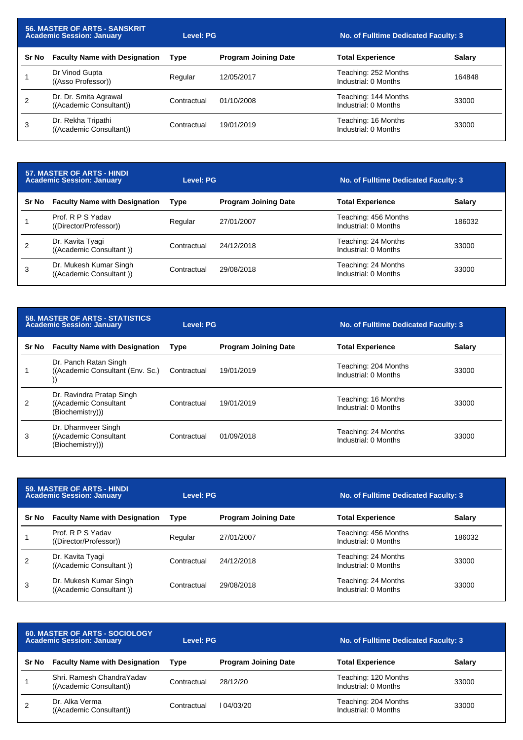## 56. MASTER OF ARTS - SANSKRIT

**Academic Session: January** | **Level: PG** | **No. of Fulltime Dedicated Faculty: 3**

| Sr No | Faculty Name with Designation | Type | Program Joining Date | Total Experience | Salary |
|---|---|---|---|---|---|
| 1 | Dr Vinod Gupta ((Asso Professor)) | Regular | 12/05/2017 | Teaching: 252 Months Industrial: 0 Months | 164848 |
| 2 | Dr. Dr. Smita Agrawal ((Academic Consultant)) | Contractual | 01/10/2008 | Teaching: 144 Months Industrial: 0 Months | 33000 |
| 3 | Dr. Rekha Tripathi ((Academic Consultant)) | Contractual | 19/01/2019 | Teaching: 16 Months Industrial: 0 Months | 33000 |

## 57. MASTER OF ARTS - HINDI

**Academic Session: January** | **Level: PG** | **No. of Fulltime Dedicated Faculty: 3**

| Sr No | Faculty Name with Designation | Type | Program Joining Date | Total Experience | Salary |
|---|---|---|---|---|---|
| 1 | Prof. R P S Yadav ((Director/Professor)) | Regular | 27/01/2007 | Teaching: 456 Months Industrial: 0 Months | 186032 |
| 2 | Dr. Kavita Tyagi ((Academic Consultant )) | Contractual | 24/12/2018 | Teaching: 24 Months Industrial: 0 Months | 33000 |
| 3 | Dr. Mukesh Kumar Singh ((Academic Consultant )) | Contractual | 29/08/2018 | Teaching: 24 Months Industrial: 0 Months | 33000 |

## 58. MASTER OF ARTS - STATISTICS

**Academic Session: January** | **Level: PG** | **No. of Fulltime Dedicated Faculty: 3**

| Sr No | Faculty Name with Designation | Type | Program Joining Date | Total Experience | Salary |
|---|---|---|---|---|---|
| 1 | Dr. Panch Ratan Singh ((Academic Consultant (Env. Sc.) )) | Contractual | 19/01/2019 | Teaching: 204 Months Industrial: 0 Months | 33000 |
| 2 | Dr. Ravindra Pratap Singh ((Academic Consultant (Biochemistry))) | Contractual | 19/01/2019 | Teaching: 16 Months Industrial: 0 Months | 33000 |
| 3 | Dr. Dharmveer Singh ((Academic Consultant (Biochemistry))) | Contractual | 01/09/2018 | Teaching: 24 Months Industrial: 0 Months | 33000 |

## 59. MASTER OF ARTS - HINDI

**Academic Session: January** | **Level: PG** | **No. of Fulltime Dedicated Faculty: 3**

| Sr No | Faculty Name with Designation | Type | Program Joining Date | Total Experience | Salary |
|---|---|---|---|---|---|
| 1 | Prof. R P S Yadav ((Director/Professor)) | Regular | 27/01/2007 | Teaching: 456 Months Industrial: 0 Months | 186032 |
| 2 | Dr. Kavita Tyagi ((Academic Consultant )) | Contractual | 24/12/2018 | Teaching: 24 Months Industrial: 0 Months | 33000 |
| 3 | Dr. Mukesh Kumar Singh ((Academic Consultant )) | Contractual | 29/08/2018 | Teaching: 24 Months Industrial: 0 Months | 33000 |

## 60. MASTER OF ARTS - SOCIOLOGY

**Academic Session: January** | **Level: PG** | **No. of Fulltime Dedicated Faculty: 3**

| Sr No | Faculty Name with Designation | Type | Program Joining Date | Total Experience | Salary |
|---|---|---|---|---|---|
| 1 | Shri. Ramesh ChandraYadav ((Academic Consultant)) | Contractual | 28/12/20 | Teaching: 120 Months Industrial: 0 Months | 33000 |
| 2 | Dr. Alka Verma ((Academic Consultant)) | Contractual | l 04/03/20 | Teaching: 204 Months Industrial: 0 Months | 33000 |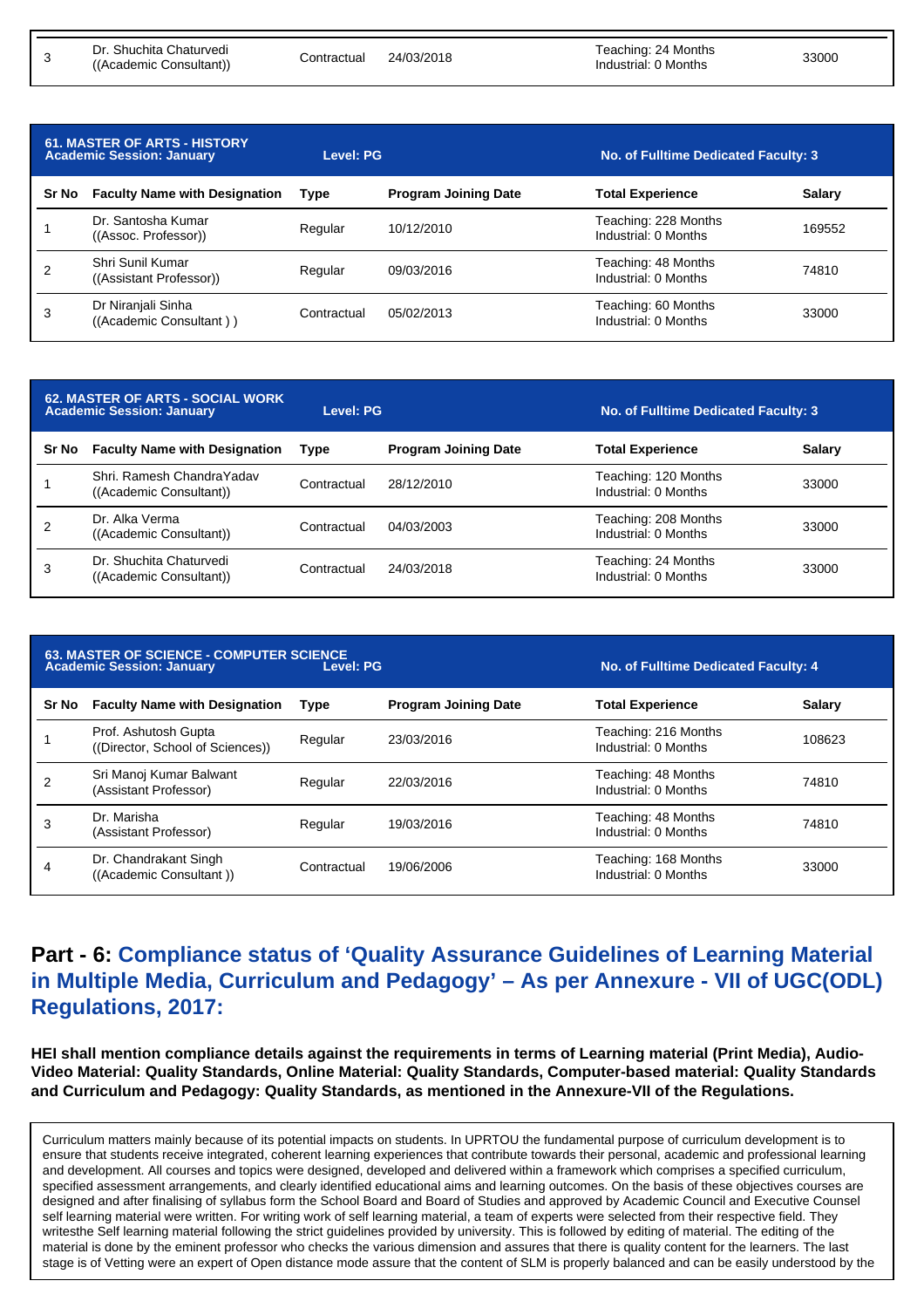| 3 | Dr. Shuchita Chaturvedi ((Academic Consultant)) | Contractual | 24/03/2018 | Teaching: 24 Months Industrial: 0 Months | 33000 |
|---|---|---|---|---|---|

| 61. MASTER OF ARTS - HISTORY Academic Session: January | | Level: PG | | No. of Fulltime Dedicated Faculty: 3 | |
|---|---|---|---|---|---|
| Sr No | Faculty Name with Designation | Type | Program Joining Date | Total Experience | Salary |
| 1 | Dr. Santosha Kumar ((Assoc. Professor)) | Regular | 10/12/2010 | Teaching: 228 Months Industrial: 0 Months | 169552 |
| 2 | Shri Sunil Kumar ((Assistant Professor)) | Regular | 09/03/2016 | Teaching: 48 Months Industrial: 0 Months | 74810 |
| 3 | Dr Niranjali Sinha ((Academic Consultant ) ) | Contractual | 05/02/2013 | Teaching: 60 Months Industrial: 0 Months | 33000 |

| 62. MASTER OF ARTS - SOCIAL WORK Academic Session: January | | Level: PG | | No. of Fulltime Dedicated Faculty: 3 | |
|---|---|---|---|---|---|
| Sr No | Faculty Name with Designation | Type | Program Joining Date | Total Experience | Salary |
| 1 | Shri. Ramesh ChandraYadav ((Academic Consultant)) | Contractual | 28/12/2010 | Teaching: 120 Months Industrial: 0 Months | 33000 |
| 2 | Dr. Alka Verma ((Academic Consultant)) | Contractual | 04/03/2003 | Teaching: 208 Months Industrial: 0 Months | 33000 |
| 3 | Dr. Shuchita Chaturvedi ((Academic Consultant)) | Contractual | 24/03/2018 | Teaching: 24 Months Industrial: 0 Months | 33000 |

| 63. MASTER OF SCIENCE - COMPUTER SCIENCE Academic Session: January | | Level: PG | | No. of Fulltime Dedicated Faculty: 4 | |
|---|---|---|---|---|---|
| Sr No | Faculty Name with Designation | Type | Program Joining Date | Total Experience | Salary |
| 1 | Prof. Ashutosh Gupta ((Director, School of Sciences)) | Regular | 23/03/2016 | Teaching: 216 Months Industrial: 0 Months | 108623 |
| 2 | Sri Manoj Kumar Balwant (Assistant Professor) | Regular | 22/03/2016 | Teaching: 48 Months Industrial: 0 Months | 74810 |
| 3 | Dr. Marisha (Assistant Professor) | Regular | 19/03/2016 | Teaching: 48 Months Industrial: 0 Months | 74810 |
| 4 | Dr. Chandrakant Singh ((Academic Consultant )) | Contractual | 19/06/2006 | Teaching: 168 Months Industrial: 0 Months | 33000 |

## Part - 6: Compliance status of 'Quality Assurance Guidelines of Learning Material in Multiple Media, Curriculum and Pedagogy' – As per Annexure - VII of UGC(ODL) Regulations, 2017:

**HEI shall mention compliance details against the requirements in terms of Learning material (Print Media), Audio-Video Material: Quality Standards, Online Material: Quality Standards, Computer-based material: Quality Standards and Curriculum and Pedagogy: Quality Standards, as mentioned in the Annexure-VII of the Regulations.**

Curriculum matters mainly because of its potential impacts on students. In UPRTOU the fundamental purpose of curriculum development is to ensure that students receive integrated, coherent learning experiences that contribute towards their personal, academic and professional learning and development. All courses and topics were designed, developed and delivered within a framework which comprises a specified curriculum, specified assessment arrangements, and clearly identified educational aims and learning outcomes. On the basis of these objectives courses are designed and after finalising of syllabus form the School Board and Board of Studies and approved by Academic Council and Executive Counsel self learning material were written. For writing work of self learning material, a team of experts were selected from their respective field. They writesthe Self learning material following the strict guidelines provided by university. This is followed by editing of material. The editing of the material is done by the eminent professor who checks the various dimension and assures that there is quality content for the learners. The last stage is of Vetting were an expert of Open distance mode assure that the content of SLM is properly balanced and can be easily understood by the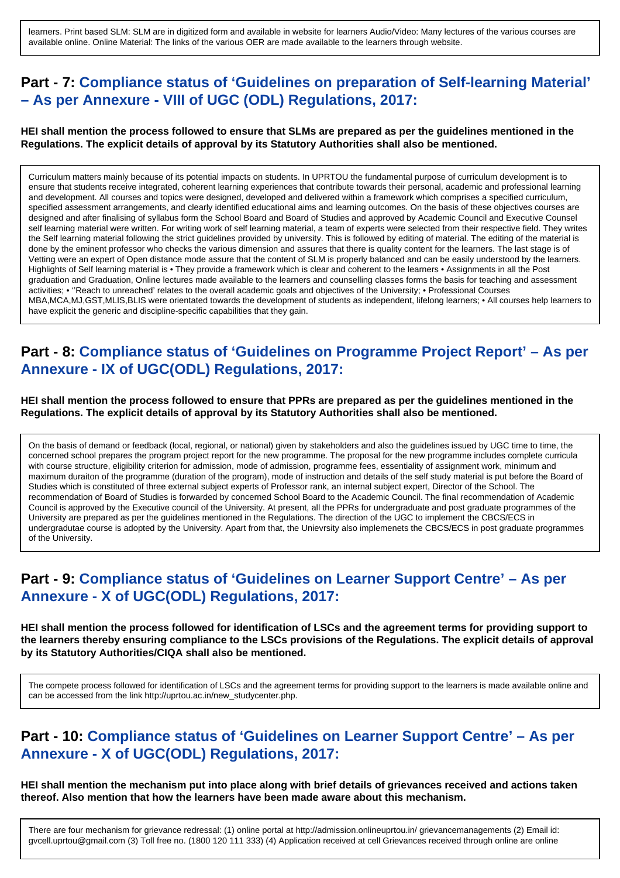learners. Print based SLM: SLM are in digitized form and available in website for learners Audio/Video: Many lectures of the various courses are available online. Online Material: The links of the various OER are made available to the learners through website.

## Part - 7: Compliance status of 'Guidelines on preparation of Self-learning Material' – As per Annexure - VIII of UGC (ODL) Regulations, 2017:

**HEI shall mention the process followed to ensure that SLMs are prepared as per the guidelines mentioned in the Regulations. The explicit details of approval by its Statutory Authorities shall also be mentioned.**

Curriculum matters mainly because of its potential impacts on students. In UPRTOU the fundamental purpose of curriculum development is to ensure that students receive integrated, coherent learning experiences that contribute towards their personal, academic and professional learning and development. All courses and topics were designed, developed and delivered within a framework which comprises a specified curriculum, specified assessment arrangements, and clearly identified educational aims and learning outcomes. On the basis of these objectives courses are designed and after finalising of syllabus form the School Board and Board of Studies and approved by Academic Council and Executive Counsel self learning material were written. For writing work of self learning material, a team of experts were selected from their respective field. They writes the Self learning material following the strict guidelines provided by university. This is followed by editing of material. The editing of the material is done by the eminent professor who checks the various dimension and assures that there is quality content for the learners. The last stage is of Vetting were an expert of Open distance mode assure that the content of SLM is properly balanced and can be easily understood by the learners. Highlights of Self learning material is • They provide a framework which is clear and coherent to the learners • Assignments in all the Post graduation and Graduation, Online lectures made available to the learners and counselling classes forms the basis for teaching and assessment activities; • ''Reach to unreached' relates to the overall academic goals and objectives of the University; • Professional Courses MBA,MCA,MJ,GST,MLIS,BLIS were orientated towards the development of students as independent, lifelong learners; • All courses help learners to have explicit the generic and discipline-specific capabilities that they gain.

## Part - 8: Compliance status of 'Guidelines on Programme Project Report' – As per Annexure - IX of UGC(ODL) Regulations, 2017:

**HEI shall mention the process followed to ensure that PPRs are prepared as per the guidelines mentioned in the Regulations. The explicit details of approval by its Statutory Authorities shall also be mentioned.**

On the basis of demand or feedback (local, regional, or national) given by stakeholders and also the guidelines issued by UGC time to time, the concerned school prepares the program project report for the new programme. The proposal for the new programme includes complete curricula with course structure, eligibility criterion for admission, mode of admission, programme fees, essentiality of assignment work, minimum and maximum duraiton of the programme (duration of the program), mode of instruction and details of the self study material is put before the Board of Studies which is constituted of three external subject experts of Professor rank, an internal subject expert, Director of the School. The recommendation of Board of Studies is forwarded by concerned School Board to the Academic Council. The final recommendation of Academic Council is approved by the Executive council of the University. At present, all the PPRs for undergraduate and post graduate programmes of the University are prepared as per the guidelines mentioned in the Regulations. The direction of the UGC to implement the CBCS/ECS in undergradutae course is adopted by the University. Apart from that, the Unievrsity also implemenets the CBCS/ECS in post graduate programmes of the University.

## Part - 9: Compliance status of 'Guidelines on Learner Support Centre' – As per Annexure - X of UGC(ODL) Regulations, 2017:

**HEI shall mention the process followed for identification of LSCs and the agreement terms for providing support to the learners thereby ensuring compliance to the LSCs provisions of the Regulations. The explicit details of approval by its Statutory Authorities/CIQA shall also be mentioned.**

The compete process followed for identification of LSCs and the agreement terms for providing support to the learners is made available online and can be accessed from the link http://uprtou.ac.in/new_studycenter.php.

## Part - 10: Compliance status of 'Guidelines on Learner Support Centre' – As per Annexure - X of UGC(ODL) Regulations, 2017:

**HEI shall mention the mechanism put into place along with brief details of grievances received and actions taken thereof. Also mention that how the learners have been made aware about this mechanism.**

There are four mechanism for grievance redressal: (1) online portal at http://admission.onlineuprtou.in/ grievancemanagements (2) Email id: gvcell.uprtou@gmail.com (3) Toll free no. (1800 120 111 333) (4) Application received at cell Grievances received through online are online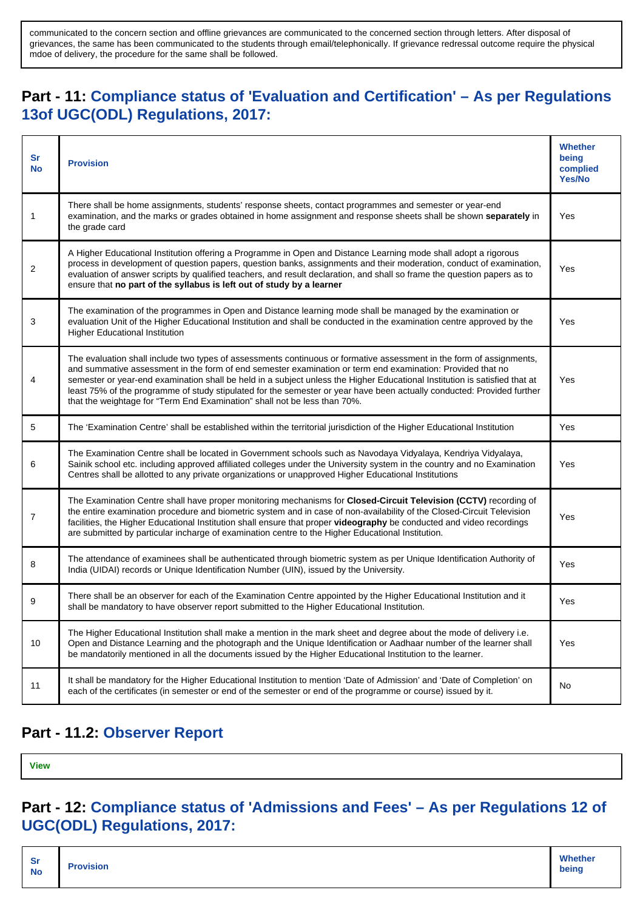communicated to the concern section and offline grievances are communicated to the concerned section through letters. After disposal of grievances, the same has been communicated to the students through email/telephonically. If grievance redressal outcome require the physical mdoe of delivery, the procedure for the same shall be followed.

## Part - 11: Compliance status of 'Evaluation and Certification' – As per Regulations 13of UGC(ODL) Regulations, 2017:

| Sr No | Provision | Whether being complied Yes/No |
|---|---|---|
| 1 | There shall be home assignments, students' response sheets, contact programmes and semester or year-end examination, and the marks or grades obtained in home assignment and response sheets shall be shown **separately** in the grade card | Yes |
| 2 | A Higher Educational Institution offering a Programme in Open and Distance Learning mode shall adopt a rigorous process in development of question papers, question banks, assignments and their moderation, conduct of examination, evaluation of answer scripts by qualified teachers, and result declaration, and shall so frame the question papers as to ensure that **no part of the syllabus is left out of study by a learner** | Yes |
| 3 | The examination of the programmes in Open and Distance learning mode shall be managed by the examination or evaluation Unit of the Higher Educational Institution and shall be conducted in the examination centre approved by the Higher Educational Institution | Yes |
| 4 | The evaluation shall include two types of assessments continuous or formative assessment in the form of assignments, and summative assessment in the form of end semester examination or term end examination: Provided that no semester or year-end examination shall be held in a subject unless the Higher Educational Institution is satisfied that at least 75% of the programme of study stipulated for the semester or year have been actually conducted: Provided further that the weightage for "Term End Examination" shall not be less than 70%. | Yes |
| 5 | The 'Examination Centre' shall be established within the territorial jurisdiction of the Higher Educational Institution | Yes |
| 6 | The Examination Centre shall be located in Government schools such as Navodaya Vidyalaya, Kendriya Vidyalaya, Sainik school etc. including approved affiliated colleges under the University system in the country and no Examination Centres shall be allotted to any private organizations or unapproved Higher Educational Institutions | Yes |
| 7 | The Examination Centre shall have proper monitoring mechanisms for **Closed-Circuit Television (CCTV)** recording of the entire examination procedure and biometric system and in case of non-availability of the Closed-Circuit Television facilities, the Higher Educational Institution shall ensure that proper **videography** be conducted and video recordings are submitted by particular incharge of examination centre to the Higher Educational Institution. | Yes |
| 8 | The attendance of examinees shall be authenticated through biometric system as per Unique Identification Authority of India (UIDAI) records or Unique Identification Number (UIN), issued by the University. | Yes |
| 9 | There shall be an observer for each of the Examination Centre appointed by the Higher Educational Institution and it shall be mandatory to have observer report submitted to the Higher Educational Institution. | Yes |
| 10 | The Higher Educational Institution shall make a mention in the mark sheet and degree about the mode of delivery i.e. Open and Distance Learning and the photograph and the Unique Identification or Aadhaar number of the learner shall be mandatorily mentioned in all the documents issued by the Higher Educational Institution to the learner. | Yes |
| 11 | It shall be mandatory for the Higher Educational Institution to mention 'Date of Admission' and 'Date of Completion' on each of the certificates (in semester or end of the semester or end of the programme or course) issued by it. | No |

## Part - 11.2: Observer Report

View

## Part - 12: Compliance status of 'Admissions and Fees' – As per Regulations 12 of UGC(ODL) Regulations, 2017:

| Sr No | Provision | Whether being |
|---|---|---|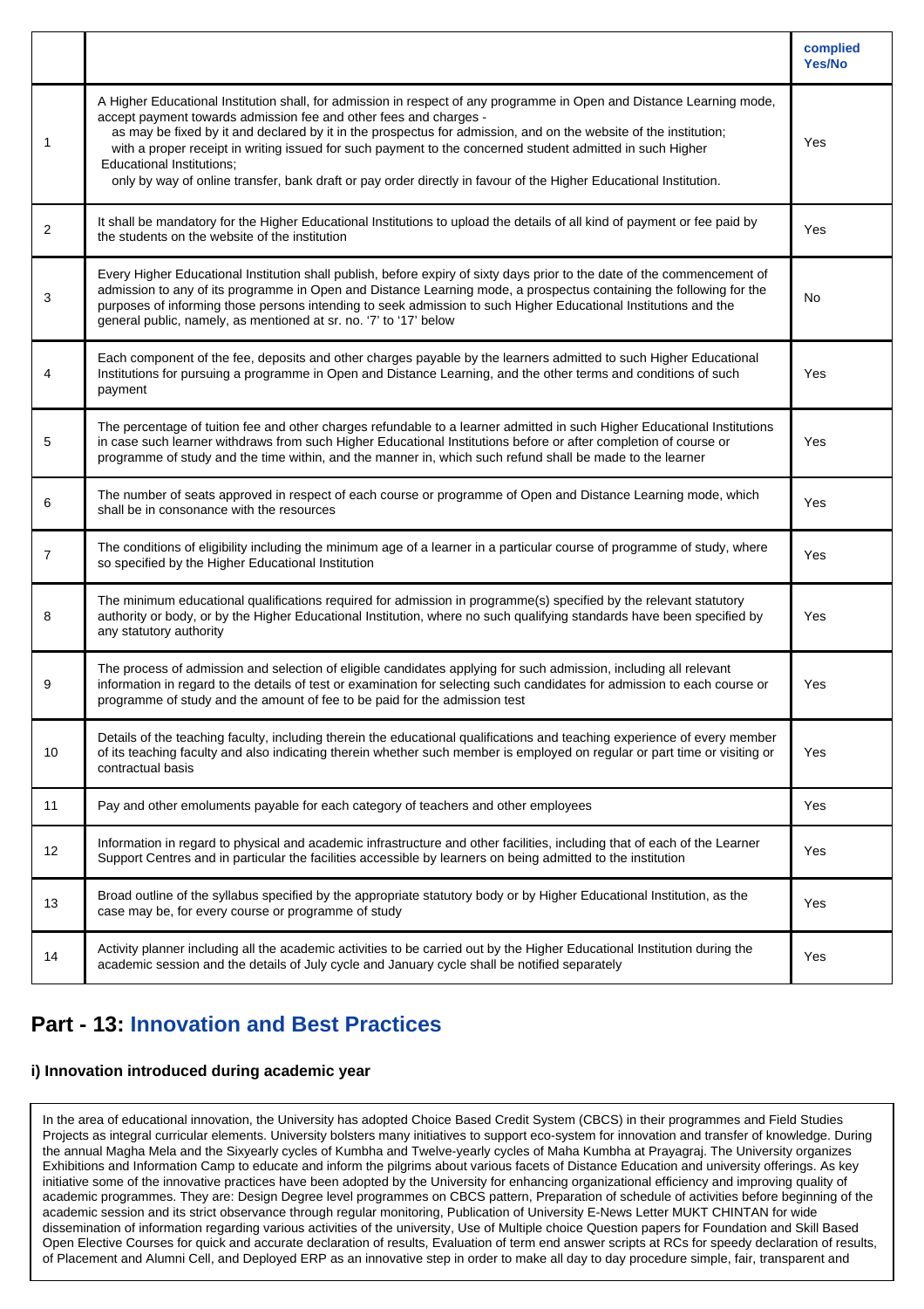| | | complied Yes/No |
|---|---|---|
| 1 | A Higher Educational Institution shall, for admission in respect of any programme in Open and Distance Learning mode, accept payment towards admission fee and other fees and charges - as may be fixed by it and declared by it in the prospectus for admission, and on the website of the institution; with a proper receipt in writing issued for such payment to the concerned student admitted in such Higher Educational Institutions; only by way of online transfer, bank draft or pay order directly in favour of the Higher Educational Institution. | Yes |
| 2 | It shall be mandatory for the Higher Educational Institutions to upload the details of all kind of payment or fee paid by the students on the website of the institution | Yes |
| 3 | Every Higher Educational Institution shall publish, before expiry of sixty days prior to the date of the commencement of admission to any of its programme in Open and Distance Learning mode, a prospectus containing the following for the purposes of informing those persons intending to seek admission to such Higher Educational Institutions and the general public, namely, as mentioned at sr. no. '7' to '17' below | No |
| 4 | Each component of the fee, deposits and other charges payable by the learners admitted to such Higher Educational Institutions for pursuing a programme in Open and Distance Learning, and the other terms and conditions of such payment | Yes |
| 5 | The percentage of tuition fee and other charges refundable to a learner admitted in such Higher Educational Institutions in case such learner withdraws from such Higher Educational Institutions before or after completion of course or programme of study and the time within, and the manner in, which such refund shall be made to the learner | Yes |
| 6 | The number of seats approved in respect of each course or programme of Open and Distance Learning mode, which shall be in consonance with the resources | Yes |
| 7 | The conditions of eligibility including the minimum age of a learner in a particular course of programme of study, where so specified by the Higher Educational Institution | Yes |
| 8 | The minimum educational qualifications required for admission in programme(s) specified by the relevant statutory authority or body, or by the Higher Educational Institution, where no such qualifying standards have been specified by any statutory authority | Yes |
| 9 | The process of admission and selection of eligible candidates applying for such admission, including all relevant information in regard to the details of test or examination for selecting such candidates for admission to each course or programme of study and the amount of fee to be paid for the admission test | Yes |
| 10 | Details of the teaching faculty, including therein the educational qualifications and teaching experience of every member of its teaching faculty and also indicating therein whether such member is employed on regular or part time or visiting or contractual basis | Yes |
| 11 | Pay and other emoluments payable for each category of teachers and other employees | Yes |
| 12 | Information in regard to physical and academic infrastructure and other facilities, including that of each of the Learner Support Centres and in particular the facilities accessible by learners on being admitted to the institution | Yes |
| 13 | Broad outline of the syllabus specified by the appropriate statutory body or by Higher Educational Institution, as the case may be, for every course or programme of study | Yes |
| 14 | Activity planner including all the academic activities to be carried out by the Higher Educational Institution during the academic session and the details of July cycle and January cycle shall be notified separately | Yes |

## Part - 13: Innovation and Best Practices

### i) Innovation introduced during academic year

In the area of educational innovation, the University has adopted Choice Based Credit System (CBCS) in their programmes and Field Studies Projects as integral curricular elements. University bolsters many initiatives to support eco-system for innovation and transfer of knowledge. During the annual Magha Mela and the Sixyearly cycles of Kumbha and Twelve-yearly cycles of Maha Kumbha at Prayagraj. The University organizes Exhibitions and Information Camp to educate and inform the pilgrims about various facets of Distance Education and university offerings. As key initiative some of the innovative practices have been adopted by the University for enhancing organizational efficiency and improving quality of academic programmes. They are: Design Degree level programmes on CBCS pattern, Preparation of schedule of activities before beginning of the academic session and its strict observance through regular monitoring, Publication of University E-News Letter MUKT CHINTAN for wide dissemination of information regarding various activities of the university, Use of Multiple choice Question papers for Foundation and Skill Based Open Elective Courses for quick and accurate declaration of results, Evaluation of term end answer scripts at RCs for speedy declaration of results, of Placement and Alumni Cell, and Deployed ERP as an innovative step in order to make all day to day procedure simple, fair, transparent and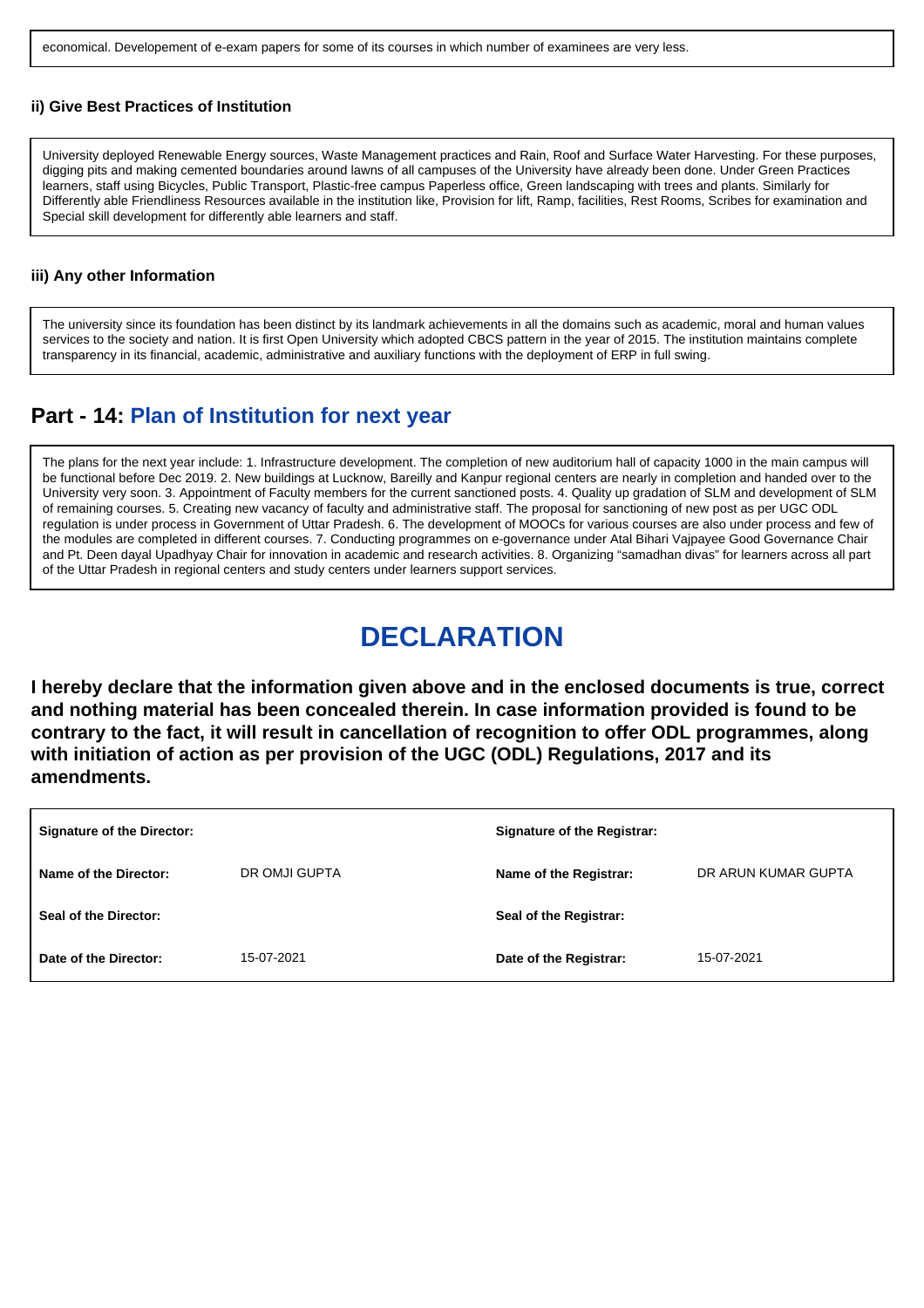economical. Developement of e-exam papers for some of its courses in which number of examinees are very less.

#### ii) Give Best Practices of Institution

University deployed Renewable Energy sources, Waste Management practices and Rain, Roof and Surface Water Harvesting. For these purposes, digging pits and making cemented boundaries around lawns of all campuses of the University have already been done. Under Green Practices learners, staff using Bicycles, Public Transport, Plastic-free campus Paperless office, Green landscaping with trees and plants. Similarly for Differently able Friendliness Resources available in the institution like, Provision for lift, Ramp, facilities, Rest Rooms, Scribes for examination and Special skill development for differently able learners and staff.

#### iii) Any other Information

The university since its foundation has been distinct by its landmark achievements in all the domains such as academic, moral and human values services to the society and nation. It is first Open University which adopted CBCS pattern in the year of 2015. The institution maintains complete transparency in its financial, academic, administrative and auxiliary functions with the deployment of ERP in full swing.

## Part - 14: Plan of Institution for next year

The plans for the next year include: 1. Infrastructure development. The completion of new auditorium hall of capacity 1000 in the main campus will be functional before Dec 2019. 2. New buildings at Lucknow, Bareilly and Kanpur regional centers are nearly in completion and handed over to the University very soon. 3. Appointment of Faculty members for the current sanctioned posts. 4. Quality up gradation of SLM and development of SLM of remaining courses. 5. Creating new vacancy of faculty and administrative staff. The proposal for sanctioning of new post as per UGC ODL regulation is under process in Government of Uttar Pradesh. 6. The development of MOOCs for various courses are also under process and few of the modules are completed in different courses. 7. Conducting programmes on e-governance under Atal Bihari Vajpayee Good Governance Chair and Pt. Deen dayal Upadhyay Chair for innovation in academic and research activities. 8. Organizing “samadhan divas” for learners across all part of the Uttar Pradesh in regional centers and study centers under learners support services.

# DECLARATION

**I hereby declare that the information given above and in the enclosed documents is true, correct and nothing material has been concealed therein. In case information provided is found to be contrary to the fact, it will result in cancellation of recognition to offer ODL programmes, along with initiation of action as per provision of the UGC (ODL) Regulations, 2017 and its amendments.**

| | | | |
|---|---|---|---|
| **Signature of the Director:** | | **Signature of the Registrar:** | |
| **Name of the Director:** | DR OMJI GUPTA | **Name of the Registrar:** | DR ARUN KUMAR GUPTA |
| **Seal of the Director:** | | **Seal of the Registrar:** | |
| **Date of the Director:** | 15-07-2021 | **Date of the Registrar:** | 15-07-2021 |